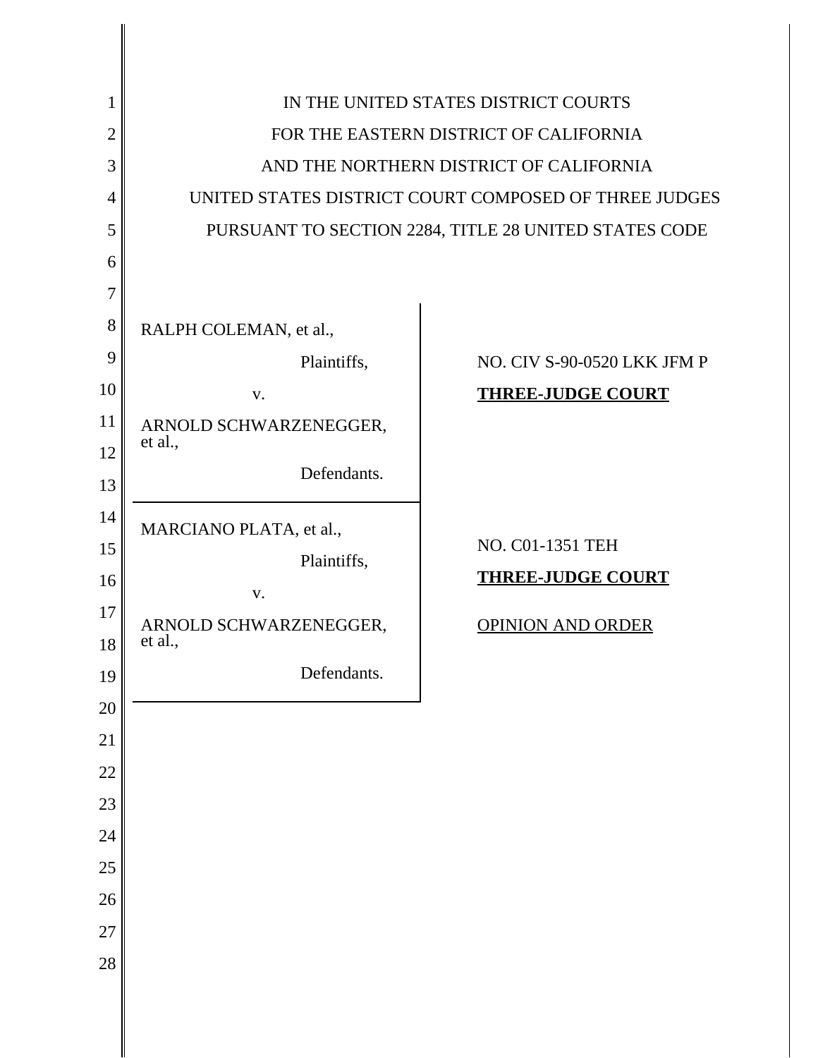IN THE UNITED STATES DISTRICT COURTS
FOR THE EASTERN DISTRICT OF CALIFORNIA
AND THE NORTHERN DISTRICT OF CALIFORNIA
UNITED STATES DISTRICT COURT COMPOSED OF THREE JUDGES
PURSUANT TO SECTION 2284, TITLE 28 UNITED STATES CODE

RALPH COLEMAN, et al.,

Plaintiffs,

v.

ARNOLD SCHWARZENEGGER, et al.,

Defendants.

NO. CIV S-90-0520 LKK JFM P

**THREE-JUDGE COURT**

---

MARCIANO PLATA, et al.,

Plaintiffs,

v.

ARNOLD SCHWARZENEGGER, et al.,

Defendants.

NO. C01-1351 TEH

**THREE-JUDGE COURT**

OPINION AND ORDER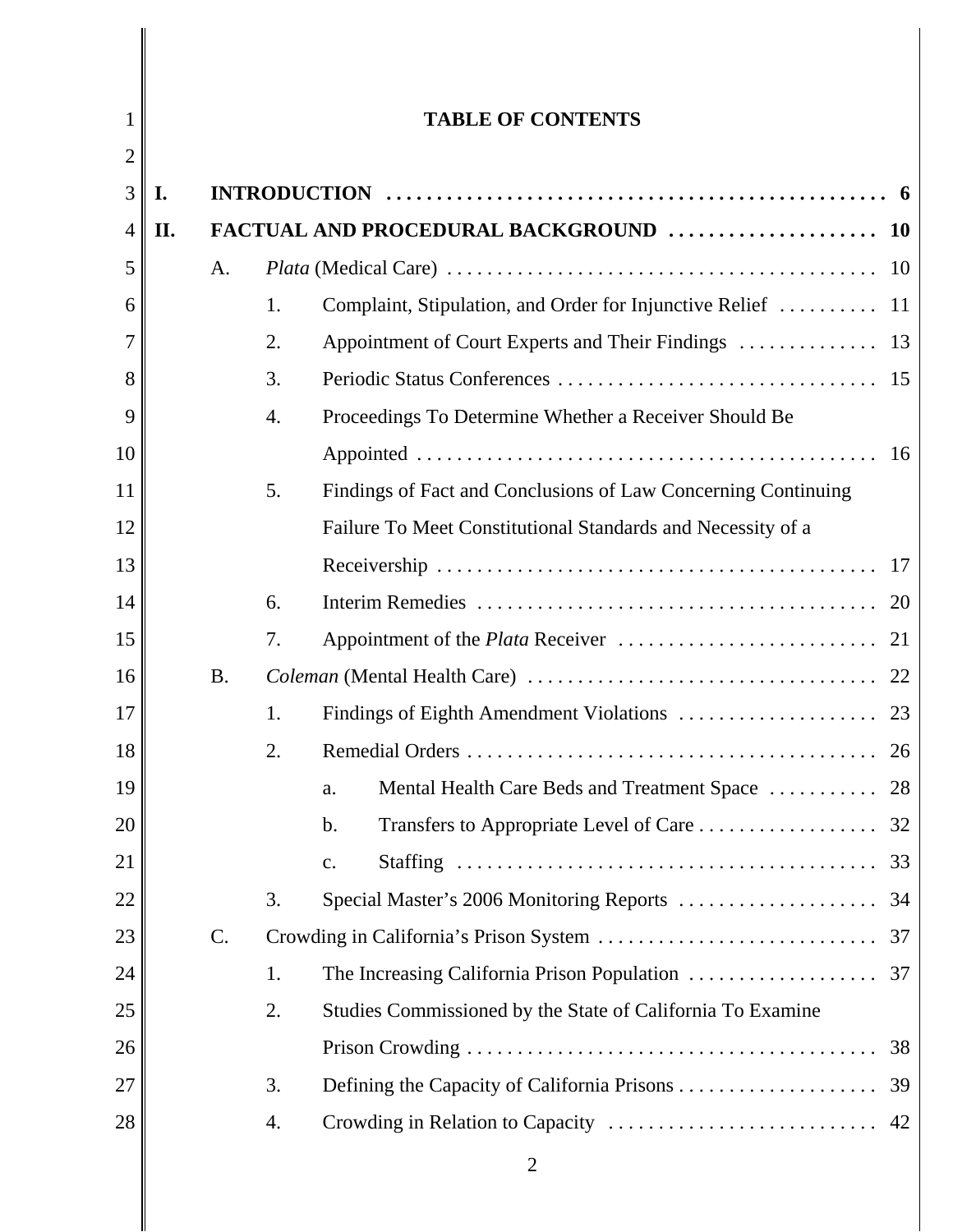# TABLE OF CONTENTS

**I. INTRODUCTION** . . . . . . . . . . . . . . . . . . . . . . . . . . . . . . . . . . . . . . . . . . . . . . . . . . **6**

**II. FACTUAL AND PROCEDURAL BACKGROUND** . . . . . . . . . . . . . . . . . . . . . **10**

- A. *Plata* (Medical Care) . . . . . . . . . . . . . . . . . . . . . . . . . . . . . . . . . . . . . . . . . . . 10
  - 1. Complaint, Stipulation, and Order for Injunctive Relief . . . . . . . . . . 11
  - 2. Appointment of Court Experts and Their Findings . . . . . . . . . . . . . . 13
  - 3. Periodic Status Conferences . . . . . . . . . . . . . . . . . . . . . . . . . . . . . . . . 15
  - 4. Proceedings To Determine Whether a Receiver Should Be Appointed . . . . . . . . . . . . . . . . . . . . . . . . . . . . . . . . . . . . . . . . . . . . . . 16
  - 5. Findings of Fact and Conclusions of Law Concerning Continuing Failure To Meet Constitutional Standards and Necessity of a Receivership . . . . . . . . . . . . . . . . . . . . . . . . . . . . . . . . . . . . . . . . . . . 17
  - 6. Interim Remedies . . . . . . . . . . . . . . . . . . . . . . . . . . . . . . . . . . . . . . . . 20
  - 7. Appointment of the *Plata* Receiver . . . . . . . . . . . . . . . . . . . . . . . . . . 21
- B. *Coleman* (Mental Health Care) . . . . . . . . . . . . . . . . . . . . . . . . . . . . . . . . . . . 22
  - 1. Findings of Eighth Amendment Violations . . . . . . . . . . . . . . . . . . . . 23
  - 2. Remedial Orders . . . . . . . . . . . . . . . . . . . . . . . . . . . . . . . . . . . . . . . . . 26
    - a. Mental Health Care Beds and Treatment Space . . . . . . . . . . . 28
    - b. Transfers to Appropriate Level of Care . . . . . . . . . . . . . . . . . . 32
    - c. Staffing . . . . . . . . . . . . . . . . . . . . . . . . . . . . . . . . . . . . . . . . . . 33
  - 3. Special Master's 2006 Monitoring Reports . . . . . . . . . . . . . . . . . . . . 34
- C. Crowding in California's Prison System . . . . . . . . . . . . . . . . . . . . . . . . . . . . 37
  - 1. The Increasing California Prison Population . . . . . . . . . . . . . . . . . . . 37
  - 2. Studies Commissioned by the State of California To Examine Prison Crowding . . . . . . . . . . . . . . . . . . . . . . . . . . . . . . . . . . . . . . . . . 38
  - 3. Defining the Capacity of California Prisons . . . . . . . . . . . . . . . . . . . . 39
  - 4. Crowding in Relation to Capacity . . . . . . . . . . . . . . . . . . . . . . . . . . . 42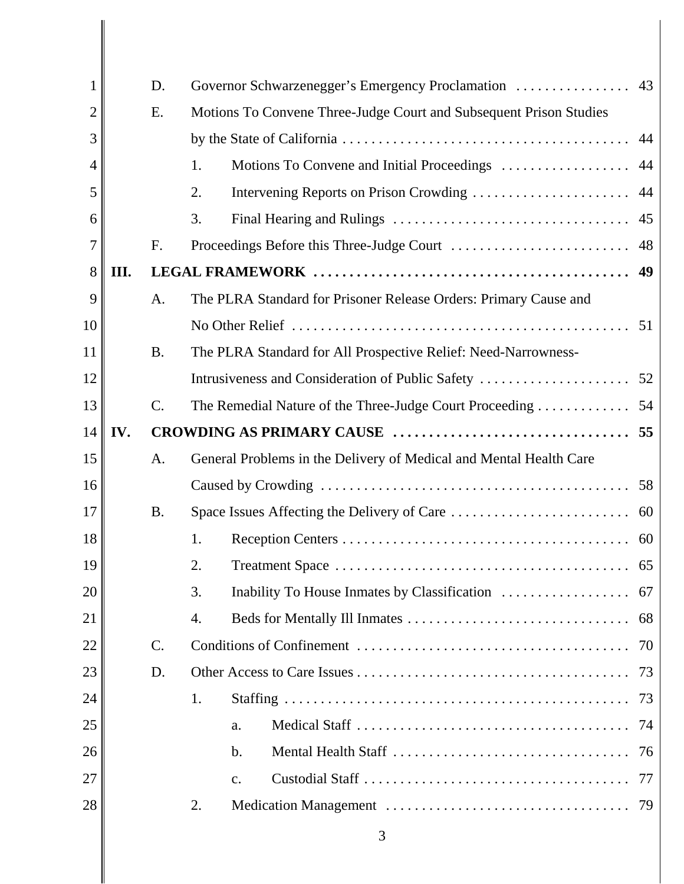D. Governor Schwarzenegger's Emergency Proclamation . . . . . . . . . . . . . . . . 43

E. Motions To Convene Three-Judge Court and Subsequent Prison Studies by the State of California . . . . . . . . . . . . . . . . . . . . . . . . . . . . . . . . . . . . . . . . 44

1. Motions To Convene and Initial Proceedings . . . . . . . . . . . . . . . . . . 44

2. Intervening Reports on Prison Crowding . . . . . . . . . . . . . . . . . . . . . . 44

3. Final Hearing and Rulings . . . . . . . . . . . . . . . . . . . . . . . . . . . . . . . . . 45

F. Proceedings Before this Three-Judge Court . . . . . . . . . . . . . . . . . . . . . . . . . 48

**III. LEGAL FRAMEWORK . . . . . . . . . . . . . . . . . . . . . . . . . . . . . . . . . . . . . . . . . . . 49**

A. The PLRA Standard for Prisoner Release Orders: Primary Cause and No Other Relief . . . . . . . . . . . . . . . . . . . . . . . . . . . . . . . . . . . . . . . . . . . . . . . 51

B. The PLRA Standard for All Prospective Relief: Need-Narrowness-Intrusiveness and Consideration of Public Safety . . . . . . . . . . . . . . . . . . . . . 52

C. The Remedial Nature of the Three-Judge Court Proceeding . . . . . . . . . . . . . 54

**IV. CROWDING AS PRIMARY CAUSE . . . . . . . . . . . . . . . . . . . . . . . . . . . . . . . . 55**

A. General Problems in the Delivery of Medical and Mental Health Care Caused by Crowding . . . . . . . . . . . . . . . . . . . . . . . . . . . . . . . . . . . . . . . . . . . 58

B. Space Issues Affecting the Delivery of Care . . . . . . . . . . . . . . . . . . . . . . . . . 60

1. Reception Centers . . . . . . . . . . . . . . . . . . . . . . . . . . . . . . . . . . . . . . . 60

2. Treatment Space . . . . . . . . . . . . . . . . . . . . . . . . . . . . . . . . . . . . . . . . 65

3. Inability To House Inmates by Classification . . . . . . . . . . . . . . . . . . 67

4. Beds for Mentally Ill Inmates . . . . . . . . . . . . . . . . . . . . . . . . . . . . . . . 68

C. Conditions of Confinement . . . . . . . . . . . . . . . . . . . . . . . . . . . . . . . . . . . . . 70

D. Other Access to Care Issues . . . . . . . . . . . . . . . . . . . . . . . . . . . . . . . . . . . . . 73

1. Staffing . . . . . . . . . . . . . . . . . . . . . . . . . . . . . . . . . . . . . . . . . . . . . . . . 73

a. Medical Staff . . . . . . . . . . . . . . . . . . . . . . . . . . . . . . . . . . . . . . 74

b. Mental Health Staff . . . . . . . . . . . . . . . . . . . . . . . . . . . . . . . . . 76

c. Custodial Staff . . . . . . . . . . . . . . . . . . . . . . . . . . . . . . . . . . . . . 77

2. Medication Management . . . . . . . . . . . . . . . . . . . . . . . . . . . . . . . . . . 79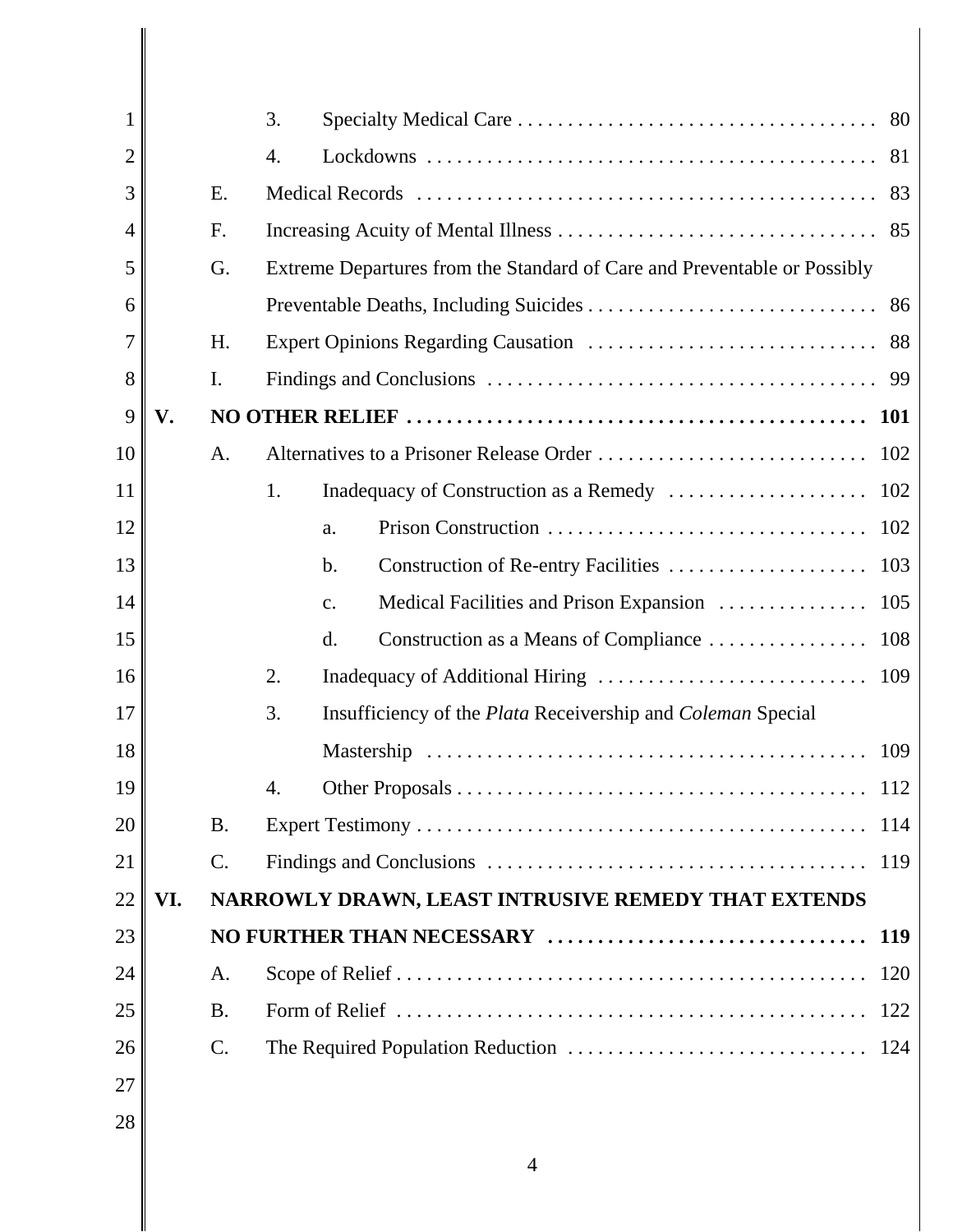3. Specialty Medical Care . . . . . . . . . . . . . . . . . . . . . . . . . . . . . . . . . . . . 80

4. Lockdowns . . . . . . . . . . . . . . . . . . . . . . . . . . . . . . . . . . . . . . . . . . . . . 81

E. Medical Records . . . . . . . . . . . . . . . . . . . . . . . . . . . . . . . . . . . . . . . . . . . . . 83

F. Increasing Acuity of Mental Illness . . . . . . . . . . . . . . . . . . . . . . . . . . . . . . . . 85

G. Extreme Departures from the Standard of Care and Preventable or Possibly Preventable Deaths, Including Suicides . . . . . . . . . . . . . . . . . . . . . . . . . . . . . 86

H. Expert Opinions Regarding Causation . . . . . . . . . . . . . . . . . . . . . . . . . . . . . 88

I. Findings and Conclusions . . . . . . . . . . . . . . . . . . . . . . . . . . . . . . . . . . . . . . . 99

**V. NO OTHER RELIEF . . . . . . . . . . . . . . . . . . . . . . . . . . . . . . . . . . . . . . . . . . . . . 101**

A. Alternatives to a Prisoner Release Order . . . . . . . . . . . . . . . . . . . . . . . . . . . 102

1. Inadequacy of Construction as a Remedy . . . . . . . . . . . . . . . . . . . . 102

a. Prison Construction . . . . . . . . . . . . . . . . . . . . . . . . . . . . . . . . 102

b. Construction of Re-entry Facilities . . . . . . . . . . . . . . . . . . . . 103

c. Medical Facilities and Prison Expansion . . . . . . . . . . . . . . . 105

d. Construction as a Means of Compliance . . . . . . . . . . . . . . . . 108

2. Inadequacy of Additional Hiring . . . . . . . . . . . . . . . . . . . . . . . . . . . 109

3. Insufficiency of the *Plata* Receivership and *Coleman* Special Mastership . . . . . . . . . . . . . . . . . . . . . . . . . . . . . . . . . . . . . . . . . . . 109

4. Other Proposals . . . . . . . . . . . . . . . . . . . . . . . . . . . . . . . . . . . . . . . . . 112

B. Expert Testimony . . . . . . . . . . . . . . . . . . . . . . . . . . . . . . . . . . . . . . . . . . . . . 114

C. Findings and Conclusions . . . . . . . . . . . . . . . . . . . . . . . . . . . . . . . . . . . . . . 119

**VI. NARROWLY DRAWN, LEAST INTRUSIVE REMEDY THAT EXTENDS NO FURTHER THAN NECESSARY . . . . . . . . . . . . . . . . . . . . . . . . . . . . . . . . 119**

A. Scope of Relief . . . . . . . . . . . . . . . . . . . . . . . . . . . . . . . . . . . . . . . . . . . . . . . 120

B. Form of Relief . . . . . . . . . . . . . . . . . . . . . . . . . . . . . . . . . . . . . . . . . . . . . . . 122

C. The Required Population Reduction . . . . . . . . . . . . . . . . . . . . . . . . . . . . . . 124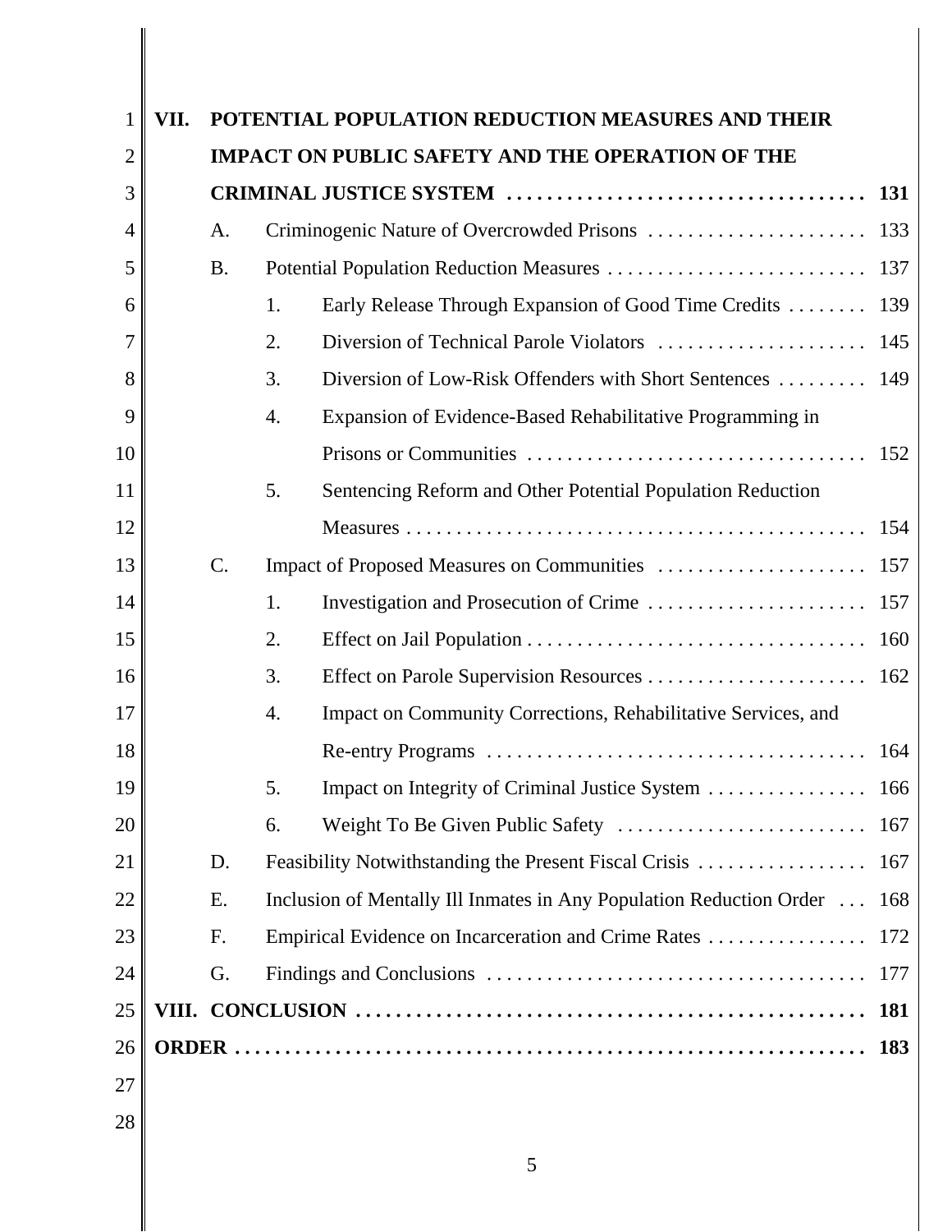**VII. POTENTIAL POPULATION REDUCTION MEASURES AND THEIR IMPACT ON PUBLIC SAFETY AND THE OPERATION OF THE CRIMINAL JUSTICE SYSTEM . . . . . . . . . . . . . . . . . . . . . . . . . . . . . . . . . . . . 131**

- A. Criminogenic Nature of Overcrowded Prisons . . . . . . . . . . . . . . . . . . . . . . 133
- B. Potential Population Reduction Measures . . . . . . . . . . . . . . . . . . . . . . . . . . 137
  - 1. Early Release Through Expansion of Good Time Credits . . . . . . . . 139
  - 2. Diversion of Technical Parole Violators . . . . . . . . . . . . . . . . . . . . . 145
  - 3. Diversion of Low-Risk Offenders with Short Sentences . . . . . . . . . 149
  - 4. Expansion of Evidence-Based Rehabilitative Programming in Prisons or Communities . . . . . . . . . . . . . . . . . . . . . . . . . . . . . . . . . . 152
  - 5. Sentencing Reform and Other Potential Population Reduction Measures . . . . . . . . . . . . . . . . . . . . . . . . . . . . . . . . . . . . . . . . . . . . . 154
- C. Impact of Proposed Measures on Communities . . . . . . . . . . . . . . . . . . . . . 157
  - 1. Investigation and Prosecution of Crime . . . . . . . . . . . . . . . . . . . . . . 157
  - 2. Effect on Jail Population . . . . . . . . . . . . . . . . . . . . . . . . . . . . . . . . . . 160
  - 3. Effect on Parole Supervision Resources . . . . . . . . . . . . . . . . . . . . . . 162
  - 4. Impact on Community Corrections, Rehabilitative Services, and Re-entry Programs . . . . . . . . . . . . . . . . . . . . . . . . . . . . . . . . . . . . . 164
  - 5. Impact on Integrity of Criminal Justice System . . . . . . . . . . . . . . . . 166
  - 6. Weight To Be Given Public Safety . . . . . . . . . . . . . . . . . . . . . . . . . 167
- D. Feasibility Notwithstanding the Present Fiscal Crisis . . . . . . . . . . . . . . . . . 167
- E. Inclusion of Mentally Ill Inmates in Any Population Reduction Order . . . 168
- F. Empirical Evidence on Incarceration and Crime Rates . . . . . . . . . . . . . . . . 172
- G. Findings and Conclusions . . . . . . . . . . . . . . . . . . . . . . . . . . . . . . . . . . . . . . 177

**VIII. CONCLUSION . . . . . . . . . . . . . . . . . . . . . . . . . . . . . . . . . . . . . . . . . . . . . . . . . . . 181**

**ORDER . . . . . . . . . . . . . . . . . . . . . . . . . . . . . . . . . . . . . . . . . . . . . . . . . . . . . . . . . . . . . 183**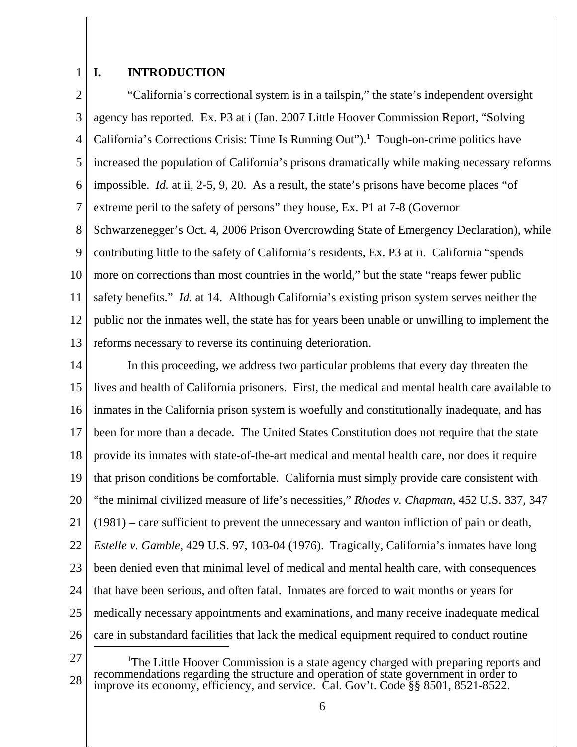## I. INTRODUCTION

"California's correctional system is in a tailspin," the state's independent oversight agency has reported. Ex. P3 at i (Jan. 2007 Little Hoover Commission Report, "Solving California's Corrections Crisis: Time Is Running Out").[1] Tough-on-crime politics have increased the population of California's prisons dramatically while making necessary reforms impossible. *Id.* at ii, 2-5, 9, 20. As a result, the state's prisons have become places "of extreme peril to the safety of persons" they house, Ex. P1 at 7-8 (Governor Schwarzenegger's Oct. 4, 2006 Prison Overcrowding State of Emergency Declaration), while contributing little to the safety of California's residents, Ex. P3 at ii. California "spends more on corrections than most countries in the world," but the state "reaps fewer public safety benefits." *Id.* at 14. Although California's existing prison system serves neither the public nor the inmates well, the state has for years been unable or unwilling to implement the reforms necessary to reverse its continuing deterioration.

In this proceeding, we address two particular problems that every day threaten the lives and health of California prisoners. First, the medical and mental health care available to inmates in the California prison system is woefully and constitutionally inadequate, and has been for more than a decade. The United States Constitution does not require that the state provide its inmates with state-of-the-art medical and mental health care, nor does it require that prison conditions be comfortable. California must simply provide care consistent with "the minimal civilized measure of life's necessities," *Rhodes v. Chapman*, 452 U.S. 337, 347 (1981) – care sufficient to prevent the unnecessary and wanton infliction of pain or death, *Estelle v. Gamble*, 429 U.S. 97, 103-04 (1976). Tragically, California's inmates have long been denied even that minimal level of medical and mental health care, with consequences that have been serious, and often fatal. Inmates are forced to wait months or years for medically necessary appointments and examinations, and many receive inadequate medical care in substandard facilities that lack the medical equipment required to conduct routine

---

[1] The Little Hoover Commission is a state agency charged with preparing reports and recommendations regarding the structure and operation of state government in order to improve its economy, efficiency, and service. Cal. Gov't. Code §§ 8501, 8521-8522.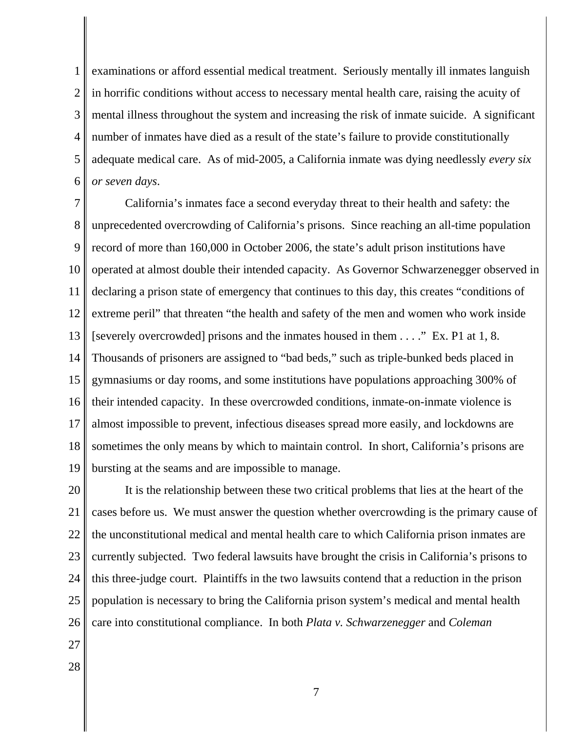examinations or afford essential medical treatment. Seriously mentally ill inmates languish in horrific conditions without access to necessary mental health care, raising the acuity of mental illness throughout the system and increasing the risk of inmate suicide. A significant number of inmates have died as a result of the state's failure to provide constitutionally adequate medical care. As of mid-2005, a California inmate was dying needlessly *every six or seven days*.

California's inmates face a second everyday threat to their health and safety: the unprecedented overcrowding of California's prisons. Since reaching an all-time population record of more than 160,000 in October 2006, the state's adult prison institutions have operated at almost double their intended capacity. As Governor Schwarzenegger observed in declaring a prison state of emergency that continues to this day, this creates "conditions of extreme peril" that threaten "the health and safety of the men and women who work inside [severely overcrowded] prisons and the inmates housed in them . . . ." Ex. P1 at 1, 8. Thousands of prisoners are assigned to "bad beds," such as triple-bunked beds placed in gymnasiums or day rooms, and some institutions have populations approaching 300% of their intended capacity. In these overcrowded conditions, inmate-on-inmate violence is almost impossible to prevent, infectious diseases spread more easily, and lockdowns are sometimes the only means by which to maintain control. In short, California's prisons are bursting at the seams and are impossible to manage.

It is the relationship between these two critical problems that lies at the heart of the cases before us. We must answer the question whether overcrowding is the primary cause of the unconstitutional medical and mental health care to which California prison inmates are currently subjected. Two federal lawsuits have brought the crisis in California's prisons to this three-judge court. Plaintiffs in the two lawsuits contend that a reduction in the prison population is necessary to bring the California prison system's medical and mental health care into constitutional compliance. In both *Plata v. Schwarzenegger* and *Coleman*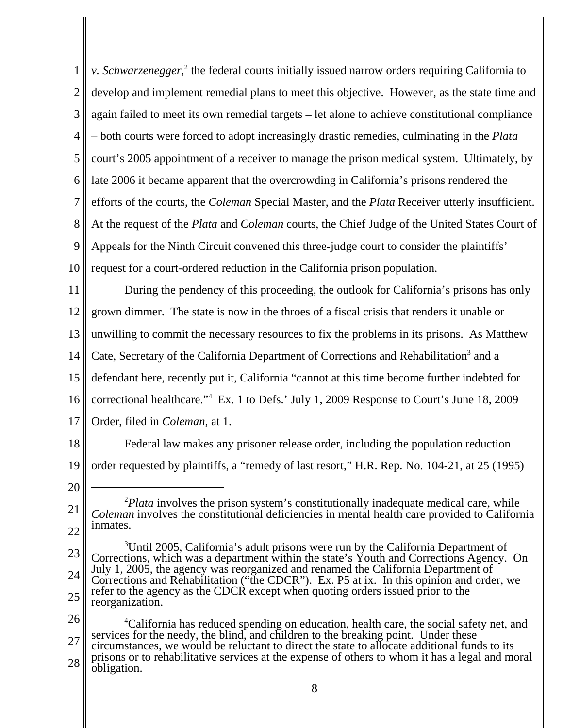*v. Schwarzenegger*,[2] the federal courts initially issued narrow orders requiring California to develop and implement remedial plans to meet this objective. However, as the state time and again failed to meet its own remedial targets – let alone to achieve constitutional compliance – both courts were forced to adopt increasingly drastic remedies, culminating in the *Plata* court's 2005 appointment of a receiver to manage the prison medical system. Ultimately, by late 2006 it became apparent that the overcrowding in California's prisons rendered the efforts of the courts, the *Coleman* Special Master, and the *Plata* Receiver utterly insufficient. At the request of the *Plata* and *Coleman* courts, the Chief Judge of the United States Court of Appeals for the Ninth Circuit convened this three-judge court to consider the plaintiffs' request for a court-ordered reduction in the California prison population.

During the pendency of this proceeding, the outlook for California's prisons has only grown dimmer. The state is now in the throes of a fiscal crisis that renders it unable or unwilling to commit the necessary resources to fix the problems in its prisons. As Matthew Cate, Secretary of the California Department of Corrections and Rehabilitation[3] and a defendant here, recently put it, California "cannot at this time become further indebted for correctional healthcare."[4] Ex. 1 to Defs.' July 1, 2009 Response to Court's June 18, 2009 Order, filed in *Coleman*, at 1.

Federal law makes any prisoner release order, including the population reduction order requested by plaintiffs, a "remedy of last resort," H.R. Rep. No. 104-21, at 25 (1995)

---

[2]*Plata* involves the prison system's constitutionally inadequate medical care, while *Coleman* involves the constitutional deficiencies in mental health care provided to California inmates.

[3]Until 2005, California's adult prisons were run by the California Department of Corrections, which was a department within the state's Youth and Corrections Agency. On July 1, 2005, the agency was reorganized and renamed the California Department of Corrections and Rehabilitation ("the CDCR"). Ex. P5 at ix. In this opinion and order, we refer to the agency as the CDCR except when quoting orders issued prior to the reorganization.

[4]California has reduced spending on education, health care, the social safety net, and services for the needy, the blind, and children to the breaking point. Under these circumstances, we would be reluctant to direct the state to allocate additional funds to its prisons or to rehabilitative services at the expense of others to whom it has a legal and moral obligation.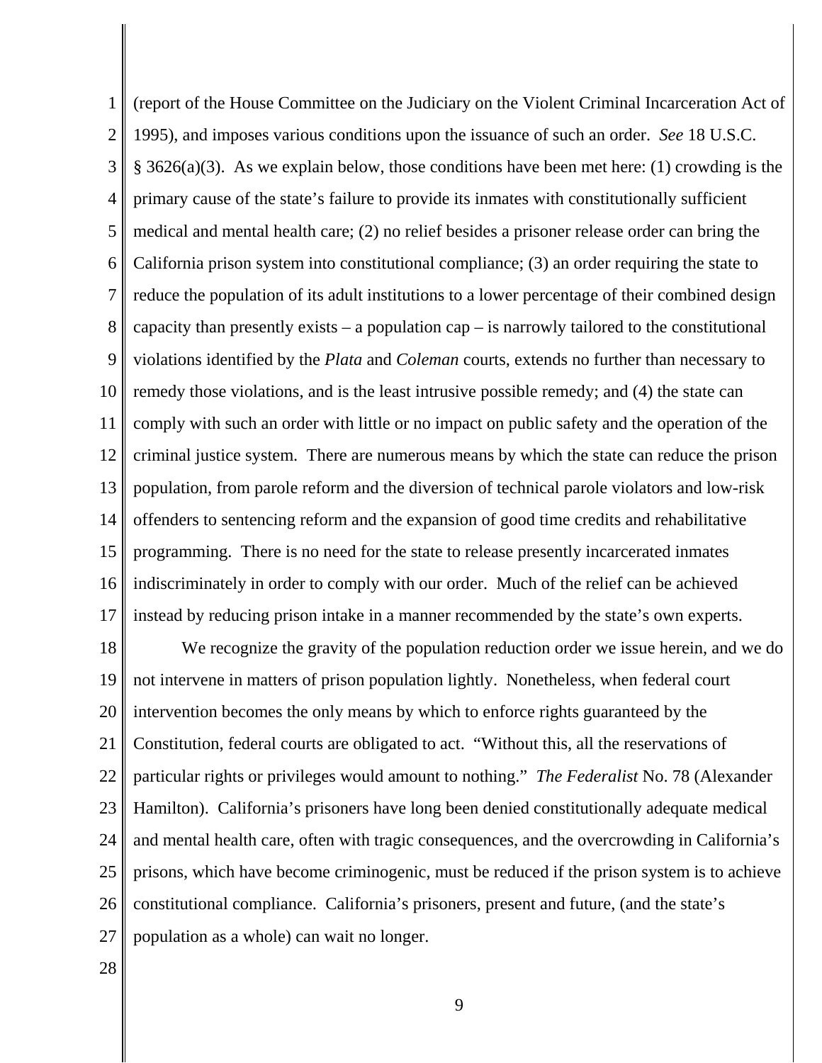(report of the House Committee on the Judiciary on the Violent Criminal Incarceration Act of 1995), and imposes various conditions upon the issuance of such an order. *See* 18 U.S.C. § 3626(a)(3). As we explain below, those conditions have been met here: (1) crowding is the primary cause of the state's failure to provide its inmates with constitutionally sufficient medical and mental health care; (2) no relief besides a prisoner release order can bring the California prison system into constitutional compliance; (3) an order requiring the state to reduce the population of its adult institutions to a lower percentage of their combined design capacity than presently exists – a population cap – is narrowly tailored to the constitutional violations identified by the *Plata* and *Coleman* courts, extends no further than necessary to remedy those violations, and is the least intrusive possible remedy; and (4) the state can comply with such an order with little or no impact on public safety and the operation of the criminal justice system. There are numerous means by which the state can reduce the prison population, from parole reform and the diversion of technical parole violators and low-risk offenders to sentencing reform and the expansion of good time credits and rehabilitative programming. There is no need for the state to release presently incarcerated inmates indiscriminately in order to comply with our order. Much of the relief can be achieved instead by reducing prison intake in a manner recommended by the state's own experts.

We recognize the gravity of the population reduction order we issue herein, and we do not intervene in matters of prison population lightly. Nonetheless, when federal court intervention becomes the only means by which to enforce rights guaranteed by the Constitution, federal courts are obligated to act. "Without this, all the reservations of particular rights or privileges would amount to nothing." *The Federalist* No. 78 (Alexander Hamilton). California's prisoners have long been denied constitutionally adequate medical and mental health care, often with tragic consequences, and the overcrowding in California's prisons, which have become criminogenic, must be reduced if the prison system is to achieve constitutional compliance. California's prisoners, present and future, (and the state's population as a whole) can wait no longer.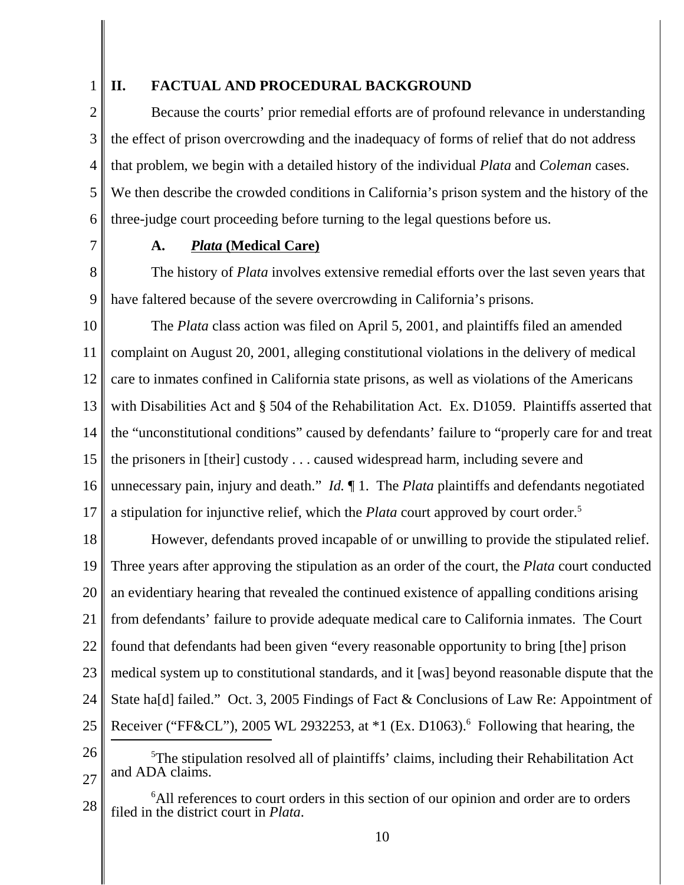## II. FACTUAL AND PROCEDURAL BACKGROUND

Because the courts' prior remedial efforts are of profound relevance in understanding the effect of prison overcrowding and the inadequacy of forms of relief that do not address that problem, we begin with a detailed history of the individual *Plata* and *Coleman* cases. We then describe the crowded conditions in California's prison system and the history of the three-judge court proceeding before turning to the legal questions before us.

### A. *Plata* (Medical Care)

The history of *Plata* involves extensive remedial efforts over the last seven years that have faltered because of the severe overcrowding in California's prisons.

The *Plata* class action was filed on April 5, 2001, and plaintiffs filed an amended complaint on August 20, 2001, alleging constitutional violations in the delivery of medical care to inmates confined in California state prisons, as well as violations of the Americans with Disabilities Act and § 504 of the Rehabilitation Act. Ex. D1059. Plaintiffs asserted that the "unconstitutional conditions" caused by defendants' failure to "properly care for and treat the prisoners in [their] custody . . . caused widespread harm, including severe and unnecessary pain, injury and death." *Id.* ¶ 1. The *Plata* plaintiffs and defendants negotiated a stipulation for injunctive relief, which the *Plata* court approved by court order.[5]

However, defendants proved incapable of or unwilling to provide the stipulated relief. Three years after approving the stipulation as an order of the court, the *Plata* court conducted an evidentiary hearing that revealed the continued existence of appalling conditions arising from defendants' failure to provide adequate medical care to California inmates. The Court found that defendants had been given "every reasonable opportunity to bring [the] prison medical system up to constitutional standards, and it [was] beyond reasonable dispute that the State ha[d] failed." Oct. 3, 2005 Findings of Fact & Conclusions of Law Re: Appointment of Receiver ("FF&CL"), 2005 WL 2932253, at *1 (Ex. D1063).[6] Following that hearing, the

---

[5] The stipulation resolved all of plaintiffs' claims, including their Rehabilitation Act and ADA claims.

[6] All references to court orders in this section of our opinion and order are to orders filed in the district court in *Plata*.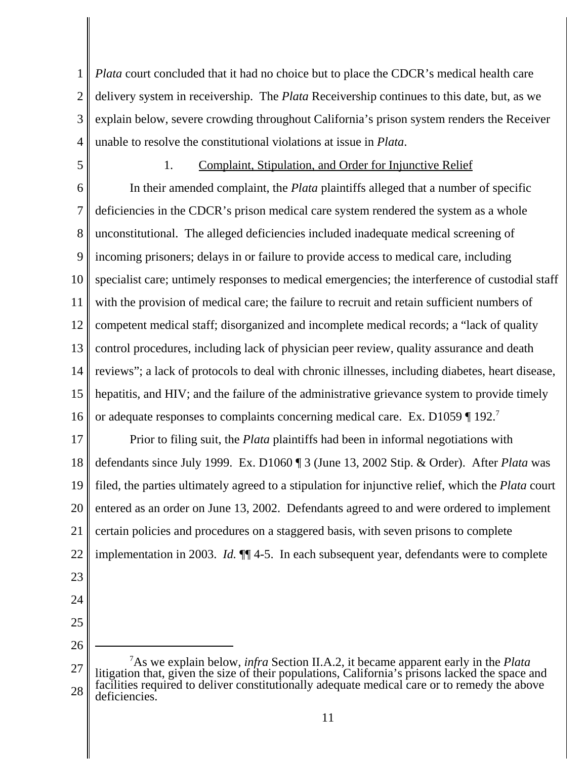*Plata* court concluded that it had no choice but to place the CDCR's medical health care delivery system in receivership. The *Plata* Receivership continues to this date, but, as we explain below, severe crowding throughout California's prison system renders the Receiver unable to resolve the constitutional violations at issue in *Plata*.

### 1. Complaint, Stipulation, and Order for Injunctive Relief

In their amended complaint, the *Plata* plaintiffs alleged that a number of specific deficiencies in the CDCR's prison medical care system rendered the system as a whole unconstitutional. The alleged deficiencies included inadequate medical screening of incoming prisoners; delays in or failure to provide access to medical care, including specialist care; untimely responses to medical emergencies; the interference of custodial staff with the provision of medical care; the failure to recruit and retain sufficient numbers of competent medical staff; disorganized and incomplete medical records; a "lack of quality control procedures, including lack of physician peer review, quality assurance and death reviews"; a lack of protocols to deal with chronic illnesses, including diabetes, heart disease, hepatitis, and HIV; and the failure of the administrative grievance system to provide timely or adequate responses to complaints concerning medical care. Ex. D1059 ¶ 192.[7]

Prior to filing suit, the *Plata* plaintiffs had been in informal negotiations with defendants since July 1999. Ex. D1060 ¶ 3 (June 13, 2002 Stip. & Order). After *Plata* was filed, the parties ultimately agreed to a stipulation for injunctive relief, which the *Plata* court entered as an order on June 13, 2002. Defendants agreed to and were ordered to implement certain policies and procedures on a staggered basis, with seven prisons to complete implementation in 2003. *Id.* ¶¶ 4-5. In each subsequent year, defendants were to complete

---

[7] As we explain below, *infra* Section II.A.2, it became apparent early in the *Plata* litigation that, given the size of their populations, California's prisons lacked the space and facilities required to deliver constitutionally adequate medical care or to remedy the above deficiencies.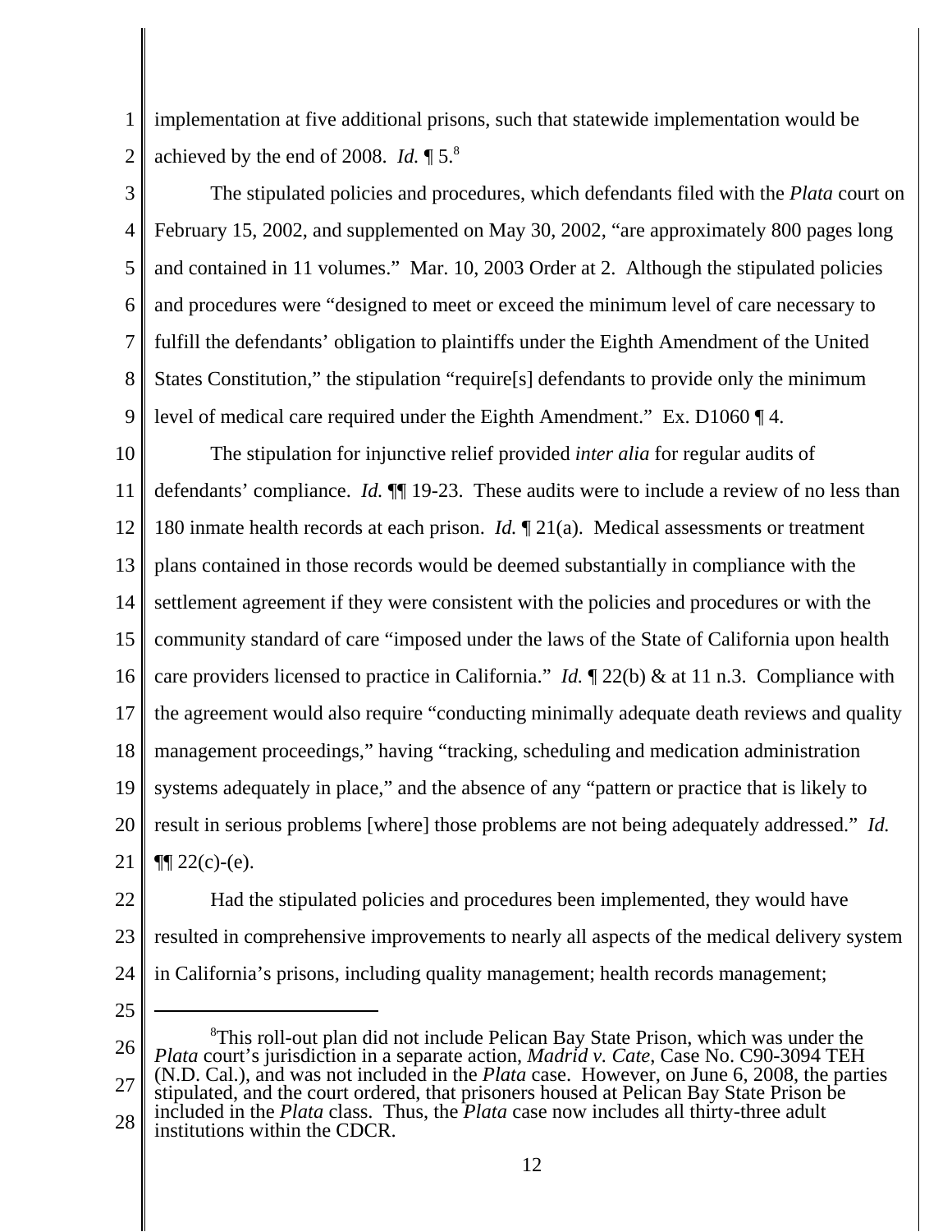implementation at five additional prisons, such that statewide implementation would be achieved by the end of 2008. *Id.* ¶ 5.[8]

The stipulated policies and procedures, which defendants filed with the *Plata* court on February 15, 2002, and supplemented on May 30, 2002, "are approximately 800 pages long and contained in 11 volumes." Mar. 10, 2003 Order at 2. Although the stipulated policies and procedures were "designed to meet or exceed the minimum level of care necessary to fulfill the defendants' obligation to plaintiffs under the Eighth Amendment of the United States Constitution," the stipulation "require[s] defendants to provide only the minimum level of medical care required under the Eighth Amendment." Ex. D1060 ¶ 4.

The stipulation for injunctive relief provided *inter alia* for regular audits of defendants' compliance. *Id.* ¶¶ 19-23. These audits were to include a review of no less than 180 inmate health records at each prison. *Id.* ¶ 21(a). Medical assessments or treatment plans contained in those records would be deemed substantially in compliance with the settlement agreement if they were consistent with the policies and procedures or with the community standard of care "imposed under the laws of the State of California upon health care providers licensed to practice in California." *Id.* ¶ 22(b) & at 11 n.3. Compliance with the agreement would also require "conducting minimally adequate death reviews and quality management proceedings," having "tracking, scheduling and medication administration systems adequately in place," and the absence of any "pattern or practice that is likely to result in serious problems [where] those problems are not being adequately addressed." *Id.* ¶¶ 22(c)-(e).

Had the stipulated policies and procedures been implemented, they would have resulted in comprehensive improvements to nearly all aspects of the medical delivery system in California's prisons, including quality management; health records management;

---

[8]This roll-out plan did not include Pelican Bay State Prison, which was under the *Plata* court's jurisdiction in a separate action, *Madrid v. Cate*, Case No. C90-3094 TEH (N.D. Cal.), and was not included in the *Plata* case. However, on June 6, 2008, the parties stipulated, and the court ordered, that prisoners housed at Pelican Bay State Prison be included in the *Plata* class. Thus, the *Plata* case now includes all thirty-three adult institutions within the CDCR.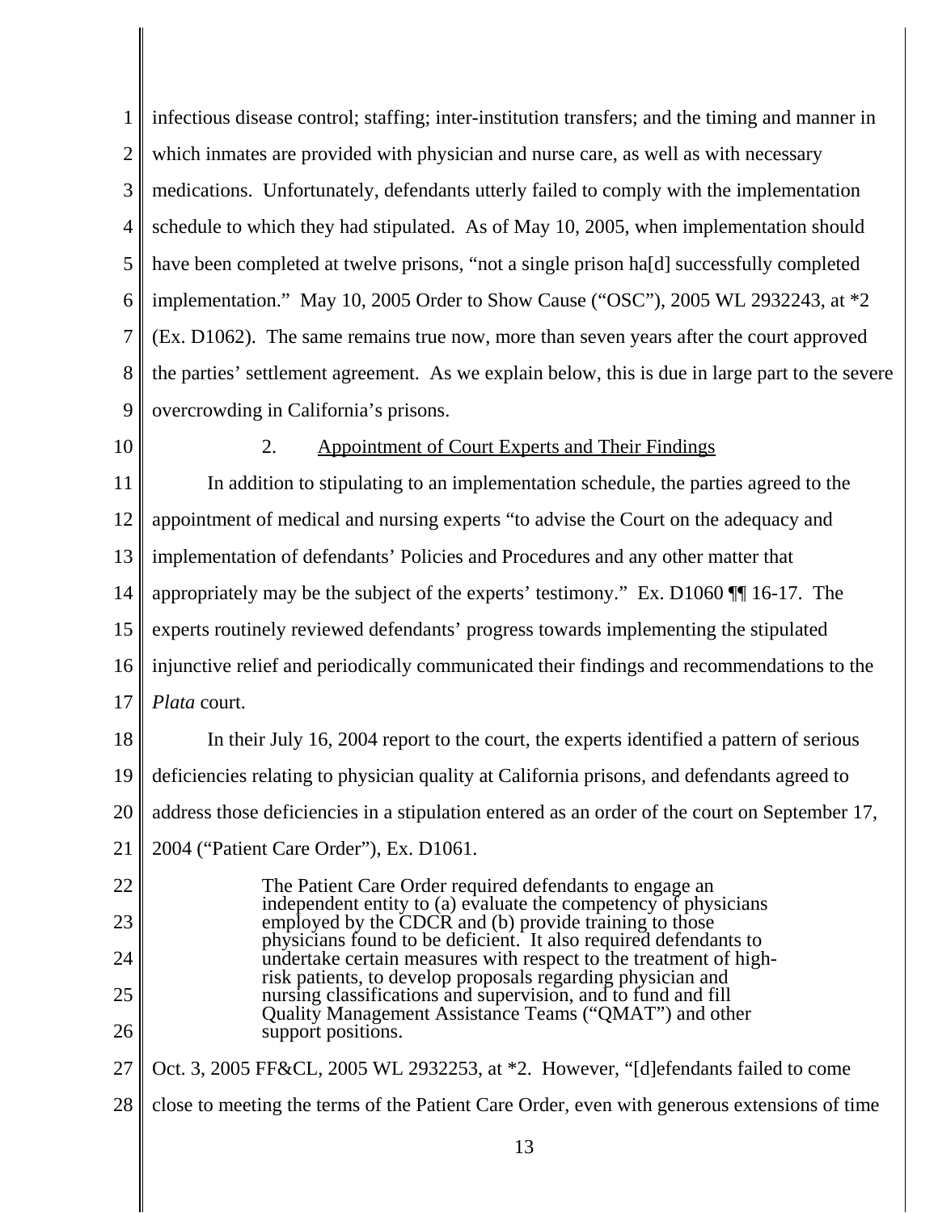infectious disease control; staffing; inter-institution transfers; and the timing and manner in which inmates are provided with physician and nurse care, as well as with necessary medications. Unfortunately, defendants utterly failed to comply with the implementation schedule to which they had stipulated. As of May 10, 2005, when implementation should have been completed at twelve prisons, "not a single prison ha[d] successfully completed implementation." May 10, 2005 Order to Show Cause ("OSC"), 2005 WL 2932243, at *2 (Ex. D1062). The same remains true now, more than seven years after the court approved the parties' settlement agreement. As we explain below, this is due in large part to the severe overcrowding in California's prisons.

### 2. Appointment of Court Experts and Their Findings

In addition to stipulating to an implementation schedule, the parties agreed to the appointment of medical and nursing experts "to advise the Court on the adequacy and implementation of defendants' Policies and Procedures and any other matter that appropriately may be the subject of the experts' testimony." Ex. D1060 ¶¶ 16-17. The experts routinely reviewed defendants' progress towards implementing the stipulated injunctive relief and periodically communicated their findings and recommendations to the *Plata* court.

In their July 16, 2004 report to the court, the experts identified a pattern of serious deficiencies relating to physician quality at California prisons, and defendants agreed to address those deficiencies in a stipulation entered as an order of the court on September 17, 2004 ("Patient Care Order"), Ex. D1061.

> The Patient Care Order required defendants to engage an independent entity to (a) evaluate the competency of physicians employed by the CDCR and (b) provide training to those physicians found to be deficient. It also required defendants to undertake certain measures with respect to the treatment of high-risk patients, to develop proposals regarding physician and nursing classifications and supervision, and to fund and fill Quality Management Assistance Teams ("QMAT") and other support positions.

Oct. 3, 2005 FF&CL, 2005 WL 2932253, at *2. However, "[d]efendants failed to come close to meeting the terms of the Patient Care Order, even with generous extensions of time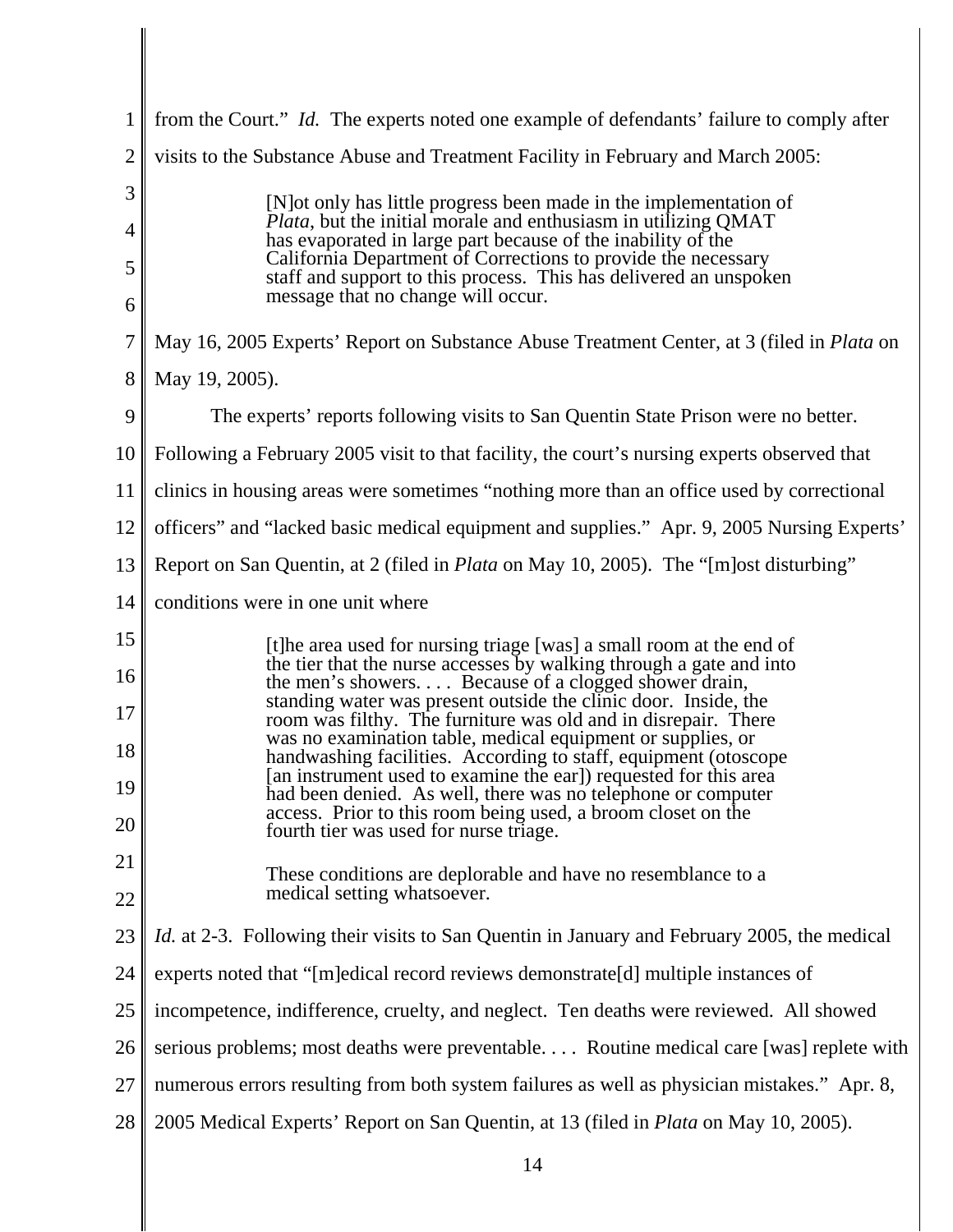from the Court." *Id.* The experts noted one example of defendants' failure to comply after visits to the Substance Abuse and Treatment Facility in February and March 2005:

> [N]ot only has little progress been made in the implementation of *Plata*, but the initial morale and enthusiasm in utilizing QMAT has evaporated in large part because of the inability of the California Department of Corrections to provide the necessary staff and support to this process. This has delivered an unspoken message that no change will occur.

May 16, 2005 Experts' Report on Substance Abuse Treatment Center, at 3 (filed in *Plata* on May 19, 2005).

The experts' reports following visits to San Quentin State Prison were no better. Following a February 2005 visit to that facility, the court's nursing experts observed that clinics in housing areas were sometimes "nothing more than an office used by correctional officers" and "lacked basic medical equipment and supplies." Apr. 9, 2005 Nursing Experts' Report on San Quentin, at 2 (filed in *Plata* on May 10, 2005). The "[m]ost disturbing" conditions were in one unit where

> [t]he area used for nursing triage [was] a small room at the end of the tier that the nurse accesses by walking through a gate and into the men's showers. . . . Because of a clogged shower drain, standing water was present outside the clinic door. Inside, the room was filthy. The furniture was old and in disrepair. There was no examination table, medical equipment or supplies, or handwashing facilities. According to staff, equipment (otoscope [an instrument used to examine the ear]) requested for this area had been denied. As well, there was no telephone or computer access. Prior to this room being used, a broom closet on the fourth tier was used for nurse triage.
>
> These conditions are deplorable and have no resemblance to a medical setting whatsoever.

*Id.* at 2-3. Following their visits to San Quentin in January and February 2005, the medical experts noted that "[m]edical record reviews demonstrate[d] multiple instances of incompetence, indifference, cruelty, and neglect. Ten deaths were reviewed. All showed serious problems; most deaths were preventable. . . . Routine medical care [was] replete with numerous errors resulting from both system failures as well as physician mistakes." Apr. 8, 2005 Medical Experts' Report on San Quentin, at 13 (filed in *Plata* on May 10, 2005).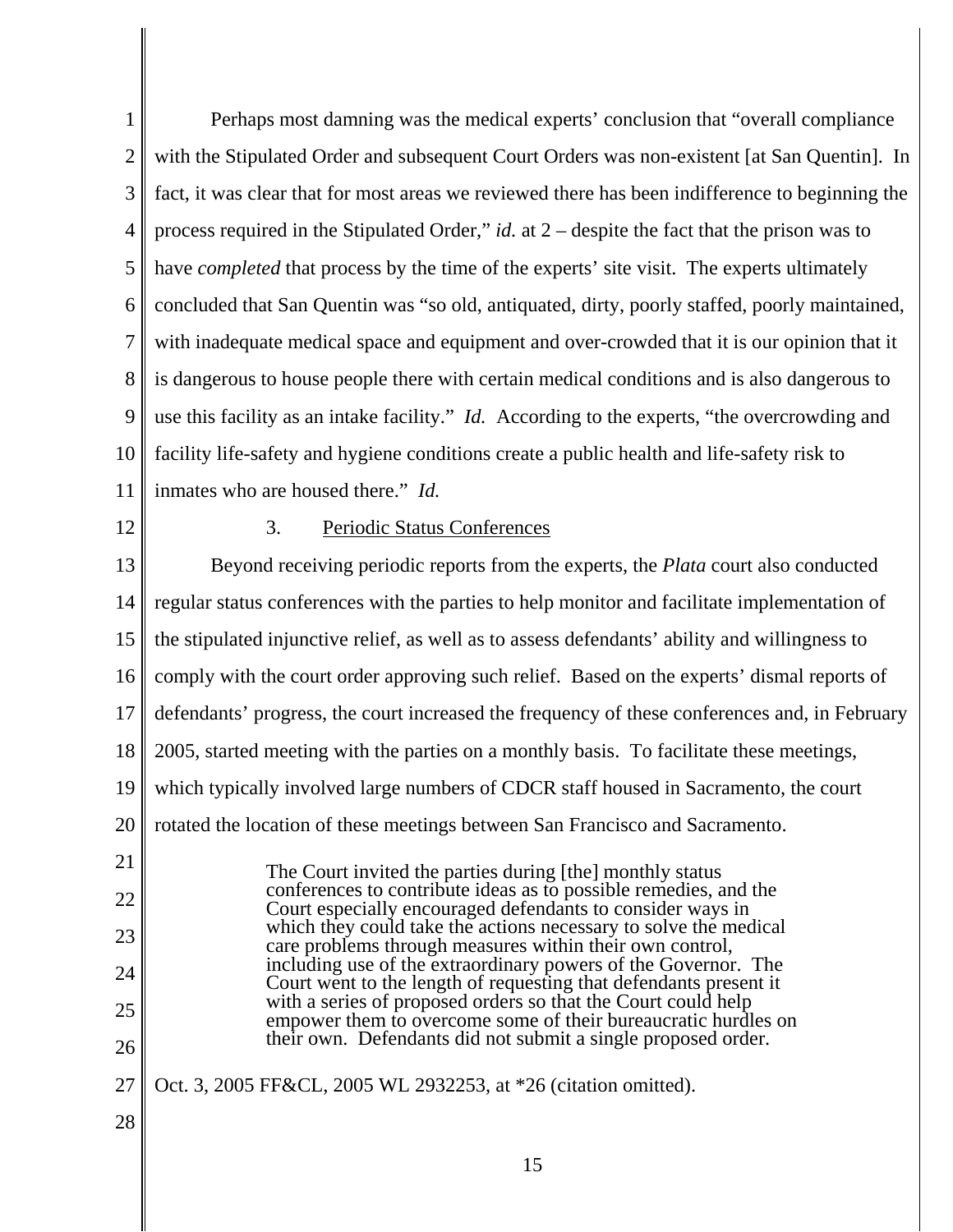Perhaps most damning was the medical experts' conclusion that "overall compliance with the Stipulated Order and subsequent Court Orders was non-existent [at San Quentin]. In fact, it was clear that for most areas we reviewed there has been indifference to beginning the process required in the Stipulated Order," *id.* at 2 – despite the fact that the prison was to have *completed* that process by the time of the experts' site visit. The experts ultimately concluded that San Quentin was "so old, antiquated, dirty, poorly staffed, poorly maintained, with inadequate medical space and equipment and over-crowded that it is our opinion that it is dangerous to house people there with certain medical conditions and is also dangerous to use this facility as an intake facility." *Id.* According to the experts, "the overcrowding and facility life-safety and hygiene conditions create a public health and life-safety risk to inmates who are housed there." *Id.*

### 3. Periodic Status Conferences

Beyond receiving periodic reports from the experts, the *Plata* court also conducted regular status conferences with the parties to help monitor and facilitate implementation of the stipulated injunctive relief, as well as to assess defendants' ability and willingness to comply with the court order approving such relief. Based on the experts' dismal reports of defendants' progress, the court increased the frequency of these conferences and, in February 2005, started meeting with the parties on a monthly basis. To facilitate these meetings, which typically involved large numbers of CDCR staff housed in Sacramento, the court rotated the location of these meetings between San Francisco and Sacramento.

> The Court invited the parties during [the] monthly status conferences to contribute ideas as to possible remedies, and the Court especially encouraged defendants to consider ways in which they could take the actions necessary to solve the medical care problems through measures within their own control, including use of the extraordinary powers of the Governor. The Court went to the length of requesting that defendants present it with a series of proposed orders so that the Court could help empower them to overcome some of their bureaucratic hurdles on their own. Defendants did not submit a single proposed order.

Oct. 3, 2005 FF&CL, 2005 WL 2932253, at *26 (citation omitted).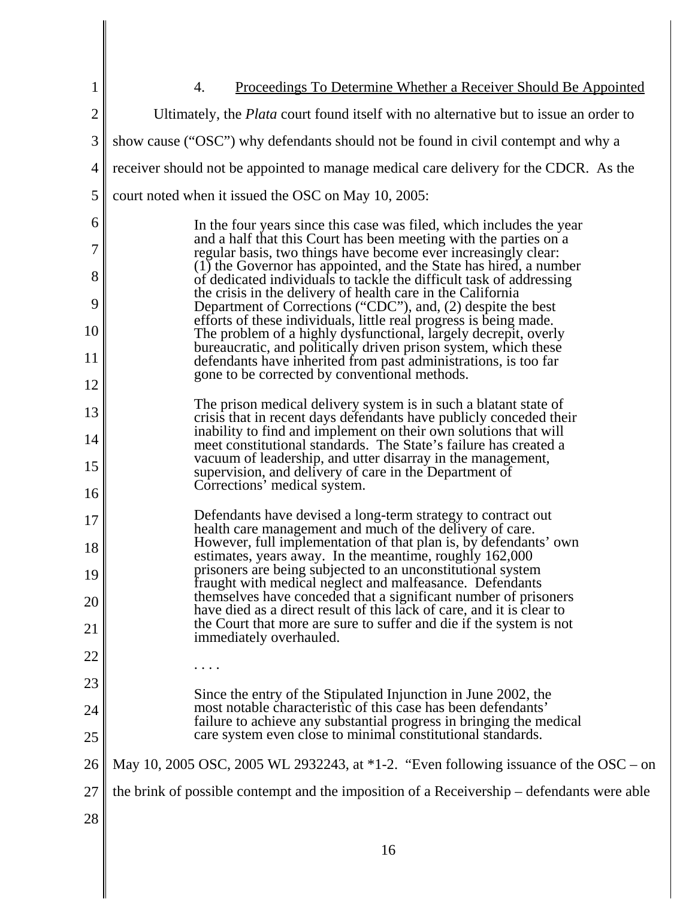4. <u>Proceedings To Determine Whether a Receiver Should Be Appointed</u>

Ultimately, the *Plata* court found itself with no alternative but to issue an order to show cause ("OSC") why defendants should not be found in civil contempt and why a receiver should not be appointed to manage medical care delivery for the CDCR. As the court noted when it issued the OSC on May 10, 2005:

> In the four years since this case was filed, which includes the year and a half that this Court has been meeting with the parties on a regular basis, two things have become ever increasingly clear: (1) the Governor has appointed, and the State has hired, a number of dedicated individuals to tackle the difficult task of addressing the crisis in the delivery of health care in the California Department of Corrections ("CDC"), and, (2) despite the best efforts of these individuals, little real progress is being made. The problem of a highly dysfunctional, largely decrepit, overly bureaucratic, and politically driven prison system, which these defendants have inherited from past administrations, is too far gone to be corrected by conventional methods.
>
> The prison medical delivery system is in such a blatant state of crisis that in recent days defendants have publicly conceded their inability to find and implement on their own solutions that will meet constitutional standards. The State's failure has created a vacuum of leadership, and utter disarray in the management, supervision, and delivery of care in the Department of Corrections' medical system.
>
> Defendants have devised a long-term strategy to contract out health care management and much of the delivery of care. However, full implementation of that plan is, by defendants' own estimates, years away. In the meantime, roughly 162,000 prisoners are being subjected to an unconstitutional system fraught with medical neglect and malfeasance. Defendants themselves have conceded that a significant number of prisoners have died as a direct result of this lack of care, and it is clear to the Court that more are sure to suffer and die if the system is not immediately overhauled.
>
> . . . .
>
> Since the entry of the Stipulated Injunction in June 2002, the most notable characteristic of this case has been defendants' failure to achieve any substantial progress in bringing the medical care system even close to minimal constitutional standards.

May 10, 2005 OSC, 2005 WL 2932243, at *1-2. "Even following issuance of the OSC – on the brink of possible contempt and the imposition of a Receivership – defendants were able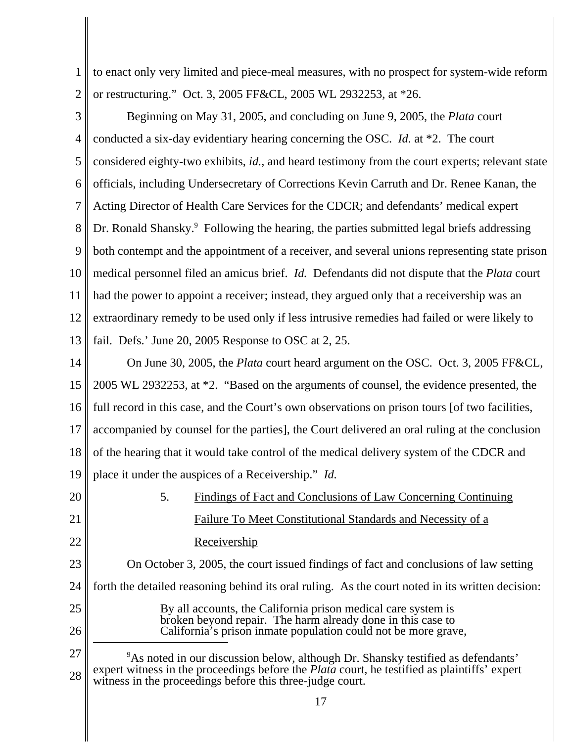to enact only very limited and piece-meal measures, with no prospect for system-wide reform or restructuring." Oct. 3, 2005 FF&CL, 2005 WL 2932253, at *26.

Beginning on May 31, 2005, and concluding on June 9, 2005, the *Plata* court conducted a six-day evidentiary hearing concerning the OSC. *Id.* at *2. The court considered eighty-two exhibits, *id.*, and heard testimony from the court experts; relevant state officials, including Undersecretary of Corrections Kevin Carruth and Dr. Renee Kanan, the Acting Director of Health Care Services for the CDCR; and defendants' medical expert Dr. Ronald Shansky.[9] Following the hearing, the parties submitted legal briefs addressing both contempt and the appointment of a receiver, and several unions representing state prison medical personnel filed an amicus brief. *Id.* Defendants did not dispute that the *Plata* court had the power to appoint a receiver; instead, they argued only that a receivership was an extraordinary remedy to be used only if less intrusive remedies had failed or were likely to fail. Defs.' June 20, 2005 Response to OSC at 2, 25.

On June 30, 2005, the *Plata* court heard argument on the OSC. Oct. 3, 2005 FF&CL, 2005 WL 2932253, at *2. "Based on the arguments of counsel, the evidence presented, the full record in this case, and the Court's own observations on prison tours [of two facilities, accompanied by counsel for the parties], the Court delivered an oral ruling at the conclusion of the hearing that it would take control of the medical delivery system of the CDCR and place it under the auspices of a Receivership." *Id.*

5. Findings of Fact and Conclusions of Law Concerning Continuing Failure To Meet Constitutional Standards and Necessity of a Receivership

On October 3, 2005, the court issued findings of fact and conclusions of law setting forth the detailed reasoning behind its oral ruling. As the court noted in its written decision:

> By all accounts, the California prison medical care system is broken beyond repair. The harm already done in this case to California's prison inmate population could not be more grave,

[9] As noted in our discussion below, although Dr. Shansky testified as defendants' expert witness in the proceedings before the *Plata* court, he testified as plaintiffs' expert witness in the proceedings before this three-judge court.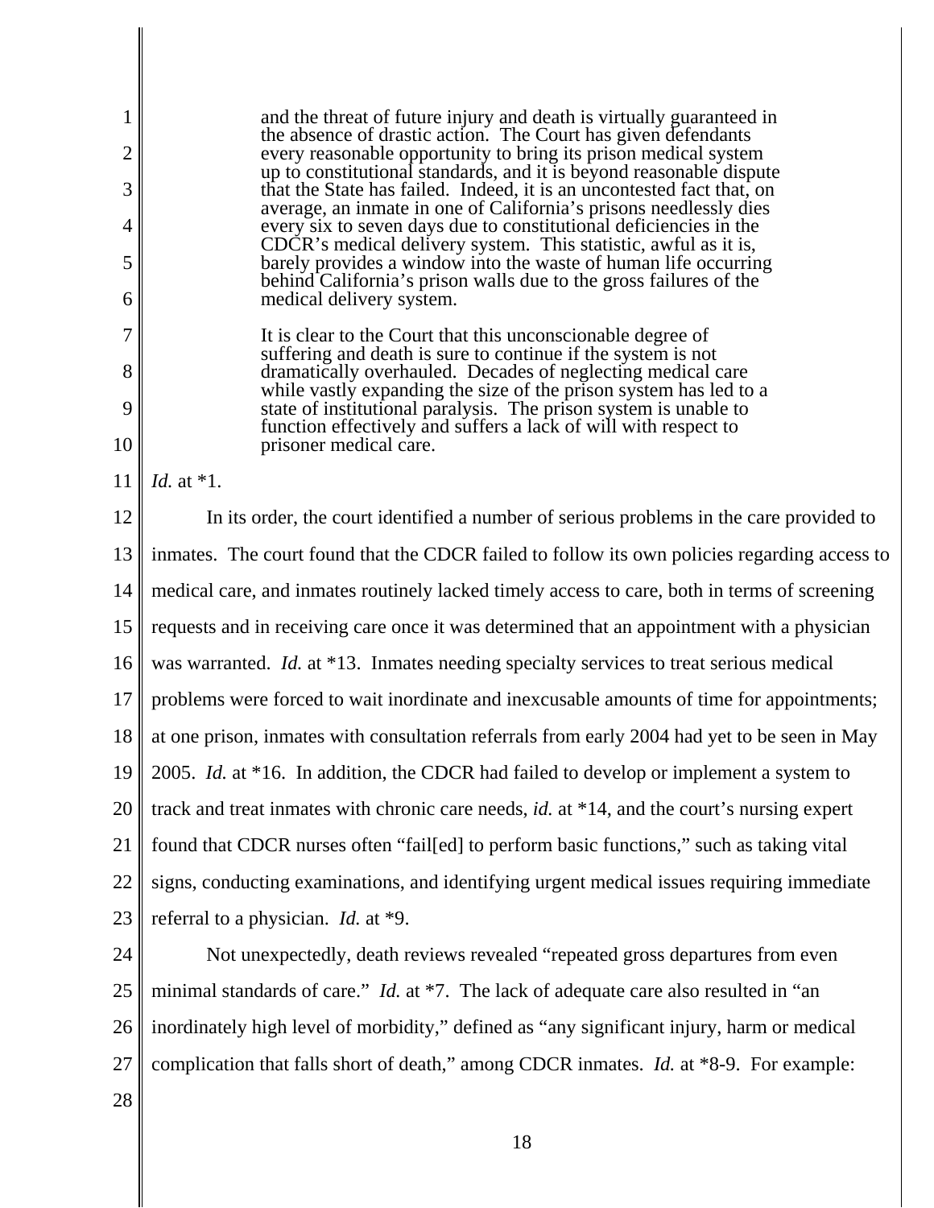> and the threat of future injury and death is virtually guaranteed in the absence of drastic action. The Court has given defendants every reasonable opportunity to bring its prison medical system up to constitutional standards, and it is beyond reasonable dispute that the State has failed. Indeed, it is an uncontested fact that, on average, an inmate in one of California's prisons needlessly dies every six to seven days due to constitutional deficiencies in the CDCR's medical delivery system. This statistic, awful as it is, barely provides a window into the waste of human life occurring behind California's prison walls due to the gross failures of the medical delivery system.
>
> It is clear to the Court that this unconscionable degree of suffering and death is sure to continue if the system is not dramatically overhauled. Decades of neglecting medical care while vastly expanding the size of the prison system has led to a state of institutional paralysis. The prison system is unable to function effectively and suffers a lack of will with respect to prisoner medical care.

*Id.* at *1.

In its order, the court identified a number of serious problems in the care provided to inmates. The court found that the CDCR failed to follow its own policies regarding access to medical care, and inmates routinely lacked timely access to care, both in terms of screening requests and in receiving care once it was determined that an appointment with a physician was warranted. *Id.* at *13. Inmates needing specialty services to treat serious medical problems were forced to wait inordinate and inexcusable amounts of time for appointments; at one prison, inmates with consultation referrals from early 2004 had yet to be seen in May 2005. *Id.* at *16. In addition, the CDCR had failed to develop or implement a system to track and treat inmates with chronic care needs, *id.* at *14, and the court's nursing expert found that CDCR nurses often "fail[ed] to perform basic functions," such as taking vital signs, conducting examinations, and identifying urgent medical issues requiring immediate referral to a physician. *Id.* at *9.

Not unexpectedly, death reviews revealed "repeated gross departures from even minimal standards of care." *Id.* at *7. The lack of adequate care also resulted in "an inordinately high level of morbidity," defined as "any significant injury, harm or medical complication that falls short of death," among CDCR inmates. *Id.* at *8-9. For example: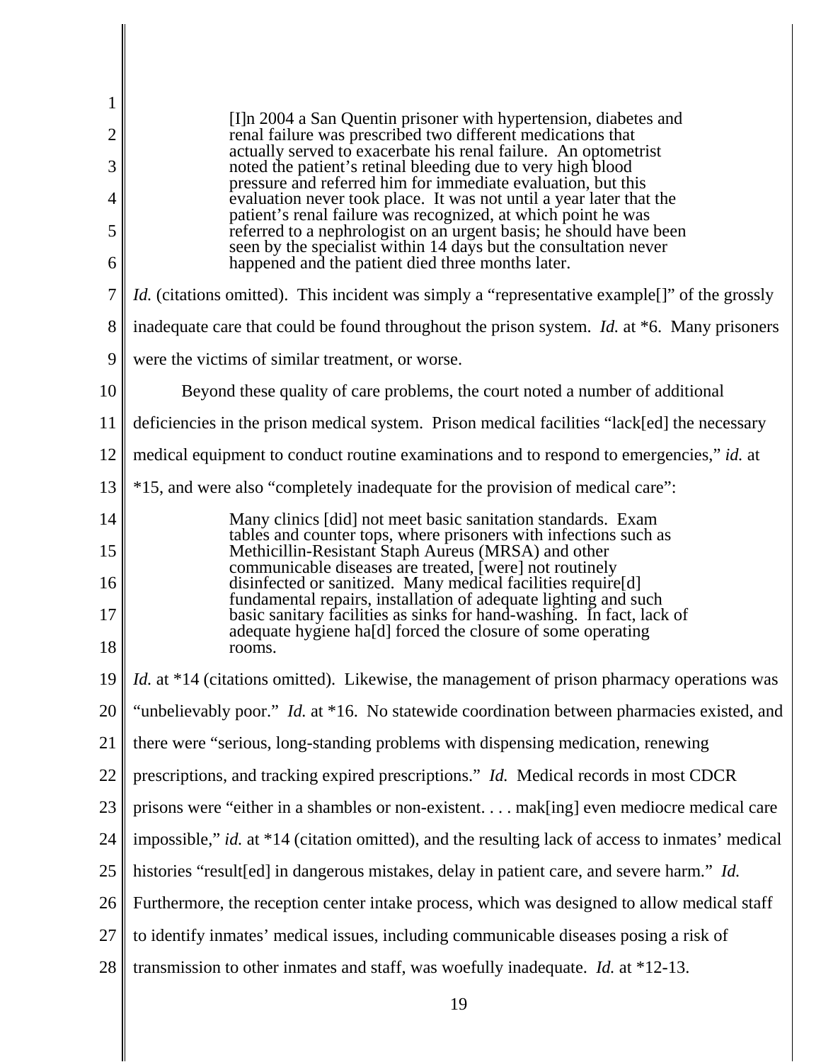> [I]n 2004 a San Quentin prisoner with hypertension, diabetes and renal failure was prescribed two different medications that actually served to exacerbate his renal failure. An optometrist noted the patient's retinal bleeding due to very high blood pressure and referred him for immediate evaluation, but this evaluation never took place. It was not until a year later that the patient's renal failure was recognized, at which point he was referred to a nephrologist on an urgent basis; he should have been seen by the specialist within 14 days but the consultation never happened and the patient died three months later.

*Id.* (citations omitted). This incident was simply a "representative example[]" of the grossly inadequate care that could be found throughout the prison system. *Id.* at *6. Many prisoners were the victims of similar treatment, or worse.

Beyond these quality of care problems, the court noted a number of additional deficiencies in the prison medical system. Prison medical facilities "lack[ed] the necessary medical equipment to conduct routine examinations and to respond to emergencies," *id.* at *15, and were also "completely inadequate for the provision of medical care":

> Many clinics [did] not meet basic sanitation standards. Exam tables and counter tops, where prisoners with infections such as Methicillin-Resistant Staph Aureus (MRSA) and other communicable diseases are treated, [were] not routinely disinfected or sanitized. Many medical facilities require[d] fundamental repairs, installation of adequate lighting and such basic sanitary facilities as sinks for hand-washing. In fact, lack of adequate hygiene ha[d] forced the closure of some operating rooms.

*Id.* at *14 (citations omitted). Likewise, the management of prison pharmacy operations was "unbelievably poor." *Id.* at *16. No statewide coordination between pharmacies existed, and there were "serious, long-standing problems with dispensing medication, renewing prescriptions, and tracking expired prescriptions." *Id.* Medical records in most CDCR prisons were "either in a shambles or non-existent. . . . mak[ing] even mediocre medical care impossible," *id.* at *14 (citation omitted), and the resulting lack of access to inmates' medical histories "result[ed] in dangerous mistakes, delay in patient care, and severe harm." *Id.* Furthermore, the reception center intake process, which was designed to allow medical staff to identify inmates' medical issues, including communicable diseases posing a risk of transmission to other inmates and staff, was woefully inadequate. *Id.* at *12-13.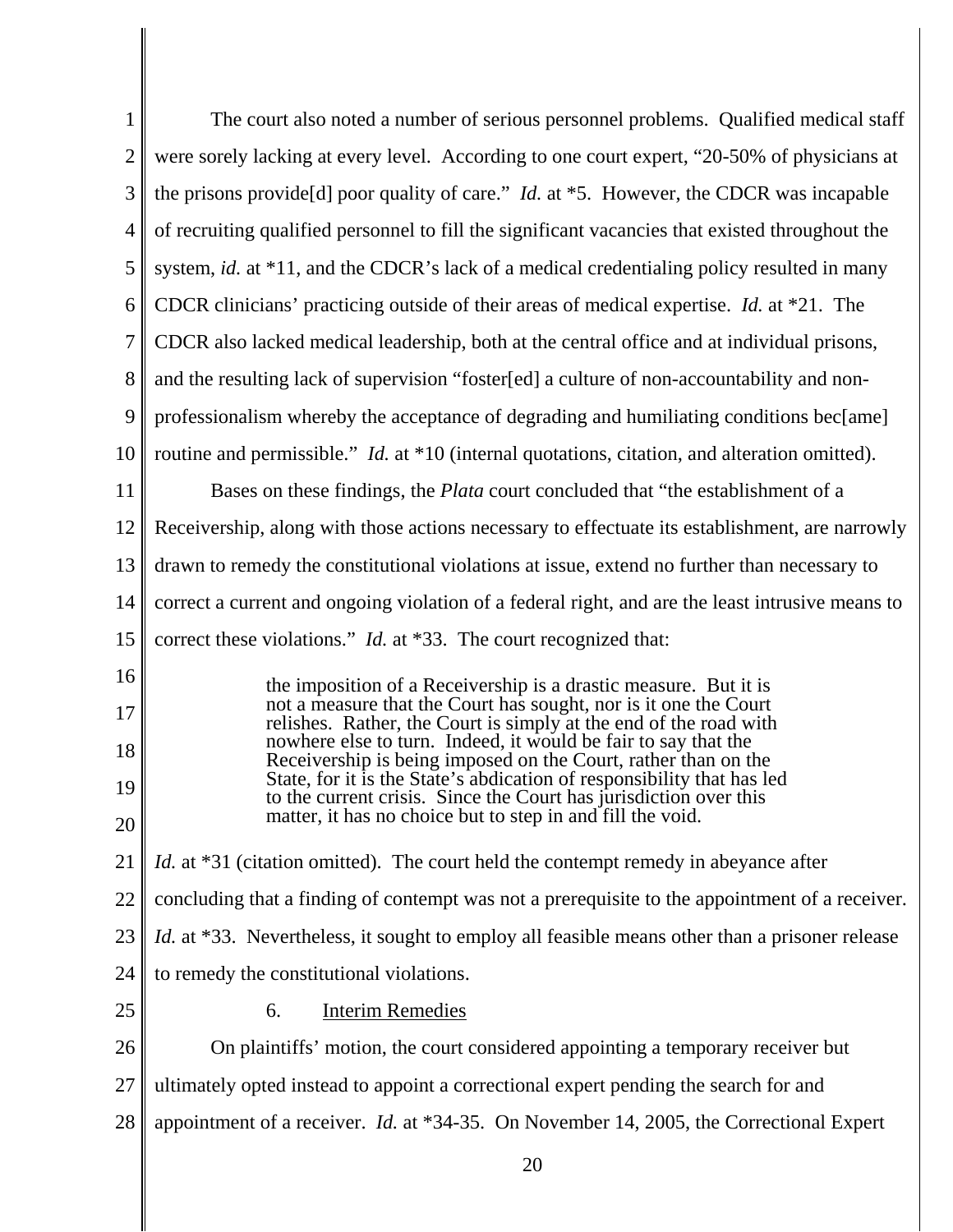The court also noted a number of serious personnel problems. Qualified medical staff were sorely lacking at every level. According to one court expert, "20-50% of physicians at the prisons provide[d] poor quality of care." *Id.* at *5. However, the CDCR was incapable of recruiting qualified personnel to fill the significant vacancies that existed throughout the system, *id.* at *11, and the CDCR's lack of a medical credentialing policy resulted in many CDCR clinicians' practicing outside of their areas of medical expertise. *Id.* at *21. The CDCR also lacked medical leadership, both at the central office and at individual prisons, and the resulting lack of supervision "foster[ed] a culture of non-accountability and non-professionalism whereby the acceptance of degrading and humiliating conditions bec[ame] routine and permissible." *Id.* at *10 (internal quotations, citation, and alteration omitted).

Bases on these findings, the *Plata* court concluded that "the establishment of a Receivership, along with those actions necessary to effectuate its establishment, are narrowly drawn to remedy the constitutional violations at issue, extend no further than necessary to correct a current and ongoing violation of a federal right, and are the least intrusive means to correct these violations." *Id.* at *33. The court recognized that:

> the imposition of a Receivership is a drastic measure. But it is not a measure that the Court has sought, nor is it one the Court relishes. Rather, the Court is simply at the end of the road with nowhere else to turn. Indeed, it would be fair to say that the Receivership is being imposed on the Court, rather than on the State, for it is the State's abdication of responsibility that has led to the current crisis. Since the Court has jurisdiction over this matter, it has no choice but to step in and fill the void.

*Id.* at *31 (citation omitted). The court held the contempt remedy in abeyance after concluding that a finding of contempt was not a prerequisite to the appointment of a receiver. *Id.* at *33. Nevertheless, it sought to employ all feasible means other than a prisoner release to remedy the constitutional violations.

6. Interim Remedies

On plaintiffs' motion, the court considered appointing a temporary receiver but ultimately opted instead to appoint a correctional expert pending the search for and appointment of a receiver. *Id.* at *34-35. On November 14, 2005, the Correctional Expert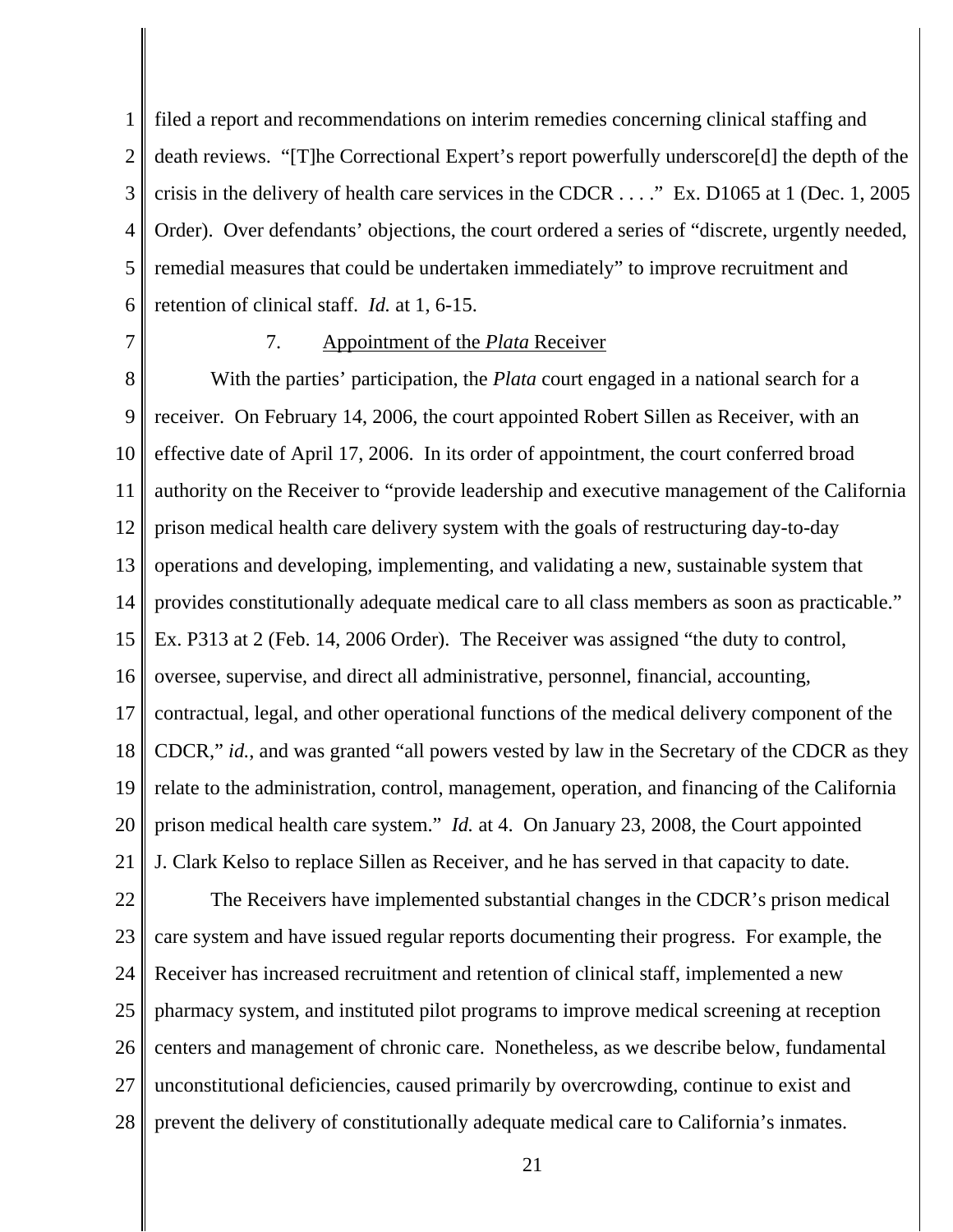filed a report and recommendations on interim remedies concerning clinical staffing and death reviews. "[T]he Correctional Expert's report powerfully underscore[d] the depth of the crisis in the delivery of health care services in the CDCR . . . ." Ex. D1065 at 1 (Dec. 1, 2005 Order). Over defendants' objections, the court ordered a series of "discrete, urgently needed, remedial measures that could be undertaken immediately" to improve recruitment and retention of clinical staff. *Id.* at 1, 6-15.

### 7. Appointment of the *Plata* Receiver

With the parties' participation, the *Plata* court engaged in a national search for a receiver. On February 14, 2006, the court appointed Robert Sillen as Receiver, with an effective date of April 17, 2006. In its order of appointment, the court conferred broad authority on the Receiver to "provide leadership and executive management of the California prison medical health care delivery system with the goals of restructuring day-to-day operations and developing, implementing, and validating a new, sustainable system that provides constitutionally adequate medical care to all class members as soon as practicable." Ex. P313 at 2 (Feb. 14, 2006 Order). The Receiver was assigned "the duty to control, oversee, supervise, and direct all administrative, personnel, financial, accounting, contractual, legal, and other operational functions of the medical delivery component of the CDCR," *id.*, and was granted "all powers vested by law in the Secretary of the CDCR as they relate to the administration, control, management, operation, and financing of the California prison medical health care system." *Id.* at 4. On January 23, 2008, the Court appointed J. Clark Kelso to replace Sillen as Receiver, and he has served in that capacity to date.

The Receivers have implemented substantial changes in the CDCR's prison medical care system and have issued regular reports documenting their progress. For example, the Receiver has increased recruitment and retention of clinical staff, implemented a new pharmacy system, and instituted pilot programs to improve medical screening at reception centers and management of chronic care. Nonetheless, as we describe below, fundamental unconstitutional deficiencies, caused primarily by overcrowding, continue to exist and prevent the delivery of constitutionally adequate medical care to California's inmates.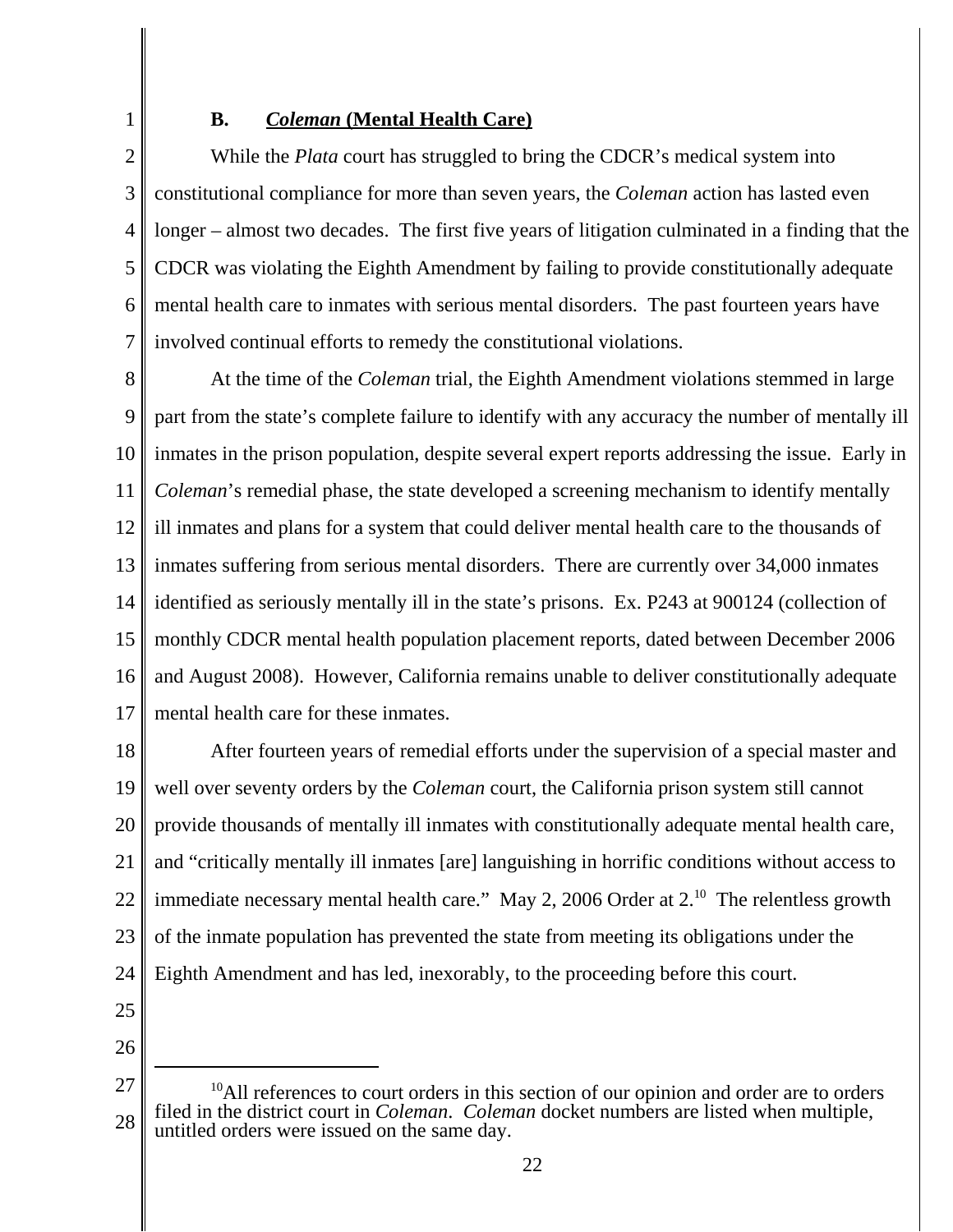### B. *Coleman* (Mental Health Care)

While the *Plata* court has struggled to bring the CDCR's medical system into constitutional compliance for more than seven years, the *Coleman* action has lasted even longer – almost two decades. The first five years of litigation culminated in a finding that the CDCR was violating the Eighth Amendment by failing to provide constitutionally adequate mental health care to inmates with serious mental disorders. The past fourteen years have involved continual efforts to remedy the constitutional violations.

At the time of the *Coleman* trial, the Eighth Amendment violations stemmed in large part from the state's complete failure to identify with any accuracy the number of mentally ill inmates in the prison population, despite several expert reports addressing the issue. Early in *Coleman*'s remedial phase, the state developed a screening mechanism to identify mentally ill inmates and plans for a system that could deliver mental health care to the thousands of inmates suffering from serious mental disorders. There are currently over 34,000 inmates identified as seriously mentally ill in the state's prisons. Ex. P243 at 900124 (collection of monthly CDCR mental health population placement reports, dated between December 2006 and August 2008). However, California remains unable to deliver constitutionally adequate mental health care for these inmates.

After fourteen years of remedial efforts under the supervision of a special master and well over seventy orders by the *Coleman* court, the California prison system still cannot provide thousands of mentally ill inmates with constitutionally adequate mental health care, and "critically mentally ill inmates [are] languishing in horrific conditions without access to immediate necessary mental health care." May 2, 2006 Order at 2.[10] The relentless growth of the inmate population has prevented the state from meeting its obligations under the Eighth Amendment and has led, inexorably, to the proceeding before this court.

---

[10] All references to court orders in this section of our opinion and order are to orders filed in the district court in *Coleman*. *Coleman* docket numbers are listed when multiple, untitled orders were issued on the same day.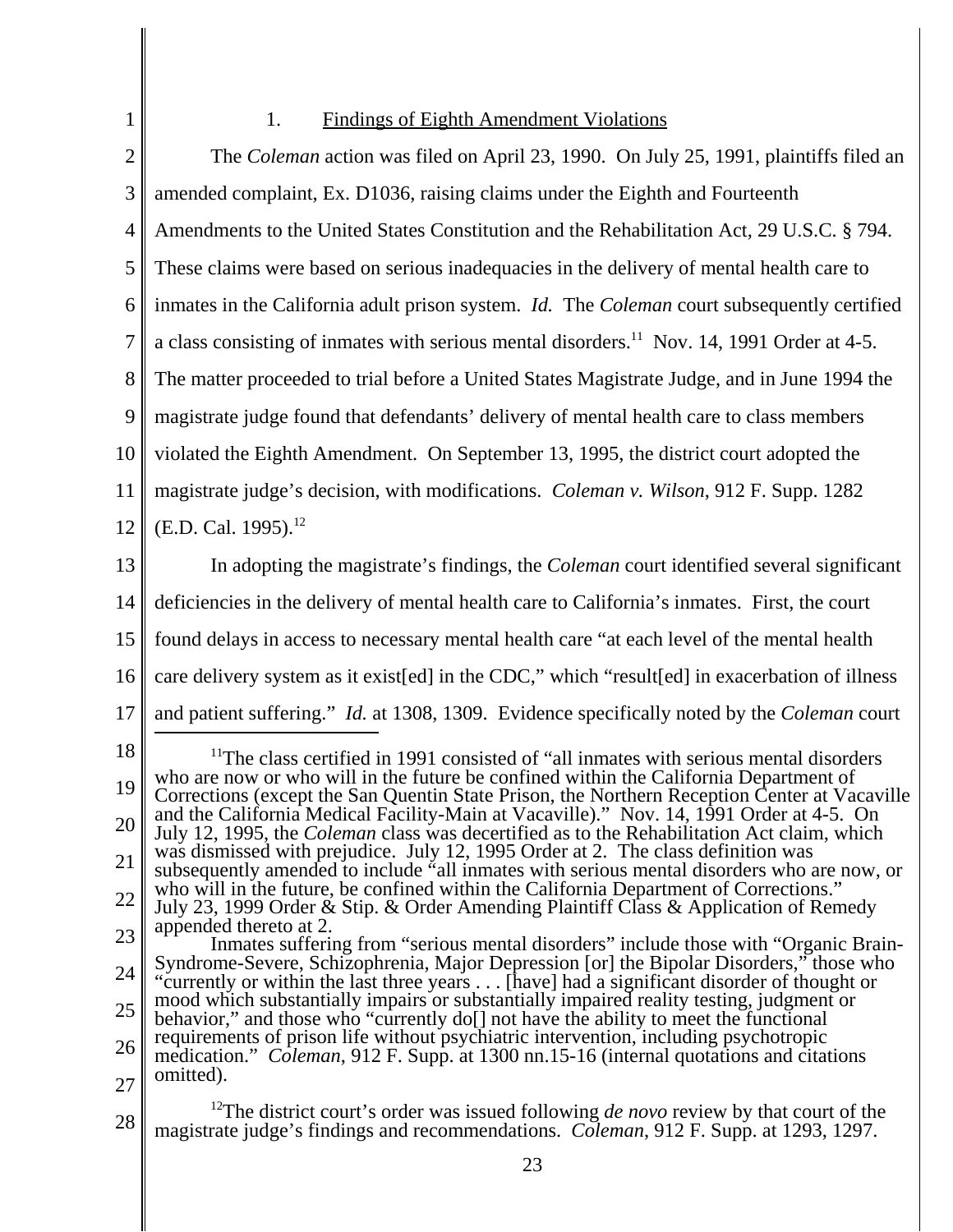### 1. Findings of Eighth Amendment Violations

The *Coleman* action was filed on April 23, 1990. On July 25, 1991, plaintiffs filed an amended complaint, Ex. D1036, raising claims under the Eighth and Fourteenth Amendments to the United States Constitution and the Rehabilitation Act, 29 U.S.C. § 794. These claims were based on serious inadequacies in the delivery of mental health care to inmates in the California adult prison system. *Id.* The *Coleman* court subsequently certified a class consisting of inmates with serious mental disorders.[11] Nov. 14, 1991 Order at 4-5. The matter proceeded to trial before a United States Magistrate Judge, and in June 1994 the magistrate judge found that defendants' delivery of mental health care to class members violated the Eighth Amendment. On September 13, 1995, the district court adopted the magistrate judge's decision, with modifications. *Coleman v. Wilson*, 912 F. Supp. 1282 (E.D. Cal. 1995).[12]

In adopting the magistrate's findings, the *Coleman* court identified several significant deficiencies in the delivery of mental health care to California's inmates. First, the court found delays in access to necessary mental health care "at each level of the mental health care delivery system as it exist[ed] in the CDC," which "result[ed] in exacerbation of illness and patient suffering." *Id.* at 1308, 1309. Evidence specifically noted by the *Coleman* court

---

[11] The class certified in 1991 consisted of "all inmates with serious mental disorders who are now or who will in the future be confined within the California Department of Corrections (except the San Quentin State Prison, the Northern Reception Center at Vacaville and the California Medical Facility-Main at Vacaville)." Nov. 14, 1991 Order at 4-5. On July 12, 1995, the *Coleman* class was decertified as to the Rehabilitation Act claim, which was dismissed with prejudice. July 12, 1995 Order at 2. The class definition was subsequently amended to include "all inmates with serious mental disorders who are now, or who will in the future, be confined within the California Department of Corrections." July 23, 1999 Order & Stip. & Order Amending Plaintiff Class & Application of Remedy appended thereto at 2.

Inmates suffering from "serious mental disorders" include those with "Organic Brain-Syndrome-Severe, Schizophrenia, Major Depression [or] the Bipolar Disorders," those who "currently or within the last three years . . . [have] had a significant disorder of thought or mood which substantially impairs or substantially impaired reality testing, judgment or behavior," and those who "currently do[] not have the ability to meet the functional requirements of prison life without psychiatric intervention, including psychotropic medication." *Coleman*, 912 F. Supp. at 1300 nn.15-16 (internal quotations and citations omitted).

[12] The district court's order was issued following *de novo* review by that court of the magistrate judge's findings and recommendations. *Coleman*, 912 F. Supp. at 1293, 1297.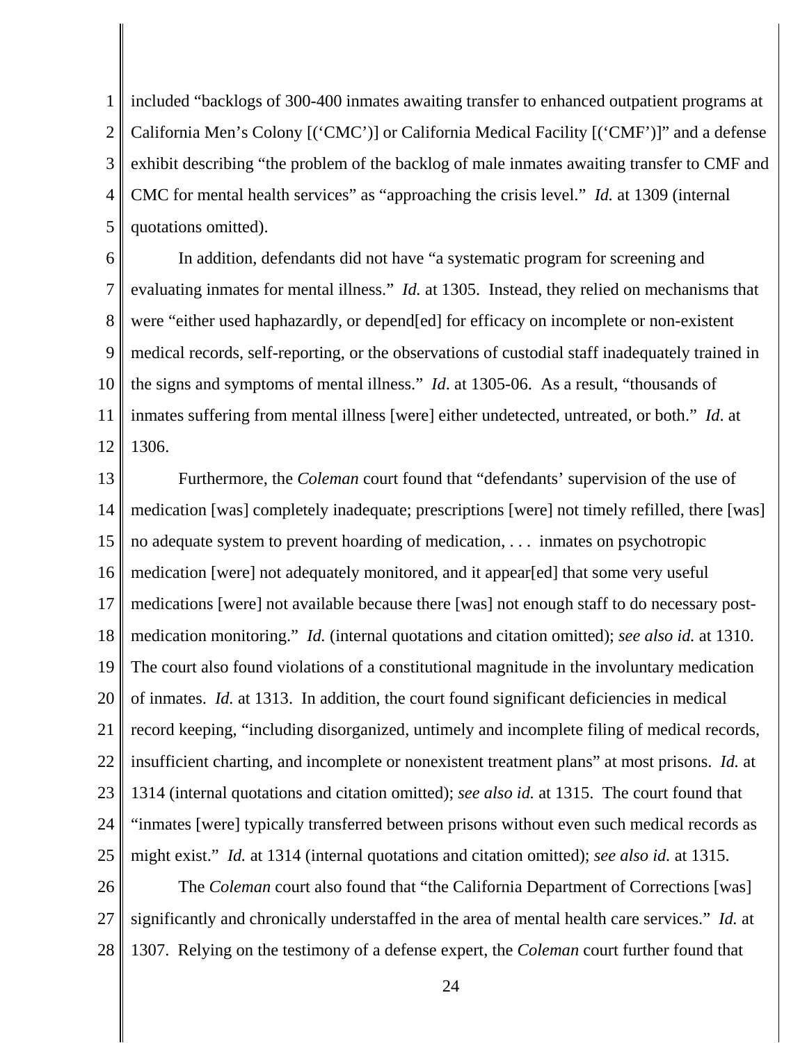included "backlogs of 300-400 inmates awaiting transfer to enhanced outpatient programs at California Men's Colony [('CMC')] or California Medical Facility [('CMF')]" and a defense exhibit describing "the problem of the backlog of male inmates awaiting transfer to CMF and CMC for mental health services" as "approaching the crisis level." *Id.* at 1309 (internal quotations omitted).

In addition, defendants did not have "a systematic program for screening and evaluating inmates for mental illness." *Id.* at 1305. Instead, they relied on mechanisms that were "either used haphazardly, or depend[ed] for efficacy on incomplete or non-existent medical records, self-reporting, or the observations of custodial staff inadequately trained in the signs and symptoms of mental illness." *Id*. at 1305-06. As a result, "thousands of inmates suffering from mental illness [were] either undetected, untreated, or both." *Id*. at 1306.

Furthermore, the *Coleman* court found that "defendants' supervision of the use of medication [was] completely inadequate; prescriptions [were] not timely refilled, there [was] no adequate system to prevent hoarding of medication, . . . inmates on psychotropic medication [were] not adequately monitored, and it appear[ed] that some very useful medications [were] not available because there [was] not enough staff to do necessary post-medication monitoring." *Id.* (internal quotations and citation omitted); *see also id.* at 1310. The court also found violations of a constitutional magnitude in the involuntary medication of inmates. *Id*. at 1313. In addition, the court found significant deficiencies in medical record keeping, "including disorganized, untimely and incomplete filing of medical records, insufficient charting, and incomplete or nonexistent treatment plans" at most prisons. *Id.* at 1314 (internal quotations and citation omitted); *see also id.* at 1315. The court found that "inmates [were] typically transferred between prisons without even such medical records as might exist." *Id.* at 1314 (internal quotations and citation omitted); *see also id.* at 1315.

The *Coleman* court also found that "the California Department of Corrections [was] significantly and chronically understaffed in the area of mental health care services." *Id.* at 1307. Relying on the testimony of a defense expert, the *Coleman* court further found that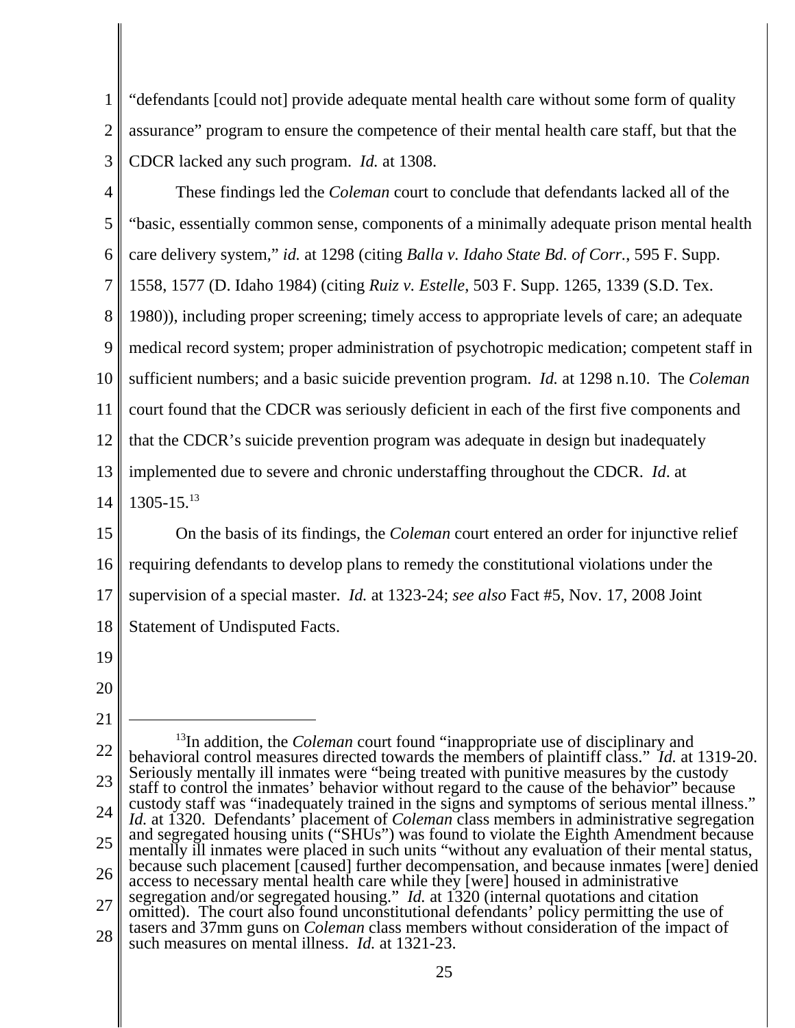"defendants [could not] provide adequate mental health care without some form of quality assurance" program to ensure the competence of their mental health care staff, but that the CDCR lacked any such program. *Id.* at 1308.

These findings led the *Coleman* court to conclude that defendants lacked all of the "basic, essentially common sense, components of a minimally adequate prison mental health care delivery system," *id.* at 1298 (citing *Balla v. Idaho State Bd. of Corr.*, 595 F. Supp. 1558, 1577 (D. Idaho 1984) (citing *Ruiz v. Estelle*, 503 F. Supp. 1265, 1339 (S.D. Tex. 1980)), including proper screening; timely access to appropriate levels of care; an adequate medical record system; proper administration of psychotropic medication; competent staff in sufficient numbers; and a basic suicide prevention program. *Id.* at 1298 n.10. The *Coleman* court found that the CDCR was seriously deficient in each of the first five components and that the CDCR's suicide prevention program was adequate in design but inadequately implemented due to severe and chronic understaffing throughout the CDCR. *Id*. at 1305-15.[13]

On the basis of its findings, the *Coleman* court entered an order for injunctive relief requiring defendants to develop plans to remedy the constitutional violations under the supervision of a special master. *Id.* at 1323-24; *see also* Fact #5, Nov. 17, 2008 Joint Statement of Undisputed Facts.

---

[13]In addition, the *Coleman* court found "inappropriate use of disciplinary and behavioral control measures directed towards the members of plaintiff class." *Id.* at 1319-20. Seriously mentally ill inmates were "being treated with punitive measures by the custody staff to control the inmates' behavior without regard to the cause of the behavior" because custody staff was "inadequately trained in the signs and symptoms of serious mental illness." *Id.* at 1320. Defendants' placement of *Coleman* class members in administrative segregation and segregated housing units ("SHUs") was found to violate the Eighth Amendment because mentally ill inmates were placed in such units "without any evaluation of their mental status, because such placement [caused] further decompensation, and because inmates [were] denied access to necessary mental health care while they [were] housed in administrative segregation and/or segregated housing." *Id.* at 1320 (internal quotations and citation omitted). The court also found unconstitutional defendants' policy permitting the use of tasers and 37mm guns on *Coleman* class members without consideration of the impact of such measures on mental illness. *Id.* at 1321-23.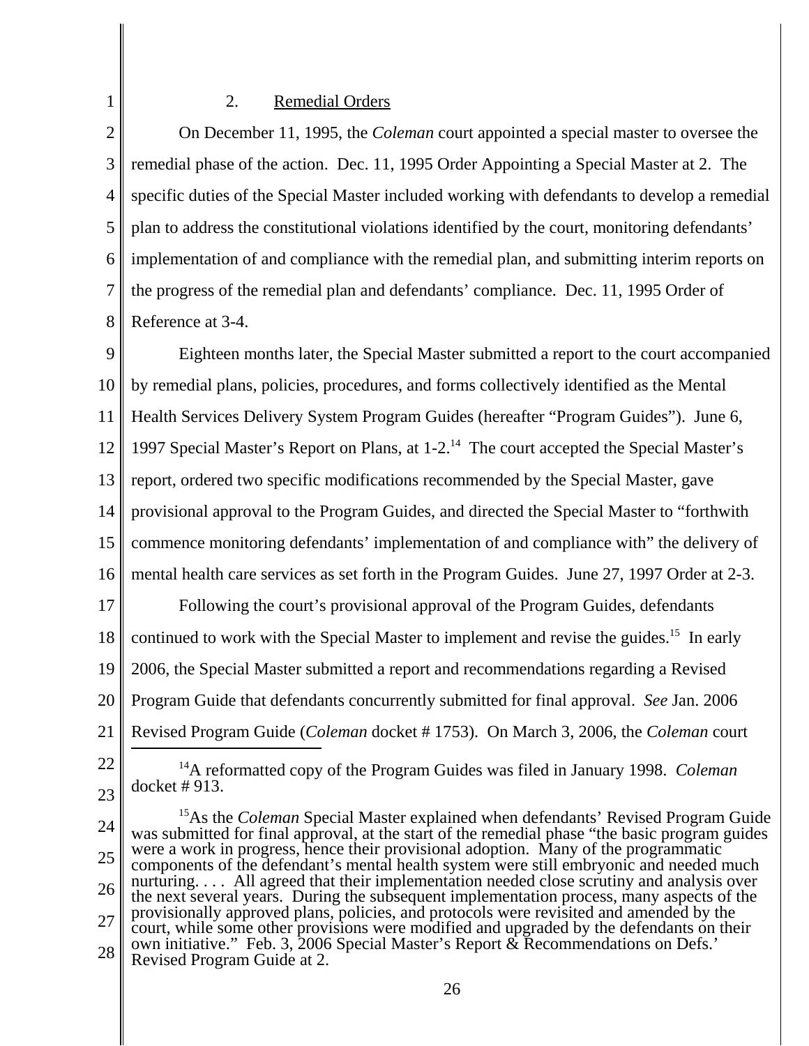### 2. Remedial Orders

On December 11, 1995, the *Coleman* court appointed a special master to oversee the remedial phase of the action. Dec. 11, 1995 Order Appointing a Special Master at 2. The specific duties of the Special Master included working with defendants to develop a remedial plan to address the constitutional violations identified by the court, monitoring defendants' implementation of and compliance with the remedial plan, and submitting interim reports on the progress of the remedial plan and defendants' compliance. Dec. 11, 1995 Order of Reference at 3-4.

Eighteen months later, the Special Master submitted a report to the court accompanied by remedial plans, policies, procedures, and forms collectively identified as the Mental Health Services Delivery System Program Guides (hereafter "Program Guides"). June 6, 1997 Special Master's Report on Plans, at 1-2.[14] The court accepted the Special Master's report, ordered two specific modifications recommended by the Special Master, gave provisional approval to the Program Guides, and directed the Special Master to "forthwith commence monitoring defendants' implementation of and compliance with" the delivery of mental health care services as set forth in the Program Guides. June 27, 1997 Order at 2-3.

Following the court's provisional approval of the Program Guides, defendants continued to work with the Special Master to implement and revise the guides.[15] In early 2006, the Special Master submitted a report and recommendations regarding a Revised Program Guide that defendants concurrently submitted for final approval. *See* Jan. 2006 Revised Program Guide (*Coleman* docket # 1753). On March 3, 2006, the *Coleman* court

---

[14] A reformatted copy of the Program Guides was filed in January 1998. *Coleman* docket # 913.

[15] As the *Coleman* Special Master explained when defendants' Revised Program Guide was submitted for final approval, at the start of the remedial phase "the basic program guides were a work in progress, hence their provisional adoption. Many of the programmatic components of the defendant's mental health system were still embryonic and needed much nurturing. . . . All agreed that their implementation needed close scrutiny and analysis over the next several years. During the subsequent implementation process, many aspects of the provisionally approved plans, policies, and protocols were revisited and amended by the court, while some other provisions were modified and upgraded by the defendants on their own initiative." Feb. 3, 2006 Special Master's Report & Recommendations on Defs.' Revised Program Guide at 2.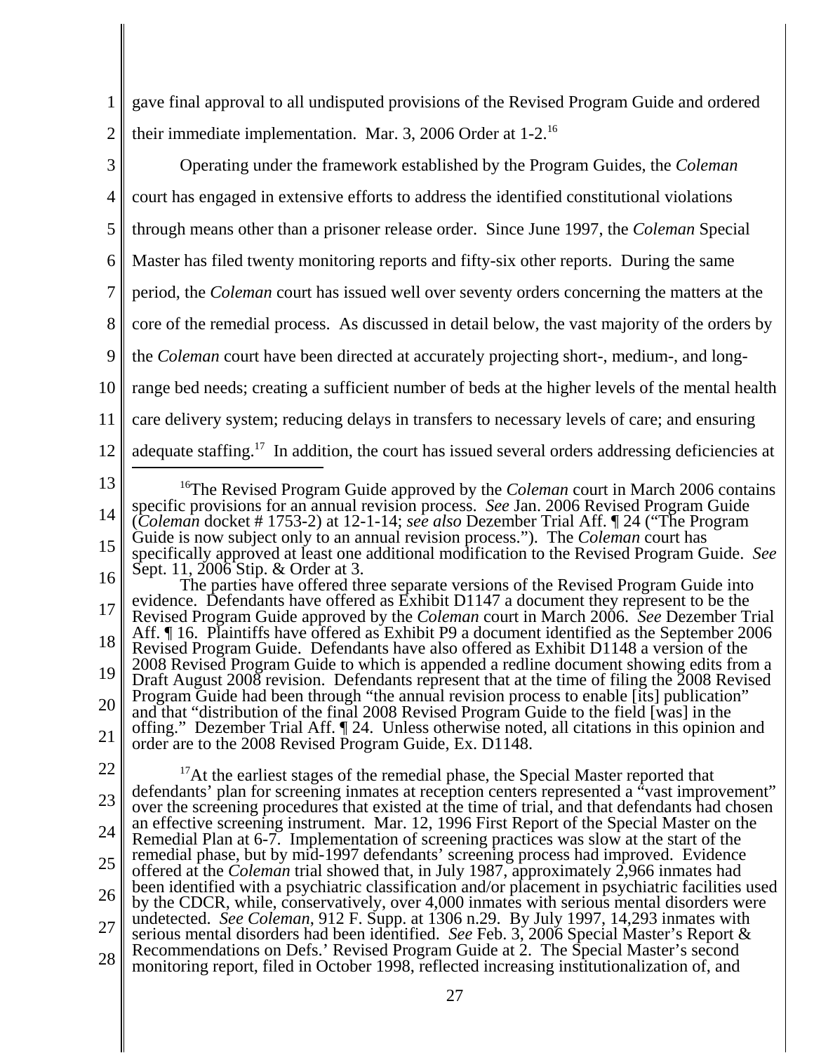gave final approval to all undisputed provisions of the Revised Program Guide and ordered their immediate implementation. Mar. 3, 2006 Order at 1-2.[16]

Operating under the framework established by the Program Guides, the *Coleman* court has engaged in extensive efforts to address the identified constitutional violations through means other than a prisoner release order. Since June 1997, the *Coleman* Special Master has filed twenty monitoring reports and fifty-six other reports. During the same period, the *Coleman* court has issued well over seventy orders concerning the matters at the core of the remedial process. As discussed in detail below, the vast majority of the orders by the *Coleman* court have been directed at accurately projecting short-, medium-, and long-range bed needs; creating a sufficient number of beds at the higher levels of the mental health care delivery system; reducing delays in transfers to necessary levels of care; and ensuring adequate staffing.[17] In addition, the court has issued several orders addressing deficiencies at

---

[16]The Revised Program Guide approved by the *Coleman* court in March 2006 contains specific provisions for an annual revision process. *See* Jan. 2006 Revised Program Guide (*Coleman* docket # 1753-2) at 12-1-14; *see also* Dezember Trial Aff. ¶ 24 ("The Program Guide is now subject only to an annual revision process."). The *Coleman* court has specifically approved at least one additional modification to the Revised Program Guide. *See* Sept. 11, 2006 Stip. & Order at 3.

The parties have offered three separate versions of the Revised Program Guide into evidence. Defendants have offered as Exhibit D1147 a document they represent to be the Revised Program Guide approved by the *Coleman* court in March 2006. *See* Dezember Trial Aff. ¶ 16. Plaintiffs have offered as Exhibit P9 a document identified as the September 2006 Revised Program Guide. Defendants have also offered as Exhibit D1148 a version of the 2008 Revised Program Guide to which is appended a redline document showing edits from a Draft August 2008 revision. Defendants represent that at the time of filing the 2008 Revised Program Guide had been through "the annual revision process to enable [its] publication" and that "distribution of the final 2008 Revised Program Guide to the field [was] in the offing." Dezember Trial Aff. ¶ 24. Unless otherwise noted, all citations in this opinion and order are to the 2008 Revised Program Guide, Ex. D1148.

[17]At the earliest stages of the remedial phase, the Special Master reported that defendants' plan for screening inmates at reception centers represented a "vast improvement" over the screening procedures that existed at the time of trial, and that defendants had chosen an effective screening instrument. Mar. 12, 1996 First Report of the Special Master on the Remedial Plan at 6-7. Implementation of screening practices was slow at the start of the remedial phase, but by mid-1997 defendants' screening process had improved. Evidence offered at the *Coleman* trial showed that, in July 1987, approximately 2,966 inmates had been identified with a psychiatric classification and/or placement in psychiatric facilities used by the CDCR, while, conservatively, over 4,000 inmates with serious mental disorders were undetected. *See Coleman*, 912 F. Supp. at 1306 n.29. By July 1997, 14,293 inmates with serious mental disorders had been identified. *See* Feb. 3, 2006 Special Master's Report & Recommendations on Defs.' Revised Program Guide at 2. The Special Master's second monitoring report, filed in October 1998, reflected increasing institutionalization of, and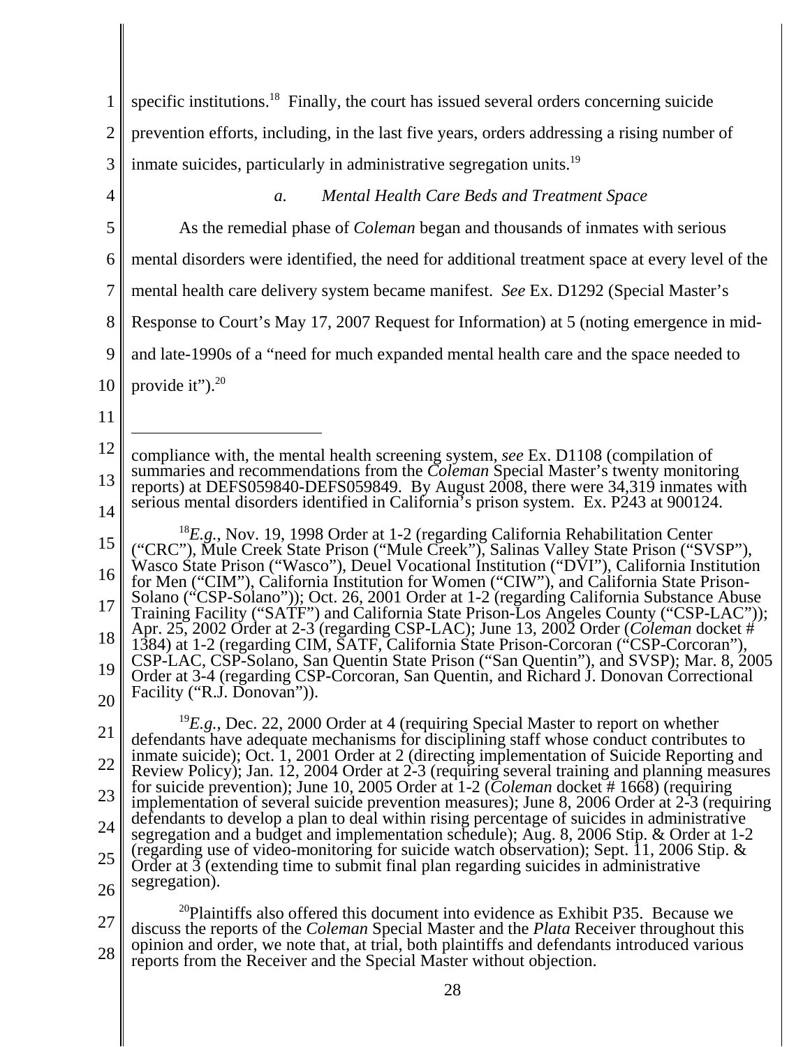specific institutions.[18] Finally, the court has issued several orders concerning suicide prevention efforts, including, in the last five years, orders addressing a rising number of inmate suicides, particularly in administrative segregation units.[19]

*a. Mental Health Care Beds and Treatment Space*

As the remedial phase of *Coleman* began and thousands of inmates with serious mental disorders were identified, the need for additional treatment space at every level of the mental health care delivery system became manifest. *See* Ex. D1292 (Special Master's Response to Court's May 17, 2007 Request for Information) at 5 (noting emergence in mid- and late-1990s of a "need for much expanded mental health care and the space needed to provide it").[20]

---

compliance with, the mental health screening system, *see* Ex. D1108 (compilation of summaries and recommendations from the *Coleman* Special Master's twenty monitoring reports) at DEFS059840-DEFS059849. By August 2008, there were 34,319 inmates with serious mental disorders identified in California's prison system. Ex. P243 at 900124.

[18] *E.g.*, Nov. 19, 1998 Order at 1-2 (regarding California Rehabilitation Center ("CRC"), Mule Creek State Prison ("Mule Creek"), Salinas Valley State Prison ("SVSP"), Wasco State Prison ("Wasco"), Deuel Vocational Institution ("DVI"), California Institution for Men ("CIM"), California Institution for Women ("CIW"), and California State Prison-Solano ("CSP-Solano")); Oct. 26, 2001 Order at 1-2 (regarding California Substance Abuse Training Facility ("SATF") and California State Prison-Los Angeles County ("CSP-LAC")); Apr. 25, 2002 Order at 2-3 (regarding CSP-LAC); June 13, 2002 Order (*Coleman* docket # 1384) at 1-2 (regarding CIM, SATF, California State Prison-Corcoran ("CSP-Corcoran"), CSP-LAC, CSP-Solano, San Quentin State Prison ("San Quentin"), and SVSP); Mar. 8, 2005 Order at 3-4 (regarding CSP-Corcoran, San Quentin, and Richard J. Donovan Correctional Facility ("R.J. Donovan")).

[19] *E.g.*, Dec. 22, 2000 Order at 4 (requiring Special Master to report on whether defendants have adequate mechanisms for disciplining staff whose conduct contributes to inmate suicide); Oct. 1, 2001 Order at 2 (directing implementation of Suicide Reporting and Review Policy); Jan. 12, 2004 Order at 2-3 (requiring several training and planning measures for suicide prevention); June 10, 2005 Order at 1-2 (*Coleman* docket # 1668) (requiring implementation of several suicide prevention measures); June 8, 2006 Order at 2-3 (requiring defendants to develop a plan to deal within rising percentage of suicides in administrative segregation and a budget and implementation schedule); Aug. 8, 2006 Stip. & Order at 1-2 (regarding use of video-monitoring for suicide watch observation); Sept. 11, 2006 Stip. & Order at 3 (extending time to submit final plan regarding suicides in administrative segregation).

[20] Plaintiffs also offered this document into evidence as Exhibit P35. Because we discuss the reports of the *Coleman* Special Master and the *Plata* Receiver throughout this opinion and order, we note that, at trial, both plaintiffs and defendants introduced various reports from the Receiver and the Special Master without objection.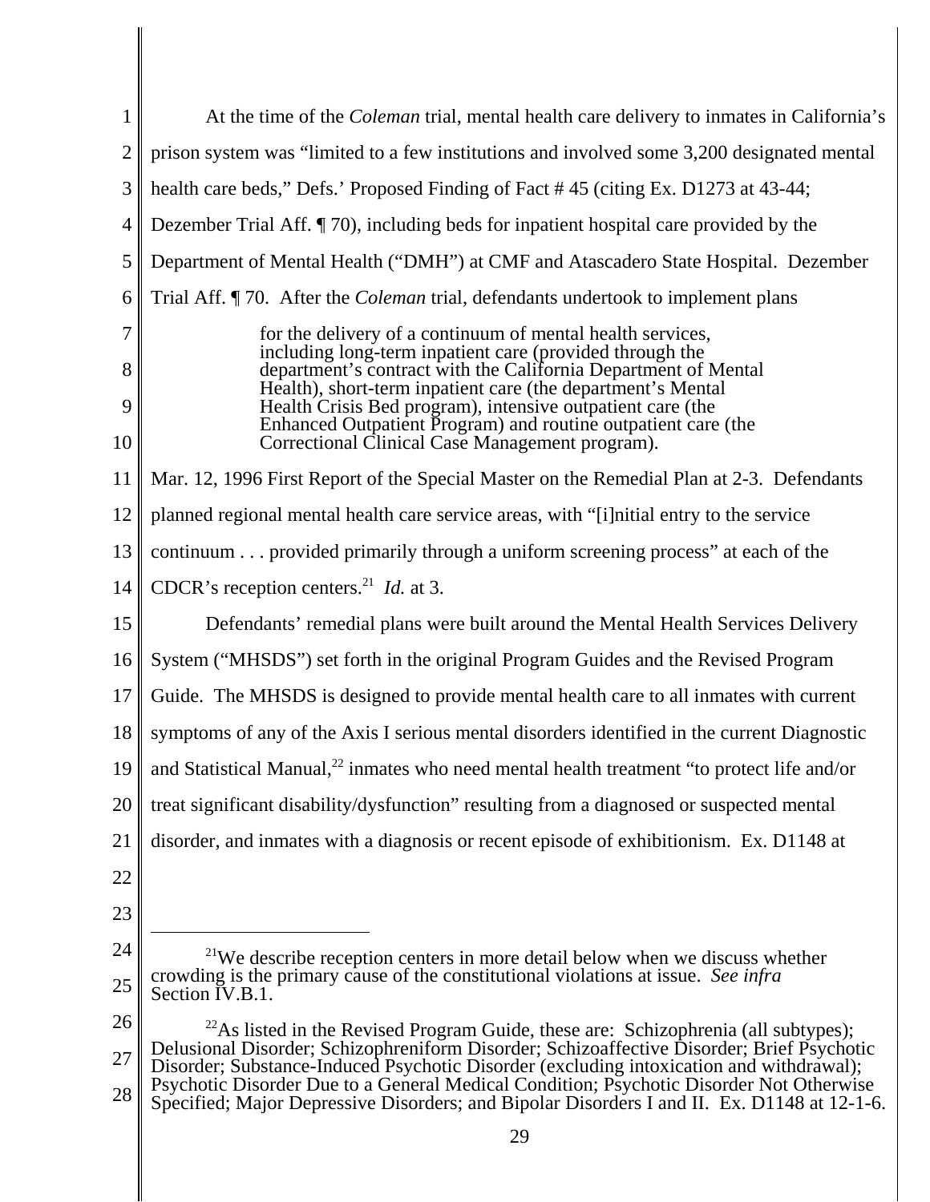At the time of the *Coleman* trial, mental health care delivery to inmates in California's prison system was "limited to a few institutions and involved some 3,200 designated mental health care beds," Defs.' Proposed Finding of Fact # 45 (citing Ex. D1273 at 43-44; Dezember Trial Aff. ¶ 70), including beds for inpatient hospital care provided by the Department of Mental Health ("DMH") at CMF and Atascadero State Hospital. Dezember Trial Aff. ¶ 70. After the *Coleman* trial, defendants undertook to implement plans

> for the delivery of a continuum of mental health services, including long-term inpatient care (provided through the department's contract with the California Department of Mental Health), short-term inpatient care (the department's Mental Health Crisis Bed program), intensive outpatient care (the Enhanced Outpatient Program) and routine outpatient care (the Correctional Clinical Case Management program).

Mar. 12, 1996 First Report of the Special Master on the Remedial Plan at 2-3. Defendants planned regional mental health care service areas, with "[i]nitial entry to the service continuum . . . provided primarily through a uniform screening process" at each of the CDCR's reception centers.[21] *Id.* at 3.

Defendants' remedial plans were built around the Mental Health Services Delivery System ("MHSDS") set forth in the original Program Guides and the Revised Program Guide. The MHSDS is designed to provide mental health care to all inmates with current symptoms of any of the Axis I serious mental disorders identified in the current Diagnostic and Statistical Manual,[22] inmates who need mental health treatment "to protect life and/or treat significant disability/dysfunction" resulting from a diagnosed or suspected mental disorder, and inmates with a diagnosis or recent episode of exhibitionism. Ex. D1148 at

---

[21] We describe reception centers in more detail below when we discuss whether crowding is the primary cause of the constitutional violations at issue. *See infra* Section IV.B.1.

[22] As listed in the Revised Program Guide, these are: Schizophrenia (all subtypes); Delusional Disorder; Schizophreniform Disorder; Schizoaffective Disorder; Brief Psychotic Disorder; Substance-Induced Psychotic Disorder (excluding intoxication and withdrawal); Psychotic Disorder Due to a General Medical Condition; Psychotic Disorder Not Otherwise Specified; Major Depressive Disorders; and Bipolar Disorders I and II. Ex. D1148 at 12-1-6.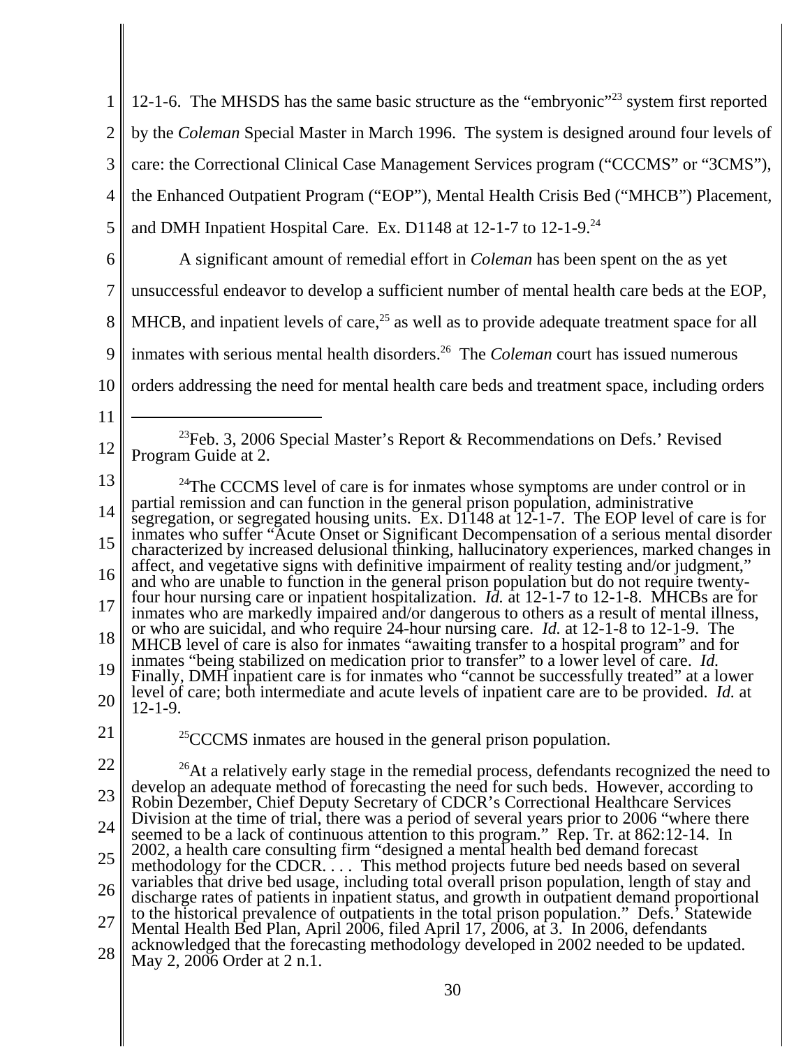12-1-6. The MHSDS has the same basic structure as the "embryonic"[23] system first reported by the *Coleman* Special Master in March 1996. The system is designed around four levels of care: the Correctional Clinical Case Management Services program ("CCCMS" or "3CMS"), the Enhanced Outpatient Program ("EOP"), Mental Health Crisis Bed ("MHCB") Placement, and DMH Inpatient Hospital Care. Ex. D1148 at 12-1-7 to 12-1-9.[24]

A significant amount of remedial effort in *Coleman* has been spent on the as yet unsuccessful endeavor to develop a sufficient number of mental health care beds at the EOP, MHCB, and inpatient levels of care,[25] as well as to provide adequate treatment space for all inmates with serious mental health disorders.[26] The *Coleman* court has issued numerous orders addressing the need for mental health care beds and treatment space, including orders

---

[23]Feb. 3, 2006 Special Master's Report & Recommendations on Defs.' Revised Program Guide at 2.

[24]The CCCMS level of care is for inmates whose symptoms are under control or in partial remission and can function in the general prison population, administrative segregation, or segregated housing units. Ex. D1148 at 12-1-7. The EOP level of care is for inmates who suffer "Acute Onset or Significant Decompensation of a serious mental disorder characterized by increased delusional thinking, hallucinatory experiences, marked changes in affect, and vegetative signs with definitive impairment of reality testing and/or judgment," and who are unable to function in the general prison population but do not require twenty-four hour nursing care or inpatient hospitalization. *Id.* at 12-1-7 to 12-1-8. MHCBs are for inmates who are markedly impaired and/or dangerous to others as a result of mental illness, or who are suicidal, and who require 24-hour nursing care. *Id.* at 12-1-8 to 12-1-9. The MHCB level of care is also for inmates "awaiting transfer to a hospital program" and for inmates "being stabilized on medication prior to transfer" to a lower level of care. *Id.* Finally, DMH inpatient care is for inmates who "cannot be successfully treated" at a lower level of care; both intermediate and acute levels of inpatient care are to be provided. *Id.* at 12-1-9.

[25]CCCMS inmates are housed in the general prison population.

[26]At a relatively early stage in the remedial process, defendants recognized the need to develop an adequate method of forecasting the need for such beds. However, according to Robin Dezember, Chief Deputy Secretary of CDCR's Correctional Healthcare Services Division at the time of trial, there was a period of several years prior to 2006 "where there seemed to be a lack of continuous attention to this program." Rep. Tr. at 862:12-14. In 2002, a health care consulting firm "designed a mental health bed demand forecast methodology for the CDCR. . . . This method projects future bed needs based on several variables that drive bed usage, including total overall prison population, length of stay and discharge rates of patients in inpatient status, and growth in outpatient demand proportional to the historical prevalence of outpatients in the total prison population." Defs.' Statewide Mental Health Bed Plan, April 2006, filed April 17, 2006, at 3. In 2006, defendants acknowledged that the forecasting methodology developed in 2002 needed to be updated. May 2, 2006 Order at 2 n.1.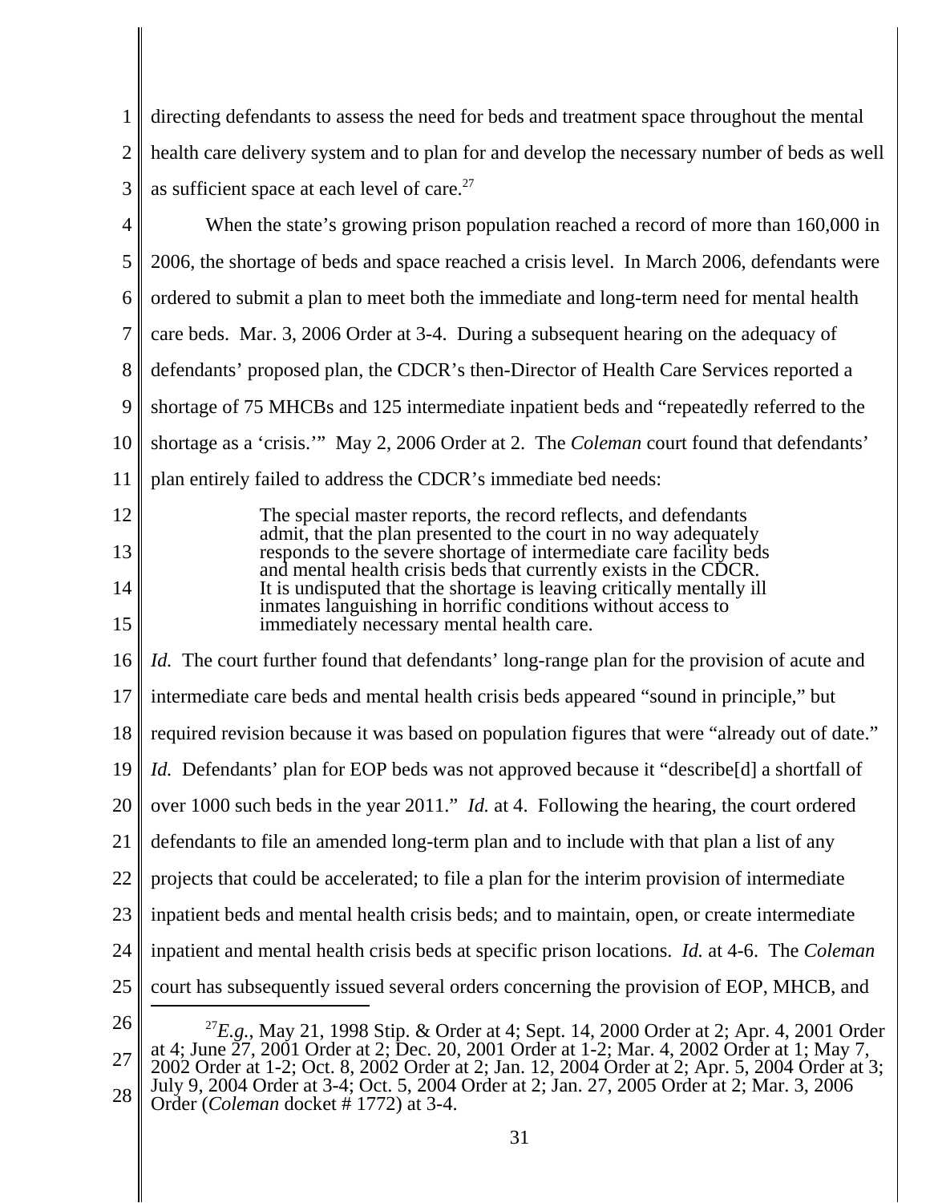directing defendants to assess the need for beds and treatment space throughout the mental health care delivery system and to plan for and develop the necessary number of beds as well as sufficient space at each level of care.[27]

When the state's growing prison population reached a record of more than 160,000 in 2006, the shortage of beds and space reached a crisis level. In March 2006, defendants were ordered to submit a plan to meet both the immediate and long-term need for mental health care beds. Mar. 3, 2006 Order at 3-4. During a subsequent hearing on the adequacy of defendants' proposed plan, the CDCR's then-Director of Health Care Services reported a shortage of 75 MHCBs and 125 intermediate inpatient beds and "repeatedly referred to the shortage as a 'crisis.'" May 2, 2006 Order at 2. The *Coleman* court found that defendants' plan entirely failed to address the CDCR's immediate bed needs:

> The special master reports, the record reflects, and defendants admit, that the plan presented to the court in no way adequately responds to the severe shortage of intermediate care facility beds and mental health crisis beds that currently exists in the CDCR. It is undisputed that the shortage is leaving critically mentally ill inmates languishing in horrific conditions without access to immediately necessary mental health care.

*Id.* The court further found that defendants' long-range plan for the provision of acute and intermediate care beds and mental health crisis beds appeared "sound in principle," but required revision because it was based on population figures that were "already out of date." *Id.* Defendants' plan for EOP beds was not approved because it "describe[d] a shortfall of over 1000 such beds in the year 2011." *Id.* at 4. Following the hearing, the court ordered defendants to file an amended long-term plan and to include with that plan a list of any projects that could be accelerated; to file a plan for the interim provision of intermediate inpatient beds and mental health crisis beds; and to maintain, open, or create intermediate inpatient and mental health crisis beds at specific prison locations. *Id.* at 4-6. The *Coleman* court has subsequently issued several orders concerning the provision of EOP, MHCB, and

---

[27] *E.g.*, May 21, 1998 Stip. & Order at 4; Sept. 14, 2000 Order at 2; Apr. 4, 2001 Order at 4; June 27, 2001 Order at 2; Dec. 20, 2001 Order at 1-2; Mar. 4, 2002 Order at 1; May 7, 2002 Order at 1-2; Oct. 8, 2002 Order at 2; Jan. 12, 2004 Order at 2; Apr. 5, 2004 Order at 3; July 9, 2004 Order at 3-4; Oct. 5, 2004 Order at 2; Jan. 27, 2005 Order at 2; Mar. 3, 2006 Order (*Coleman* docket # 1772) at 3-4.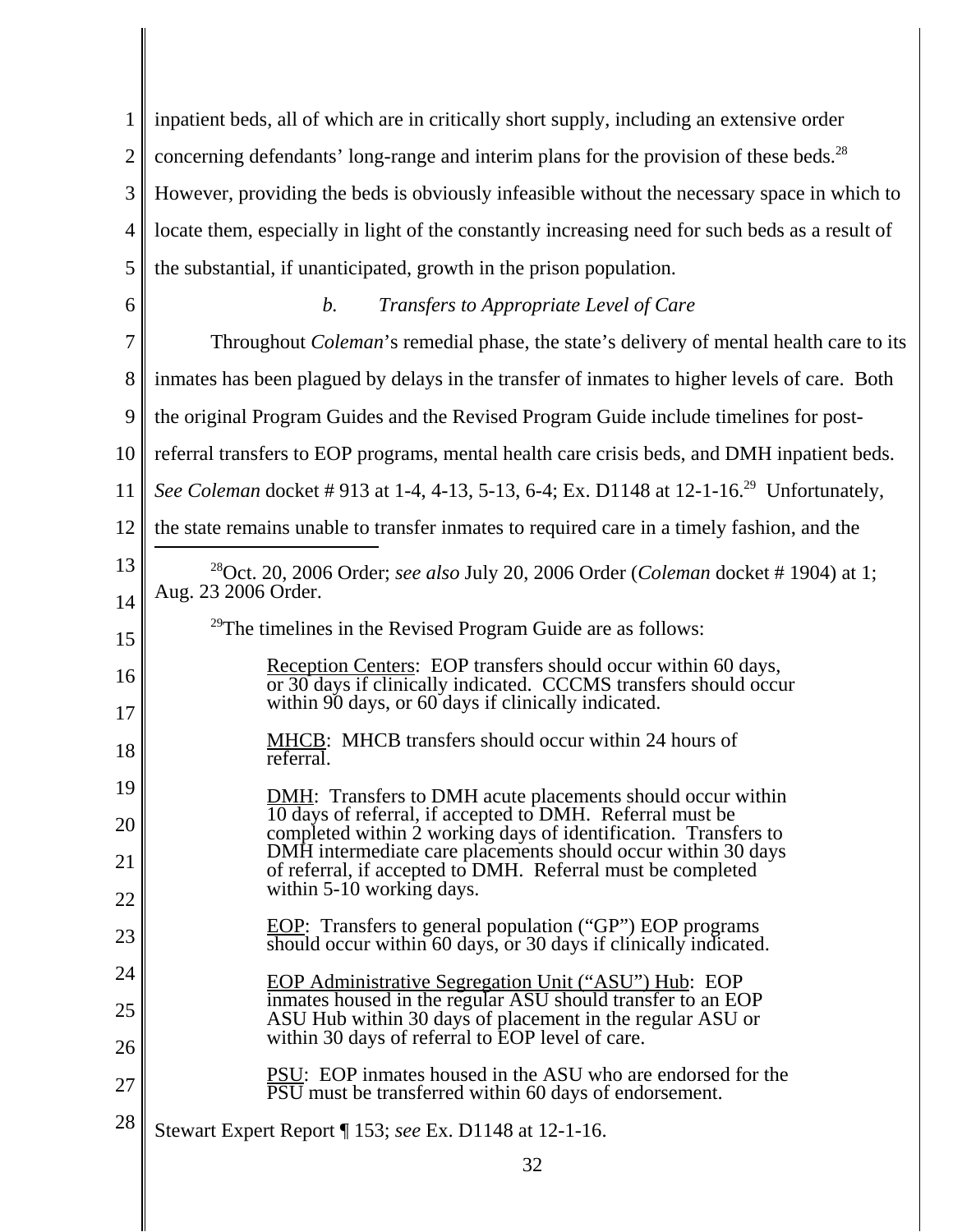inpatient beds, all of which are in critically short supply, including an extensive order concerning defendants' long-range and interim plans for the provision of these beds.[28] However, providing the beds is obviously infeasible without the necessary space in which to locate them, especially in light of the constantly increasing need for such beds as a result of the substantial, if unanticipated, growth in the prison population.

*b. Transfers to Appropriate Level of Care*

Throughout *Coleman*'s remedial phase, the state's delivery of mental health care to its inmates has been plagued by delays in the transfer of inmates to higher levels of care. Both the original Program Guides and the Revised Program Guide include timelines for post-referral transfers to EOP programs, mental health care crisis beds, and DMH inpatient beds. *See Coleman* docket # 913 at 1-4, 4-13, 5-13, 6-4; Ex. D1148 at 12-1-16.[29] Unfortunately, the state remains unable to transfer inmates to required care in a timely fashion, and the

---

[28] Oct. 20, 2006 Order; *see also* July 20, 2006 Order (*Coleman* docket # 1904) at 1; Aug. 23 2006 Order.

[29] The timelines in the Revised Program Guide are as follows:

> Reception Centers: EOP transfers should occur within 60 days, or 30 days if clinically indicated. CCCMS transfers should occur within 90 days, or 60 days if clinically indicated.
>
> MHCB: MHCB transfers should occur within 24 hours of referral.
>
> DMH: Transfers to DMH acute placements should occur within 10 days of referral, if accepted to DMH. Referral must be completed within 2 working days of identification. Transfers to DMH intermediate care placements should occur within 30 days of referral, if accepted to DMH. Referral must be completed within 5-10 working days.
>
> EOP: Transfers to general population ("GP") EOP programs should occur within 60 days, or 30 days if clinically indicated.
>
> EOP Administrative Segregation Unit ("ASU") Hub: EOP inmates housed in the regular ASU should transfer to an EOP ASU Hub within 30 days of placement in the regular ASU or within 30 days of referral to EOP level of care.
>
> PSU: EOP inmates housed in the ASU who are endorsed for the PSU must be transferred within 60 days of endorsement.

Stewart Expert Report ¶ 153; *see* Ex. D1148 at 12-1-16.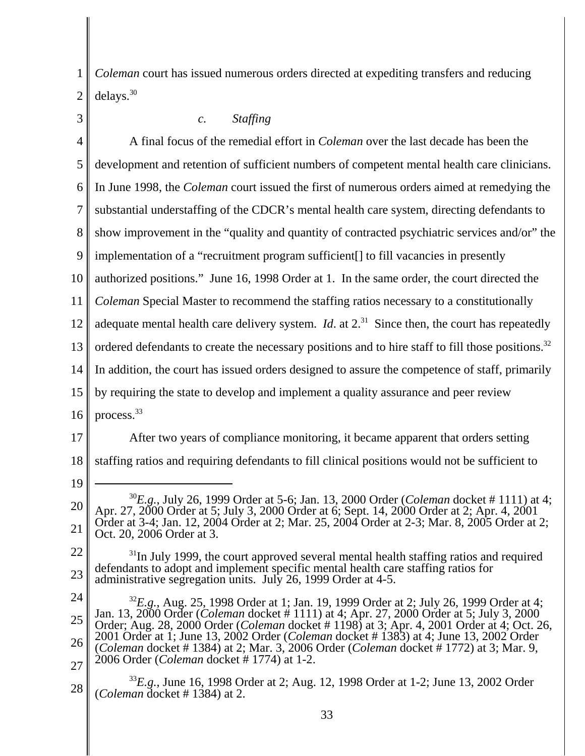*Coleman* court has issued numerous orders directed at expediting transfers and reducing delays.[30]

*c. Staffing*

A final focus of the remedial effort in *Coleman* over the last decade has been the development and retention of sufficient numbers of competent mental health care clinicians. In June 1998, the *Coleman* court issued the first of numerous orders aimed at remedying the substantial understaffing of the CDCR's mental health care system, directing defendants to show improvement in the "quality and quantity of contracted psychiatric services and/or" the implementation of a "recruitment program sufficient[] to fill vacancies in presently authorized positions." June 16, 1998 Order at 1. In the same order, the court directed the *Coleman* Special Master to recommend the staffing ratios necessary to a constitutionally adequate mental health care delivery system. *Id*. at 2.[31] Since then, the court has repeatedly ordered defendants to create the necessary positions and to hire staff to fill those positions.[32] In addition, the court has issued orders designed to assure the competence of staff, primarily by requiring the state to develop and implement a quality assurance and peer review process.[33]

After two years of compliance monitoring, it became apparent that orders setting staffing ratios and requiring defendants to fill clinical positions would not be sufficient to

---

[30] *E.g.*, July 26, 1999 Order at 5-6; Jan. 13, 2000 Order (*Coleman* docket # 1111) at 4; Apr. 27, 2000 Order at 5; July 3, 2000 Order at 6; Sept. 14, 2000 Order at 2; Apr. 4, 2001 Order at 3-4; Jan. 12, 2004 Order at 2; Mar. 25, 2004 Order at 2-3; Mar. 8, 2005 Order at 2; Oct. 20, 2006 Order at 3.

[31] In July 1999, the court approved several mental health staffing ratios and required defendants to adopt and implement specific mental health care staffing ratios for administrative segregation units. July 26, 1999 Order at 4-5.

[32] *E.g.*, Aug. 25, 1998 Order at 1; Jan. 19, 1999 Order at 2; July 26, 1999 Order at 4; Jan. 13, 2000 Order (*Coleman* docket # 1111) at 4; Apr. 27, 2000 Order at 5; July 3, 2000 Order; Aug. 28, 2000 Order (*Coleman* docket # 1198) at 3; Apr. 4, 2001 Order at 4; Oct. 26, 2001 Order at 1; June 13, 2002 Order (*Coleman* docket # 1383) at 4; June 13, 2002 Order (*Coleman* docket # 1384) at 2; Mar. 3, 2006 Order (*Coleman* docket # 1772) at 3; Mar. 9, 2006 Order (*Coleman* docket # 1774) at 1-2.

[33] *E.g.*, June 16, 1998 Order at 2; Aug. 12, 1998 Order at 1-2; June 13, 2002 Order (*Coleman* docket # 1384) at 2.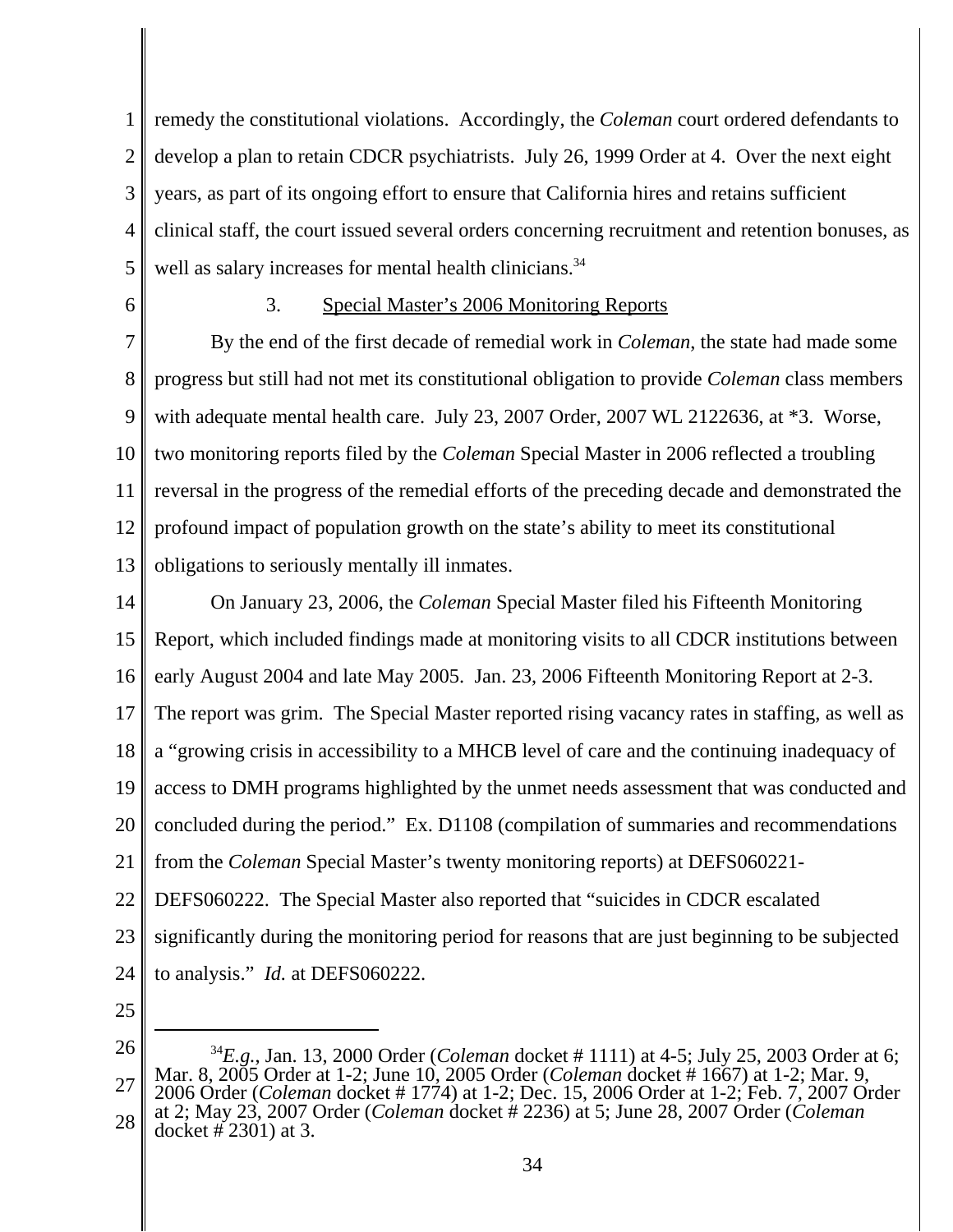remedy the constitutional violations. Accordingly, the *Coleman* court ordered defendants to develop a plan to retain CDCR psychiatrists. July 26, 1999 Order at 4. Over the next eight years, as part of its ongoing effort to ensure that California hires and retains sufficient clinical staff, the court issued several orders concerning recruitment and retention bonuses, as well as salary increases for mental health clinicians.[34]

### 3. Special Master's 2006 Monitoring Reports

By the end of the first decade of remedial work in *Coleman*, the state had made some progress but still had not met its constitutional obligation to provide *Coleman* class members with adequate mental health care. July 23, 2007 Order, 2007 WL 2122636, at *3. Worse, two monitoring reports filed by the *Coleman* Special Master in 2006 reflected a troubling reversal in the progress of the remedial efforts of the preceding decade and demonstrated the profound impact of population growth on the state's ability to meet its constitutional obligations to seriously mentally ill inmates.

On January 23, 2006, the *Coleman* Special Master filed his Fifteenth Monitoring Report, which included findings made at monitoring visits to all CDCR institutions between early August 2004 and late May 2005. Jan. 23, 2006 Fifteenth Monitoring Report at 2-3. The report was grim. The Special Master reported rising vacancy rates in staffing, as well as a "growing crisis in accessibility to a MHCB level of care and the continuing inadequacy of access to DMH programs highlighted by the unmet needs assessment that was conducted and concluded during the period." Ex. D1108 (compilation of summaries and recommendations from the *Coleman* Special Master's twenty monitoring reports) at DEFS060221-DEFS060222. The Special Master also reported that "suicides in CDCR escalated significantly during the monitoring period for reasons that are just beginning to be subjected to analysis." *Id.* at DEFS060222.

---

[34] *E.g.*, Jan. 13, 2000 Order (*Coleman* docket # 1111) at 4-5; July 25, 2003 Order at 6; Mar. 8, 2005 Order at 1-2; June 10, 2005 Order (*Coleman* docket # 1667) at 1-2; Mar. 9, 2006 Order (*Coleman* docket # 1774) at 1-2; Dec. 15, 2006 Order at 1-2; Feb. 7, 2007 Order at 2; May 23, 2007 Order (*Coleman* docket # 2236) at 5; June 28, 2007 Order (*Coleman* docket # 2301) at 3.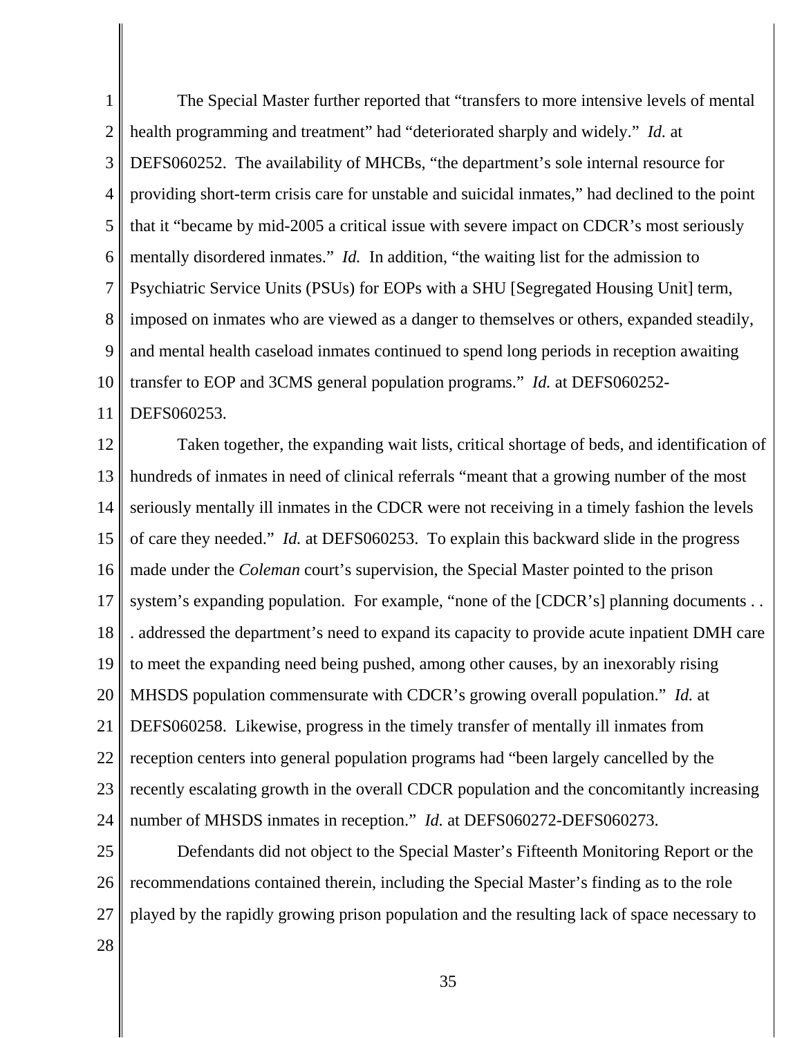The Special Master further reported that "transfers to more intensive levels of mental health programming and treatment" had "deteriorated sharply and widely." *Id.* at DEFS060252. The availability of MHCBs, "the department's sole internal resource for providing short-term crisis care for unstable and suicidal inmates," had declined to the point that it "became by mid-2005 a critical issue with severe impact on CDCR's most seriously mentally disordered inmates." *Id.* In addition, "the waiting list for the admission to Psychiatric Service Units (PSUs) for EOPs with a SHU [Segregated Housing Unit] term, imposed on inmates who are viewed as a danger to themselves or others, expanded steadily, and mental health caseload inmates continued to spend long periods in reception awaiting transfer to EOP and 3CMS general population programs." *Id.* at DEFS060252-DEFS060253.

Taken together, the expanding wait lists, critical shortage of beds, and identification of hundreds of inmates in need of clinical referrals "meant that a growing number of the most seriously mentally ill inmates in the CDCR were not receiving in a timely fashion the levels of care they needed." *Id.* at DEFS060253. To explain this backward slide in the progress made under the *Coleman* court's supervision, the Special Master pointed to the prison system's expanding population. For example, "none of the [CDCR's] planning documents . . . addressed the department's need to expand its capacity to provide acute inpatient DMH care to meet the expanding need being pushed, among other causes, by an inexorably rising MHSDS population commensurate with CDCR's growing overall population." *Id.* at DEFS060258. Likewise, progress in the timely transfer of mentally ill inmates from reception centers into general population programs had "been largely cancelled by the recently escalating growth in the overall CDCR population and the concomitantly increasing number of MHSDS inmates in reception." *Id.* at DEFS060272-DEFS060273.

Defendants did not object to the Special Master's Fifteenth Monitoring Report or the recommendations contained therein, including the Special Master's finding as to the role played by the rapidly growing prison population and the resulting lack of space necessary to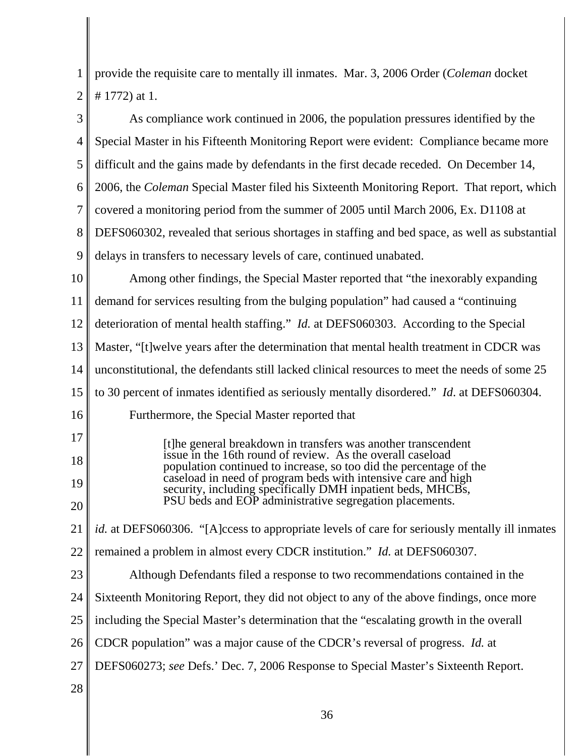provide the requisite care to mentally ill inmates. Mar. 3, 2006 Order (*Coleman* docket # 1772) at 1.

As compliance work continued in 2006, the population pressures identified by the Special Master in his Fifteenth Monitoring Report were evident: Compliance became more difficult and the gains made by defendants in the first decade receded. On December 14, 2006, the *Coleman* Special Master filed his Sixteenth Monitoring Report. That report, which covered a monitoring period from the summer of 2005 until March 2006, Ex. D1108 at DEFS060302, revealed that serious shortages in staffing and bed space, as well as substantial delays in transfers to necessary levels of care, continued unabated.

Among other findings, the Special Master reported that "the inexorably expanding demand for services resulting from the bulging population" had caused a "continuing deterioration of mental health staffing." *Id.* at DEFS060303. According to the Special Master, "[t]welve years after the determination that mental health treatment in CDCR was unconstitutional, the defendants still lacked clinical resources to meet the needs of some 25 to 30 percent of inmates identified as seriously mentally disordered." *Id.* at DEFS060304.

Furthermore, the Special Master reported that

> [t]he general breakdown in transfers was another transcendent issue in the 16th round of review. As the overall caseload population continued to increase, so too did the percentage of the caseload in need of program beds with intensive care and high security, including specifically DMH inpatient beds, MHCBs, PSU beds and EOP administrative segregation placements.

*id.* at DEFS060306. "[A]ccess to appropriate levels of care for seriously mentally ill inmates remained a problem in almost every CDCR institution." *Id.* at DEFS060307.

Although Defendants filed a response to two recommendations contained in the Sixteenth Monitoring Report, they did not object to any of the above findings, once more including the Special Master's determination that the "escalating growth in the overall CDCR population" was a major cause of the CDCR's reversal of progress. *Id.* at DEFS060273; *see* Defs.' Dec. 7, 2006 Response to Special Master's Sixteenth Report.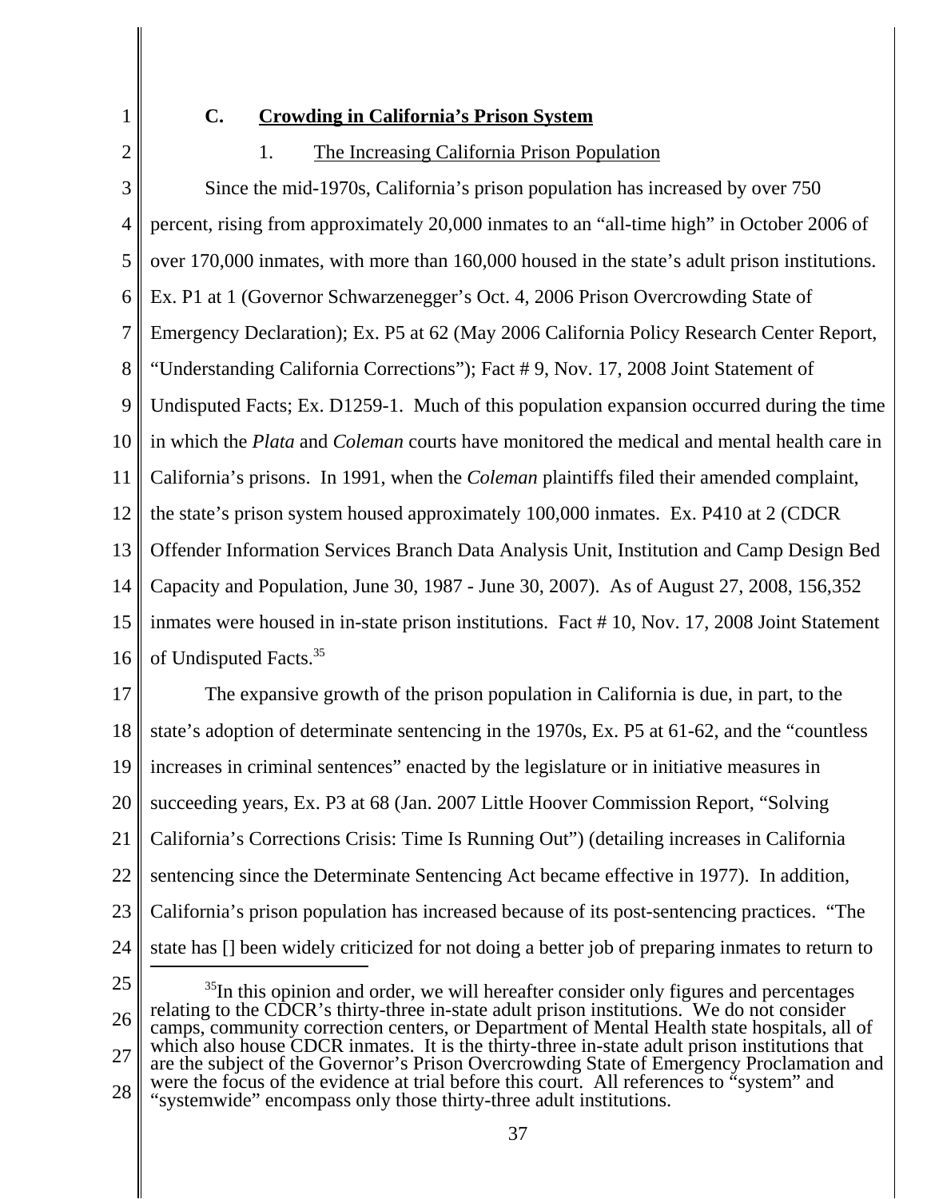### C. Crowding in California's Prison System

#### 1. The Increasing California Prison Population

Since the mid-1970s, California's prison population has increased by over 750 percent, rising from approximately 20,000 inmates to an "all-time high" in October 2006 of over 170,000 inmates, with more than 160,000 housed in the state's adult prison institutions. Ex. P1 at 1 (Governor Schwarzenegger's Oct. 4, 2006 Prison Overcrowding State of Emergency Declaration); Ex. P5 at 62 (May 2006 California Policy Research Center Report, "Understanding California Corrections"); Fact # 9, Nov. 17, 2008 Joint Statement of Undisputed Facts; Ex. D1259-1. Much of this population expansion occurred during the time in which the *Plata* and *Coleman* courts have monitored the medical and mental health care in California's prisons. In 1991, when the *Coleman* plaintiffs filed their amended complaint, the state's prison system housed approximately 100,000 inmates. Ex. P410 at 2 (CDCR Offender Information Services Branch Data Analysis Unit, Institution and Camp Design Bed Capacity and Population, June 30, 1987 - June 30, 2007). As of August 27, 2008, 156,352 inmates were housed in in-state prison institutions. Fact # 10, Nov. 17, 2008 Joint Statement of Undisputed Facts.[35]

The expansive growth of the prison population in California is due, in part, to the state's adoption of determinate sentencing in the 1970s, Ex. P5 at 61-62, and the "countless increases in criminal sentences" enacted by the legislature or in initiative measures in succeeding years, Ex. P3 at 68 (Jan. 2007 Little Hoover Commission Report, "Solving California's Corrections Crisis: Time Is Running Out") (detailing increases in California sentencing since the Determinate Sentencing Act became effective in 1977). In addition, California's prison population has increased because of its post-sentencing practices. "The state has [] been widely criticized for not doing a better job of preparing inmates to return to

---

[35] In this opinion and order, we will hereafter consider only figures and percentages relating to the CDCR's thirty-three in-state adult prison institutions. We do not consider camps, community correction centers, or Department of Mental Health state hospitals, all of which also house CDCR inmates. It is the thirty-three in-state adult prison institutions that are the subject of the Governor's Prison Overcrowding State of Emergency Proclamation and were the focus of the evidence at trial before this court. All references to "system" and "systemwide" encompass only those thirty-three adult institutions.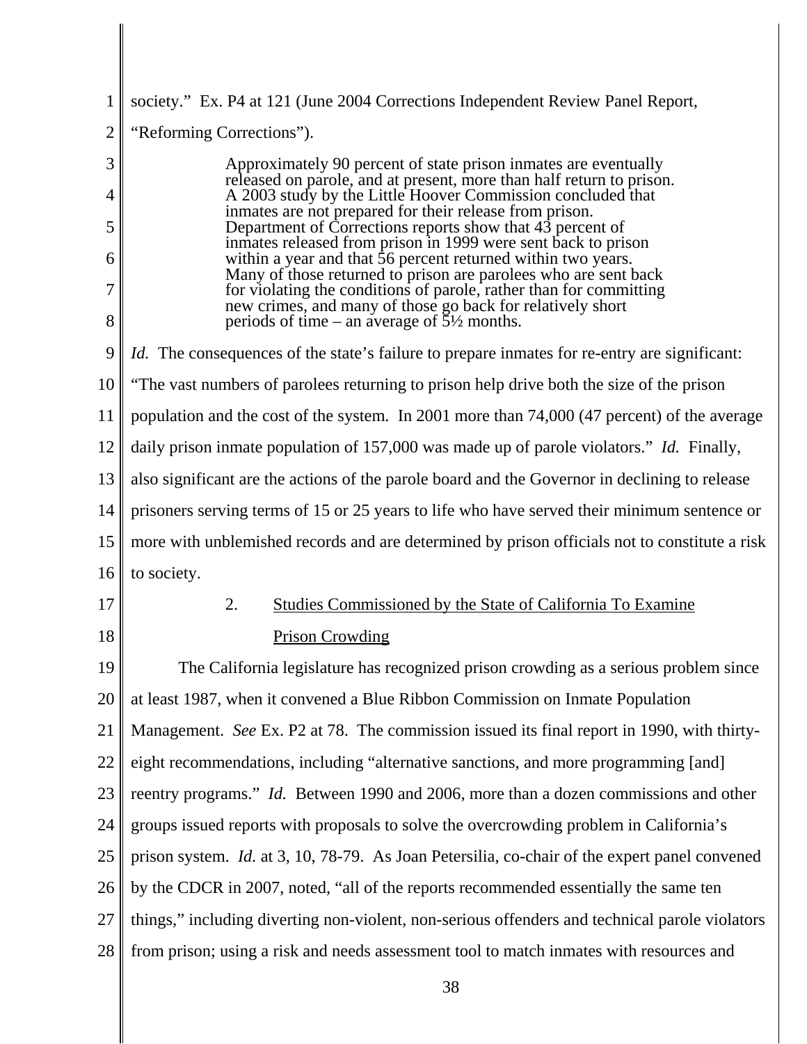society." Ex. P4 at 121 (June 2004 Corrections Independent Review Panel Report, "Reforming Corrections").

> Approximately 90 percent of state prison inmates are eventually released on parole, and at present, more than half return to prison. A 2003 study by the Little Hoover Commission concluded that inmates are not prepared for their release from prison. Department of Corrections reports show that 43 percent of inmates released from prison in 1999 were sent back to prison within a year and that 56 percent returned within two years. Many of those returned to prison are parolees who are sent back for violating the conditions of parole, rather than for committing new crimes, and many of those go back for relatively short periods of time – an average of 5½ months.

*Id.* The consequences of the state's failure to prepare inmates for re-entry are significant: "The vast numbers of parolees returning to prison help drive both the size of the prison population and the cost of the system. In 2001 more than 74,000 (47 percent) of the average daily prison inmate population of 157,000 was made up of parole violators." *Id.* Finally, also significant are the actions of the parole board and the Governor in declining to release prisoners serving terms of 15 or 25 years to life who have served their minimum sentence or more with unblemished records and are determined by prison officials not to constitute a risk to society.

### 2. Studies Commissioned by the State of California To Examine Prison Crowding

The California legislature has recognized prison crowding as a serious problem since at least 1987, when it convened a Blue Ribbon Commission on Inmate Population Management. *See* Ex. P2 at 78. The commission issued its final report in 1990, with thirty-eight recommendations, including "alternative sanctions, and more programming [and] reentry programs." *Id.* Between 1990 and 2006, more than a dozen commissions and other groups issued reports with proposals to solve the overcrowding problem in California's prison system. *Id.* at 3, 10, 78-79. As Joan Petersilia, co-chair of the expert panel convened by the CDCR in 2007, noted, "all of the reports recommended essentially the same ten things," including diverting non-violent, non-serious offenders and technical parole violators from prison; using a risk and needs assessment tool to match inmates with resources and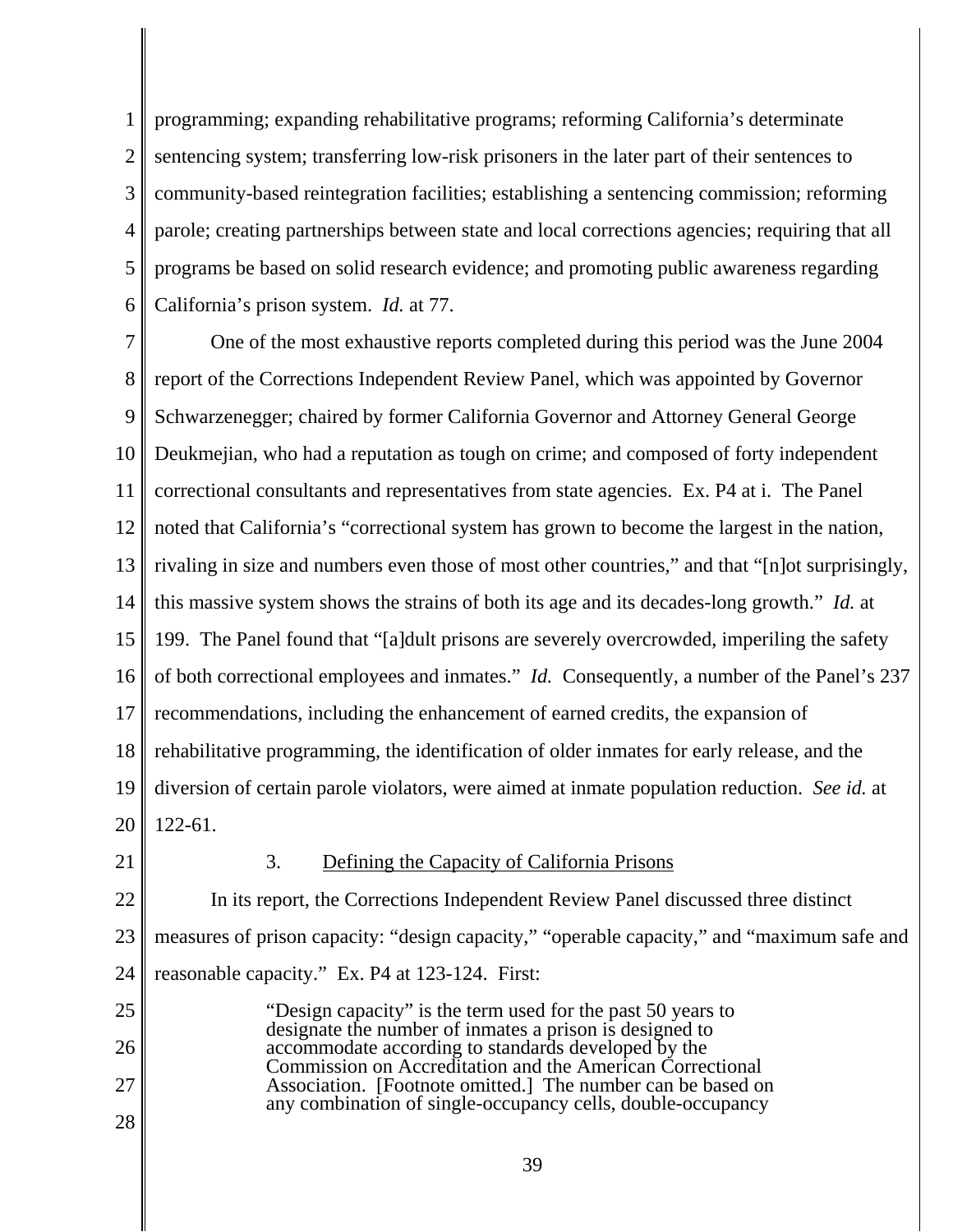programming; expanding rehabilitative programs; reforming California's determinate sentencing system; transferring low-risk prisoners in the later part of their sentences to community-based reintegration facilities; establishing a sentencing commission; reforming parole; creating partnerships between state and local corrections agencies; requiring that all programs be based on solid research evidence; and promoting public awareness regarding California's prison system. *Id.* at 77.

One of the most exhaustive reports completed during this period was the June 2004 report of the Corrections Independent Review Panel, which was appointed by Governor Schwarzenegger; chaired by former California Governor and Attorney General George Deukmejian, who had a reputation as tough on crime; and composed of forty independent correctional consultants and representatives from state agencies. Ex. P4 at i. The Panel noted that California's "correctional system has grown to become the largest in the nation, rivaling in size and numbers even those of most other countries," and that "[n]ot surprisingly, this massive system shows the strains of both its age and its decades-long growth." *Id.* at 199. The Panel found that "[a]dult prisons are severely overcrowded, imperiling the safety of both correctional employees and inmates." *Id.* Consequently, a number of the Panel's 237 recommendations, including the enhancement of earned credits, the expansion of rehabilitative programming, the identification of older inmates for early release, and the diversion of certain parole violators, were aimed at inmate population reduction. *See id.* at 122-61.

### 3. Defining the Capacity of California Prisons

In its report, the Corrections Independent Review Panel discussed three distinct measures of prison capacity: "design capacity," "operable capacity," and "maximum safe and reasonable capacity." Ex. P4 at 123-124. First:

> "Design capacity" is the term used for the past 50 years to designate the number of inmates a prison is designed to accommodate according to standards developed by the Commission on Accreditation and the American Correctional Association. [Footnote omitted.] The number can be based on any combination of single-occupancy cells, double-occupancy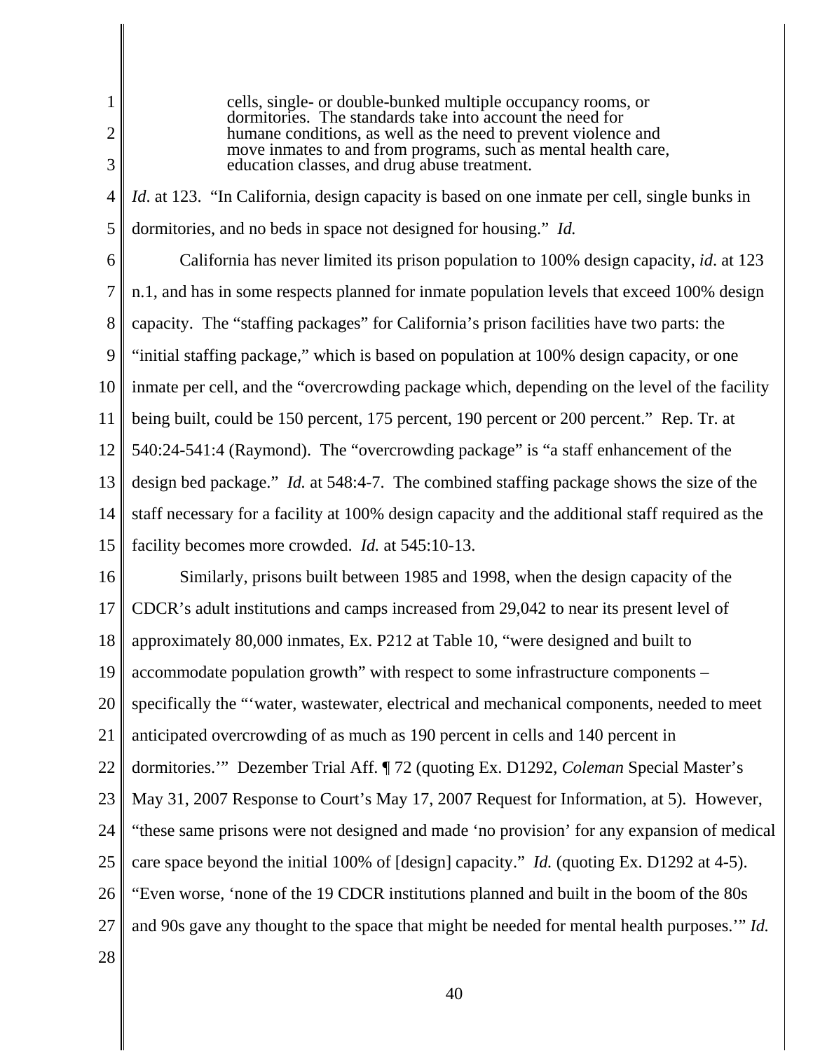> cells, single- or double-bunked multiple occupancy rooms, or dormitories. The standards take into account the need for humane conditions, as well as the need to prevent violence and move inmates to and from programs, such as mental health care, education classes, and drug abuse treatment.

*Id*. at 123. "In California, design capacity is based on one inmate per cell, single bunks in dormitories, and no beds in space not designed for housing." *Id.*

California has never limited its prison population to 100% design capacity, *id*. at 123 n.1, and has in some respects planned for inmate population levels that exceed 100% design capacity. The "staffing packages" for California's prison facilities have two parts: the "initial staffing package," which is based on population at 100% design capacity, or one inmate per cell, and the "overcrowding package which, depending on the level of the facility being built, could be 150 percent, 175 percent, 190 percent or 200 percent." Rep. Tr. at 540:24-541:4 (Raymond). The "overcrowding package" is "a staff enhancement of the design bed package." *Id.* at 548:4-7. The combined staffing package shows the size of the staff necessary for a facility at 100% design capacity and the additional staff required as the facility becomes more crowded. *Id.* at 545:10-13.

Similarly, prisons built between 1985 and 1998, when the design capacity of the CDCR's adult institutions and camps increased from 29,042 to near its present level of approximately 80,000 inmates, Ex. P212 at Table 10, "were designed and built to accommodate population growth" with respect to some infrastructure components – specifically the "'water, wastewater, electrical and mechanical components, needed to meet anticipated overcrowding of as much as 190 percent in cells and 140 percent in dormitories.'" Dezember Trial Aff. ¶ 72 (quoting Ex. D1292, *Coleman* Special Master's May 31, 2007 Response to Court's May 17, 2007 Request for Information, at 5). However, "these same prisons were not designed and made 'no provision' for any expansion of medical care space beyond the initial 100% of [design] capacity." *Id.* (quoting Ex. D1292 at 4-5). "Even worse, 'none of the 19 CDCR institutions planned and built in the boom of the 80s and 90s gave any thought to the space that might be needed for mental health purposes.'" *Id.*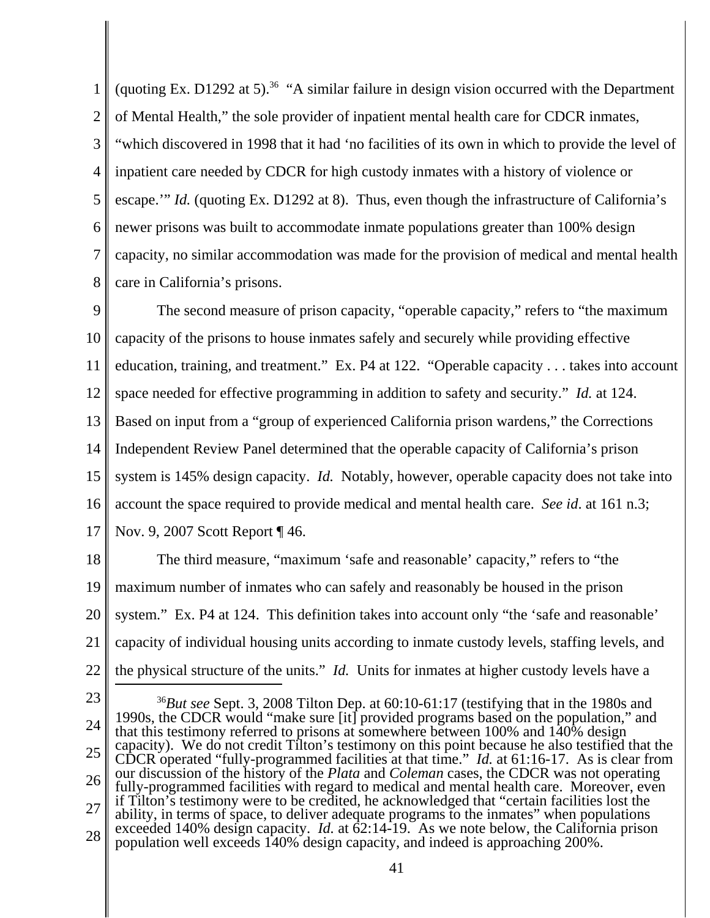(quoting Ex. D1292 at 5).[36] "A similar failure in design vision occurred with the Department of Mental Health," the sole provider of inpatient mental health care for CDCR inmates, "which discovered in 1998 that it had 'no facilities of its own in which to provide the level of inpatient care needed by CDCR for high custody inmates with a history of violence or escape.'" *Id.* (quoting Ex. D1292 at 8). Thus, even though the infrastructure of California's newer prisons was built to accommodate inmate populations greater than 100% design capacity, no similar accommodation was made for the provision of medical and mental health care in California's prisons.

The second measure of prison capacity, "operable capacity," refers to "the maximum capacity of the prisons to house inmates safely and securely while providing effective education, training, and treatment." Ex. P4 at 122. "Operable capacity . . . takes into account space needed for effective programming in addition to safety and security." *Id.* at 124. Based on input from a "group of experienced California prison wardens," the Corrections Independent Review Panel determined that the operable capacity of California's prison system is 145% design capacity. *Id.* Notably, however, operable capacity does not take into account the space required to provide medical and mental health care. *See id*. at 161 n.3; Nov. 9, 2007 Scott Report ¶ 46.

The third measure, "maximum 'safe and reasonable' capacity," refers to "the maximum number of inmates who can safely and reasonably be housed in the prison system." Ex. P4 at 124. This definition takes into account only "the 'safe and reasonable' capacity of individual housing units according to inmate custody levels, staffing levels, and the physical structure of the units." *Id.* Units for inmates at higher custody levels have a

---

[36] *But see* Sept. 3, 2008 Tilton Dep. at 60:10-61:17 (testifying that in the 1980s and 1990s, the CDCR would "make sure [it] provided programs based on the population," and that this testimony referred to prisons at somewhere between 100% and 140% design capacity). We do not credit Tilton's testimony on this point because he also testified that the CDCR operated "fully-programmed facilities at that time." *Id.* at 61:16-17. As is clear from our discussion of the history of the *Plata* and *Coleman* cases, the CDCR was not operating fully-programmed facilities with regard to medical and mental health care. Moreover, even if Tilton's testimony were to be credited, he acknowledged that "certain facilities lost the ability, in terms of space, to deliver adequate programs to the inmates" when populations exceeded 140% design capacity. *Id.* at 62:14-19. As we note below, the California prison population well exceeds 140% design capacity, and indeed is approaching 200%.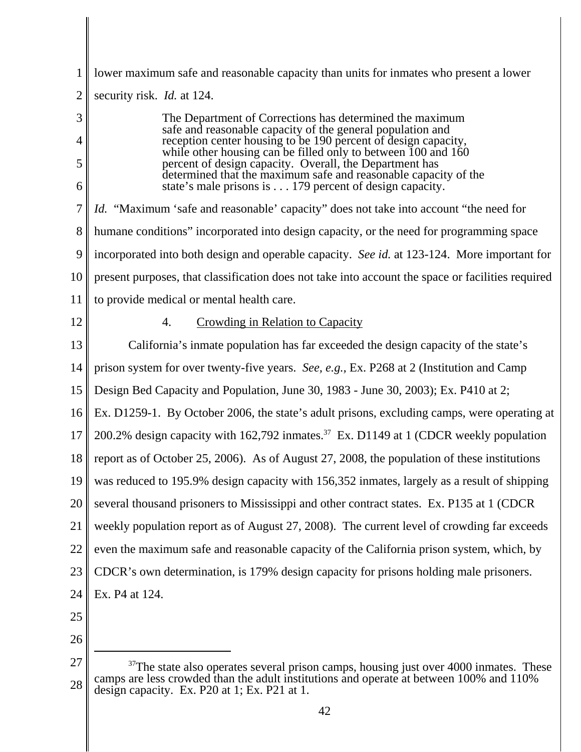lower maximum safe and reasonable capacity than units for inmates who present a lower security risk. *Id.* at 124.

> The Department of Corrections has determined the maximum safe and reasonable capacity of the general population and reception center housing to be 190 percent of design capacity, while other housing can be filled only to between 100 and 160 percent of design capacity. Overall, the Department has determined that the maximum safe and reasonable capacity of the state's male prisons is . . . 179 percent of design capacity.

*Id.* "Maximum 'safe and reasonable' capacity" does not take into account "the need for humane conditions" incorporated into design capacity, or the need for programming space incorporated into both design and operable capacity. *See id.* at 123-124. More important for present purposes, that classification does not take into account the space or facilities required to provide medical or mental health care.

### 4. Crowding in Relation to Capacity

California's inmate population has far exceeded the design capacity of the state's prison system for over twenty-five years. *See, e.g.,* Ex. P268 at 2 (Institution and Camp Design Bed Capacity and Population, June 30, 1983 - June 30, 2003); Ex. P410 at 2; Ex. D1259-1. By October 2006, the state's adult prisons, excluding camps, were operating at 200.2% design capacity with 162,792 inmates.[37] Ex. D1149 at 1 (CDCR weekly population report as of October 25, 2006). As of August 27, 2008, the population of these institutions was reduced to 195.9% design capacity with 156,352 inmates, largely as a result of shipping several thousand prisoners to Mississippi and other contract states. Ex. P135 at 1 (CDCR weekly population report as of August 27, 2008). The current level of crowding far exceeds even the maximum safe and reasonable capacity of the California prison system, which, by CDCR's own determination, is 179% design capacity for prisons holding male prisoners. Ex. P4 at 124.

---

[37] The state also operates several prison camps, housing just over 4000 inmates. These camps are less crowded than the adult institutions and operate at between 100% and 110% design capacity. Ex. P20 at 1; Ex. P21 at 1.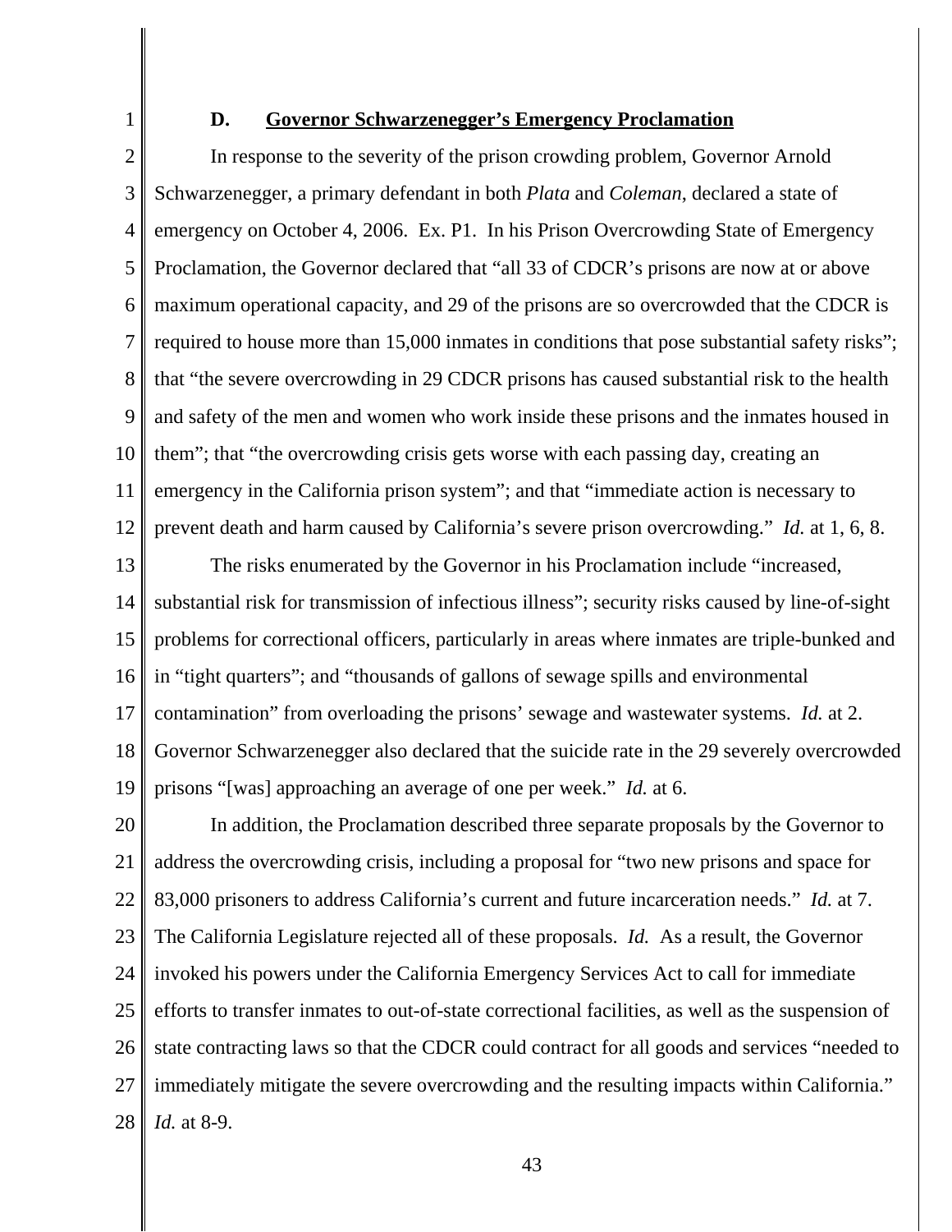### D. Governor Schwarzenegger's Emergency Proclamation

In response to the severity of the prison crowding problem, Governor Arnold Schwarzenegger, a primary defendant in both *Plata* and *Coleman*, declared a state of emergency on October 4, 2006. Ex. P1. In his Prison Overcrowding State of Emergency Proclamation, the Governor declared that "all 33 of CDCR's prisons are now at or above maximum operational capacity, and 29 of the prisons are so overcrowded that the CDCR is required to house more than 15,000 inmates in conditions that pose substantial safety risks"; that "the severe overcrowding in 29 CDCR prisons has caused substantial risk to the health and safety of the men and women who work inside these prisons and the inmates housed in them"; that "the overcrowding crisis gets worse with each passing day, creating an emergency in the California prison system"; and that "immediate action is necessary to prevent death and harm caused by California's severe prison overcrowding." *Id.* at 1, 6, 8.

The risks enumerated by the Governor in his Proclamation include "increased, substantial risk for transmission of infectious illness"; security risks caused by line-of-sight problems for correctional officers, particularly in areas where inmates are triple-bunked and in "tight quarters"; and "thousands of gallons of sewage spills and environmental contamination" from overloading the prisons' sewage and wastewater systems. *Id.* at 2. Governor Schwarzenegger also declared that the suicide rate in the 29 severely overcrowded prisons "[was] approaching an average of one per week." *Id.* at 6.

In addition, the Proclamation described three separate proposals by the Governor to address the overcrowding crisis, including a proposal for "two new prisons and space for 83,000 prisoners to address California's current and future incarceration needs." *Id.* at 7. The California Legislature rejected all of these proposals. *Id.* As a result, the Governor invoked his powers under the California Emergency Services Act to call for immediate efforts to transfer inmates to out-of-state correctional facilities, as well as the suspension of state contracting laws so that the CDCR could contract for all goods and services "needed to immediately mitigate the severe overcrowding and the resulting impacts within California." *Id.* at 8-9.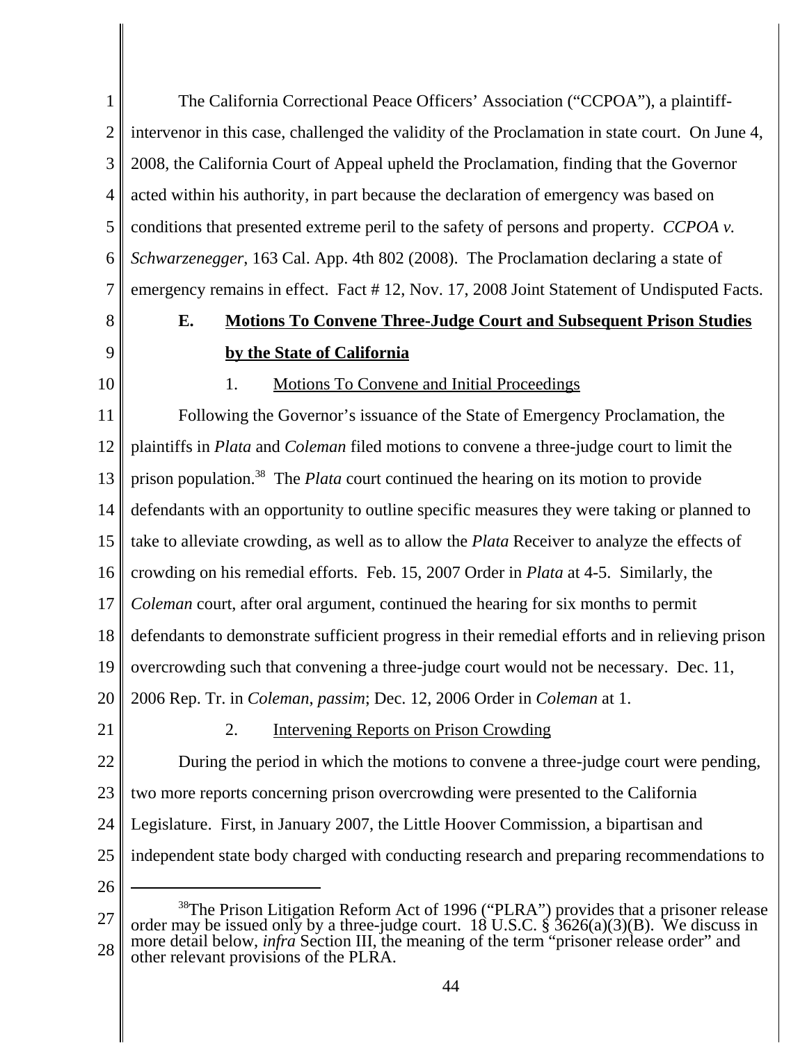The California Correctional Peace Officers' Association ("CCPOA"), a plaintiff-intervenor in this case, challenged the validity of the Proclamation in state court. On June 4, 2008, the California Court of Appeal upheld the Proclamation, finding that the Governor acted within his authority, in part because the declaration of emergency was based on conditions that presented extreme peril to the safety of persons and property. *CCPOA v. Schwarzenegger*, 163 Cal. App. 4th 802 (2008). The Proclamation declaring a state of emergency remains in effect. Fact # 12, Nov. 17, 2008 Joint Statement of Undisputed Facts.

### E. Motions To Convene Three-Judge Court and Subsequent Prison Studies by the State of California

#### 1. Motions To Convene and Initial Proceedings

Following the Governor's issuance of the State of Emergency Proclamation, the plaintiffs in *Plata* and *Coleman* filed motions to convene a three-judge court to limit the prison population.[38] The *Plata* court continued the hearing on its motion to provide defendants with an opportunity to outline specific measures they were taking or planned to take to alleviate crowding, as well as to allow the *Plata* Receiver to analyze the effects of crowding on his remedial efforts. Feb. 15, 2007 Order in *Plata* at 4-5. Similarly, the *Coleman* court, after oral argument, continued the hearing for six months to permit defendants to demonstrate sufficient progress in their remedial efforts and in relieving prison overcrowding such that convening a three-judge court would not be necessary. Dec. 11, 2006 Rep. Tr. in *Coleman, passim*; Dec. 12, 2006 Order in *Coleman* at 1.

#### 2. Intervening Reports on Prison Crowding

During the period in which the motions to convene a three-judge court were pending, two more reports concerning prison overcrowding were presented to the California Legislature. First, in January 2007, the Little Hoover Commission, a bipartisan and independent state body charged with conducting research and preparing recommendations to

---

[38]The Prison Litigation Reform Act of 1996 ("PLRA") provides that a prisoner release order may be issued only by a three-judge court. 18 U.S.C. § 3626(a)(3)(B). We discuss in more detail below, *infra* Section III, the meaning of the term "prisoner release order" and other relevant provisions of the PLRA.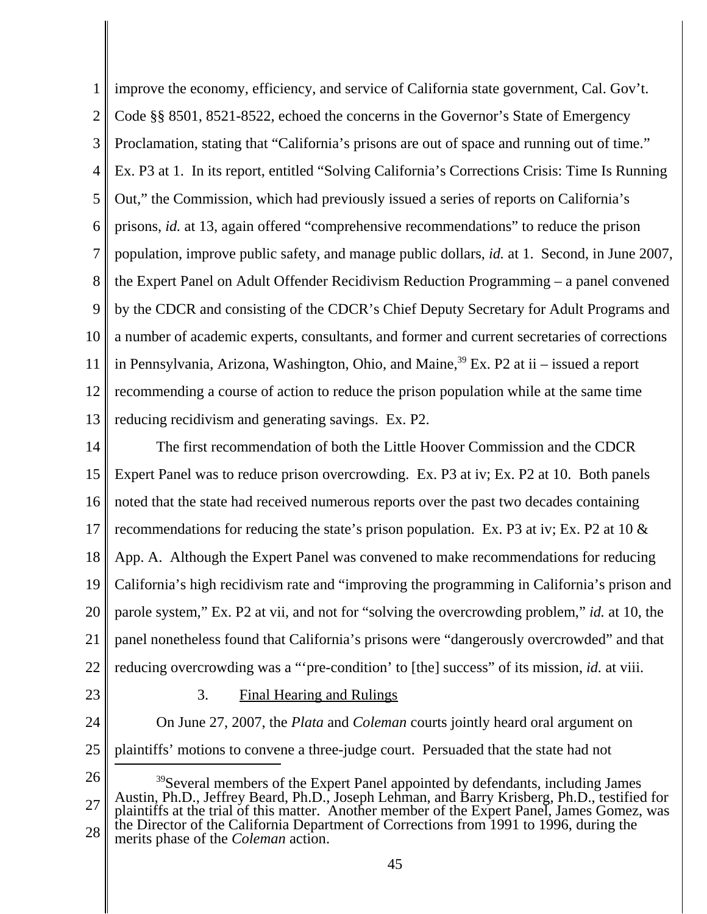improve the economy, efficiency, and service of California state government, Cal. Gov't. Code §§ 8501, 8521-8522, echoed the concerns in the Governor's State of Emergency Proclamation, stating that "California's prisons are out of space and running out of time." Ex. P3 at 1. In its report, entitled "Solving California's Corrections Crisis: Time Is Running Out," the Commission, which had previously issued a series of reports on California's prisons, *id.* at 13, again offered "comprehensive recommendations" to reduce the prison population, improve public safety, and manage public dollars, *id.* at 1. Second, in June 2007, the Expert Panel on Adult Offender Recidivism Reduction Programming – a panel convened by the CDCR and consisting of the CDCR's Chief Deputy Secretary for Adult Programs and a number of academic experts, consultants, and former and current secretaries of corrections in Pennsylvania, Arizona, Washington, Ohio, and Maine,[39] Ex. P2 at ii – issued a report recommending a course of action to reduce the prison population while at the same time reducing recidivism and generating savings. Ex. P2.

The first recommendation of both the Little Hoover Commission and the CDCR Expert Panel was to reduce prison overcrowding. Ex. P3 at iv; Ex. P2 at 10. Both panels noted that the state had received numerous reports over the past two decades containing recommendations for reducing the state's prison population. Ex. P3 at iv; Ex. P2 at 10 & App. A. Although the Expert Panel was convened to make recommendations for reducing California's high recidivism rate and "improving the programming in California's prison and parole system," Ex. P2 at vii, and not for "solving the overcrowding problem," *id.* at 10, the panel nonetheless found that California's prisons were "dangerously overcrowded" and that reducing overcrowding was a "'pre-condition' to [the] success" of its mission, *id.* at viii.

### 3. Final Hearing and Rulings

On June 27, 2007, the *Plata* and *Coleman* courts jointly heard oral argument on plaintiffs' motions to convene a three-judge court. Persuaded that the state had not

[39]Several members of the Expert Panel appointed by defendants, including James Austin, Ph.D., Jeffrey Beard, Ph.D., Joseph Lehman, and Barry Krisberg, Ph.D., testified for plaintiffs at the trial of this matter. Another member of the Expert Panel, James Gomez, was the Director of the California Department of Corrections from 1991 to 1996, during the merits phase of the *Coleman* action.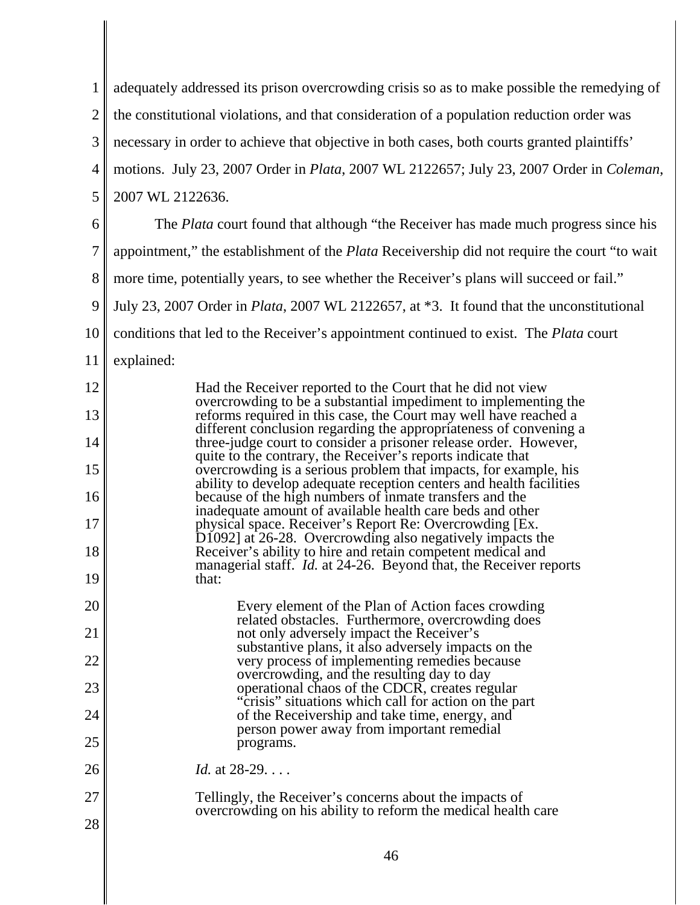adequately addressed its prison overcrowding crisis so as to make possible the remedying of the constitutional violations, and that consideration of a population reduction order was necessary in order to achieve that objective in both cases, both courts granted plaintiffs' motions. July 23, 2007 Order in *Plata*, 2007 WL 2122657; July 23, 2007 Order in *Coleman*, 2007 WL 2122636.

The *Plata* court found that although "the Receiver has made much progress since his appointment," the establishment of the *Plata* Receivership did not require the court "to wait more time, potentially years, to see whether the Receiver's plans will succeed or fail." July 23, 2007 Order in *Plata*, 2007 WL 2122657, at *3. It found that the unconstitutional conditions that led to the Receiver's appointment continued to exist. The *Plata* court explained:

> Had the Receiver reported to the Court that he did not view overcrowding to be a substantial impediment to implementing the reforms required in this case, the Court may well have reached a different conclusion regarding the appropriateness of convening a three-judge court to consider a prisoner release order. However, quite to the contrary, the Receiver's reports indicate that overcrowding is a serious problem that impacts, for example, his ability to develop adequate reception centers and health facilities because of the high numbers of inmate transfers and the inadequate amount of available health care beds and other physical space. Receiver's Report Re: Overcrowding [Ex. D1092] at 26-28. Overcrowding also negatively impacts the Receiver's ability to hire and retain competent medical and managerial staff. *Id.* at 24-26. Beyond that, the Receiver reports that:
>
> > Every element of the Plan of Action faces crowding related obstacles. Furthermore, overcrowding does not only adversely impact the Receiver's substantive plans, it also adversely impacts on the very process of implementing remedies because overcrowding, and the resulting day to day operational chaos of the CDCR, creates regular "crisis" situations which call for action on the part of the Receivership and take time, energy, and person power away from important remedial programs.
>
> *Id.* at 28-29. . . .
>
> Tellingly, the Receiver's concerns about the impacts of overcrowding on his ability to reform the medical health care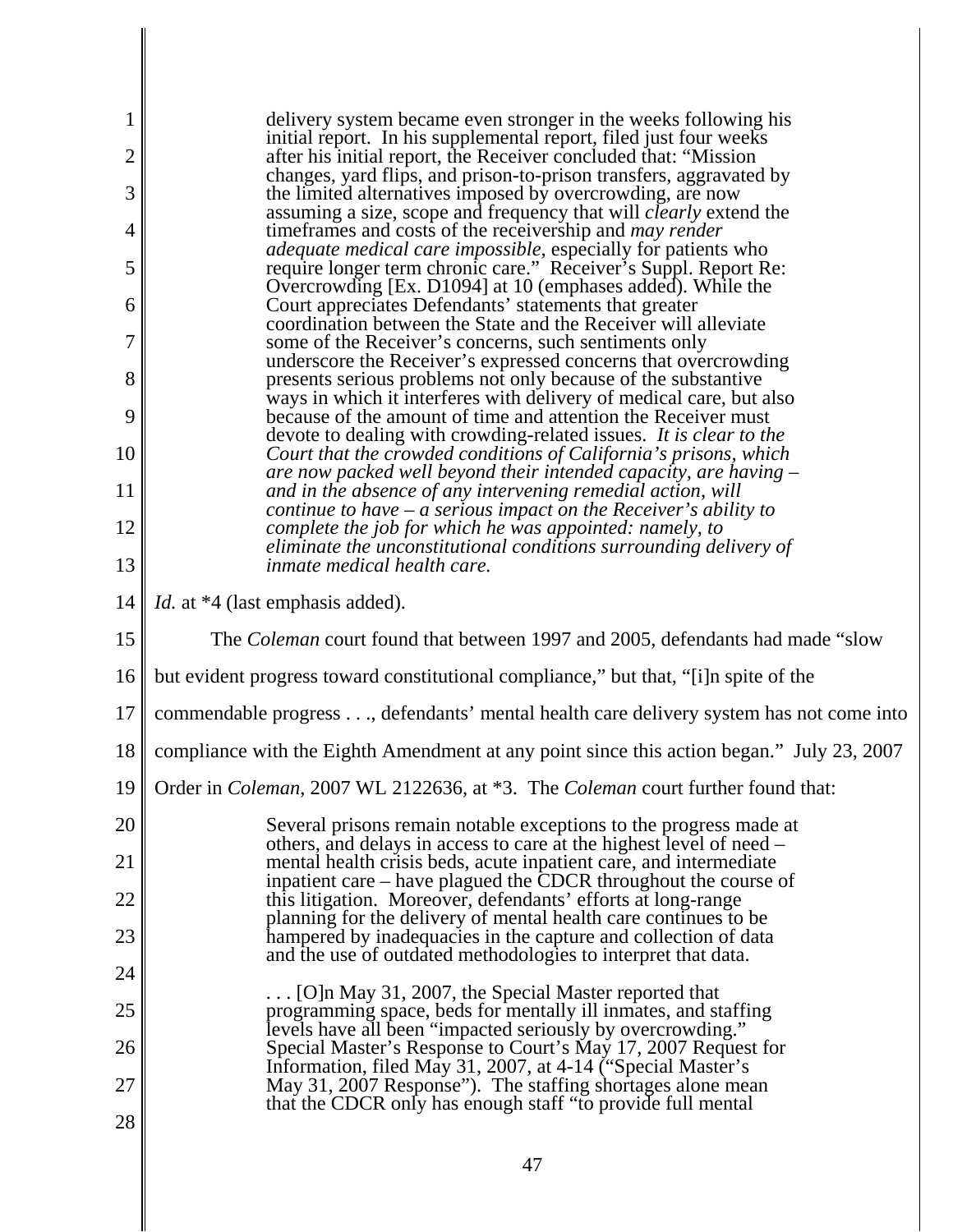> delivery system became even stronger in the weeks following his initial report. In his supplemental report, filed just four weeks after his initial report, the Receiver concluded that: "Mission changes, yard flips, and prison-to-prison transfers, aggravated by the limited alternatives imposed by overcrowding, are now assuming a size, scope and frequency that will *clearly* extend the timeframes and costs of the receivership and *may render adequate medical care impossible*, especially for patients who require longer term chronic care." Receiver's Suppl. Report Re: Overcrowding [Ex. D1094] at 10 (emphases added). While the Court appreciates Defendants' statements that greater coordination between the State and the Receiver will alleviate some of the Receiver's concerns, such sentiments only underscore the Receiver's expressed concerns that overcrowding presents serious problems not only because of the substantive ways in which it interferes with delivery of medical care, but also because of the amount of time and attention the Receiver must devote to dealing with crowding-related issues. *It is clear to the Court that the crowded conditions of California's prisons, which are now packed well beyond their intended capacity, are having – and in the absence of any intervening remedial action, will continue to have – a serious impact on the Receiver's ability to complete the job for which he was appointed: namely, to eliminate the unconstitutional conditions surrounding delivery of inmate medical health care.*

*Id.* at *4 (last emphasis added).

The *Coleman* court found that between 1997 and 2005, defendants had made "slow but evident progress toward constitutional compliance," but that, "[i]n spite of the commendable progress . . ., defendants' mental health care delivery system has not come into compliance with the Eighth Amendment at any point since this action began." July 23, 2007 Order in *Coleman*, 2007 WL 2122636, at *3. The *Coleman* court further found that:

> Several prisons remain notable exceptions to the progress made at others, and delays in access to care at the highest level of need – mental health crisis beds, acute inpatient care, and intermediate inpatient care – have plagued the CDCR throughout the course of this litigation. Moreover, defendants' efforts at long-range planning for the delivery of mental health care continues to be hampered by inadequacies in the capture and collection of data and the use of outdated methodologies to interpret that data.
>
> . . . [O]n May 31, 2007, the Special Master reported that programming space, beds for mentally ill inmates, and staffing levels have all been "impacted seriously by overcrowding." Special Master's Response to Court's May 17, 2007 Request for Information, filed May 31, 2007, at 4-14 ("Special Master's May 31, 2007 Response"). The staffing shortages alone mean that the CDCR only has enough staff "to provide full mental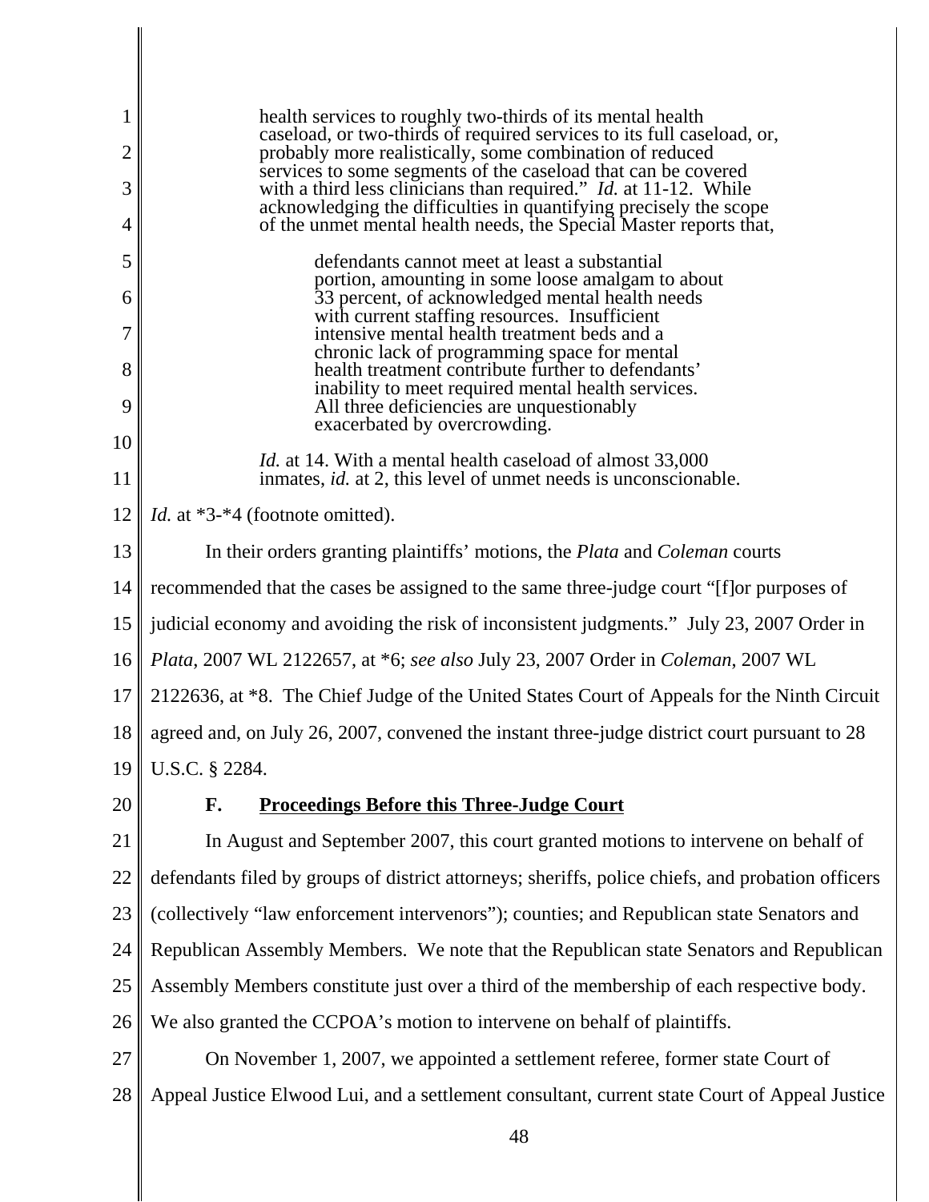> health services to roughly two-thirds of its mental health caseload, or two-thirds of required services to its full caseload, or, probably more realistically, some combination of reduced services to some segments of the caseload that can be covered with a third less clinicians than required." *Id.* at 11-12. While acknowledging the difficulties in quantifying precisely the scope of the unmet mental health needs, the Special Master reports that,
>
> > defendants cannot meet at least a substantial portion, amounting in some loose amalgam to about 33 percent, of acknowledged mental health needs with current staffing resources. Insufficient intensive mental health treatment beds and a chronic lack of programming space for mental health treatment contribute further to defendants' inability to meet required mental health services. All three deficiencies are unquestionably exacerbated by overcrowding.
>
> *Id.* at 14. With a mental health caseload of almost 33,000 inmates, *id.* at 2, this level of unmet needs is unconscionable.

*Id.* at *3-*4 (footnote omitted).

In their orders granting plaintiffs' motions, the *Plata* and *Coleman* courts recommended that the cases be assigned to the same three-judge court "[f]or purposes of judicial economy and avoiding the risk of inconsistent judgments." July 23, 2007 Order in *Plata*, 2007 WL 2122657, at *6; *see also* July 23, 2007 Order in *Coleman*, 2007 WL 2122636, at *8. The Chief Judge of the United States Court of Appeals for the Ninth Circuit agreed and, on July 26, 2007, convened the instant three-judge district court pursuant to 28 U.S.C. § 2284.

### F. Proceedings Before this Three-Judge Court

In August and September 2007, this court granted motions to intervene on behalf of defendants filed by groups of district attorneys; sheriffs, police chiefs, and probation officers (collectively "law enforcement intervenors"); counties; and Republican state Senators and Republican Assembly Members. We note that the Republican state Senators and Republican Assembly Members constitute just over a third of the membership of each respective body. We also granted the CCPOA's motion to intervene on behalf of plaintiffs.

On November 1, 2007, we appointed a settlement referee, former state Court of Appeal Justice Elwood Lui, and a settlement consultant, current state Court of Appeal Justice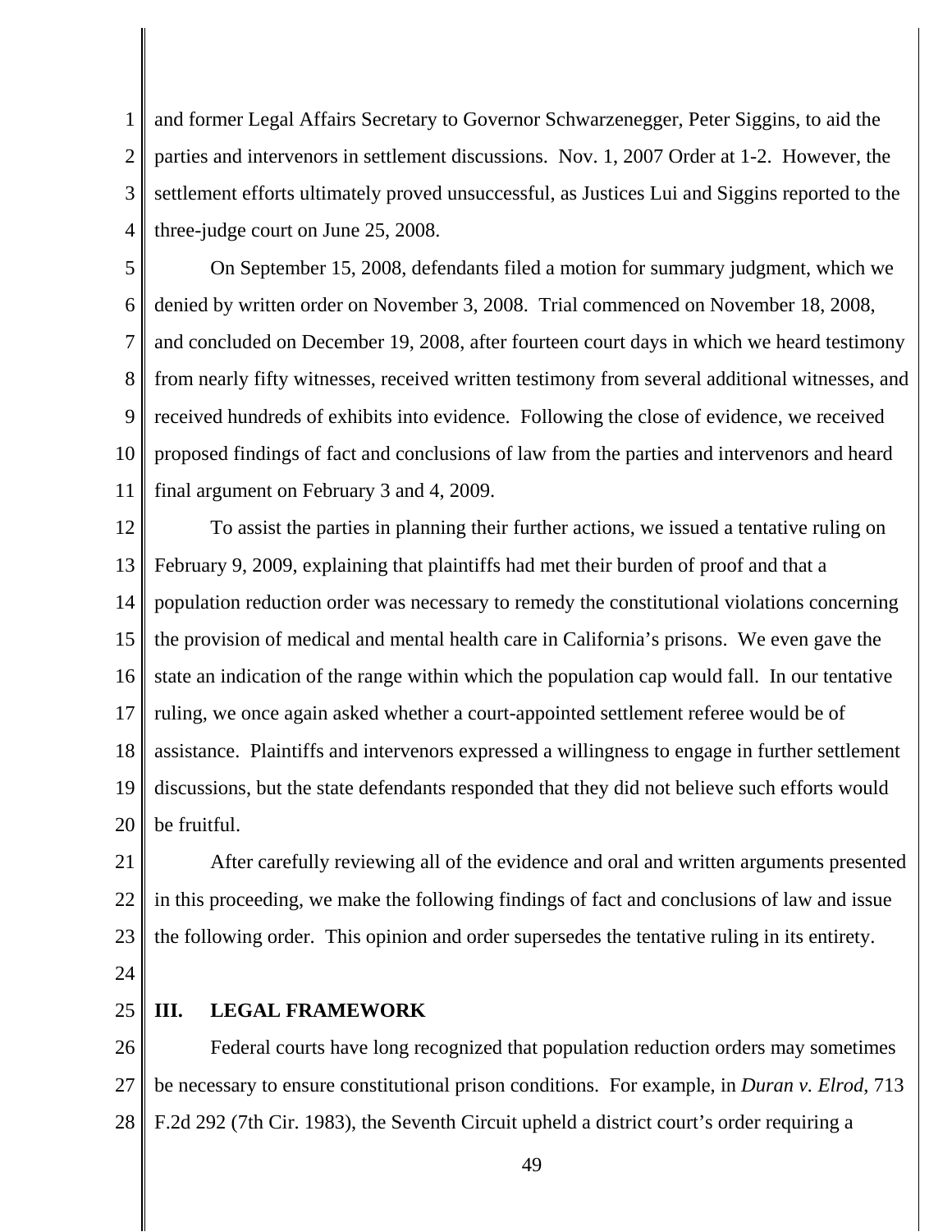and former Legal Affairs Secretary to Governor Schwarzenegger, Peter Siggins, to aid the parties and intervenors in settlement discussions. Nov. 1, 2007 Order at 1-2. However, the settlement efforts ultimately proved unsuccessful, as Justices Lui and Siggins reported to the three-judge court on June 25, 2008.

On September 15, 2008, defendants filed a motion for summary judgment, which we denied by written order on November 3, 2008. Trial commenced on November 18, 2008, and concluded on December 19, 2008, after fourteen court days in which we heard testimony from nearly fifty witnesses, received written testimony from several additional witnesses, and received hundreds of exhibits into evidence. Following the close of evidence, we received proposed findings of fact and conclusions of law from the parties and intervenors and heard final argument on February 3 and 4, 2009.

To assist the parties in planning their further actions, we issued a tentative ruling on February 9, 2009, explaining that plaintiffs had met their burden of proof and that a population reduction order was necessary to remedy the constitutional violations concerning the provision of medical and mental health care in California's prisons. We even gave the state an indication of the range within which the population cap would fall. In our tentative ruling, we once again asked whether a court-appointed settlement referee would be of assistance. Plaintiffs and intervenors expressed a willingness to engage in further settlement discussions, but the state defendants responded that they did not believe such efforts would be fruitful.

After carefully reviewing all of the evidence and oral and written arguments presented in this proceeding, we make the following findings of fact and conclusions of law and issue the following order. This opinion and order supersedes the tentative ruling in its entirety.

## III. LEGAL FRAMEWORK

Federal courts have long recognized that population reduction orders may sometimes be necessary to ensure constitutional prison conditions. For example, in *Duran v. Elrod*, 713 F.2d 292 (7th Cir. 1983), the Seventh Circuit upheld a district court's order requiring a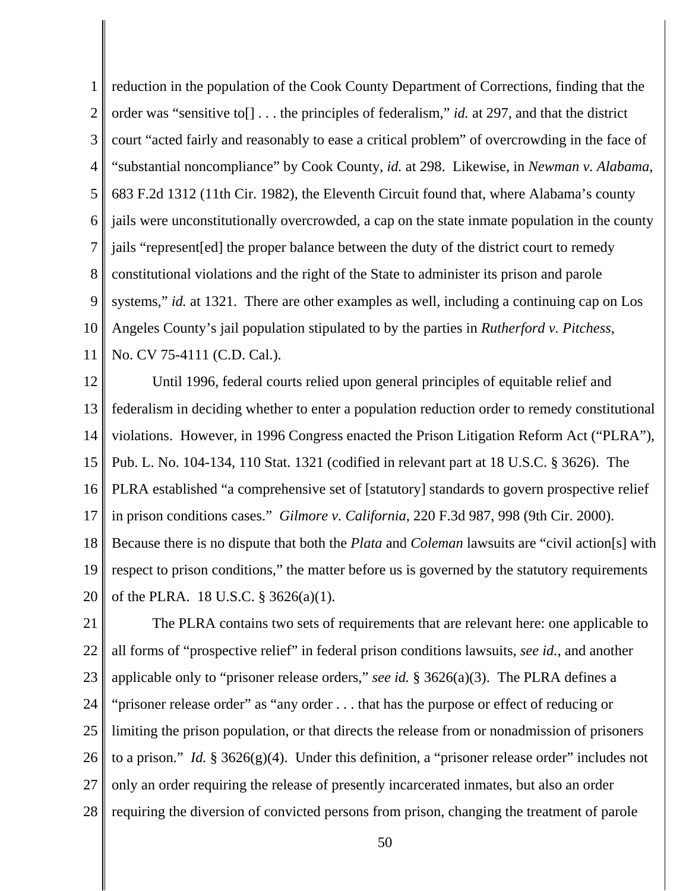reduction in the population of the Cook County Department of Corrections, finding that the order was "sensitive to[] . . . the principles of federalism," *id.* at 297, and that the district court "acted fairly and reasonably to ease a critical problem" of overcrowding in the face of "substantial noncompliance" by Cook County, *id.* at 298. Likewise, in *Newman v. Alabama*, 683 F.2d 1312 (11th Cir. 1982), the Eleventh Circuit found that, where Alabama's county jails were unconstitutionally overcrowded, a cap on the state inmate population in the county jails "represent[ed] the proper balance between the duty of the district court to remedy constitutional violations and the right of the State to administer its prison and parole systems," *id.* at 1321. There are other examples as well, including a continuing cap on Los Angeles County's jail population stipulated to by the parties in *Rutherford v. Pitchess,* No. CV 75-4111 (C.D. Cal.).

Until 1996, federal courts relied upon general principles of equitable relief and federalism in deciding whether to enter a population reduction order to remedy constitutional violations. However, in 1996 Congress enacted the Prison Litigation Reform Act ("PLRA"), Pub. L. No. 104-134, 110 Stat. 1321 (codified in relevant part at 18 U.S.C. § 3626). The PLRA established "a comprehensive set of [statutory] standards to govern prospective relief in prison conditions cases." *Gilmore v. California*, 220 F.3d 987, 998 (9th Cir. 2000). Because there is no dispute that both the *Plata* and *Coleman* lawsuits are "civil action[s] with respect to prison conditions," the matter before us is governed by the statutory requirements of the PLRA. 18 U.S.C. § 3626(a)(1).

The PLRA contains two sets of requirements that are relevant here: one applicable to all forms of "prospective relief" in federal prison conditions lawsuits, *see id.*, and another applicable only to "prisoner release orders," *see id.* § 3626(a)(3). The PLRA defines a "prisoner release order" as "any order . . . that has the purpose or effect of reducing or limiting the prison population, or that directs the release from or nonadmission of prisoners to a prison." *Id.* § 3626(g)(4). Under this definition, a "prisoner release order" includes not only an order requiring the release of presently incarcerated inmates, but also an order requiring the diversion of convicted persons from prison, changing the treatment of parole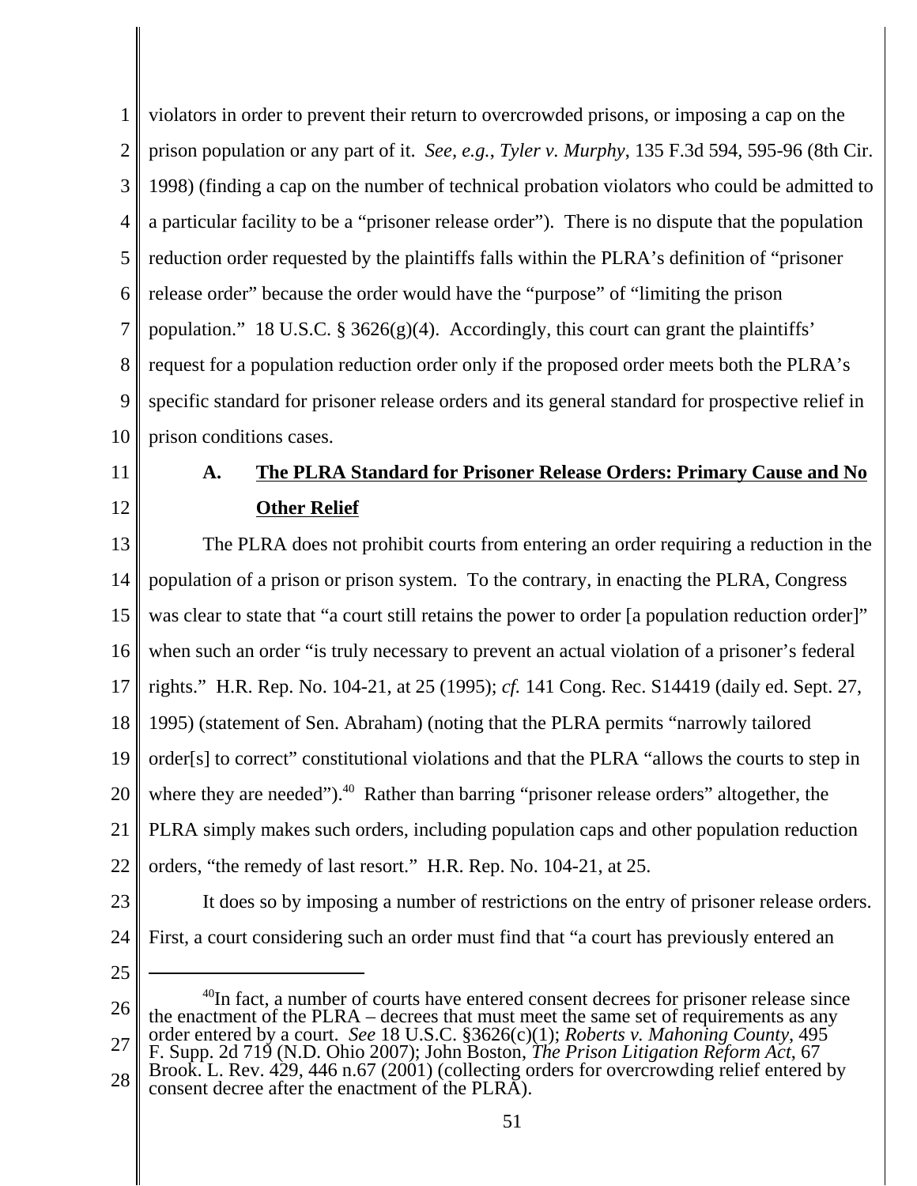violators in order to prevent their return to overcrowded prisons, or imposing a cap on the prison population or any part of it. *See, e.g.*, *Tyler v. Murphy*, 135 F.3d 594, 595-96 (8th Cir. 1998) (finding a cap on the number of technical probation violators who could be admitted to a particular facility to be a "prisoner release order"). There is no dispute that the population reduction order requested by the plaintiffs falls within the PLRA's definition of "prisoner release order" because the order would have the "purpose" of "limiting the prison population." 18 U.S.C. § 3626(g)(4). Accordingly, this court can grant the plaintiffs' request for a population reduction order only if the proposed order meets both the PLRA's specific standard for prisoner release orders and its general standard for prospective relief in prison conditions cases.

### A. The PLRA Standard for Prisoner Release Orders: Primary Cause and No Other Relief

The PLRA does not prohibit courts from entering an order requiring a reduction in the population of a prison or prison system. To the contrary, in enacting the PLRA, Congress was clear to state that "a court still retains the power to order [a population reduction order]" when such an order "is truly necessary to prevent an actual violation of a prisoner's federal rights." H.R. Rep. No. 104-21, at 25 (1995); *cf.* 141 Cong. Rec. S14419 (daily ed. Sept. 27, 1995) (statement of Sen. Abraham) (noting that the PLRA permits "narrowly tailored order[s] to correct" constitutional violations and that the PLRA "allows the courts to step in where they are needed").[40] Rather than barring "prisoner release orders" altogether, the PLRA simply makes such orders, including population caps and other population reduction orders, "the remedy of last resort." H.R. Rep. No. 104-21, at 25.

It does so by imposing a number of restrictions on the entry of prisoner release orders. First, a court considering such an order must find that "a court has previously entered an

---

[40] In fact, a number of courts have entered consent decrees for prisoner release since the enactment of the PLRA – decrees that must meet the same set of requirements as any order entered by a court. *See* 18 U.S.C. §3626(c)(1); *Roberts v. Mahoning County*, 495 F. Supp. 2d 719 (N.D. Ohio 2007); John Boston, *The Prison Litigation Reform Act*, 67 Brook. L. Rev. 429, 446 n.67 (2001) (collecting orders for overcrowding relief entered by consent decree after the enactment of the PLRA).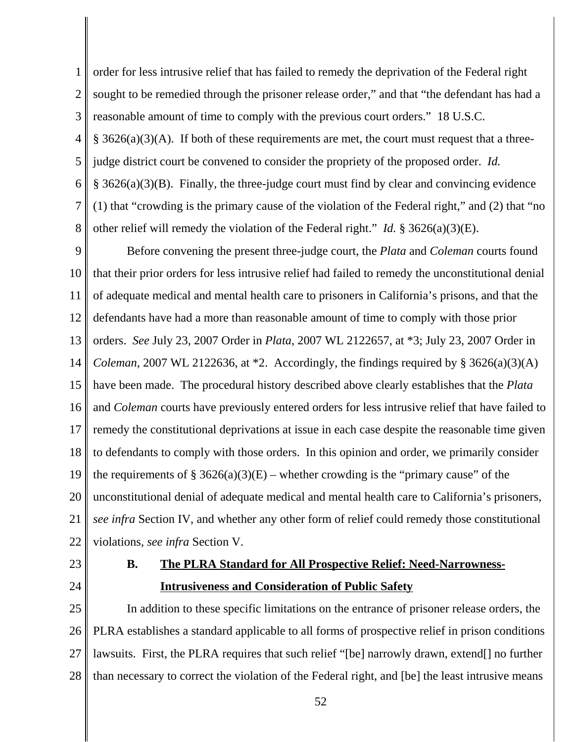order for less intrusive relief that has failed to remedy the deprivation of the Federal right sought to be remedied through the prisoner release order," and that "the defendant has had a reasonable amount of time to comply with the previous court orders." 18 U.S.C. § 3626(a)(3)(A). If both of these requirements are met, the court must request that a three-judge district court be convened to consider the propriety of the proposed order. *Id.* § 3626(a)(3)(B). Finally, the three-judge court must find by clear and convincing evidence (1) that "crowding is the primary cause of the violation of the Federal right," and (2) that "no other relief will remedy the violation of the Federal right." *Id.* § 3626(a)(3)(E).

Before convening the present three-judge court, the *Plata* and *Coleman* courts found that their prior orders for less intrusive relief had failed to remedy the unconstitutional denial of adequate medical and mental health care to prisoners in California's prisons, and that the defendants have had a more than reasonable amount of time to comply with those prior orders. *See* July 23, 2007 Order in *Plata*, 2007 WL 2122657, at *3; July 23, 2007 Order in *Coleman*, 2007 WL 2122636, at *2. Accordingly, the findings required by § 3626(a)(3)(A) have been made. The procedural history described above clearly establishes that the *Plata* and *Coleman* courts have previously entered orders for less intrusive relief that have failed to remedy the constitutional deprivations at issue in each case despite the reasonable time given to defendants to comply with those orders. In this opinion and order, we primarily consider the requirements of § 3626(a)(3)(E) – whether crowding is the "primary cause" of the unconstitutional denial of adequate medical and mental health care to California's prisoners, *see infra* Section IV, and whether any other form of relief could remedy those constitutional violations, *see infra* Section V.

### B. The PLRA Standard for All Prospective Relief: Need-Narrowness-Intrusiveness and Consideration of Public Safety

In addition to these specific limitations on the entrance of prisoner release orders, the PLRA establishes a standard applicable to all forms of prospective relief in prison conditions lawsuits. First, the PLRA requires that such relief "[be] narrowly drawn, extend[] no further than necessary to correct the violation of the Federal right, and [be] the least intrusive means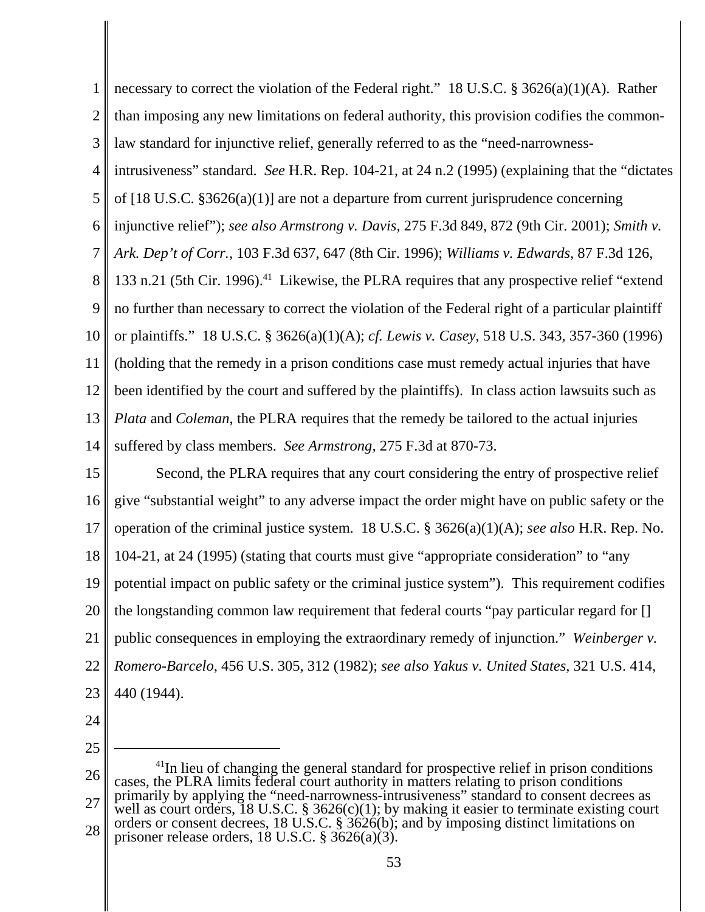necessary to correct the violation of the Federal right." 18 U.S.C. § 3626(a)(1)(A). Rather than imposing any new limitations on federal authority, this provision codifies the common-law standard for injunctive relief, generally referred to as the "need-narrowness-intrusiveness" standard. *See* H.R. Rep. 104-21, at 24 n.2 (1995) (explaining that the "dictates of [18 U.S.C. §3626(a)(1)] are not a departure from current jurisprudence concerning injunctive relief"); *see also Armstrong v. Davis*, 275 F.3d 849, 872 (9th Cir. 2001); *Smith v. Ark. Dep't of Corr.*, 103 F.3d 637, 647 (8th Cir. 1996); *Williams v. Edwards*, 87 F.3d 126, 133 n.21 (5th Cir. 1996).[41] Likewise, the PLRA requires that any prospective relief "extend no further than necessary to correct the violation of the Federal right of a particular plaintiff or plaintiffs." 18 U.S.C. § 3626(a)(1)(A); *cf. Lewis v. Casey*, 518 U.S. 343, 357-360 (1996) (holding that the remedy in a prison conditions case must remedy actual injuries that have been identified by the court and suffered by the plaintiffs). In class action lawsuits such as *Plata* and *Coleman*, the PLRA requires that the remedy be tailored to the actual injuries suffered by class members. *See Armstrong*, 275 F.3d at 870-73.

Second, the PLRA requires that any court considering the entry of prospective relief give "substantial weight" to any adverse impact the order might have on public safety or the operation of the criminal justice system. 18 U.S.C. § 3626(a)(1)(A); *see also* H.R. Rep. No. 104-21, at 24 (1995) (stating that courts must give "appropriate consideration" to "any potential impact on public safety or the criminal justice system"). This requirement codifies the longstanding common law requirement that federal courts "pay particular regard for [] public consequences in employing the extraordinary remedy of injunction." *Weinberger v. Romero-Barcelo*, 456 U.S. 305, 312 (1982); *see also Yakus v. United States*, 321 U.S. 414, 440 (1944).

---

[41]In lieu of changing the general standard for prospective relief in prison conditions cases, the PLRA limits federal court authority in matters relating to prison conditions primarily by applying the "need-narrowness-intrusiveness" standard to consent decrees as well as court orders, 18 U.S.C. § 3626(c)(1); by making it easier to terminate existing court orders or consent decrees, 18 U.S.C. § 3626(b); and by imposing distinct limitations on prisoner release orders, 18 U.S.C. § 3626(a)(3).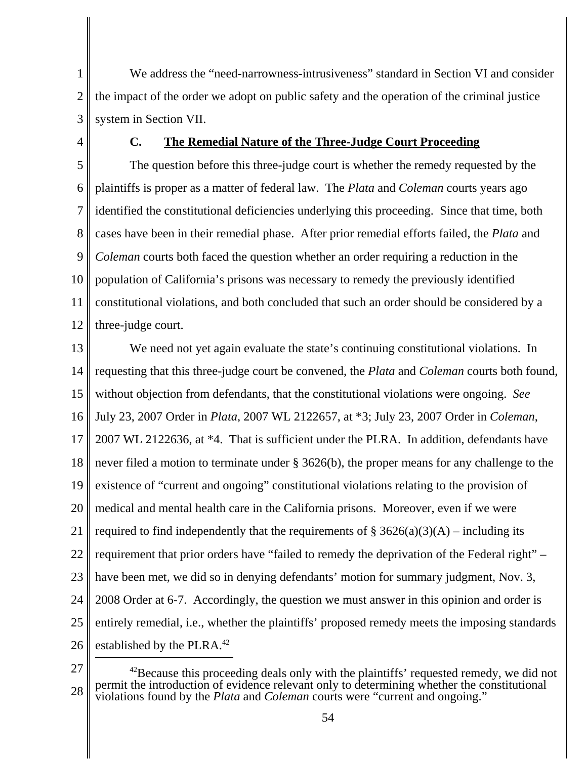We address the "need-narrowness-intrusiveness" standard in Section VI and consider the impact of the order we adopt on public safety and the operation of the criminal justice system in Section VII.

### C. The Remedial Nature of the Three-Judge Court Proceeding

The question before this three-judge court is whether the remedy requested by the plaintiffs is proper as a matter of federal law. The *Plata* and *Coleman* courts years ago identified the constitutional deficiencies underlying this proceeding. Since that time, both cases have been in their remedial phase. After prior remedial efforts failed, the *Plata* and *Coleman* courts both faced the question whether an order requiring a reduction in the population of California's prisons was necessary to remedy the previously identified constitutional violations, and both concluded that such an order should be considered by a three-judge court.

We need not yet again evaluate the state's continuing constitutional violations. In requesting that this three-judge court be convened, the *Plata* and *Coleman* courts both found, without objection from defendants, that the constitutional violations were ongoing. *See* July 23, 2007 Order in *Plata*, 2007 WL 2122657, at *3; July 23, 2007 Order in *Coleman*, 2007 WL 2122636, at *4. That is sufficient under the PLRA. In addition, defendants have never filed a motion to terminate under § 3626(b), the proper means for any challenge to the existence of "current and ongoing" constitutional violations relating to the provision of medical and mental health care in the California prisons. Moreover, even if we were required to find independently that the requirements of § 3626(a)(3)(A) – including its requirement that prior orders have "failed to remedy the deprivation of the Federal right" – have been met, we did so in denying defendants' motion for summary judgment, Nov. 3, 2008 Order at 6-7. Accordingly, the question we must answer in this opinion and order is entirely remedial, i.e., whether the plaintiffs' proposed remedy meets the imposing standards established by the PLRA.[42]

---

[42]Because this proceeding deals only with the plaintiffs' requested remedy, we did not permit the introduction of evidence relevant only to determining whether the constitutional violations found by the *Plata* and *Coleman* courts were "current and ongoing."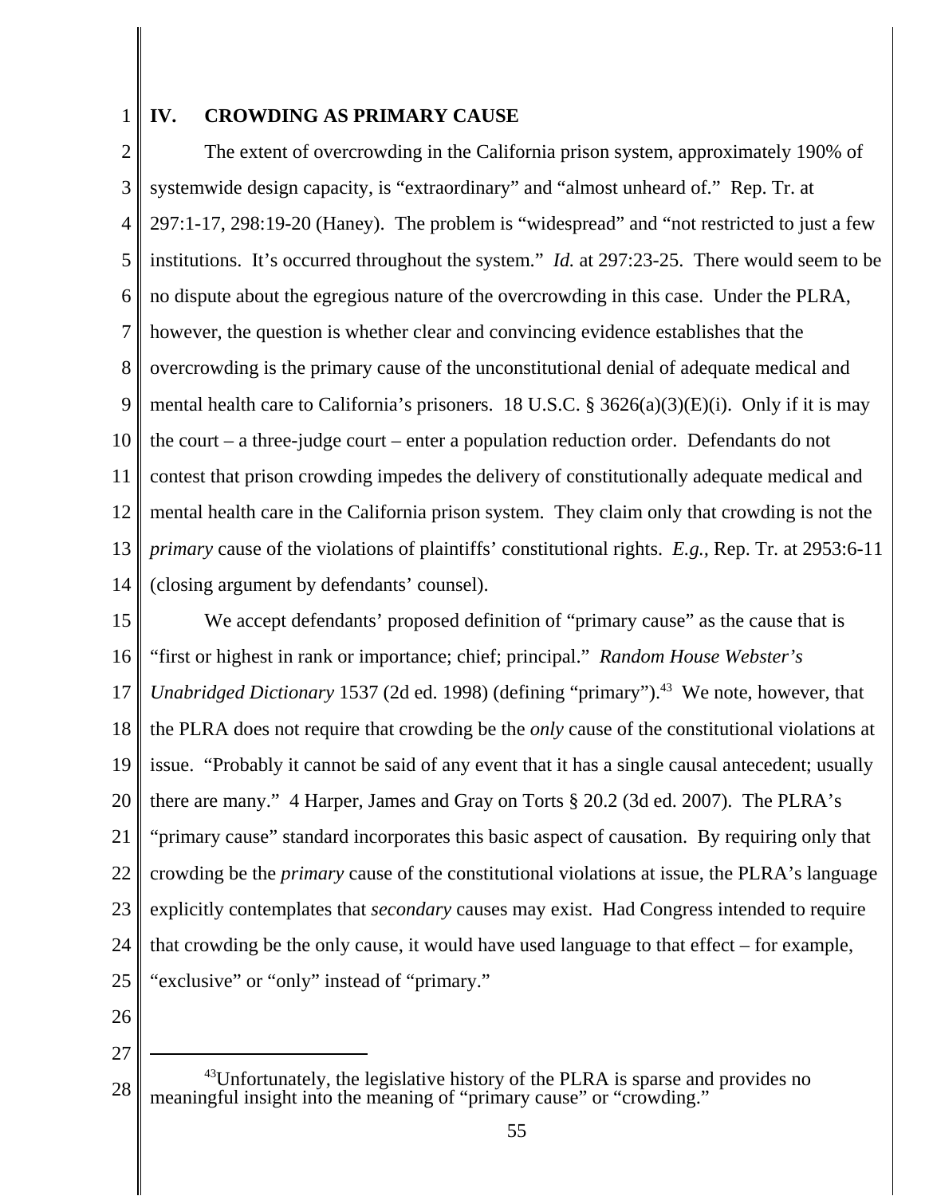## IV. CROWDING AS PRIMARY CAUSE

The extent of overcrowding in the California prison system, approximately 190% of systemwide design capacity, is "extraordinary" and "almost unheard of." Rep. Tr. at 297:1-17, 298:19-20 (Haney). The problem is "widespread" and "not restricted to just a few institutions. It's occurred throughout the system." *Id.* at 297:23-25. There would seem to be no dispute about the egregious nature of the overcrowding in this case. Under the PLRA, however, the question is whether clear and convincing evidence establishes that the overcrowding is the primary cause of the unconstitutional denial of adequate medical and mental health care to California's prisoners. 18 U.S.C. § 3626(a)(3)(E)(i). Only if it is may the court – a three-judge court – enter a population reduction order. Defendants do not contest that prison crowding impedes the delivery of constitutionally adequate medical and mental health care in the California prison system. They claim only that crowding is not the *primary* cause of the violations of plaintiffs' constitutional rights. *E.g.*, Rep. Tr. at 2953:6-11 (closing argument by defendants' counsel).

We accept defendants' proposed definition of "primary cause" as the cause that is "first or highest in rank or importance; chief; principal." *Random House Webster's Unabridged Dictionary* 1537 (2d ed. 1998) (defining "primary").[43] We note, however, that the PLRA does not require that crowding be the *only* cause of the constitutional violations at issue. "Probably it cannot be said of any event that it has a single causal antecedent; usually there are many." 4 Harper, James and Gray on Torts § 20.2 (3d ed. 2007). The PLRA's "primary cause" standard incorporates this basic aspect of causation. By requiring only that crowding be the *primary* cause of the constitutional violations at issue, the PLRA's language explicitly contemplates that *secondary* causes may exist. Had Congress intended to require that crowding be the only cause, it would have used language to that effect – for example, "exclusive" or "only" instead of "primary."

---

[43] Unfortunately, the legislative history of the PLRA is sparse and provides no meaningful insight into the meaning of "primary cause" or "crowding."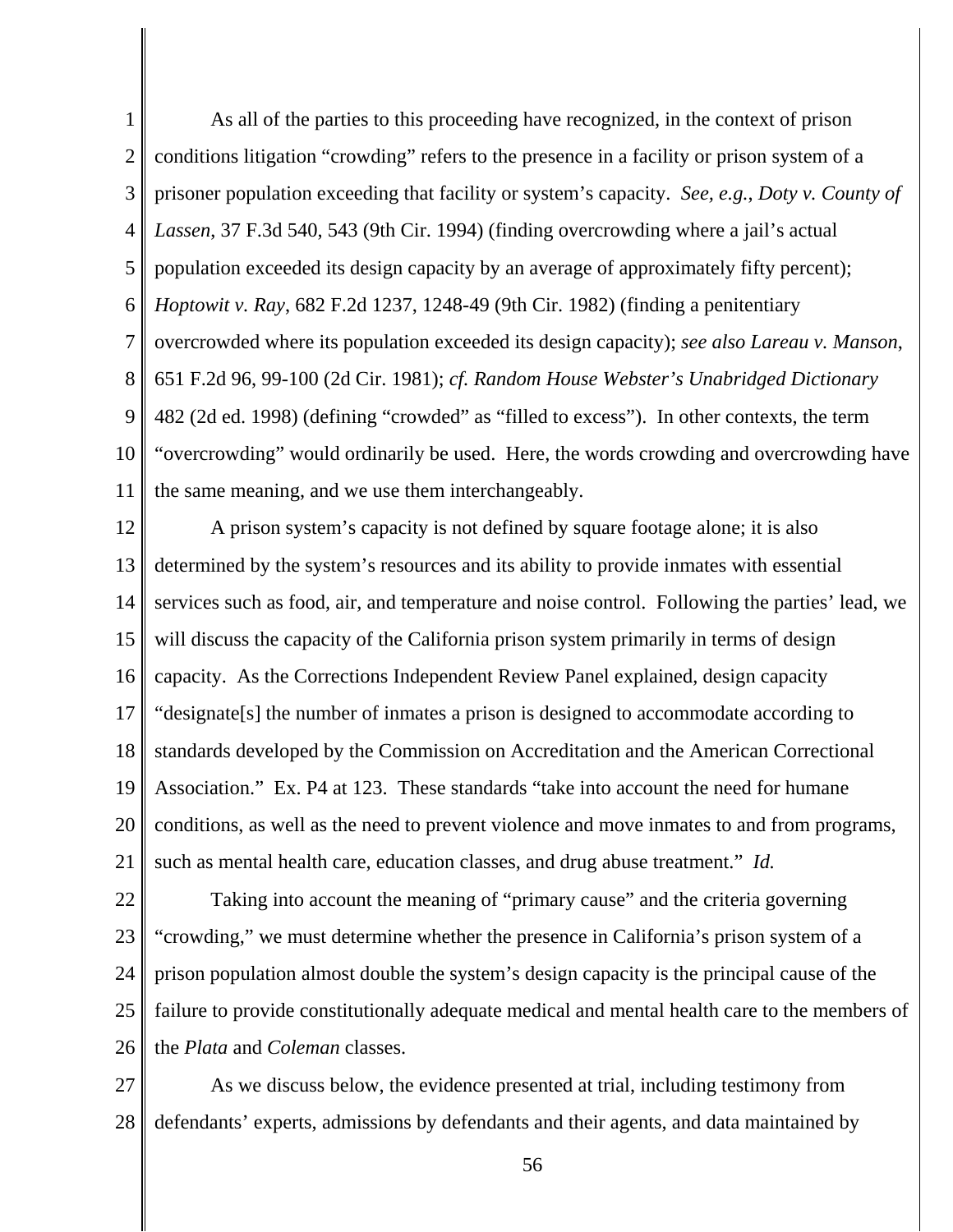As all of the parties to this proceeding have recognized, in the context of prison conditions litigation "crowding" refers to the presence in a facility or prison system of a prisoner population exceeding that facility or system's capacity. *See, e.g.*, *Doty v. County of Lassen*, 37 F.3d 540, 543 (9th Cir. 1994) (finding overcrowding where a jail's actual population exceeded its design capacity by an average of approximately fifty percent); *Hoptowit v. Ray*, 682 F.2d 1237, 1248-49 (9th Cir. 1982) (finding a penitentiary overcrowded where its population exceeded its design capacity); *see also Lareau v. Manson*, 651 F.2d 96, 99-100 (2d Cir. 1981); *cf. Random House Webster's Unabridged Dictionary* 482 (2d ed. 1998) (defining "crowded" as "filled to excess"). In other contexts, the term "overcrowding" would ordinarily be used. Here, the words crowding and overcrowding have the same meaning, and we use them interchangeably.

A prison system's capacity is not defined by square footage alone; it is also determined by the system's resources and its ability to provide inmates with essential services such as food, air, and temperature and noise control. Following the parties' lead, we will discuss the capacity of the California prison system primarily in terms of design capacity. As the Corrections Independent Review Panel explained, design capacity "designate[s] the number of inmates a prison is designed to accommodate according to standards developed by the Commission on Accreditation and the American Correctional Association." Ex. P4 at 123. These standards "take into account the need for humane conditions, as well as the need to prevent violence and move inmates to and from programs, such as mental health care, education classes, and drug abuse treatment." *Id.*

Taking into account the meaning of "primary cause" and the criteria governing "crowding," we must determine whether the presence in California's prison system of a prison population almost double the system's design capacity is the principal cause of the failure to provide constitutionally adequate medical and mental health care to the members of the *Plata* and *Coleman* classes.

As we discuss below, the evidence presented at trial, including testimony from defendants' experts, admissions by defendants and their agents, and data maintained by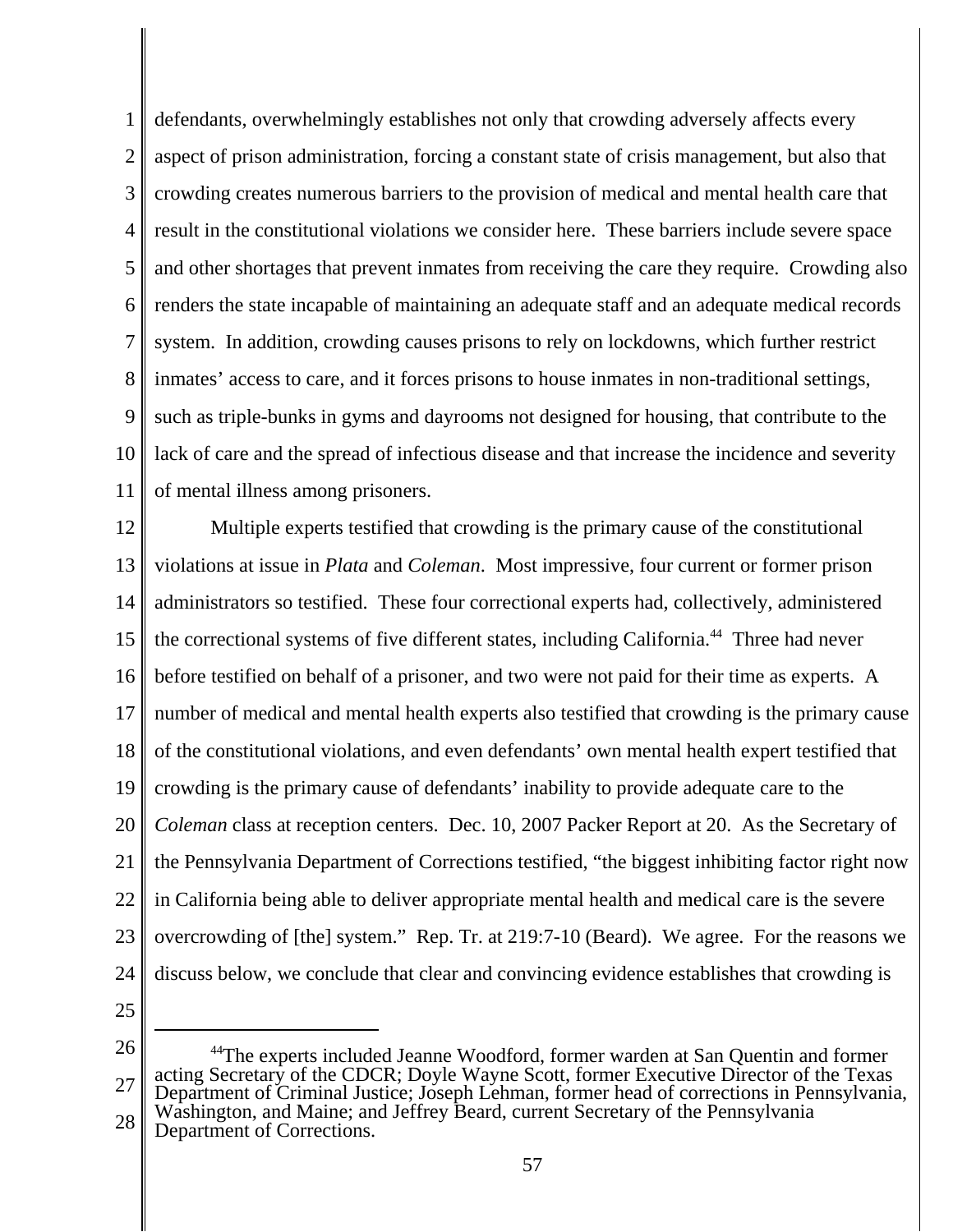defendants, overwhelmingly establishes not only that crowding adversely affects every aspect of prison administration, forcing a constant state of crisis management, but also that crowding creates numerous barriers to the provision of medical and mental health care that result in the constitutional violations we consider here. These barriers include severe space and other shortages that prevent inmates from receiving the care they require. Crowding also renders the state incapable of maintaining an adequate staff and an adequate medical records system. In addition, crowding causes prisons to rely on lockdowns, which further restrict inmates' access to care, and it forces prisons to house inmates in non-traditional settings, such as triple-bunks in gyms and dayrooms not designed for housing, that contribute to the lack of care and the spread of infectious disease and that increase the incidence and severity of mental illness among prisoners.

Multiple experts testified that crowding is the primary cause of the constitutional violations at issue in *Plata* and *Coleman*. Most impressive, four current or former prison administrators so testified. These four correctional experts had, collectively, administered the correctional systems of five different states, including California.[44] Three had never before testified on behalf of a prisoner, and two were not paid for their time as experts. A number of medical and mental health experts also testified that crowding is the primary cause of the constitutional violations, and even defendants' own mental health expert testified that crowding is the primary cause of defendants' inability to provide adequate care to the *Coleman* class at reception centers. Dec. 10, 2007 Packer Report at 20. As the Secretary of the Pennsylvania Department of Corrections testified, "the biggest inhibiting factor right now in California being able to deliver appropriate mental health and medical care is the severe overcrowding of [the] system." Rep. Tr. at 219:7-10 (Beard). We agree. For the reasons we discuss below, we conclude that clear and convincing evidence establishes that crowding is

[44]The experts included Jeanne Woodford, former warden at San Quentin and former acting Secretary of the CDCR; Doyle Wayne Scott, former Executive Director of the Texas Department of Criminal Justice; Joseph Lehman, former head of corrections in Pennsylvania, Washington, and Maine; and Jeffrey Beard, current Secretary of the Pennsylvania Department of Corrections.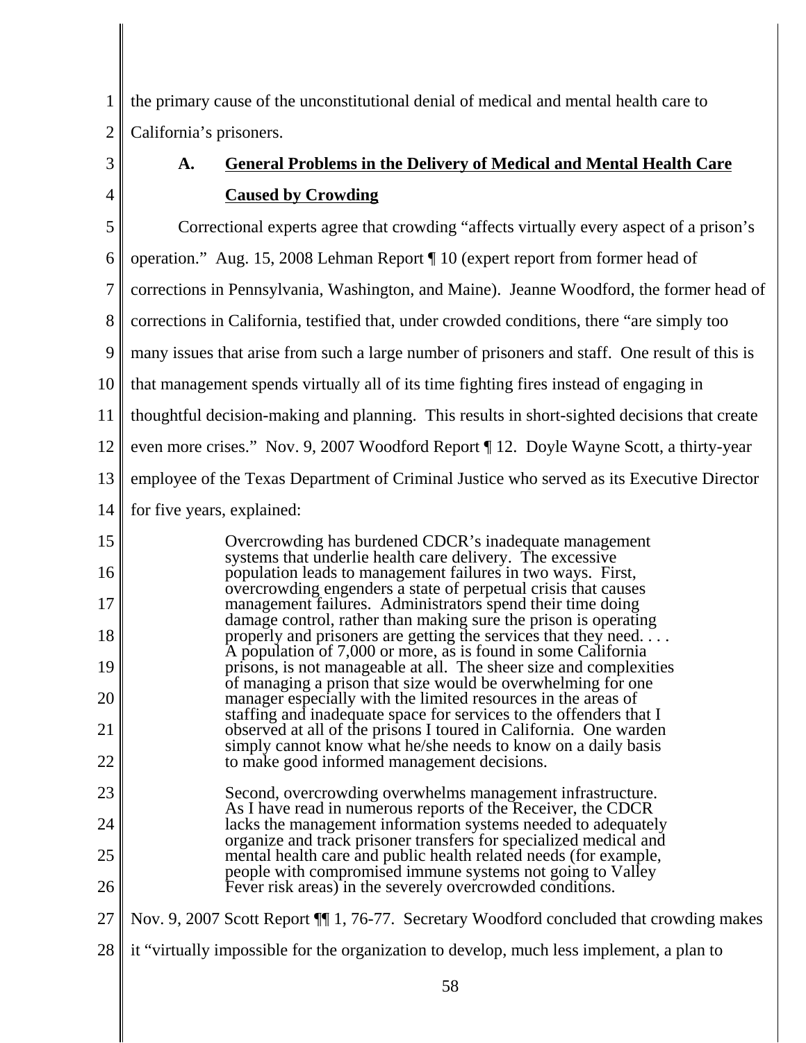the primary cause of the unconstitutional denial of medical and mental health care to California's prisoners.

### A. General Problems in the Delivery of Medical and Mental Health Care Caused by Crowding

Correctional experts agree that crowding "affects virtually every aspect of a prison's operation." Aug. 15, 2008 Lehman Report ¶ 10 (expert report from former head of corrections in Pennsylvania, Washington, and Maine). Jeanne Woodford, the former head of corrections in California, testified that, under crowded conditions, there "are simply too many issues that arise from such a large number of prisoners and staff. One result of this is that management spends virtually all of its time fighting fires instead of engaging in thoughtful decision-making and planning. This results in short-sighted decisions that create even more crises." Nov. 9, 2007 Woodford Report ¶ 12. Doyle Wayne Scott, a thirty-year employee of the Texas Department of Criminal Justice who served as its Executive Director for five years, explained:

> Overcrowding has burdened CDCR's inadequate management systems that underlie health care delivery. The excessive population leads to management failures in two ways. First, overcrowding engenders a state of perpetual crisis that causes management failures. Administrators spend their time doing damage control, rather than making sure the prison is operating properly and prisoners are getting the services that they need. . . . A population of 7,000 or more, as is found in some California prisons, is not manageable at all. The sheer size and complexities of managing a prison that size would be overwhelming for one manager especially with the limited resources in the areas of staffing and inadequate space for services to the offenders that I observed at all of the prisons I toured in California. One warden simply cannot know what he/she needs to know on a daily basis to make good informed management decisions.
>
> Second, overcrowding overwhelms management infrastructure. As I have read in numerous reports of the Receiver, the CDCR lacks the management information systems needed to adequately organize and track prisoner transfers for specialized medical and mental health care and public health related needs (for example, people with compromised immune systems not going to Valley Fever risk areas) in the severely overcrowded conditions.

Nov. 9, 2007 Scott Report ¶¶ 1, 76-77. Secretary Woodford concluded that crowding makes it "virtually impossible for the organization to develop, much less implement, a plan to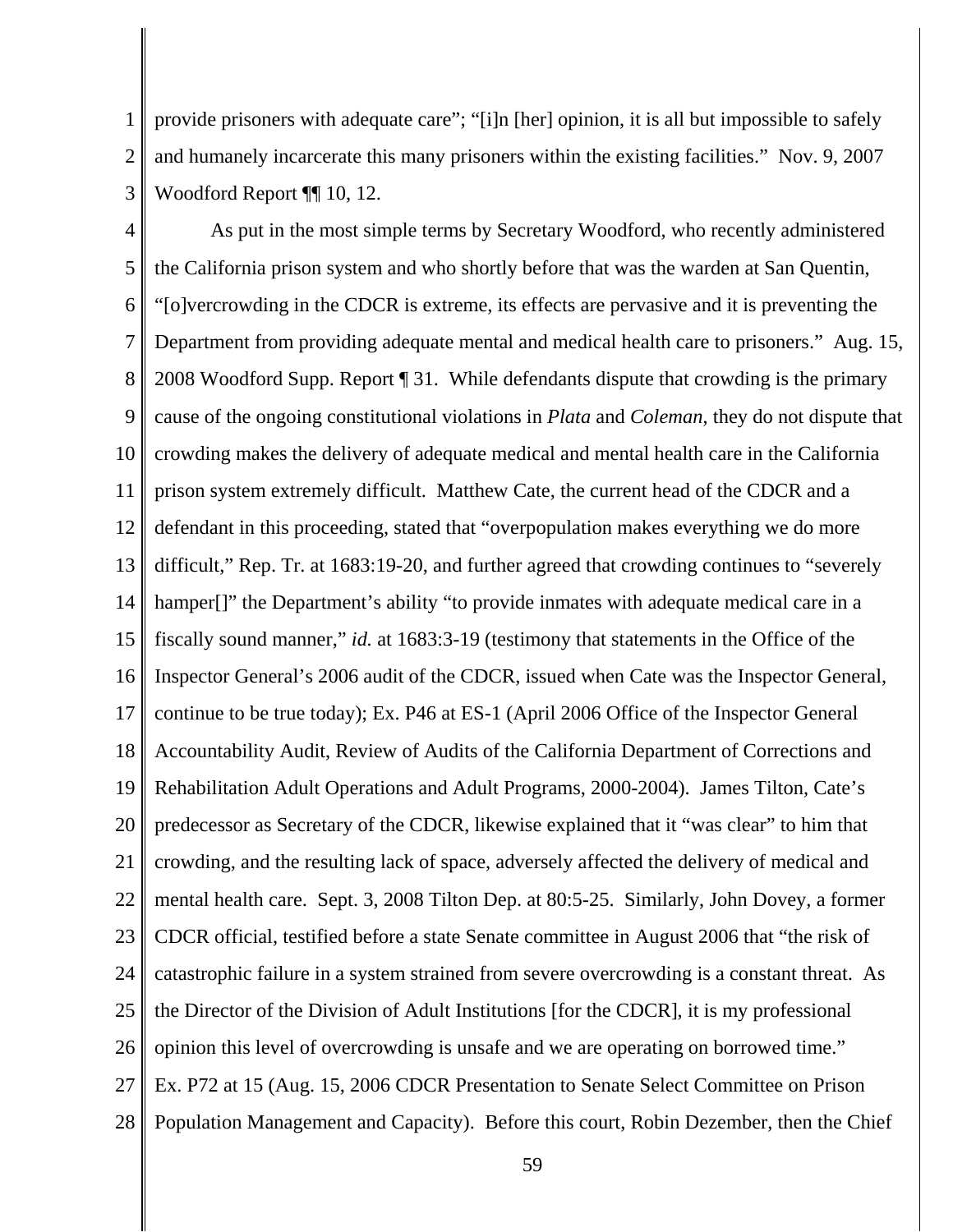provide prisoners with adequate care"; "[i]n [her] opinion, it is all but impossible to safely and humanely incarcerate this many prisoners within the existing facilities." Nov. 9, 2007 Woodford Report ¶¶ 10, 12.

As put in the most simple terms by Secretary Woodford, who recently administered the California prison system and who shortly before that was the warden at San Quentin, "[o]vercrowding in the CDCR is extreme, its effects are pervasive and it is preventing the Department from providing adequate mental and medical health care to prisoners." Aug. 15, 2008 Woodford Supp. Report ¶ 31. While defendants dispute that crowding is the primary cause of the ongoing constitutional violations in *Plata* and *Coleman*, they do not dispute that crowding makes the delivery of adequate medical and mental health care in the California prison system extremely difficult. Matthew Cate, the current head of the CDCR and a defendant in this proceeding, stated that "overpopulation makes everything we do more difficult," Rep. Tr. at 1683:19-20, and further agreed that crowding continues to "severely hamper[]" the Department's ability "to provide inmates with adequate medical care in a fiscally sound manner," *id.* at 1683:3-19 (testimony that statements in the Office of the Inspector General's 2006 audit of the CDCR, issued when Cate was the Inspector General, continue to be true today); Ex. P46 at ES-1 (April 2006 Office of the Inspector General Accountability Audit, Review of Audits of the California Department of Corrections and Rehabilitation Adult Operations and Adult Programs, 2000-2004). James Tilton, Cate's predecessor as Secretary of the CDCR, likewise explained that it "was clear" to him that crowding, and the resulting lack of space, adversely affected the delivery of medical and mental health care. Sept. 3, 2008 Tilton Dep. at 80:5-25. Similarly, John Dovey, a former CDCR official, testified before a state Senate committee in August 2006 that "the risk of catastrophic failure in a system strained from severe overcrowding is a constant threat. As the Director of the Division of Adult Institutions [for the CDCR], it is my professional opinion this level of overcrowding is unsafe and we are operating on borrowed time." Ex. P72 at 15 (Aug. 15, 2006 CDCR Presentation to Senate Select Committee on Prison Population Management and Capacity). Before this court, Robin Dezember, then the Chief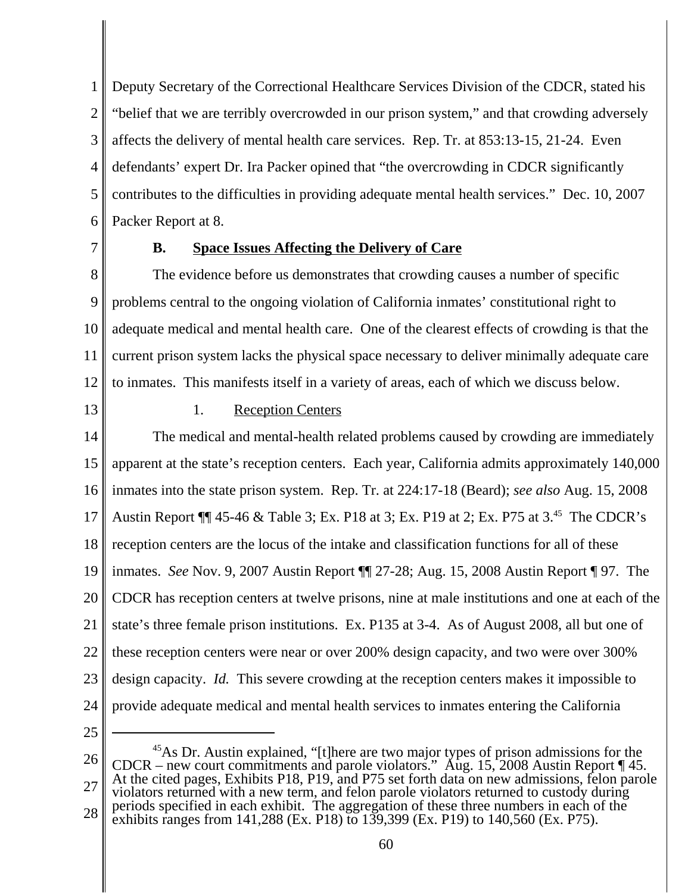Deputy Secretary of the Correctional Healthcare Services Division of the CDCR, stated his "belief that we are terribly overcrowded in our prison system," and that crowding adversely affects the delivery of mental health care services. Rep. Tr. at 853:13-15, 21-24. Even defendants' expert Dr. Ira Packer opined that "the overcrowding in CDCR significantly contributes to the difficulties in providing adequate mental health services." Dec. 10, 2007 Packer Report at 8.

### B. Space Issues Affecting the Delivery of Care

The evidence before us demonstrates that crowding causes a number of specific problems central to the ongoing violation of California inmates' constitutional right to adequate medical and mental health care. One of the clearest effects of crowding is that the current prison system lacks the physical space necessary to deliver minimally adequate care to inmates. This manifests itself in a variety of areas, each of which we discuss below.

#### 1. Reception Centers

The medical and mental-health related problems caused by crowding are immediately apparent at the state's reception centers. Each year, California admits approximately 140,000 inmates into the state prison system. Rep. Tr. at 224:17-18 (Beard); *see also* Aug. 15, 2008 Austin Report ¶¶ 45-46 & Table 3; Ex. P18 at 3; Ex. P19 at 2; Ex. P75 at 3.[45] The CDCR's reception centers are the locus of the intake and classification functions for all of these inmates. *See* Nov. 9, 2007 Austin Report ¶¶ 27-28; Aug. 15, 2008 Austin Report ¶ 97. The CDCR has reception centers at twelve prisons, nine at male institutions and one at each of the state's three female prison institutions. Ex. P135 at 3-4. As of August 2008, all but one of these reception centers were near or over 200% design capacity, and two were over 300% design capacity. *Id.* This severe crowding at the reception centers makes it impossible to provide adequate medical and mental health services to inmates entering the California

---

[45] As Dr. Austin explained, "[t]here are two major types of prison admissions for the CDCR – new court commitments and parole violators." Aug. 15, 2008 Austin Report ¶ 45. At the cited pages, Exhibits P18, P19, and P75 set forth data on new admissions, felon parole violators returned with a new term, and felon parole violators returned to custody during periods specified in each exhibit. The aggregation of these three numbers in each of the exhibits ranges from 141,288 (Ex. P18) to 139,399 (Ex. P19) to 140,560 (Ex. P75).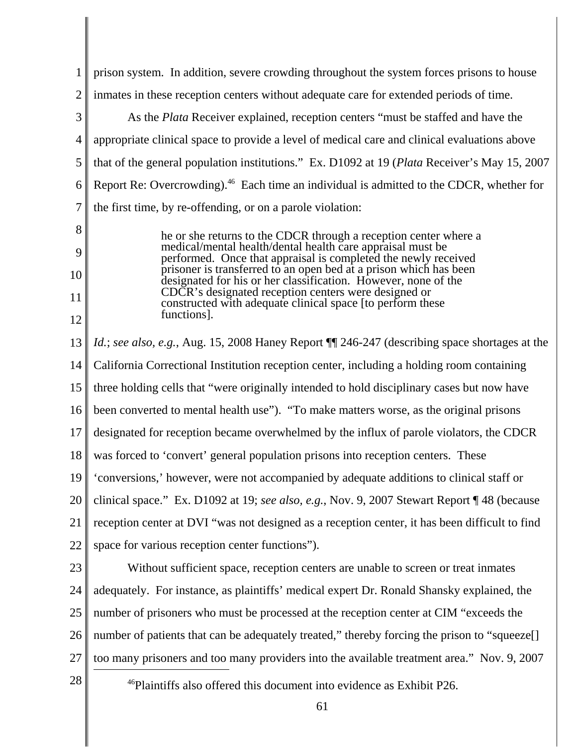prison system. In addition, severe crowding throughout the system forces prisons to house inmates in these reception centers without adequate care for extended periods of time.

As the *Plata* Receiver explained, reception centers "must be staffed and have the appropriate clinical space to provide a level of medical care and clinical evaluations above that of the general population institutions." Ex. D1092 at 19 (*Plata* Receiver's May 15, 2007 Report Re: Overcrowding).[46] Each time an individual is admitted to the CDCR, whether for the first time, by re-offending, or on a parole violation:

> he or she returns to the CDCR through a reception center where a medical/mental health/dental health care appraisal must be performed. Once that appraisal is completed the newly received prisoner is transferred to an open bed at a prison which has been designated for his or her classification. However, none of the CDCR's designated reception centers were designed or constructed with adequate clinical space [to perform these functions].

*Id.*; *see also, e.g.*, Aug. 15, 2008 Haney Report ¶¶ 246-247 (describing space shortages at the California Correctional Institution reception center, including a holding room containing three holding cells that "were originally intended to hold disciplinary cases but now have been converted to mental health use"). "To make matters worse, as the original prisons designated for reception became overwhelmed by the influx of parole violators, the CDCR was forced to 'convert' general population prisons into reception centers. These 'conversions,' however, were not accompanied by adequate additions to clinical staff or clinical space." Ex. D1092 at 19; *see also, e.g.*, Nov. 9, 2007 Stewart Report ¶ 48 (because reception center at DVI "was not designed as a reception center, it has been difficult to find space for various reception center functions").

Without sufficient space, reception centers are unable to screen or treat inmates adequately. For instance, as plaintiffs' medical expert Dr. Ronald Shansky explained, the number of prisoners who must be processed at the reception center at CIM "exceeds the number of patients that can be adequately treated," thereby forcing the prison to "squeeze[] too many prisoners and too many providers into the available treatment area." Nov. 9, 2007

---

[46] Plaintiffs also offered this document into evidence as Exhibit P26.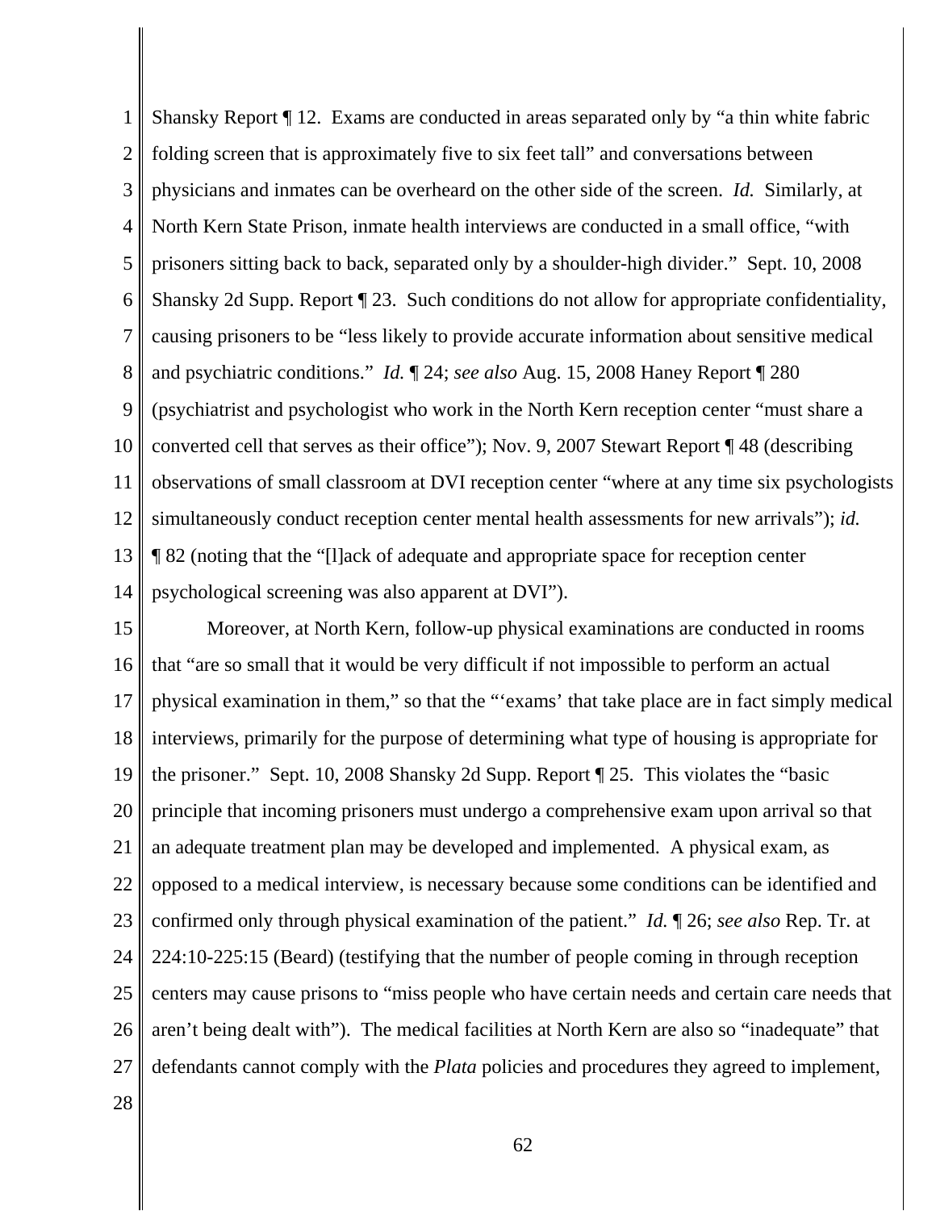Shansky Report ¶ 12. Exams are conducted in areas separated only by "a thin white fabric folding screen that is approximately five to six feet tall" and conversations between physicians and inmates can be overheard on the other side of the screen. *Id.* Similarly, at North Kern State Prison, inmate health interviews are conducted in a small office, "with prisoners sitting back to back, separated only by a shoulder-high divider." Sept. 10, 2008 Shansky 2d Supp. Report ¶ 23. Such conditions do not allow for appropriate confidentiality, causing prisoners to be "less likely to provide accurate information about sensitive medical and psychiatric conditions." *Id.* ¶ 24; *see also* Aug. 15, 2008 Haney Report ¶ 280 (psychiatrist and psychologist who work in the North Kern reception center "must share a converted cell that serves as their office"); Nov. 9, 2007 Stewart Report ¶ 48 (describing observations of small classroom at DVI reception center "where at any time six psychologists simultaneously conduct reception center mental health assessments for new arrivals"); *id.* ¶ 82 (noting that the "[l]ack of adequate and appropriate space for reception center psychological screening was also apparent at DVI").

Moreover, at North Kern, follow-up physical examinations are conducted in rooms that "are so small that it would be very difficult if not impossible to perform an actual physical examination in them," so that the "'exams' that take place are in fact simply medical interviews, primarily for the purpose of determining what type of housing is appropriate for the prisoner." Sept. 10, 2008 Shansky 2d Supp. Report ¶ 25. This violates the "basic principle that incoming prisoners must undergo a comprehensive exam upon arrival so that an adequate treatment plan may be developed and implemented. A physical exam, as opposed to a medical interview, is necessary because some conditions can be identified and confirmed only through physical examination of the patient." *Id.* ¶ 26; *see also* Rep. Tr. at 224:10-225:15 (Beard) (testifying that the number of people coming in through reception centers may cause prisons to "miss people who have certain needs and certain care needs that aren't being dealt with"). The medical facilities at North Kern are also so "inadequate" that defendants cannot comply with the *Plata* policies and procedures they agreed to implement,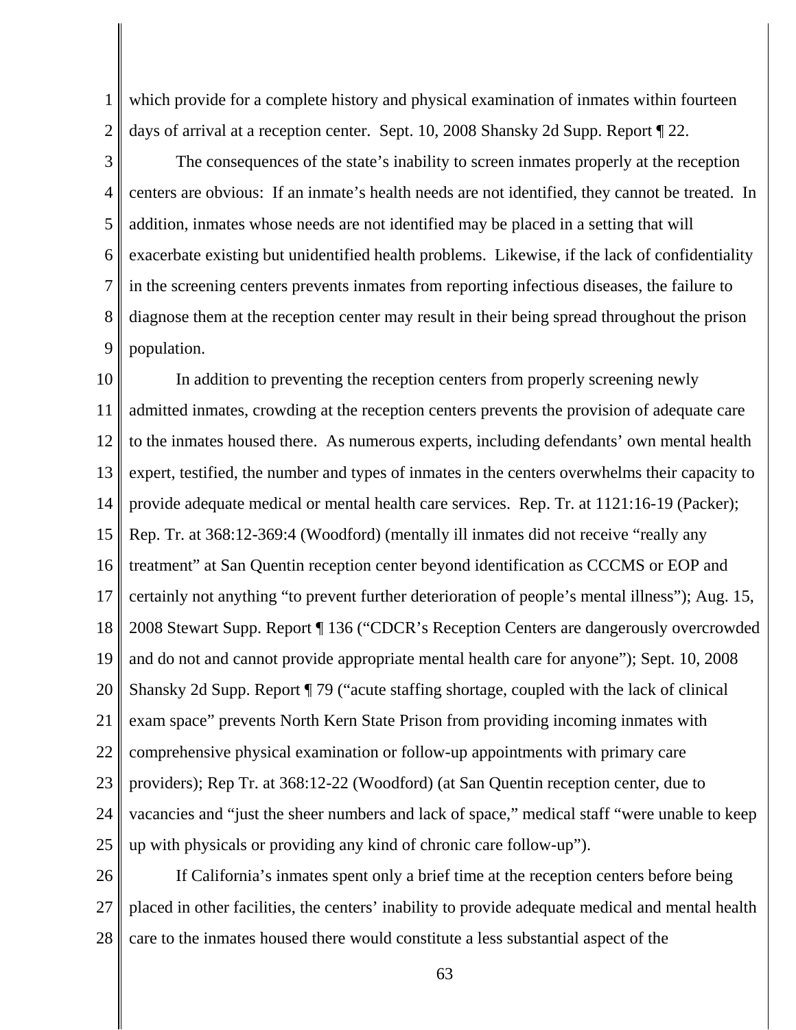which provide for a complete history and physical examination of inmates within fourteen days of arrival at a reception center. Sept. 10, 2008 Shansky 2d Supp. Report ¶ 22.

The consequences of the state's inability to screen inmates properly at the reception centers are obvious: If an inmate's health needs are not identified, they cannot be treated. In addition, inmates whose needs are not identified may be placed in a setting that will exacerbate existing but unidentified health problems. Likewise, if the lack of confidentiality in the screening centers prevents inmates from reporting infectious diseases, the failure to diagnose them at the reception center may result in their being spread throughout the prison population.

In addition to preventing the reception centers from properly screening newly admitted inmates, crowding at the reception centers prevents the provision of adequate care to the inmates housed there. As numerous experts, including defendants' own mental health expert, testified, the number and types of inmates in the centers overwhelms their capacity to provide adequate medical or mental health care services. Rep. Tr. at 1121:16-19 (Packer); Rep. Tr. at 368:12-369:4 (Woodford) (mentally ill inmates did not receive "really any treatment" at San Quentin reception center beyond identification as CCCMS or EOP and certainly not anything "to prevent further deterioration of people's mental illness"); Aug. 15, 2008 Stewart Supp. Report ¶ 136 ("CDCR's Reception Centers are dangerously overcrowded and do not and cannot provide appropriate mental health care for anyone"); Sept. 10, 2008 Shansky 2d Supp. Report ¶ 79 ("acute staffing shortage, coupled with the lack of clinical exam space" prevents North Kern State Prison from providing incoming inmates with comprehensive physical examination or follow-up appointments with primary care providers); Rep Tr. at 368:12-22 (Woodford) (at San Quentin reception center, due to vacancies and "just the sheer numbers and lack of space," medical staff "were unable to keep up with physicals or providing any kind of chronic care follow-up").

If California's inmates spent only a brief time at the reception centers before being placed in other facilities, the centers' inability to provide adequate medical and mental health care to the inmates housed there would constitute a less substantial aspect of the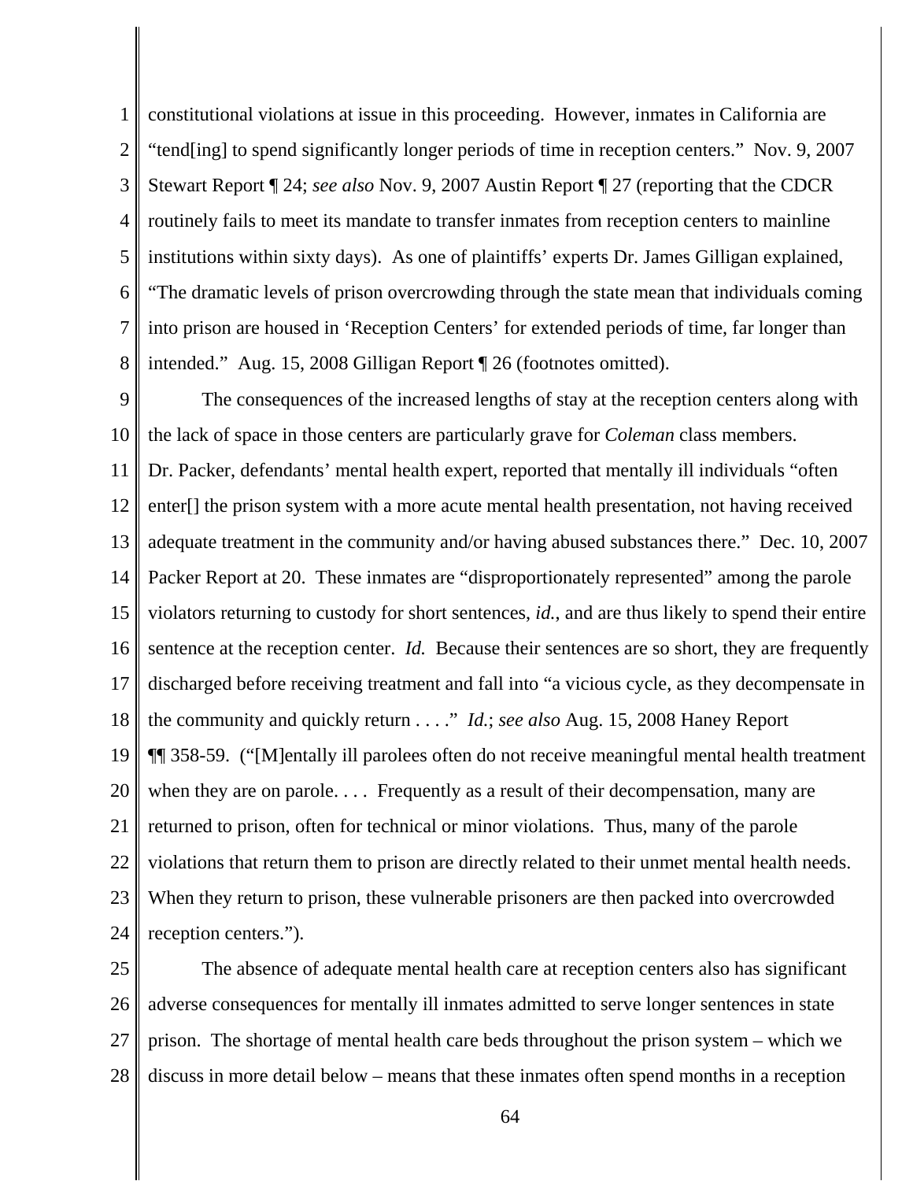constitutional violations at issue in this proceeding. However, inmates in California are "tend[ing] to spend significantly longer periods of time in reception centers." Nov. 9, 2007 Stewart Report ¶ 24; *see also* Nov. 9, 2007 Austin Report ¶ 27 (reporting that the CDCR routinely fails to meet its mandate to transfer inmates from reception centers to mainline institutions within sixty days). As one of plaintiffs' experts Dr. James Gilligan explained, "The dramatic levels of prison overcrowding through the state mean that individuals coming into prison are housed in 'Reception Centers' for extended periods of time, far longer than intended." Aug. 15, 2008 Gilligan Report ¶ 26 (footnotes omitted).

The consequences of the increased lengths of stay at the reception centers along with the lack of space in those centers are particularly grave for *Coleman* class members. Dr. Packer, defendants' mental health expert, reported that mentally ill individuals "often enter[] the prison system with a more acute mental health presentation, not having received adequate treatment in the community and/or having abused substances there." Dec. 10, 2007 Packer Report at 20. These inmates are "disproportionately represented" among the parole violators returning to custody for short sentences, *id.*, and are thus likely to spend their entire sentence at the reception center. *Id.* Because their sentences are so short, they are frequently discharged before receiving treatment and fall into "a vicious cycle, as they decompensate in the community and quickly return . . . ." *Id.*; *see also* Aug. 15, 2008 Haney Report ¶¶ 358-59. ("[M]entally ill parolees often do not receive meaningful mental health treatment when they are on parole. . . . Frequently as a result of their decompensation, many are returned to prison, often for technical or minor violations. Thus, many of the parole violations that return them to prison are directly related to their unmet mental health needs. When they return to prison, these vulnerable prisoners are then packed into overcrowded reception centers.").

The absence of adequate mental health care at reception centers also has significant adverse consequences for mentally ill inmates admitted to serve longer sentences in state prison. The shortage of mental health care beds throughout the prison system – which we discuss in more detail below – means that these inmates often spend months in a reception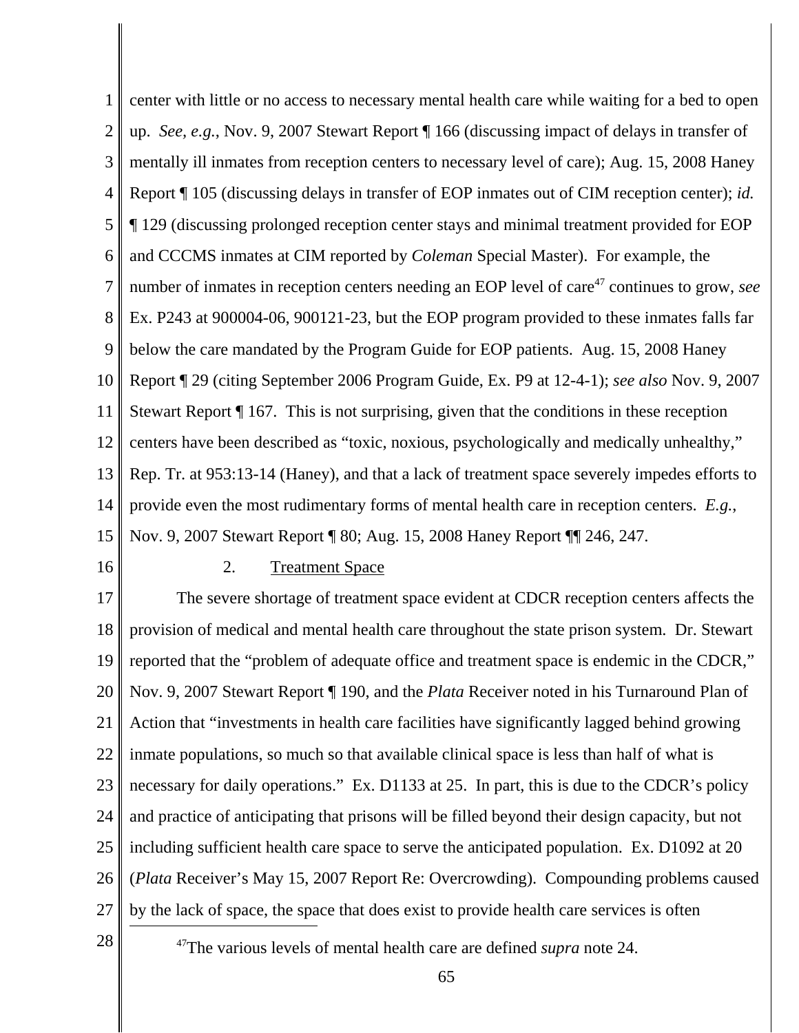center with little or no access to necessary mental health care while waiting for a bed to open up. *See, e.g.*, Nov. 9, 2007 Stewart Report ¶ 166 (discussing impact of delays in transfer of mentally ill inmates from reception centers to necessary level of care); Aug. 15, 2008 Haney Report ¶ 105 (discussing delays in transfer of EOP inmates out of CIM reception center); *id.* ¶ 129 (discussing prolonged reception center stays and minimal treatment provided for EOP and CCCMS inmates at CIM reported by *Coleman* Special Master). For example, the number of inmates in reception centers needing an EOP level of care[47] continues to grow, *see* Ex. P243 at 900004-06, 900121-23, but the EOP program provided to these inmates falls far below the care mandated by the Program Guide for EOP patients. Aug. 15, 2008 Haney Report ¶ 29 (citing September 2006 Program Guide, Ex. P9 at 12-4-1); *see also* Nov. 9, 2007 Stewart Report ¶ 167. This is not surprising, given that the conditions in these reception centers have been described as "toxic, noxious, psychologically and medically unhealthy," Rep. Tr. at 953:13-14 (Haney), and that a lack of treatment space severely impedes efforts to provide even the most rudimentary forms of mental health care in reception centers. *E.g.*, Nov. 9, 2007 Stewart Report ¶ 80; Aug. 15, 2008 Haney Report ¶¶ 246, 247.

2. Treatment Space

The severe shortage of treatment space evident at CDCR reception centers affects the provision of medical and mental health care throughout the state prison system. Dr. Stewart reported that the "problem of adequate office and treatment space is endemic in the CDCR," Nov. 9, 2007 Stewart Report ¶ 190, and the *Plata* Receiver noted in his Turnaround Plan of Action that "investments in health care facilities have significantly lagged behind growing inmate populations, so much so that available clinical space is less than half of what is necessary for daily operations." Ex. D1133 at 25. In part, this is due to the CDCR's policy and practice of anticipating that prisons will be filled beyond their design capacity, but not including sufficient health care space to serve the anticipated population. Ex. D1092 at 20 (*Plata* Receiver's May 15, 2007 Report Re: Overcrowding). Compounding problems caused by the lack of space, the space that does exist to provide health care services is often

[47] The various levels of mental health care are defined *supra* note 24.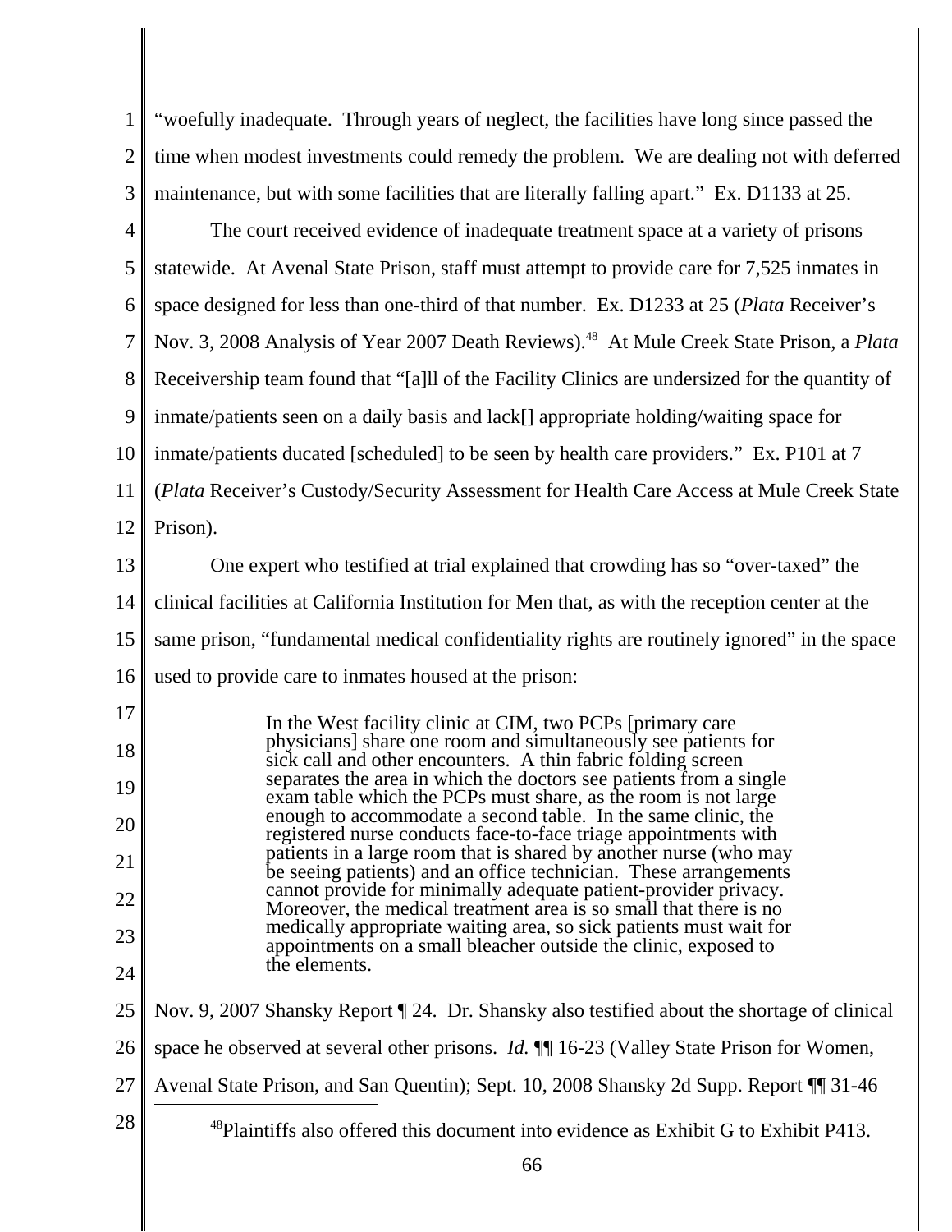"woefully inadequate. Through years of neglect, the facilities have long since passed the time when modest investments could remedy the problem. We are dealing not with deferred maintenance, but with some facilities that are literally falling apart." Ex. D1133 at 25.

The court received evidence of inadequate treatment space at a variety of prisons statewide. At Avenal State Prison, staff must attempt to provide care for 7,525 inmates in space designed for less than one-third of that number. Ex. D1233 at 25 (*Plata* Receiver's Nov. 3, 2008 Analysis of Year 2007 Death Reviews).[48] At Mule Creek State Prison, a *Plata* Receivership team found that "[a]ll of the Facility Clinics are undersized for the quantity of inmate/patients seen on a daily basis and lack[] appropriate holding/waiting space for inmate/patients ducated [scheduled] to be seen by health care providers." Ex. P101 at 7 (*Plata* Receiver's Custody/Security Assessment for Health Care Access at Mule Creek State Prison).

One expert who testified at trial explained that crowding has so "over-taxed" the clinical facilities at California Institution for Men that, as with the reception center at the same prison, "fundamental medical confidentiality rights are routinely ignored" in the space used to provide care to inmates housed at the prison:

> In the West facility clinic at CIM, two PCPs [primary care physicians] share one room and simultaneously see patients for sick call and other encounters. A thin fabric folding screen separates the area in which the doctors see patients from a single exam table which the PCPs must share, as the room is not large enough to accommodate a second table. In the same clinic, the registered nurse conducts face-to-face triage appointments with patients in a large room that is shared by another nurse (who may be seeing patients) and an office technician. These arrangements cannot provide for minimally adequate patient-provider privacy. Moreover, the medical treatment area is so small that there is no medically appropriate waiting area, so sick patients must wait for appointments on a small bleacher outside the clinic, exposed to the elements.

Nov. 9, 2007 Shansky Report ¶ 24. Dr. Shansky also testified about the shortage of clinical space he observed at several other prisons. *Id.* ¶¶ 16-23 (Valley State Prison for Women, Avenal State Prison, and San Quentin); Sept. 10, 2008 Shansky 2d Supp. Report ¶¶ 31-46

---

[48] Plaintiffs also offered this document into evidence as Exhibit G to Exhibit P413.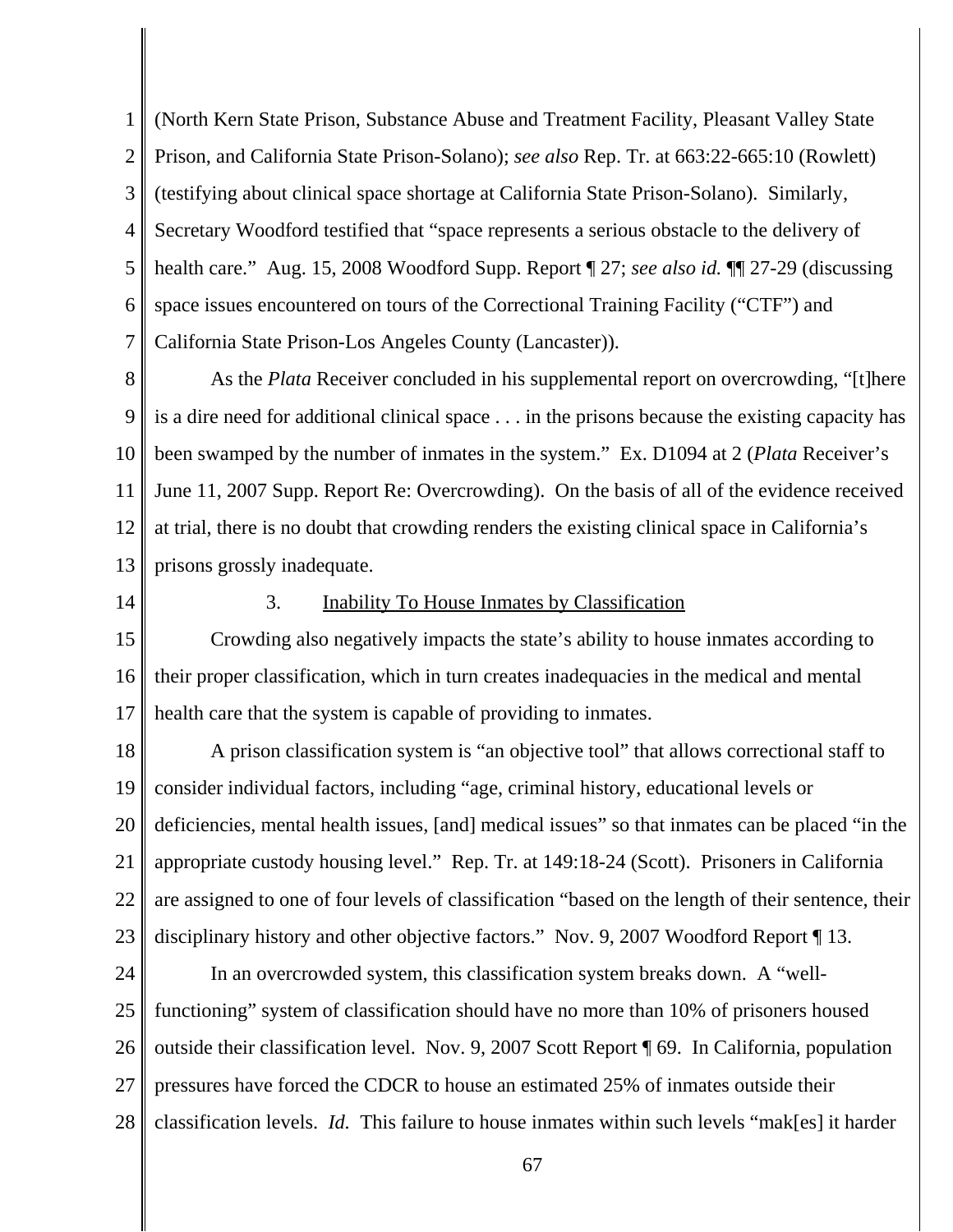(North Kern State Prison, Substance Abuse and Treatment Facility, Pleasant Valley State Prison, and California State Prison-Solano); *see also* Rep. Tr. at 663:22-665:10 (Rowlett) (testifying about clinical space shortage at California State Prison-Solano). Similarly, Secretary Woodford testified that "space represents a serious obstacle to the delivery of health care." Aug. 15, 2008 Woodford Supp. Report ¶ 27; *see also id.* ¶¶ 27-29 (discussing space issues encountered on tours of the Correctional Training Facility ("CTF") and California State Prison-Los Angeles County (Lancaster)).

As the *Plata* Receiver concluded in his supplemental report on overcrowding, "[t]here is a dire need for additional clinical space . . . in the prisons because the existing capacity has been swamped by the number of inmates in the system." Ex. D1094 at 2 (*Plata* Receiver's June 11, 2007 Supp. Report Re: Overcrowding). On the basis of all of the evidence received at trial, there is no doubt that crowding renders the existing clinical space in California's prisons grossly inadequate.

### 3. Inability To House Inmates by Classification

Crowding also negatively impacts the state's ability to house inmates according to their proper classification, which in turn creates inadequacies in the medical and mental health care that the system is capable of providing to inmates.

A prison classification system is "an objective tool" that allows correctional staff to consider individual factors, including "age, criminal history, educational levels or deficiencies, mental health issues, [and] medical issues" so that inmates can be placed "in the appropriate custody housing level." Rep. Tr. at 149:18-24 (Scott). Prisoners in California are assigned to one of four levels of classification "based on the length of their sentence, their disciplinary history and other objective factors." Nov. 9, 2007 Woodford Report ¶ 13.

In an overcrowded system, this classification system breaks down. A "well-functioning" system of classification should have no more than 10% of prisoners housed outside their classification level. Nov. 9, 2007 Scott Report ¶ 69. In California, population pressures have forced the CDCR to house an estimated 25% of inmates outside their classification levels. *Id.* This failure to house inmates within such levels "mak[es] it harder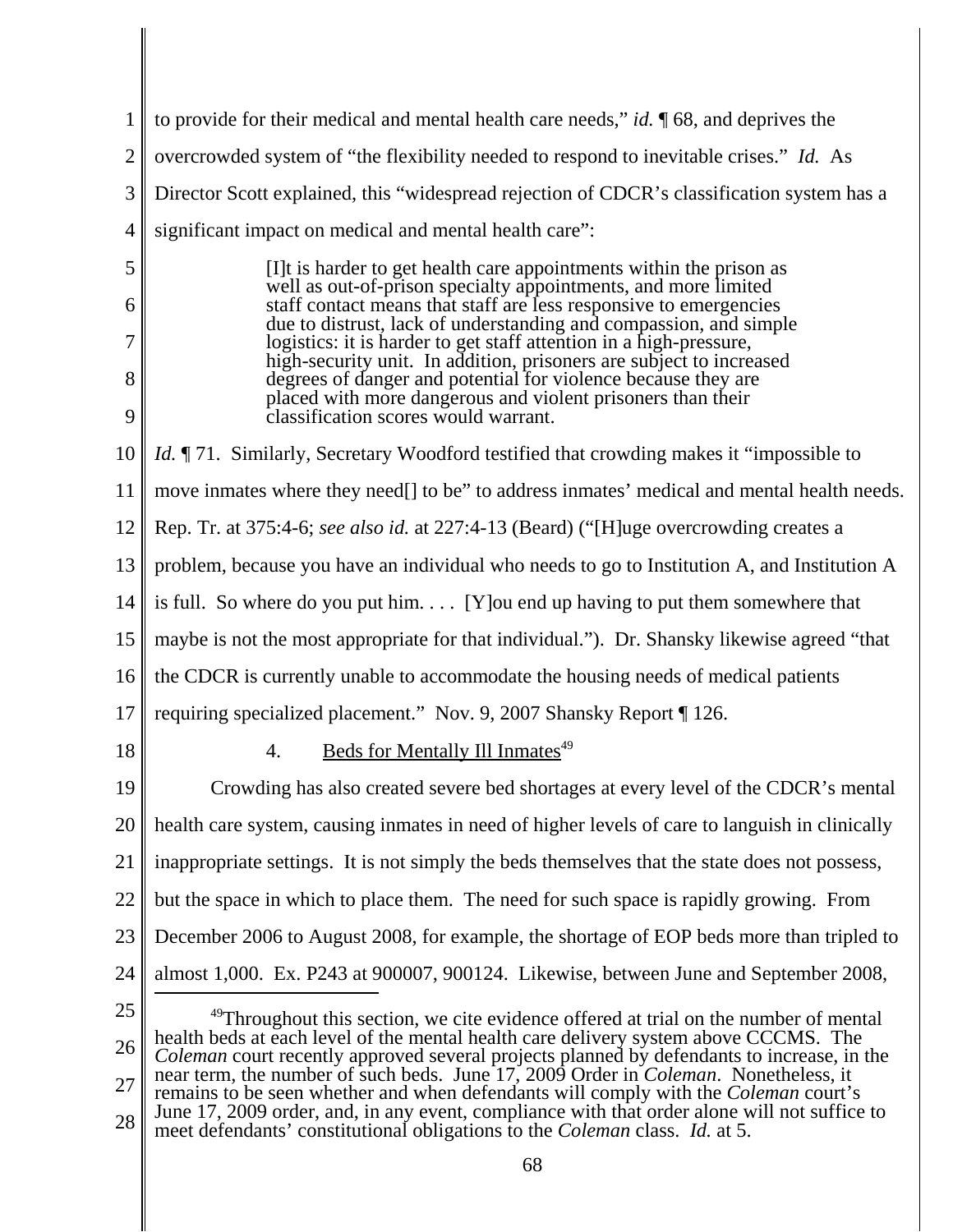to provide for their medical and mental health care needs," *id.* ¶ 68, and deprives the overcrowded system of "the flexibility needed to respond to inevitable crises." *Id.* As Director Scott explained, this "widespread rejection of CDCR's classification system has a significant impact on medical and mental health care":

> [I]t is harder to get health care appointments within the prison as well as out-of-prison specialty appointments, and more limited staff contact means that staff are less responsive to emergencies due to distrust, lack of understanding and compassion, and simple logistics: it is harder to get staff attention in a high-pressure, high-security unit. In addition, prisoners are subject to increased degrees of danger and potential for violence because they are placed with more dangerous and violent prisoners than their classification scores would warrant.

*Id.* ¶ 71. Similarly, Secretary Woodford testified that crowding makes it "impossible to move inmates where they need[] to be" to address inmates' medical and mental health needs. Rep. Tr. at 375:4-6; *see also id.* at 227:4-13 (Beard) ("[H]uge overcrowding creates a problem, because you have an individual who needs to go to Institution A, and Institution A is full. So where do you put him. . . . [Y]ou end up having to put them somewhere that maybe is not the most appropriate for that individual."). Dr. Shansky likewise agreed "that the CDCR is currently unable to accommodate the housing needs of medical patients requiring specialized placement." Nov. 9, 2007 Shansky Report ¶ 126.

4. Beds for Mentally Ill Inmates[49]

Crowding has also created severe bed shortages at every level of the CDCR's mental health care system, causing inmates in need of higher levels of care to languish in clinically inappropriate settings. It is not simply the beds themselves that the state does not possess, but the space in which to place them. The need for such space is rapidly growing. From December 2006 to August 2008, for example, the shortage of EOP beds more than tripled to almost 1,000. Ex. P243 at 900007, 900124. Likewise, between June and September 2008,

---

[49] Throughout this section, we cite evidence offered at trial on the number of mental health beds at each level of the mental health care delivery system above CCCMS. The *Coleman* court recently approved several projects planned by defendants to increase, in the near term, the number of such beds. June 17, 2009 Order in *Coleman*. Nonetheless, it remains to be seen whether and when defendants will comply with the *Coleman* court's June 17, 2009 order, and, in any event, compliance with that order alone will not suffice to meet defendants' constitutional obligations to the *Coleman* class. *Id.* at 5.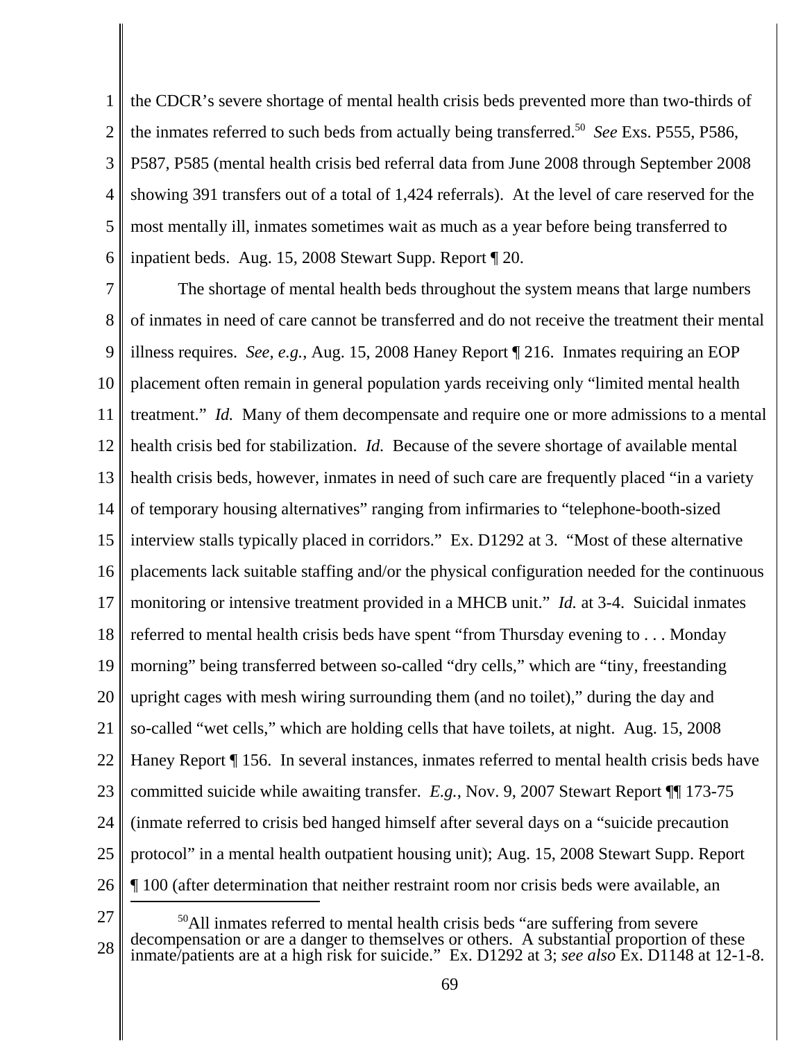the CDCR's severe shortage of mental health crisis beds prevented more than two-thirds of the inmates referred to such beds from actually being transferred.[50] *See* Exs. P555, P586, P587, P585 (mental health crisis bed referral data from June 2008 through September 2008 showing 391 transfers out of a total of 1,424 referrals). At the level of care reserved for the most mentally ill, inmates sometimes wait as much as a year before being transferred to inpatient beds. Aug. 15, 2008 Stewart Supp. Report ¶ 20.

The shortage of mental health beds throughout the system means that large numbers of inmates in need of care cannot be transferred and do not receive the treatment their mental illness requires. *See, e.g.*, Aug. 15, 2008 Haney Report ¶ 216. Inmates requiring an EOP placement often remain in general population yards receiving only "limited mental health treatment." *Id.* Many of them decompensate and require one or more admissions to a mental health crisis bed for stabilization. *Id.* Because of the severe shortage of available mental health crisis beds, however, inmates in need of such care are frequently placed "in a variety of temporary housing alternatives" ranging from infirmaries to "telephone-booth-sized interview stalls typically placed in corridors." Ex. D1292 at 3. "Most of these alternative placements lack suitable staffing and/or the physical configuration needed for the continuous monitoring or intensive treatment provided in a MHCB unit." *Id.* at 3-4. Suicidal inmates referred to mental health crisis beds have spent "from Thursday evening to . . . Monday morning" being transferred between so-called "dry cells," which are "tiny, freestanding upright cages with mesh wiring surrounding them (and no toilet)," during the day and so-called "wet cells," which are holding cells that have toilets, at night. Aug. 15, 2008 Haney Report ¶ 156. In several instances, inmates referred to mental health crisis beds have committed suicide while awaiting transfer. *E.g.*, Nov. 9, 2007 Stewart Report ¶¶ 173-75 (inmate referred to crisis bed hanged himself after several days on a "suicide precaution protocol" in a mental health outpatient housing unit); Aug. 15, 2008 Stewart Supp. Report ¶ 100 (after determination that neither restraint room nor crisis beds were available, an

---

[50] All inmates referred to mental health crisis beds "are suffering from severe decompensation or are a danger to themselves or others. A substantial proportion of these inmate/patients are at a high risk for suicide." Ex. D1292 at 3; *see also* Ex. D1148 at 12-1-8.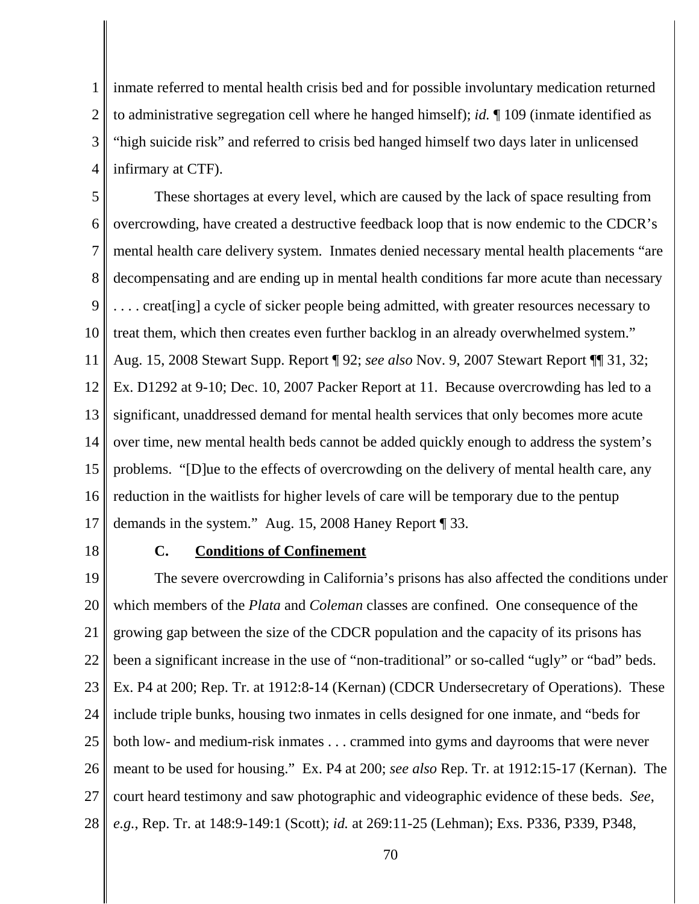inmate referred to mental health crisis bed and for possible involuntary medication returned to administrative segregation cell where he hanged himself); *id.* ¶ 109 (inmate identified as "high suicide risk" and referred to crisis bed hanged himself two days later in unlicensed infirmary at CTF).

These shortages at every level, which are caused by the lack of space resulting from overcrowding, have created a destructive feedback loop that is now endemic to the CDCR's mental health care delivery system. Inmates denied necessary mental health placements "are decompensating and are ending up in mental health conditions far more acute than necessary . . . . creat[ing] a cycle of sicker people being admitted, with greater resources necessary to treat them, which then creates even further backlog in an already overwhelmed system." Aug. 15, 2008 Stewart Supp. Report ¶ 92; *see also* Nov. 9, 2007 Stewart Report ¶¶ 31, 32; Ex. D1292 at 9-10; Dec. 10, 2007 Packer Report at 11. Because overcrowding has led to a significant, unaddressed demand for mental health services that only becomes more acute over time, new mental health beds cannot be added quickly enough to address the system's problems. "[D]ue to the effects of overcrowding on the delivery of mental health care, any reduction in the waitlists for higher levels of care will be temporary due to the pentup demands in the system." Aug. 15, 2008 Haney Report ¶ 33.

### C. Conditions of Confinement

The severe overcrowding in California's prisons has also affected the conditions under which members of the *Plata* and *Coleman* classes are confined. One consequence of the growing gap between the size of the CDCR population and the capacity of its prisons has been a significant increase in the use of "non-traditional" or so-called "ugly" or "bad" beds. Ex. P4 at 200; Rep. Tr. at 1912:8-14 (Kernan) (CDCR Undersecretary of Operations). These include triple bunks, housing two inmates in cells designed for one inmate, and "beds for both low- and medium-risk inmates . . . crammed into gyms and dayrooms that were never meant to be used for housing." Ex. P4 at 200; *see also* Rep. Tr. at 1912:15-17 (Kernan). The court heard testimony and saw photographic and videographic evidence of these beds. *See, e.g.*, Rep. Tr. at 148:9-149:1 (Scott); *id.* at 269:11-25 (Lehman); Exs. P336, P339, P348,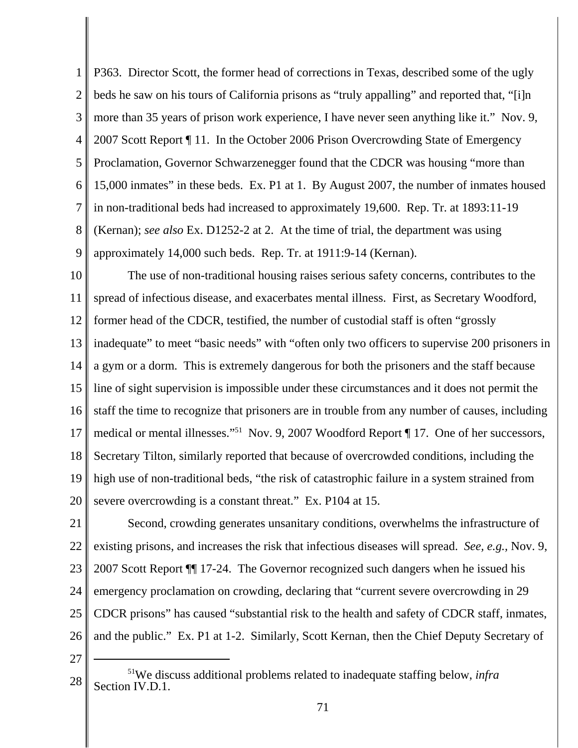P363. Director Scott, the former head of corrections in Texas, described some of the ugly beds he saw on his tours of California prisons as "truly appalling" and reported that, "[i]n more than 35 years of prison work experience, I have never seen anything like it." Nov. 9, 2007 Scott Report ¶ 11. In the October 2006 Prison Overcrowding State of Emergency Proclamation, Governor Schwarzenegger found that the CDCR was housing "more than 15,000 inmates" in these beds. Ex. P1 at 1. By August 2007, the number of inmates housed in non-traditional beds had increased to approximately 19,600. Rep. Tr. at 1893:11-19 (Kernan); *see also* Ex. D1252-2 at 2. At the time of trial, the department was using approximately 14,000 such beds. Rep. Tr. at 1911:9-14 (Kernan).

The use of non-traditional housing raises serious safety concerns, contributes to the spread of infectious disease, and exacerbates mental illness. First, as Secretary Woodford, former head of the CDCR, testified, the number of custodial staff is often "grossly inadequate" to meet "basic needs" with "often only two officers to supervise 200 prisoners in a gym or a dorm. This is extremely dangerous for both the prisoners and the staff because line of sight supervision is impossible under these circumstances and it does not permit the staff the time to recognize that prisoners are in trouble from any number of causes, including medical or mental illnesses."[51] Nov. 9, 2007 Woodford Report ¶ 17. One of her successors, Secretary Tilton, similarly reported that because of overcrowded conditions, including the high use of non-traditional beds, "the risk of catastrophic failure in a system strained from severe overcrowding is a constant threat." Ex. P104 at 15.

Second, crowding generates unsanitary conditions, overwhelms the infrastructure of existing prisons, and increases the risk that infectious diseases will spread. *See, e.g.,* Nov. 9, 2007 Scott Report ¶¶ 17-24. The Governor recognized such dangers when he issued his emergency proclamation on crowding, declaring that "current severe overcrowding in 29 CDCR prisons" has caused "substantial risk to the health and safety of CDCR staff, inmates, and the public." Ex. P1 at 1-2. Similarly, Scott Kernan, then the Chief Deputy Secretary of

---

[51]We discuss additional problems related to inadequate staffing below, *infra* Section IV.D.1.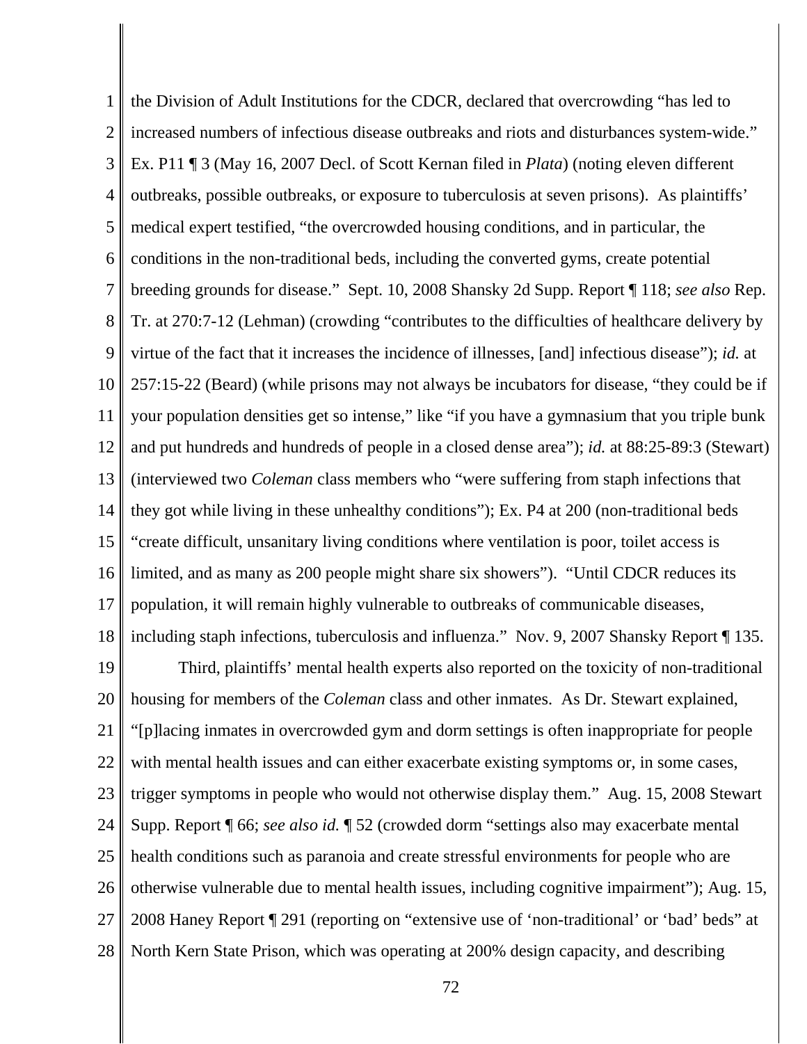the Division of Adult Institutions for the CDCR, declared that overcrowding "has led to increased numbers of infectious disease outbreaks and riots and disturbances system-wide." Ex. P11 ¶ 3 (May 16, 2007 Decl. of Scott Kernan filed in *Plata*) (noting eleven different outbreaks, possible outbreaks, or exposure to tuberculosis at seven prisons). As plaintiffs' medical expert testified, "the overcrowded housing conditions, and in particular, the conditions in the non-traditional beds, including the converted gyms, create potential breeding grounds for disease." Sept. 10, 2008 Shansky 2d Supp. Report ¶ 118; *see also* Rep. Tr. at 270:7-12 (Lehman) (crowding "contributes to the difficulties of healthcare delivery by virtue of the fact that it increases the incidence of illnesses, [and] infectious disease"); *id.* at 257:15-22 (Beard) (while prisons may not always be incubators for disease, "they could be if your population densities get so intense," like "if you have a gymnasium that you triple bunk and put hundreds and hundreds of people in a closed dense area"); *id.* at 88:25-89:3 (Stewart) (interviewed two *Coleman* class members who "were suffering from staph infections that they got while living in these unhealthy conditions"); Ex. P4 at 200 (non-traditional beds "create difficult, unsanitary living conditions where ventilation is poor, toilet access is limited, and as many as 200 people might share six showers"). "Until CDCR reduces its population, it will remain highly vulnerable to outbreaks of communicable diseases, including staph infections, tuberculosis and influenza." Nov. 9, 2007 Shansky Report ¶ 135.

Third, plaintiffs' mental health experts also reported on the toxicity of non-traditional housing for members of the *Coleman* class and other inmates. As Dr. Stewart explained, "[p]lacing inmates in overcrowded gym and dorm settings is often inappropriate for people with mental health issues and can either exacerbate existing symptoms or, in some cases, trigger symptoms in people who would not otherwise display them." Aug. 15, 2008 Stewart Supp. Report ¶ 66; *see also id.* ¶ 52 (crowded dorm "settings also may exacerbate mental health conditions such as paranoia and create stressful environments for people who are otherwise vulnerable due to mental health issues, including cognitive impairment"); Aug. 15, 2008 Haney Report ¶ 291 (reporting on "extensive use of 'non-traditional' or 'bad' beds" at North Kern State Prison, which was operating at 200% design capacity, and describing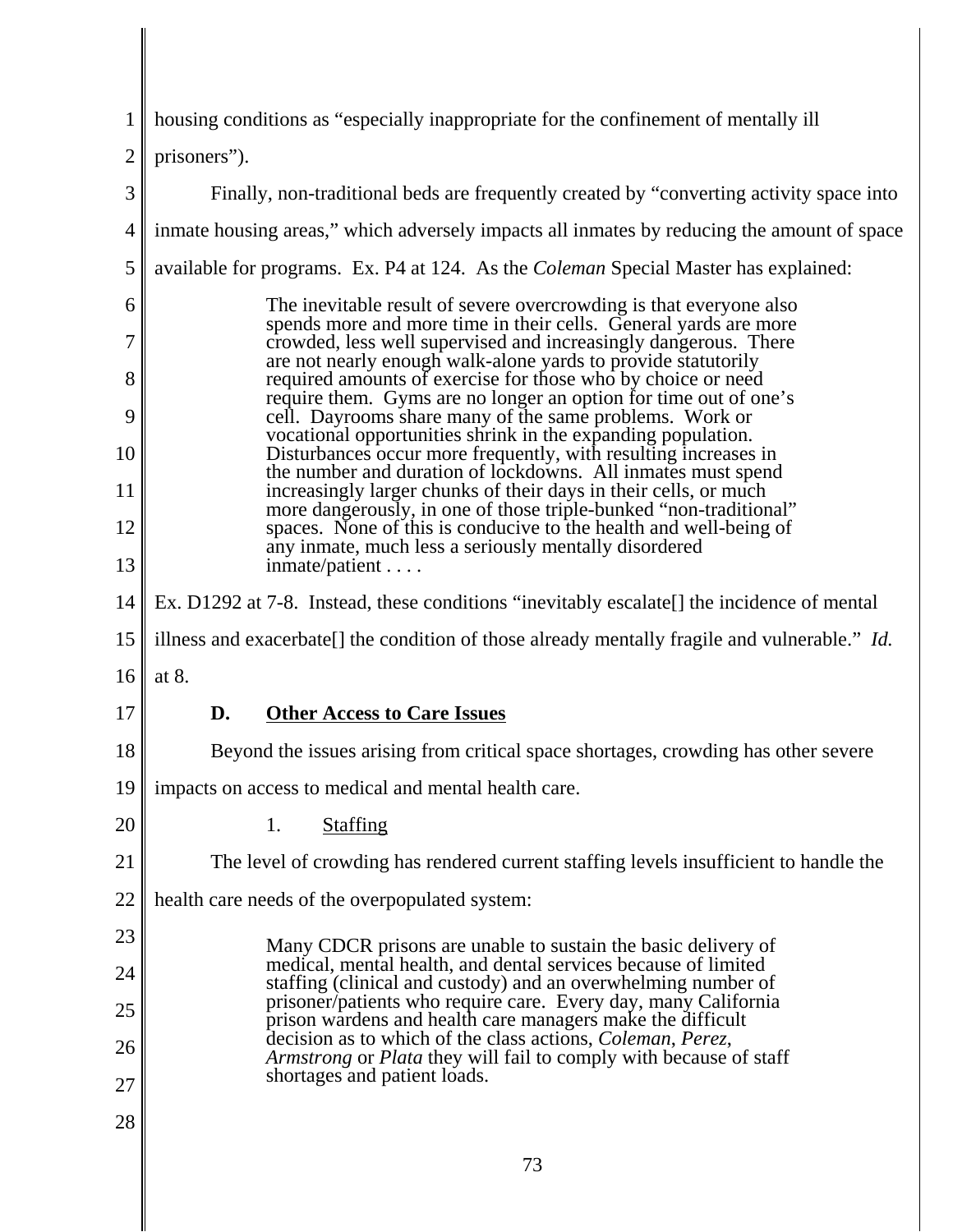housing conditions as "especially inappropriate for the confinement of mentally ill prisoners").

Finally, non-traditional beds are frequently created by "converting activity space into inmate housing areas," which adversely impacts all inmates by reducing the amount of space available for programs. Ex. P4 at 124. As the *Coleman* Special Master has explained:

> The inevitable result of severe overcrowding is that everyone also spends more and more time in their cells. General yards are more crowded, less well supervised and increasingly dangerous. There are not nearly enough walk-alone yards to provide statutorily required amounts of exercise for those who by choice or need require them. Gyms are no longer an option for time out of one's cell. Dayrooms share many of the same problems. Work or vocational opportunities shrink in the expanding population. Disturbances occur more frequently, with resulting increases in the number and duration of lockdowns. All inmates must spend increasingly larger chunks of their days in their cells, or much more dangerously, in one of those triple-bunked "non-traditional" spaces. None of this is conducive to the health and well-being of any inmate, much less a seriously mentally disordered inmate/patient . . . .

Ex. D1292 at 7-8. Instead, these conditions "inevitably escalate[] the incidence of mental illness and exacerbate[] the condition of those already mentally fragile and vulnerable." *Id.* at 8.

### D. Other Access to Care Issues

Beyond the issues arising from critical space shortages, crowding has other severe impacts on access to medical and mental health care.

#### 1. Staffing

The level of crowding has rendered current staffing levels insufficient to handle the health care needs of the overpopulated system:

> Many CDCR prisons are unable to sustain the basic delivery of medical, mental health, and dental services because of limited staffing (clinical and custody) and an overwhelming number of prisoner/patients who require care. Every day, many California prison wardens and health care managers make the difficult decision as to which of the class actions, *Coleman*, *Perez*, *Armstrong* or *Plata* they will fail to comply with because of staff shortages and patient loads.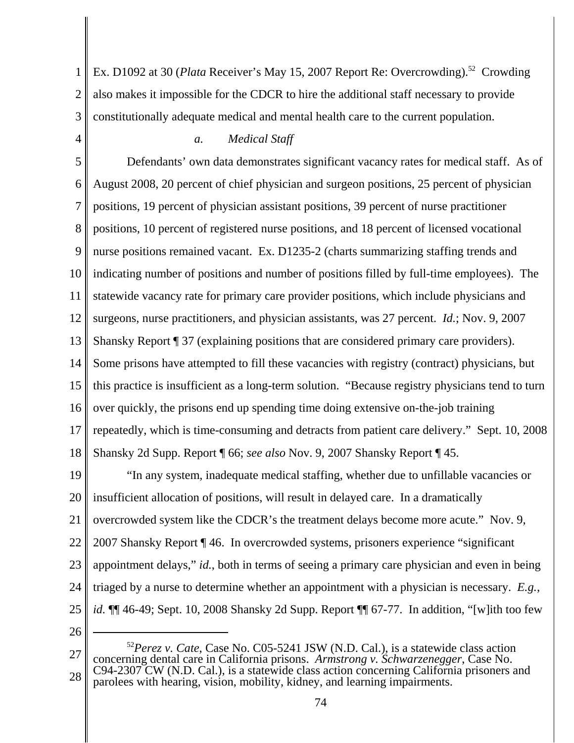Ex. D1092 at 30 (*Plata* Receiver's May 15, 2007 Report Re: Overcrowding).[52] Crowding also makes it impossible for the CDCR to hire the additional staff necessary to provide constitutionally adequate medical and mental health care to the current population.

*a. Medical Staff*

Defendants' own data demonstrates significant vacancy rates for medical staff. As of August 2008, 20 percent of chief physician and surgeon positions, 25 percent of physician positions, 19 percent of physician assistant positions, 39 percent of nurse practitioner positions, 10 percent of registered nurse positions, and 18 percent of licensed vocational nurse positions remained vacant. Ex. D1235-2 (charts summarizing staffing trends and indicating number of positions and number of positions filled by full-time employees). The statewide vacancy rate for primary care provider positions, which include physicians and surgeons, nurse practitioners, and physician assistants, was 27 percent. *Id.*; Nov. 9, 2007 Shansky Report ¶ 37 (explaining positions that are considered primary care providers). Some prisons have attempted to fill these vacancies with registry (contract) physicians, but this practice is insufficient as a long-term solution. "Because registry physicians tend to turn over quickly, the prisons end up spending time doing extensive on-the-job training repeatedly, which is time-consuming and detracts from patient care delivery." Sept. 10, 2008 Shansky 2d Supp. Report ¶ 66; *see also* Nov. 9, 2007 Shansky Report ¶ 45.

"In any system, inadequate medical staffing, whether due to unfillable vacancies or insufficient allocation of positions, will result in delayed care. In a dramatically overcrowded system like the CDCR's the treatment delays become more acute." Nov. 9, 2007 Shansky Report ¶ 46. In overcrowded systems, prisoners experience "significant appointment delays," *id.*, both in terms of seeing a primary care physician and even in being triaged by a nurse to determine whether an appointment with a physician is necessary. *E.g.*, *id.* ¶¶ 46-49; Sept. 10, 2008 Shansky 2d Supp. Report ¶¶ 67-77. In addition, "[w]ith too few

---

[52] *Perez v. Cate*, Case No. C05-5241 JSW (N.D. Cal.), is a statewide class action concerning dental care in California prisons. *Armstrong v. Schwarzenegger*, Case No. C94-2307 CW (N.D. Cal.), is a statewide class action concerning California prisoners and parolees with hearing, vision, mobility, kidney, and learning impairments.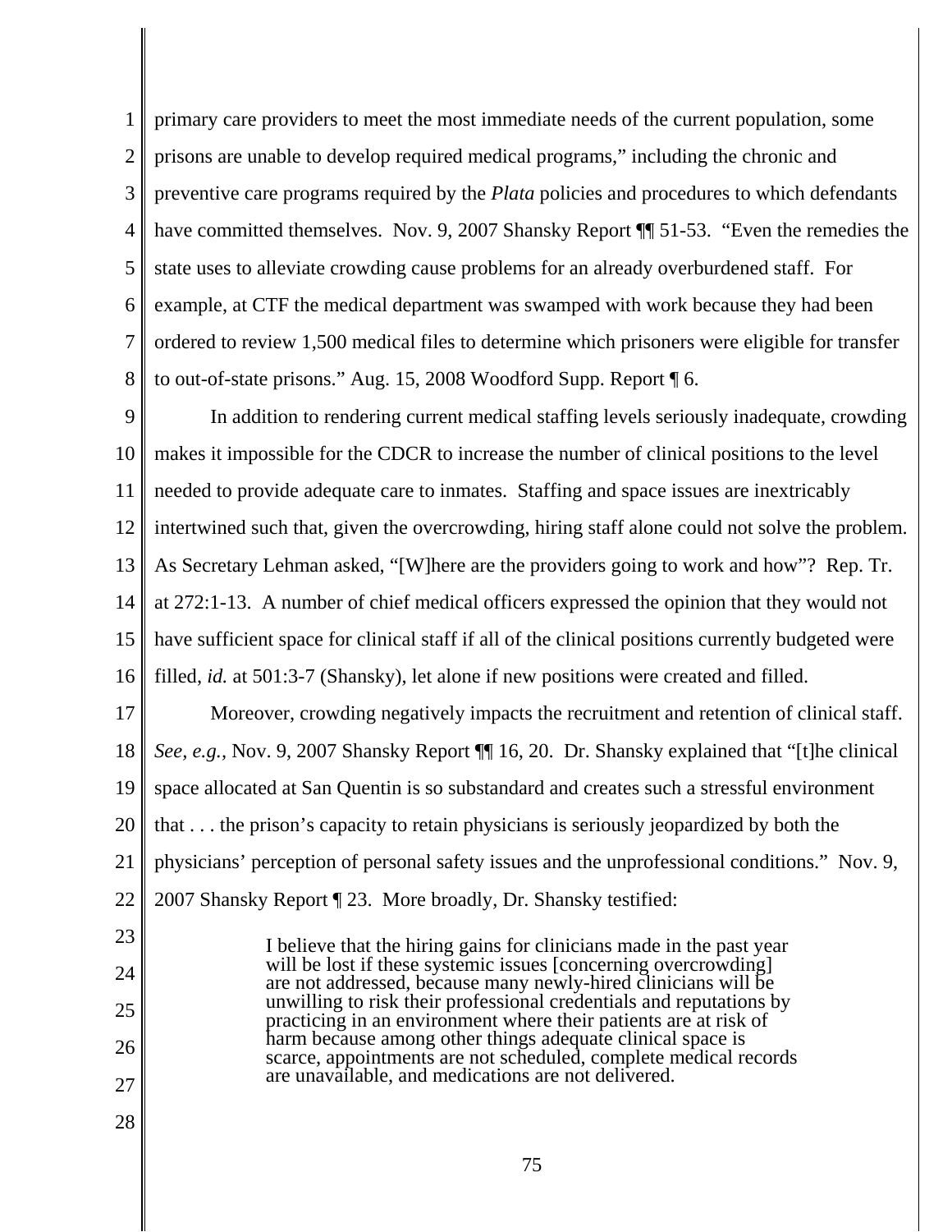primary care providers to meet the most immediate needs of the current population, some prisons are unable to develop required medical programs," including the chronic and preventive care programs required by the *Plata* policies and procedures to which defendants have committed themselves. Nov. 9, 2007 Shansky Report ¶¶ 51-53. "Even the remedies the state uses to alleviate crowding cause problems for an already overburdened staff. For example, at CTF the medical department was swamped with work because they had been ordered to review 1,500 medical files to determine which prisoners were eligible for transfer to out-of-state prisons." Aug. 15, 2008 Woodford Supp. Report ¶ 6.

In addition to rendering current medical staffing levels seriously inadequate, crowding makes it impossible for the CDCR to increase the number of clinical positions to the level needed to provide adequate care to inmates. Staffing and space issues are inextricably intertwined such that, given the overcrowding, hiring staff alone could not solve the problem. As Secretary Lehman asked, "[W]here are the providers going to work and how"? Rep. Tr. at 272:1-13. A number of chief medical officers expressed the opinion that they would not have sufficient space for clinical staff if all of the clinical positions currently budgeted were filled, *id.* at 501:3-7 (Shansky), let alone if new positions were created and filled.

Moreover, crowding negatively impacts the recruitment and retention of clinical staff. *See, e.g.*, Nov. 9, 2007 Shansky Report ¶¶ 16, 20. Dr. Shansky explained that "[t]he clinical space allocated at San Quentin is so substandard and creates such a stressful environment that . . . the prison's capacity to retain physicians is seriously jeopardized by both the physicians' perception of personal safety issues and the unprofessional conditions." Nov. 9, 2007 Shansky Report ¶ 23. More broadly, Dr. Shansky testified:

> I believe that the hiring gains for clinicians made in the past year will be lost if these systemic issues [concerning overcrowding] are not addressed, because many newly-hired clinicians will be unwilling to risk their professional credentials and reputations by practicing in an environment where their patients are at risk of harm because among other things adequate clinical space is scarce, appointments are not scheduled, complete medical records are unavailable, and medications are not delivered.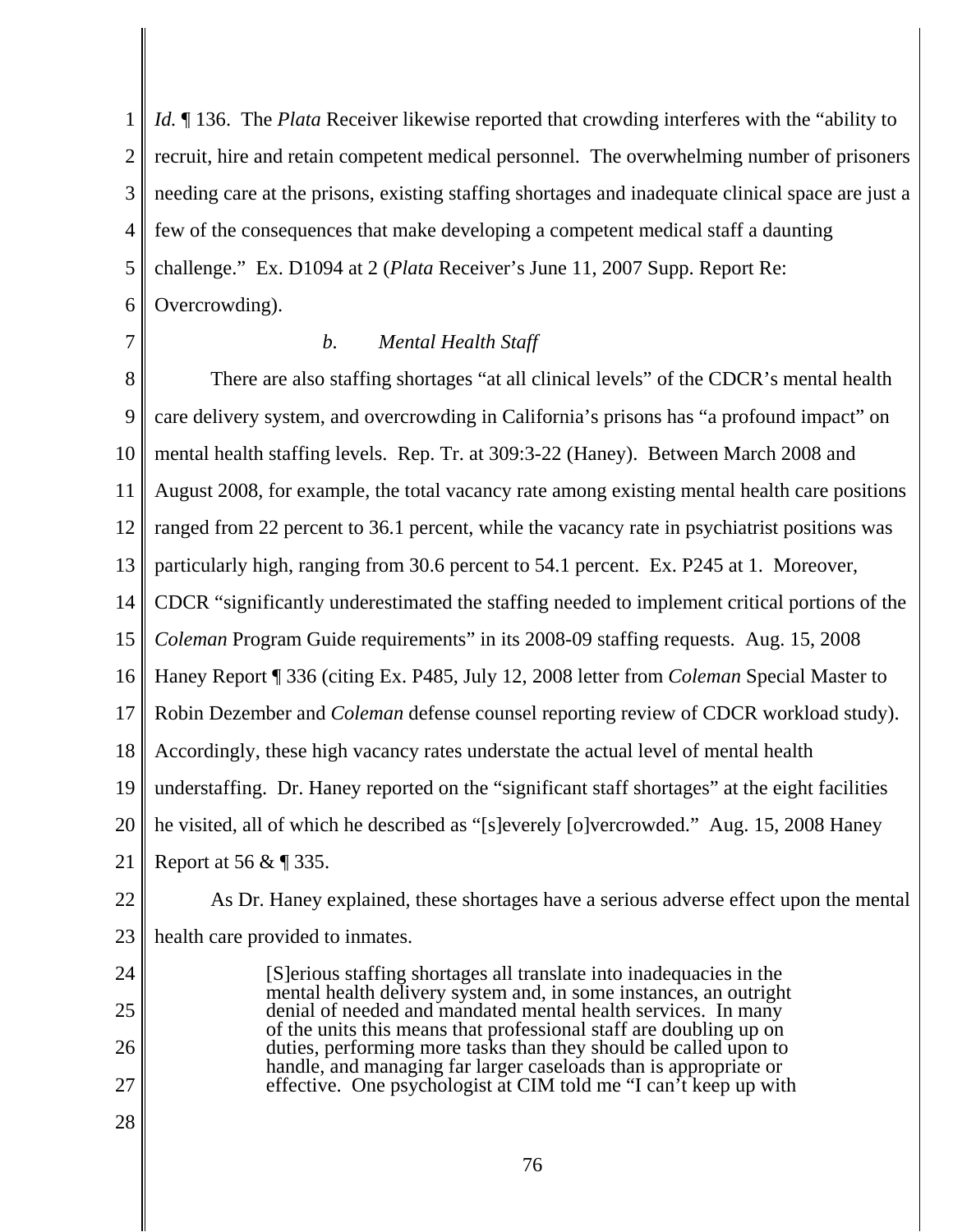*Id.* ¶ 136. The *Plata* Receiver likewise reported that crowding interferes with the "ability to recruit, hire and retain competent medical personnel. The overwhelming number of prisoners needing care at the prisons, existing staffing shortages and inadequate clinical space are just a few of the consequences that make developing a competent medical staff a daunting challenge." Ex. D1094 at 2 (*Plata* Receiver's June 11, 2007 Supp. Report Re: Overcrowding).

*b. Mental Health Staff*

There are also staffing shortages "at all clinical levels" of the CDCR's mental health care delivery system, and overcrowding in California's prisons has "a profound impact" on mental health staffing levels. Rep. Tr. at 309:3-22 (Haney). Between March 2008 and August 2008, for example, the total vacancy rate among existing mental health care positions ranged from 22 percent to 36.1 percent, while the vacancy rate in psychiatrist positions was particularly high, ranging from 30.6 percent to 54.1 percent. Ex. P245 at 1. Moreover, CDCR "significantly underestimated the staffing needed to implement critical portions of the *Coleman* Program Guide requirements" in its 2008-09 staffing requests. Aug. 15, 2008 Haney Report ¶ 336 (citing Ex. P485, July 12, 2008 letter from *Coleman* Special Master to Robin Dezember and *Coleman* defense counsel reporting review of CDCR workload study). Accordingly, these high vacancy rates understate the actual level of mental health understaffing. Dr. Haney reported on the "significant staff shortages" at the eight facilities he visited, all of which he described as "[s]everely [o]vercrowded." Aug. 15, 2008 Haney Report at 56 & ¶ 335.

As Dr. Haney explained, these shortages have a serious adverse effect upon the mental health care provided to inmates.

> [S]erious staffing shortages all translate into inadequacies in the mental health delivery system and, in some instances, an outright denial of needed and mandated mental health services. In many of the units this means that professional staff are doubling up on duties, performing more tasks than they should be called upon to handle, and managing far larger caseloads than is appropriate or effective. One psychologist at CIM told me "I can't keep up with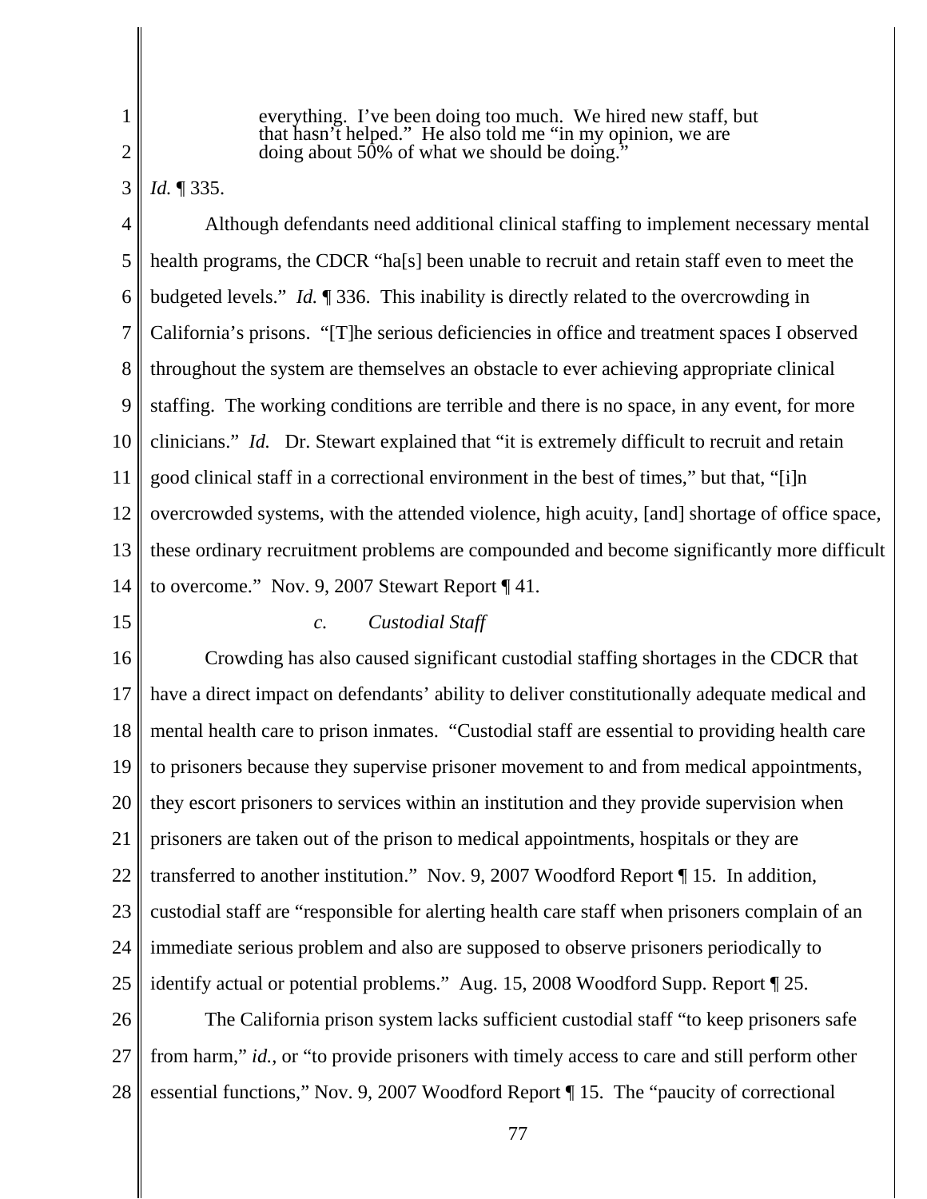> everything. I've been doing too much. We hired new staff, but that hasn't helped." He also told me "in my opinion, we are doing about 50% of what we should be doing."

*Id.* ¶ 335.

Although defendants need additional clinical staffing to implement necessary mental health programs, the CDCR "ha[s] been unable to recruit and retain staff even to meet the budgeted levels." *Id.* ¶ 336. This inability is directly related to the overcrowding in California's prisons. "[T]he serious deficiencies in office and treatment spaces I observed throughout the system are themselves an obstacle to ever achieving appropriate clinical staffing. The working conditions are terrible and there is no space, in any event, for more clinicians." *Id.* Dr. Stewart explained that "it is extremely difficult to recruit and retain good clinical staff in a correctional environment in the best of times," but that, "[i]n overcrowded systems, with the attended violence, high acuity, [and] shortage of office space, these ordinary recruitment problems are compounded and become significantly more difficult to overcome." Nov. 9, 2007 Stewart Report ¶ 41.

*c. Custodial Staff*

Crowding has also caused significant custodial staffing shortages in the CDCR that have a direct impact on defendants' ability to deliver constitutionally adequate medical and mental health care to prison inmates. "Custodial staff are essential to providing health care to prisoners because they supervise prisoner movement to and from medical appointments, they escort prisoners to services within an institution and they provide supervision when prisoners are taken out of the prison to medical appointments, hospitals or they are transferred to another institution." Nov. 9, 2007 Woodford Report ¶ 15. In addition, custodial staff are "responsible for alerting health care staff when prisoners complain of an immediate serious problem and also are supposed to observe prisoners periodically to identify actual or potential problems." Aug. 15, 2008 Woodford Supp. Report ¶ 25.

The California prison system lacks sufficient custodial staff "to keep prisoners safe from harm," *id.*, or "to provide prisoners with timely access to care and still perform other essential functions," Nov. 9, 2007 Woodford Report ¶ 15. The "paucity of correctional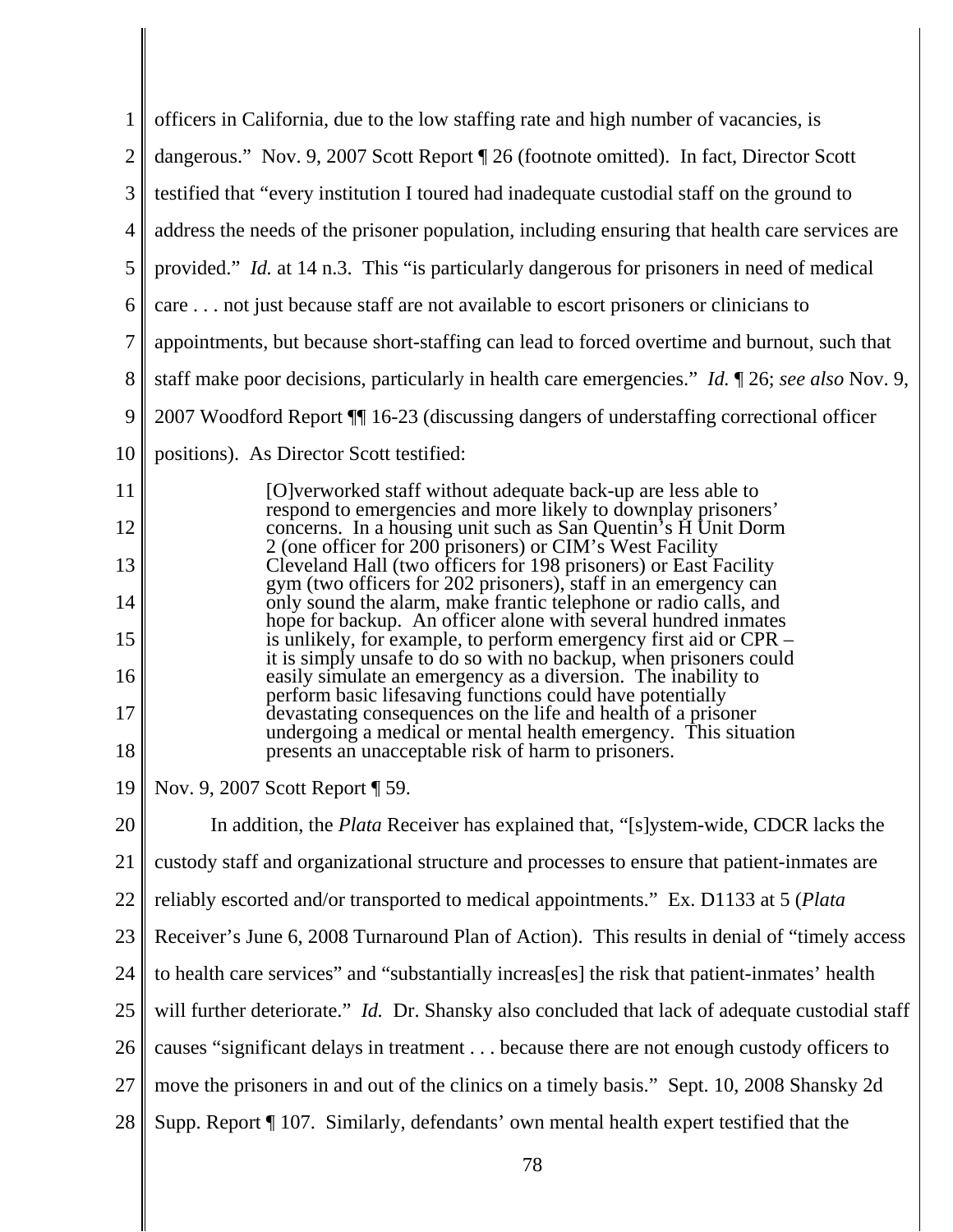officers in California, due to the low staffing rate and high number of vacancies, is dangerous." Nov. 9, 2007 Scott Report ¶ 26 (footnote omitted). In fact, Director Scott testified that "every institution I toured had inadequate custodial staff on the ground to address the needs of the prisoner population, including ensuring that health care services are provided." *Id.* at 14 n.3. This "is particularly dangerous for prisoners in need of medical care . . . not just because staff are not available to escort prisoners or clinicians to appointments, but because short-staffing can lead to forced overtime and burnout, such that staff make poor decisions, particularly in health care emergencies." *Id.* ¶ 26; *see also* Nov. 9, 2007 Woodford Report ¶¶ 16-23 (discussing dangers of understaffing correctional officer positions). As Director Scott testified:

> [O]verworked staff without adequate back-up are less able to respond to emergencies and more likely to downplay prisoners' concerns. In a housing unit such as San Quentin's H Unit Dorm 2 (one officer for 200 prisoners) or CIM's West Facility Cleveland Hall (two officers for 198 prisoners) or East Facility gym (two officers for 202 prisoners), staff in an emergency can only sound the alarm, make frantic telephone or radio calls, and hope for backup. An officer alone with several hundred inmates is unlikely, for example, to perform emergency first aid or CPR – it is simply unsafe to do so with no backup, when prisoners could easily simulate an emergency as a diversion. The inability to perform basic lifesaving functions could have potentially devastating consequences on the life and health of a prisoner undergoing a medical or mental health emergency. This situation presents an unacceptable risk of harm to prisoners.

Nov. 9, 2007 Scott Report ¶ 59.

In addition, the *Plata* Receiver has explained that, "[s]ystem-wide, CDCR lacks the custody staff and organizational structure and processes to ensure that patient-inmates are reliably escorted and/or transported to medical appointments." Ex. D1133 at 5 (*Plata* Receiver's June 6, 2008 Turnaround Plan of Action). This results in denial of "timely access to health care services" and "substantially increas[es] the risk that patient-inmates' health will further deteriorate." *Id.* Dr. Shansky also concluded that lack of adequate custodial staff causes "significant delays in treatment . . . because there are not enough custody officers to move the prisoners in and out of the clinics on a timely basis." Sept. 10, 2008 Shansky 2d Supp. Report ¶ 107. Similarly, defendants' own mental health expert testified that the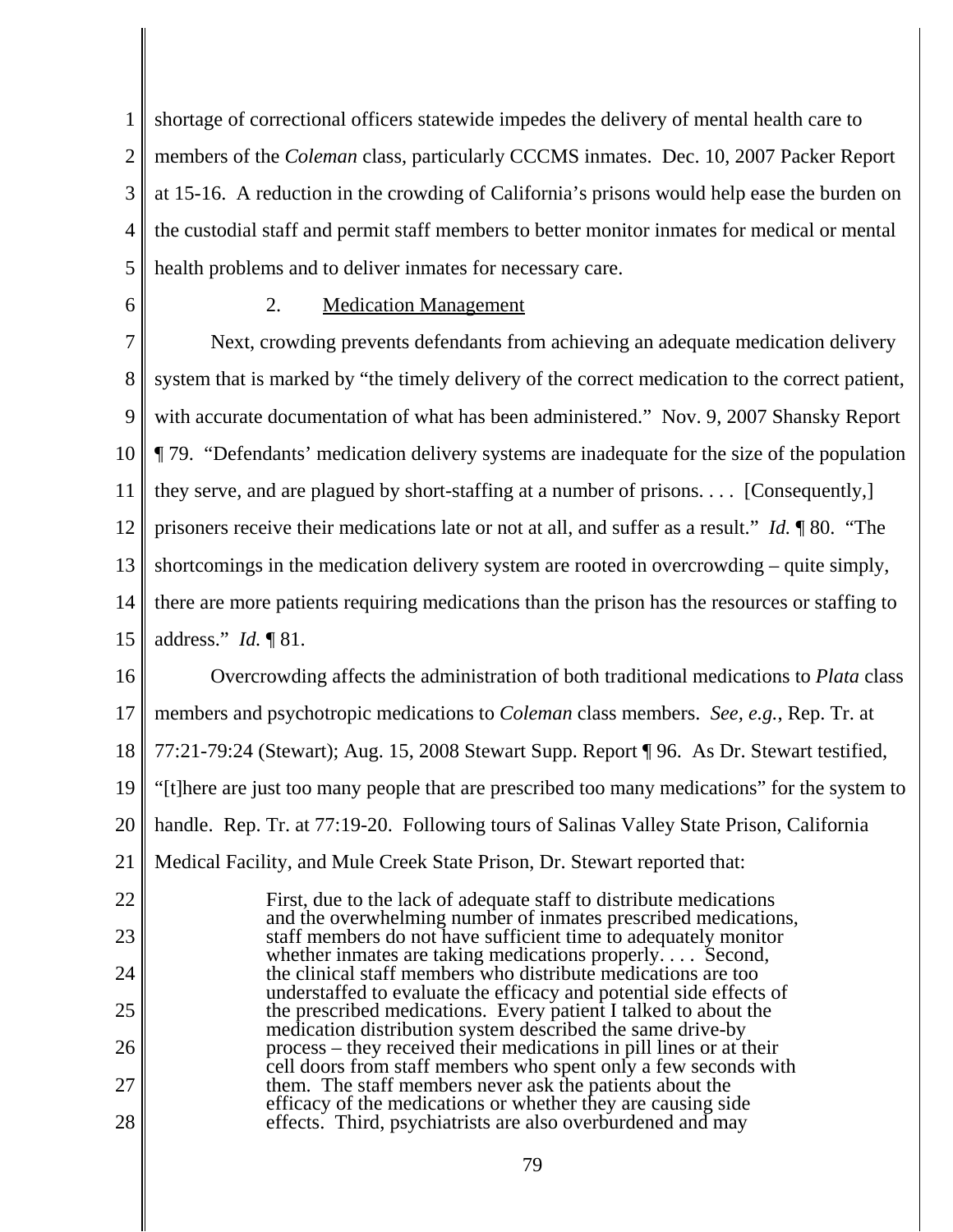shortage of correctional officers statewide impedes the delivery of mental health care to members of the *Coleman* class, particularly CCCMS inmates. Dec. 10, 2007 Packer Report at 15-16. A reduction in the crowding of California's prisons would help ease the burden on the custodial staff and permit staff members to better monitor inmates for medical or mental health problems and to deliver inmates for necessary care.

2. Medication Management

Next, crowding prevents defendants from achieving an adequate medication delivery system that is marked by "the timely delivery of the correct medication to the correct patient, with accurate documentation of what has been administered." Nov. 9, 2007 Shansky Report ¶ 79. "Defendants' medication delivery systems are inadequate for the size of the population they serve, and are plagued by short-staffing at a number of prisons. . . . [Consequently,] prisoners receive their medications late or not at all, and suffer as a result." *Id.* ¶ 80. "The shortcomings in the medication delivery system are rooted in overcrowding – quite simply, there are more patients requiring medications than the prison has the resources or staffing to address." *Id.* ¶ 81.

Overcrowding affects the administration of both traditional medications to *Plata* class members and psychotropic medications to *Coleman* class members. *See, e.g.*, Rep. Tr. at 77:21-79:24 (Stewart); Aug. 15, 2008 Stewart Supp. Report ¶ 96. As Dr. Stewart testified, "[t]here are just too many people that are prescribed too many medications" for the system to handle. Rep. Tr. at 77:19-20. Following tours of Salinas Valley State Prison, California Medical Facility, and Mule Creek State Prison, Dr. Stewart reported that:

> First, due to the lack of adequate staff to distribute medications and the overwhelming number of inmates prescribed medications, staff members do not have sufficient time to adequately monitor whether inmates are taking medications properly. . . . Second, the clinical staff members who distribute medications are too understaffed to evaluate the efficacy and potential side effects of the prescribed medications. Every patient I talked to about the medication distribution system described the same drive-by process – they received their medications in pill lines or at their cell doors from staff members who spent only a few seconds with them. The staff members never ask the patients about the efficacy of the medications or whether they are causing side effects. Third, psychiatrists are also overburdened and may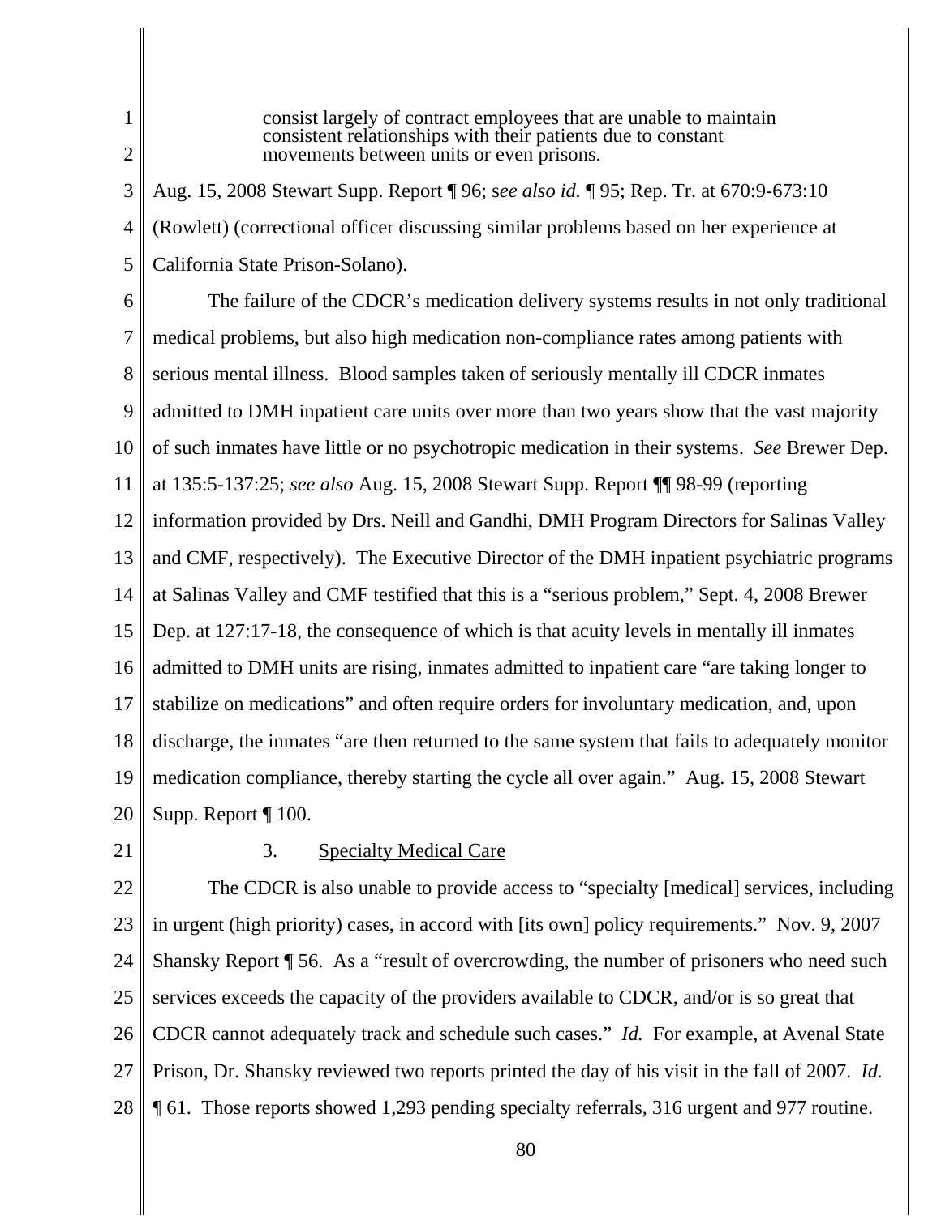> consist largely of contract employees that are unable to maintain consistent relationships with their patients due to constant movements between units or even prisons.

Aug. 15, 2008 Stewart Supp. Report ¶ 96; s*ee also id.* ¶ 95; Rep. Tr. at 670:9-673:10 (Rowlett) (correctional officer discussing similar problems based on her experience at California State Prison-Solano).

The failure of the CDCR's medication delivery systems results in not only traditional medical problems, but also high medication non-compliance rates among patients with serious mental illness. Blood samples taken of seriously mentally ill CDCR inmates admitted to DMH inpatient care units over more than two years show that the vast majority of such inmates have little or no psychotropic medication in their systems. *See* Brewer Dep. at 135:5-137:25; *see also* Aug. 15, 2008 Stewart Supp. Report ¶¶ 98-99 (reporting information provided by Drs. Neill and Gandhi, DMH Program Directors for Salinas Valley and CMF, respectively). The Executive Director of the DMH inpatient psychiatric programs at Salinas Valley and CMF testified that this is a "serious problem," Sept. 4, 2008 Brewer Dep. at 127:17-18, the consequence of which is that acuity levels in mentally ill inmates admitted to DMH units are rising, inmates admitted to inpatient care "are taking longer to stabilize on medications" and often require orders for involuntary medication, and, upon discharge, the inmates "are then returned to the same system that fails to adequately monitor medication compliance, thereby starting the cycle all over again." Aug. 15, 2008 Stewart Supp. Report ¶ 100.

3. Specialty Medical Care

The CDCR is also unable to provide access to "specialty [medical] services, including in urgent (high priority) cases, in accord with [its own] policy requirements." Nov. 9, 2007 Shansky Report ¶ 56. As a "result of overcrowding, the number of prisoners who need such services exceeds the capacity of the providers available to CDCR, and/or is so great that CDCR cannot adequately track and schedule such cases." *Id.* For example, at Avenal State Prison, Dr. Shansky reviewed two reports printed the day of his visit in the fall of 2007. *Id.* ¶ 61. Those reports showed 1,293 pending specialty referrals, 316 urgent and 977 routine.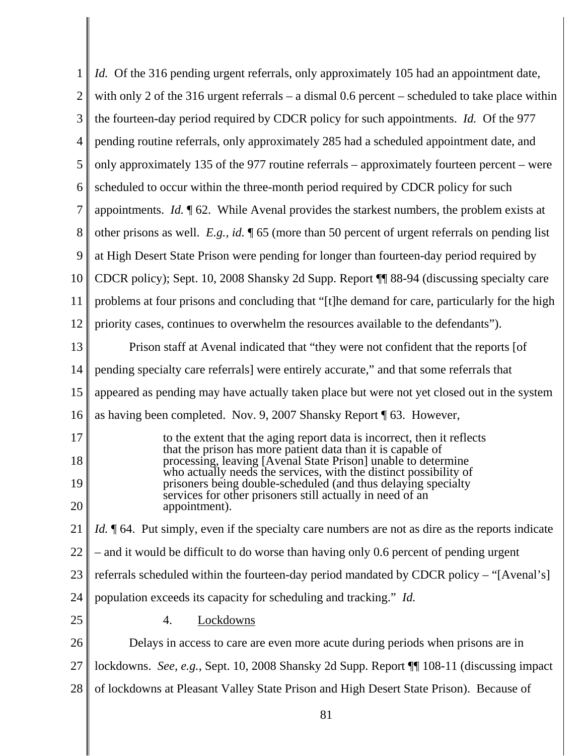*Id.* Of the 316 pending urgent referrals, only approximately 105 had an appointment date, with only 2 of the 316 urgent referrals – a dismal 0.6 percent – scheduled to take place within the fourteen-day period required by CDCR policy for such appointments. *Id.* Of the 977 pending routine referrals, only approximately 285 had a scheduled appointment date, and only approximately 135 of the 977 routine referrals – approximately fourteen percent – were scheduled to occur within the three-month period required by CDCR policy for such appointments. *Id.* ¶ 62. While Avenal provides the starkest numbers, the problem exists at other prisons as well. *E.g.*, *id.* ¶ 65 (more than 50 percent of urgent referrals on pending list at High Desert State Prison were pending for longer than fourteen-day period required by CDCR policy); Sept. 10, 2008 Shansky 2d Supp. Report ¶¶ 88-94 (discussing specialty care problems at four prisons and concluding that "[t]he demand for care, particularly for the high priority cases, continues to overwhelm the resources available to the defendants").

Prison staff at Avenal indicated that "they were not confident that the reports [of pending specialty care referrals] were entirely accurate," and that some referrals that appeared as pending may have actually taken place but were not yet closed out in the system as having been completed. Nov. 9, 2007 Shansky Report ¶ 63. However,

> to the extent that the aging report data is incorrect, then it reflects that the prison has more patient data than it is capable of processing, leaving [Avenal State Prison] unable to determine who actually needs the services, with the distinct possibility of prisoners being double-scheduled (and thus delaying specialty services for other prisoners still actually in need of an appointment).

*Id.* ¶ 64. Put simply, even if the specialty care numbers are not as dire as the reports indicate – and it would be difficult to do worse than having only 0.6 percent of pending urgent referrals scheduled within the fourteen-day period mandated by CDCR policy – "[Avenal's] population exceeds its capacity for scheduling and tracking." *Id.*

#### 4. Lockdowns

Delays in access to care are even more acute during periods when prisons are in lockdowns. *See, e.g.*, Sept. 10, 2008 Shansky 2d Supp. Report ¶¶ 108-11 (discussing impact of lockdowns at Pleasant Valley State Prison and High Desert State Prison). Because of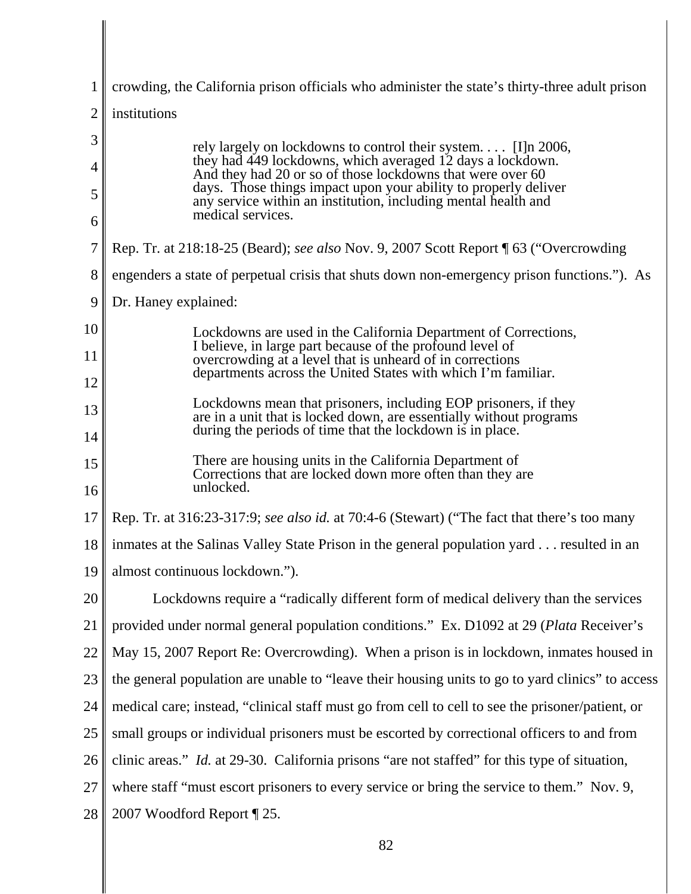crowding, the California prison officials who administer the state's thirty-three adult prison institutions

> rely largely on lockdowns to control their system. . . . [I]n 2006, they had 449 lockdowns, which averaged 12 days a lockdown. And they had 20 or so of those lockdowns that were over 60 days. Those things impact upon your ability to properly deliver any service within an institution, including mental health and medical services.

Rep. Tr. at 218:18-25 (Beard); *see also* Nov. 9, 2007 Scott Report ¶ 63 ("Overcrowding engenders a state of perpetual crisis that shuts down non-emergency prison functions."). As Dr. Haney explained:

> Lockdowns are used in the California Department of Corrections, I believe, in large part because of the profound level of overcrowding at a level that is unheard of in corrections departments across the United States with which I'm familiar.
>
> Lockdowns mean that prisoners, including EOP prisoners, if they are in a unit that is locked down, are essentially without programs during the periods of time that the lockdown is in place.
>
> There are housing units in the California Department of Corrections that are locked down more often than they are unlocked.

Rep. Tr. at 316:23-317:9; *see also id.* at 70:4-6 (Stewart) ("The fact that there's too many inmates at the Salinas Valley State Prison in the general population yard . . . resulted in an almost continuous lockdown.").

Lockdowns require a "radically different form of medical delivery than the services provided under normal general population conditions." Ex. D1092 at 29 (*Plata* Receiver's May 15, 2007 Report Re: Overcrowding). When a prison is in lockdown, inmates housed in the general population are unable to "leave their housing units to go to yard clinics" to access medical care; instead, "clinical staff must go from cell to cell to see the prisoner/patient, or small groups or individual prisoners must be escorted by correctional officers to and from clinic areas." *Id.* at 29-30. California prisons "are not staffed" for this type of situation, where staff "must escort prisoners to every service or bring the service to them." Nov. 9, 2007 Woodford Report ¶ 25.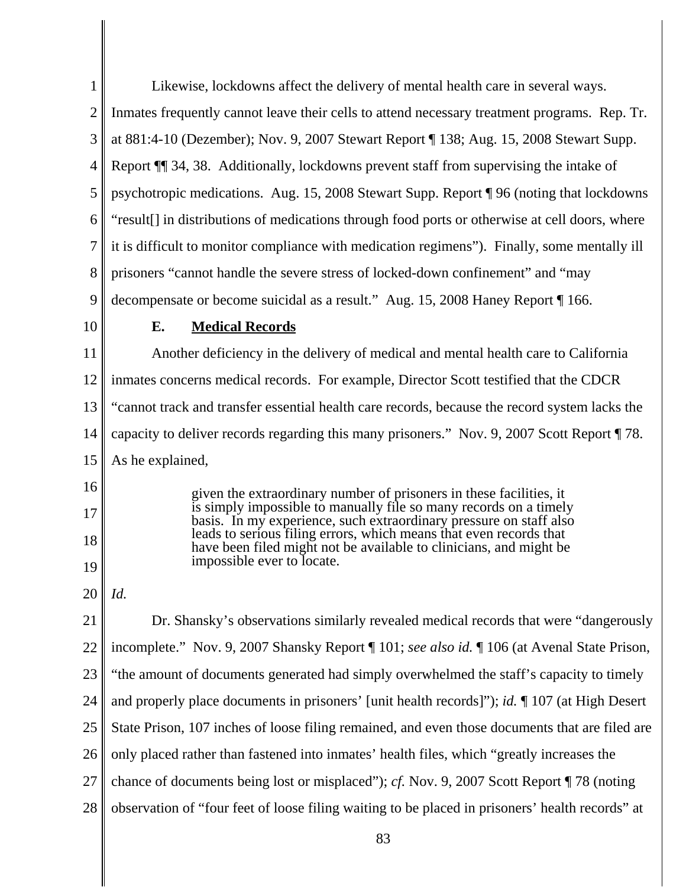Likewise, lockdowns affect the delivery of mental health care in several ways. Inmates frequently cannot leave their cells to attend necessary treatment programs. Rep. Tr. at 881:4-10 (Dezember); Nov. 9, 2007 Stewart Report ¶ 138; Aug. 15, 2008 Stewart Supp. Report ¶¶ 34, 38. Additionally, lockdowns prevent staff from supervising the intake of psychotropic medications. Aug. 15, 2008 Stewart Supp. Report ¶ 96 (noting that lockdowns "result[] in distributions of medications through food ports or otherwise at cell doors, where it is difficult to monitor compliance with medication regimens"). Finally, some mentally ill prisoners "cannot handle the severe stress of locked-down confinement" and "may decompensate or become suicidal as a result." Aug. 15, 2008 Haney Report ¶ 166.

### E. Medical Records

Another deficiency in the delivery of medical and mental health care to California inmates concerns medical records. For example, Director Scott testified that the CDCR "cannot track and transfer essential health care records, because the record system lacks the capacity to deliver records regarding this many prisoners." Nov. 9, 2007 Scott Report ¶ 78. As he explained,

> given the extraordinary number of prisoners in these facilities, it is simply impossible to manually file so many records on a timely basis. In my experience, such extraordinary pressure on staff also leads to serious filing errors, which means that even records that have been filed might not be available to clinicians, and might be impossible ever to locate.

*Id.*

Dr. Shansky's observations similarly revealed medical records that were "dangerously incomplete." Nov. 9, 2007 Shansky Report ¶ 101; *see also id.* ¶ 106 (at Avenal State Prison, "the amount of documents generated had simply overwhelmed the staff's capacity to timely and properly place documents in prisoners' [unit health records]"); *id.* ¶ 107 (at High Desert State Prison, 107 inches of loose filing remained, and even those documents that are filed are only placed rather than fastened into inmates' health files, which "greatly increases the chance of documents being lost or misplaced"); *cf.* Nov. 9, 2007 Scott Report ¶ 78 (noting observation of "four feet of loose filing waiting to be placed in prisoners' health records" at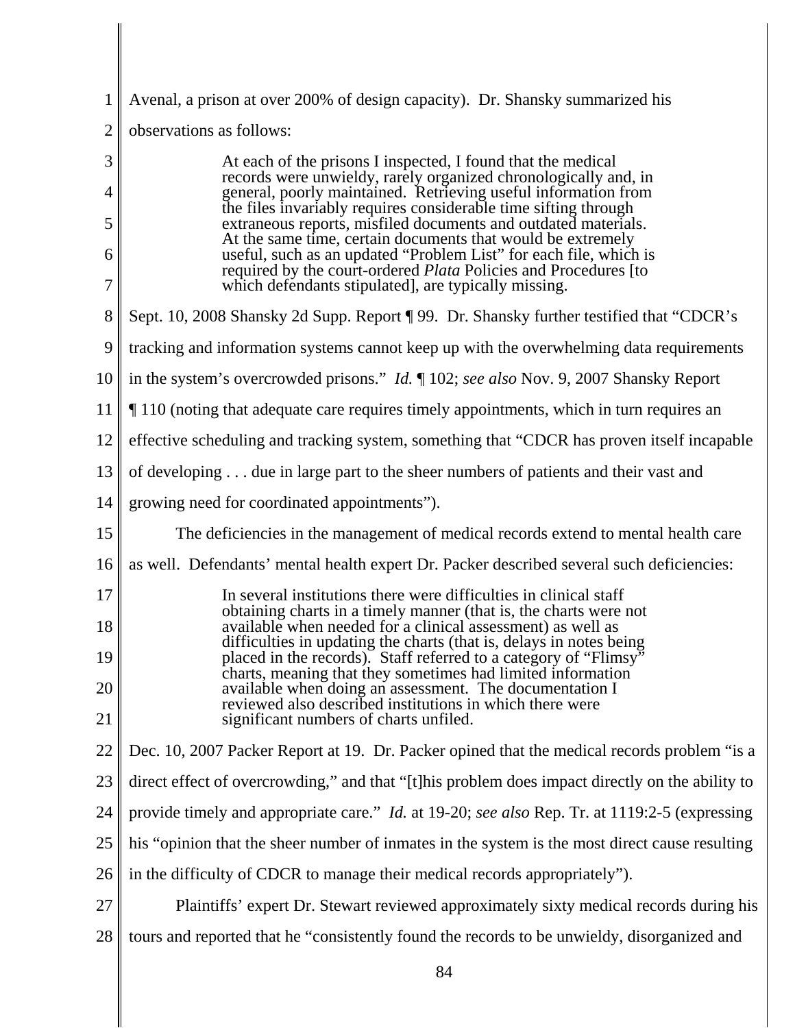Avenal, a prison at over 200% of design capacity). Dr. Shansky summarized his observations as follows:

> At each of the prisons I inspected, I found that the medical records were unwieldy, rarely organized chronologically and, in general, poorly maintained. Retrieving useful information from the files invariably requires considerable time sifting through extraneous reports, misfiled documents and outdated materials. At the same time, certain documents that would be extremely useful, such as an updated "Problem List" for each file, which is required by the court-ordered *Plata* Policies and Procedures [to which defendants stipulated], are typically missing.

Sept. 10, 2008 Shansky 2d Supp. Report ¶ 99. Dr. Shansky further testified that "CDCR's tracking and information systems cannot keep up with the overwhelming data requirements in the system's overcrowded prisons." *Id.* ¶ 102; *see also* Nov. 9, 2007 Shansky Report ¶ 110 (noting that adequate care requires timely appointments, which in turn requires an effective scheduling and tracking system, something that "CDCR has proven itself incapable of developing . . . due in large part to the sheer numbers of patients and their vast and growing need for coordinated appointments").

The deficiencies in the management of medical records extend to mental health care as well. Defendants' mental health expert Dr. Packer described several such deficiencies:

> In several institutions there were difficulties in clinical staff obtaining charts in a timely manner (that is, the charts were not available when needed for a clinical assessment) as well as difficulties in updating the charts (that is, delays in notes being placed in the records). Staff referred to a category of "Flimsy" charts, meaning that they sometimes had limited information available when doing an assessment. The documentation I reviewed also described institutions in which there were significant numbers of charts unfiled.

Dec. 10, 2007 Packer Report at 19. Dr. Packer opined that the medical records problem "is a direct effect of overcrowding," and that "[t]his problem does impact directly on the ability to provide timely and appropriate care." *Id.* at 19-20; *see also* Rep. Tr. at 1119:2-5 (expressing his "opinion that the sheer number of inmates in the system is the most direct cause resulting in the difficulty of CDCR to manage their medical records appropriately").

Plaintiffs' expert Dr. Stewart reviewed approximately sixty medical records during his tours and reported that he "consistently found the records to be unwieldy, disorganized and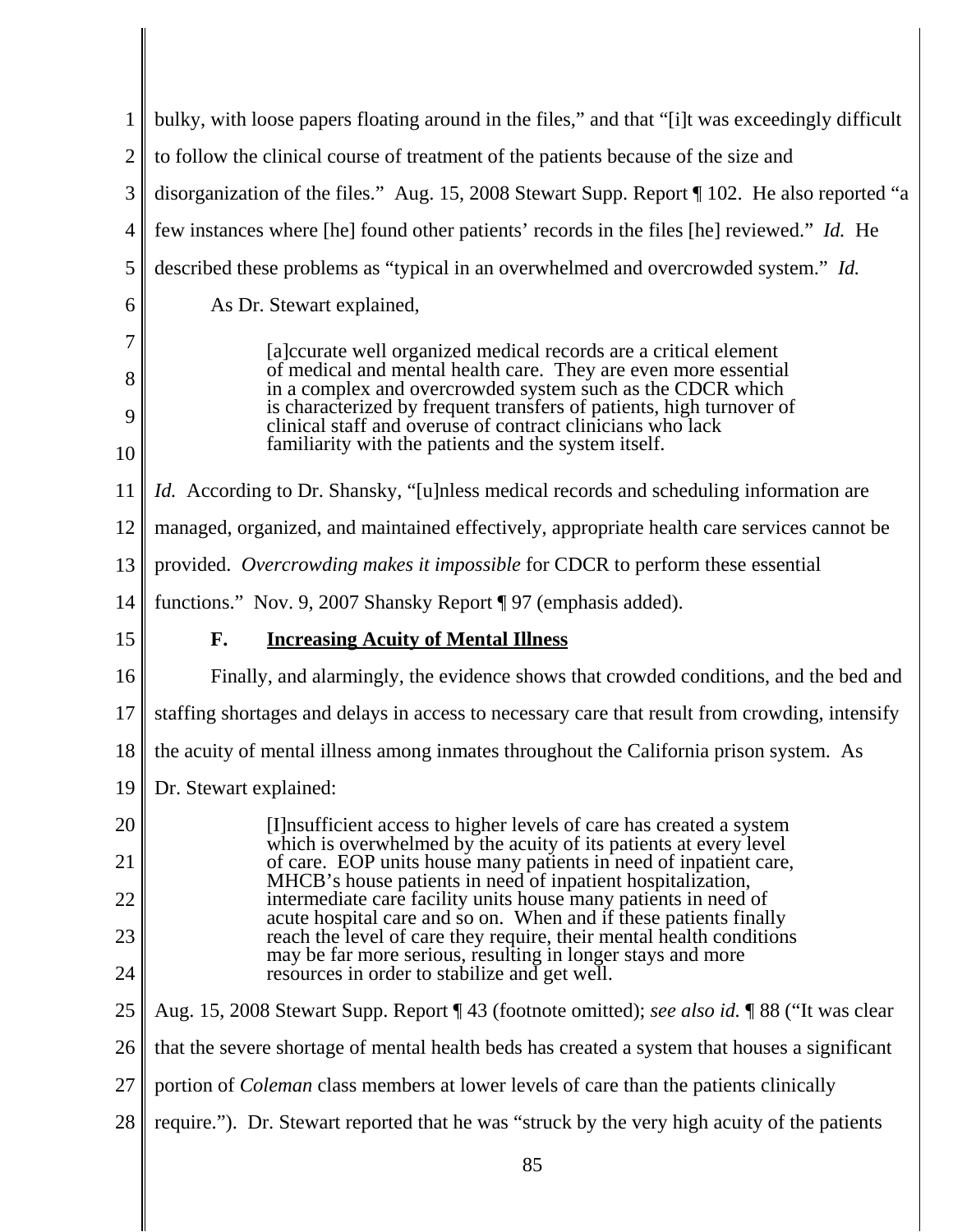bulky, with loose papers floating around in the files," and that "[i]t was exceedingly difficult to follow the clinical course of treatment of the patients because of the size and disorganization of the files." Aug. 15, 2008 Stewart Supp. Report ¶ 102. He also reported "a few instances where [he] found other patients' records in the files [he] reviewed." *Id.* He described these problems as "typical in an overwhelmed and overcrowded system." *Id.*

As Dr. Stewart explained,

> [a]ccurate well organized medical records are a critical element of medical and mental health care. They are even more essential in a complex and overcrowded system such as the CDCR which is characterized by frequent transfers of patients, high turnover of clinical staff and overuse of contract clinicians who lack familiarity with the patients and the system itself.

*Id.* According to Dr. Shansky, "[u]nless medical records and scheduling information are managed, organized, and maintained effectively, appropriate health care services cannot be provided. *Overcrowding makes it impossible* for CDCR to perform these essential functions." Nov. 9, 2007 Shansky Report ¶ 97 (emphasis added).

### F. **Increasing Acuity of Mental Illness**

Finally, and alarmingly, the evidence shows that crowded conditions, and the bed and staffing shortages and delays in access to necessary care that result from crowding, intensify the acuity of mental illness among inmates throughout the California prison system. As Dr. Stewart explained:

> [I]nsufficient access to higher levels of care has created a system which is overwhelmed by the acuity of its patients at every level of care. EOP units house many patients in need of inpatient care, MHCB's house patients in need of inpatient hospitalization, intermediate care facility units house many patients in need of acute hospital care and so on. When and if these patients finally reach the level of care they require, their mental health conditions may be far more serious, resulting in longer stays and more resources in order to stabilize and get well.

Aug. 15, 2008 Stewart Supp. Report ¶ 43 (footnote omitted); *see also id.* ¶ 88 ("It was clear that the severe shortage of mental health beds has created a system that houses a significant portion of *Coleman* class members at lower levels of care than the patients clinically require."). Dr. Stewart reported that he was "struck by the very high acuity of the patients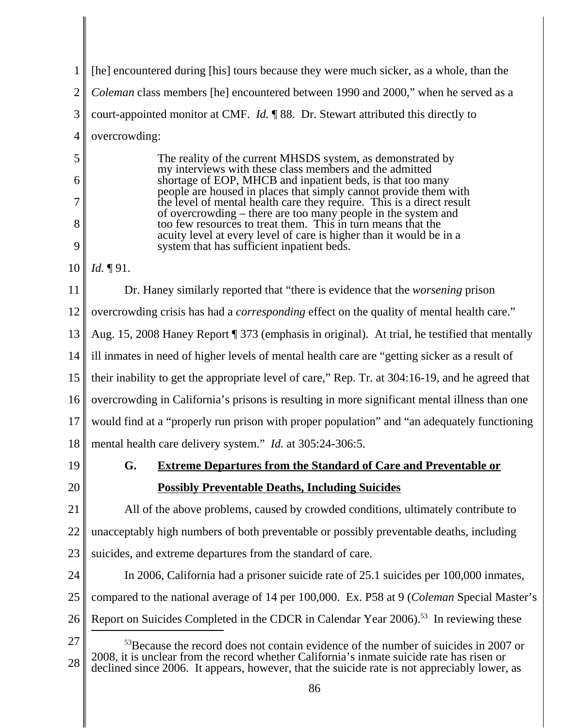[he] encountered during [his] tours because they were much sicker, as a whole, than the *Coleman* class members [he] encountered between 1990 and 2000," when he served as a court-appointed monitor at CMF. *Id.* ¶ 88. Dr. Stewart attributed this directly to overcrowding:

> The reality of the current MHSDS system, as demonstrated by my interviews with these class members and the admitted shortage of EOP, MHCB and inpatient beds, is that too many people are housed in places that simply cannot provide them with the level of mental health care they require. This is a direct result of overcrowding – there are too many people in the system and too few resources to treat them. This in turn means that the acuity level at every level of care is higher than it would be in a system that has sufficient inpatient beds.

*Id.* ¶ 91.

Dr. Haney similarly reported that "there is evidence that the *worsening* prison overcrowding crisis has had a *corresponding* effect on the quality of mental health care." Aug. 15, 2008 Haney Report ¶ 373 (emphasis in original). At trial, he testified that mentally ill inmates in need of higher levels of mental health care are "getting sicker as a result of their inability to get the appropriate level of care," Rep. Tr. at 304:16-19, and he agreed that overcrowding in California's prisons is resulting in more significant mental illness than one would find at a "properly run prison with proper population" and "an adequately functioning mental health care delivery system." *Id.* at 305:24-306:5.

### G. Extreme Departures from the Standard of Care and Preventable or Possibly Preventable Deaths, Including Suicides

All of the above problems, caused by crowded conditions, ultimately contribute to unacceptably high numbers of both preventable or possibly preventable deaths, including suicides, and extreme departures from the standard of care.

In 2006, California had a prisoner suicide rate of 25.1 suicides per 100,000 inmates, compared to the national average of 14 per 100,000. Ex. P58 at 9 (*Coleman* Special Master's Report on Suicides Completed in the CDCR in Calendar Year 2006).[53] In reviewing these

[53] Because the record does not contain evidence of the number of suicides in 2007 or 2008, it is unclear from the record whether California's inmate suicide rate has risen or declined since 2006. It appears, however, that the suicide rate is not appreciably lower, as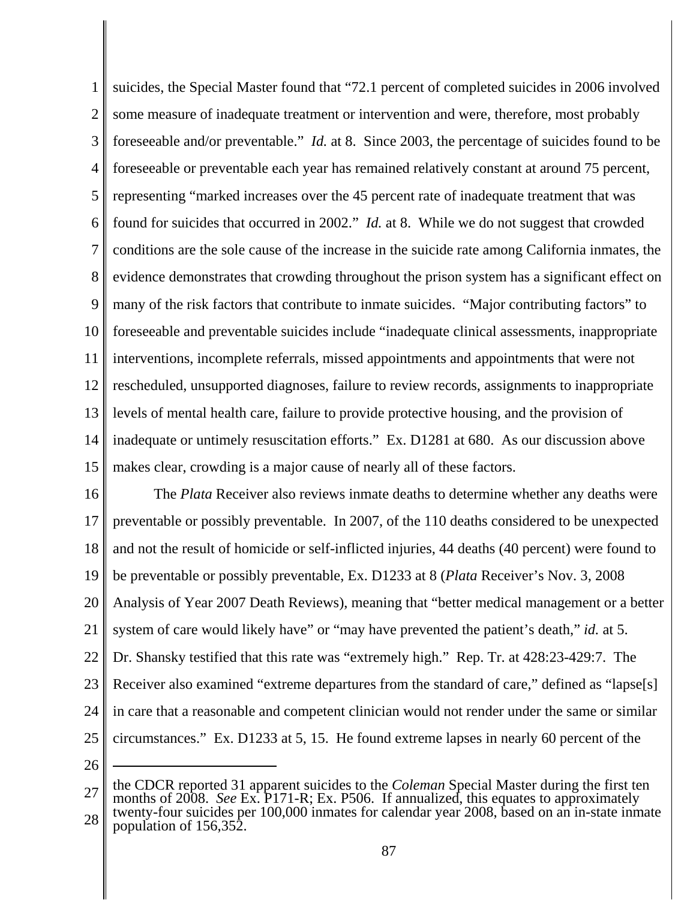suicides, the Special Master found that "72.1 percent of completed suicides in 2006 involved some measure of inadequate treatment or intervention and were, therefore, most probably foreseeable and/or preventable." *Id.* at 8. Since 2003, the percentage of suicides found to be foreseeable or preventable each year has remained relatively constant at around 75 percent, representing "marked increases over the 45 percent rate of inadequate treatment that was found for suicides that occurred in 2002." *Id.* at 8. While we do not suggest that crowded conditions are the sole cause of the increase in the suicide rate among California inmates, the evidence demonstrates that crowding throughout the prison system has a significant effect on many of the risk factors that contribute to inmate suicides. "Major contributing factors" to foreseeable and preventable suicides include "inadequate clinical assessments, inappropriate interventions, incomplete referrals, missed appointments and appointments that were not rescheduled, unsupported diagnoses, failure to review records, assignments to inappropriate levels of mental health care, failure to provide protective housing, and the provision of inadequate or untimely resuscitation efforts." Ex. D1281 at 680. As our discussion above makes clear, crowding is a major cause of nearly all of these factors.

The *Plata* Receiver also reviews inmate deaths to determine whether any deaths were preventable or possibly preventable. In 2007, of the 110 deaths considered to be unexpected and not the result of homicide or self-inflicted injuries, 44 deaths (40 percent) were found to be preventable or possibly preventable, Ex. D1233 at 8 (*Plata* Receiver's Nov. 3, 2008 Analysis of Year 2007 Death Reviews), meaning that "better medical management or a better system of care would likely have" or "may have prevented the patient's death," *id.* at 5. Dr. Shansky testified that this rate was "extremely high." Rep. Tr. at 428:23-429:7. The Receiver also examined "extreme departures from the standard of care," defined as "lapse[s] in care that a reasonable and competent clinician would not render under the same or similar circumstances." Ex. D1233 at 5, 15. He found extreme lapses in nearly 60 percent of the

---

the CDCR reported 31 apparent suicides to the *Coleman* Special Master during the first ten months of 2008. *See* Ex. P171-R; Ex. P506. If annualized, this equates to approximately twenty-four suicides per 100,000 inmates for calendar year 2008, based on an in-state inmate population of 156,352.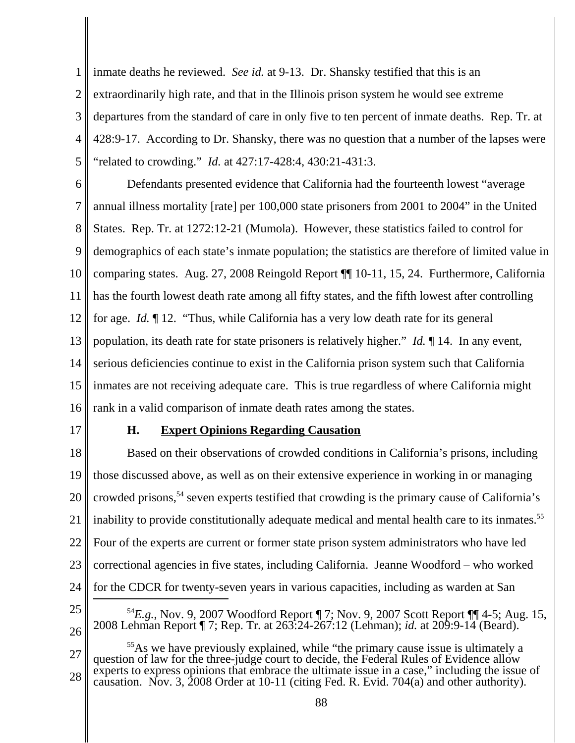inmate deaths he reviewed. *See id.* at 9-13. Dr. Shansky testified that this is an extraordinarily high rate, and that in the Illinois prison system he would see extreme departures from the standard of care in only five to ten percent of inmate deaths. Rep. Tr. at 428:9-17. According to Dr. Shansky, there was no question that a number of the lapses were "related to crowding." *Id.* at 427:17-428:4, 430:21-431:3.

Defendants presented evidence that California had the fourteenth lowest "average annual illness mortality [rate] per 100,000 state prisoners from 2001 to 2004" in the United States. Rep. Tr. at 1272:12-21 (Mumola). However, these statistics failed to control for demographics of each state's inmate population; the statistics are therefore of limited value in comparing states. Aug. 27, 2008 Reingold Report ¶¶ 10-11, 15, 24. Furthermore, California has the fourth lowest death rate among all fifty states, and the fifth lowest after controlling for age. *Id.* ¶ 12. "Thus, while California has a very low death rate for its general population, its death rate for state prisoners is relatively higher." *Id.* ¶ 14. In any event, serious deficiencies continue to exist in the California prison system such that California inmates are not receiving adequate care. This is true regardless of where California might rank in a valid comparison of inmate death rates among the states.

### H. Expert Opinions Regarding Causation

Based on their observations of crowded conditions in California's prisons, including those discussed above, as well as on their extensive experience in working in or managing crowded prisons,[54] seven experts testified that crowding is the primary cause of California's inability to provide constitutionally adequate medical and mental health care to its inmates.[55] Four of the experts are current or former state prison system administrators who have led correctional agencies in five states, including California. Jeanne Woodford – who worked for the CDCR for twenty-seven years in various capacities, including as warden at San

[54] *E.g.*, Nov. 9, 2007 Woodford Report ¶ 7; Nov. 9, 2007 Scott Report ¶¶ 4-5; Aug. 15, 2008 Lehman Report ¶ 7; Rep. Tr. at 263:24-267:12 (Lehman); *id.* at 209:9-14 (Beard).

[55] As we have previously explained, while "the primary cause issue is ultimately a question of law for the three-judge court to decide, the Federal Rules of Evidence allow experts to express opinions that embrace the ultimate issue in a case," including the issue of causation. Nov. 3, 2008 Order at 10-11 (citing Fed. R. Evid. 704(a) and other authority).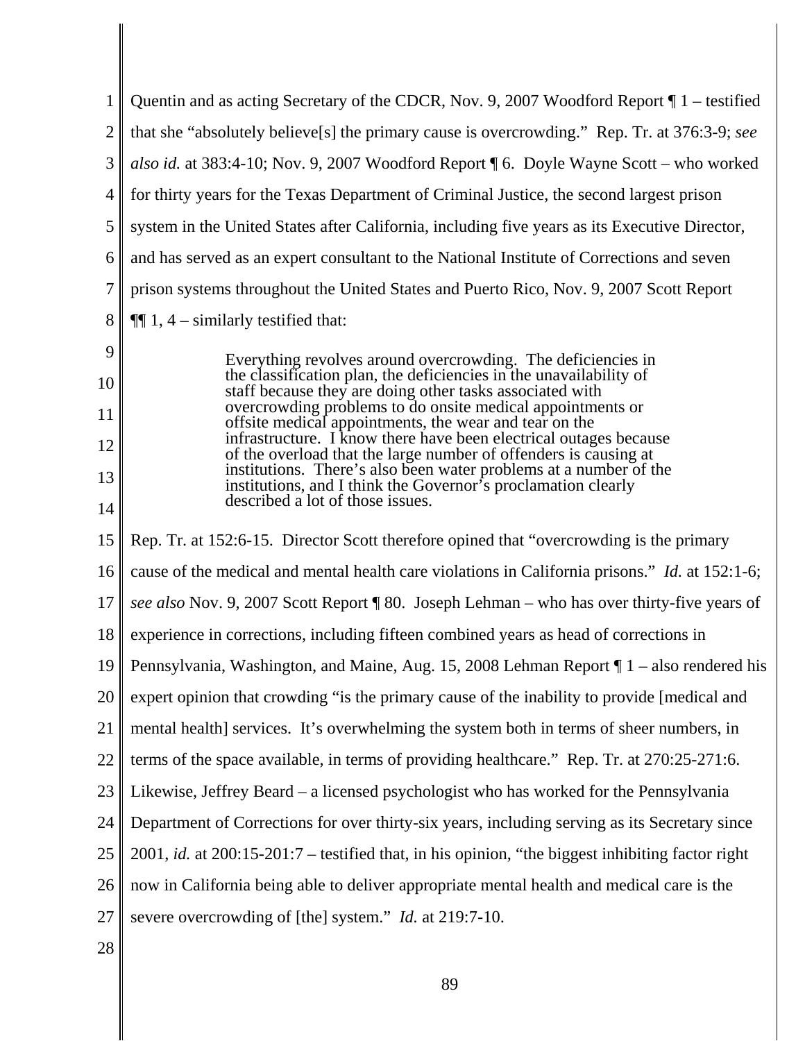Quentin and as acting Secretary of the CDCR, Nov. 9, 2007 Woodford Report ¶ 1 – testified that she "absolutely believe[s] the primary cause is overcrowding." Rep. Tr. at 376:3-9; *see also id.* at 383:4-10; Nov. 9, 2007 Woodford Report ¶ 6. Doyle Wayne Scott – who worked for thirty years for the Texas Department of Criminal Justice, the second largest prison system in the United States after California, including five years as its Executive Director, and has served as an expert consultant to the National Institute of Corrections and seven prison systems throughout the United States and Puerto Rico, Nov. 9, 2007 Scott Report ¶¶ 1, 4 – similarly testified that:

> Everything revolves around overcrowding. The deficiencies in the classification plan, the deficiencies in the unavailability of staff because they are doing other tasks associated with overcrowding problems to do onsite medical appointments or offsite medical appointments, the wear and tear on the infrastructure. I know there have been electrical outages because of the overload that the large number of offenders is causing at institutions. There's also been water problems at a number of the institutions, and I think the Governor's proclamation clearly described a lot of those issues.

Rep. Tr. at 152:6-15. Director Scott therefore opined that "overcrowding is the primary cause of the medical and mental health care violations in California prisons." *Id.* at 152:1-6; *see also* Nov. 9, 2007 Scott Report ¶ 80. Joseph Lehman – who has over thirty-five years of experience in corrections, including fifteen combined years as head of corrections in Pennsylvania, Washington, and Maine, Aug. 15, 2008 Lehman Report ¶ 1 – also rendered his expert opinion that crowding "is the primary cause of the inability to provide [medical and mental health] services. It's overwhelming the system both in terms of sheer numbers, in terms of the space available, in terms of providing healthcare." Rep. Tr. at 270:25-271:6. Likewise, Jeffrey Beard – a licensed psychologist who has worked for the Pennsylvania Department of Corrections for over thirty-six years, including serving as its Secretary since 2001, *id.* at 200:15-201:7 – testified that, in his opinion, "the biggest inhibiting factor right now in California being able to deliver appropriate mental health and medical care is the severe overcrowding of [the] system." *Id.* at 219:7-10.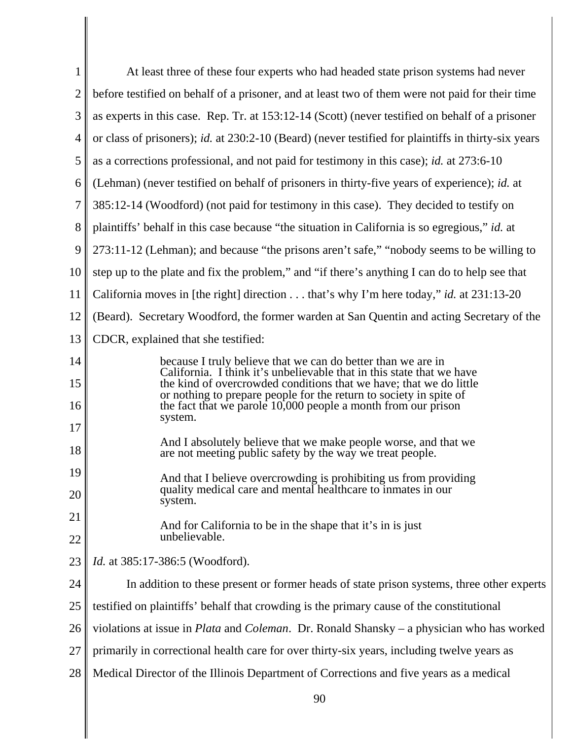At least three of these four experts who had headed state prison systems had never before testified on behalf of a prisoner, and at least two of them were not paid for their time as experts in this case. Rep. Tr. at 153:12-14 (Scott) (never testified on behalf of a prisoner or class of prisoners); *id.* at 230:2-10 (Beard) (never testified for plaintiffs in thirty-six years as a corrections professional, and not paid for testimony in this case); *id.* at 273:6-10 (Lehman) (never testified on behalf of prisoners in thirty-five years of experience); *id.* at 385:12-14 (Woodford) (not paid for testimony in this case). They decided to testify on plaintiffs' behalf in this case because "the situation in California is so egregious," *id.* at 273:11-12 (Lehman); and because "the prisons aren't safe," "nobody seems to be willing to step up to the plate and fix the problem," and "if there's anything I can do to help see that California moves in [the right] direction . . . that's why I'm here today," *id.* at 231:13-20 (Beard). Secretary Woodford, the former warden at San Quentin and acting Secretary of the CDCR, explained that she testified:

> because I truly believe that we can do better than we are in California. I think it's unbelievable that in this state that we have the kind of overcrowded conditions that we have; that we do little or nothing to prepare people for the return to society in spite of the fact that we parole 10,000 people a month from our prison system.
>
> And I absolutely believe that we make people worse, and that we are not meeting public safety by the way we treat people.
>
> And that I believe overcrowding is prohibiting us from providing quality medical care and mental healthcare to inmates in our system.
>
> And for California to be in the shape that it's in is just unbelievable.

*Id.* at 385:17-386:5 (Woodford).

In addition to these present or former heads of state prison systems, three other experts testified on plaintiffs' behalf that crowding is the primary cause of the constitutional violations at issue in *Plata* and *Coleman*. Dr. Ronald Shansky – a physician who has worked primarily in correctional health care for over thirty-six years, including twelve years as Medical Director of the Illinois Department of Corrections and five years as a medical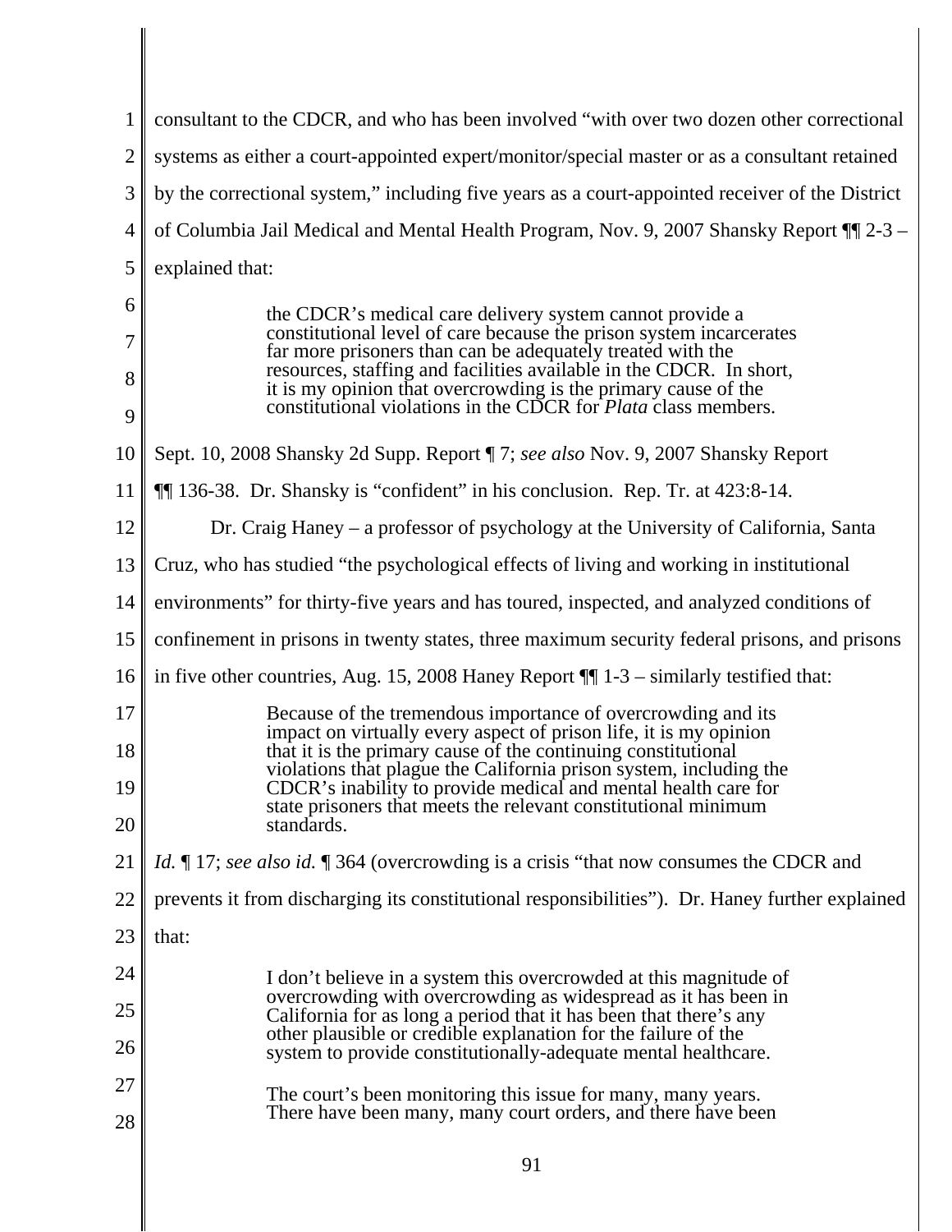consultant to the CDCR, and who has been involved "with over two dozen other correctional systems as either a court-appointed expert/monitor/special master or as a consultant retained by the correctional system," including five years as a court-appointed receiver of the District of Columbia Jail Medical and Mental Health Program, Nov. 9, 2007 Shansky Report ¶¶ 2-3 – explained that:

> the CDCR's medical care delivery system cannot provide a constitutional level of care because the prison system incarcerates far more prisoners than can be adequately treated with the resources, staffing and facilities available in the CDCR. In short, it is my opinion that overcrowding is the primary cause of the constitutional violations in the CDCR for *Plata* class members.

Sept. 10, 2008 Shansky 2d Supp. Report ¶ 7; *see also* Nov. 9, 2007 Shansky Report ¶¶ 136-38. Dr. Shansky is "confident" in his conclusion. Rep. Tr. at 423:8-14.

Dr. Craig Haney – a professor of psychology at the University of California, Santa Cruz, who has studied "the psychological effects of living and working in institutional environments" for thirty-five years and has toured, inspected, and analyzed conditions of confinement in prisons in twenty states, three maximum security federal prisons, and prisons in five other countries, Aug. 15, 2008 Haney Report ¶¶ 1-3 – similarly testified that:

> Because of the tremendous importance of overcrowding and its impact on virtually every aspect of prison life, it is my opinion that it is the primary cause of the continuing constitutional violations that plague the California prison system, including the CDCR's inability to provide medical and mental health care for state prisoners that meets the relevant constitutional minimum standards.

*Id.* ¶ 17; *see also id.* ¶ 364 (overcrowding is a crisis "that now consumes the CDCR and prevents it from discharging its constitutional responsibilities"). Dr. Haney further explained that:

> I don't believe in a system this overcrowded at this magnitude of overcrowding with overcrowding as widespread as it has been in California for as long a period that it has been that there's any other plausible or credible explanation for the failure of the system to provide constitutionally-adequate mental healthcare.
>
> The court's been monitoring this issue for many, many years. There have been many, many court orders, and there have been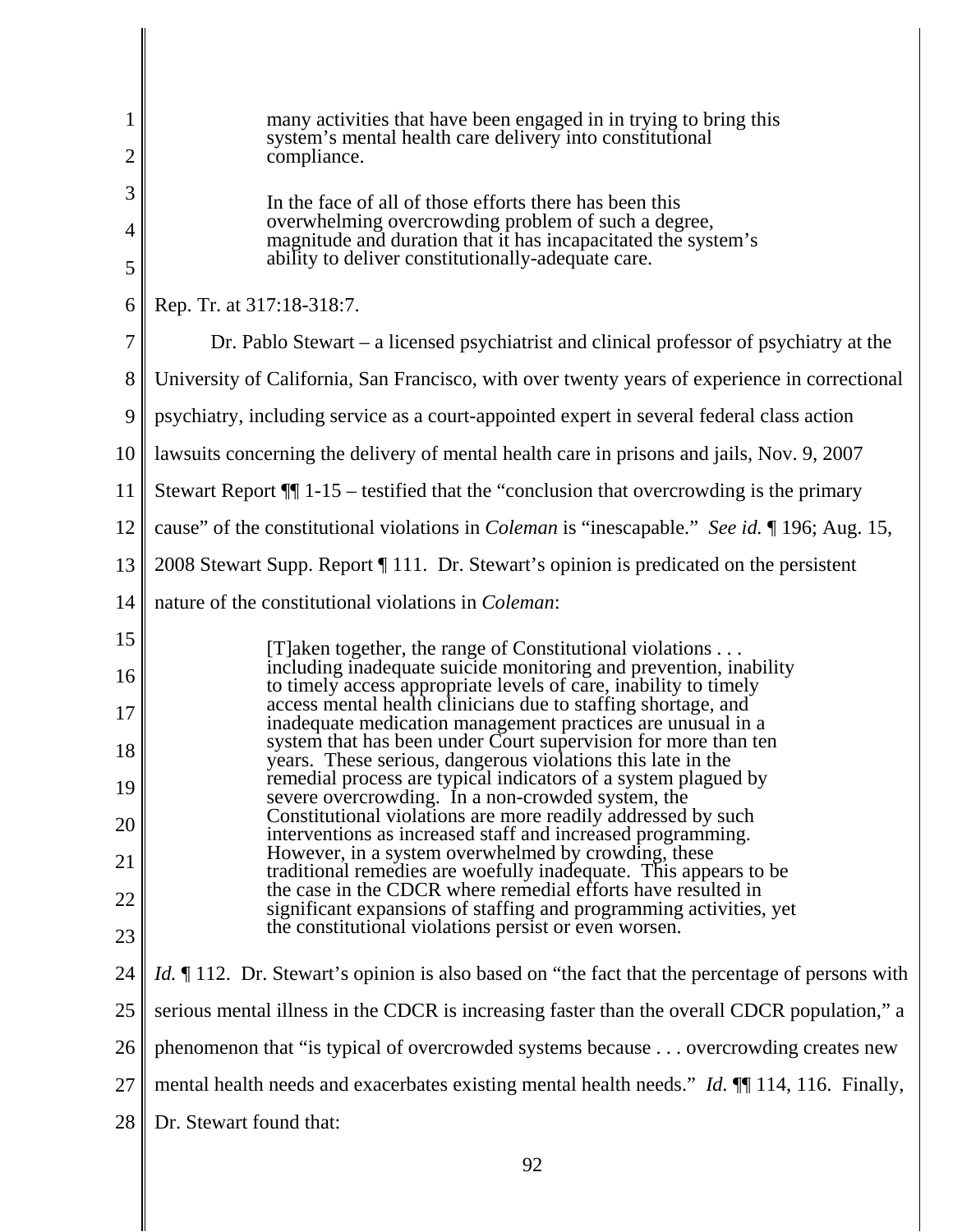> many activities that have been engaged in in trying to bring this system's mental health care delivery into constitutional compliance.
>
> In the face of all of those efforts there has been this overwhelming overcrowding problem of such a degree, magnitude and duration that it has incapacitated the system's ability to deliver constitutionally-adequate care.

Rep. Tr. at 317:18-318:7.

Dr. Pablo Stewart – a licensed psychiatrist and clinical professor of psychiatry at the University of California, San Francisco, with over twenty years of experience in correctional psychiatry, including service as a court-appointed expert in several federal class action lawsuits concerning the delivery of mental health care in prisons and jails, Nov. 9, 2007 Stewart Report ¶¶ 1-15 – testified that the "conclusion that overcrowding is the primary cause" of the constitutional violations in *Coleman* is "inescapable." *See id.* ¶ 196; Aug. 15, 2008 Stewart Supp. Report ¶ 111. Dr. Stewart's opinion is predicated on the persistent nature of the constitutional violations in *Coleman*:

> [T]aken together, the range of Constitutional violations . . . including inadequate suicide monitoring and prevention, inability to timely access appropriate levels of care, inability to timely access mental health clinicians due to staffing shortage, and inadequate medication management practices are unusual in a system that has been under Court supervision for more than ten years. These serious, dangerous violations this late in the remedial process are typical indicators of a system plagued by severe overcrowding. In a non-crowded system, the Constitutional violations are more readily addressed by such interventions as increased staff and increased programming. However, in a system overwhelmed by crowding, these traditional remedies are woefully inadequate. This appears to be the case in the CDCR where remedial efforts have resulted in significant expansions of staffing and programming activities, yet the constitutional violations persist or even worsen.

*Id.* ¶ 112. Dr. Stewart's opinion is also based on "the fact that the percentage of persons with serious mental illness in the CDCR is increasing faster than the overall CDCR population," a phenomenon that "is typical of overcrowded systems because . . . overcrowding creates new mental health needs and exacerbates existing mental health needs." *Id.* ¶¶ 114, 116. Finally, Dr. Stewart found that: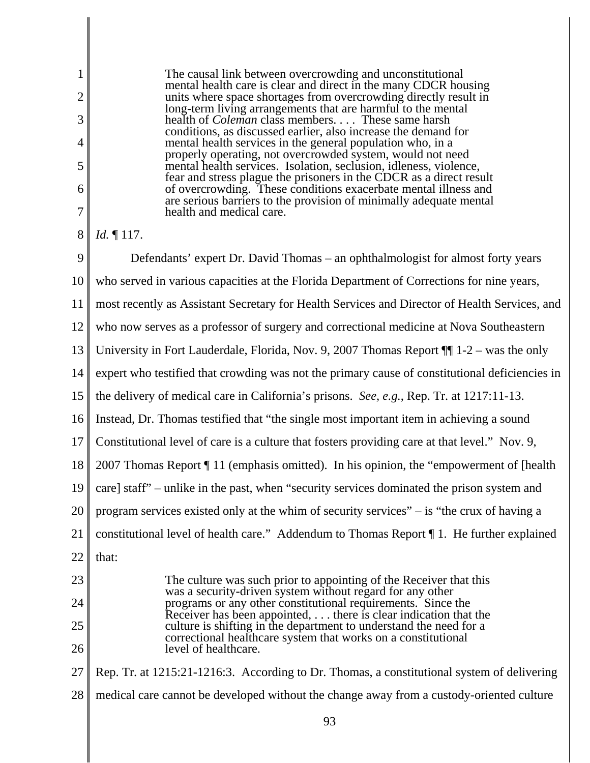> The causal link between overcrowding and unconstitutional mental health care is clear and direct in the many CDCR housing units where space shortages from overcrowding directly result in long-term living arrangements that are harmful to the mental health of *Coleman* class members. . . . These same harsh conditions, as discussed earlier, also increase the demand for mental health services in the general population who, in a properly operating, not overcrowded system, would not need mental health services. Isolation, seclusion, idleness, violence, fear and stress plague the prisoners in the CDCR as a direct result of overcrowding. These conditions exacerbate mental illness and are serious barriers to the provision of minimally adequate mental health and medical care.

*Id.* ¶ 117.

Defendants' expert Dr. David Thomas – an ophthalmologist for almost forty years who served in various capacities at the Florida Department of Corrections for nine years, most recently as Assistant Secretary for Health Services and Director of Health Services, and who now serves as a professor of surgery and correctional medicine at Nova Southeastern University in Fort Lauderdale, Florida, Nov. 9, 2007 Thomas Report ¶¶ 1-2 – was the only expert who testified that crowding was not the primary cause of constitutional deficiencies in the delivery of medical care in California's prisons. *See, e.g.*, Rep. Tr. at 1217:11-13. Instead, Dr. Thomas testified that "the single most important item in achieving a sound Constitutional level of care is a culture that fosters providing care at that level." Nov. 9, 2007 Thomas Report ¶ 11 (emphasis omitted). In his opinion, the "empowerment of [health care] staff" – unlike in the past, when "security services dominated the prison system and program services existed only at the whim of security services" – is "the crux of having a constitutional level of health care." Addendum to Thomas Report ¶ 1. He further explained that:

> The culture was such prior to appointing of the Receiver that this was a security-driven system without regard for any other programs or any other constitutional requirements. Since the Receiver has been appointed, . . . there is clear indication that the culture is shifting in the department to understand the need for a correctional healthcare system that works on a constitutional level of healthcare.

Rep. Tr. at 1215:21-1216:3. According to Dr. Thomas, a constitutional system of delivering medical care cannot be developed without the change away from a custody-oriented culture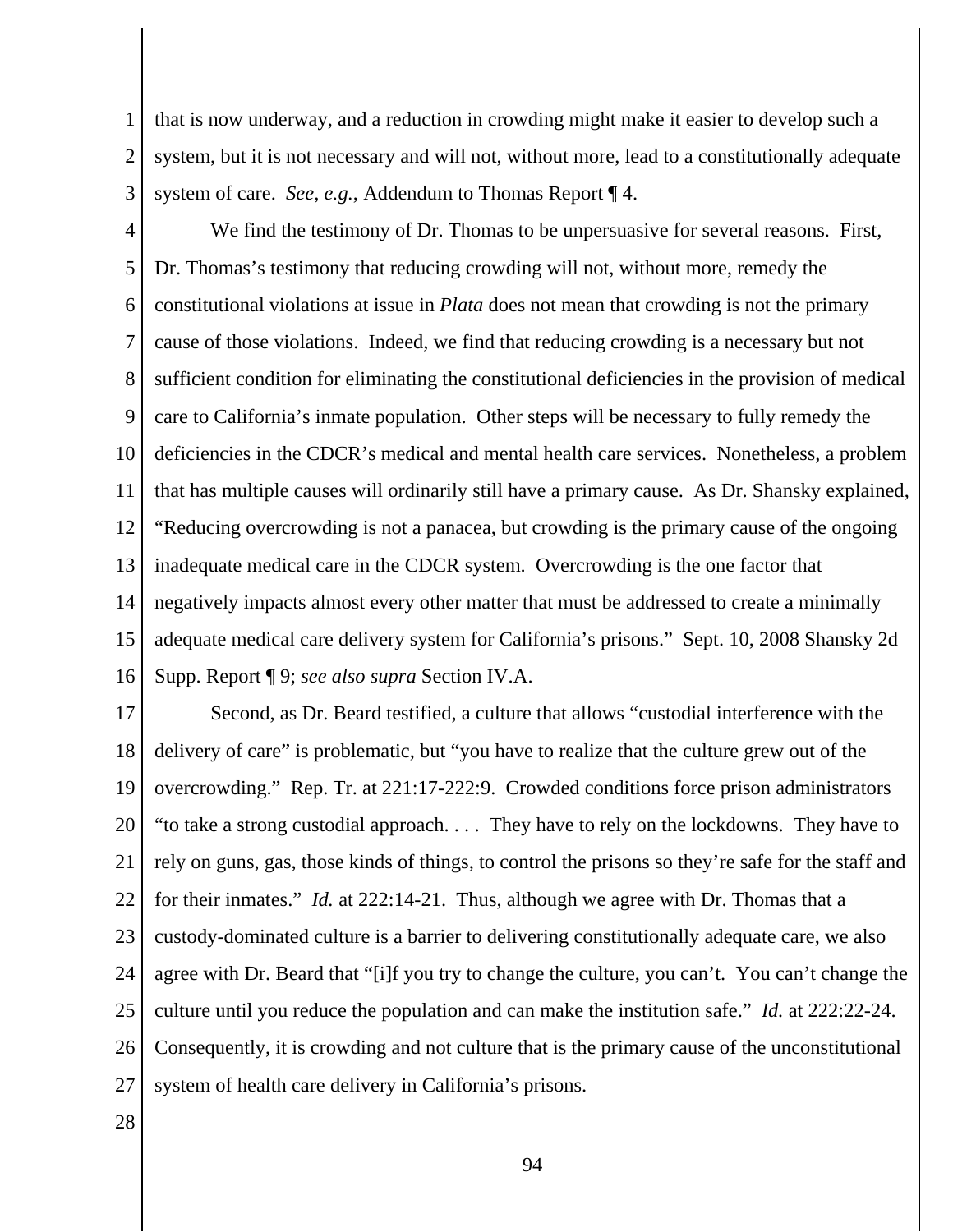that is now underway, and a reduction in crowding might make it easier to develop such a system, but it is not necessary and will not, without more, lead to a constitutionally adequate system of care. *See, e.g.*, Addendum to Thomas Report ¶ 4.

We find the testimony of Dr. Thomas to be unpersuasive for several reasons. First, Dr. Thomas's testimony that reducing crowding will not, without more, remedy the constitutional violations at issue in *Plata* does not mean that crowding is not the primary cause of those violations. Indeed, we find that reducing crowding is a necessary but not sufficient condition for eliminating the constitutional deficiencies in the provision of medical care to California's inmate population. Other steps will be necessary to fully remedy the deficiencies in the CDCR's medical and mental health care services. Nonetheless, a problem that has multiple causes will ordinarily still have a primary cause. As Dr. Shansky explained, "Reducing overcrowding is not a panacea, but crowding is the primary cause of the ongoing inadequate medical care in the CDCR system. Overcrowding is the one factor that negatively impacts almost every other matter that must be addressed to create a minimally adequate medical care delivery system for California's prisons." Sept. 10, 2008 Shansky 2d Supp. Report ¶ 9; *see also supra* Section IV.A.

Second, as Dr. Beard testified, a culture that allows "custodial interference with the delivery of care" is problematic, but "you have to realize that the culture grew out of the overcrowding." Rep. Tr. at 221:17-222:9. Crowded conditions force prison administrators "to take a strong custodial approach. . . . They have to rely on the lockdowns. They have to rely on guns, gas, those kinds of things, to control the prisons so they're safe for the staff and for their inmates." *Id.* at 222:14-21. Thus, although we agree with Dr. Thomas that a custody-dominated culture is a barrier to delivering constitutionally adequate care, we also agree with Dr. Beard that "[i]f you try to change the culture, you can't. You can't change the culture until you reduce the population and can make the institution safe." *Id.* at 222:22-24. Consequently, it is crowding and not culture that is the primary cause of the unconstitutional system of health care delivery in California's prisons.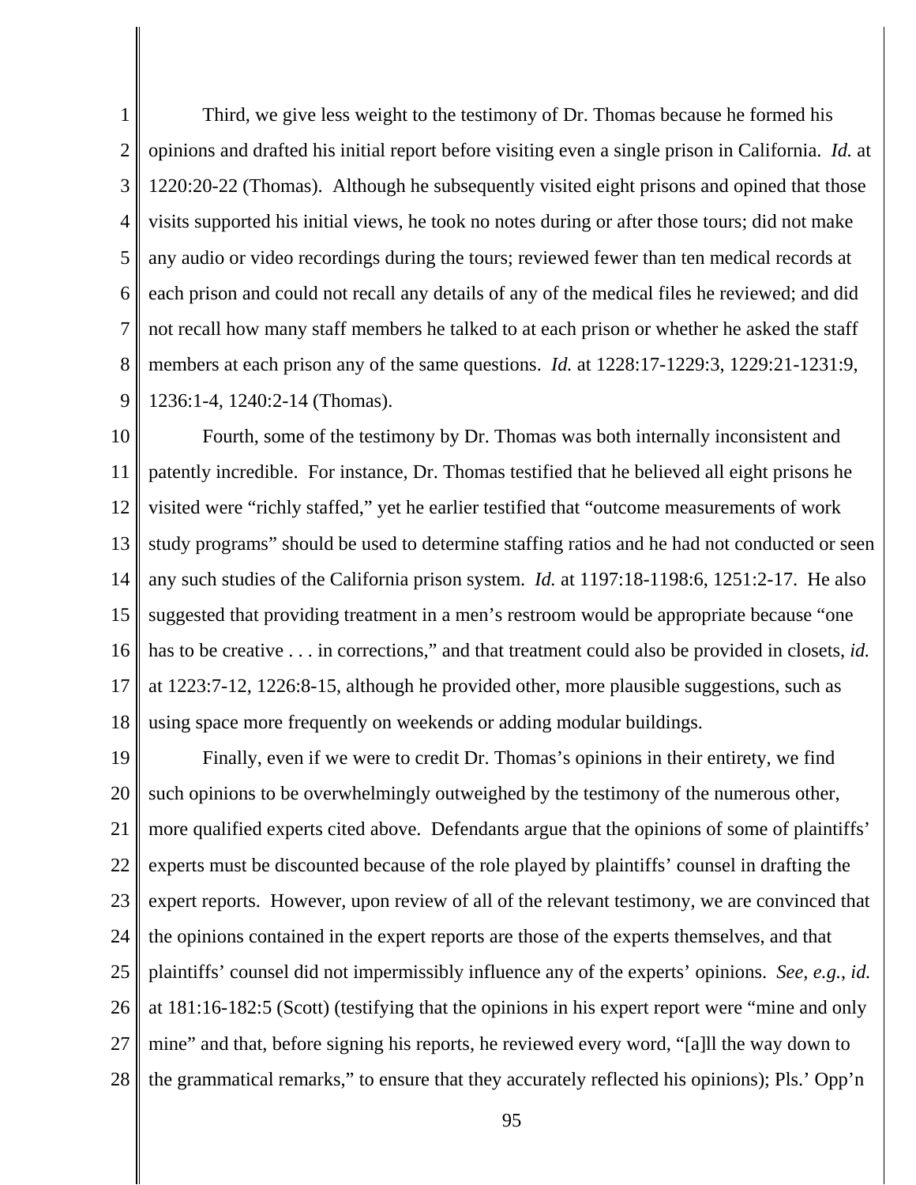Third, we give less weight to the testimony of Dr. Thomas because he formed his opinions and drafted his initial report before visiting even a single prison in California. *Id.* at 1220:20-22 (Thomas). Although he subsequently visited eight prisons and opined that those visits supported his initial views, he took no notes during or after those tours; did not make any audio or video recordings during the tours; reviewed fewer than ten medical records at each prison and could not recall any details of any of the medical files he reviewed; and did not recall how many staff members he talked to at each prison or whether he asked the staff members at each prison any of the same questions. *Id.* at 1228:17-1229:3, 1229:21-1231:9, 1236:1-4, 1240:2-14 (Thomas).

Fourth, some of the testimony by Dr. Thomas was both internally inconsistent and patently incredible. For instance, Dr. Thomas testified that he believed all eight prisons he visited were "richly staffed," yet he earlier testified that "outcome measurements of work study programs" should be used to determine staffing ratios and he had not conducted or seen any such studies of the California prison system. *Id.* at 1197:18-1198:6, 1251:2-17. He also suggested that providing treatment in a men's restroom would be appropriate because "one has to be creative . . . in corrections," and that treatment could also be provided in closets, *id.* at 1223:7-12, 1226:8-15, although he provided other, more plausible suggestions, such as using space more frequently on weekends or adding modular buildings.

Finally, even if we were to credit Dr. Thomas's opinions in their entirety, we find such opinions to be overwhelmingly outweighed by the testimony of the numerous other, more qualified experts cited above. Defendants argue that the opinions of some of plaintiffs' experts must be discounted because of the role played by plaintiffs' counsel in drafting the expert reports. However, upon review of all of the relevant testimony, we are convinced that the opinions contained in the expert reports are those of the experts themselves, and that plaintiffs' counsel did not impermissibly influence any of the experts' opinions. *See, e.g.*, *id.* at 181:16-182:5 (Scott) (testifying that the opinions in his expert report were "mine and only mine" and that, before signing his reports, he reviewed every word, "[a]ll the way down to the grammatical remarks," to ensure that they accurately reflected his opinions); Pls.' Opp'n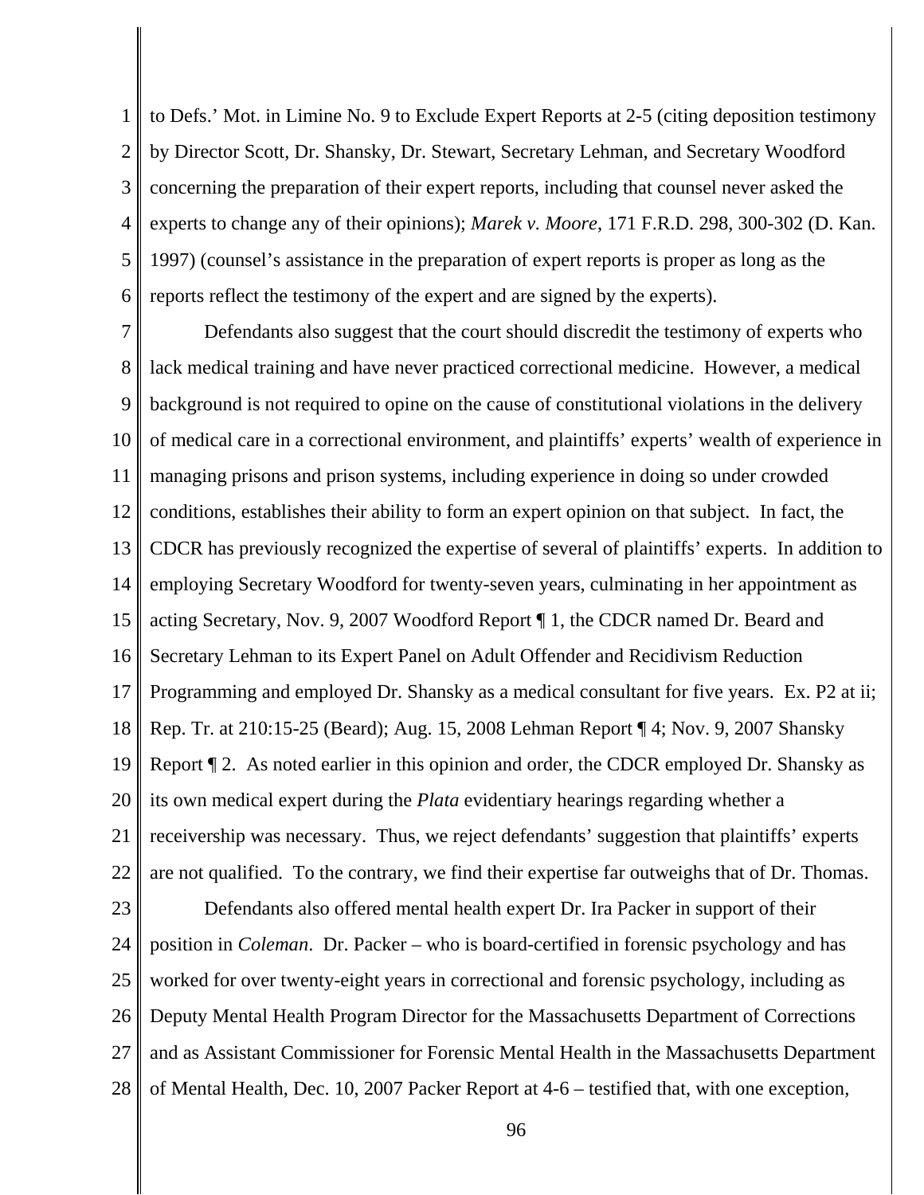to Defs.' Mot. in Limine No. 9 to Exclude Expert Reports at 2-5 (citing deposition testimony by Director Scott, Dr. Shansky, Dr. Stewart, Secretary Lehman, and Secretary Woodford concerning the preparation of their expert reports, including that counsel never asked the experts to change any of their opinions); *Marek v. Moore*, 171 F.R.D. 298, 300-302 (D. Kan. 1997) (counsel's assistance in the preparation of expert reports is proper as long as the reports reflect the testimony of the expert and are signed by the experts).

Defendants also suggest that the court should discredit the testimony of experts who lack medical training and have never practiced correctional medicine. However, a medical background is not required to opine on the cause of constitutional violations in the delivery of medical care in a correctional environment, and plaintiffs' experts' wealth of experience in managing prisons and prison systems, including experience in doing so under crowded conditions, establishes their ability to form an expert opinion on that subject. In fact, the CDCR has previously recognized the expertise of several of plaintiffs' experts. In addition to employing Secretary Woodford for twenty-seven years, culminating in her appointment as acting Secretary, Nov. 9, 2007 Woodford Report ¶ 1, the CDCR named Dr. Beard and Secretary Lehman to its Expert Panel on Adult Offender and Recidivism Reduction Programming and employed Dr. Shansky as a medical consultant for five years. Ex. P2 at ii; Rep. Tr. at 210:15-25 (Beard); Aug. 15, 2008 Lehman Report ¶ 4; Nov. 9, 2007 Shansky Report ¶ 2. As noted earlier in this opinion and order, the CDCR employed Dr. Shansky as its own medical expert during the *Plata* evidentiary hearings regarding whether a receivership was necessary. Thus, we reject defendants' suggestion that plaintiffs' experts are not qualified. To the contrary, we find their expertise far outweighs that of Dr. Thomas.

Defendants also offered mental health expert Dr. Ira Packer in support of their position in *Coleman*. Dr. Packer – who is board-certified in forensic psychology and has worked for over twenty-eight years in correctional and forensic psychology, including as Deputy Mental Health Program Director for the Massachusetts Department of Corrections and as Assistant Commissioner for Forensic Mental Health in the Massachusetts Department of Mental Health, Dec. 10, 2007 Packer Report at 4-6 – testified that, with one exception,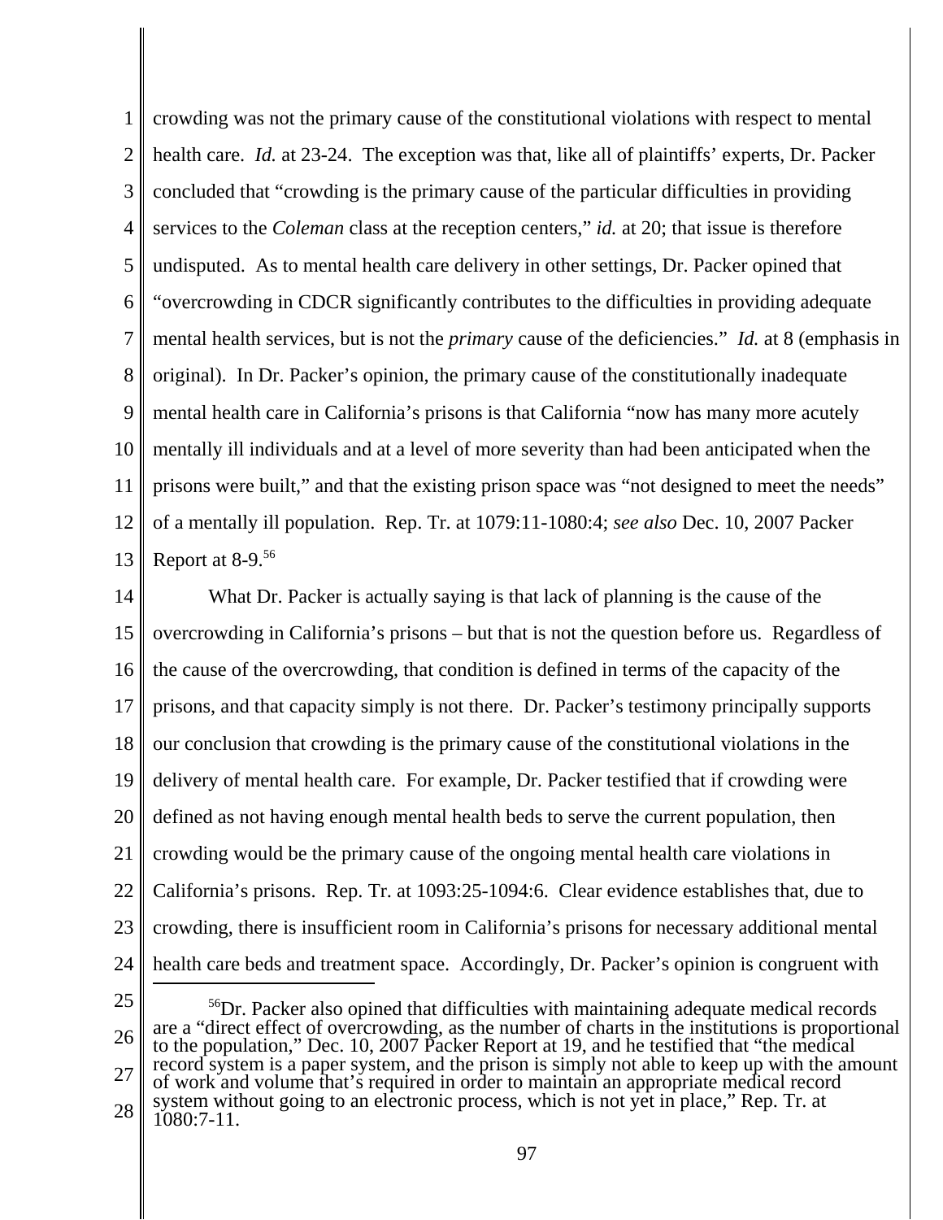crowding was not the primary cause of the constitutional violations with respect to mental health care. *Id.* at 23-24. The exception was that, like all of plaintiffs' experts, Dr. Packer concluded that "crowding is the primary cause of the particular difficulties in providing services to the *Coleman* class at the reception centers," *id.* at 20; that issue is therefore undisputed. As to mental health care delivery in other settings, Dr. Packer opined that "overcrowding in CDCR significantly contributes to the difficulties in providing adequate mental health services, but is not the *primary* cause of the deficiencies." *Id.* at 8 (emphasis in original). In Dr. Packer's opinion, the primary cause of the constitutionally inadequate mental health care in California's prisons is that California "now has many more acutely mentally ill individuals and at a level of more severity than had been anticipated when the prisons were built," and that the existing prison space was "not designed to meet the needs" of a mentally ill population. Rep. Tr. at 1079:11-1080:4; *see also* Dec. 10, 2007 Packer Report at 8-9.[56]

What Dr. Packer is actually saying is that lack of planning is the cause of the overcrowding in California's prisons – but that is not the question before us. Regardless of the cause of the overcrowding, that condition is defined in terms of the capacity of the prisons, and that capacity simply is not there. Dr. Packer's testimony principally supports our conclusion that crowding is the primary cause of the constitutional violations in the delivery of mental health care. For example, Dr. Packer testified that if crowding were defined as not having enough mental health beds to serve the current population, then crowding would be the primary cause of the ongoing mental health care violations in California's prisons. Rep. Tr. at 1093:25-1094:6. Clear evidence establishes that, due to crowding, there is insufficient room in California's prisons for necessary additional mental health care beds and treatment space. Accordingly, Dr. Packer's opinion is congruent with

---

[56]Dr. Packer also opined that difficulties with maintaining adequate medical records are a "direct effect of overcrowding, as the number of charts in the institutions is proportional to the population," Dec. 10, 2007 Packer Report at 19, and he testified that "the medical record system is a paper system, and the prison is simply not able to keep up with the amount of work and volume that's required in order to maintain an appropriate medical record system without going to an electronic process, which is not yet in place," Rep. Tr. at 1080:7-11.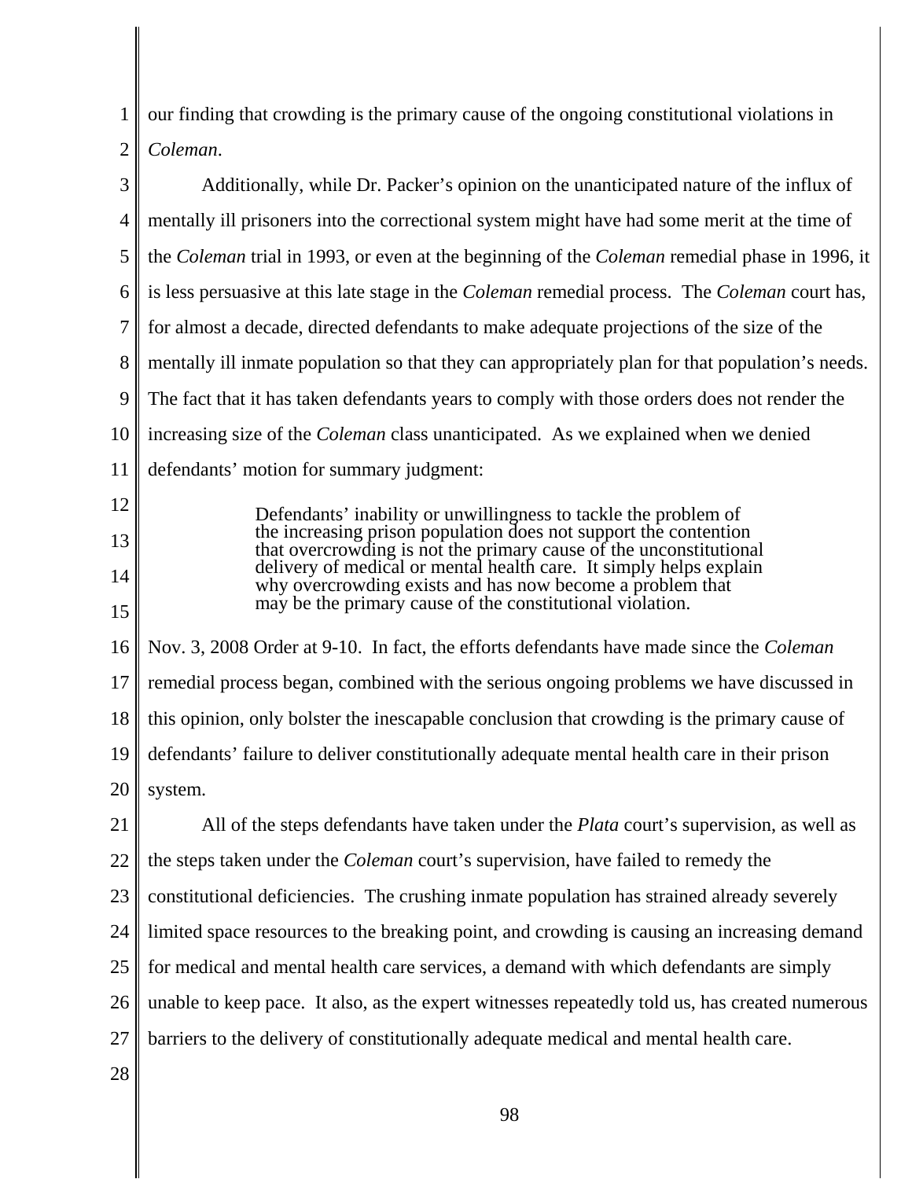our finding that crowding is the primary cause of the ongoing constitutional violations in *Coleman*.

Additionally, while Dr. Packer's opinion on the unanticipated nature of the influx of mentally ill prisoners into the correctional system might have had some merit at the time of the *Coleman* trial in 1993, or even at the beginning of the *Coleman* remedial phase in 1996, it is less persuasive at this late stage in the *Coleman* remedial process. The *Coleman* court has, for almost a decade, directed defendants to make adequate projections of the size of the mentally ill inmate population so that they can appropriately plan for that population's needs. The fact that it has taken defendants years to comply with those orders does not render the increasing size of the *Coleman* class unanticipated. As we explained when we denied defendants' motion for summary judgment:

> Defendants' inability or unwillingness to tackle the problem of the increasing prison population does not support the contention that overcrowding is not the primary cause of the unconstitutional delivery of medical or mental health care. It simply helps explain why overcrowding exists and has now become a problem that may be the primary cause of the constitutional violation.

Nov. 3, 2008 Order at 9-10. In fact, the efforts defendants have made since the *Coleman* remedial process began, combined with the serious ongoing problems we have discussed in this opinion, only bolster the inescapable conclusion that crowding is the primary cause of defendants' failure to deliver constitutionally adequate mental health care in their prison system.

All of the steps defendants have taken under the *Plata* court's supervision, as well as the steps taken under the *Coleman* court's supervision, have failed to remedy the constitutional deficiencies. The crushing inmate population has strained already severely limited space resources to the breaking point, and crowding is causing an increasing demand for medical and mental health care services, a demand with which defendants are simply unable to keep pace. It also, as the expert witnesses repeatedly told us, has created numerous barriers to the delivery of constitutionally adequate medical and mental health care.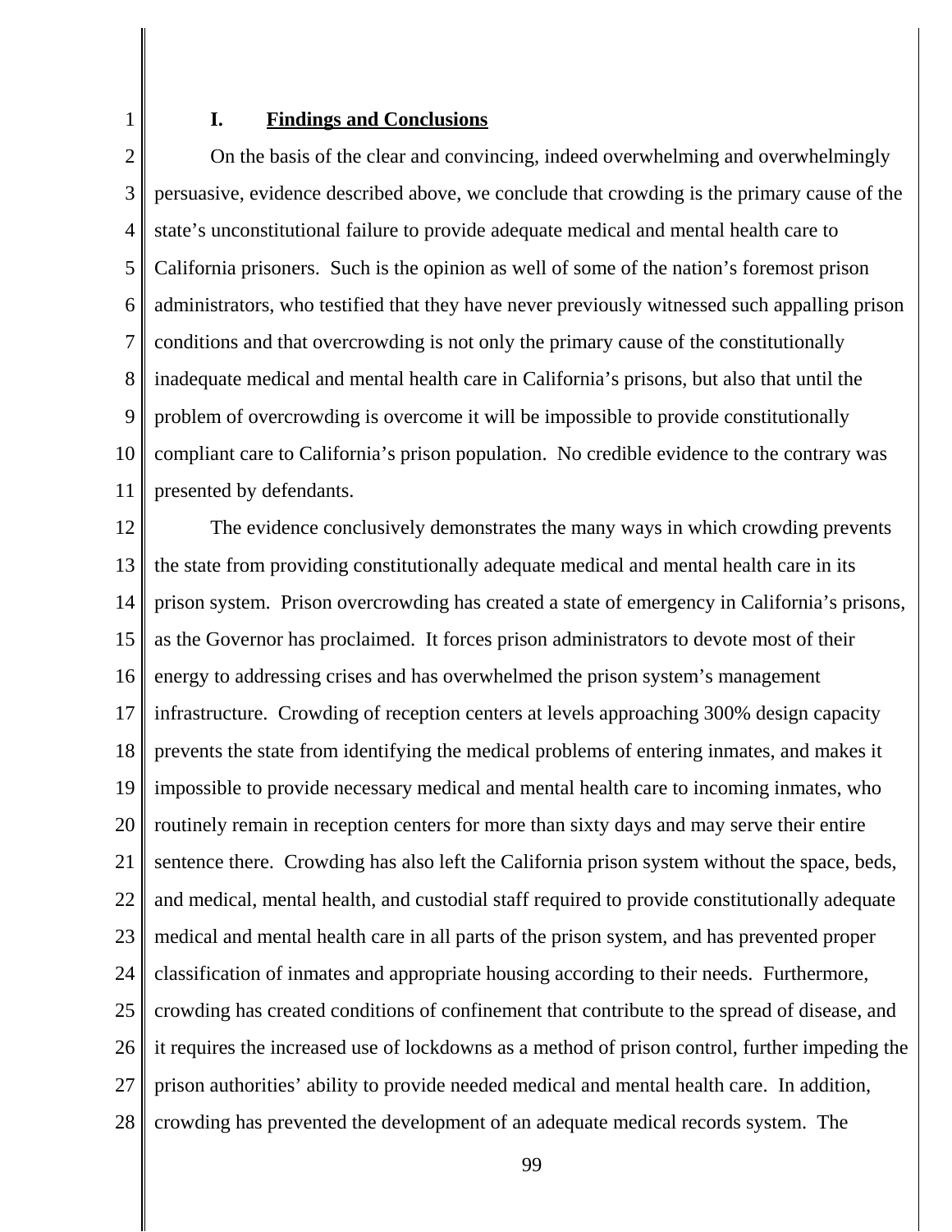## I. Findings and Conclusions

On the basis of the clear and convincing, indeed overwhelming and overwhelmingly persuasive, evidence described above, we conclude that crowding is the primary cause of the state's unconstitutional failure to provide adequate medical and mental health care to California prisoners. Such is the opinion as well of some of the nation's foremost prison administrators, who testified that they have never previously witnessed such appalling prison conditions and that overcrowding is not only the primary cause of the constitutionally inadequate medical and mental health care in California's prisons, but also that until the problem of overcrowding is overcome it will be impossible to provide constitutionally compliant care to California's prison population. No credible evidence to the contrary was presented by defendants.

The evidence conclusively demonstrates the many ways in which crowding prevents the state from providing constitutionally adequate medical and mental health care in its prison system. Prison overcrowding has created a state of emergency in California's prisons, as the Governor has proclaimed. It forces prison administrators to devote most of their energy to addressing crises and has overwhelmed the prison system's management infrastructure. Crowding of reception centers at levels approaching 300% design capacity prevents the state from identifying the medical problems of entering inmates, and makes it impossible to provide necessary medical and mental health care to incoming inmates, who routinely remain in reception centers for more than sixty days and may serve their entire sentence there. Crowding has also left the California prison system without the space, beds, and medical, mental health, and custodial staff required to provide constitutionally adequate medical and mental health care in all parts of the prison system, and has prevented proper classification of inmates and appropriate housing according to their needs. Furthermore, crowding has created conditions of confinement that contribute to the spread of disease, and it requires the increased use of lockdowns as a method of prison control, further impeding the prison authorities' ability to provide needed medical and mental health care. In addition, crowding has prevented the development of an adequate medical records system. The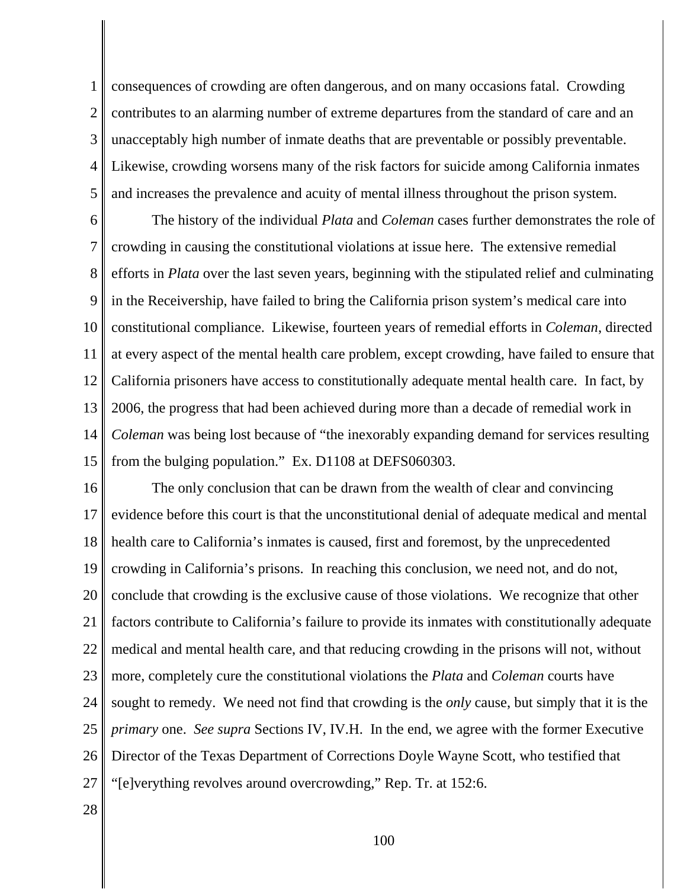consequences of crowding are often dangerous, and on many occasions fatal. Crowding contributes to an alarming number of extreme departures from the standard of care and an unacceptably high number of inmate deaths that are preventable or possibly preventable. Likewise, crowding worsens many of the risk factors for suicide among California inmates and increases the prevalence and acuity of mental illness throughout the prison system.

The history of the individual *Plata* and *Coleman* cases further demonstrates the role of crowding in causing the constitutional violations at issue here. The extensive remedial efforts in *Plata* over the last seven years, beginning with the stipulated relief and culminating in the Receivership, have failed to bring the California prison system's medical care into constitutional compliance. Likewise, fourteen years of remedial efforts in *Coleman*, directed at every aspect of the mental health care problem, except crowding, have failed to ensure that California prisoners have access to constitutionally adequate mental health care. In fact, by 2006, the progress that had been achieved during more than a decade of remedial work in *Coleman* was being lost because of "the inexorably expanding demand for services resulting from the bulging population." Ex. D1108 at DEFS060303.

The only conclusion that can be drawn from the wealth of clear and convincing evidence before this court is that the unconstitutional denial of adequate medical and mental health care to California's inmates is caused, first and foremost, by the unprecedented crowding in California's prisons. In reaching this conclusion, we need not, and do not, conclude that crowding is the exclusive cause of those violations. We recognize that other factors contribute to California's failure to provide its inmates with constitutionally adequate medical and mental health care, and that reducing crowding in the prisons will not, without more, completely cure the constitutional violations the *Plata* and *Coleman* courts have sought to remedy. We need not find that crowding is the *only* cause, but simply that it is the *primary* one. *See supra* Sections IV, IV.H. In the end, we agree with the former Executive Director of the Texas Department of Corrections Doyle Wayne Scott, who testified that "[e]verything revolves around overcrowding," Rep. Tr. at 152:6.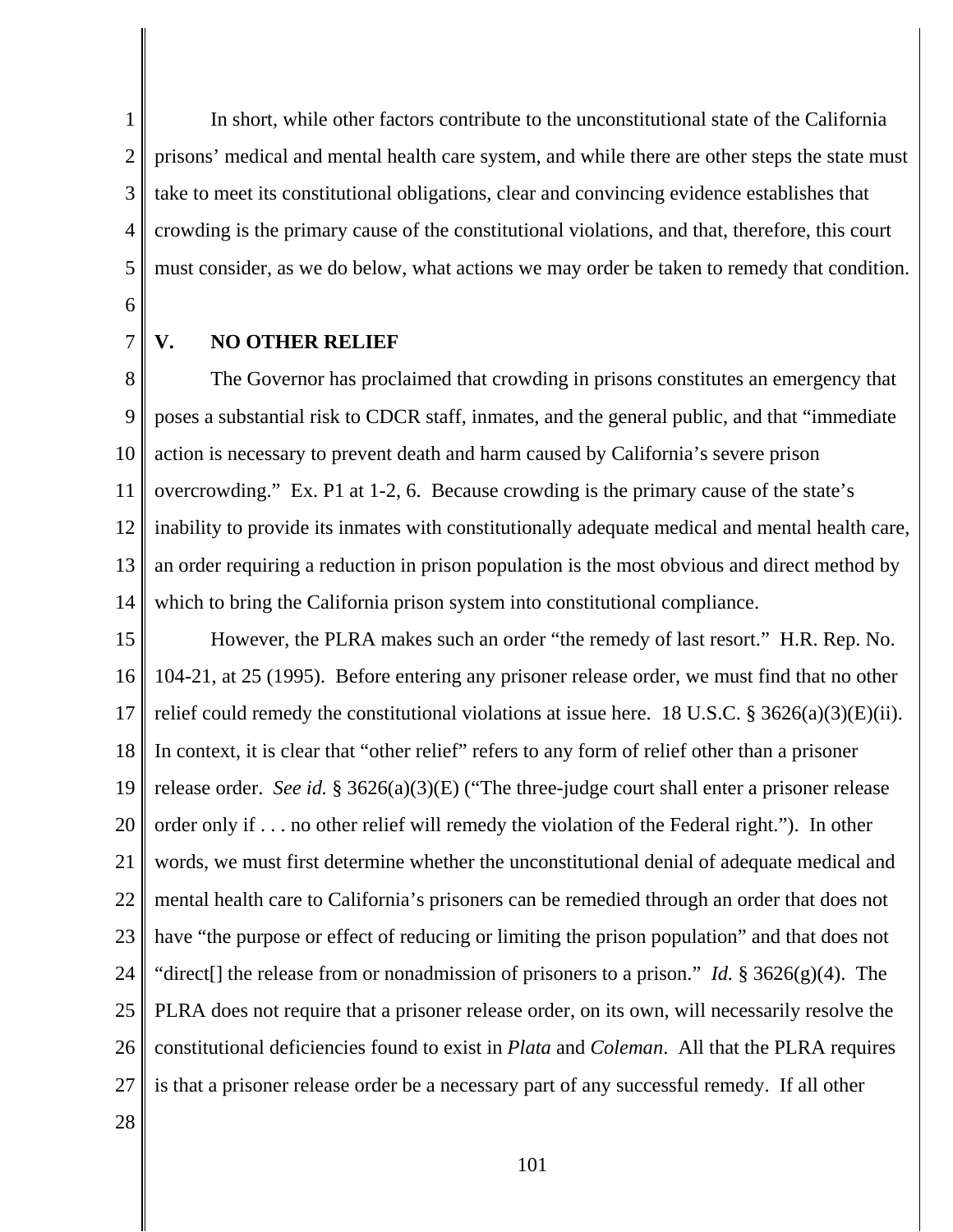In short, while other factors contribute to the unconstitutional state of the California prisons' medical and mental health care system, and while there are other steps the state must take to meet its constitutional obligations, clear and convincing evidence establishes that crowding is the primary cause of the constitutional violations, and that, therefore, this court must consider, as we do below, what actions we may order be taken to remedy that condition.

## V. NO OTHER RELIEF

The Governor has proclaimed that crowding in prisons constitutes an emergency that poses a substantial risk to CDCR staff, inmates, and the general public, and that "immediate action is necessary to prevent death and harm caused by California's severe prison overcrowding." Ex. P1 at 1-2, 6. Because crowding is the primary cause of the state's inability to provide its inmates with constitutionally adequate medical and mental health care, an order requiring a reduction in prison population is the most obvious and direct method by which to bring the California prison system into constitutional compliance.

However, the PLRA makes such an order "the remedy of last resort." H.R. Rep. No. 104-21, at 25 (1995). Before entering any prisoner release order, we must find that no other relief could remedy the constitutional violations at issue here. 18 U.S.C. § 3626(a)(3)(E)(ii). In context, it is clear that "other relief" refers to any form of relief other than a prisoner release order. *See id.* § 3626(a)(3)(E) ("The three-judge court shall enter a prisoner release order only if . . . no other relief will remedy the violation of the Federal right."). In other words, we must first determine whether the unconstitutional denial of adequate medical and mental health care to California's prisoners can be remedied through an order that does not have "the purpose or effect of reducing or limiting the prison population" and that does not "direct[] the release from or nonadmission of prisoners to a prison." *Id.* § 3626(g)(4). The PLRA does not require that a prisoner release order, on its own, will necessarily resolve the constitutional deficiencies found to exist in *Plata* and *Coleman*. All that the PLRA requires is that a prisoner release order be a necessary part of any successful remedy. If all other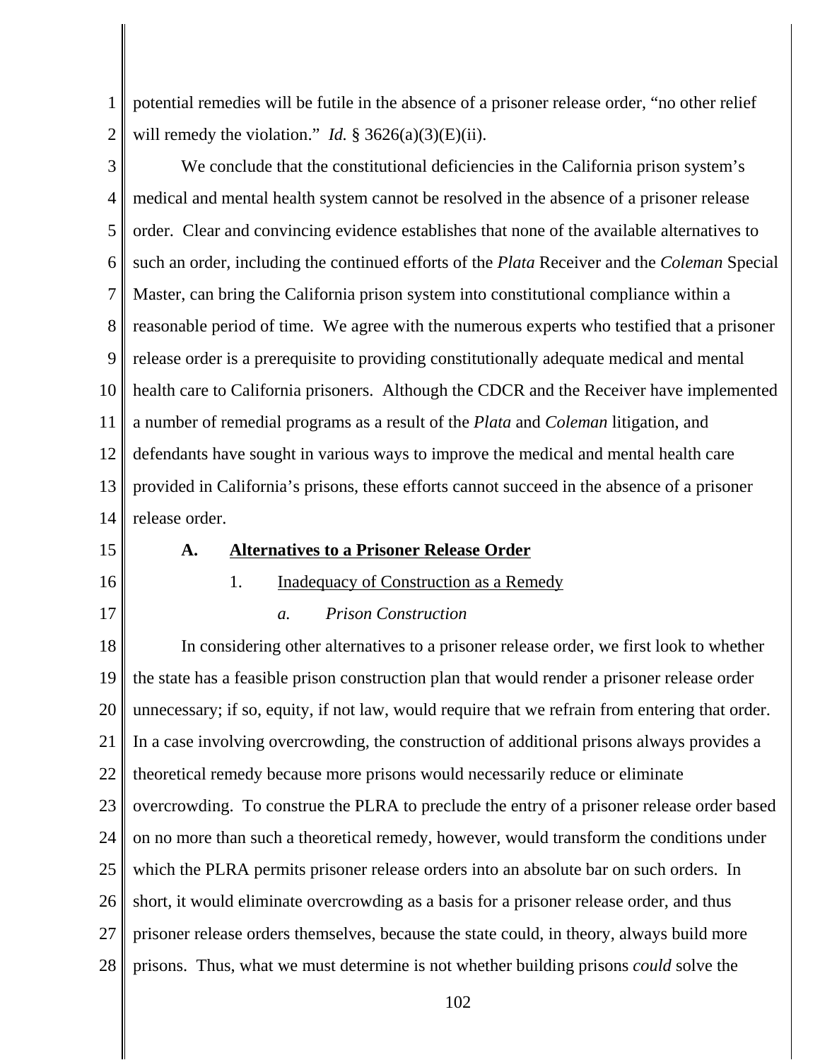potential remedies will be futile in the absence of a prisoner release order, "no other relief will remedy the violation." *Id.* § 3626(a)(3)(E)(ii).

We conclude that the constitutional deficiencies in the California prison system's medical and mental health system cannot be resolved in the absence of a prisoner release order. Clear and convincing evidence establishes that none of the available alternatives to such an order, including the continued efforts of the *Plata* Receiver and the *Coleman* Special Master, can bring the California prison system into constitutional compliance within a reasonable period of time. We agree with the numerous experts who testified that a prisoner release order is a prerequisite to providing constitutionally adequate medical and mental health care to California prisoners. Although the CDCR and the Receiver have implemented a number of remedial programs as a result of the *Plata* and *Coleman* litigation, and defendants have sought in various ways to improve the medical and mental health care provided in California's prisons, these efforts cannot succeed in the absence of a prisoner release order.

## A. Alternatives to a Prisoner Release Order

### 1. Inadequacy of Construction as a Remedy

#### *a. Prison Construction*

In considering other alternatives to a prisoner release order, we first look to whether the state has a feasible prison construction plan that would render a prisoner release order unnecessary; if so, equity, if not law, would require that we refrain from entering that order. In a case involving overcrowding, the construction of additional prisons always provides a theoretical remedy because more prisons would necessarily reduce or eliminate overcrowding. To construe the PLRA to preclude the entry of a prisoner release order based on no more than such a theoretical remedy, however, would transform the conditions under which the PLRA permits prisoner release orders into an absolute bar on such orders. In short, it would eliminate overcrowding as a basis for a prisoner release order, and thus prisoner release orders themselves, because the state could, in theory, always build more prisons. Thus, what we must determine is not whether building prisons *could* solve the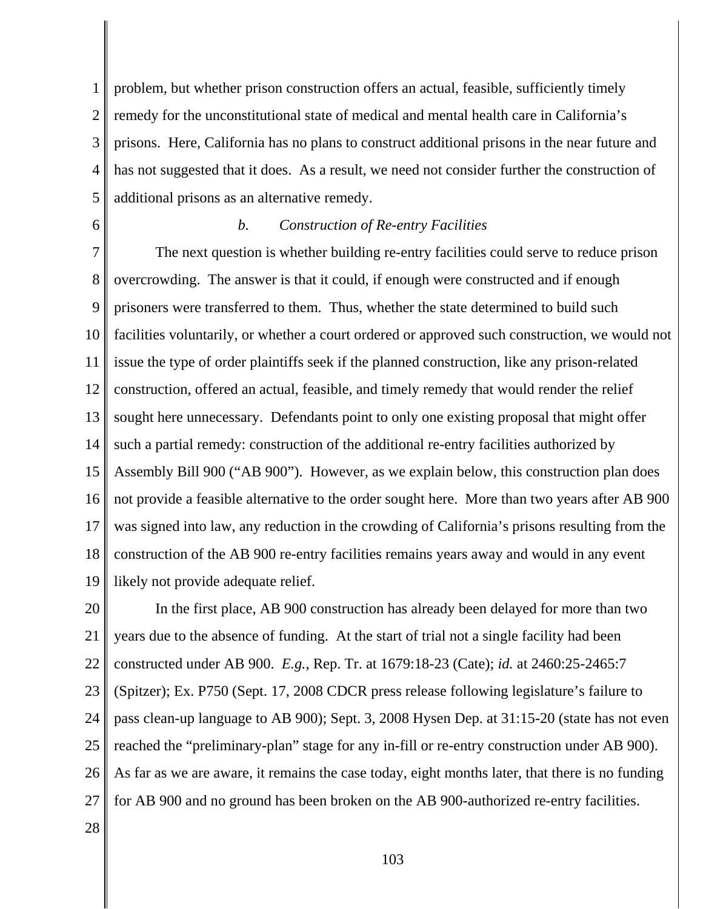problem, but whether prison construction offers an actual, feasible, sufficiently timely remedy for the unconstitutional state of medical and mental health care in California's prisons. Here, California has no plans to construct additional prisons in the near future and has not suggested that it does. As a result, we need not consider further the construction of additional prisons as an alternative remedy.

#### *b. Construction of Re-entry Facilities*

The next question is whether building re-entry facilities could serve to reduce prison overcrowding. The answer is that it could, if enough were constructed and if enough prisoners were transferred to them. Thus, whether the state determined to build such facilities voluntarily, or whether a court ordered or approved such construction, we would not issue the type of order plaintiffs seek if the planned construction, like any prison-related construction, offered an actual, feasible, and timely remedy that would render the relief sought here unnecessary. Defendants point to only one existing proposal that might offer such a partial remedy: construction of the additional re-entry facilities authorized by Assembly Bill 900 ("AB 900"). However, as we explain below, this construction plan does not provide a feasible alternative to the order sought here. More than two years after AB 900 was signed into law, any reduction in the crowding of California's prisons resulting from the construction of the AB 900 re-entry facilities remains years away and would in any event likely not provide adequate relief.

In the first place, AB 900 construction has already been delayed for more than two years due to the absence of funding. At the start of trial not a single facility had been constructed under AB 900. *E.g.*, Rep. Tr. at 1679:18-23 (Cate); *id.* at 2460:25-2465:7 (Spitzer); Ex. P750 (Sept. 17, 2008 CDCR press release following legislature's failure to pass clean-up language to AB 900); Sept. 3, 2008 Hysen Dep. at 31:15-20 (state has not even reached the "preliminary-plan" stage for any in-fill or re-entry construction under AB 900). As far as we are aware, it remains the case today, eight months later, that there is no funding for AB 900 and no ground has been broken on the AB 900-authorized re-entry facilities.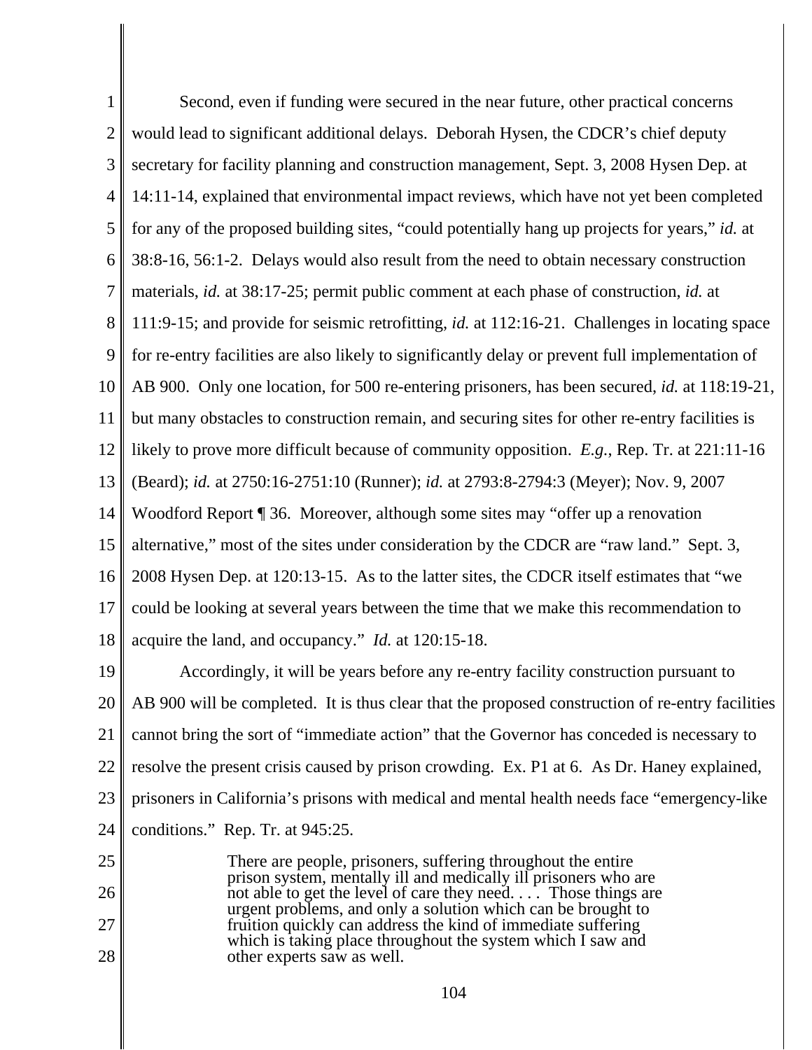Second, even if funding were secured in the near future, other practical concerns would lead to significant additional delays. Deborah Hysen, the CDCR's chief deputy secretary for facility planning and construction management, Sept. 3, 2008 Hysen Dep. at 14:11-14, explained that environmental impact reviews, which have not yet been completed for any of the proposed building sites, "could potentially hang up projects for years," *id.* at 38:8-16, 56:1-2. Delays would also result from the need to obtain necessary construction materials, *id.* at 38:17-25; permit public comment at each phase of construction, *id.* at 111:9-15; and provide for seismic retrofitting, *id.* at 112:16-21. Challenges in locating space for re-entry facilities are also likely to significantly delay or prevent full implementation of AB 900. Only one location, for 500 re-entering prisoners, has been secured, *id.* at 118:19-21, but many obstacles to construction remain, and securing sites for other re-entry facilities is likely to prove more difficult because of community opposition. *E.g.*, Rep. Tr. at 221:11-16 (Beard); *id.* at 2750:16-2751:10 (Runner); *id.* at 2793:8-2794:3 (Meyer); Nov. 9, 2007 Woodford Report ¶ 36. Moreover, although some sites may "offer up a renovation alternative," most of the sites under consideration by the CDCR are "raw land." Sept. 3, 2008 Hysen Dep. at 120:13-15. As to the latter sites, the CDCR itself estimates that "we could be looking at several years between the time that we make this recommendation to acquire the land, and occupancy." *Id.* at 120:15-18.

Accordingly, it will be years before any re-entry facility construction pursuant to AB 900 will be completed. It is thus clear that the proposed construction of re-entry facilities cannot bring the sort of "immediate action" that the Governor has conceded is necessary to resolve the present crisis caused by prison crowding. Ex. P1 at 6. As Dr. Haney explained, prisoners in California's prisons with medical and mental health needs face "emergency-like conditions." Rep. Tr. at 945:25.

> There are people, prisoners, suffering throughout the entire prison system, mentally ill and medically ill prisoners who are not able to get the level of care they need. . . . Those things are urgent problems, and only a solution which can be brought to fruition quickly can address the kind of immediate suffering which is taking place throughout the system which I saw and other experts saw as well.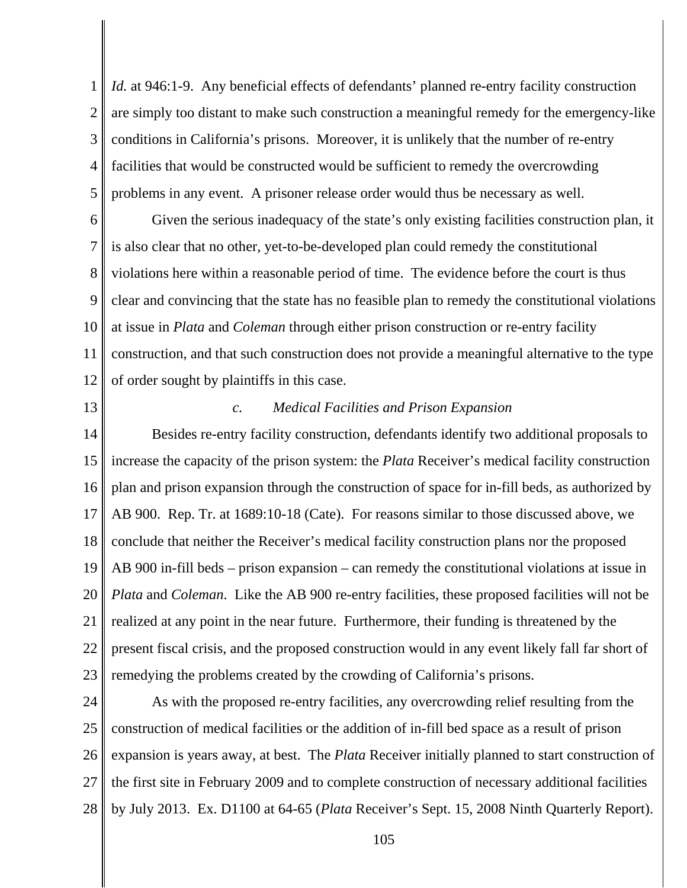*Id.* at 946:1-9. Any beneficial effects of defendants' planned re-entry facility construction are simply too distant to make such construction a meaningful remedy for the emergency-like conditions in California's prisons. Moreover, it is unlikely that the number of re-entry facilities that would be constructed would be sufficient to remedy the overcrowding problems in any event. A prisoner release order would thus be necessary as well.

Given the serious inadequacy of the state's only existing facilities construction plan, it is also clear that no other, yet-to-be-developed plan could remedy the constitutional violations here within a reasonable period of time. The evidence before the court is thus clear and convincing that the state has no feasible plan to remedy the constitutional violations at issue in *Plata* and *Coleman* through either prison construction or re-entry facility construction, and that such construction does not provide a meaningful alternative to the type of order sought by plaintiffs in this case.

#### *c. Medical Facilities and Prison Expansion*

Besides re-entry facility construction, defendants identify two additional proposals to increase the capacity of the prison system: the *Plata* Receiver's medical facility construction plan and prison expansion through the construction of space for in-fill beds, as authorized by AB 900. Rep. Tr. at 1689:10-18 (Cate). For reasons similar to those discussed above, we conclude that neither the Receiver's medical facility construction plans nor the proposed AB 900 in-fill beds – prison expansion – can remedy the constitutional violations at issue in *Plata* and *Coleman*. Like the AB 900 re-entry facilities, these proposed facilities will not be realized at any point in the near future. Furthermore, their funding is threatened by the present fiscal crisis, and the proposed construction would in any event likely fall far short of remedying the problems created by the crowding of California's prisons.

As with the proposed re-entry facilities, any overcrowding relief resulting from the construction of medical facilities or the addition of in-fill bed space as a result of prison expansion is years away, at best. The *Plata* Receiver initially planned to start construction of the first site in February 2009 and to complete construction of necessary additional facilities by July 2013. Ex. D1100 at 64-65 (*Plata* Receiver's Sept. 15, 2008 Ninth Quarterly Report).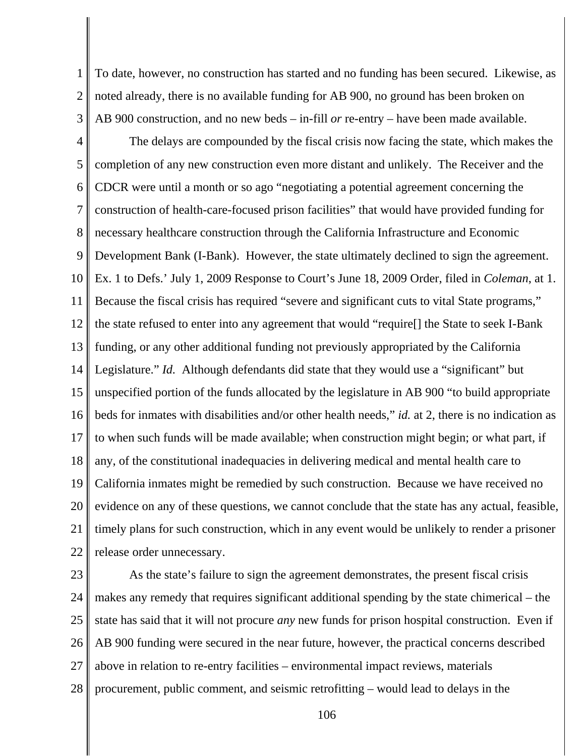To date, however, no construction has started and no funding has been secured. Likewise, as noted already, there is no available funding for AB 900, no ground has been broken on AB 900 construction, and no new beds – in-fill *or* re-entry – have been made available.

The delays are compounded by the fiscal crisis now facing the state, which makes the completion of any new construction even more distant and unlikely. The Receiver and the CDCR were until a month or so ago "negotiating a potential agreement concerning the construction of health-care-focused prison facilities" that would have provided funding for necessary healthcare construction through the California Infrastructure and Economic Development Bank (I-Bank). However, the state ultimately declined to sign the agreement. Ex. 1 to Defs.' July 1, 2009 Response to Court's June 18, 2009 Order, filed in *Coleman*, at 1. Because the fiscal crisis has required "severe and significant cuts to vital State programs," the state refused to enter into any agreement that would "require[] the State to seek I-Bank funding, or any other additional funding not previously appropriated by the California Legislature." *Id.* Although defendants did state that they would use a "significant" but unspecified portion of the funds allocated by the legislature in AB 900 "to build appropriate beds for inmates with disabilities and/or other health needs," *id.* at 2, there is no indication as to when such funds will be made available; when construction might begin; or what part, if any, of the constitutional inadequacies in delivering medical and mental health care to California inmates might be remedied by such construction. Because we have received no evidence on any of these questions, we cannot conclude that the state has any actual, feasible, timely plans for such construction, which in any event would be unlikely to render a prisoner release order unnecessary.

As the state's failure to sign the agreement demonstrates, the present fiscal crisis makes any remedy that requires significant additional spending by the state chimerical – the state has said that it will not procure *any* new funds for prison hospital construction. Even if AB 900 funding were secured in the near future, however, the practical concerns described above in relation to re-entry facilities – environmental impact reviews, materials procurement, public comment, and seismic retrofitting – would lead to delays in the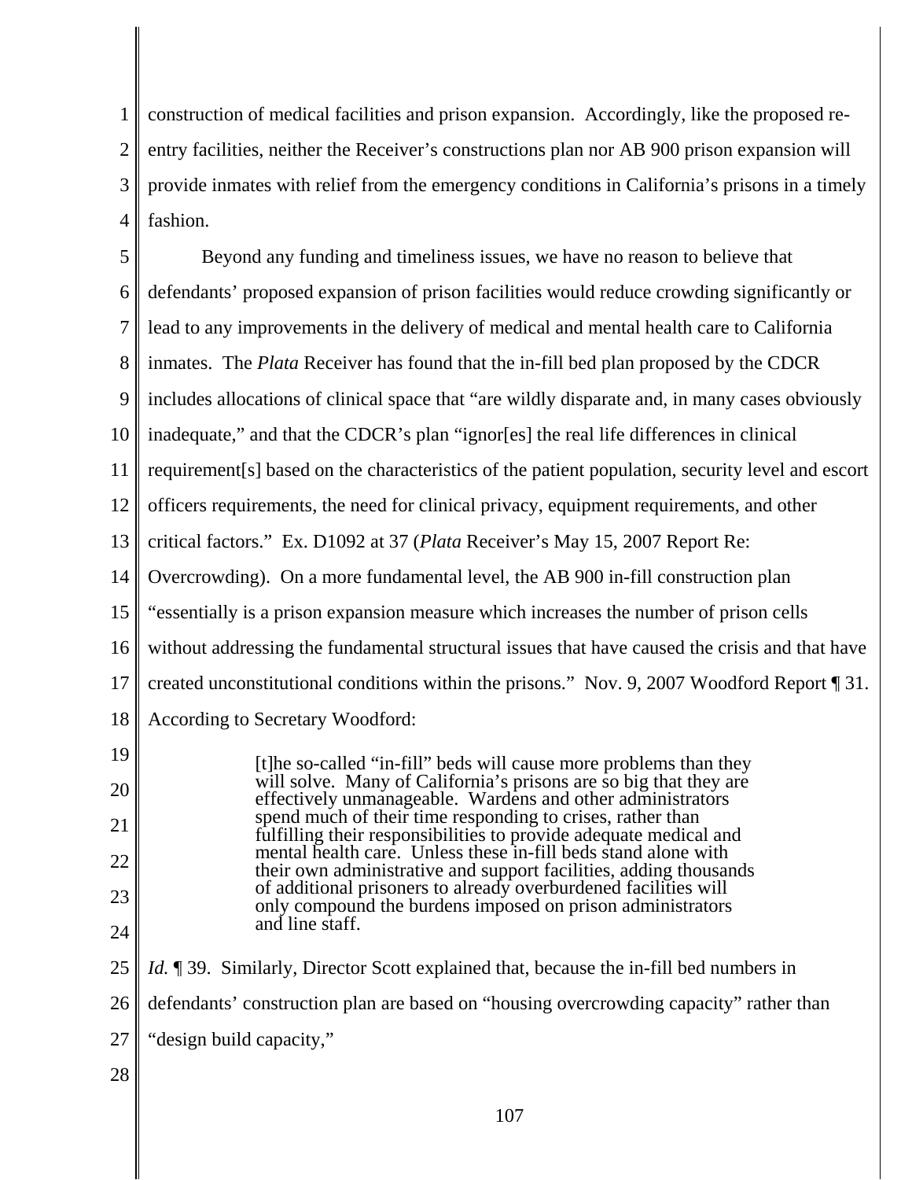construction of medical facilities and prison expansion. Accordingly, like the proposed re-entry facilities, neither the Receiver's constructions plan nor AB 900 prison expansion will provide inmates with relief from the emergency conditions in California's prisons in a timely fashion.

Beyond any funding and timeliness issues, we have no reason to believe that defendants' proposed expansion of prison facilities would reduce crowding significantly or lead to any improvements in the delivery of medical and mental health care to California inmates. The *Plata* Receiver has found that the in-fill bed plan proposed by the CDCR includes allocations of clinical space that "are wildly disparate and, in many cases obviously inadequate," and that the CDCR's plan "ignor[es] the real life differences in clinical requirement[s] based on the characteristics of the patient population, security level and escort officers requirements, the need for clinical privacy, equipment requirements, and other critical factors." Ex. D1092 at 37 (*Plata* Receiver's May 15, 2007 Report Re: Overcrowding). On a more fundamental level, the AB 900 in-fill construction plan "essentially is a prison expansion measure which increases the number of prison cells without addressing the fundamental structural issues that have caused the crisis and that have created unconstitutional conditions within the prisons." Nov. 9, 2007 Woodford Report ¶ 31. According to Secretary Woodford:

> [t]he so-called "in-fill" beds will cause more problems than they will solve. Many of California's prisons are so big that they are effectively unmanageable. Wardens and other administrators spend much of their time responding to crises, rather than fulfilling their responsibilities to provide adequate medical and mental health care. Unless these in-fill beds stand alone with their own administrative and support facilities, adding thousands of additional prisoners to already overburdened facilities will only compound the burdens imposed on prison administrators and line staff.

*Id.* ¶ 39. Similarly, Director Scott explained that, because the in-fill bed numbers in defendants' construction plan are based on "housing overcrowding capacity" rather than "design build capacity,"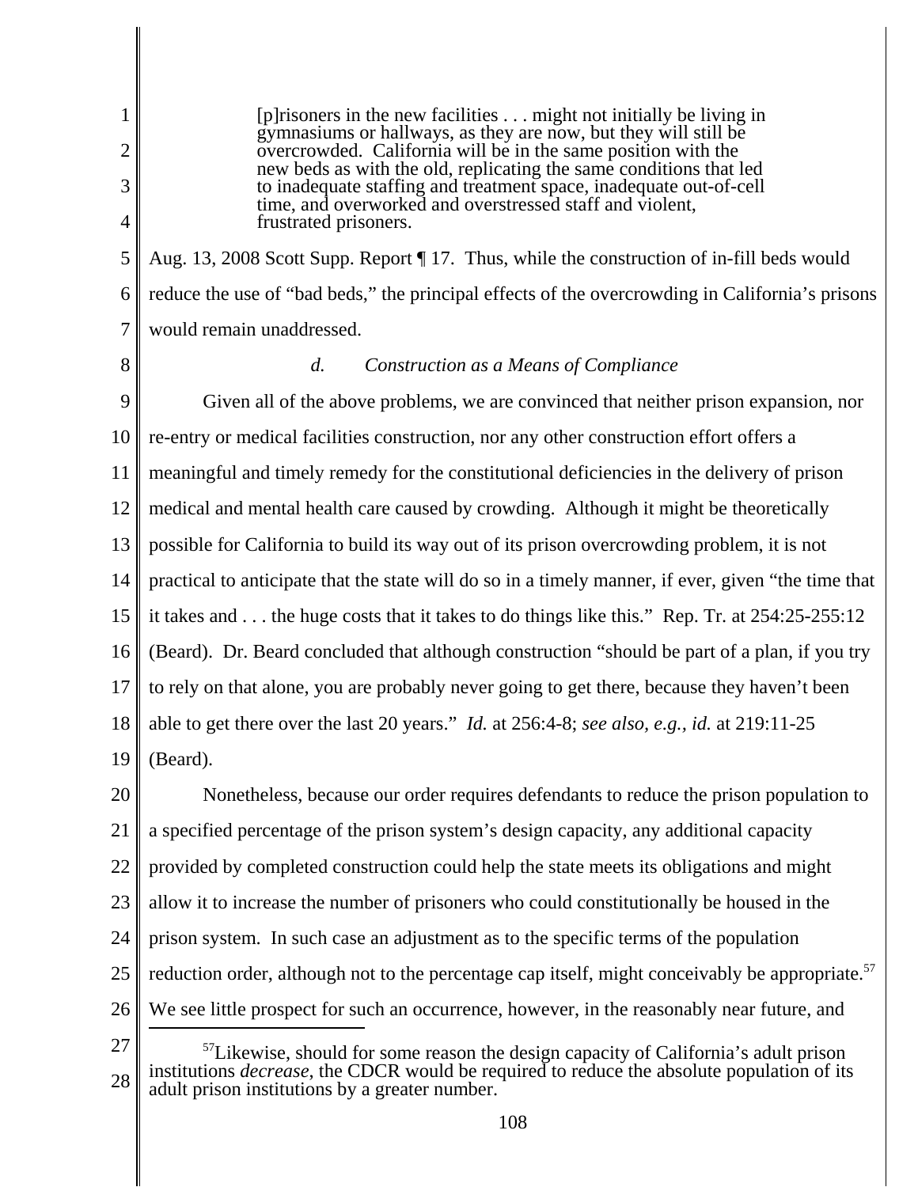> [p]risoners in the new facilities . . . might not initially be living in gymnasiums or hallways, as they are now, but they will still be overcrowded. California will be in the same position with the new beds as with the old, replicating the same conditions that led to inadequate staffing and treatment space, inadequate out-of-cell time, and overworked and overstressed staff and violent, frustrated prisoners.

Aug. 13, 2008 Scott Supp. Report ¶ 17. Thus, while the construction of in-fill beds would reduce the use of "bad beds," the principal effects of the overcrowding in California's prisons would remain unaddressed.

*d. Construction as a Means of Compliance*

Given all of the above problems, we are convinced that neither prison expansion, nor re-entry or medical facilities construction, nor any other construction effort offers a meaningful and timely remedy for the constitutional deficiencies in the delivery of prison medical and mental health care caused by crowding. Although it might be theoretically possible for California to build its way out of its prison overcrowding problem, it is not practical to anticipate that the state will do so in a timely manner, if ever, given "the time that it takes and . . . the huge costs that it takes to do things like this." Rep. Tr. at 254:25-255:12 (Beard). Dr. Beard concluded that although construction "should be part of a plan, if you try to rely on that alone, you are probably never going to get there, because they haven't been able to get there over the last 20 years." *Id.* at 256:4-8; *see also, e.g., id.* at 219:11-25 (Beard).

Nonetheless, because our order requires defendants to reduce the prison population to a specified percentage of the prison system's design capacity, any additional capacity provided by completed construction could help the state meets its obligations and might allow it to increase the number of prisoners who could constitutionally be housed in the prison system. In such case an adjustment as to the specific terms of the population reduction order, although not to the percentage cap itself, might conceivably be appropriate.[57] We see little prospect for such an occurrence, however, in the reasonably near future, and

[57] Likewise, should for some reason the design capacity of California's adult prison institutions *decrease*, the CDCR would be required to reduce the absolute population of its adult prison institutions by a greater number.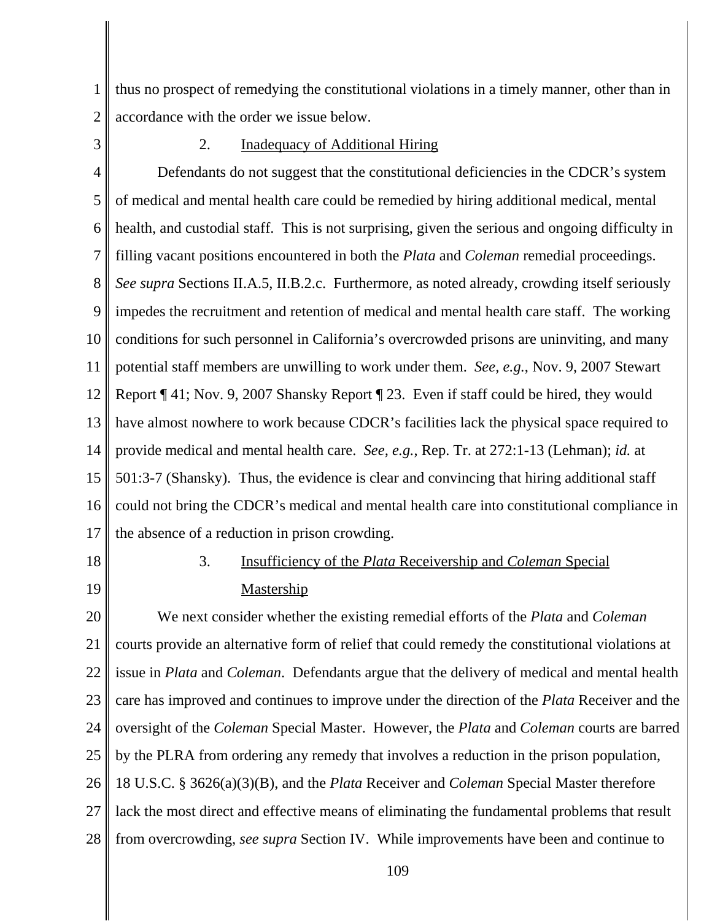thus no prospect of remedying the constitutional violations in a timely manner, other than in accordance with the order we issue below.

### 2. Inadequacy of Additional Hiring

Defendants do not suggest that the constitutional deficiencies in the CDCR's system of medical and mental health care could be remedied by hiring additional medical, mental health, and custodial staff. This is not surprising, given the serious and ongoing difficulty in filling vacant positions encountered in both the *Plata* and *Coleman* remedial proceedings. *See supra* Sections II.A.5, II.B.2.c. Furthermore, as noted already, crowding itself seriously impedes the recruitment and retention of medical and mental health care staff. The working conditions for such personnel in California's overcrowded prisons are uninviting, and many potential staff members are unwilling to work under them. *See, e.g.*, Nov. 9, 2007 Stewart Report ¶ 41; Nov. 9, 2007 Shansky Report ¶ 23. Even if staff could be hired, they would have almost nowhere to work because CDCR's facilities lack the physical space required to provide medical and mental health care. *See, e.g.*, Rep. Tr. at 272:1-13 (Lehman); *id.* at 501:3-7 (Shansky). Thus, the evidence is clear and convincing that hiring additional staff could not bring the CDCR's medical and mental health care into constitutional compliance in the absence of a reduction in prison crowding.

### 3. Insufficiency of the *Plata* Receivership and *Coleman* Special Mastership

We next consider whether the existing remedial efforts of the *Plata* and *Coleman* courts provide an alternative form of relief that could remedy the constitutional violations at issue in *Plata* and *Coleman*. Defendants argue that the delivery of medical and mental health care has improved and continues to improve under the direction of the *Plata* Receiver and the oversight of the *Coleman* Special Master. However, the *Plata* and *Coleman* courts are barred by the PLRA from ordering any remedy that involves a reduction in the prison population, 18 U.S.C. § 3626(a)(3)(B), and the *Plata* Receiver and *Coleman* Special Master therefore lack the most direct and effective means of eliminating the fundamental problems that result from overcrowding, *see supra* Section IV. While improvements have been and continue to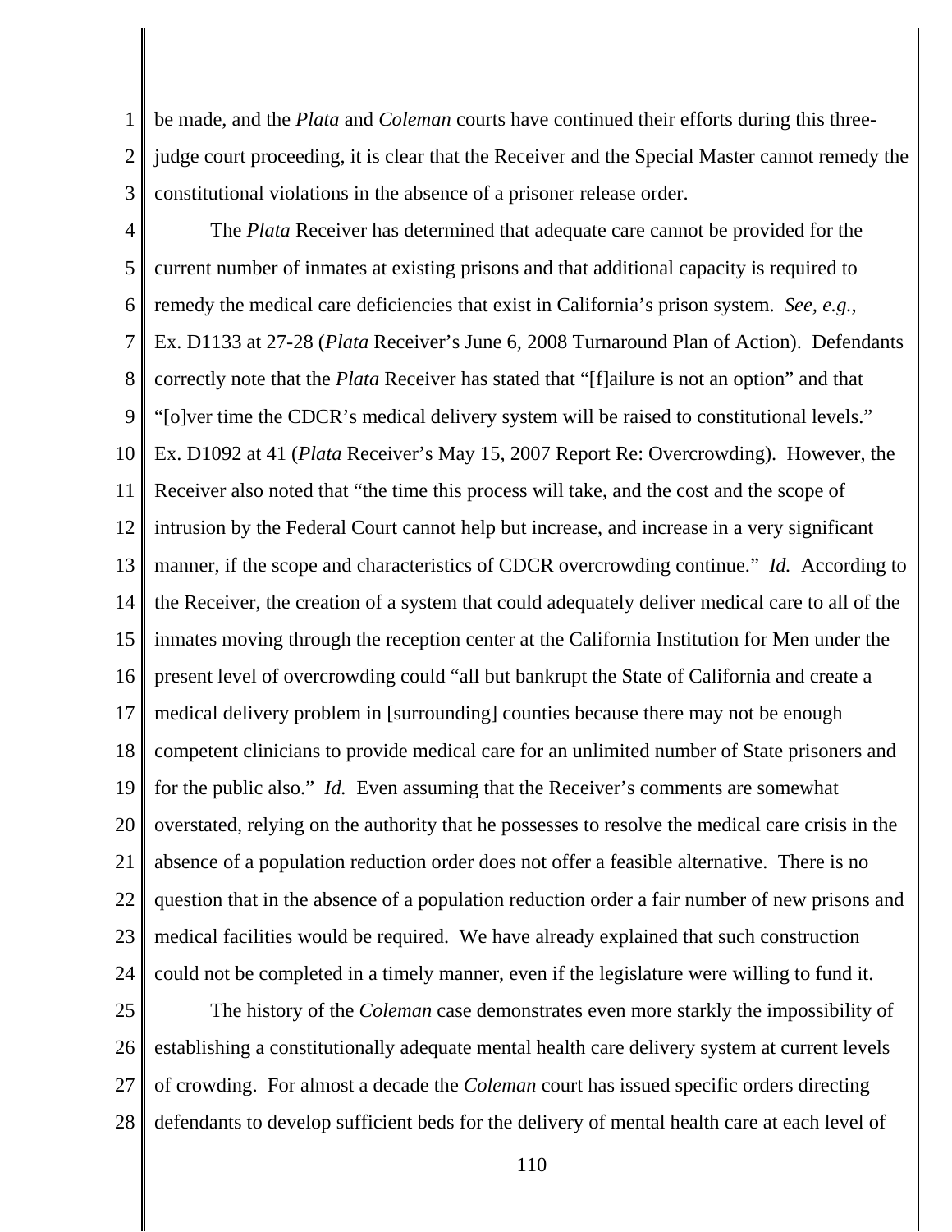be made, and the *Plata* and *Coleman* courts have continued their efforts during this three-judge court proceeding, it is clear that the Receiver and the Special Master cannot remedy the constitutional violations in the absence of a prisoner release order.

The *Plata* Receiver has determined that adequate care cannot be provided for the current number of inmates at existing prisons and that additional capacity is required to remedy the medical care deficiencies that exist in California's prison system. *See, e.g.*, Ex. D1133 at 27-28 (*Plata* Receiver's June 6, 2008 Turnaround Plan of Action). Defendants correctly note that the *Plata* Receiver has stated that "[f]ailure is not an option" and that "[o]ver time the CDCR's medical delivery system will be raised to constitutional levels." Ex. D1092 at 41 (*Plata* Receiver's May 15, 2007 Report Re: Overcrowding). However, the Receiver also noted that "the time this process will take, and the cost and the scope of intrusion by the Federal Court cannot help but increase, and increase in a very significant manner, if the scope and characteristics of CDCR overcrowding continue." *Id.* According to the Receiver, the creation of a system that could adequately deliver medical care to all of the inmates moving through the reception center at the California Institution for Men under the present level of overcrowding could "all but bankrupt the State of California and create a medical delivery problem in [surrounding] counties because there may not be enough competent clinicians to provide medical care for an unlimited number of State prisoners and for the public also." *Id.* Even assuming that the Receiver's comments are somewhat overstated, relying on the authority that he possesses to resolve the medical care crisis in the absence of a population reduction order does not offer a feasible alternative. There is no question that in the absence of a population reduction order a fair number of new prisons and medical facilities would be required. We have already explained that such construction could not be completed in a timely manner, even if the legislature were willing to fund it.

The history of the *Coleman* case demonstrates even more starkly the impossibility of establishing a constitutionally adequate mental health care delivery system at current levels of crowding. For almost a decade the *Coleman* court has issued specific orders directing defendants to develop sufficient beds for the delivery of mental health care at each level of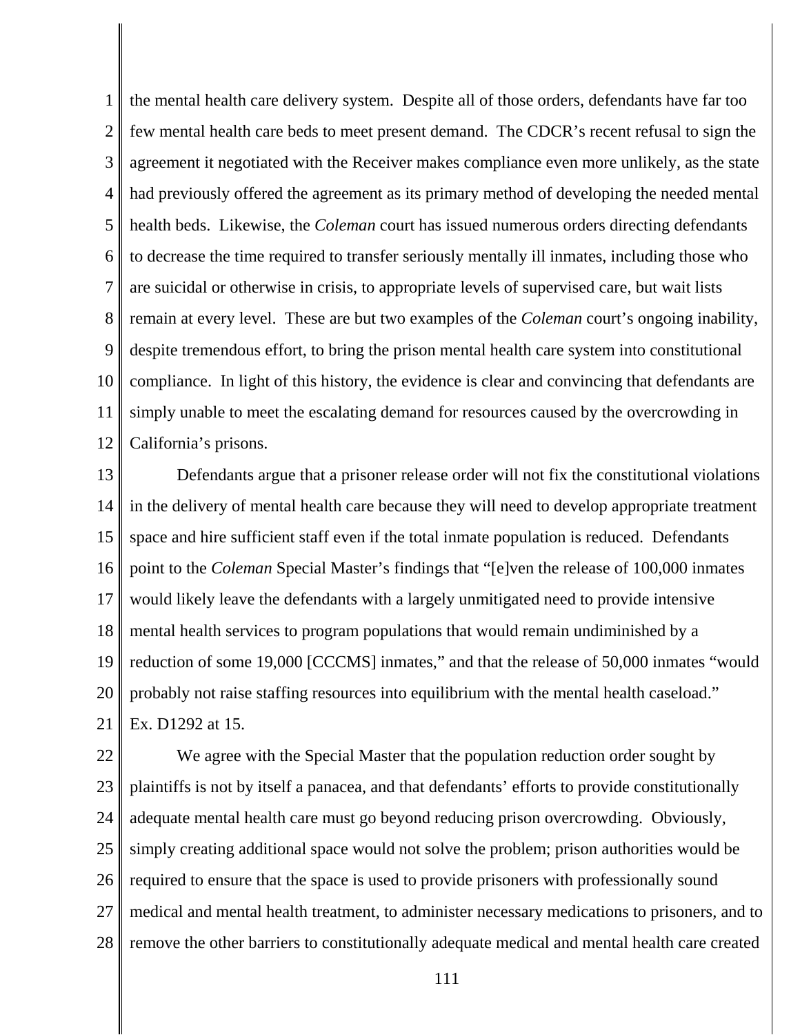the mental health care delivery system. Despite all of those orders, defendants have far too few mental health care beds to meet present demand. The CDCR's recent refusal to sign the agreement it negotiated with the Receiver makes compliance even more unlikely, as the state had previously offered the agreement as its primary method of developing the needed mental health beds. Likewise, the *Coleman* court has issued numerous orders directing defendants to decrease the time required to transfer seriously mentally ill inmates, including those who are suicidal or otherwise in crisis, to appropriate levels of supervised care, but wait lists remain at every level. These are but two examples of the *Coleman* court's ongoing inability, despite tremendous effort, to bring the prison mental health care system into constitutional compliance. In light of this history, the evidence is clear and convincing that defendants are simply unable to meet the escalating demand for resources caused by the overcrowding in California's prisons.

Defendants argue that a prisoner release order will not fix the constitutional violations in the delivery of mental health care because they will need to develop appropriate treatment space and hire sufficient staff even if the total inmate population is reduced. Defendants point to the *Coleman* Special Master's findings that "[e]ven the release of 100,000 inmates would likely leave the defendants with a largely unmitigated need to provide intensive mental health services to program populations that would remain undiminished by a reduction of some 19,000 [CCCMS] inmates," and that the release of 50,000 inmates "would probably not raise staffing resources into equilibrium with the mental health caseload." Ex. D1292 at 15.

We agree with the Special Master that the population reduction order sought by plaintiffs is not by itself a panacea, and that defendants' efforts to provide constitutionally adequate mental health care must go beyond reducing prison overcrowding. Obviously, simply creating additional space would not solve the problem; prison authorities would be required to ensure that the space is used to provide prisoners with professionally sound medical and mental health treatment, to administer necessary medications to prisoners, and to remove the other barriers to constitutionally adequate medical and mental health care created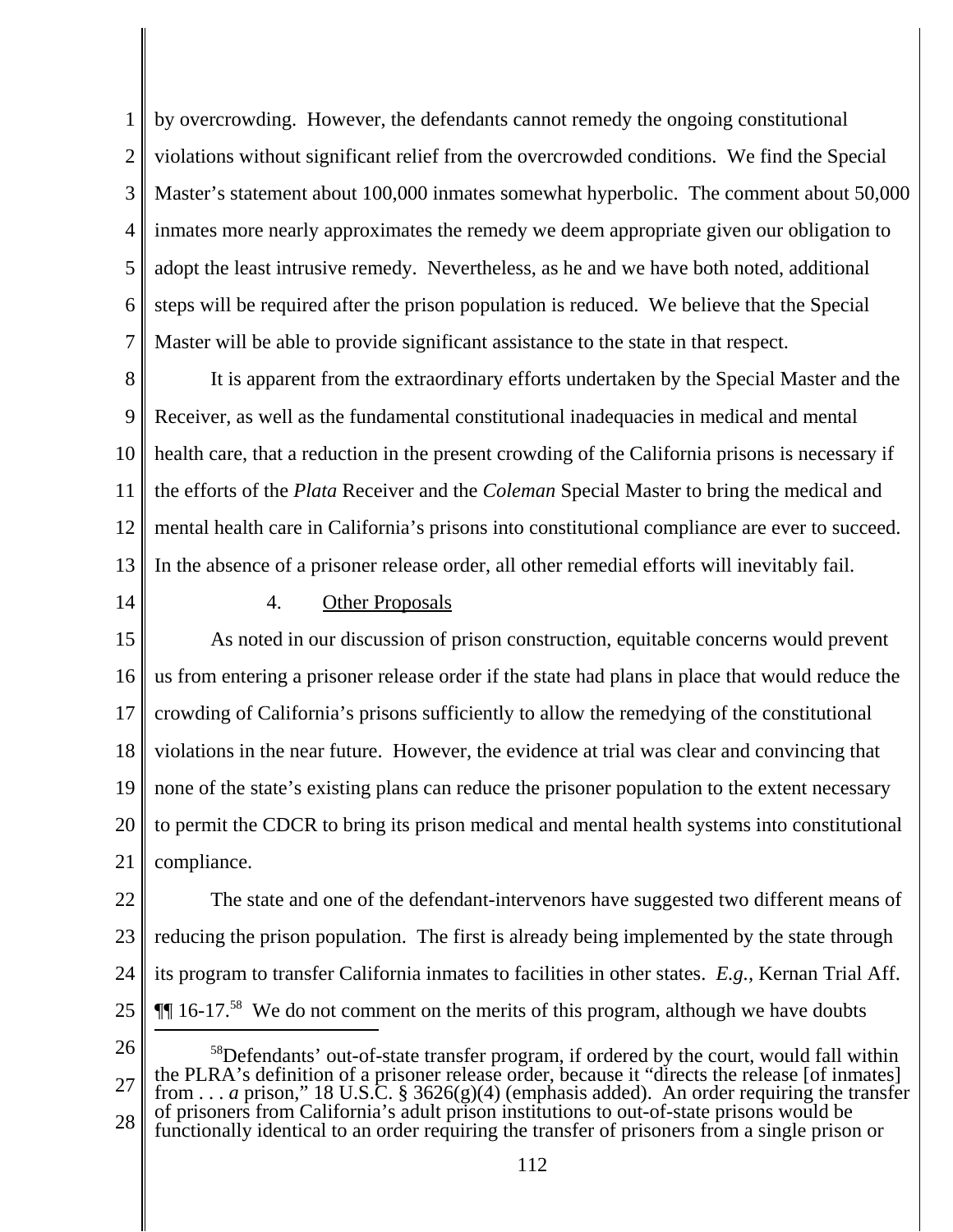by overcrowding. However, the defendants cannot remedy the ongoing constitutional violations without significant relief from the overcrowded conditions. We find the Special Master's statement about 100,000 inmates somewhat hyperbolic. The comment about 50,000 inmates more nearly approximates the remedy we deem appropriate given our obligation to adopt the least intrusive remedy. Nevertheless, as he and we have both noted, additional steps will be required after the prison population is reduced. We believe that the Special Master will be able to provide significant assistance to the state in that respect.

It is apparent from the extraordinary efforts undertaken by the Special Master and the Receiver, as well as the fundamental constitutional inadequacies in medical and mental health care, that a reduction in the present crowding of the California prisons is necessary if the efforts of the *Plata* Receiver and the *Coleman* Special Master to bring the medical and mental health care in California's prisons into constitutional compliance are ever to succeed. In the absence of a prisoner release order, all other remedial efforts will inevitably fail.

### 4. Other Proposals

As noted in our discussion of prison construction, equitable concerns would prevent us from entering a prisoner release order if the state had plans in place that would reduce the crowding of California's prisons sufficiently to allow the remedying of the constitutional violations in the near future. However, the evidence at trial was clear and convincing that none of the state's existing plans can reduce the prisoner population to the extent necessary to permit the CDCR to bring its prison medical and mental health systems into constitutional compliance.

The state and one of the defendant-intervenors have suggested two different means of reducing the prison population. The first is already being implemented by the state through its program to transfer California inmates to facilities in other states. *E.g.*, Kernan Trial Aff. ¶¶ 16-17.[58] We do not comment on the merits of this program, although we have doubts

[58] Defendants' out-of-state transfer program, if ordered by the court, would fall within the PLRA's definition of a prisoner release order, because it "directs the release [of inmates] from . . . *a* prison," 18 U.S.C. § 3626(g)(4) (emphasis added). An order requiring the transfer of prisoners from California's adult prison institutions to out-of-state prisons would be functionally identical to an order requiring the transfer of prisoners from a single prison or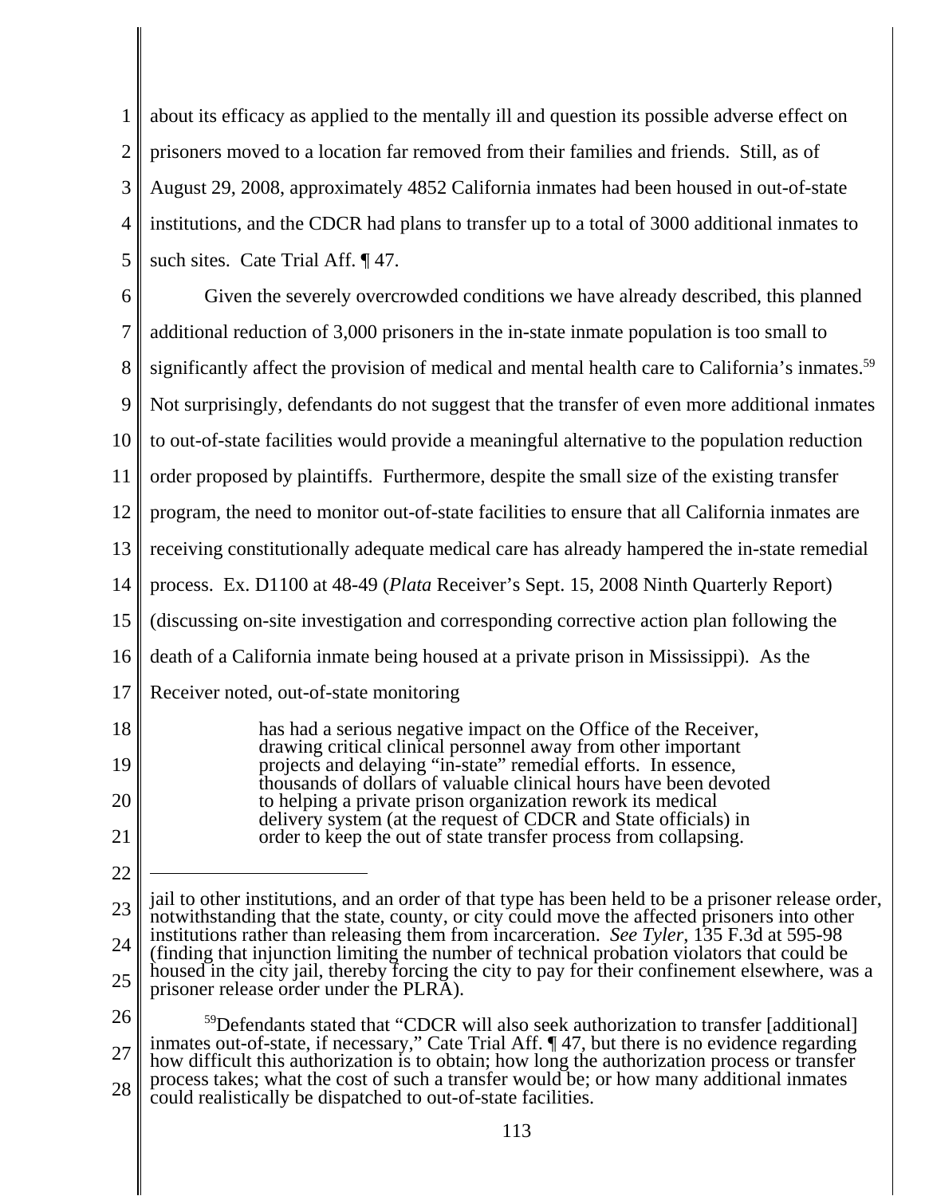about its efficacy as applied to the mentally ill and question its possible adverse effect on prisoners moved to a location far removed from their families and friends. Still, as of August 29, 2008, approximately 4852 California inmates had been housed in out-of-state institutions, and the CDCR had plans to transfer up to a total of 3000 additional inmates to such sites. Cate Trial Aff. ¶ 47.

Given the severely overcrowded conditions we have already described, this planned additional reduction of 3,000 prisoners in the in-state inmate population is too small to significantly affect the provision of medical and mental health care to California's inmates.[59] Not surprisingly, defendants do not suggest that the transfer of even more additional inmates to out-of-state facilities would provide a meaningful alternative to the population reduction order proposed by plaintiffs. Furthermore, despite the small size of the existing transfer program, the need to monitor out-of-state facilities to ensure that all California inmates are receiving constitutionally adequate medical care has already hampered the in-state remedial process. Ex. D1100 at 48-49 (*Plata* Receiver's Sept. 15, 2008 Ninth Quarterly Report) (discussing on-site investigation and corresponding corrective action plan following the death of a California inmate being housed at a private prison in Mississippi). As the Receiver noted, out-of-state monitoring

> has had a serious negative impact on the Office of the Receiver, drawing critical clinical personnel away from other important projects and delaying "in-state" remedial efforts. In essence, thousands of dollars of valuable clinical hours have been devoted to helping a private prison organization rework its medical delivery system (at the request of CDCR and State officials) in order to keep the out of state transfer process from collapsing.

---

jail to other institutions, and an order of that type has been held to be a prisoner release order, notwithstanding that the state, county, or city could move the affected prisoners into other institutions rather than releasing them from incarceration. *See Tyler*, 135 F.3d at 595-98 (finding that injunction limiting the number of technical probation violators that could be housed in the city jail, thereby forcing the city to pay for their confinement elsewhere, was a prisoner release order under the PLRA).

[59]Defendants stated that "CDCR will also seek authorization to transfer [additional] inmates out-of-state, if necessary," Cate Trial Aff. ¶ 47, but there is no evidence regarding how difficult this authorization is to obtain; how long the authorization process or transfer process takes; what the cost of such a transfer would be; or how many additional inmates could realistically be dispatched to out-of-state facilities.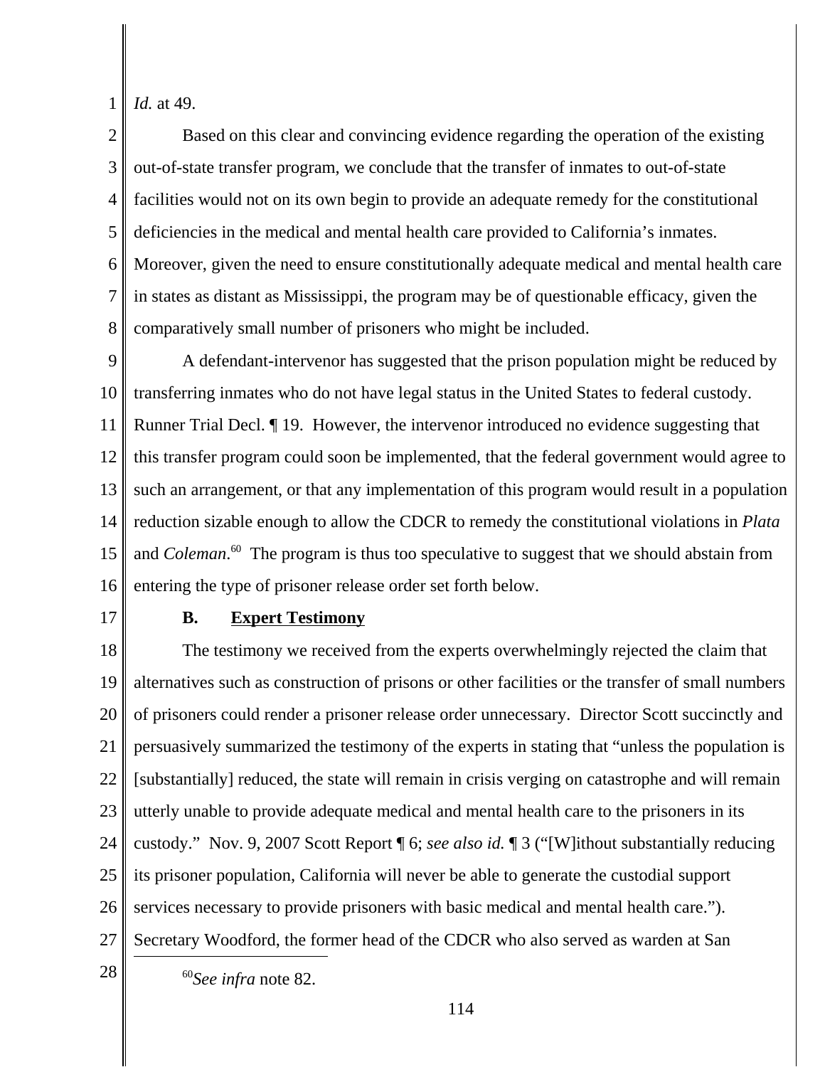*Id.* at 49.

Based on this clear and convincing evidence regarding the operation of the existing out-of-state transfer program, we conclude that the transfer of inmates to out-of-state facilities would not on its own begin to provide an adequate remedy for the constitutional deficiencies in the medical and mental health care provided to California's inmates. Moreover, given the need to ensure constitutionally adequate medical and mental health care in states as distant as Mississippi, the program may be of questionable efficacy, given the comparatively small number of prisoners who might be included.

A defendant-intervenor has suggested that the prison population might be reduced by transferring inmates who do not have legal status in the United States to federal custody. Runner Trial Decl. ¶ 19. However, the intervenor introduced no evidence suggesting that this transfer program could soon be implemented, that the federal government would agree to such an arrangement, or that any implementation of this program would result in a population reduction sizable enough to allow the CDCR to remedy the constitutional violations in *Plata* and *Coleman*.[60] The program is thus too speculative to suggest that we should abstain from entering the type of prisoner release order set forth below.

### B. Expert Testimony

The testimony we received from the experts overwhelmingly rejected the claim that alternatives such as construction of prisons or other facilities or the transfer of small numbers of prisoners could render a prisoner release order unnecessary. Director Scott succinctly and persuasively summarized the testimony of the experts in stating that "unless the population is [substantially] reduced, the state will remain in crisis verging on catastrophe and will remain utterly unable to provide adequate medical and mental health care to the prisoners in its custody." Nov. 9, 2007 Scott Report ¶ 6; *see also id.* ¶ 3 ("[W]ithout substantially reducing its prisoner population, California will never be able to generate the custodial support services necessary to provide prisoners with basic medical and mental health care."). Secretary Woodford, the former head of the CDCR who also served as warden at San

[60] *See infra* note 82.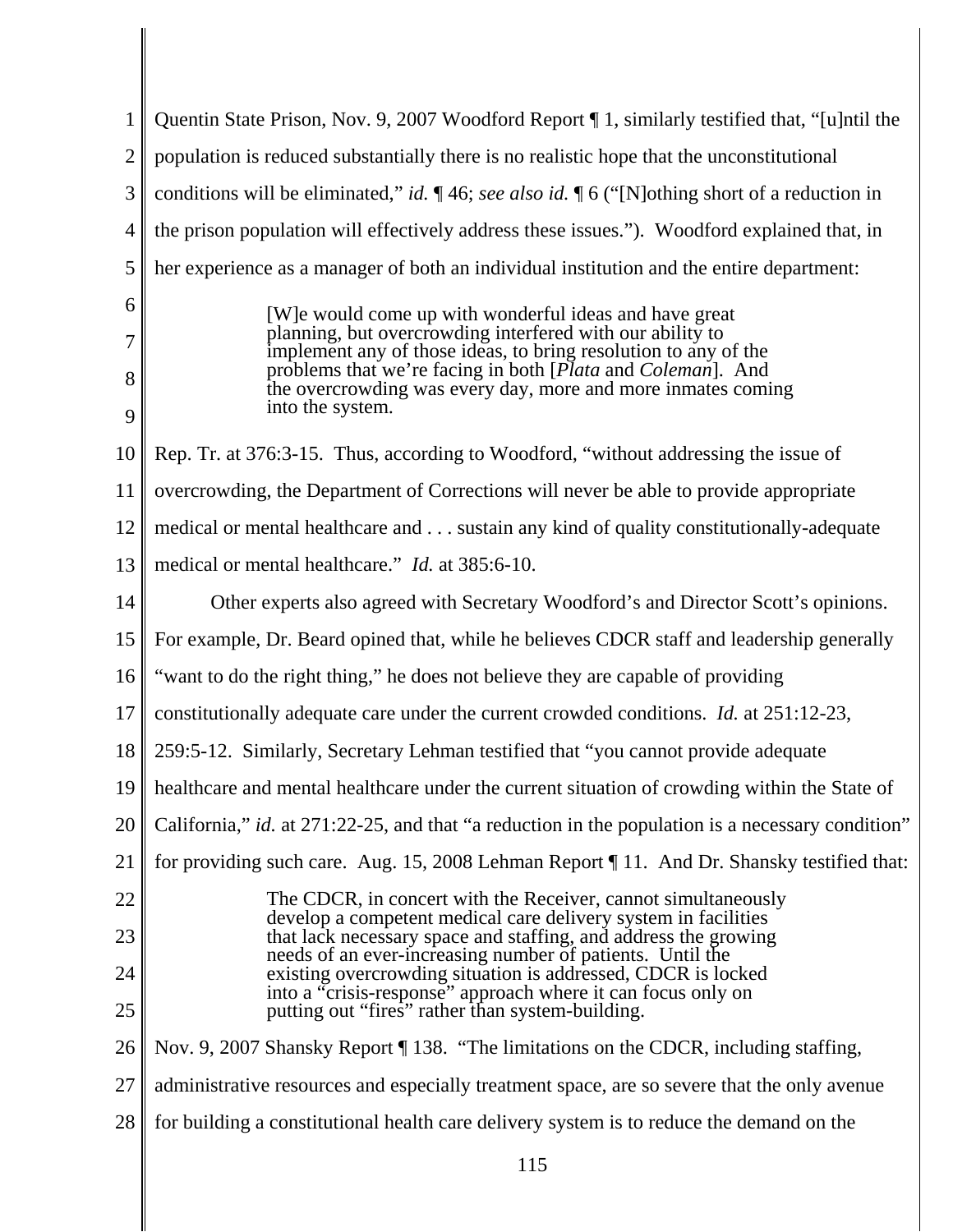Quentin State Prison, Nov. 9, 2007 Woodford Report ¶ 1, similarly testified that, "[u]ntil the population is reduced substantially there is no realistic hope that the unconstitutional conditions will be eliminated," *id.* ¶ 46; *see also id.* ¶ 6 ("[N]othing short of a reduction in the prison population will effectively address these issues."). Woodford explained that, in her experience as a manager of both an individual institution and the entire department:

> [W]e would come up with wonderful ideas and have great planning, but overcrowding interfered with our ability to implement any of those ideas, to bring resolution to any of the problems that we're facing in both [*Plata* and *Coleman*]. And the overcrowding was every day, more and more inmates coming into the system.

Rep. Tr. at 376:3-15. Thus, according to Woodford, "without addressing the issue of overcrowding, the Department of Corrections will never be able to provide appropriate medical or mental healthcare and . . . sustain any kind of quality constitutionally-adequate medical or mental healthcare." *Id.* at 385:6-10.

Other experts also agreed with Secretary Woodford's and Director Scott's opinions. For example, Dr. Beard opined that, while he believes CDCR staff and leadership generally "want to do the right thing," he does not believe they are capable of providing constitutionally adequate care under the current crowded conditions. *Id.* at 251:12-23, 259:5-12. Similarly, Secretary Lehman testified that "you cannot provide adequate healthcare and mental healthcare under the current situation of crowding within the State of California," *id.* at 271:22-25, and that "a reduction in the population is a necessary condition" for providing such care. Aug. 15, 2008 Lehman Report ¶ 11. And Dr. Shansky testified that:

> The CDCR, in concert with the Receiver, cannot simultaneously develop a competent medical care delivery system in facilities that lack necessary space and staffing, and address the growing needs of an ever-increasing number of patients. Until the existing overcrowding situation is addressed, CDCR is locked into a "crisis-response" approach where it can focus only on putting out "fires" rather than system-building.

Nov. 9, 2007 Shansky Report ¶ 138. "The limitations on the CDCR, including staffing, administrative resources and especially treatment space, are so severe that the only avenue for building a constitutional health care delivery system is to reduce the demand on the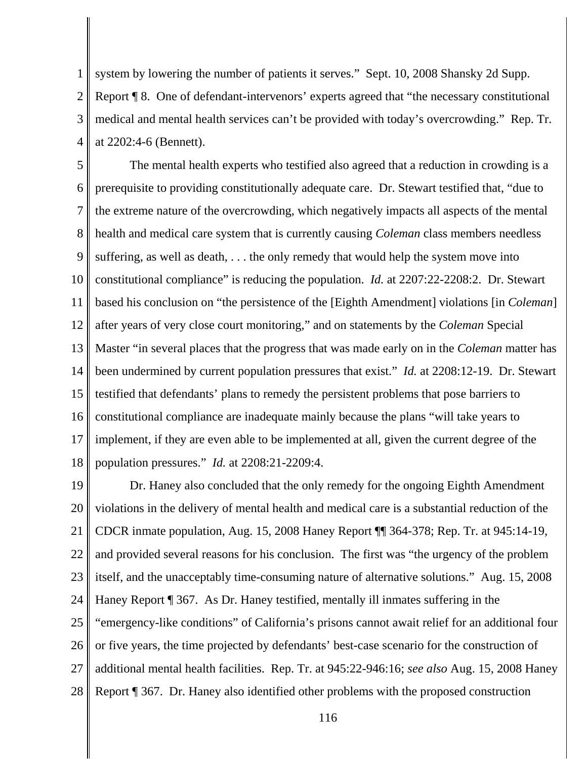system by lowering the number of patients it serves." Sept. 10, 2008 Shansky 2d Supp. Report ¶ 8. One of defendant-intervenors' experts agreed that "the necessary constitutional medical and mental health services can't be provided with today's overcrowding." Rep. Tr. at 2202:4-6 (Bennett).

The mental health experts who testified also agreed that a reduction in crowding is a prerequisite to providing constitutionally adequate care. Dr. Stewart testified that, "due to the extreme nature of the overcrowding, which negatively impacts all aspects of the mental health and medical care system that is currently causing *Coleman* class members needless suffering, as well as death, . . . the only remedy that would help the system move into constitutional compliance" is reducing the population. *Id.* at 2207:22-2208:2. Dr. Stewart based his conclusion on "the persistence of the [Eighth Amendment] violations [in *Coleman*] after years of very close court monitoring," and on statements by the *Coleman* Special Master "in several places that the progress that was made early on in the *Coleman* matter has been undermined by current population pressures that exist." *Id.* at 2208:12-19. Dr. Stewart testified that defendants' plans to remedy the persistent problems that pose barriers to constitutional compliance are inadequate mainly because the plans "will take years to implement, if they are even able to be implemented at all, given the current degree of the population pressures." *Id.* at 2208:21-2209:4.

Dr. Haney also concluded that the only remedy for the ongoing Eighth Amendment violations in the delivery of mental health and medical care is a substantial reduction of the CDCR inmate population, Aug. 15, 2008 Haney Report ¶¶ 364-378; Rep. Tr. at 945:14-19, and provided several reasons for his conclusion. The first was "the urgency of the problem itself, and the unacceptably time-consuming nature of alternative solutions." Aug. 15, 2008 Haney Report ¶ 367. As Dr. Haney testified, mentally ill inmates suffering in the "emergency-like conditions" of California's prisons cannot await relief for an additional four or five years, the time projected by defendants' best-case scenario for the construction of additional mental health facilities. Rep. Tr. at 945:22-946:16; *see also* Aug. 15, 2008 Haney Report ¶ 367. Dr. Haney also identified other problems with the proposed construction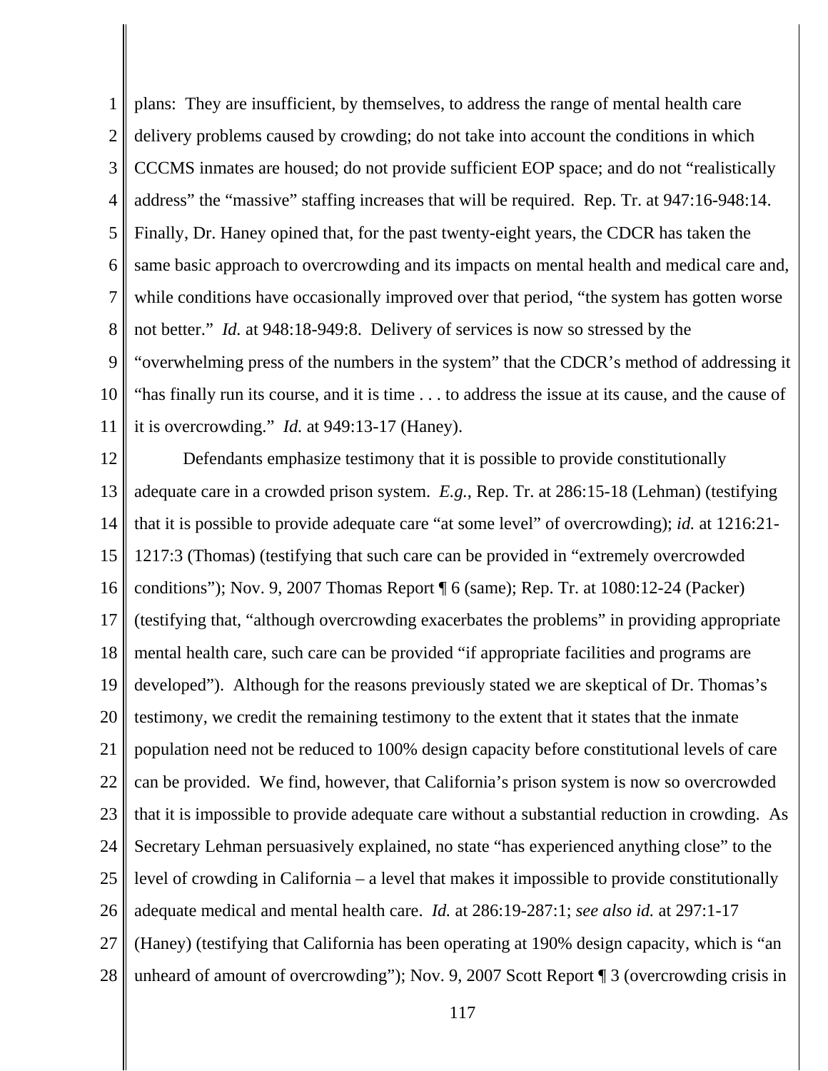plans: They are insufficient, by themselves, to address the range of mental health care delivery problems caused by crowding; do not take into account the conditions in which CCCMS inmates are housed; do not provide sufficient EOP space; and do not "realistically address" the "massive" staffing increases that will be required. Rep. Tr. at 947:16-948:14. Finally, Dr. Haney opined that, for the past twenty-eight years, the CDCR has taken the same basic approach to overcrowding and its impacts on mental health and medical care and, while conditions have occasionally improved over that period, "the system has gotten worse not better." *Id.* at 948:18-949:8. Delivery of services is now so stressed by the "overwhelming press of the numbers in the system" that the CDCR's method of addressing it "has finally run its course, and it is time . . . to address the issue at its cause, and the cause of it is overcrowding." *Id.* at 949:13-17 (Haney).

Defendants emphasize testimony that it is possible to provide constitutionally adequate care in a crowded prison system. *E.g.*, Rep. Tr. at 286:15-18 (Lehman) (testifying that it is possible to provide adequate care "at some level" of overcrowding); *id.* at 1216:21-1217:3 (Thomas) (testifying that such care can be provided in "extremely overcrowded conditions"); Nov. 9, 2007 Thomas Report ¶ 6 (same); Rep. Tr. at 1080:12-24 (Packer) (testifying that, "although overcrowding exacerbates the problems" in providing appropriate mental health care, such care can be provided "if appropriate facilities and programs are developed"). Although for the reasons previously stated we are skeptical of Dr. Thomas's testimony, we credit the remaining testimony to the extent that it states that the inmate population need not be reduced to 100% design capacity before constitutional levels of care can be provided. We find, however, that California's prison system is now so overcrowded that it is impossible to provide adequate care without a substantial reduction in crowding. As Secretary Lehman persuasively explained, no state "has experienced anything close" to the level of crowding in California – a level that makes it impossible to provide constitutionally adequate medical and mental health care. *Id.* at 286:19-287:1; *see also id.* at 297:1-17 (Haney) (testifying that California has been operating at 190% design capacity, which is "an unheard of amount of overcrowding"); Nov. 9, 2007 Scott Report ¶ 3 (overcrowding crisis in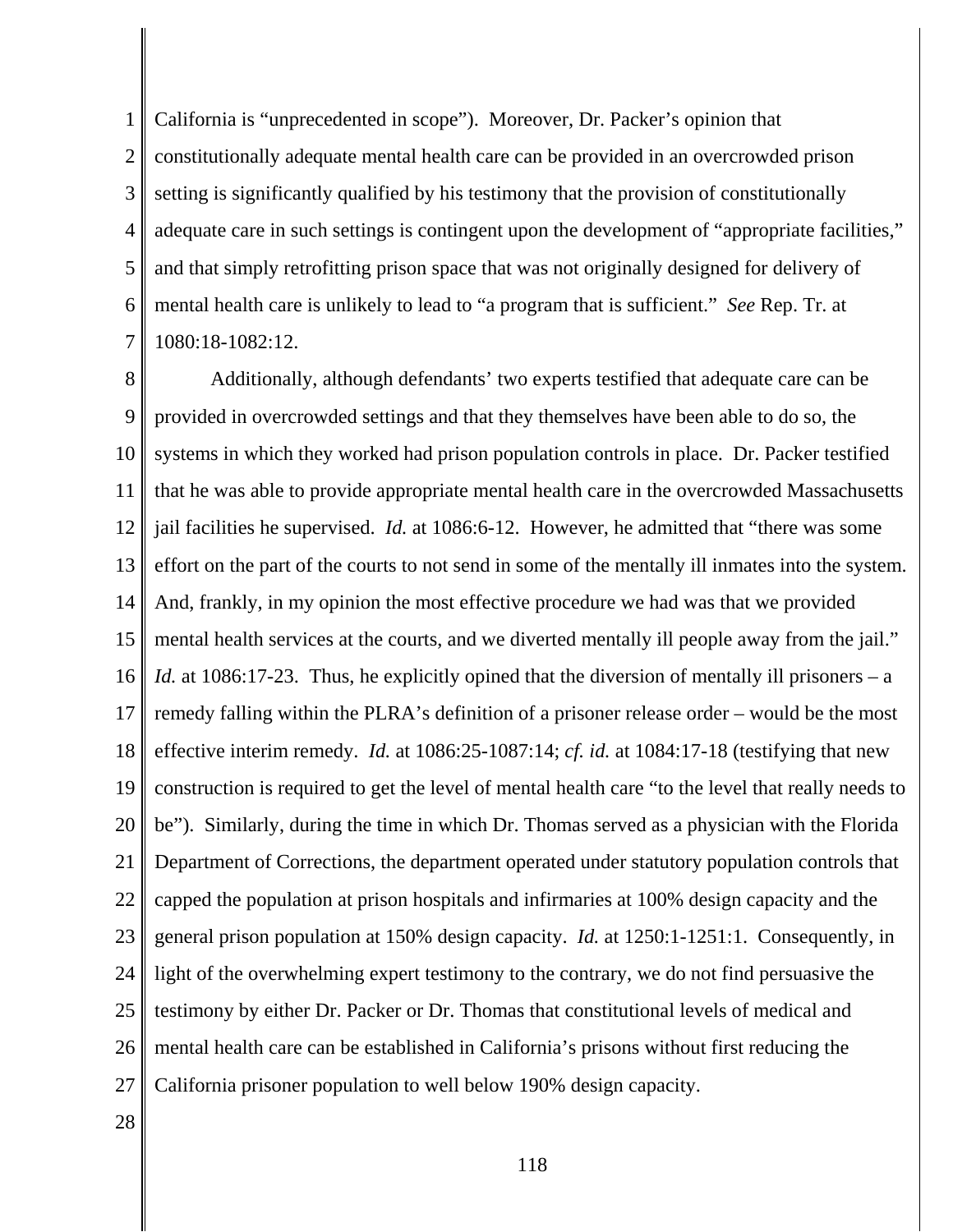California is "unprecedented in scope"). Moreover, Dr. Packer's opinion that constitutionally adequate mental health care can be provided in an overcrowded prison setting is significantly qualified by his testimony that the provision of constitutionally adequate care in such settings is contingent upon the development of "appropriate facilities," and that simply retrofitting prison space that was not originally designed for delivery of mental health care is unlikely to lead to "a program that is sufficient." *See* Rep. Tr. at 1080:18-1082:12.

Additionally, although defendants' two experts testified that adequate care can be provided in overcrowded settings and that they themselves have been able to do so, the systems in which they worked had prison population controls in place. Dr. Packer testified that he was able to provide appropriate mental health care in the overcrowded Massachusetts jail facilities he supervised. *Id.* at 1086:6-12. However, he admitted that "there was some effort on the part of the courts to not send in some of the mentally ill inmates into the system. And, frankly, in my opinion the most effective procedure we had was that we provided mental health services at the courts, and we diverted mentally ill people away from the jail." *Id.* at 1086:17-23. Thus, he explicitly opined that the diversion of mentally ill prisoners – a remedy falling within the PLRA's definition of a prisoner release order – would be the most effective interim remedy. *Id.* at 1086:25-1087:14; *cf. id.* at 1084:17-18 (testifying that new construction is required to get the level of mental health care "to the level that really needs to be"). Similarly, during the time in which Dr. Thomas served as a physician with the Florida Department of Corrections, the department operated under statutory population controls that capped the population at prison hospitals and infirmaries at 100% design capacity and the general prison population at 150% design capacity. *Id.* at 1250:1-1251:1. Consequently, in light of the overwhelming expert testimony to the contrary, we do not find persuasive the testimony by either Dr. Packer or Dr. Thomas that constitutional levels of medical and mental health care can be established in California's prisons without first reducing the California prisoner population to well below 190% design capacity.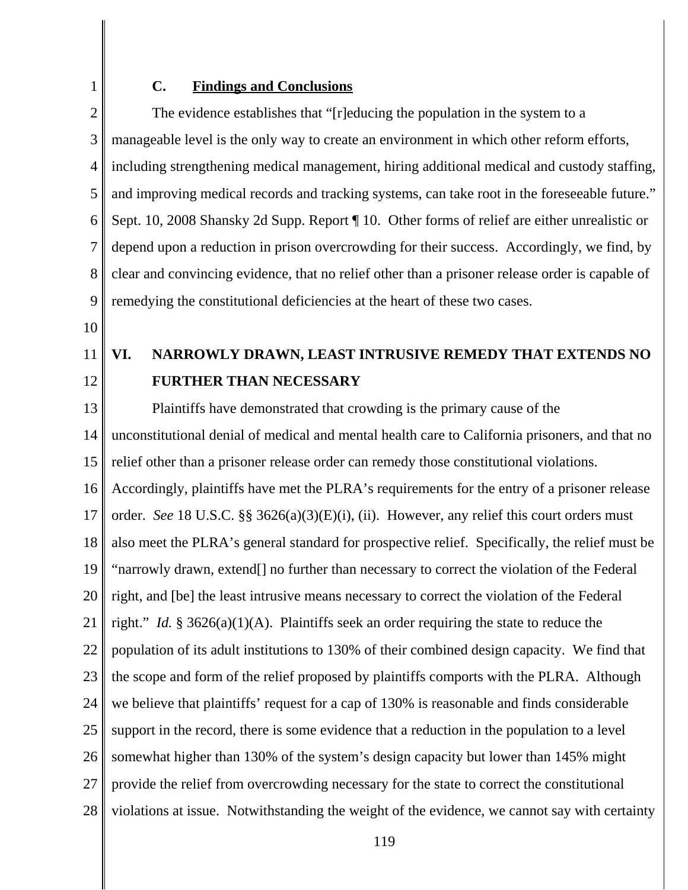### C. Findings and Conclusions

The evidence establishes that "[r]educing the population in the system to a manageable level is the only way to create an environment in which other reform efforts, including strengthening medical management, hiring additional medical and custody staffing, and improving medical records and tracking systems, can take root in the foreseeable future." Sept. 10, 2008 Shansky 2d Supp. Report ¶ 10. Other forms of relief are either unrealistic or depend upon a reduction in prison overcrowding for their success. Accordingly, we find, by clear and convincing evidence, that no relief other than a prisoner release order is capable of remedying the constitutional deficiencies at the heart of these two cases.

## VI. NARROWLY DRAWN, LEAST INTRUSIVE REMEDY THAT EXTENDS NO FURTHER THAN NECESSARY

Plaintiffs have demonstrated that crowding is the primary cause of the unconstitutional denial of medical and mental health care to California prisoners, and that no relief other than a prisoner release order can remedy those constitutional violations. Accordingly, plaintiffs have met the PLRA's requirements for the entry of a prisoner release order. *See* 18 U.S.C. §§ 3626(a)(3)(E)(i), (ii). However, any relief this court orders must also meet the PLRA's general standard for prospective relief. Specifically, the relief must be "narrowly drawn, extend[] no further than necessary to correct the violation of the Federal right, and [be] the least intrusive means necessary to correct the violation of the Federal right." *Id.* § 3626(a)(1)(A). Plaintiffs seek an order requiring the state to reduce the population of its adult institutions to 130% of their combined design capacity. We find that the scope and form of the relief proposed by plaintiffs comports with the PLRA. Although we believe that plaintiffs' request for a cap of 130% is reasonable and finds considerable support in the record, there is some evidence that a reduction in the population to a level somewhat higher than 130% of the system's design capacity but lower than 145% might provide the relief from overcrowding necessary for the state to correct the constitutional violations at issue. Notwithstanding the weight of the evidence, we cannot say with certainty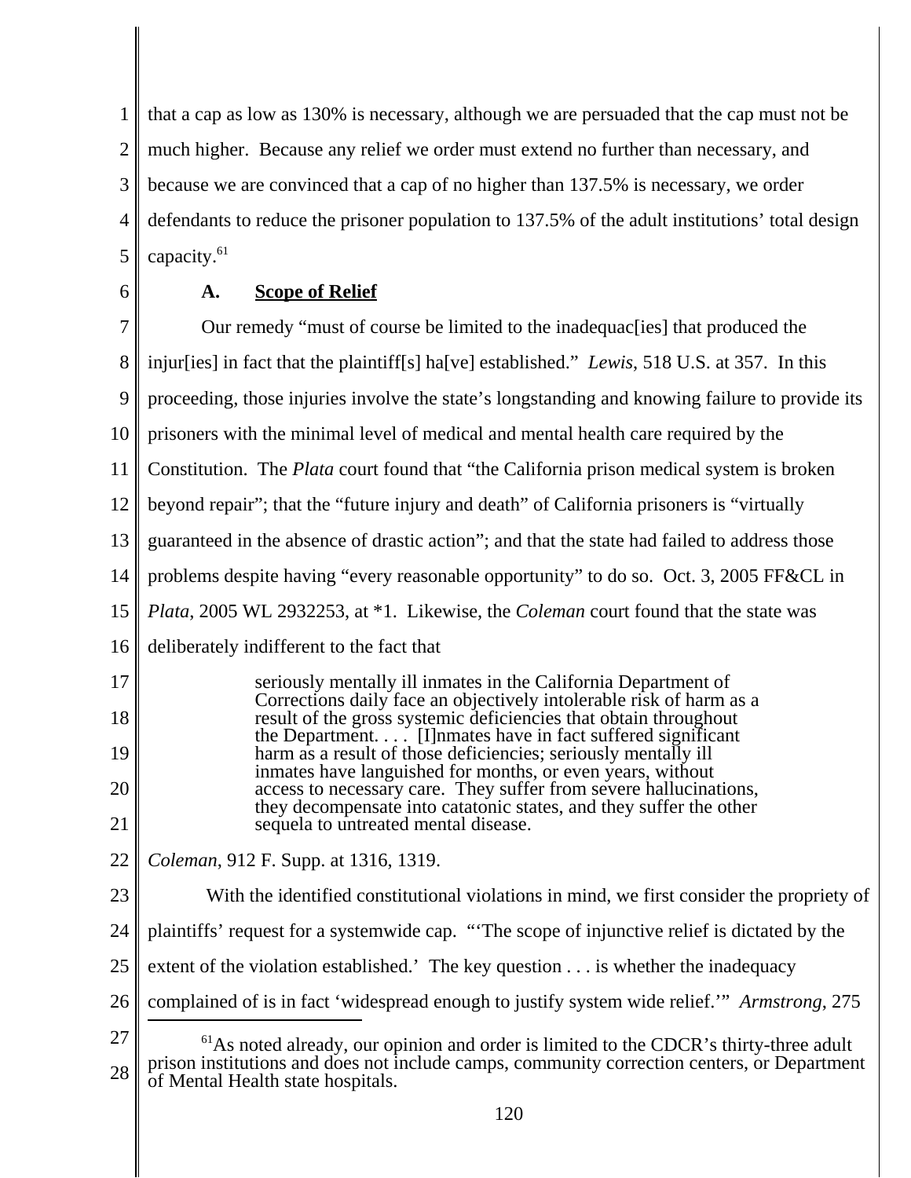that a cap as low as 130% is necessary, although we are persuaded that the cap must not be much higher. Because any relief we order must extend no further than necessary, and because we are convinced that a cap of no higher than 137.5% is necessary, we order defendants to reduce the prisoner population to 137.5% of the adult institutions' total design capacity.[61]

### A. Scope of Relief

Our remedy "must of course be limited to the inadequac[ies] that produced the injur[ies] in fact that the plaintiff[s] ha[ve] established." *Lewis*, 518 U.S. at 357. In this proceeding, those injuries involve the state's longstanding and knowing failure to provide its prisoners with the minimal level of medical and mental health care required by the Constitution. The *Plata* court found that "the California prison medical system is broken beyond repair"; that the "future injury and death" of California prisoners is "virtually guaranteed in the absence of drastic action"; and that the state had failed to address those problems despite having "every reasonable opportunity" to do so. Oct. 3, 2005 FF&CL in *Plata*, 2005 WL 2932253, at *1. Likewise, the *Coleman* court found that the state was deliberately indifferent to the fact that

> seriously mentally ill inmates in the California Department of Corrections daily face an objectively intolerable risk of harm as a result of the gross systemic deficiencies that obtain throughout the Department. . . . [I]nmates have in fact suffered significant harm as a result of those deficiencies; seriously mentally ill inmates have languished for months, or even years, without access to necessary care. They suffer from severe hallucinations, they decompensate into catatonic states, and they suffer the other sequela to untreated mental disease.

*Coleman*, 912 F. Supp. at 1316, 1319.

With the identified constitutional violations in mind, we first consider the propriety of plaintiffs' request for a systemwide cap. "'The scope of injunctive relief is dictated by the extent of the violation established.' The key question . . . is whether the inadequacy complained of is in fact 'widespread enough to justify system wide relief.'" *Armstrong*, 275

---

[61] As noted already, our opinion and order is limited to the CDCR's thirty-three adult prison institutions and does not include camps, community correction centers, or Department of Mental Health state hospitals.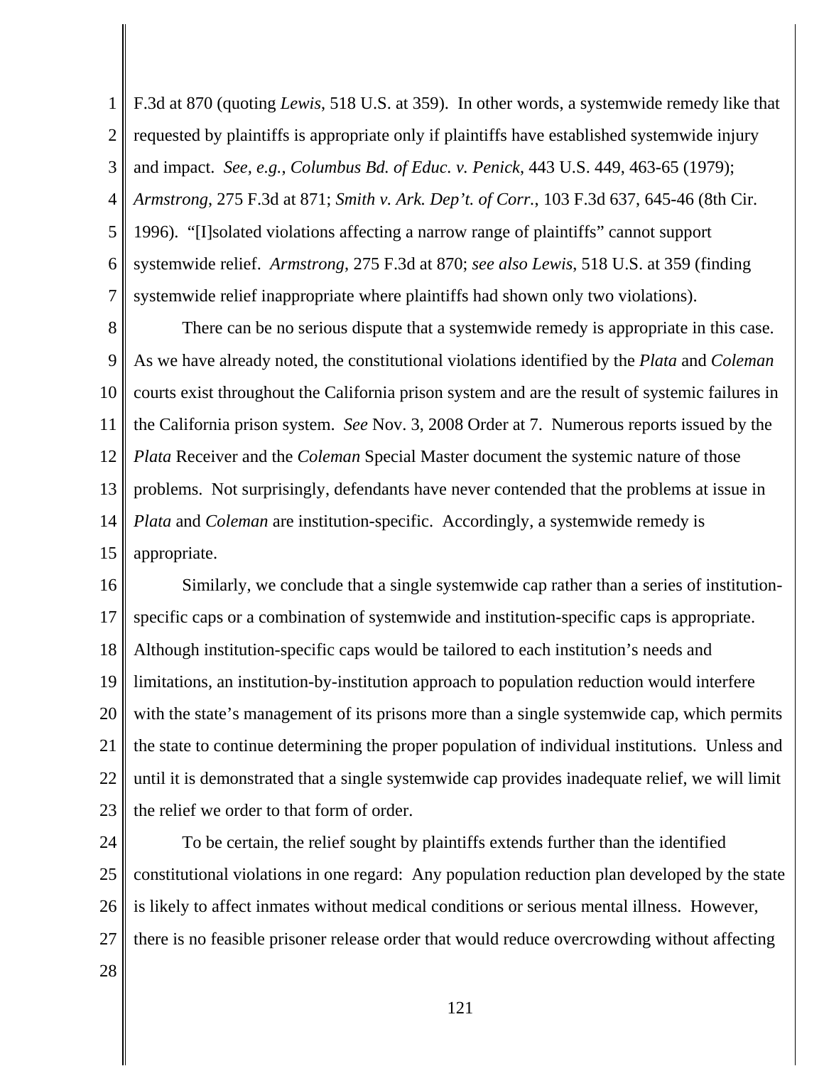F.3d at 870 (quoting *Lewis*, 518 U.S. at 359). In other words, a systemwide remedy like that requested by plaintiffs is appropriate only if plaintiffs have established systemwide injury and impact. *See, e.g.*, *Columbus Bd. of Educ. v. Penick*, 443 U.S. 449, 463-65 (1979); *Armstrong*, 275 F.3d at 871; *Smith v. Ark. Dep't. of Corr.*, 103 F.3d 637, 645-46 (8th Cir. 1996). "[I]solated violations affecting a narrow range of plaintiffs" cannot support systemwide relief. *Armstrong*, 275 F.3d at 870; *see also Lewis*, 518 U.S. at 359 (finding systemwide relief inappropriate where plaintiffs had shown only two violations).

There can be no serious dispute that a systemwide remedy is appropriate in this case. As we have already noted, the constitutional violations identified by the *Plata* and *Coleman* courts exist throughout the California prison system and are the result of systemic failures in the California prison system. *See* Nov. 3, 2008 Order at 7. Numerous reports issued by the *Plata* Receiver and the *Coleman* Special Master document the systemic nature of those problems. Not surprisingly, defendants have never contended that the problems at issue in *Plata* and *Coleman* are institution-specific. Accordingly, a systemwide remedy is appropriate.

Similarly, we conclude that a single systemwide cap rather than a series of institution-specific caps or a combination of systemwide and institution-specific caps is appropriate. Although institution-specific caps would be tailored to each institution's needs and limitations, an institution-by-institution approach to population reduction would interfere with the state's management of its prisons more than a single systemwide cap, which permits the state to continue determining the proper population of individual institutions. Unless and until it is demonstrated that a single systemwide cap provides inadequate relief, we will limit the relief we order to that form of order.

To be certain, the relief sought by plaintiffs extends further than the identified constitutional violations in one regard: Any population reduction plan developed by the state is likely to affect inmates without medical conditions or serious mental illness. However, there is no feasible prisoner release order that would reduce overcrowding without affecting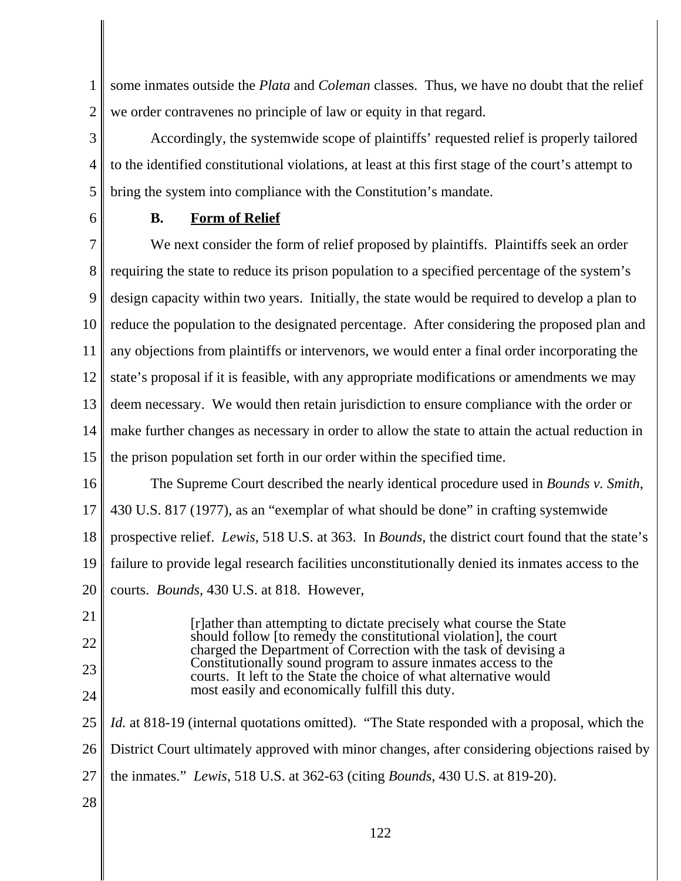some inmates outside the *Plata* and *Coleman* classes. Thus, we have no doubt that the relief we order contravenes no principle of law or equity in that regard.

Accordingly, the systemwide scope of plaintiffs' requested relief is properly tailored to the identified constitutional violations, at least at this first stage of the court's attempt to bring the system into compliance with the Constitution's mandate.

### B. Form of Relief

We next consider the form of relief proposed by plaintiffs. Plaintiffs seek an order requiring the state to reduce its prison population to a specified percentage of the system's design capacity within two years. Initially, the state would be required to develop a plan to reduce the population to the designated percentage. After considering the proposed plan and any objections from plaintiffs or intervenors, we would enter a final order incorporating the state's proposal if it is feasible, with any appropriate modifications or amendments we may deem necessary. We would then retain jurisdiction to ensure compliance with the order or make further changes as necessary in order to allow the state to attain the actual reduction in the prison population set forth in our order within the specified time.

The Supreme Court described the nearly identical procedure used in *Bounds v. Smith*, 430 U.S. 817 (1977), as an "exemplar of what should be done" in crafting systemwide prospective relief. *Lewis*, 518 U.S. at 363. In *Bounds*, the district court found that the state's failure to provide legal research facilities unconstitutionally denied its inmates access to the courts. *Bounds*, 430 U.S. at 818. However,

> [r]ather than attempting to dictate precisely what course the State should follow [to remedy the constitutional violation], the court charged the Department of Correction with the task of devising a Constitutionally sound program to assure inmates access to the courts. It left to the State the choice of what alternative would most easily and economically fulfill this duty.

*Id.* at 818-19 (internal quotations omitted). "The State responded with a proposal, which the District Court ultimately approved with minor changes, after considering objections raised by the inmates." *Lewis*, 518 U.S. at 362-63 (citing *Bounds*, 430 U.S. at 819-20).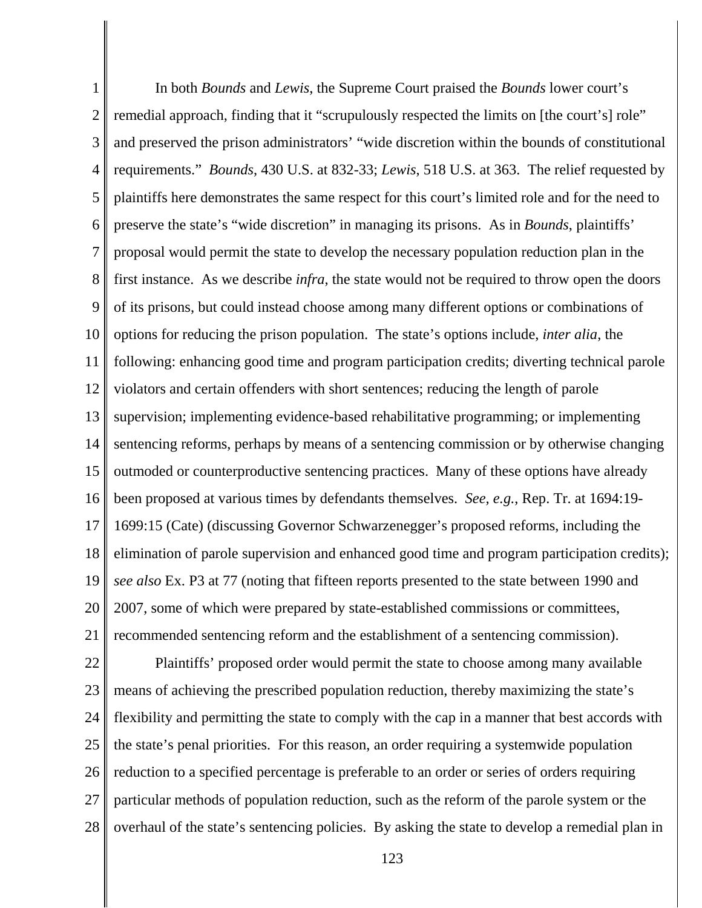In both *Bounds* and *Lewis*, the Supreme Court praised the *Bounds* lower court's remedial approach, finding that it "scrupulously respected the limits on [the court's] role" and preserved the prison administrators' "wide discretion within the bounds of constitutional requirements." *Bounds*, 430 U.S. at 832-33; *Lewis*, 518 U.S. at 363. The relief requested by plaintiffs here demonstrates the same respect for this court's limited role and for the need to preserve the state's "wide discretion" in managing its prisons. As in *Bounds*, plaintiffs' proposal would permit the state to develop the necessary population reduction plan in the first instance. As we describe *infra*, the state would not be required to throw open the doors of its prisons, but could instead choose among many different options or combinations of options for reducing the prison population. The state's options include, *inter alia*, the following: enhancing good time and program participation credits; diverting technical parole violators and certain offenders with short sentences; reducing the length of parole supervision; implementing evidence-based rehabilitative programming; or implementing sentencing reforms, perhaps by means of a sentencing commission or by otherwise changing outmoded or counterproductive sentencing practices. Many of these options have already been proposed at various times by defendants themselves. *See, e.g.*, Rep. Tr. at 1694:19-1699:15 (Cate) (discussing Governor Schwarzenegger's proposed reforms, including the elimination of parole supervision and enhanced good time and program participation credits); *see also* Ex. P3 at 77 (noting that fifteen reports presented to the state between 1990 and 2007, some of which were prepared by state-established commissions or committees, recommended sentencing reform and the establishment of a sentencing commission).

Plaintiffs' proposed order would permit the state to choose among many available means of achieving the prescribed population reduction, thereby maximizing the state's flexibility and permitting the state to comply with the cap in a manner that best accords with the state's penal priorities. For this reason, an order requiring a systemwide population reduction to a specified percentage is preferable to an order or series of orders requiring particular methods of population reduction, such as the reform of the parole system or the overhaul of the state's sentencing policies. By asking the state to develop a remedial plan in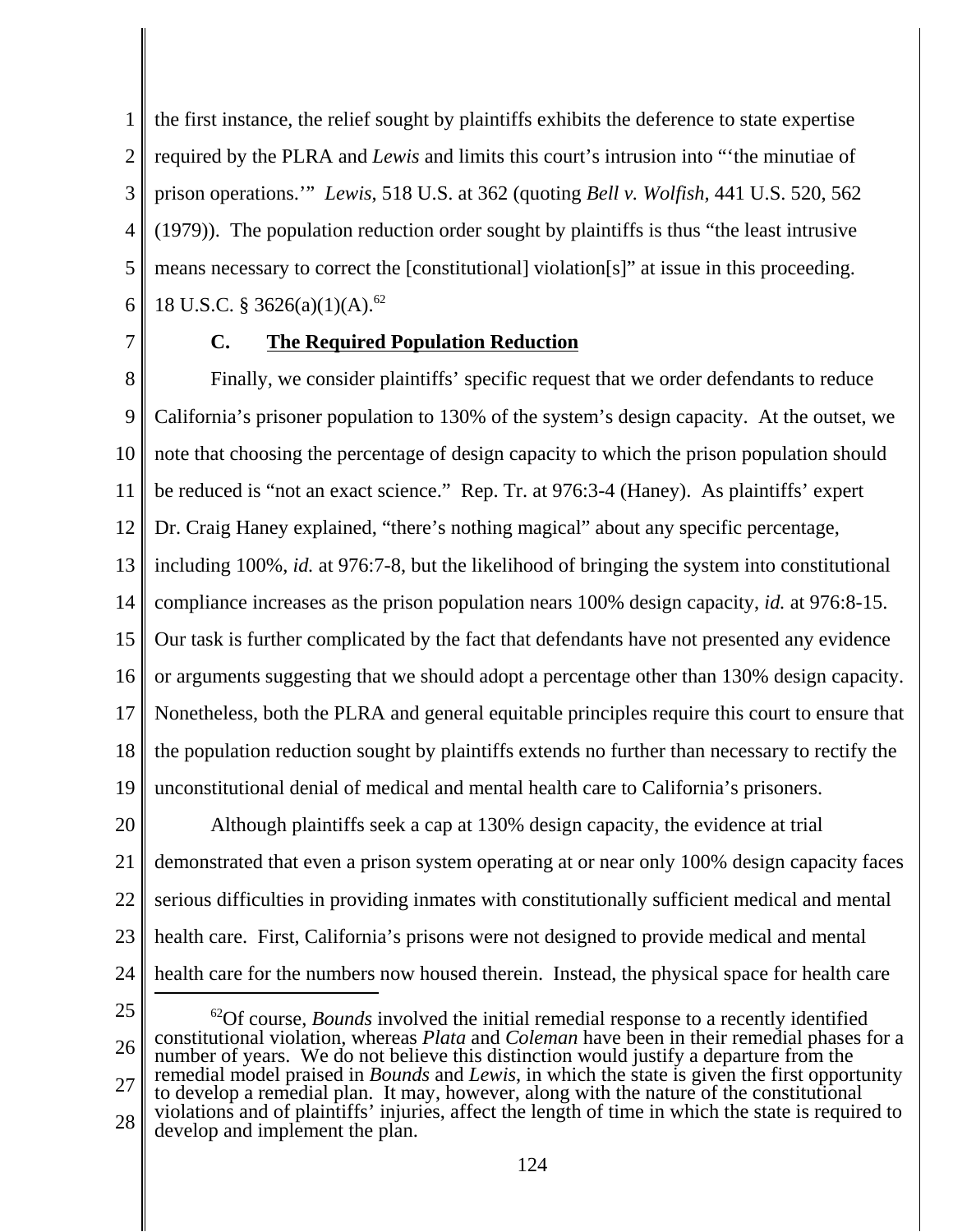the first instance, the relief sought by plaintiffs exhibits the deference to state expertise required by the PLRA and *Lewis* and limits this court's intrusion into "'the minutiae of prison operations.'" *Lewis*, 518 U.S. at 362 (quoting *Bell v. Wolfish*, 441 U.S. 520, 562 (1979)). The population reduction order sought by plaintiffs is thus "the least intrusive means necessary to correct the [constitutional] violation[s]" at issue in this proceeding. 18 U.S.C. § 3626(a)(1)(A).[62]

### C. The Required Population Reduction

Finally, we consider plaintiffs' specific request that we order defendants to reduce California's prisoner population to 130% of the system's design capacity. At the outset, we note that choosing the percentage of design capacity to which the prison population should be reduced is "not an exact science." Rep. Tr. at 976:3-4 (Haney). As plaintiffs' expert Dr. Craig Haney explained, "there's nothing magical" about any specific percentage, including 100%, *id.* at 976:7-8, but the likelihood of bringing the system into constitutional compliance increases as the prison population nears 100% design capacity, *id.* at 976:8-15. Our task is further complicated by the fact that defendants have not presented any evidence or arguments suggesting that we should adopt a percentage other than 130% design capacity. Nonetheless, both the PLRA and general equitable principles require this court to ensure that the population reduction sought by plaintiffs extends no further than necessary to rectify the unconstitutional denial of medical and mental health care to California's prisoners.

Although plaintiffs seek a cap at 130% design capacity, the evidence at trial demonstrated that even a prison system operating at or near only 100% design capacity faces serious difficulties in providing inmates with constitutionally sufficient medical and mental health care. First, California's prisons were not designed to provide medical and mental health care for the numbers now housed therein. Instead, the physical space for health care

[62] Of course, *Bounds* involved the initial remedial response to a recently identified constitutional violation, whereas *Plata* and *Coleman* have been in their remedial phases for a number of years. We do not believe this distinction would justify a departure from the remedial model praised in *Bounds* and *Lewis*, in which the state is given the first opportunity to develop a remedial plan. It may, however, along with the nature of the constitutional violations and of plaintiffs' injuries, affect the length of time in which the state is required to develop and implement the plan.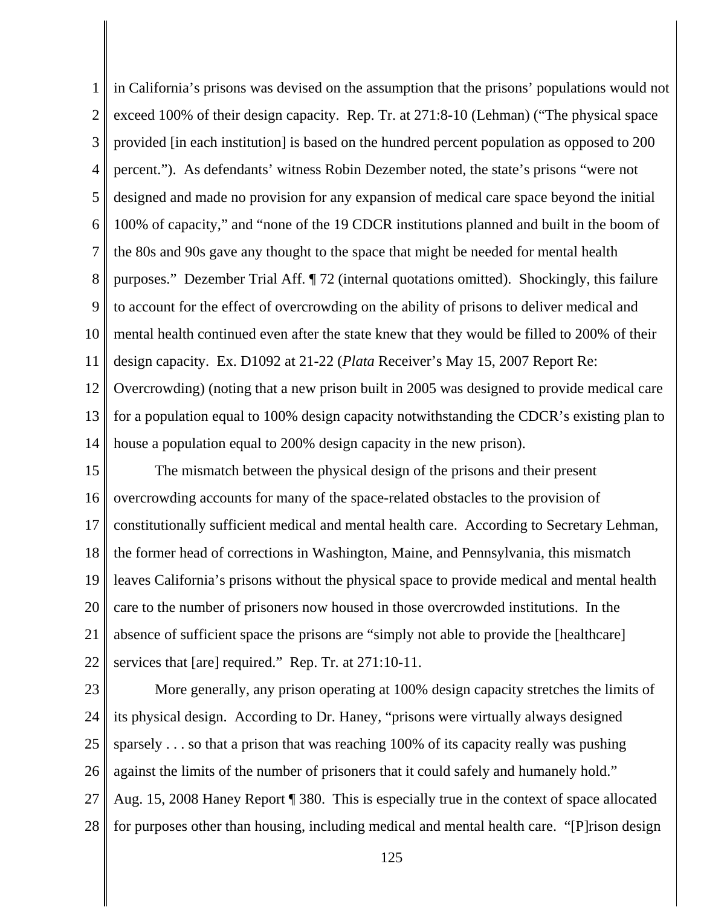in California's prisons was devised on the assumption that the prisons' populations would not exceed 100% of their design capacity. Rep. Tr. at 271:8-10 (Lehman) ("The physical space provided [in each institution] is based on the hundred percent population as opposed to 200 percent."). As defendants' witness Robin Dezember noted, the state's prisons "were not designed and made no provision for any expansion of medical care space beyond the initial 100% of capacity," and "none of the 19 CDCR institutions planned and built in the boom of the 80s and 90s gave any thought to the space that might be needed for mental health purposes." Dezember Trial Aff. ¶ 72 (internal quotations omitted). Shockingly, this failure to account for the effect of overcrowding on the ability of prisons to deliver medical and mental health continued even after the state knew that they would be filled to 200% of their design capacity. Ex. D1092 at 21-22 (*Plata* Receiver's May 15, 2007 Report Re: Overcrowding) (noting that a new prison built in 2005 was designed to provide medical care for a population equal to 100% design capacity notwithstanding the CDCR's existing plan to house a population equal to 200% design capacity in the new prison).

The mismatch between the physical design of the prisons and their present overcrowding accounts for many of the space-related obstacles to the provision of constitutionally sufficient medical and mental health care. According to Secretary Lehman, the former head of corrections in Washington, Maine, and Pennsylvania, this mismatch leaves California's prisons without the physical space to provide medical and mental health care to the number of prisoners now housed in those overcrowded institutions. In the absence of sufficient space the prisons are "simply not able to provide the [healthcare] services that [are] required." Rep. Tr. at 271:10-11.

More generally, any prison operating at 100% design capacity stretches the limits of its physical design. According to Dr. Haney, "prisons were virtually always designed sparsely . . . so that a prison that was reaching 100% of its capacity really was pushing against the limits of the number of prisoners that it could safely and humanely hold." Aug. 15, 2008 Haney Report ¶ 380. This is especially true in the context of space allocated for purposes other than housing, including medical and mental health care. "[P]rison design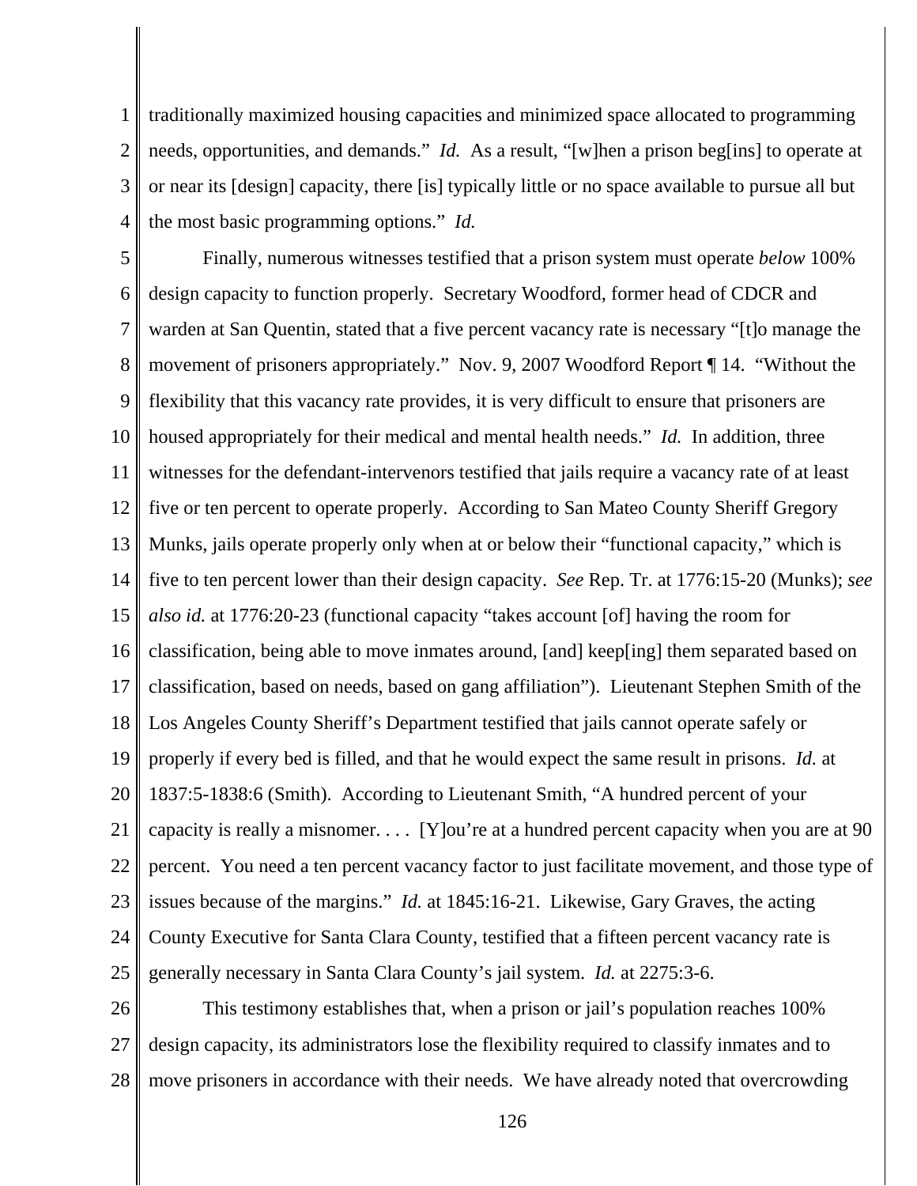traditionally maximized housing capacities and minimized space allocated to programming needs, opportunities, and demands." *Id.* As a result, "[w]hen a prison beg[ins] to operate at or near its [design] capacity, there [is] typically little or no space available to pursue all but the most basic programming options." *Id.*

Finally, numerous witnesses testified that a prison system must operate *below* 100% design capacity to function properly. Secretary Woodford, former head of CDCR and warden at San Quentin, stated that a five percent vacancy rate is necessary "[t]o manage the movement of prisoners appropriately." Nov. 9, 2007 Woodford Report ¶ 14. "Without the flexibility that this vacancy rate provides, it is very difficult to ensure that prisoners are housed appropriately for their medical and mental health needs." *Id.* In addition, three witnesses for the defendant-intervenors testified that jails require a vacancy rate of at least five or ten percent to operate properly. According to San Mateo County Sheriff Gregory Munks, jails operate properly only when at or below their "functional capacity," which is five to ten percent lower than their design capacity. *See* Rep. Tr. at 1776:15-20 (Munks); *see also id.* at 1776:20-23 (functional capacity "takes account [of] having the room for classification, being able to move inmates around, [and] keep[ing] them separated based on classification, based on needs, based on gang affiliation"). Lieutenant Stephen Smith of the Los Angeles County Sheriff's Department testified that jails cannot operate safely or properly if every bed is filled, and that he would expect the same result in prisons. *Id.* at 1837:5-1838:6 (Smith). According to Lieutenant Smith, "A hundred percent of your capacity is really a misnomer. . . . [Y]ou're at a hundred percent capacity when you are at 90 percent. You need a ten percent vacancy factor to just facilitate movement, and those type of issues because of the margins." *Id.* at 1845:16-21. Likewise, Gary Graves, the acting County Executive for Santa Clara County, testified that a fifteen percent vacancy rate is generally necessary in Santa Clara County's jail system. *Id.* at 2275:3-6.

This testimony establishes that, when a prison or jail's population reaches 100% design capacity, its administrators lose the flexibility required to classify inmates and to move prisoners in accordance with their needs. We have already noted that overcrowding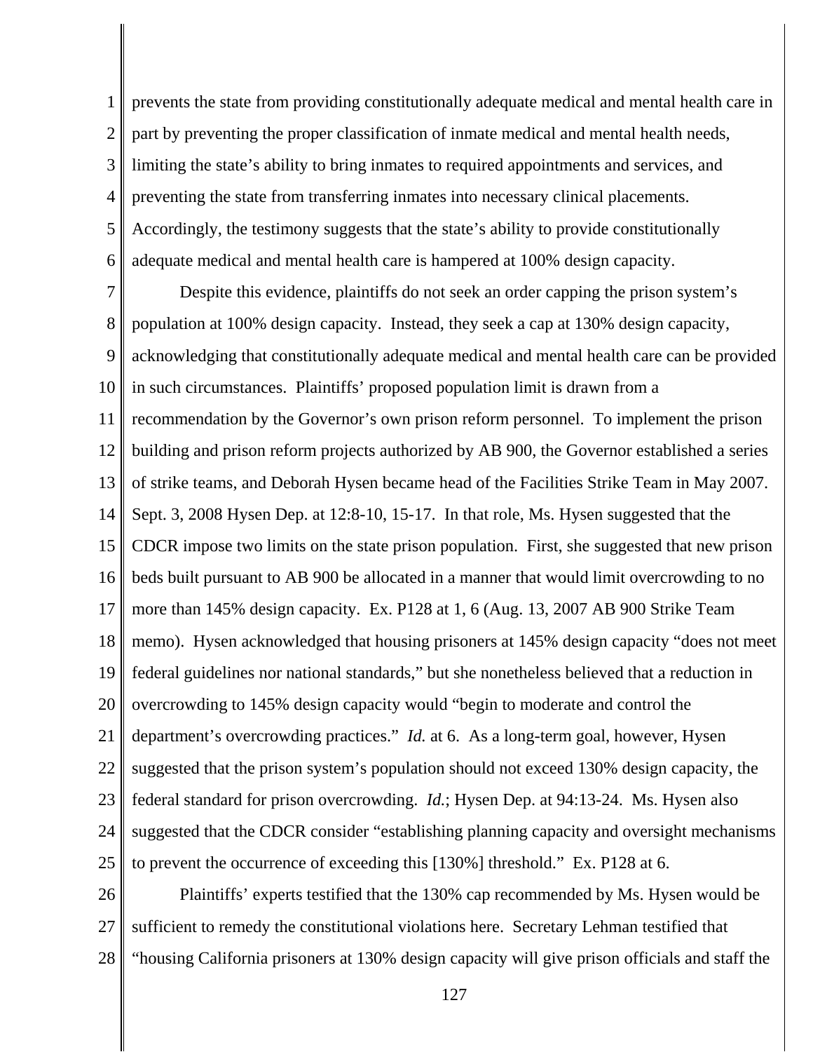prevents the state from providing constitutionally adequate medical and mental health care in part by preventing the proper classification of inmate medical and mental health needs, limiting the state's ability to bring inmates to required appointments and services, and preventing the state from transferring inmates into necessary clinical placements. Accordingly, the testimony suggests that the state's ability to provide constitutionally adequate medical and mental health care is hampered at 100% design capacity.

Despite this evidence, plaintiffs do not seek an order capping the prison system's population at 100% design capacity. Instead, they seek a cap at 130% design capacity, acknowledging that constitutionally adequate medical and mental health care can be provided in such circumstances. Plaintiffs' proposed population limit is drawn from a recommendation by the Governor's own prison reform personnel. To implement the prison building and prison reform projects authorized by AB 900, the Governor established a series of strike teams, and Deborah Hysen became head of the Facilities Strike Team in May 2007. Sept. 3, 2008 Hysen Dep. at 12:8-10, 15-17. In that role, Ms. Hysen suggested that the CDCR impose two limits on the state prison population. First, she suggested that new prison beds built pursuant to AB 900 be allocated in a manner that would limit overcrowding to no more than 145% design capacity. Ex. P128 at 1, 6 (Aug. 13, 2007 AB 900 Strike Team memo). Hysen acknowledged that housing prisoners at 145% design capacity "does not meet federal guidelines nor national standards," but she nonetheless believed that a reduction in overcrowding to 145% design capacity would "begin to moderate and control the department's overcrowding practices." *Id.* at 6. As a long-term goal, however, Hysen suggested that the prison system's population should not exceed 130% design capacity, the federal standard for prison overcrowding. *Id.*; Hysen Dep. at 94:13-24. Ms. Hysen also suggested that the CDCR consider "establishing planning capacity and oversight mechanisms to prevent the occurrence of exceeding this [130%] threshold." Ex. P128 at 6.

Plaintiffs' experts testified that the 130% cap recommended by Ms. Hysen would be sufficient to remedy the constitutional violations here. Secretary Lehman testified that "housing California prisoners at 130% design capacity will give prison officials and staff the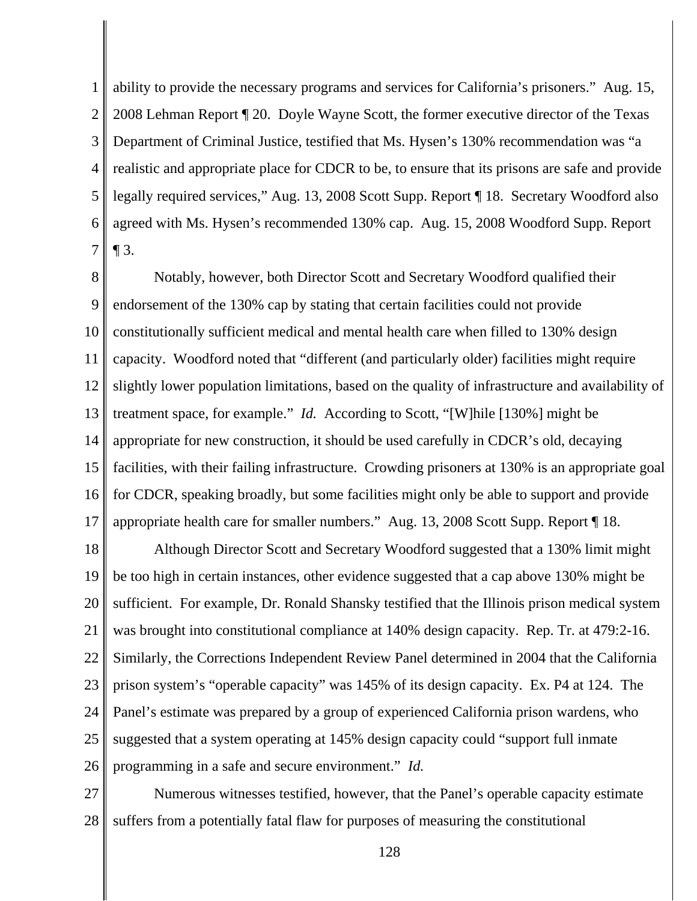ability to provide the necessary programs and services for California's prisoners." Aug. 15, 2008 Lehman Report ¶ 20. Doyle Wayne Scott, the former executive director of the Texas Department of Criminal Justice, testified that Ms. Hysen's 130% recommendation was "a realistic and appropriate place for CDCR to be, to ensure that its prisons are safe and provide legally required services," Aug. 13, 2008 Scott Supp. Report ¶ 18. Secretary Woodford also agreed with Ms. Hysen's recommended 130% cap. Aug. 15, 2008 Woodford Supp. Report ¶ 3.

Notably, however, both Director Scott and Secretary Woodford qualified their endorsement of the 130% cap by stating that certain facilities could not provide constitutionally sufficient medical and mental health care when filled to 130% design capacity. Woodford noted that "different (and particularly older) facilities might require slightly lower population limitations, based on the quality of infrastructure and availability of treatment space, for example." *Id.* According to Scott, "[W]hile [130%] might be appropriate for new construction, it should be used carefully in CDCR's old, decaying facilities, with their failing infrastructure. Crowding prisoners at 130% is an appropriate goal for CDCR, speaking broadly, but some facilities might only be able to support and provide appropriate health care for smaller numbers." Aug. 13, 2008 Scott Supp. Report ¶ 18.

Although Director Scott and Secretary Woodford suggested that a 130% limit might be too high in certain instances, other evidence suggested that a cap above 130% might be sufficient. For example, Dr. Ronald Shansky testified that the Illinois prison medical system was brought into constitutional compliance at 140% design capacity. Rep. Tr. at 479:2-16. Similarly, the Corrections Independent Review Panel determined in 2004 that the California prison system's "operable capacity" was 145% of its design capacity. Ex. P4 at 124. The Panel's estimate was prepared by a group of experienced California prison wardens, who suggested that a system operating at 145% design capacity could "support full inmate programming in a safe and secure environment." *Id.*

Numerous witnesses testified, however, that the Panel's operable capacity estimate suffers from a potentially fatal flaw for purposes of measuring the constitutional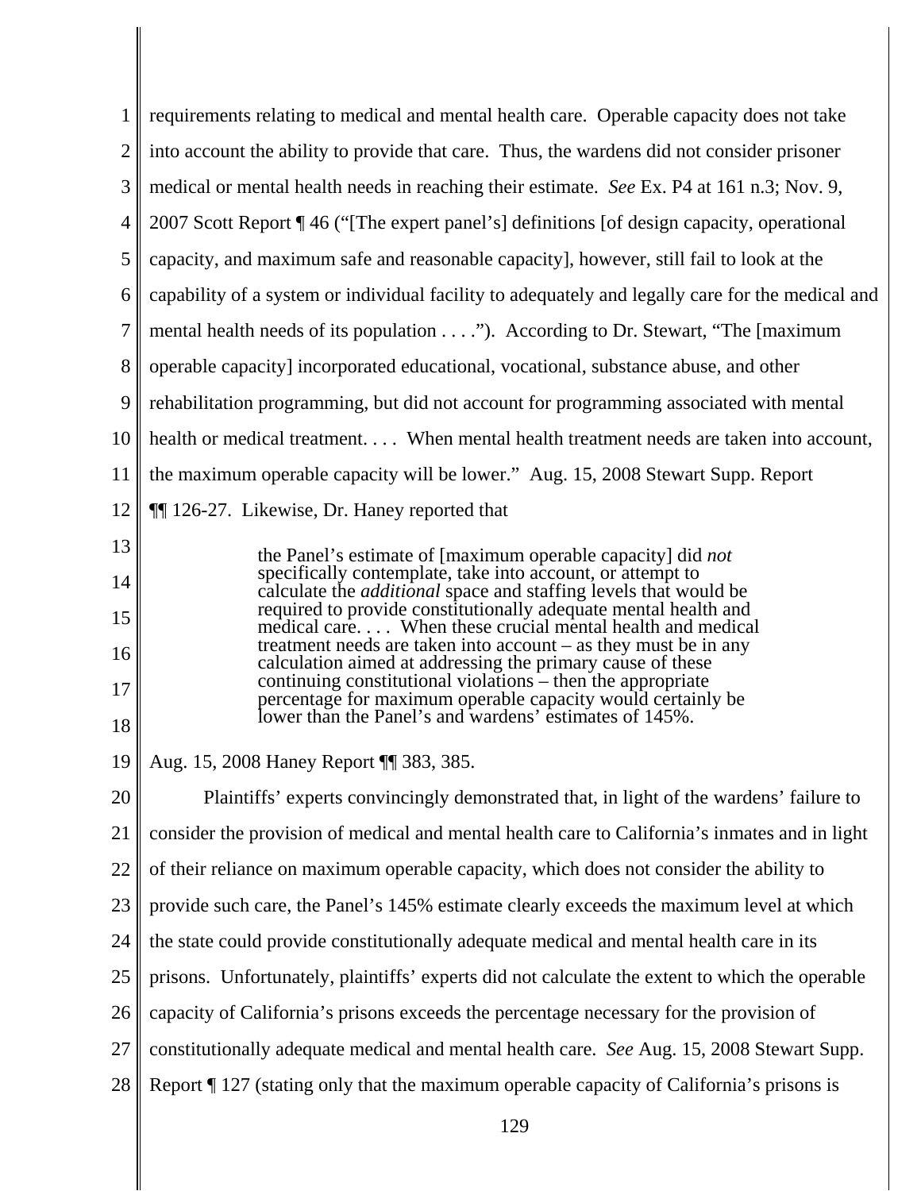requirements relating to medical and mental health care. Operable capacity does not take into account the ability to provide that care. Thus, the wardens did not consider prisoner medical or mental health needs in reaching their estimate. *See* Ex. P4 at 161 n.3; Nov. 9, 2007 Scott Report ¶ 46 ("[The expert panel's] definitions [of design capacity, operational capacity, and maximum safe and reasonable capacity], however, still fail to look at the capability of a system or individual facility to adequately and legally care for the medical and mental health needs of its population . . . ."). According to Dr. Stewart, "The [maximum operable capacity] incorporated educational, vocational, substance abuse, and other rehabilitation programming, but did not account for programming associated with mental health or medical treatment. . . . When mental health treatment needs are taken into account, the maximum operable capacity will be lower." Aug. 15, 2008 Stewart Supp. Report ¶¶ 126-27. Likewise, Dr. Haney reported that

> the Panel's estimate of [maximum operable capacity] did *not* specifically contemplate, take into account, or attempt to calculate the *additional* space and staffing levels that would be required to provide constitutionally adequate mental health and medical care. . . . When these crucial mental health and medical treatment needs are taken into account – as they must be in any calculation aimed at addressing the primary cause of these continuing constitutional violations – then the appropriate percentage for maximum operable capacity would certainly be lower than the Panel's and wardens' estimates of 145%.

Aug. 15, 2008 Haney Report ¶¶ 383, 385.

Plaintiffs' experts convincingly demonstrated that, in light of the wardens' failure to consider the provision of medical and mental health care to California's inmates and in light of their reliance on maximum operable capacity, which does not consider the ability to provide such care, the Panel's 145% estimate clearly exceeds the maximum level at which the state could provide constitutionally adequate medical and mental health care in its prisons. Unfortunately, plaintiffs' experts did not calculate the extent to which the operable capacity of California's prisons exceeds the percentage necessary for the provision of constitutionally adequate medical and mental health care. *See* Aug. 15, 2008 Stewart Supp. Report ¶ 127 (stating only that the maximum operable capacity of California's prisons is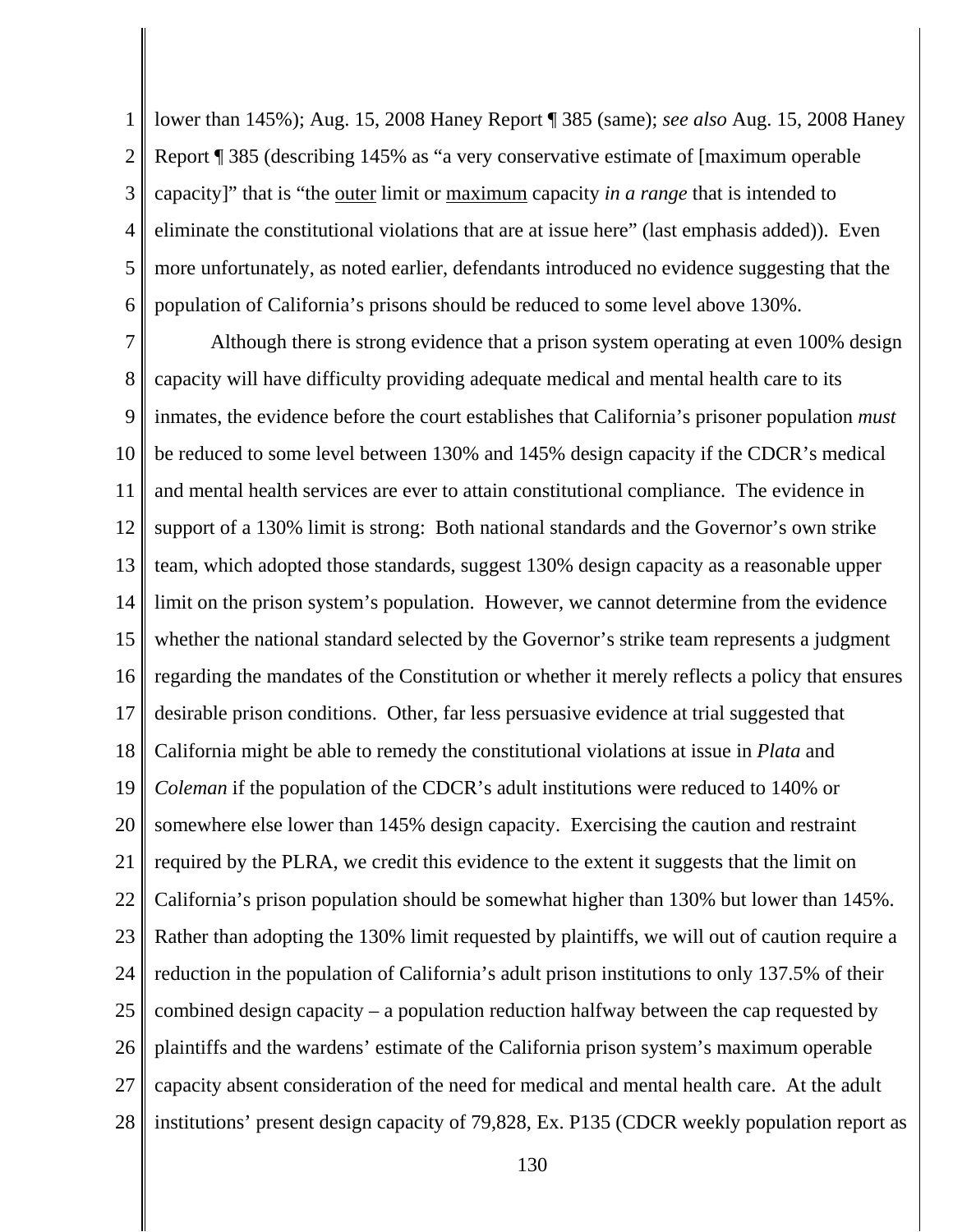lower than 145%); Aug. 15, 2008 Haney Report ¶ 385 (same); *see also* Aug. 15, 2008 Haney Report ¶ 385 (describing 145% as "a very conservative estimate of [maximum operable capacity]" that is "the outer limit or maximum capacity *in a range* that is intended to eliminate the constitutional violations that are at issue here" (last emphasis added)). Even more unfortunately, as noted earlier, defendants introduced no evidence suggesting that the population of California's prisons should be reduced to some level above 130%.

Although there is strong evidence that a prison system operating at even 100% design capacity will have difficulty providing adequate medical and mental health care to its inmates, the evidence before the court establishes that California's prisoner population *must* be reduced to some level between 130% and 145% design capacity if the CDCR's medical and mental health services are ever to attain constitutional compliance. The evidence in support of a 130% limit is strong: Both national standards and the Governor's own strike team, which adopted those standards, suggest 130% design capacity as a reasonable upper limit on the prison system's population. However, we cannot determine from the evidence whether the national standard selected by the Governor's strike team represents a judgment regarding the mandates of the Constitution or whether it merely reflects a policy that ensures desirable prison conditions. Other, far less persuasive evidence at trial suggested that California might be able to remedy the constitutional violations at issue in *Plata* and *Coleman* if the population of the CDCR's adult institutions were reduced to 140% or somewhere else lower than 145% design capacity. Exercising the caution and restraint required by the PLRA, we credit this evidence to the extent it suggests that the limit on California's prison population should be somewhat higher than 130% but lower than 145%. Rather than adopting the 130% limit requested by plaintiffs, we will out of caution require a reduction in the population of California's adult prison institutions to only 137.5% of their combined design capacity – a population reduction halfway between the cap requested by plaintiffs and the wardens' estimate of the California prison system's maximum operable capacity absent consideration of the need for medical and mental health care. At the adult institutions' present design capacity of 79,828, Ex. P135 (CDCR weekly population report as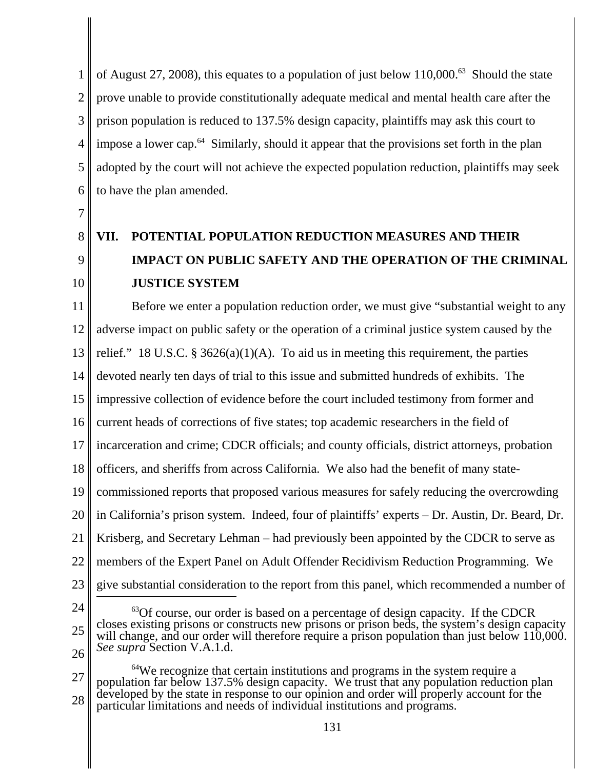of August 27, 2008), this equates to a population of just below 110,000.[63] Should the state prove unable to provide constitutionally adequate medical and mental health care after the prison population is reduced to 137.5% design capacity, plaintiffs may ask this court to impose a lower cap.[64] Similarly, should it appear that the provisions set forth in the plan adopted by the court will not achieve the expected population reduction, plaintiffs may seek to have the plan amended.

## VII. POTENTIAL POPULATION REDUCTION MEASURES AND THEIR IMPACT ON PUBLIC SAFETY AND THE OPERATION OF THE CRIMINAL JUSTICE SYSTEM

Before we enter a population reduction order, we must give "substantial weight to any adverse impact on public safety or the operation of a criminal justice system caused by the relief." 18 U.S.C. § 3626(a)(1)(A). To aid us in meeting this requirement, the parties devoted nearly ten days of trial to this issue and submitted hundreds of exhibits. The impressive collection of evidence before the court included testimony from former and current heads of corrections of five states; top academic researchers in the field of incarceration and crime; CDCR officials; and county officials, district attorneys, probation officers, and sheriffs from across California. We also had the benefit of many state-commissioned reports that proposed various measures for safely reducing the overcrowding in California's prison system. Indeed, four of plaintiffs' experts – Dr. Austin, Dr. Beard, Dr. Krisberg, and Secretary Lehman – had previously been appointed by the CDCR to serve as members of the Expert Panel on Adult Offender Recidivism Reduction Programming. We give substantial consideration to the report from this panel, which recommended a number of

---

[63] Of course, our order is based on a percentage of design capacity. If the CDCR closes existing prisons or constructs new prisons or prison beds, the system's design capacity will change, and our order will therefore require a prison population than just below 110,000. *See supra* Section V.A.1.d.

[64] We recognize that certain institutions and programs in the system require a population far below 137.5% design capacity. We trust that any population reduction plan developed by the state in response to our opinion and order will properly account for the particular limitations and needs of individual institutions and programs.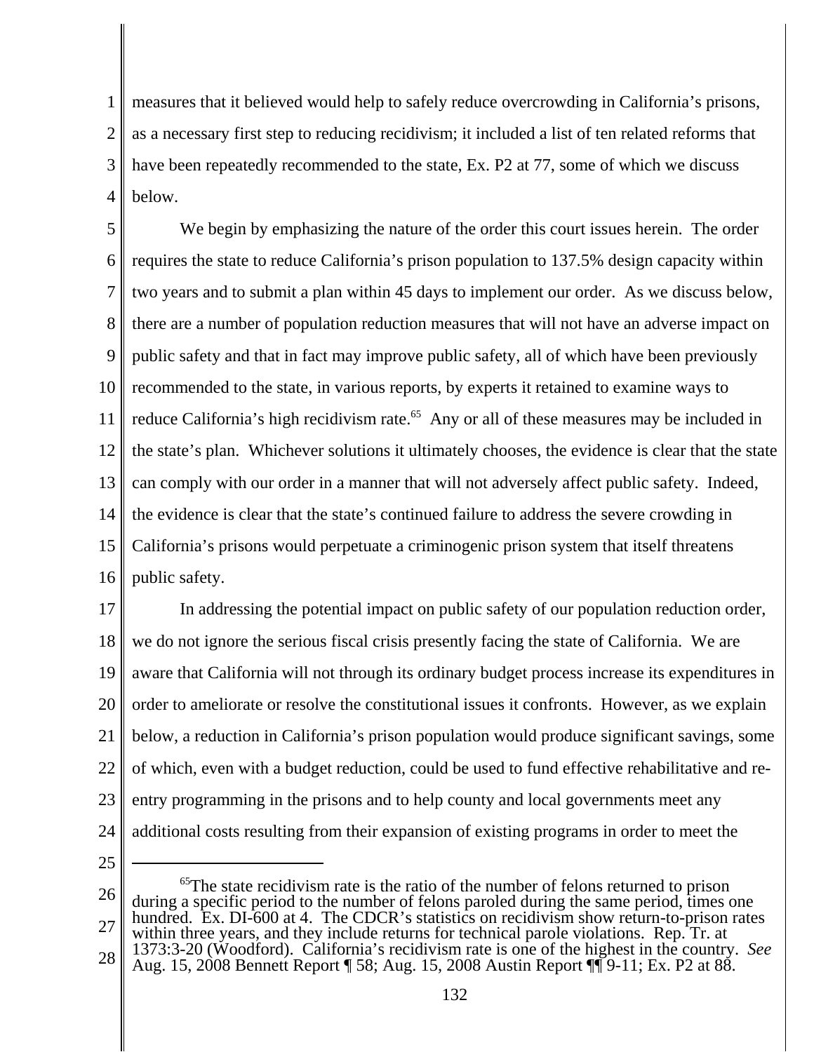measures that it believed would help to safely reduce overcrowding in California's prisons, as a necessary first step to reducing recidivism; it included a list of ten related reforms that have been repeatedly recommended to the state, Ex. P2 at 77, some of which we discuss below.

We begin by emphasizing the nature of the order this court issues herein. The order requires the state to reduce California's prison population to 137.5% design capacity within two years and to submit a plan within 45 days to implement our order. As we discuss below, there are a number of population reduction measures that will not have an adverse impact on public safety and that in fact may improve public safety, all of which have been previously recommended to the state, in various reports, by experts it retained to examine ways to reduce California's high recidivism rate.[65] Any or all of these measures may be included in the state's plan. Whichever solutions it ultimately chooses, the evidence is clear that the state can comply with our order in a manner that will not adversely affect public safety. Indeed, the evidence is clear that the state's continued failure to address the severe crowding in California's prisons would perpetuate a criminogenic prison system that itself threatens public safety.

In addressing the potential impact on public safety of our population reduction order, we do not ignore the serious fiscal crisis presently facing the state of California. We are aware that California will not through its ordinary budget process increase its expenditures in order to ameliorate or resolve the constitutional issues it confronts. However, as we explain below, a reduction in California's prison population would produce significant savings, some of which, even with a budget reduction, could be used to fund effective rehabilitative and re-entry programming in the prisons and to help county and local governments meet any additional costs resulting from their expansion of existing programs in order to meet the

---

[65] The state recidivism rate is the ratio of the number of felons returned to prison during a specific period to the number of felons paroled during the same period, times one hundred. Ex. DI-600 at 4. The CDCR's statistics on recidivism show return-to-prison rates within three years, and they include returns for technical parole violations. Rep. Tr. at 1373:3-20 (Woodford). California's recidivism rate is one of the highest in the country. *See* Aug. 15, 2008 Bennett Report ¶ 58; Aug. 15, 2008 Austin Report ¶¶ 9-11; Ex. P2 at 88.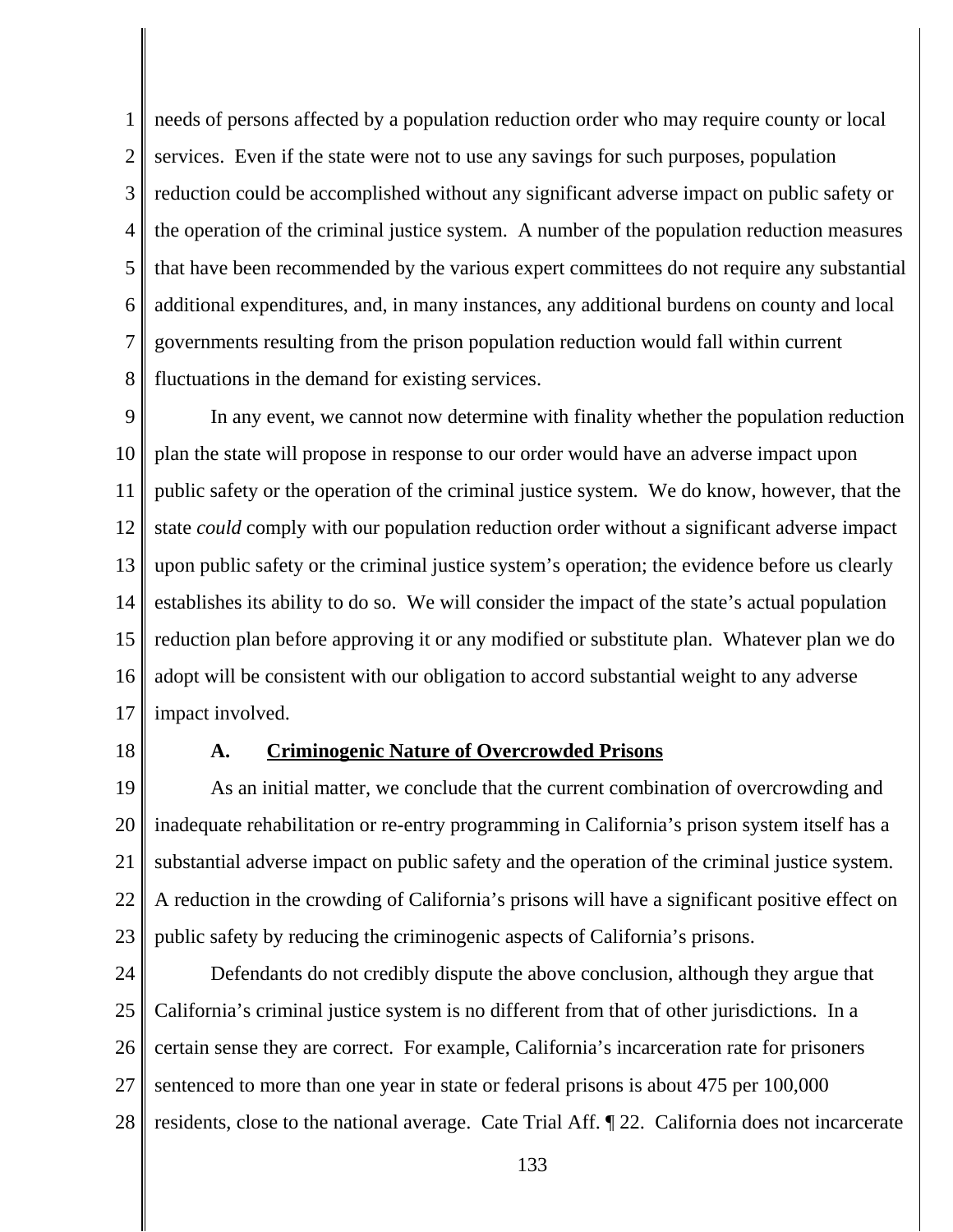needs of persons affected by a population reduction order who may require county or local services. Even if the state were not to use any savings for such purposes, population reduction could be accomplished without any significant adverse impact on public safety or the operation of the criminal justice system. A number of the population reduction measures that have been recommended by the various expert committees do not require any substantial additional expenditures, and, in many instances, any additional burdens on county and local governments resulting from the prison population reduction would fall within current fluctuations in the demand for existing services.

In any event, we cannot now determine with finality whether the population reduction plan the state will propose in response to our order would have an adverse impact upon public safety or the operation of the criminal justice system. We do know, however, that the state *could* comply with our population reduction order without a significant adverse impact upon public safety or the criminal justice system's operation; the evidence before us clearly establishes its ability to do so. We will consider the impact of the state's actual population reduction plan before approving it or any modified or substitute plan. Whatever plan we do adopt will be consistent with our obligation to accord substantial weight to any adverse impact involved.

### A. Criminogenic Nature of Overcrowded Prisons

As an initial matter, we conclude that the current combination of overcrowding and inadequate rehabilitation or re-entry programming in California's prison system itself has a substantial adverse impact on public safety and the operation of the criminal justice system. A reduction in the crowding of California's prisons will have a significant positive effect on public safety by reducing the criminogenic aspects of California's prisons.

Defendants do not credibly dispute the above conclusion, although they argue that California's criminal justice system is no different from that of other jurisdictions. In a certain sense they are correct. For example, California's incarceration rate for prisoners sentenced to more than one year in state or federal prisons is about 475 per 100,000 residents, close to the national average. Cate Trial Aff. ¶ 22. California does not incarcerate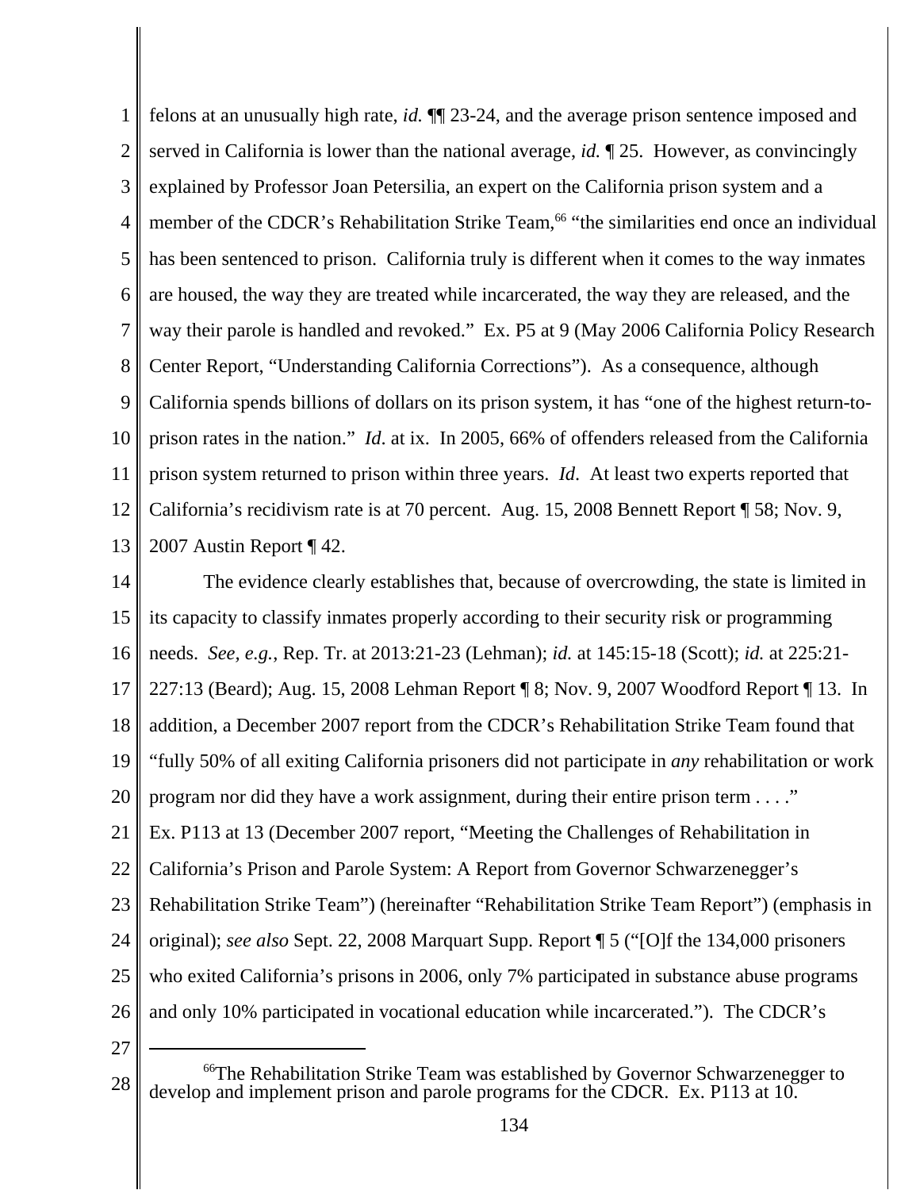felons at an unusually high rate, *id.* ¶¶ 23-24, and the average prison sentence imposed and served in California is lower than the national average, *id.* ¶ 25. However, as convincingly explained by Professor Joan Petersilia, an expert on the California prison system and a member of the CDCR's Rehabilitation Strike Team,[66] "the similarities end once an individual has been sentenced to prison. California truly is different when it comes to the way inmates are housed, the way they are treated while incarcerated, the way they are released, and the way their parole is handled and revoked." Ex. P5 at 9 (May 2006 California Policy Research Center Report, "Understanding California Corrections"). As a consequence, although California spends billions of dollars on its prison system, it has "one of the highest return-to-prison rates in the nation." *Id*. at ix. In 2005, 66% of offenders released from the California prison system returned to prison within three years. *Id*. At least two experts reported that California's recidivism rate is at 70 percent. Aug. 15, 2008 Bennett Report ¶ 58; Nov. 9, 2007 Austin Report ¶ 42.

The evidence clearly establishes that, because of overcrowding, the state is limited in its capacity to classify inmates properly according to their security risk or programming needs. *See, e.g.*, Rep. Tr. at 2013:21-23 (Lehman); *id.* at 145:15-18 (Scott); *id.* at 225:21-227:13 (Beard); Aug. 15, 2008 Lehman Report ¶ 8; Nov. 9, 2007 Woodford Report ¶ 13. In addition, a December 2007 report from the CDCR's Rehabilitation Strike Team found that "fully 50% of all exiting California prisoners did not participate in *any* rehabilitation or work program nor did they have a work assignment, during their entire prison term . . . ." Ex. P113 at 13 (December 2007 report, "Meeting the Challenges of Rehabilitation in California's Prison and Parole System: A Report from Governor Schwarzenegger's Rehabilitation Strike Team") (hereinafter "Rehabilitation Strike Team Report") (emphasis in original); *see also* Sept. 22, 2008 Marquart Supp. Report ¶ 5 ("[O]f the 134,000 prisoners who exited California's prisons in 2006, only 7% participated in substance abuse programs and only 10% participated in vocational education while incarcerated."). The CDCR's

[66] The Rehabilitation Strike Team was established by Governor Schwarzenegger to develop and implement prison and parole programs for the CDCR. Ex. P113 at 10.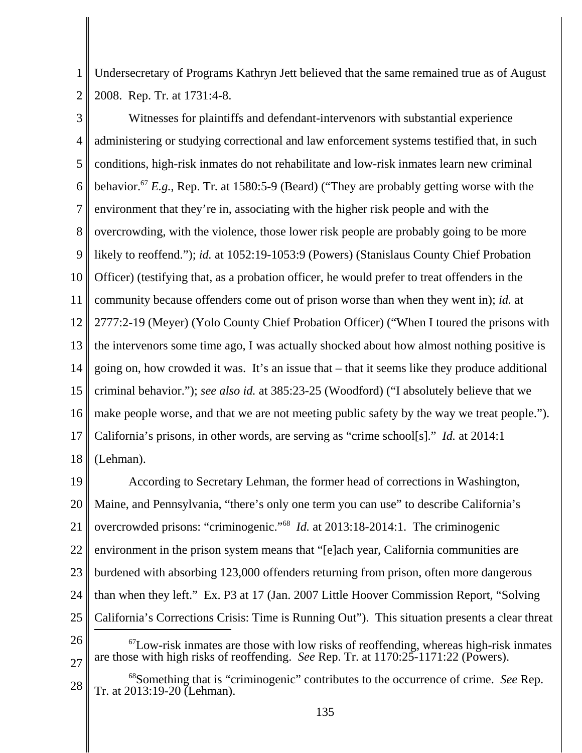Undersecretary of Programs Kathryn Jett believed that the same remained true as of August 2008. Rep. Tr. at 1731:4-8.

Witnesses for plaintiffs and defendant-intervenors with substantial experience administering or studying correctional and law enforcement systems testified that, in such conditions, high-risk inmates do not rehabilitate and low-risk inmates learn new criminal behavior.[67] *E.g.*, Rep. Tr. at 1580:5-9 (Beard) ("They are probably getting worse with the environment that they're in, associating with the higher risk people and with the overcrowding, with the violence, those lower risk people are probably going to be more likely to reoffend."); *id.* at 1052:19-1053:9 (Powers) (Stanislaus County Chief Probation Officer) (testifying that, as a probation officer, he would prefer to treat offenders in the community because offenders come out of prison worse than when they went in); *id.* at 2777:2-19 (Meyer) (Yolo County Chief Probation Officer) ("When I toured the prisons with the intervenors some time ago, I was actually shocked about how almost nothing positive is going on, how crowded it was. It's an issue that – that it seems like they produce additional criminal behavior."); *see also id.* at 385:23-25 (Woodford) ("I absolutely believe that we make people worse, and that we are not meeting public safety by the way we treat people."). California's prisons, in other words, are serving as "crime school[s]." *Id.* at 2014:1 (Lehman).

According to Secretary Lehman, the former head of corrections in Washington, Maine, and Pennsylvania, "there's only one term you can use" to describe California's overcrowded prisons: "criminogenic."[68] *Id.* at 2013:18-2014:1. The criminogenic environment in the prison system means that "[e]ach year, California communities are burdened with absorbing 123,000 offenders returning from prison, often more dangerous than when they left." Ex. P3 at 17 (Jan. 2007 Little Hoover Commission Report, "Solving California's Corrections Crisis: Time is Running Out"). This situation presents a clear threat

---

[67] Low-risk inmates are those with low risks of reoffending, whereas high-risk inmates are those with high risks of reoffending. *See* Rep. Tr. at 1170:25-1171:22 (Powers).

[68] Something that is "criminogenic" contributes to the occurrence of crime. *See* Rep. Tr. at 2013:19-20 (Lehman).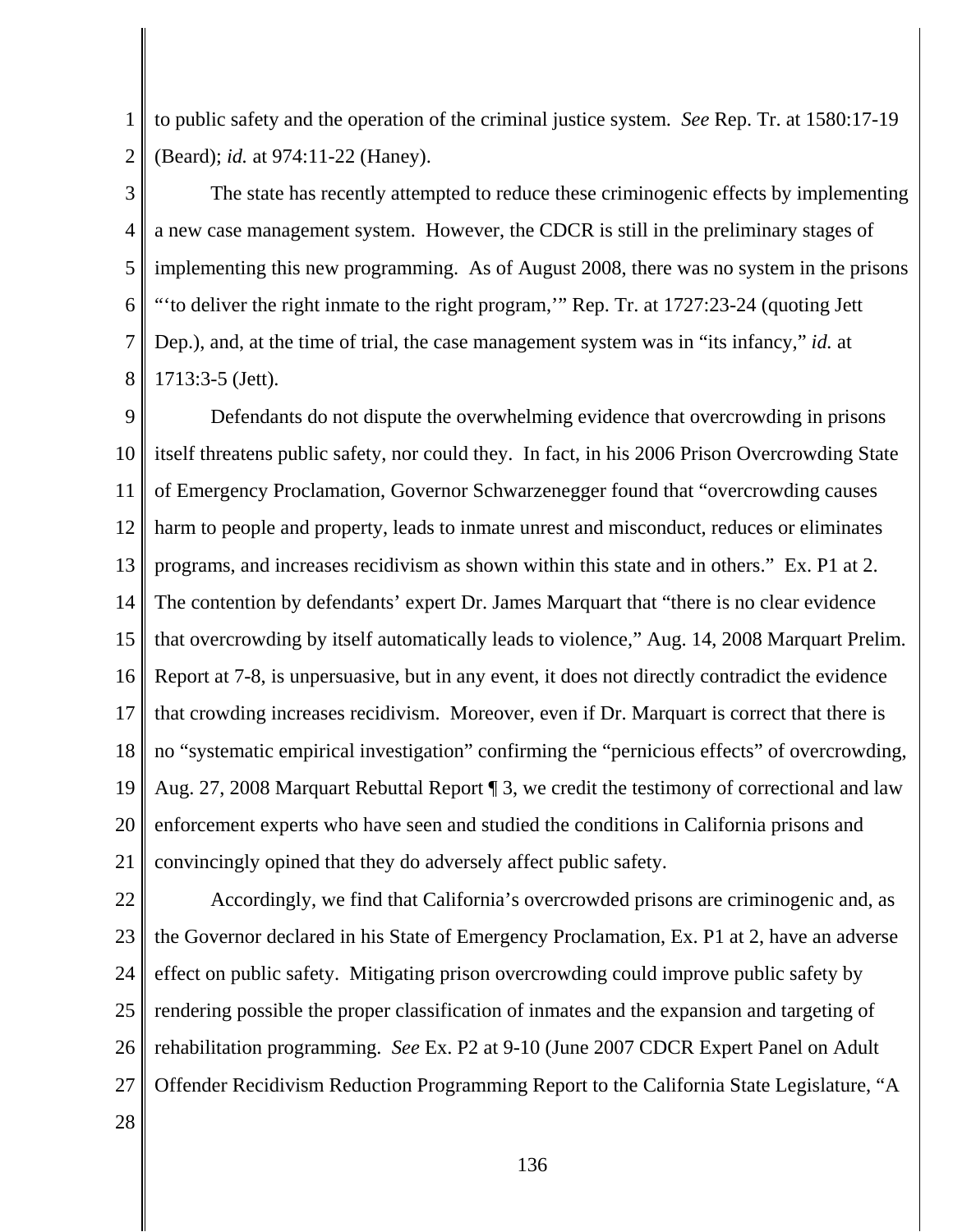to public safety and the operation of the criminal justice system. *See* Rep. Tr. at 1580:17-19 (Beard); *id.* at 974:11-22 (Haney).

The state has recently attempted to reduce these criminogenic effects by implementing a new case management system. However, the CDCR is still in the preliminary stages of implementing this new programming. As of August 2008, there was no system in the prisons "'to deliver the right inmate to the right program,'" Rep. Tr. at 1727:23-24 (quoting Jett Dep.), and, at the time of trial, the case management system was in "its infancy," *id.* at 1713:3-5 (Jett).

Defendants do not dispute the overwhelming evidence that overcrowding in prisons itself threatens public safety, nor could they. In fact, in his 2006 Prison Overcrowding State of Emergency Proclamation, Governor Schwarzenegger found that "overcrowding causes harm to people and property, leads to inmate unrest and misconduct, reduces or eliminates programs, and increases recidivism as shown within this state and in others." Ex. P1 at 2. The contention by defendants' expert Dr. James Marquart that "there is no clear evidence that overcrowding by itself automatically leads to violence," Aug. 14, 2008 Marquart Prelim. Report at 7-8, is unpersuasive, but in any event, it does not directly contradict the evidence that crowding increases recidivism. Moreover, even if Dr. Marquart is correct that there is no "systematic empirical investigation" confirming the "pernicious effects" of overcrowding, Aug. 27, 2008 Marquart Rebuttal Report ¶ 3, we credit the testimony of correctional and law enforcement experts who have seen and studied the conditions in California prisons and convincingly opined that they do adversely affect public safety.

Accordingly, we find that California's overcrowded prisons are criminogenic and, as the Governor declared in his State of Emergency Proclamation, Ex. P1 at 2, have an adverse effect on public safety. Mitigating prison overcrowding could improve public safety by rendering possible the proper classification of inmates and the expansion and targeting of rehabilitation programming. *See* Ex. P2 at 9-10 (June 2007 CDCR Expert Panel on Adult Offender Recidivism Reduction Programming Report to the California State Legislature, "A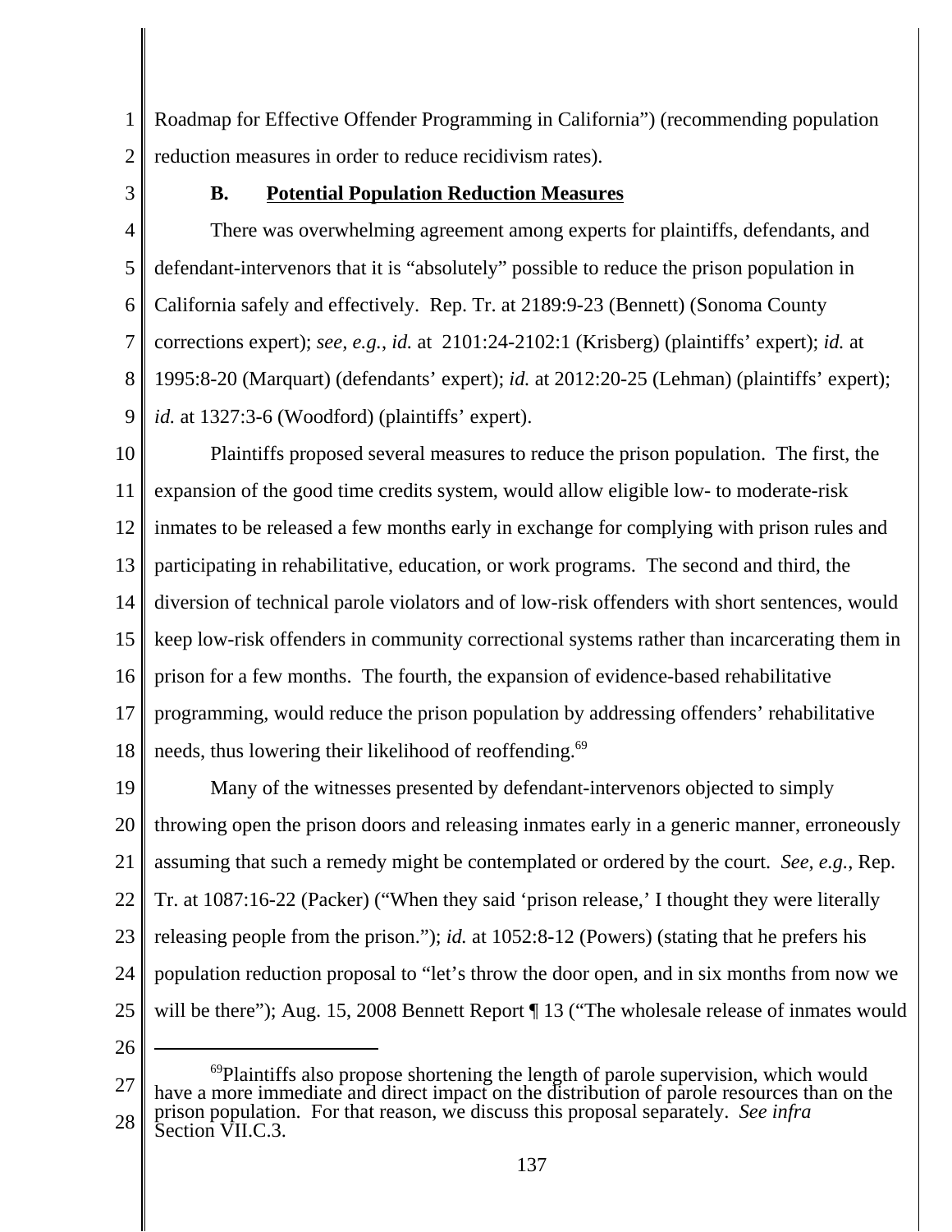Roadmap for Effective Offender Programming in California") (recommending population reduction measures in order to reduce recidivism rates).

### B. Potential Population Reduction Measures

There was overwhelming agreement among experts for plaintiffs, defendants, and defendant-intervenors that it is "absolutely" possible to reduce the prison population in California safely and effectively. Rep. Tr. at 2189:9-23 (Bennett) (Sonoma County corrections expert); *see, e.g.*, *id.* at 2101:24-2102:1 (Krisberg) (plaintiffs' expert); *id.* at 1995:8-20 (Marquart) (defendants' expert); *id.* at 2012:20-25 (Lehman) (plaintiffs' expert); *id.* at 1327:3-6 (Woodford) (plaintiffs' expert).

Plaintiffs proposed several measures to reduce the prison population. The first, the expansion of the good time credits system, would allow eligible low- to moderate-risk inmates to be released a few months early in exchange for complying with prison rules and participating in rehabilitative, education, or work programs. The second and third, the diversion of technical parole violators and of low-risk offenders with short sentences, would keep low-risk offenders in community correctional systems rather than incarcerating them in prison for a few months. The fourth, the expansion of evidence-based rehabilitative programming, would reduce the prison population by addressing offenders' rehabilitative needs, thus lowering their likelihood of reoffending.[69]

Many of the witnesses presented by defendant-intervenors objected to simply throwing open the prison doors and releasing inmates early in a generic manner, erroneously assuming that such a remedy might be contemplated or ordered by the court. *See, e.g.*, Rep. Tr. at 1087:16-22 (Packer) ("When they said 'prison release,' I thought they were literally releasing people from the prison."); *id.* at 1052:8-12 (Powers) (stating that he prefers his population reduction proposal to "let's throw the door open, and in six months from now we will be there"); Aug. 15, 2008 Bennett Report ¶ 13 ("The wholesale release of inmates would

---

[69] Plaintiffs also propose shortening the length of parole supervision, which would have a more immediate and direct impact on the distribution of parole resources than on the prison population. For that reason, we discuss this proposal separately. *See infra* Section VII.C.3.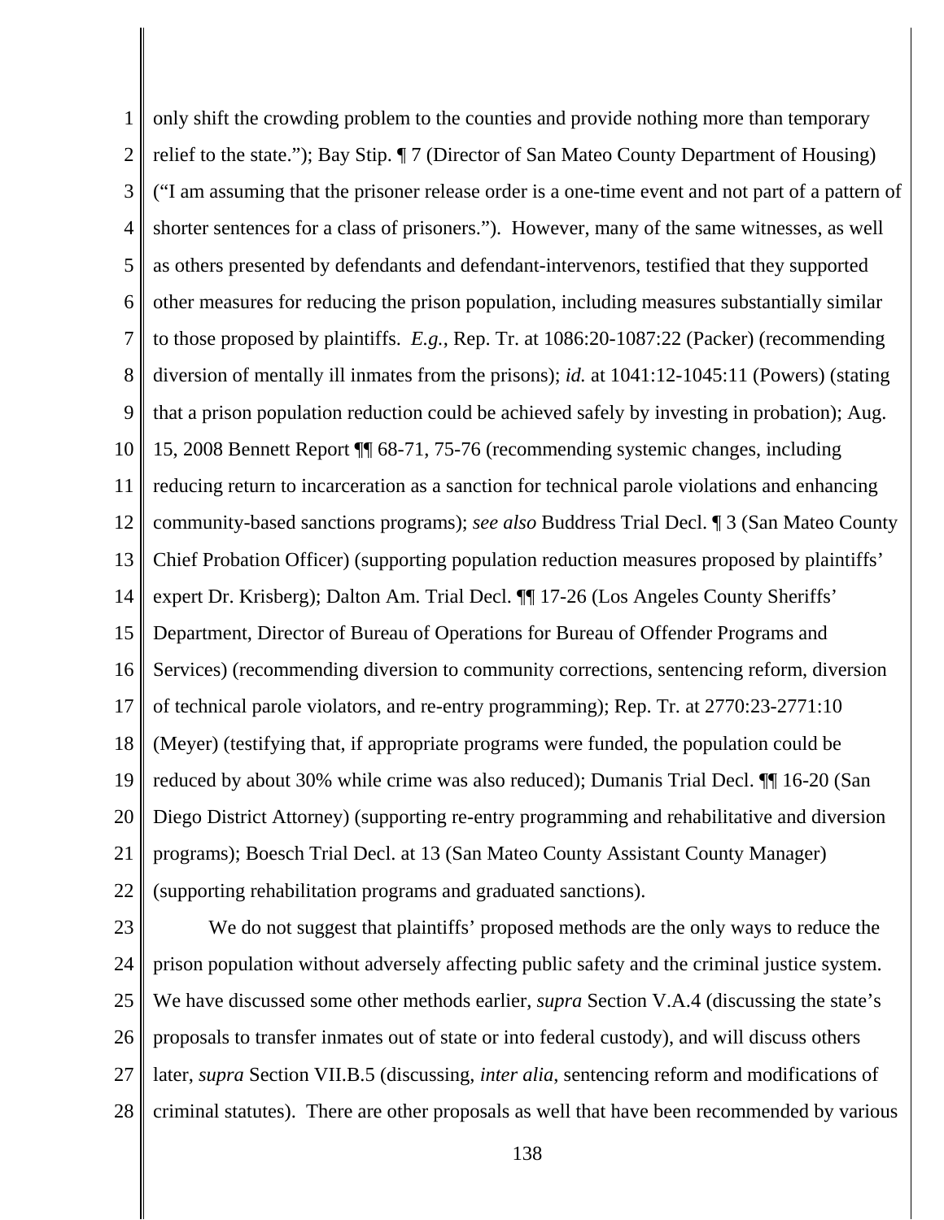only shift the crowding problem to the counties and provide nothing more than temporary relief to the state."); Bay Stip. ¶ 7 (Director of San Mateo County Department of Housing) ("I am assuming that the prisoner release order is a one-time event and not part of a pattern of shorter sentences for a class of prisoners."). However, many of the same witnesses, as well as others presented by defendants and defendant-intervenors, testified that they supported other measures for reducing the prison population, including measures substantially similar to those proposed by plaintiffs. *E.g.*, Rep. Tr. at 1086:20-1087:22 (Packer) (recommending diversion of mentally ill inmates from the prisons); *id.* at 1041:12-1045:11 (Powers) (stating that a prison population reduction could be achieved safely by investing in probation); Aug. 15, 2008 Bennett Report ¶¶ 68-71, 75-76 (recommending systemic changes, including reducing return to incarceration as a sanction for technical parole violations and enhancing community-based sanctions programs); *see also* Buddress Trial Decl. ¶ 3 (San Mateo County Chief Probation Officer) (supporting population reduction measures proposed by plaintiffs' expert Dr. Krisberg); Dalton Am. Trial Decl. ¶¶ 17-26 (Los Angeles County Sheriffs' Department, Director of Bureau of Operations for Bureau of Offender Programs and Services) (recommending diversion to community corrections, sentencing reform, diversion of technical parole violators, and re-entry programming); Rep. Tr. at 2770:23-2771:10 (Meyer) (testifying that, if appropriate programs were funded, the population could be reduced by about 30% while crime was also reduced); Dumanis Trial Decl. ¶¶ 16-20 (San Diego District Attorney) (supporting re-entry programming and rehabilitative and diversion programs); Boesch Trial Decl. at 13 (San Mateo County Assistant County Manager) (supporting rehabilitation programs and graduated sanctions).

We do not suggest that plaintiffs' proposed methods are the only ways to reduce the prison population without adversely affecting public safety and the criminal justice system. We have discussed some other methods earlier, *supra* Section V.A.4 (discussing the state's proposals to transfer inmates out of state or into federal custody), and will discuss others later, *supra* Section VII.B.5 (discussing, *inter alia*, sentencing reform and modifications of criminal statutes). There are other proposals as well that have been recommended by various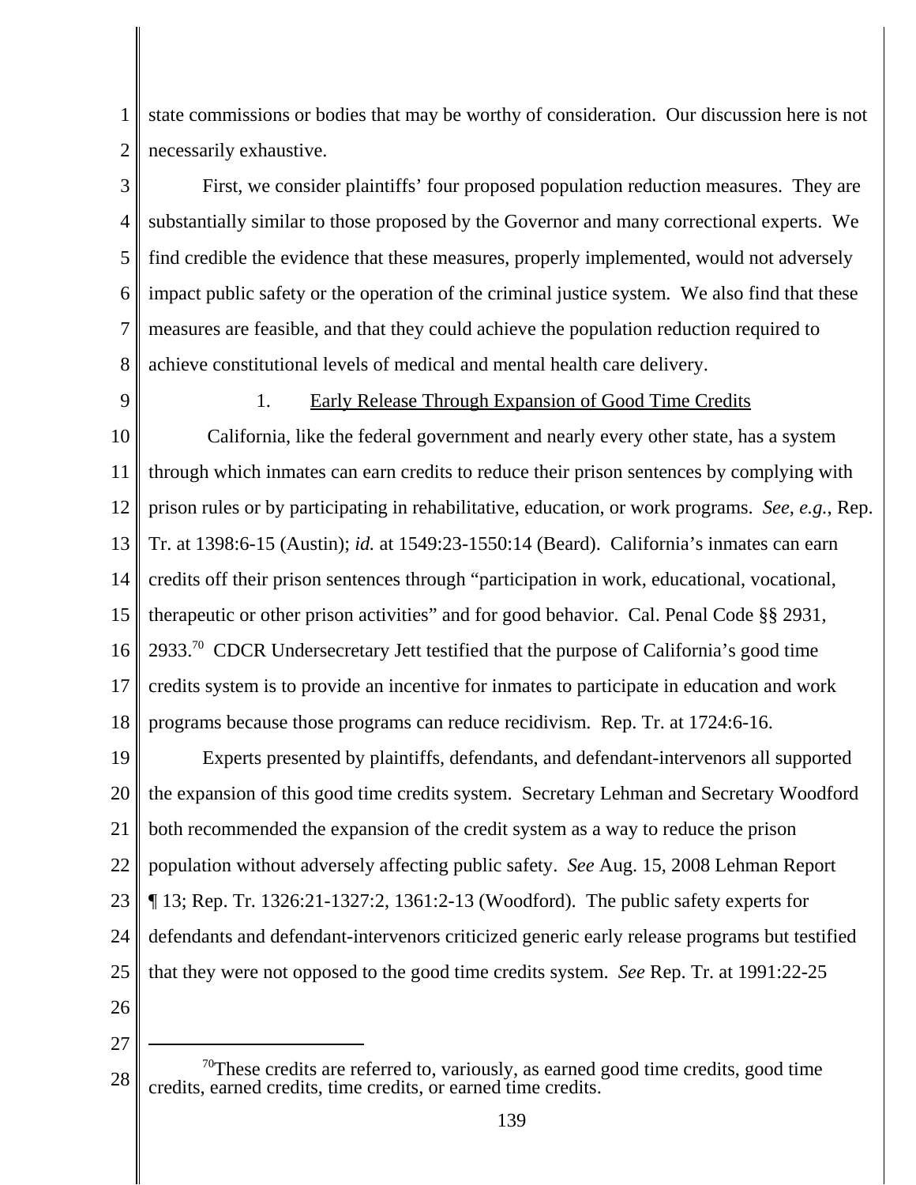state commissions or bodies that may be worthy of consideration. Our discussion here is not necessarily exhaustive.

First, we consider plaintiffs' four proposed population reduction measures. They are substantially similar to those proposed by the Governor and many correctional experts. We find credible the evidence that these measures, properly implemented, would not adversely impact public safety or the operation of the criminal justice system. We also find that these measures are feasible, and that they could achieve the population reduction required to achieve constitutional levels of medical and mental health care delivery.

1. Early Release Through Expansion of Good Time Credits

California, like the federal government and nearly every other state, has a system through which inmates can earn credits to reduce their prison sentences by complying with prison rules or by participating in rehabilitative, education, or work programs. *See, e.g.*, Rep. Tr. at 1398:6-15 (Austin); *id.* at 1549:23-1550:14 (Beard). California's inmates can earn credits off their prison sentences through "participation in work, educational, vocational, therapeutic or other prison activities" and for good behavior. Cal. Penal Code §§ 2931, 2933.[70] CDCR Undersecretary Jett testified that the purpose of California's good time credits system is to provide an incentive for inmates to participate in education and work programs because those programs can reduce recidivism. Rep. Tr. at 1724:6-16.

Experts presented by plaintiffs, defendants, and defendant-intervenors all supported the expansion of this good time credits system. Secretary Lehman and Secretary Woodford both recommended the expansion of the credit system as a way to reduce the prison population without adversely affecting public safety. *See* Aug. 15, 2008 Lehman Report ¶ 13; Rep. Tr. 1326:21-1327:2, 1361:2-13 (Woodford). The public safety experts for defendants and defendant-intervenors criticized generic early release programs but testified that they were not opposed to the good time credits system. *See* Rep. Tr. at 1991:22-25

[70] These credits are referred to, variously, as earned good time credits, good time credits, earned credits, time credits, or earned time credits.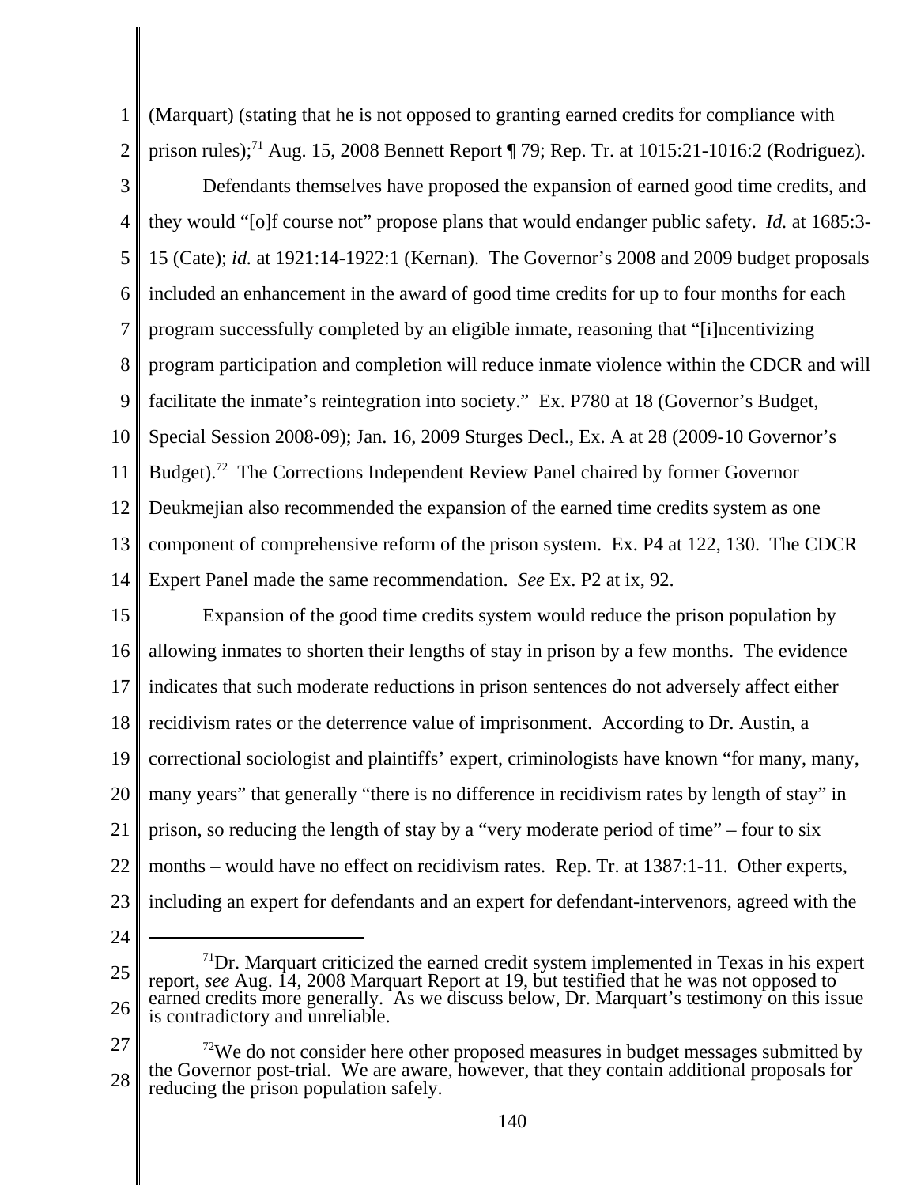(Marquart) (stating that he is not opposed to granting earned credits for compliance with prison rules);[71] Aug. 15, 2008 Bennett Report ¶ 79; Rep. Tr. at 1015:21-1016:2 (Rodriguez).

Defendants themselves have proposed the expansion of earned good time credits, and they would "[o]f course not" propose plans that would endanger public safety. *Id.* at 1685:3-15 (Cate); *id.* at 1921:14-1922:1 (Kernan). The Governor's 2008 and 2009 budget proposals included an enhancement in the award of good time credits for up to four months for each program successfully completed by an eligible inmate, reasoning that "[i]ncentivizing program participation and completion will reduce inmate violence within the CDCR and will facilitate the inmate's reintegration into society." Ex. P780 at 18 (Governor's Budget, Special Session 2008-09); Jan. 16, 2009 Sturges Decl., Ex. A at 28 (2009-10 Governor's Budget).[72] The Corrections Independent Review Panel chaired by former Governor Deukmejian also recommended the expansion of the earned time credits system as one component of comprehensive reform of the prison system. Ex. P4 at 122, 130. The CDCR Expert Panel made the same recommendation. *See* Ex. P2 at ix, 92.

Expansion of the good time credits system would reduce the prison population by allowing inmates to shorten their lengths of stay in prison by a few months. The evidence indicates that such moderate reductions in prison sentences do not adversely affect either recidivism rates or the deterrence value of imprisonment. According to Dr. Austin, a correctional sociologist and plaintiffs' expert, criminologists have known "for many, many, many years" that generally "there is no difference in recidivism rates by length of stay" in prison, so reducing the length of stay by a "very moderate period of time" – four to six months – would have no effect on recidivism rates. Rep. Tr. at 1387:1-11. Other experts, including an expert for defendants and an expert for defendant-intervenors, agreed with the

---

[71] Dr. Marquart criticized the earned credit system implemented in Texas in his expert report, *see* Aug. 14, 2008 Marquart Report at 19, but testified that he was not opposed to earned credits more generally. As we discuss below, Dr. Marquart's testimony on this issue is contradictory and unreliable.

[72] We do not consider here other proposed measures in budget messages submitted by the Governor post-trial. We are aware, however, that they contain additional proposals for reducing the prison population safely.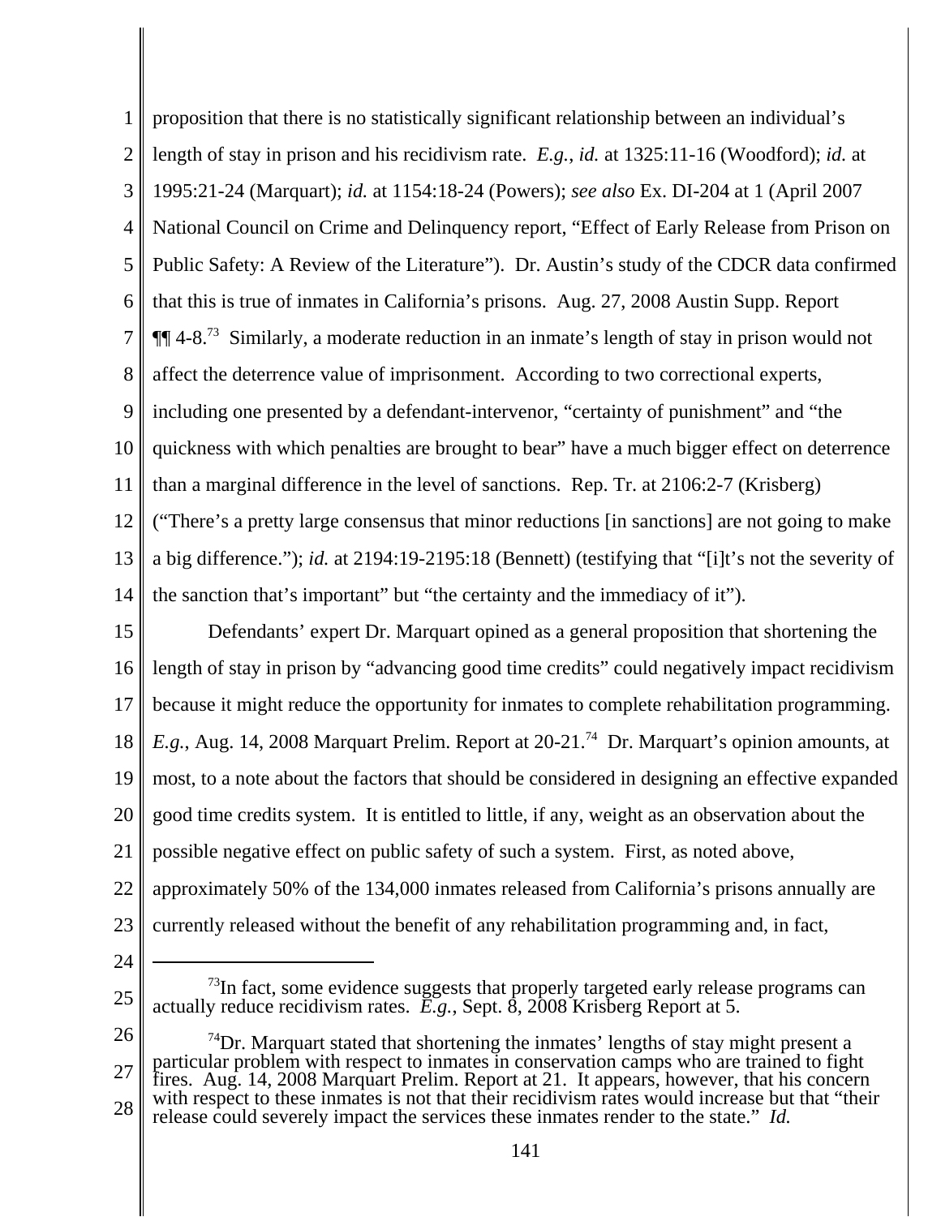proposition that there is no statistically significant relationship between an individual's length of stay in prison and his recidivism rate. *E.g.*, *id.* at 1325:11-16 (Woodford); *id.* at 1995:21-24 (Marquart); *id.* at 1154:18-24 (Powers); *see also* Ex. DI-204 at 1 (April 2007 National Council on Crime and Delinquency report, "Effect of Early Release from Prison on Public Safety: A Review of the Literature"). Dr. Austin's study of the CDCR data confirmed that this is true of inmates in California's prisons. Aug. 27, 2008 Austin Supp. Report ¶¶ 4-8.[73] Similarly, a moderate reduction in an inmate's length of stay in prison would not affect the deterrence value of imprisonment. According to two correctional experts, including one presented by a defendant-intervenor, "certainty of punishment" and "the quickness with which penalties are brought to bear" have a much bigger effect on deterrence than a marginal difference in the level of sanctions. Rep. Tr. at 2106:2-7 (Krisberg) ("There's a pretty large consensus that minor reductions [in sanctions] are not going to make a big difference."); *id.* at 2194:19-2195:18 (Bennett) (testifying that "[i]t's not the severity of the sanction that's important" but "the certainty and the immediacy of it").

Defendants' expert Dr. Marquart opined as a general proposition that shortening the length of stay in prison by "advancing good time credits" could negatively impact recidivism because it might reduce the opportunity for inmates to complete rehabilitation programming. *E.g.*, Aug. 14, 2008 Marquart Prelim. Report at 20-21.[74] Dr. Marquart's opinion amounts, at most, to a note about the factors that should be considered in designing an effective expanded good time credits system. It is entitled to little, if any, weight as an observation about the possible negative effect on public safety of such a system. First, as noted above, approximately 50% of the 134,000 inmates released from California's prisons annually are currently released without the benefit of any rehabilitation programming and, in fact,

---

[73] In fact, some evidence suggests that properly targeted early release programs can actually reduce recidivism rates. *E.g.*, Sept. 8, 2008 Krisberg Report at 5.

[74] Dr. Marquart stated that shortening the inmates' lengths of stay might present a particular problem with respect to inmates in conservation camps who are trained to fight fires. Aug. 14, 2008 Marquart Prelim. Report at 21. It appears, however, that his concern with respect to these inmates is not that their recidivism rates would increase but that "their release could severely impact the services these inmates render to the state." *Id.*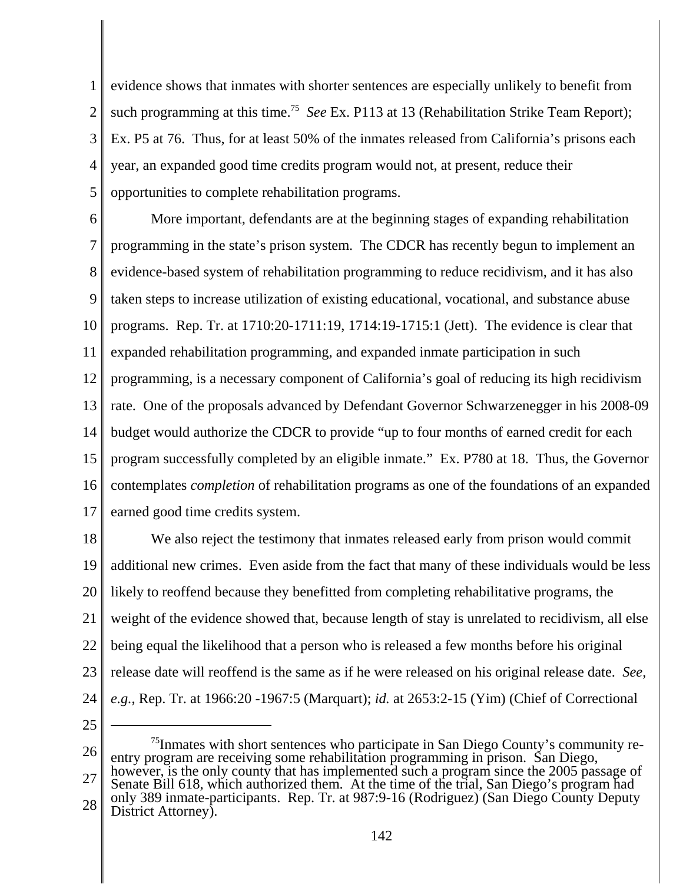evidence shows that inmates with shorter sentences are especially unlikely to benefit from such programming at this time.[75] *See* Ex. P113 at 13 (Rehabilitation Strike Team Report); Ex. P5 at 76. Thus, for at least 50% of the inmates released from California's prisons each year, an expanded good time credits program would not, at present, reduce their opportunities to complete rehabilitation programs.

More important, defendants are at the beginning stages of expanding rehabilitation programming in the state's prison system. The CDCR has recently begun to implement an evidence-based system of rehabilitation programming to reduce recidivism, and it has also taken steps to increase utilization of existing educational, vocational, and substance abuse programs. Rep. Tr. at 1710:20-1711:19, 1714:19-1715:1 (Jett). The evidence is clear that expanded rehabilitation programming, and expanded inmate participation in such programming, is a necessary component of California's goal of reducing its high recidivism rate. One of the proposals advanced by Defendant Governor Schwarzenegger in his 2008-09 budget would authorize the CDCR to provide "up to four months of earned credit for each program successfully completed by an eligible inmate." Ex. P780 at 18. Thus, the Governor contemplates *completion* of rehabilitation programs as one of the foundations of an expanded earned good time credits system.

We also reject the testimony that inmates released early from prison would commit additional new crimes. Even aside from the fact that many of these individuals would be less likely to reoffend because they benefitted from completing rehabilitative programs, the weight of the evidence showed that, because length of stay is unrelated to recidivism, all else being equal the likelihood that a person who is released a few months before his original release date will reoffend is the same as if he were released on his original release date. *See, e.g.*, Rep. Tr. at 1966:20 -1967:5 (Marquart); *id.* at 2653:2-15 (Yim) (Chief of Correctional

---

[75] Inmates with short sentences who participate in San Diego County's community re-entry program are receiving some rehabilitation programming in prison. San Diego, however, is the only county that has implemented such a program since the 2005 passage of Senate Bill 618, which authorized them. At the time of the trial, San Diego's program had only 389 inmate-participants. Rep. Tr. at 987:9-16 (Rodriguez) (San Diego County Deputy District Attorney).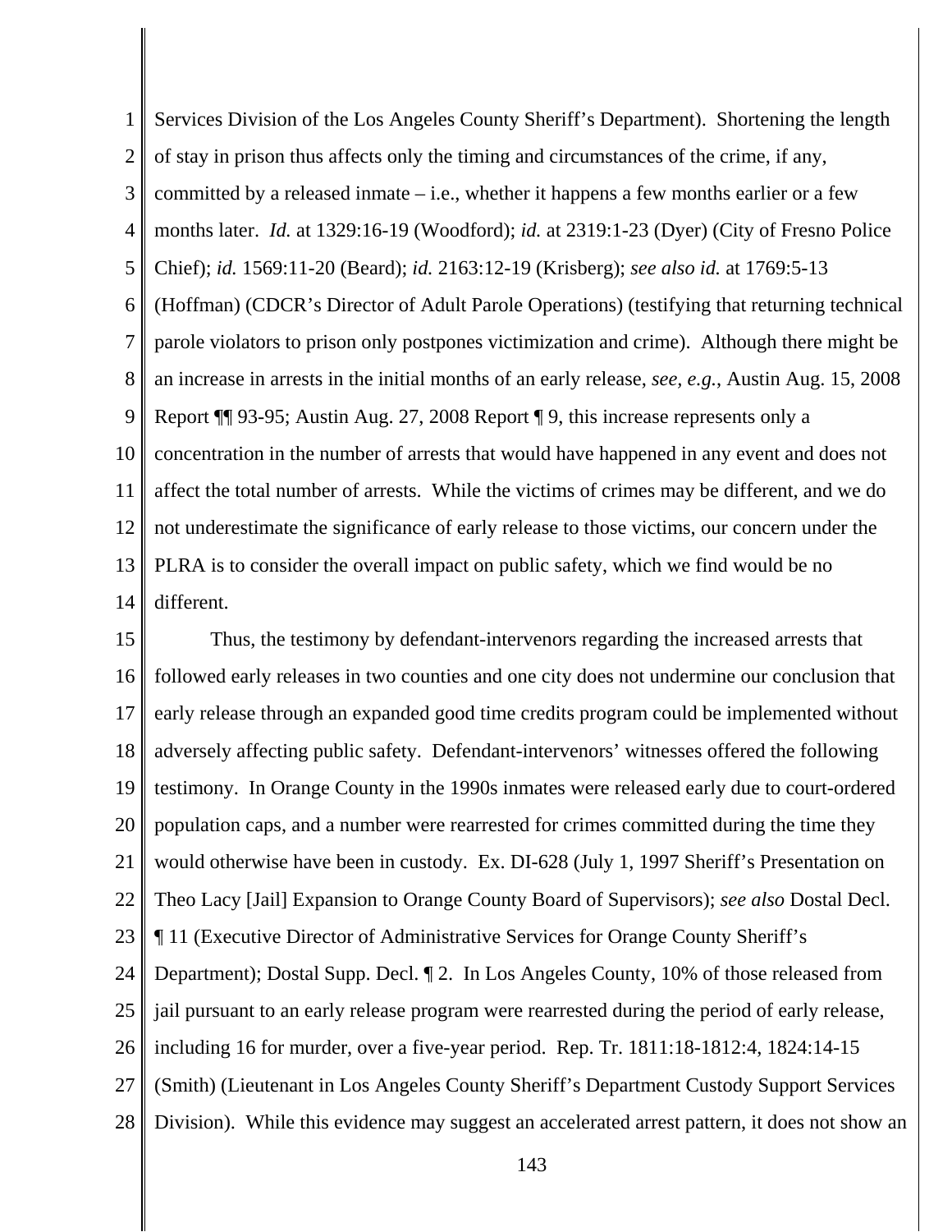Services Division of the Los Angeles County Sheriff's Department). Shortening the length of stay in prison thus affects only the timing and circumstances of the crime, if any, committed by a released inmate – i.e., whether it happens a few months earlier or a few months later. *Id.* at 1329:16-19 (Woodford); *id.* at 2319:1-23 (Dyer) (City of Fresno Police Chief); *id.* 1569:11-20 (Beard); *id.* 2163:12-19 (Krisberg); *see also id.* at 1769:5-13 (Hoffman) (CDCR's Director of Adult Parole Operations) (testifying that returning technical parole violators to prison only postpones victimization and crime). Although there might be an increase in arrests in the initial months of an early release, *see, e.g.*, Austin Aug. 15, 2008 Report ¶¶ 93-95; Austin Aug. 27, 2008 Report ¶ 9, this increase represents only a concentration in the number of arrests that would have happened in any event and does not affect the total number of arrests. While the victims of crimes may be different, and we do not underestimate the significance of early release to those victims, our concern under the PLRA is to consider the overall impact on public safety, which we find would be no different.

Thus, the testimony by defendant-intervenors regarding the increased arrests that followed early releases in two counties and one city does not undermine our conclusion that early release through an expanded good time credits program could be implemented without adversely affecting public safety. Defendant-intervenors' witnesses offered the following testimony. In Orange County in the 1990s inmates were released early due to court-ordered population caps, and a number were rearrested for crimes committed during the time they would otherwise have been in custody. Ex. DI-628 (July 1, 1997 Sheriff's Presentation on Theo Lacy [Jail] Expansion to Orange County Board of Supervisors); *see also* Dostal Decl. ¶ 11 (Executive Director of Administrative Services for Orange County Sheriff's Department); Dostal Supp. Decl. ¶ 2. In Los Angeles County, 10% of those released from jail pursuant to an early release program were rearrested during the period of early release, including 16 for murder, over a five-year period. Rep. Tr. 1811:18-1812:4, 1824:14-15 (Smith) (Lieutenant in Los Angeles County Sheriff's Department Custody Support Services Division). While this evidence may suggest an accelerated arrest pattern, it does not show an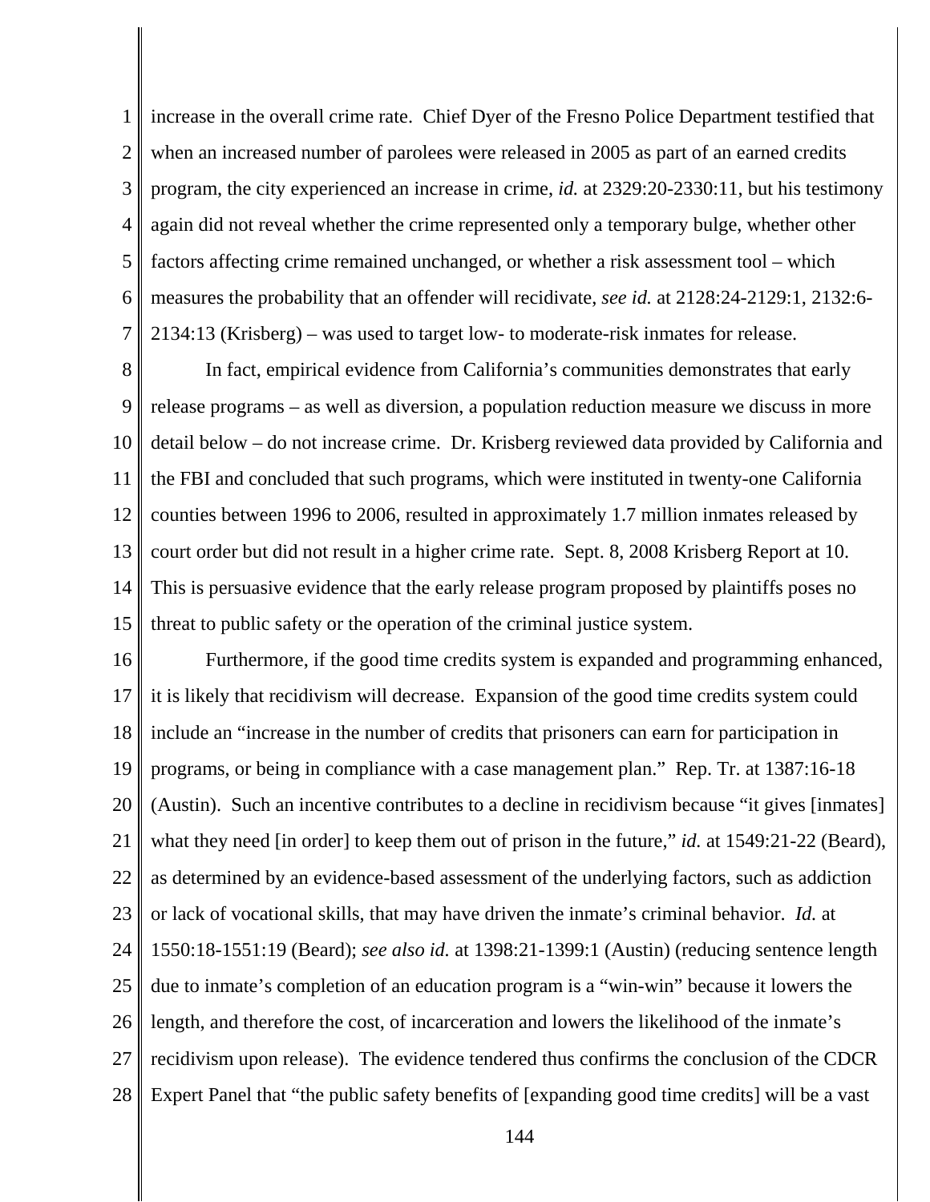increase in the overall crime rate. Chief Dyer of the Fresno Police Department testified that when an increased number of parolees were released in 2005 as part of an earned credits program, the city experienced an increase in crime, *id.* at 2329:20-2330:11, but his testimony again did not reveal whether the crime represented only a temporary bulge, whether other factors affecting crime remained unchanged, or whether a risk assessment tool – which measures the probability that an offender will recidivate, *see id.* at 2128:24-2129:1, 2132:6-2134:13 (Krisberg) – was used to target low- to moderate-risk inmates for release.

In fact, empirical evidence from California's communities demonstrates that early release programs – as well as diversion, a population reduction measure we discuss in more detail below – do not increase crime. Dr. Krisberg reviewed data provided by California and the FBI and concluded that such programs, which were instituted in twenty-one California counties between 1996 to 2006, resulted in approximately 1.7 million inmates released by court order but did not result in a higher crime rate. Sept. 8, 2008 Krisberg Report at 10. This is persuasive evidence that the early release program proposed by plaintiffs poses no threat to public safety or the operation of the criminal justice system.

Furthermore, if the good time credits system is expanded and programming enhanced, it is likely that recidivism will decrease. Expansion of the good time credits system could include an "increase in the number of credits that prisoners can earn for participation in programs, or being in compliance with a case management plan." Rep. Tr. at 1387:16-18 (Austin). Such an incentive contributes to a decline in recidivism because "it gives [inmates] what they need [in order] to keep them out of prison in the future," *id.* at 1549:21-22 (Beard), as determined by an evidence-based assessment of the underlying factors, such as addiction or lack of vocational skills, that may have driven the inmate's criminal behavior. *Id.* at 1550:18-1551:19 (Beard); *see also id.* at 1398:21-1399:1 (Austin) (reducing sentence length due to inmate's completion of an education program is a "win-win" because it lowers the length, and therefore the cost, of incarceration and lowers the likelihood of the inmate's recidivism upon release). The evidence tendered thus confirms the conclusion of the CDCR Expert Panel that "the public safety benefits of [expanding good time credits] will be a vast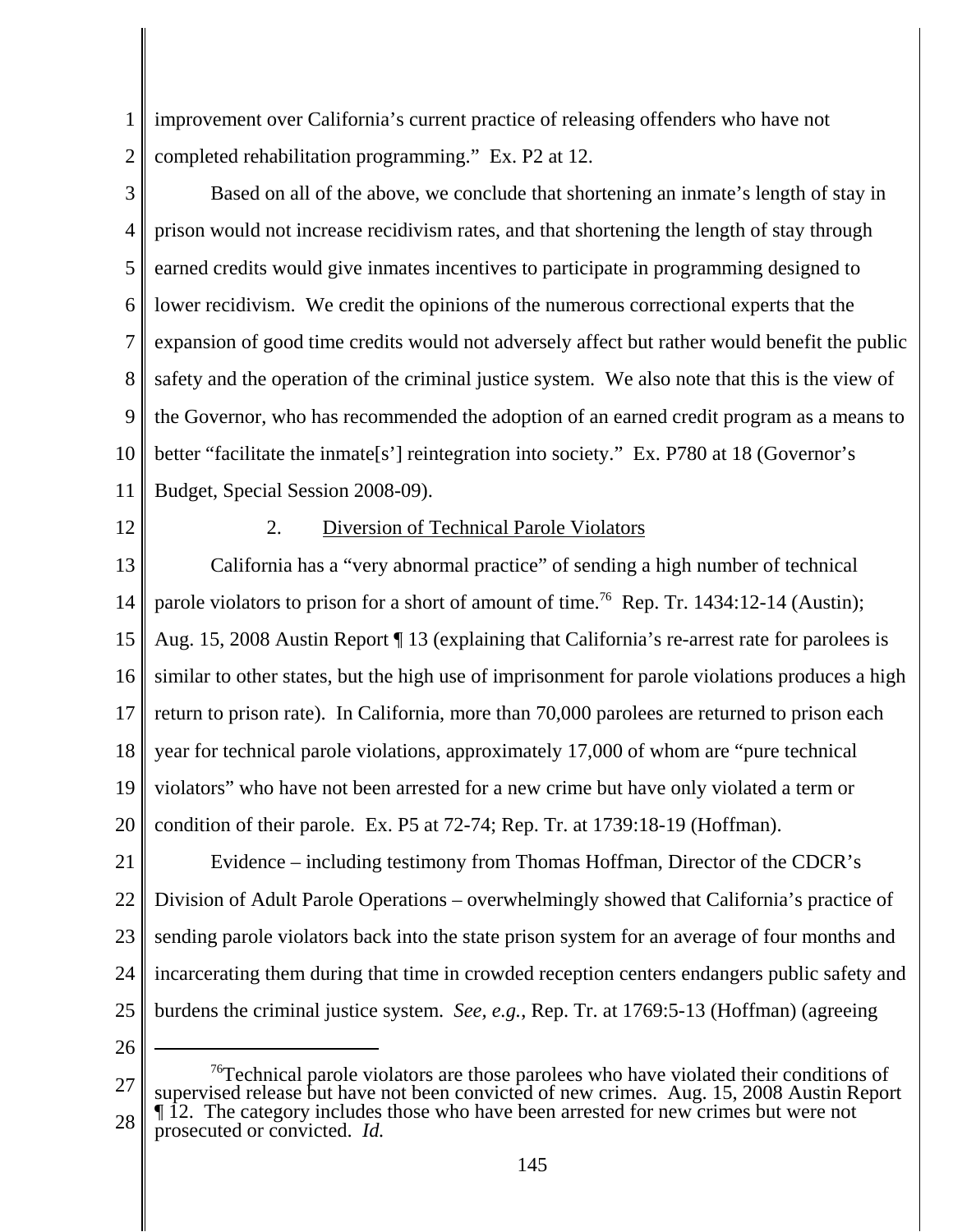improvement over California's current practice of releasing offenders who have not completed rehabilitation programming." Ex. P2 at 12.

Based on all of the above, we conclude that shortening an inmate's length of stay in prison would not increase recidivism rates, and that shortening the length of stay through earned credits would give inmates incentives to participate in programming designed to lower recidivism. We credit the opinions of the numerous correctional experts that the expansion of good time credits would not adversely affect but rather would benefit the public safety and the operation of the criminal justice system. We also note that this is the view of the Governor, who has recommended the adoption of an earned credit program as a means to better "facilitate the inmate[s'] reintegration into society." Ex. P780 at 18 (Governor's Budget, Special Session 2008-09).

2. Diversion of Technical Parole Violators

California has a "very abnormal practice" of sending a high number of technical parole violators to prison for a short of amount of time.[76] Rep. Tr. 1434:12-14 (Austin); Aug. 15, 2008 Austin Report ¶ 13 (explaining that California's re-arrest rate for parolees is similar to other states, but the high use of imprisonment for parole violations produces a high return to prison rate). In California, more than 70,000 parolees are returned to prison each year for technical parole violations, approximately 17,000 of whom are "pure technical violators" who have not been arrested for a new crime but have only violated a term or condition of their parole. Ex. P5 at 72-74; Rep. Tr. at 1739:18-19 (Hoffman).

Evidence – including testimony from Thomas Hoffman, Director of the CDCR's Division of Adult Parole Operations – overwhelmingly showed that California's practice of sending parole violators back into the state prison system for an average of four months and incarcerating them during that time in crowded reception centers endangers public safety and burdens the criminal justice system. *See, e.g.*, Rep. Tr. at 1769:5-13 (Hoffman) (agreeing

[76] Technical parole violators are those parolees who have violated their conditions of supervised release but have not been convicted of new crimes. Aug. 15, 2008 Austin Report ¶ 12. The category includes those who have been arrested for new crimes but were not prosecuted or convicted. *Id.*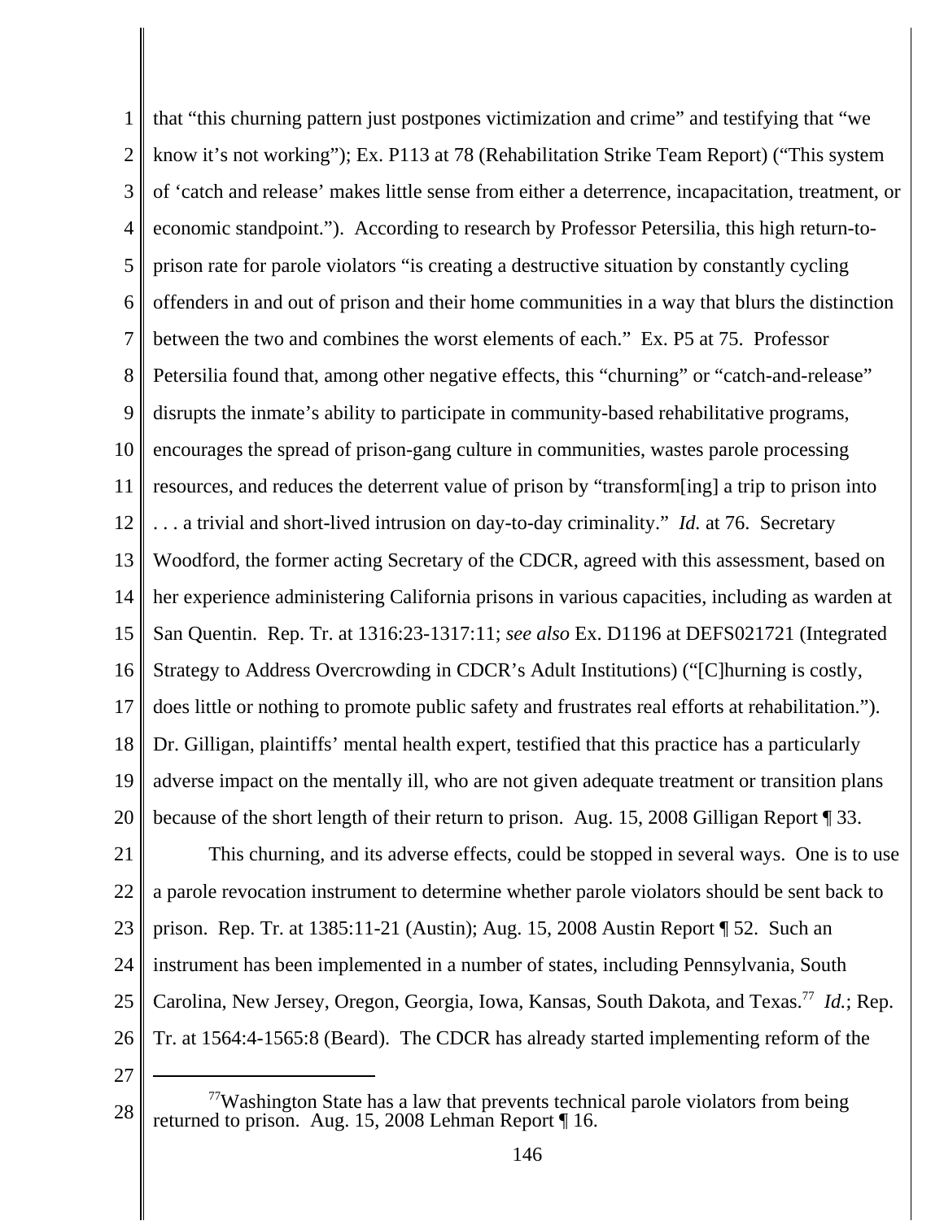that "this churning pattern just postpones victimization and crime" and testifying that "we know it's not working"); Ex. P113 at 78 (Rehabilitation Strike Team Report) ("This system of 'catch and release' makes little sense from either a deterrence, incapacitation, treatment, or economic standpoint."). According to research by Professor Petersilia, this high return-to-prison rate for parole violators "is creating a destructive situation by constantly cycling offenders in and out of prison and their home communities in a way that blurs the distinction between the two and combines the worst elements of each." Ex. P5 at 75. Professor Petersilia found that, among other negative effects, this "churning" or "catch-and-release" disrupts the inmate's ability to participate in community-based rehabilitative programs, encourages the spread of prison-gang culture in communities, wastes parole processing resources, and reduces the deterrent value of prison by "transform[ing] a trip to prison into . . . a trivial and short-lived intrusion on day-to-day criminality." *Id.* at 76. Secretary Woodford, the former acting Secretary of the CDCR, agreed with this assessment, based on her experience administering California prisons in various capacities, including as warden at San Quentin. Rep. Tr. at 1316:23-1317:11; *see also* Ex. D1196 at DEFS021721 (Integrated Strategy to Address Overcrowding in CDCR's Adult Institutions) ("[C]hurning is costly, does little or nothing to promote public safety and frustrates real efforts at rehabilitation."). Dr. Gilligan, plaintiffs' mental health expert, testified that this practice has a particularly adverse impact on the mentally ill, who are not given adequate treatment or transition plans because of the short length of their return to prison. Aug. 15, 2008 Gilligan Report ¶ 33.

This churning, and its adverse effects, could be stopped in several ways. One is to use a parole revocation instrument to determine whether parole violators should be sent back to prison. Rep. Tr. at 1385:11-21 (Austin); Aug. 15, 2008 Austin Report ¶ 52. Such an instrument has been implemented in a number of states, including Pennsylvania, South Carolina, New Jersey, Oregon, Georgia, Iowa, Kansas, South Dakota, and Texas.[77] *Id.*; Rep. Tr. at 1564:4-1565:8 (Beard). The CDCR has already started implementing reform of the

---

[77] Washington State has a law that prevents technical parole violators from being returned to prison. Aug. 15, 2008 Lehman Report ¶ 16.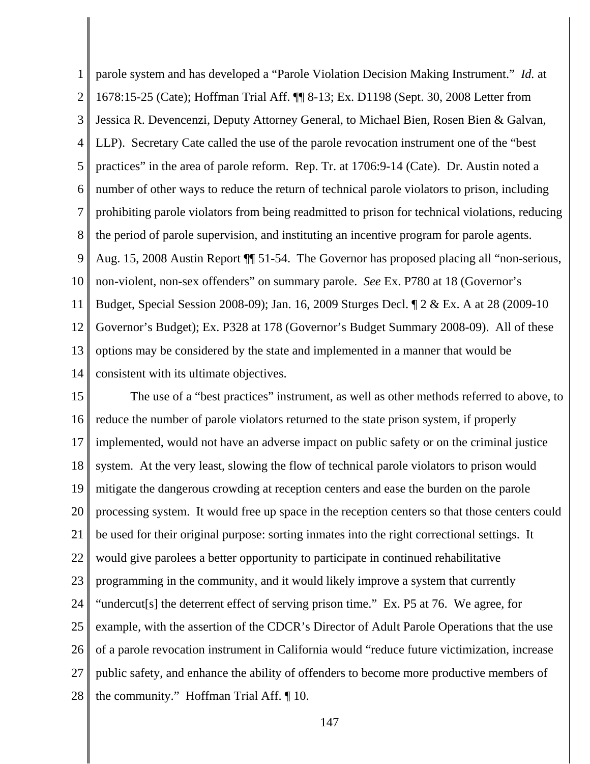parole system and has developed a "Parole Violation Decision Making Instrument." *Id.* at 1678:15-25 (Cate); Hoffman Trial Aff. ¶¶ 8-13; Ex. D1198 (Sept. 30, 2008 Letter from Jessica R. Devencenzi, Deputy Attorney General, to Michael Bien, Rosen Bien & Galvan, LLP). Secretary Cate called the use of the parole revocation instrument one of the "best practices" in the area of parole reform. Rep. Tr. at 1706:9-14 (Cate). Dr. Austin noted a number of other ways to reduce the return of technical parole violators to prison, including prohibiting parole violators from being readmitted to prison for technical violations, reducing the period of parole supervision, and instituting an incentive program for parole agents. Aug. 15, 2008 Austin Report ¶¶ 51-54. The Governor has proposed placing all "non-serious, non-violent, non-sex offenders" on summary parole. *See* Ex. P780 at 18 (Governor's Budget, Special Session 2008-09); Jan. 16, 2009 Sturges Decl. ¶ 2 & Ex. A at 28 (2009-10 Governor's Budget); Ex. P328 at 178 (Governor's Budget Summary 2008-09). All of these options may be considered by the state and implemented in a manner that would be consistent with its ultimate objectives.

The use of a "best practices" instrument, as well as other methods referred to above, to reduce the number of parole violators returned to the state prison system, if properly implemented, would not have an adverse impact on public safety or on the criminal justice system. At the very least, slowing the flow of technical parole violators to prison would mitigate the dangerous crowding at reception centers and ease the burden on the parole processing system. It would free up space in the reception centers so that those centers could be used for their original purpose: sorting inmates into the right correctional settings. It would give parolees a better opportunity to participate in continued rehabilitative programming in the community, and it would likely improve a system that currently "undercut[s] the deterrent effect of serving prison time." Ex. P5 at 76. We agree, for example, with the assertion of the CDCR's Director of Adult Parole Operations that the use of a parole revocation instrument in California would "reduce future victimization, increase public safety, and enhance the ability of offenders to become more productive members of the community." Hoffman Trial Aff. ¶ 10.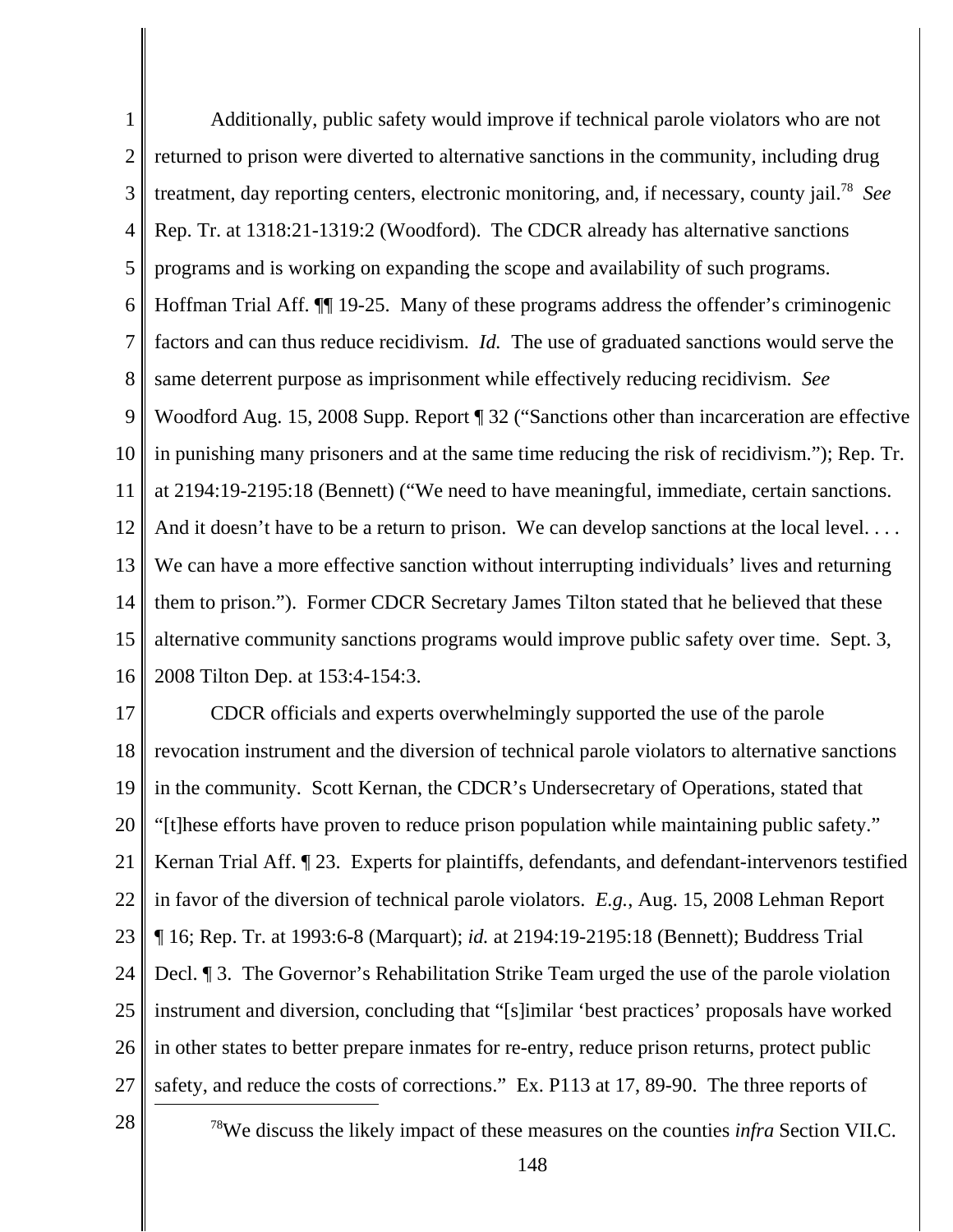Additionally, public safety would improve if technical parole violators who are not returned to prison were diverted to alternative sanctions in the community, including drug treatment, day reporting centers, electronic monitoring, and, if necessary, county jail.[78] *See* Rep. Tr. at 1318:21-1319:2 (Woodford). The CDCR already has alternative sanctions programs and is working on expanding the scope and availability of such programs. Hoffman Trial Aff. ¶¶ 19-25. Many of these programs address the offender's criminogenic factors and can thus reduce recidivism. *Id.* The use of graduated sanctions would serve the same deterrent purpose as imprisonment while effectively reducing recidivism. *See* Woodford Aug. 15, 2008 Supp. Report ¶ 32 ("Sanctions other than incarceration are effective in punishing many prisoners and at the same time reducing the risk of recidivism."); Rep. Tr. at 2194:19-2195:18 (Bennett) ("We need to have meaningful, immediate, certain sanctions. And it doesn't have to be a return to prison. We can develop sanctions at the local level. . . . We can have a more effective sanction without interrupting individuals' lives and returning them to prison."). Former CDCR Secretary James Tilton stated that he believed that these alternative community sanctions programs would improve public safety over time. Sept. 3, 2008 Tilton Dep. at 153:4-154:3.

CDCR officials and experts overwhelmingly supported the use of the parole revocation instrument and the diversion of technical parole violators to alternative sanctions in the community. Scott Kernan, the CDCR's Undersecretary of Operations, stated that "[t]hese efforts have proven to reduce prison population while maintaining public safety." Kernan Trial Aff. ¶ 23. Experts for plaintiffs, defendants, and defendant-intervenors testified in favor of the diversion of technical parole violators. *E.g.*, Aug. 15, 2008 Lehman Report ¶ 16; Rep. Tr. at 1993:6-8 (Marquart); *id.* at 2194:19-2195:18 (Bennett); Buddress Trial Decl. ¶ 3. The Governor's Rehabilitation Strike Team urged the use of the parole violation instrument and diversion, concluding that "[s]imilar 'best practices' proposals have worked in other states to better prepare inmates for re-entry, reduce prison returns, protect public safety, and reduce the costs of corrections." Ex. P113 at 17, 89-90. The three reports of

[78] We discuss the likely impact of these measures on the counties *infra* Section VII.C.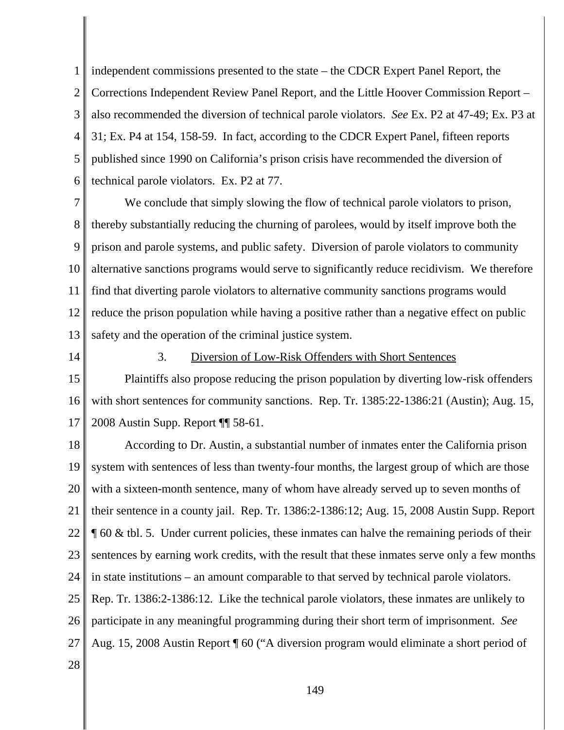independent commissions presented to the state – the CDCR Expert Panel Report, the Corrections Independent Review Panel Report, and the Little Hoover Commission Report – also recommended the diversion of technical parole violators. *See* Ex. P2 at 47-49; Ex. P3 at 31; Ex. P4 at 154, 158-59. In fact, according to the CDCR Expert Panel, fifteen reports published since 1990 on California's prison crisis have recommended the diversion of technical parole violators. Ex. P2 at 77.

We conclude that simply slowing the flow of technical parole violators to prison, thereby substantially reducing the churning of parolees, would by itself improve both the prison and parole systems, and public safety. Diversion of parole violators to community alternative sanctions programs would serve to significantly reduce recidivism. We therefore find that diverting parole violators to alternative community sanctions programs would reduce the prison population while having a positive rather than a negative effect on public safety and the operation of the criminal justice system.

### 3. Diversion of Low-Risk Offenders with Short Sentences

Plaintiffs also propose reducing the prison population by diverting low-risk offenders with short sentences for community sanctions. Rep. Tr. 1385:22-1386:21 (Austin); Aug. 15, 2008 Austin Supp. Report ¶¶ 58-61.

According to Dr. Austin, a substantial number of inmates enter the California prison system with sentences of less than twenty-four months, the largest group of which are those with a sixteen-month sentence, many of whom have already served up to seven months of their sentence in a county jail. Rep. Tr. 1386:2-1386:12; Aug. 15, 2008 Austin Supp. Report ¶ 60 & tbl. 5. Under current policies, these inmates can halve the remaining periods of their sentences by earning work credits, with the result that these inmates serve only a few months in state institutions – an amount comparable to that served by technical parole violators. Rep. Tr. 1386:2-1386:12. Like the technical parole violators, these inmates are unlikely to participate in any meaningful programming during their short term of imprisonment. *See* Aug. 15, 2008 Austin Report ¶ 60 ("A diversion program would eliminate a short period of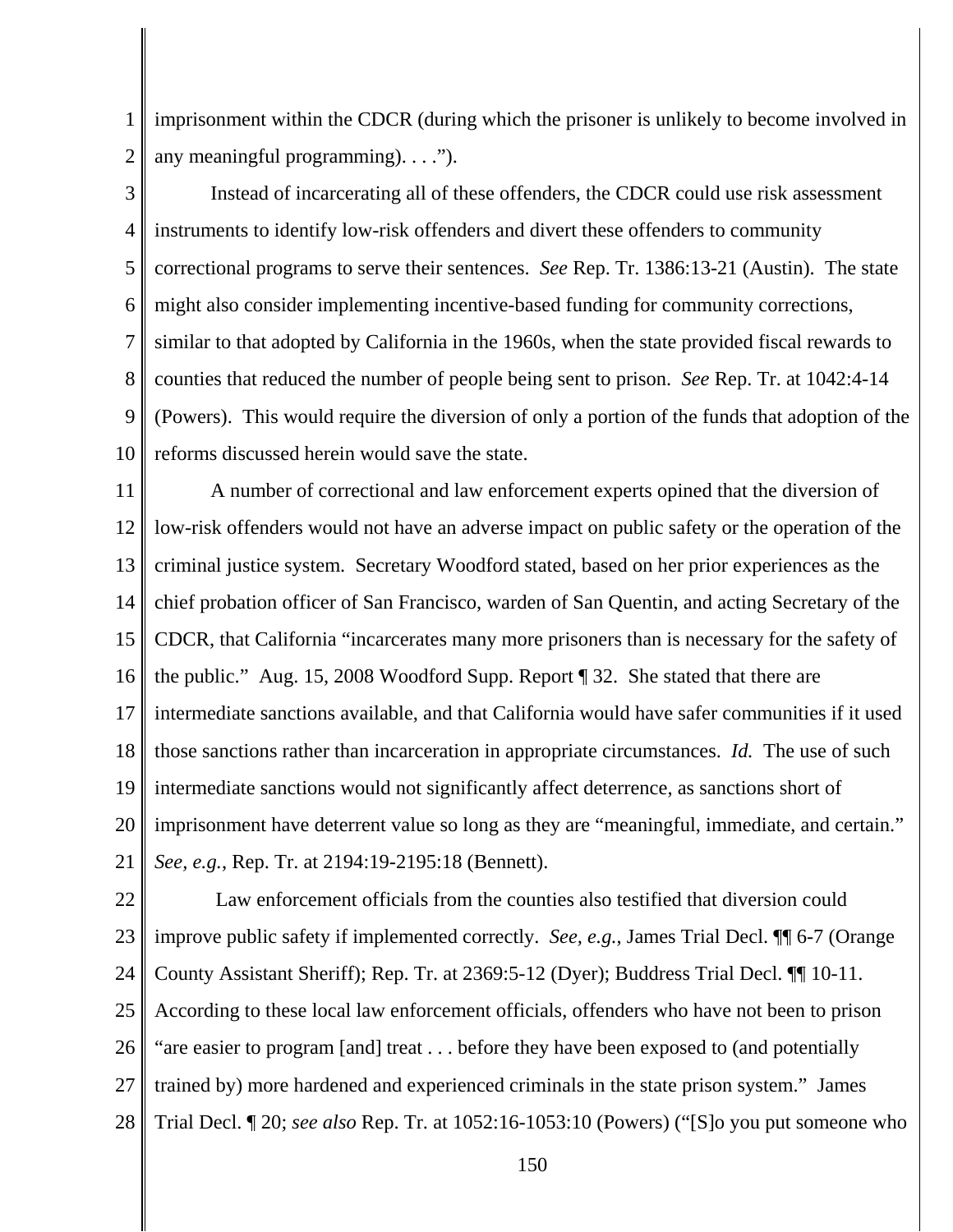imprisonment within the CDCR (during which the prisoner is unlikely to become involved in any meaningful programming). . . .").

Instead of incarcerating all of these offenders, the CDCR could use risk assessment instruments to identify low-risk offenders and divert these offenders to community correctional programs to serve their sentences. *See* Rep. Tr. 1386:13-21 (Austin). The state might also consider implementing incentive-based funding for community corrections, similar to that adopted by California in the 1960s, when the state provided fiscal rewards to counties that reduced the number of people being sent to prison. *See* Rep. Tr. at 1042:4-14 (Powers). This would require the diversion of only a portion of the funds that adoption of the reforms discussed herein would save the state.

A number of correctional and law enforcement experts opined that the diversion of low-risk offenders would not have an adverse impact on public safety or the operation of the criminal justice system. Secretary Woodford stated, based on her prior experiences as the chief probation officer of San Francisco, warden of San Quentin, and acting Secretary of the CDCR, that California "incarcerates many more prisoners than is necessary for the safety of the public." Aug. 15, 2008 Woodford Supp. Report ¶ 32. She stated that there are intermediate sanctions available, and that California would have safer communities if it used those sanctions rather than incarceration in appropriate circumstances. *Id.* The use of such intermediate sanctions would not significantly affect deterrence, as sanctions short of imprisonment have deterrent value so long as they are "meaningful, immediate, and certain." *See, e.g.*, Rep. Tr. at 2194:19-2195:18 (Bennett).

Law enforcement officials from the counties also testified that diversion could improve public safety if implemented correctly. *See, e.g.*, James Trial Decl. ¶¶ 6-7 (Orange County Assistant Sheriff); Rep. Tr. at 2369:5-12 (Dyer); Buddress Trial Decl. ¶¶ 10-11. According to these local law enforcement officials, offenders who have not been to prison "are easier to program [and] treat . . . before they have been exposed to (and potentially trained by) more hardened and experienced criminals in the state prison system." James Trial Decl. ¶ 20; *see also* Rep. Tr. at 1052:16-1053:10 (Powers) ("[S]o you put someone who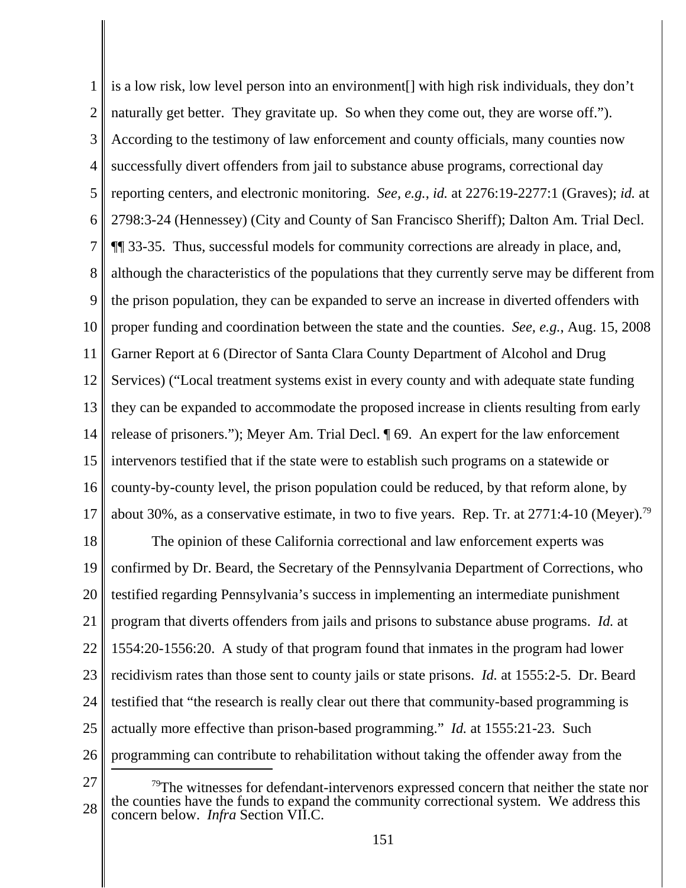is a low risk, low level person into an environment[] with high risk individuals, they don't naturally get better. They gravitate up. So when they come out, they are worse off."). According to the testimony of law enforcement and county officials, many counties now successfully divert offenders from jail to substance abuse programs, correctional day reporting centers, and electronic monitoring. *See, e.g.*, *id.* at 2276:19-2277:1 (Graves); *id.* at 2798:3-24 (Hennessey) (City and County of San Francisco Sheriff); Dalton Am. Trial Decl. ¶¶ 33-35. Thus, successful models for community corrections are already in place, and, although the characteristics of the populations that they currently serve may be different from the prison population, they can be expanded to serve an increase in diverted offenders with proper funding and coordination between the state and the counties. *See, e.g.*, Aug. 15, 2008 Garner Report at 6 (Director of Santa Clara County Department of Alcohol and Drug Services) ("Local treatment systems exist in every county and with adequate state funding they can be expanded to accommodate the proposed increase in clients resulting from early release of prisoners."); Meyer Am. Trial Decl. ¶ 69. An expert for the law enforcement intervenors testified that if the state were to establish such programs on a statewide or county-by-county level, the prison population could be reduced, by that reform alone, by about 30%, as a conservative estimate, in two to five years. Rep. Tr. at 2771:4-10 (Meyer).[79]

The opinion of these California correctional and law enforcement experts was confirmed by Dr. Beard, the Secretary of the Pennsylvania Department of Corrections, who testified regarding Pennsylvania's success in implementing an intermediate punishment program that diverts offenders from jails and prisons to substance abuse programs. *Id.* at 1554:20-1556:20. A study of that program found that inmates in the program had lower recidivism rates than those sent to county jails or state prisons. *Id.* at 1555:2-5. Dr. Beard testified that "the research is really clear out there that community-based programming is actually more effective than prison-based programming." *Id.* at 1555:21-23. Such programming can contribute to rehabilitation without taking the offender away from the

[79]The witnesses for defendant-intervenors expressed concern that neither the state nor the counties have the funds to expand the community correctional system. We address this concern below. *Infra* Section VII.C.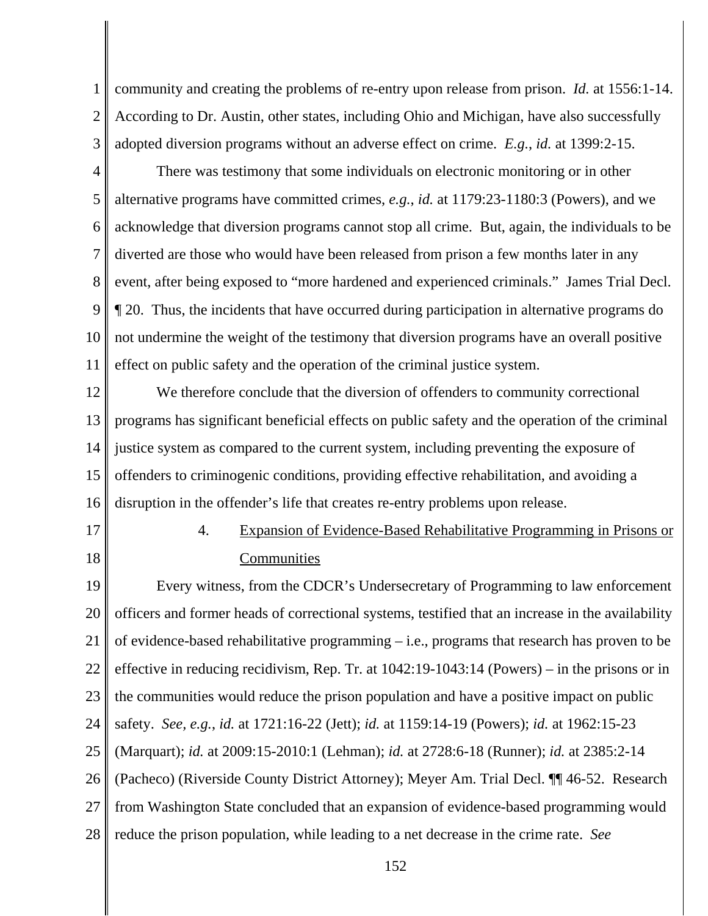community and creating the problems of re-entry upon release from prison. *Id.* at 1556:1-14. According to Dr. Austin, other states, including Ohio and Michigan, have also successfully adopted diversion programs without an adverse effect on crime. *E.g.*, *id.* at 1399:2-15.

There was testimony that some individuals on electronic monitoring or in other alternative programs have committed crimes, *e.g.*, *id.* at 1179:23-1180:3 (Powers), and we acknowledge that diversion programs cannot stop all crime. But, again, the individuals to be diverted are those who would have been released from prison a few months later in any event, after being exposed to "more hardened and experienced criminals." James Trial Decl. ¶ 20. Thus, the incidents that have occurred during participation in alternative programs do not undermine the weight of the testimony that diversion programs have an overall positive effect on public safety and the operation of the criminal justice system.

We therefore conclude that the diversion of offenders to community correctional programs has significant beneficial effects on public safety and the operation of the criminal justice system as compared to the current system, including preventing the exposure of offenders to criminogenic conditions, providing effective rehabilitation, and avoiding a disruption in the offender's life that creates re-entry problems upon release.

4. Expansion of Evidence-Based Rehabilitative Programming in Prisons or Communities

Every witness, from the CDCR's Undersecretary of Programming to law enforcement officers and former heads of correctional systems, testified that an increase in the availability of evidence-based rehabilitative programming – i.e., programs that research has proven to be effective in reducing recidivism, Rep. Tr. at 1042:19-1043:14 (Powers) – in the prisons or in the communities would reduce the prison population and have a positive impact on public safety. *See, e.g.*, *id.* at 1721:16-22 (Jett); *id.* at 1159:14-19 (Powers); *id.* at 1962:15-23 (Marquart); *id.* at 2009:15-2010:1 (Lehman); *id.* at 2728:6-18 (Runner); *id.* at 2385:2-14 (Pacheco) (Riverside County District Attorney); Meyer Am. Trial Decl. ¶¶ 46-52. Research from Washington State concluded that an expansion of evidence-based programming would reduce the prison population, while leading to a net decrease in the crime rate. *See*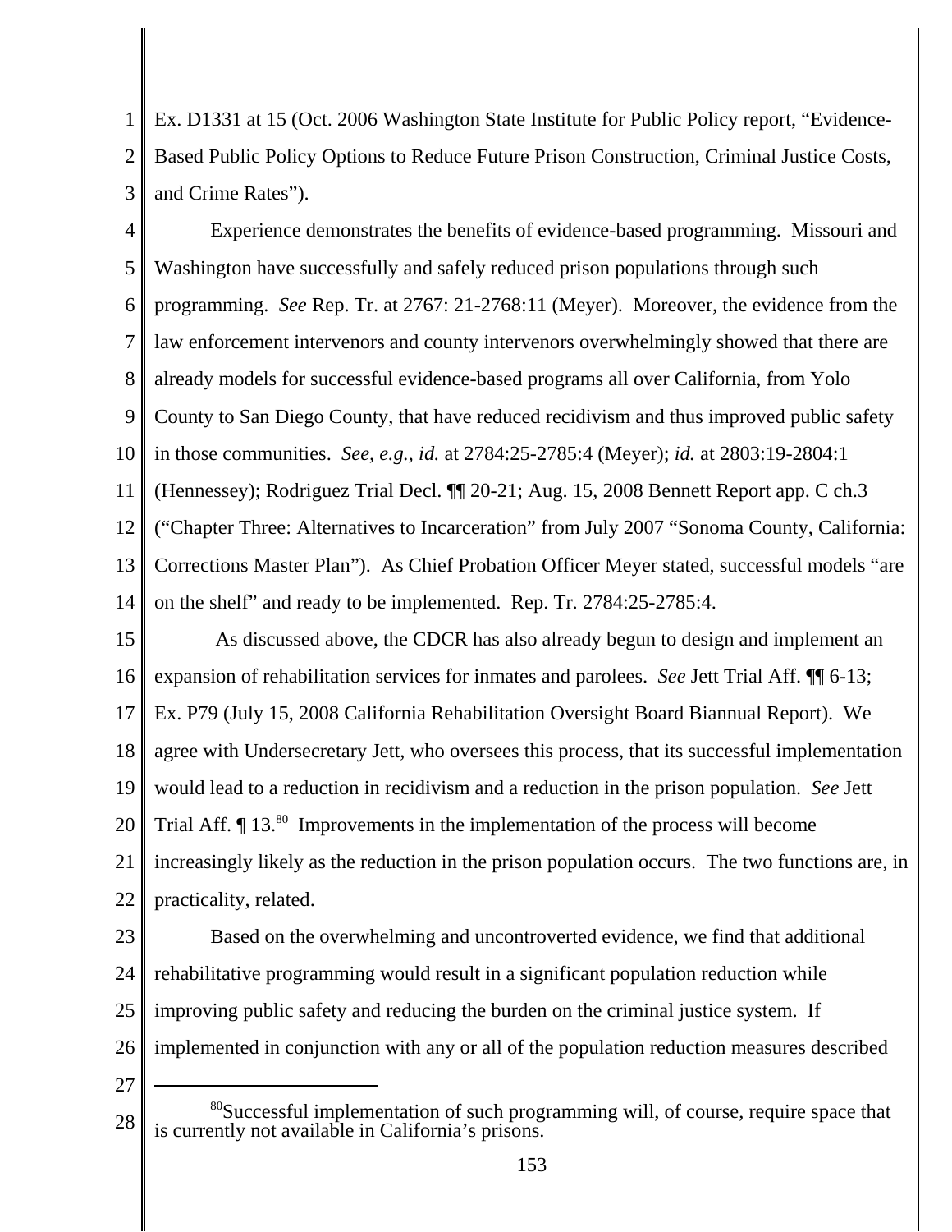Ex. D1331 at 15 (Oct. 2006 Washington State Institute for Public Policy report, "Evidence-Based Public Policy Options to Reduce Future Prison Construction, Criminal Justice Costs, and Crime Rates").

Experience demonstrates the benefits of evidence-based programming. Missouri and Washington have successfully and safely reduced prison populations through such programming. *See* Rep. Tr. at 2767: 21-2768:11 (Meyer). Moreover, the evidence from the law enforcement intervenors and county intervenors overwhelmingly showed that there are already models for successful evidence-based programs all over California, from Yolo County to San Diego County, that have reduced recidivism and thus improved public safety in those communities. *See, e.g.*, *id.* at 2784:25-2785:4 (Meyer); *id.* at 2803:19-2804:1 (Hennessey); Rodriguez Trial Decl. ¶¶ 20-21; Aug. 15, 2008 Bennett Report app. C ch.3 ("Chapter Three: Alternatives to Incarceration" from July 2007 "Sonoma County, California: Corrections Master Plan"). As Chief Probation Officer Meyer stated, successful models "are on the shelf" and ready to be implemented. Rep. Tr. 2784:25-2785:4.

As discussed above, the CDCR has also already begun to design and implement an expansion of rehabilitation services for inmates and parolees. *See* Jett Trial Aff. ¶¶ 6-13; Ex. P79 (July 15, 2008 California Rehabilitation Oversight Board Biannual Report). We agree with Undersecretary Jett, who oversees this process, that its successful implementation would lead to a reduction in recidivism and a reduction in the prison population. *See* Jett Trial Aff. ¶ 13.[80] Improvements in the implementation of the process will become increasingly likely as the reduction in the prison population occurs. The two functions are, in practicality, related.

Based on the overwhelming and uncontroverted evidence, we find that additional rehabilitative programming would result in a significant population reduction while improving public safety and reducing the burden on the criminal justice system. If implemented in conjunction with any or all of the population reduction measures described

---

[80]Successful implementation of such programming will, of course, require space that is currently not available in California's prisons.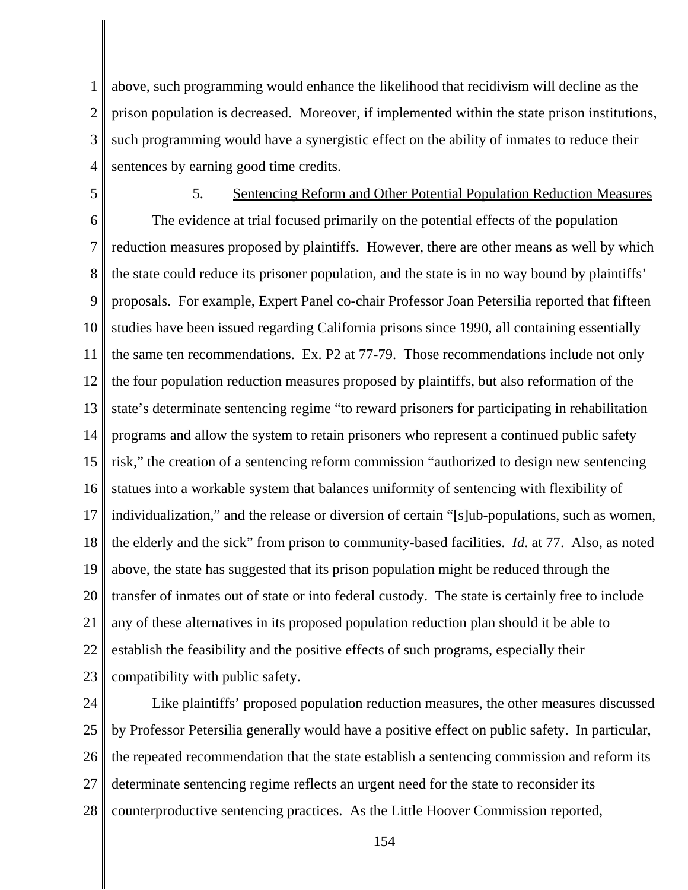above, such programming would enhance the likelihood that recidivism will decline as the prison population is decreased. Moreover, if implemented within the state prison institutions, such programming would have a synergistic effect on the ability of inmates to reduce their sentences by earning good time credits.

### 5. Sentencing Reform and Other Potential Population Reduction Measures

The evidence at trial focused primarily on the potential effects of the population reduction measures proposed by plaintiffs. However, there are other means as well by which the state could reduce its prisoner population, and the state is in no way bound by plaintiffs' proposals. For example, Expert Panel co-chair Professor Joan Petersilia reported that fifteen studies have been issued regarding California prisons since 1990, all containing essentially the same ten recommendations. Ex. P2 at 77-79. Those recommendations include not only the four population reduction measures proposed by plaintiffs, but also reformation of the state's determinate sentencing regime "to reward prisoners for participating in rehabilitation programs and allow the system to retain prisoners who represent a continued public safety risk," the creation of a sentencing reform commission "authorized to design new sentencing statues into a workable system that balances uniformity of sentencing with flexibility of individualization," and the release or diversion of certain "[s]ub-populations, such as women, the elderly and the sick" from prison to community-based facilities. *Id*. at 77. Also, as noted above, the state has suggested that its prison population might be reduced through the transfer of inmates out of state or into federal custody. The state is certainly free to include any of these alternatives in its proposed population reduction plan should it be able to establish the feasibility and the positive effects of such programs, especially their compatibility with public safety.

Like plaintiffs' proposed population reduction measures, the other measures discussed by Professor Petersilia generally would have a positive effect on public safety. In particular, the repeated recommendation that the state establish a sentencing commission and reform its determinate sentencing regime reflects an urgent need for the state to reconsider its counterproductive sentencing practices. As the Little Hoover Commission reported,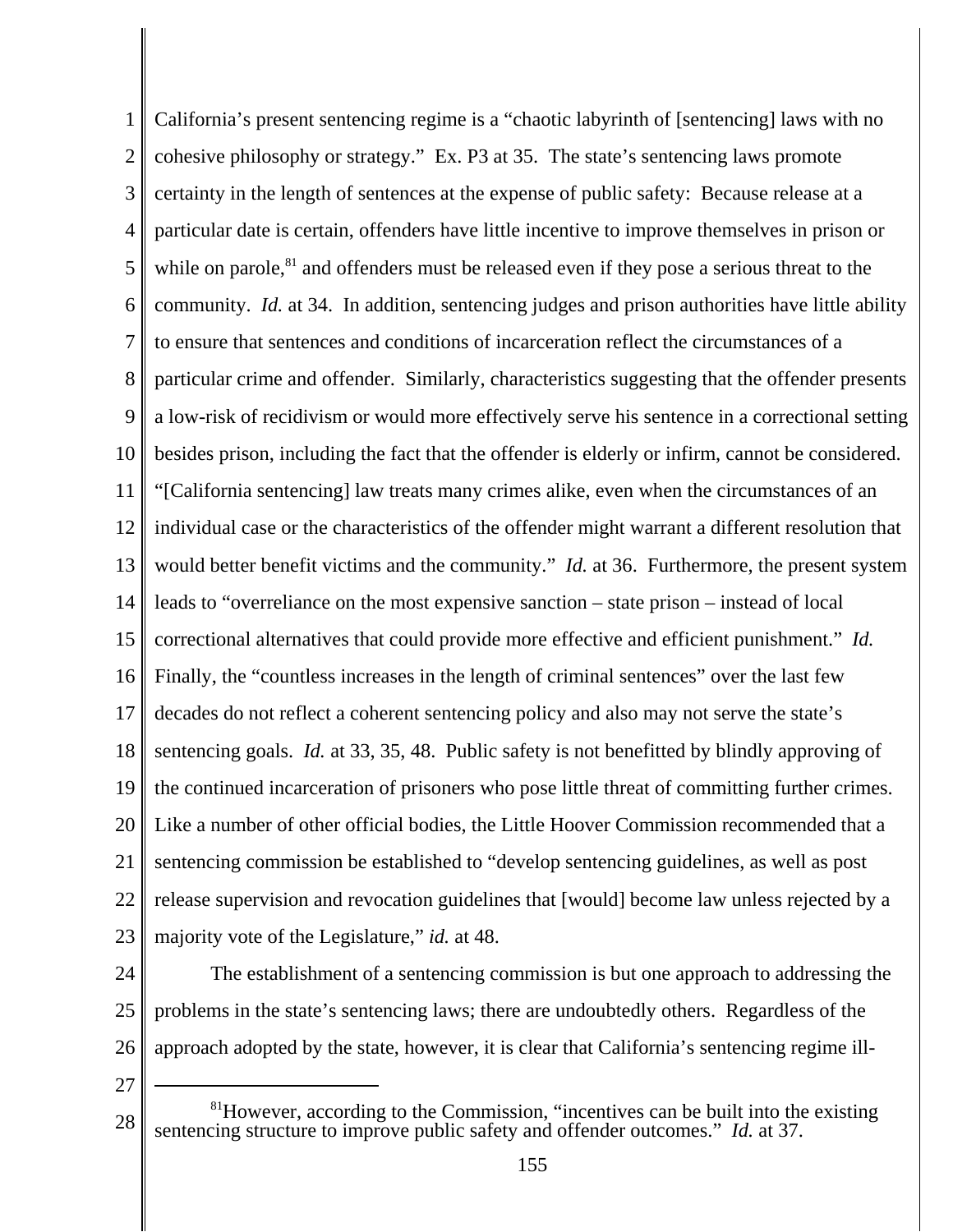California's present sentencing regime is a "chaotic labyrinth of [sentencing] laws with no cohesive philosophy or strategy." Ex. P3 at 35. The state's sentencing laws promote certainty in the length of sentences at the expense of public safety: Because release at a particular date is certain, offenders have little incentive to improve themselves in prison or while on parole,[81] and offenders must be released even if they pose a serious threat to the community. *Id.* at 34. In addition, sentencing judges and prison authorities have little ability to ensure that sentences and conditions of incarceration reflect the circumstances of a particular crime and offender. Similarly, characteristics suggesting that the offender presents a low-risk of recidivism or would more effectively serve his sentence in a correctional setting besides prison, including the fact that the offender is elderly or infirm, cannot be considered. "[California sentencing] law treats many crimes alike, even when the circumstances of an individual case or the characteristics of the offender might warrant a different resolution that would better benefit victims and the community." *Id.* at 36. Furthermore, the present system leads to "overreliance on the most expensive sanction – state prison – instead of local correctional alternatives that could provide more effective and efficient punishment." *Id.* Finally, the "countless increases in the length of criminal sentences" over the last few decades do not reflect a coherent sentencing policy and also may not serve the state's sentencing goals. *Id.* at 33, 35, 48. Public safety is not benefitted by blindly approving of the continued incarceration of prisoners who pose little threat of committing further crimes. Like a number of other official bodies, the Little Hoover Commission recommended that a sentencing commission be established to "develop sentencing guidelines, as well as post release supervision and revocation guidelines that [would] become law unless rejected by a majority vote of the Legislature," *id.* at 48.

The establishment of a sentencing commission is but one approach to addressing the problems in the state's sentencing laws; there are undoubtedly others. Regardless of the approach adopted by the state, however, it is clear that California's sentencing regime ill-

[81]However, according to the Commission, "incentives can be built into the existing sentencing structure to improve public safety and offender outcomes." *Id.* at 37.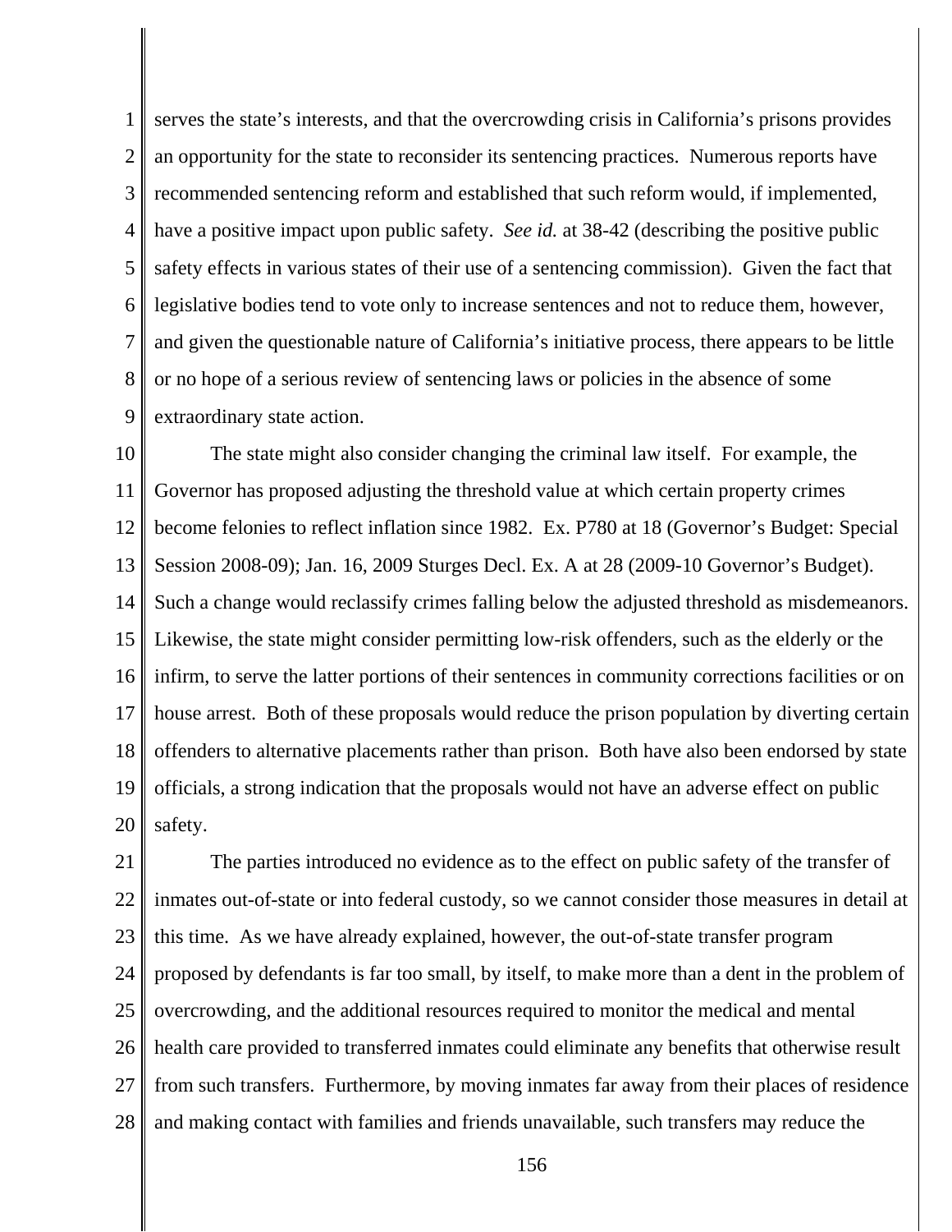serves the state's interests, and that the overcrowding crisis in California's prisons provides an opportunity for the state to reconsider its sentencing practices. Numerous reports have recommended sentencing reform and established that such reform would, if implemented, have a positive impact upon public safety. *See id.* at 38-42 (describing the positive public safety effects in various states of their use of a sentencing commission). Given the fact that legislative bodies tend to vote only to increase sentences and not to reduce them, however, and given the questionable nature of California's initiative process, there appears to be little or no hope of a serious review of sentencing laws or policies in the absence of some extraordinary state action.

The state might also consider changing the criminal law itself. For example, the Governor has proposed adjusting the threshold value at which certain property crimes become felonies to reflect inflation since 1982. Ex. P780 at 18 (Governor's Budget: Special Session 2008-09); Jan. 16, 2009 Sturges Decl. Ex. A at 28 (2009-10 Governor's Budget). Such a change would reclassify crimes falling below the adjusted threshold as misdemeanors. Likewise, the state might consider permitting low-risk offenders, such as the elderly or the infirm, to serve the latter portions of their sentences in community corrections facilities or on house arrest. Both of these proposals would reduce the prison population by diverting certain offenders to alternative placements rather than prison. Both have also been endorsed by state officials, a strong indication that the proposals would not have an adverse effect on public safety.

The parties introduced no evidence as to the effect on public safety of the transfer of inmates out-of-state or into federal custody, so we cannot consider those measures in detail at this time. As we have already explained, however, the out-of-state transfer program proposed by defendants is far too small, by itself, to make more than a dent in the problem of overcrowding, and the additional resources required to monitor the medical and mental health care provided to transferred inmates could eliminate any benefits that otherwise result from such transfers. Furthermore, by moving inmates far away from their places of residence and making contact with families and friends unavailable, such transfers may reduce the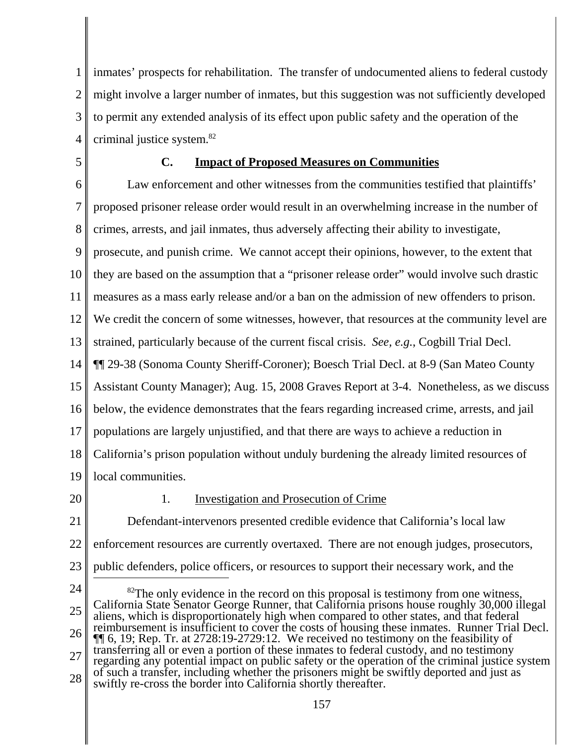inmates' prospects for rehabilitation. The transfer of undocumented aliens to federal custody might involve a larger number of inmates, but this suggestion was not sufficiently developed to permit any extended analysis of its effect upon public safety and the operation of the criminal justice system.[82]

### C. Impact of Proposed Measures on Communities

Law enforcement and other witnesses from the communities testified that plaintiffs' proposed prisoner release order would result in an overwhelming increase in the number of crimes, arrests, and jail inmates, thus adversely affecting their ability to investigate, prosecute, and punish crime. We cannot accept their opinions, however, to the extent that they are based on the assumption that a "prisoner release order" would involve such drastic measures as a mass early release and/or a ban on the admission of new offenders to prison. We credit the concern of some witnesses, however, that resources at the community level are strained, particularly because of the current fiscal crisis. *See, e.g.*, Cogbill Trial Decl. ¶¶ 29-38 (Sonoma County Sheriff-Coroner); Boesch Trial Decl. at 8-9 (San Mateo County Assistant County Manager); Aug. 15, 2008 Graves Report at 3-4. Nonetheless, as we discuss below, the evidence demonstrates that the fears regarding increased crime, arrests, and jail populations are largely unjustified, and that there are ways to achieve a reduction in California's prison population without unduly burdening the already limited resources of local communities.

#### 1. Investigation and Prosecution of Crime

Defendant-intervenors presented credible evidence that California's local law enforcement resources are currently overtaxed. There are not enough judges, prosecutors, public defenders, police officers, or resources to support their necessary work, and the

---

[82] The only evidence in the record on this proposal is testimony from one witness, California State Senator George Runner, that California prisons house roughly 30,000 illegal aliens, which is disproportionately high when compared to other states, and that federal reimbursement is insufficient to cover the costs of housing these inmates. Runner Trial Decl. ¶¶ 6, 19; Rep. Tr. at 2728:19-2729:12. We received no testimony on the feasibility of transferring all or even a portion of these inmates to federal custody, and no testimony regarding any potential impact on public safety or the operation of the criminal justice system of such a transfer, including whether the prisoners might be swiftly deported and just as swiftly re-cross the border into California shortly thereafter.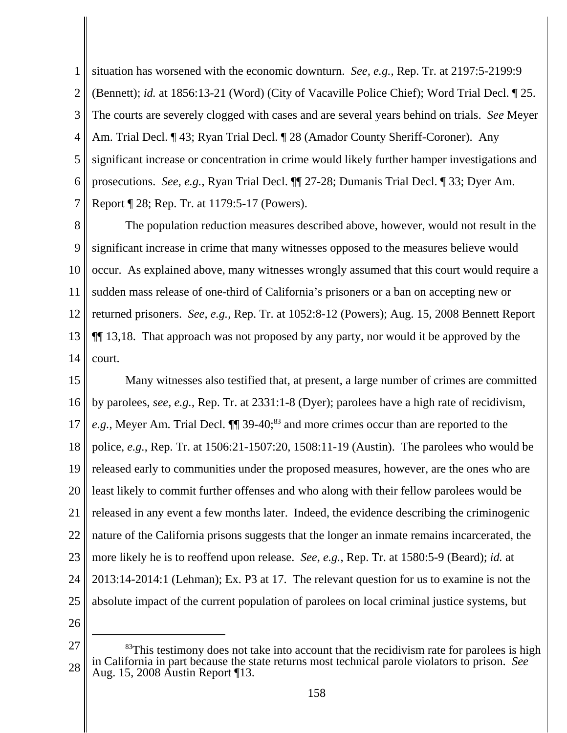situation has worsened with the economic downturn. *See, e.g.*, Rep. Tr. at 2197:5-2199:9 (Bennett); *id.* at 1856:13-21 (Word) (City of Vacaville Police Chief); Word Trial Decl. ¶ 25. The courts are severely clogged with cases and are several years behind on trials. *See* Meyer Am. Trial Decl. ¶ 43; Ryan Trial Decl. ¶ 28 (Amador County Sheriff-Coroner). Any significant increase or concentration in crime would likely further hamper investigations and prosecutions. *See, e.g.*, Ryan Trial Decl. ¶¶ 27-28; Dumanis Trial Decl. ¶ 33; Dyer Am. Report ¶ 28; Rep. Tr. at 1179:5-17 (Powers).

The population reduction measures described above, however, would not result in the significant increase in crime that many witnesses opposed to the measures believe would occur. As explained above, many witnesses wrongly assumed that this court would require a sudden mass release of one-third of California's prisoners or a ban on accepting new or returned prisoners. *See, e.g.*, Rep. Tr. at 1052:8-12 (Powers); Aug. 15, 2008 Bennett Report ¶¶ 13,18. That approach was not proposed by any party, nor would it be approved by the court.

Many witnesses also testified that, at present, a large number of crimes are committed by parolees, *see, e.g.*, Rep. Tr. at 2331:1-8 (Dyer); parolees have a high rate of recidivism, *e.g.*, Meyer Am. Trial Decl. ¶¶ 39-40;[83] and more crimes occur than are reported to the police, *e.g.*, Rep. Tr. at 1506:21-1507:20, 1508:11-19 (Austin). The parolees who would be released early to communities under the proposed measures, however, are the ones who are least likely to commit further offenses and who along with their fellow parolees would be released in any event a few months later. Indeed, the evidence describing the criminogenic nature of the California prisons suggests that the longer an inmate remains incarcerated, the more likely he is to reoffend upon release. *See, e.g.*, Rep. Tr. at 1580:5-9 (Beard); *id.* at 2013:14-2014:1 (Lehman); Ex. P3 at 17. The relevant question for us to examine is not the absolute impact of the current population of parolees on local criminal justice systems, but

---

[83] This testimony does not take into account that the recidivism rate for parolees is high in California in part because the state returns most technical parole violators to prison. *See* Aug. 15, 2008 Austin Report ¶13.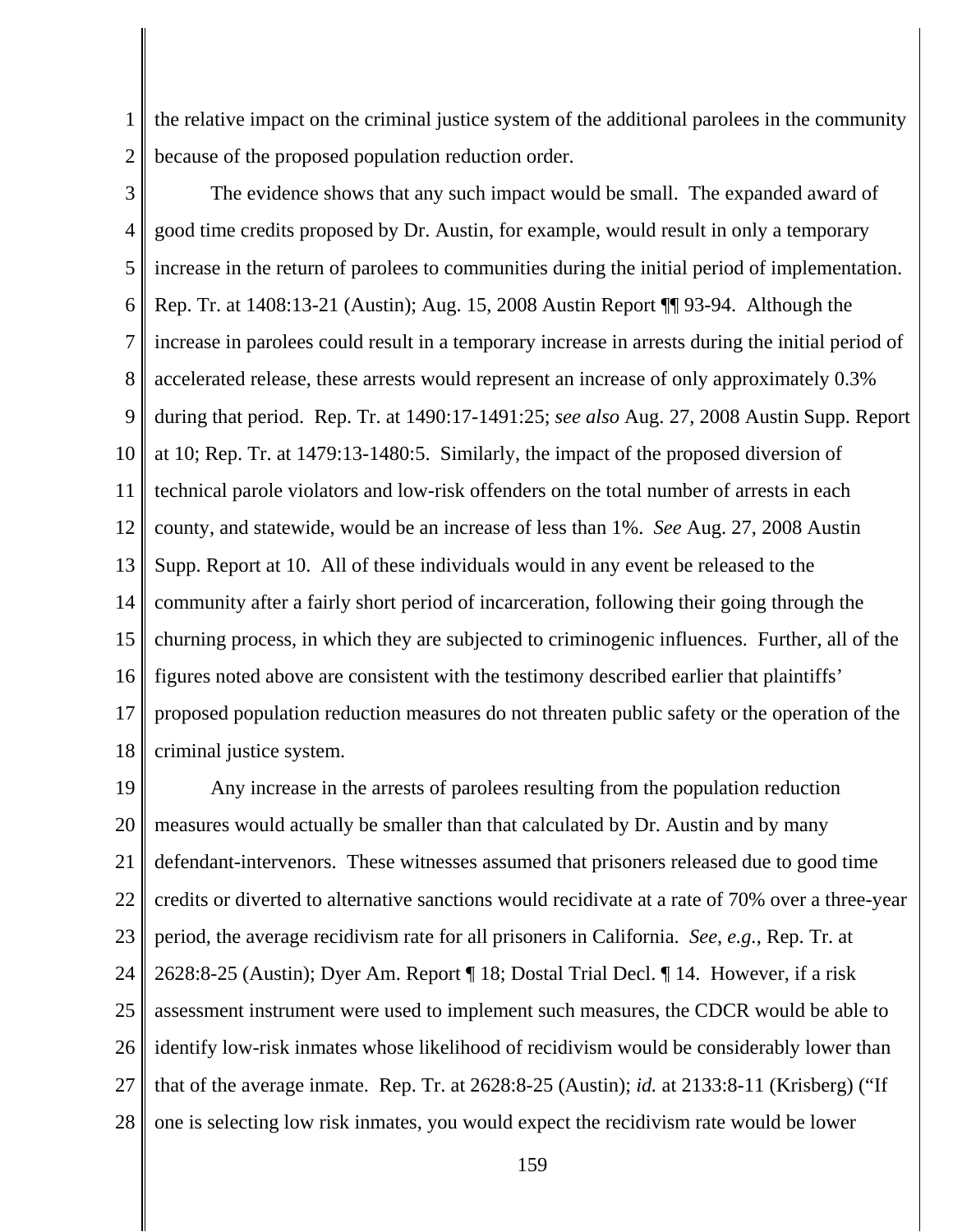the relative impact on the criminal justice system of the additional parolees in the community because of the proposed population reduction order.

The evidence shows that any such impact would be small. The expanded award of good time credits proposed by Dr. Austin, for example, would result in only a temporary increase in the return of parolees to communities during the initial period of implementation. Rep. Tr. at 1408:13-21 (Austin); Aug. 15, 2008 Austin Report ¶¶ 93-94. Although the increase in parolees could result in a temporary increase in arrests during the initial period of accelerated release, these arrests would represent an increase of only approximately 0.3% during that period. Rep. Tr. at 1490:17-1491:25; *see also* Aug. 27, 2008 Austin Supp. Report at 10; Rep. Tr. at 1479:13-1480:5. Similarly, the impact of the proposed diversion of technical parole violators and low-risk offenders on the total number of arrests in each county, and statewide, would be an increase of less than 1%. *See* Aug. 27, 2008 Austin Supp. Report at 10. All of these individuals would in any event be released to the community after a fairly short period of incarceration, following their going through the churning process, in which they are subjected to criminogenic influences. Further, all of the figures noted above are consistent with the testimony described earlier that plaintiffs' proposed population reduction measures do not threaten public safety or the operation of the criminal justice system.

Any increase in the arrests of parolees resulting from the population reduction measures would actually be smaller than that calculated by Dr. Austin and by many defendant-intervenors. These witnesses assumed that prisoners released due to good time credits or diverted to alternative sanctions would recidivate at a rate of 70% over a three-year period, the average recidivism rate for all prisoners in California. *See, e.g.*, Rep. Tr. at 2628:8-25 (Austin); Dyer Am. Report ¶ 18; Dostal Trial Decl. ¶ 14. However, if a risk assessment instrument were used to implement such measures, the CDCR would be able to identify low-risk inmates whose likelihood of recidivism would be considerably lower than that of the average inmate. Rep. Tr. at 2628:8-25 (Austin); *id.* at 2133:8-11 (Krisberg) ("If one is selecting low risk inmates, you would expect the recidivism rate would be lower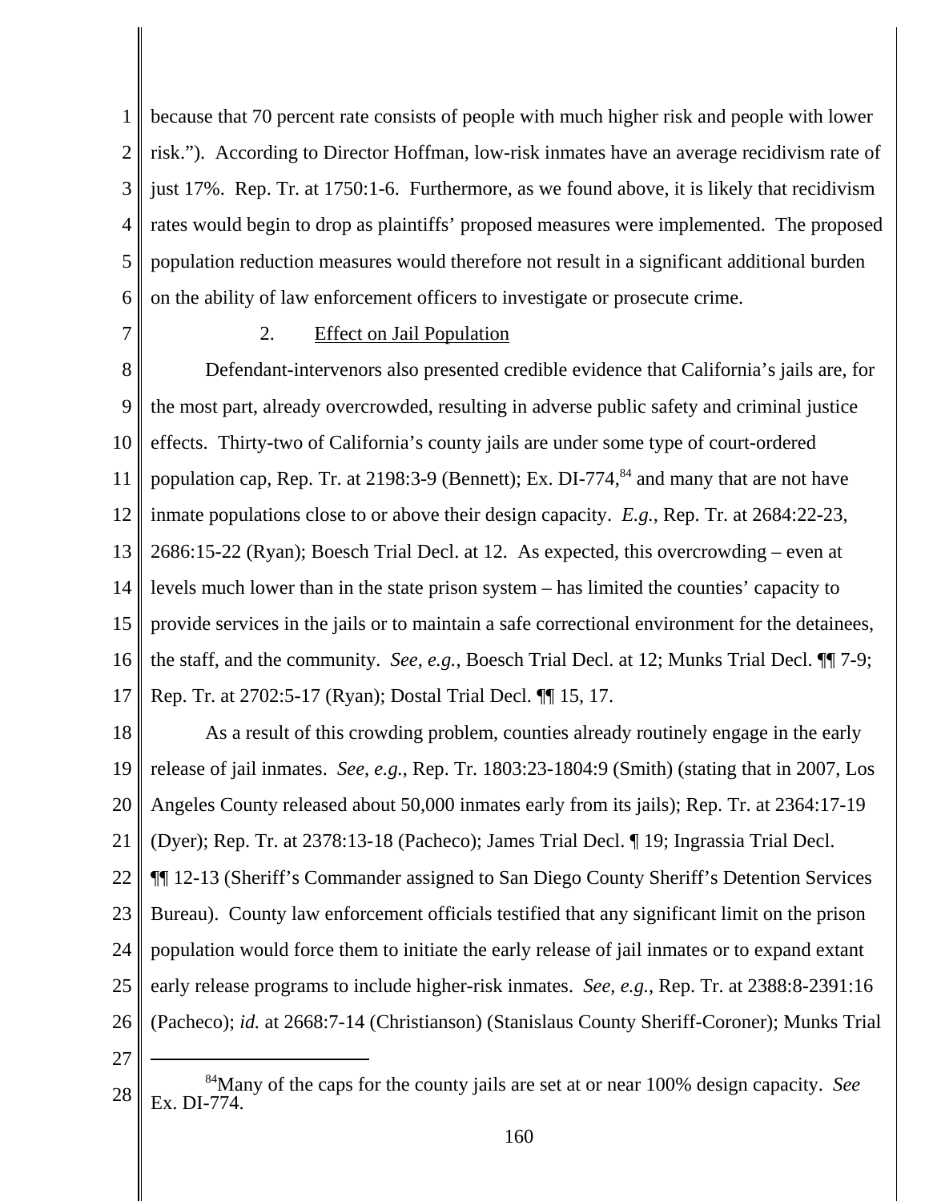because that 70 percent rate consists of people with much higher risk and people with lower risk."). According to Director Hoffman, low-risk inmates have an average recidivism rate of just 17%. Rep. Tr. at 1750:1-6. Furthermore, as we found above, it is likely that recidivism rates would begin to drop as plaintiffs' proposed measures were implemented. The proposed population reduction measures would therefore not result in a significant additional burden on the ability of law enforcement officers to investigate or prosecute crime.

2. Effect on Jail Population

Defendant-intervenors also presented credible evidence that California's jails are, for the most part, already overcrowded, resulting in adverse public safety and criminal justice effects. Thirty-two of California's county jails are under some type of court-ordered population cap, Rep. Tr. at 2198:3-9 (Bennett); Ex. DI-774,[84] and many that are not have inmate populations close to or above their design capacity. *E.g.*, Rep. Tr. at 2684:22-23, 2686:15-22 (Ryan); Boesch Trial Decl. at 12. As expected, this overcrowding – even at levels much lower than in the state prison system – has limited the counties' capacity to provide services in the jails or to maintain a safe correctional environment for the detainees, the staff, and the community. *See, e.g.*, Boesch Trial Decl. at 12; Munks Trial Decl. ¶¶ 7-9; Rep. Tr. at 2702:5-17 (Ryan); Dostal Trial Decl. ¶¶ 15, 17.

As a result of this crowding problem, counties already routinely engage in the early release of jail inmates. *See, e.g.*, Rep. Tr. 1803:23-1804:9 (Smith) (stating that in 2007, Los Angeles County released about 50,000 inmates early from its jails); Rep. Tr. at 2364:17-19 (Dyer); Rep. Tr. at 2378:13-18 (Pacheco); James Trial Decl. ¶ 19; Ingrassia Trial Decl. ¶¶ 12-13 (Sheriff's Commander assigned to San Diego County Sheriff's Detention Services Bureau). County law enforcement officials testified that any significant limit on the prison population would force them to initiate the early release of jail inmates or to expand extant early release programs to include higher-risk inmates. *See, e.g.*, Rep. Tr. at 2388:8-2391:16 (Pacheco); *id.* at 2668:7-14 (Christianson) (Stanislaus County Sheriff-Coroner); Munks Trial

---

[84] Many of the caps for the county jails are set at or near 100% design capacity. *See* Ex. DI-774.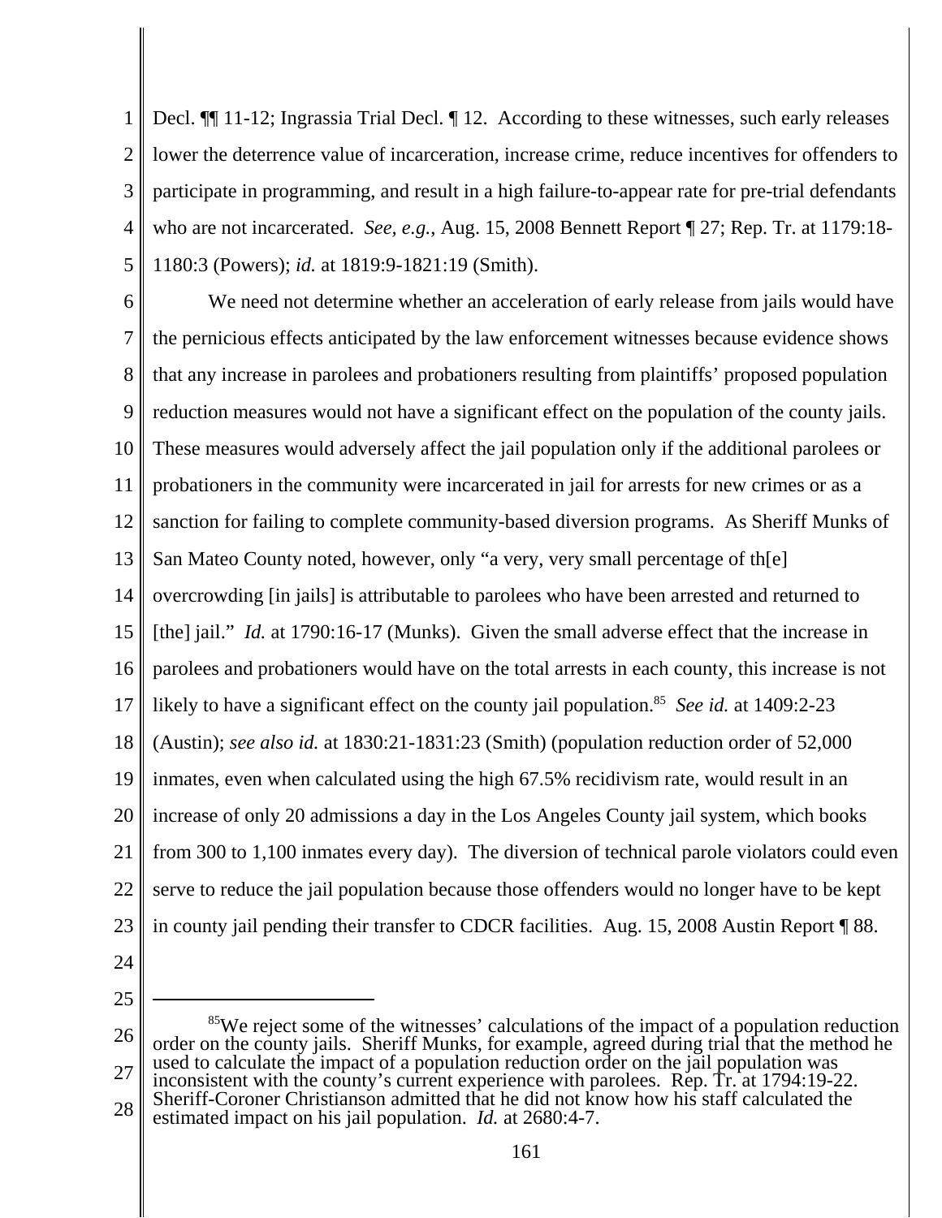Decl. ¶¶ 11-12; Ingrassia Trial Decl. ¶ 12. According to these witnesses, such early releases lower the deterrence value of incarceration, increase crime, reduce incentives for offenders to participate in programming, and result in a high failure-to-appear rate for pre-trial defendants who are not incarcerated. *See, e.g.*, Aug. 15, 2008 Bennett Report ¶ 27; Rep. Tr. at 1179:18-1180:3 (Powers); *id.* at 1819:9-1821:19 (Smith).

We need not determine whether an acceleration of early release from jails would have the pernicious effects anticipated by the law enforcement witnesses because evidence shows that any increase in parolees and probationers resulting from plaintiffs' proposed population reduction measures would not have a significant effect on the population of the county jails. These measures would adversely affect the jail population only if the additional parolees or probationers in the community were incarcerated in jail for arrests for new crimes or as a sanction for failing to complete community-based diversion programs. As Sheriff Munks of San Mateo County noted, however, only "a very, very small percentage of th[e] overcrowding [in jails] is attributable to parolees who have been arrested and returned to [the] jail." *Id.* at 1790:16-17 (Munks). Given the small adverse effect that the increase in parolees and probationers would have on the total arrests in each county, this increase is not likely to have a significant effect on the county jail population.[85] *See id.* at 1409:2-23 (Austin); *see also id.* at 1830:21-1831:23 (Smith) (population reduction order of 52,000 inmates, even when calculated using the high 67.5% recidivism rate, would result in an increase of only 20 admissions a day in the Los Angeles County jail system, which books from 300 to 1,100 inmates every day). The diversion of technical parole violators could even serve to reduce the jail population because those offenders would no longer have to be kept in county jail pending their transfer to CDCR facilities. Aug. 15, 2008 Austin Report ¶ 88.

---

[85] We reject some of the witnesses' calculations of the impact of a population reduction order on the county jails. Sheriff Munks, for example, agreed during trial that the method he used to calculate the impact of a population reduction order on the jail population was inconsistent with the county's current experience with parolees. Rep. Tr. at 1794:19-22. Sheriff-Coroner Christianson admitted that he did not know how his staff calculated the estimated impact on his jail population. *Id.* at 2680:4-7.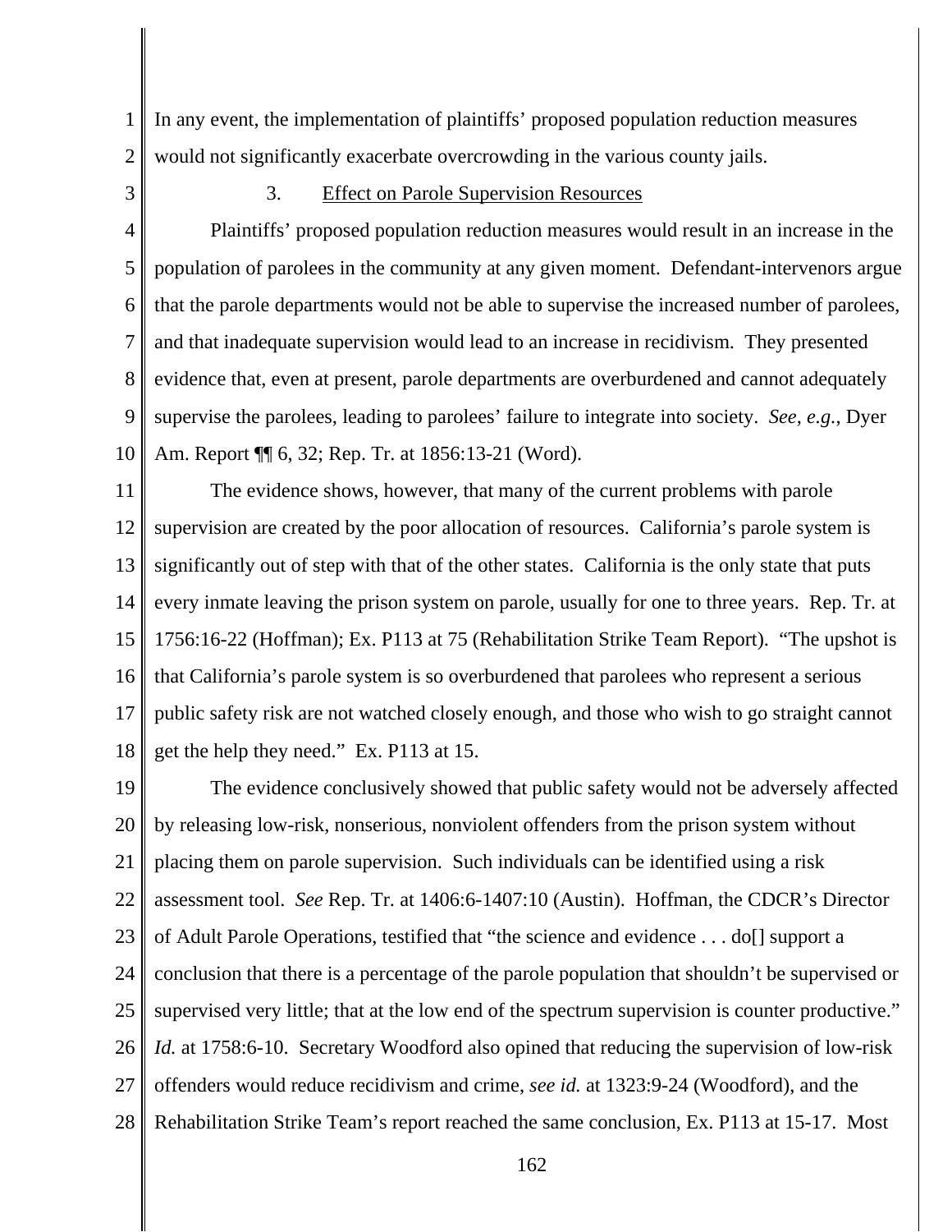In any event, the implementation of plaintiffs' proposed population reduction measures would not significantly exacerbate overcrowding in the various county jails.

3. Effect on Parole Supervision Resources

Plaintiffs' proposed population reduction measures would result in an increase in the population of parolees in the community at any given moment. Defendant-intervenors argue that the parole departments would not be able to supervise the increased number of parolees, and that inadequate supervision would lead to an increase in recidivism. They presented evidence that, even at present, parole departments are overburdened and cannot adequately supervise the parolees, leading to parolees' failure to integrate into society. *See, e.g.*, Dyer Am. Report ¶¶ 6, 32; Rep. Tr. at 1856:13-21 (Word).

The evidence shows, however, that many of the current problems with parole supervision are created by the poor allocation of resources. California's parole system is significantly out of step with that of the other states. California is the only state that puts every inmate leaving the prison system on parole, usually for one to three years. Rep. Tr. at 1756:16-22 (Hoffman); Ex. P113 at 75 (Rehabilitation Strike Team Report). "The upshot is that California's parole system is so overburdened that parolees who represent a serious public safety risk are not watched closely enough, and those who wish to go straight cannot get the help they need." Ex. P113 at 15.

The evidence conclusively showed that public safety would not be adversely affected by releasing low-risk, nonserious, nonviolent offenders from the prison system without placing them on parole supervision. Such individuals can be identified using a risk assessment tool. *See* Rep. Tr. at 1406:6-1407:10 (Austin). Hoffman, the CDCR's Director of Adult Parole Operations, testified that "the science and evidence . . . do[] support a conclusion that there is a percentage of the parole population that shouldn't be supervised or supervised very little; that at the low end of the spectrum supervision is counter productive." *Id.* at 1758:6-10. Secretary Woodford also opined that reducing the supervision of low-risk offenders would reduce recidivism and crime, *see id.* at 1323:9-24 (Woodford), and the Rehabilitation Strike Team's report reached the same conclusion, Ex. P113 at 15-17. Most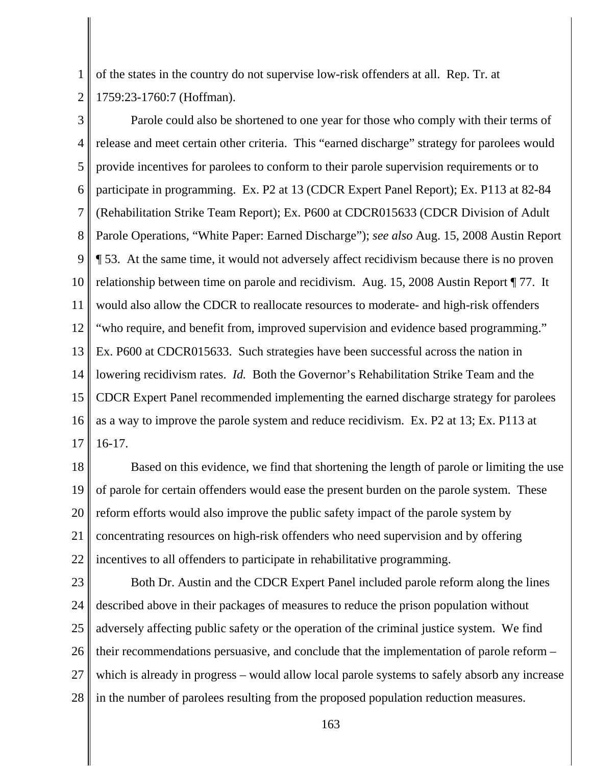of the states in the country do not supervise low-risk offenders at all. Rep. Tr. at 1759:23-1760:7 (Hoffman).

Parole could also be shortened to one year for those who comply with their terms of release and meet certain other criteria. This "earned discharge" strategy for parolees would provide incentives for parolees to conform to their parole supervision requirements or to participate in programming. Ex. P2 at 13 (CDCR Expert Panel Report); Ex. P113 at 82-84 (Rehabilitation Strike Team Report); Ex. P600 at CDCR015633 (CDCR Division of Adult Parole Operations, "White Paper: Earned Discharge"); *see also* Aug. 15, 2008 Austin Report ¶ 53. At the same time, it would not adversely affect recidivism because there is no proven relationship between time on parole and recidivism. Aug. 15, 2008 Austin Report ¶ 77. It would also allow the CDCR to reallocate resources to moderate- and high-risk offenders "who require, and benefit from, improved supervision and evidence based programming." Ex. P600 at CDCR015633. Such strategies have been successful across the nation in lowering recidivism rates. *Id.* Both the Governor's Rehabilitation Strike Team and the CDCR Expert Panel recommended implementing the earned discharge strategy for parolees as a way to improve the parole system and reduce recidivism. Ex. P2 at 13; Ex. P113 at 16-17.

Based on this evidence, we find that shortening the length of parole or limiting the use of parole for certain offenders would ease the present burden on the parole system. These reform efforts would also improve the public safety impact of the parole system by concentrating resources on high-risk offenders who need supervision and by offering incentives to all offenders to participate in rehabilitative programming.

Both Dr. Austin and the CDCR Expert Panel included parole reform along the lines described above in their packages of measures to reduce the prison population without adversely affecting public safety or the operation of the criminal justice system. We find their recommendations persuasive, and conclude that the implementation of parole reform – which is already in progress – would allow local parole systems to safely absorb any increase in the number of parolees resulting from the proposed population reduction measures.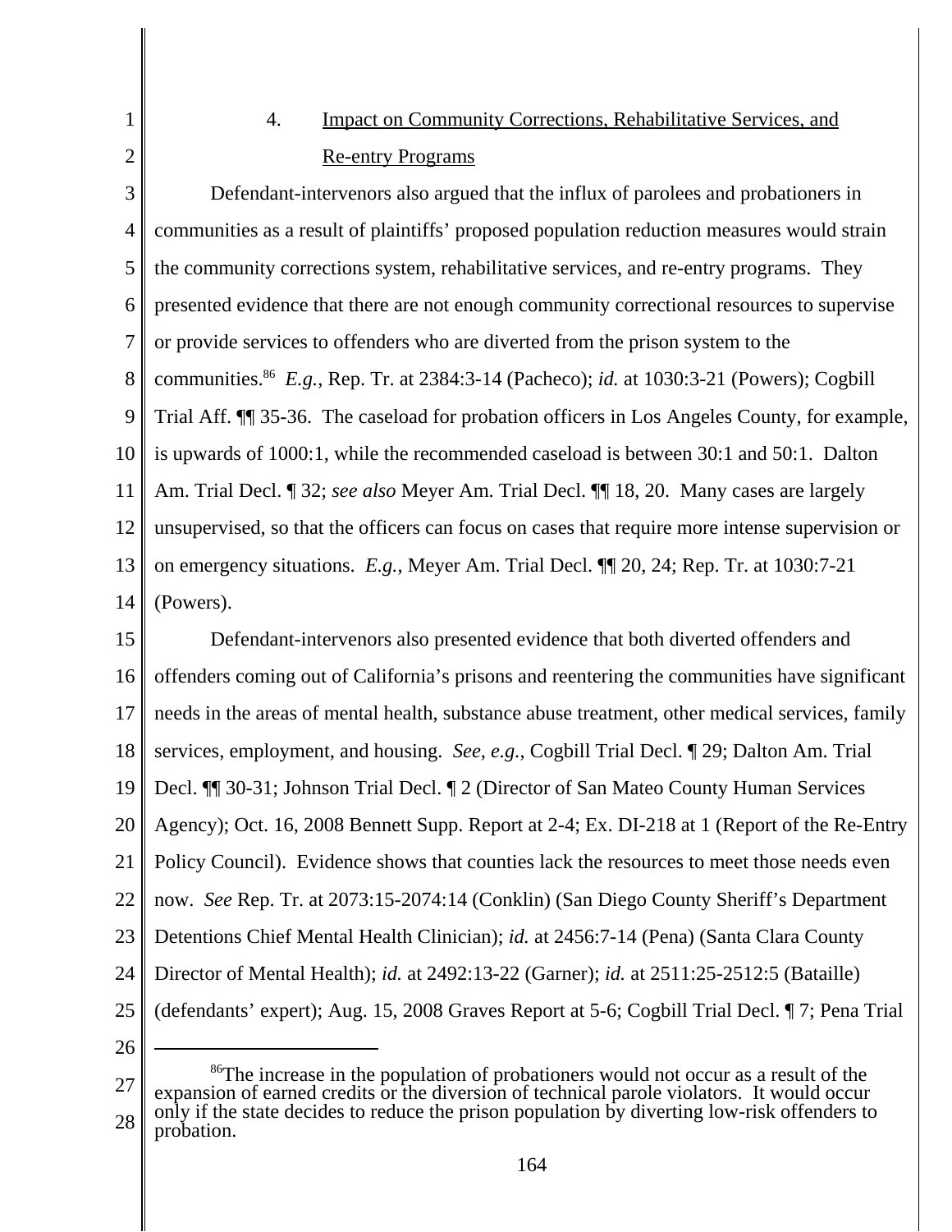### 4. Impact on Community Corrections, Rehabilitative Services, and Re-entry Programs

Defendant-intervenors also argued that the influx of parolees and probationers in communities as a result of plaintiffs' proposed population reduction measures would strain the community corrections system, rehabilitative services, and re-entry programs. They presented evidence that there are not enough community correctional resources to supervise or provide services to offenders who are diverted from the prison system to the communities.[86] *E.g.*, Rep. Tr. at 2384:3-14 (Pacheco); *id.* at 1030:3-21 (Powers); Cogbill Trial Aff. ¶¶ 35-36. The caseload for probation officers in Los Angeles County, for example, is upwards of 1000:1, while the recommended caseload is between 30:1 and 50:1. Dalton Am. Trial Decl. ¶ 32; *see also* Meyer Am. Trial Decl. ¶¶ 18, 20. Many cases are largely unsupervised, so that the officers can focus on cases that require more intense supervision or on emergency situations. *E.g.*, Meyer Am. Trial Decl. ¶¶ 20, 24; Rep. Tr. at 1030:7-21 (Powers).

Defendant-intervenors also presented evidence that both diverted offenders and offenders coming out of California's prisons and reentering the communities have significant needs in the areas of mental health, substance abuse treatment, other medical services, family services, employment, and housing. *See, e.g.*, Cogbill Trial Decl. ¶ 29; Dalton Am. Trial Decl. ¶¶ 30-31; Johnson Trial Decl. ¶ 2 (Director of San Mateo County Human Services Agency); Oct. 16, 2008 Bennett Supp. Report at 2-4; Ex. DI-218 at 1 (Report of the Re-Entry Policy Council). Evidence shows that counties lack the resources to meet those needs even now. *See* Rep. Tr. at 2073:15-2074:14 (Conklin) (San Diego County Sheriff's Department Detentions Chief Mental Health Clinician); *id.* at 2456:7-14 (Pena) (Santa Clara County Director of Mental Health); *id.* at 2492:13-22 (Garner); *id.* at 2511:25-2512:5 (Bataille) (defendants' expert); Aug. 15, 2008 Graves Report at 5-6; Cogbill Trial Decl. ¶ 7; Pena Trial

---

[86] The increase in the population of probationers would not occur as a result of the expansion of earned credits or the diversion of technical parole violators. It would occur only if the state decides to reduce the prison population by diverting low-risk offenders to probation.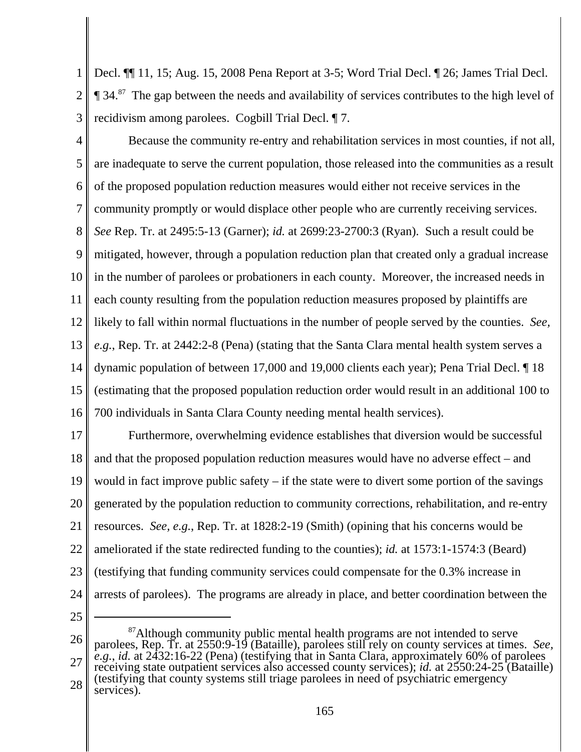Decl. ¶¶ 11, 15; Aug. 15, 2008 Pena Report at 3-5; Word Trial Decl. ¶ 26; James Trial Decl. ¶ 34.[87] The gap between the needs and availability of services contributes to the high level of recidivism among parolees. Cogbill Trial Decl. ¶ 7.

Because the community re-entry and rehabilitation services in most counties, if not all, are inadequate to serve the current population, those released into the communities as a result of the proposed population reduction measures would either not receive services in the community promptly or would displace other people who are currently receiving services. *See* Rep. Tr. at 2495:5-13 (Garner); *id.* at 2699:23-2700:3 (Ryan). Such a result could be mitigated, however, through a population reduction plan that created only a gradual increase in the number of parolees or probationers in each county. Moreover, the increased needs in each county resulting from the population reduction measures proposed by plaintiffs are likely to fall within normal fluctuations in the number of people served by the counties. *See, e.g.*, Rep. Tr. at 2442:2-8 (Pena) (stating that the Santa Clara mental health system serves a dynamic population of between 17,000 and 19,000 clients each year); Pena Trial Decl. ¶ 18 (estimating that the proposed population reduction order would result in an additional 100 to 700 individuals in Santa Clara County needing mental health services).

Furthermore, overwhelming evidence establishes that diversion would be successful and that the proposed population reduction measures would have no adverse effect – and would in fact improve public safety – if the state were to divert some portion of the savings generated by the population reduction to community corrections, rehabilitation, and re-entry resources. *See, e.g.*, Rep. Tr. at 1828:2-19 (Smith) (opining that his concerns would be ameliorated if the state redirected funding to the counties); *id.* at 1573:1-1574:3 (Beard) (testifying that funding community services could compensate for the 0.3% increase in arrests of parolees). The programs are already in place, and better coordination between the

---

[87] Although community public mental health programs are not intended to serve parolees, Rep. Tr. at 2550:9-19 (Bataille), parolees still rely on county services at times. *See, e.g.*, *id.* at 2432:16-22 (Pena) (testifying that in Santa Clara, approximately 60% of parolees receiving state outpatient services also accessed county services); *id.* at 2550:24-25 (Bataille) (testifying that county systems still triage parolees in need of psychiatric emergency services).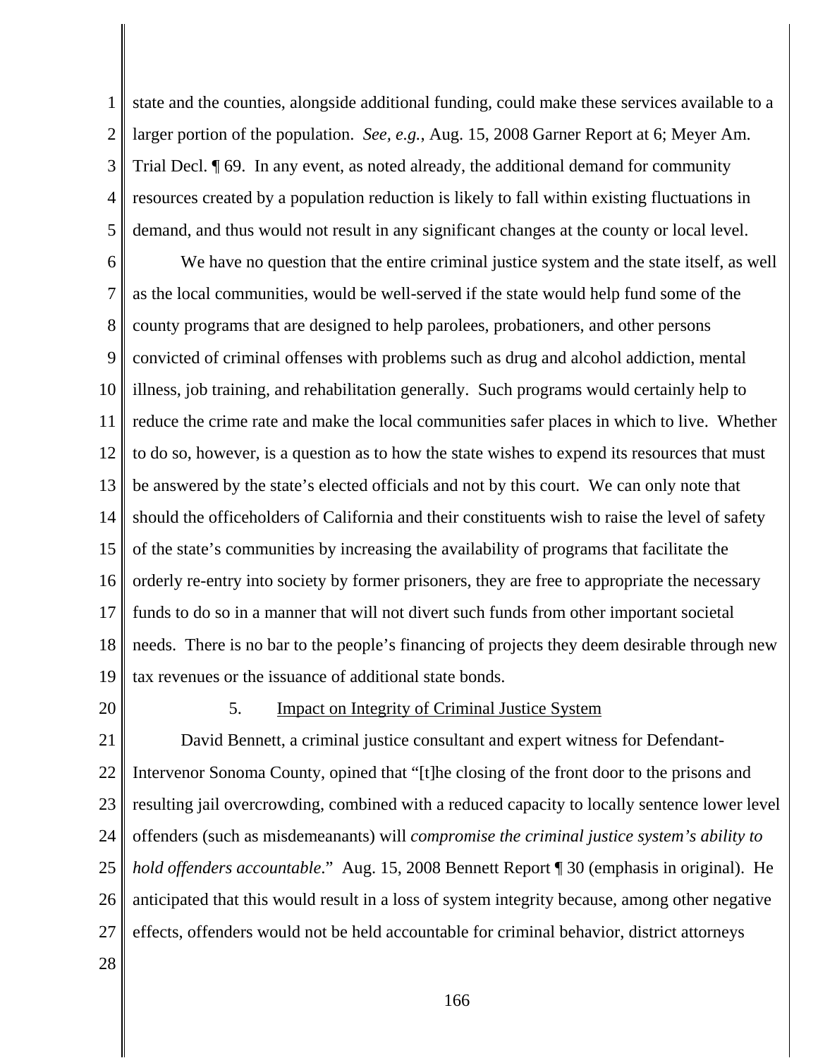state and the counties, alongside additional funding, could make these services available to a larger portion of the population. *See, e.g.*, Aug. 15, 2008 Garner Report at 6; Meyer Am. Trial Decl. ¶ 69. In any event, as noted already, the additional demand for community resources created by a population reduction is likely to fall within existing fluctuations in demand, and thus would not result in any significant changes at the county or local level.

We have no question that the entire criminal justice system and the state itself, as well as the local communities, would be well-served if the state would help fund some of the county programs that are designed to help parolees, probationers, and other persons convicted of criminal offenses with problems such as drug and alcohol addiction, mental illness, job training, and rehabilitation generally. Such programs would certainly help to reduce the crime rate and make the local communities safer places in which to live. Whether to do so, however, is a question as to how the state wishes to expend its resources that must be answered by the state's elected officials and not by this court. We can only note that should the officeholders of California and their constituents wish to raise the level of safety of the state's communities by increasing the availability of programs that facilitate the orderly re-entry into society by former prisoners, they are free to appropriate the necessary funds to do so in a manner that will not divert such funds from other important societal needs. There is no bar to the people's financing of projects they deem desirable through new tax revenues or the issuance of additional state bonds.

5. Impact on Integrity of Criminal Justice System

David Bennett, a criminal justice consultant and expert witness for Defendant-Intervenor Sonoma County, opined that "[t]he closing of the front door to the prisons and resulting jail overcrowding, combined with a reduced capacity to locally sentence lower level offenders (such as misdemeanants) will *compromise the criminal justice system's ability to hold offenders accountable*." Aug. 15, 2008 Bennett Report ¶ 30 (emphasis in original). He anticipated that this would result in a loss of system integrity because, among other negative effects, offenders would not be held accountable for criminal behavior, district attorneys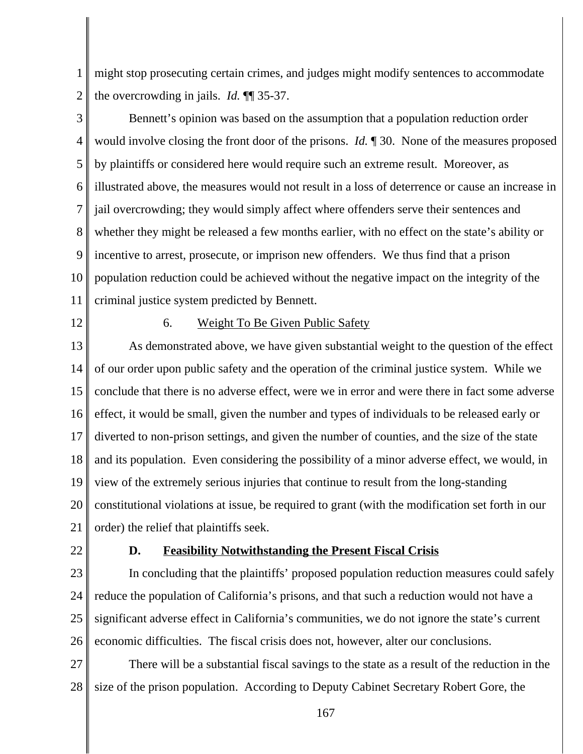might stop prosecuting certain crimes, and judges might modify sentences to accommodate the overcrowding in jails. *Id.* ¶¶ 35-37.

Bennett's opinion was based on the assumption that a population reduction order would involve closing the front door of the prisons. *Id.* ¶ 30. None of the measures proposed by plaintiffs or considered here would require such an extreme result. Moreover, as illustrated above, the measures would not result in a loss of deterrence or cause an increase in jail overcrowding; they would simply affect where offenders serve their sentences and whether they might be released a few months earlier, with no effect on the state's ability or incentive to arrest, prosecute, or imprison new offenders. We thus find that a prison population reduction could be achieved without the negative impact on the integrity of the criminal justice system predicted by Bennett.

#### 6. Weight To Be Given Public Safety

As demonstrated above, we have given substantial weight to the question of the effect of our order upon public safety and the operation of the criminal justice system. While we conclude that there is no adverse effect, were we in error and were there in fact some adverse effect, it would be small, given the number and types of individuals to be released early or diverted to non-prison settings, and given the number of counties, and the size of the state and its population. Even considering the possibility of a minor adverse effect, we would, in view of the extremely serious injuries that continue to result from the long-standing constitutional violations at issue, be required to grant (with the modification set forth in our order) the relief that plaintiffs seek.

### D. Feasibility Notwithstanding the Present Fiscal Crisis

In concluding that the plaintiffs' proposed population reduction measures could safely reduce the population of California's prisons, and that such a reduction would not have a significant adverse effect in California's communities, we do not ignore the state's current economic difficulties. The fiscal crisis does not, however, alter our conclusions.

There will be a substantial fiscal savings to the state as a result of the reduction in the size of the prison population. According to Deputy Cabinet Secretary Robert Gore, the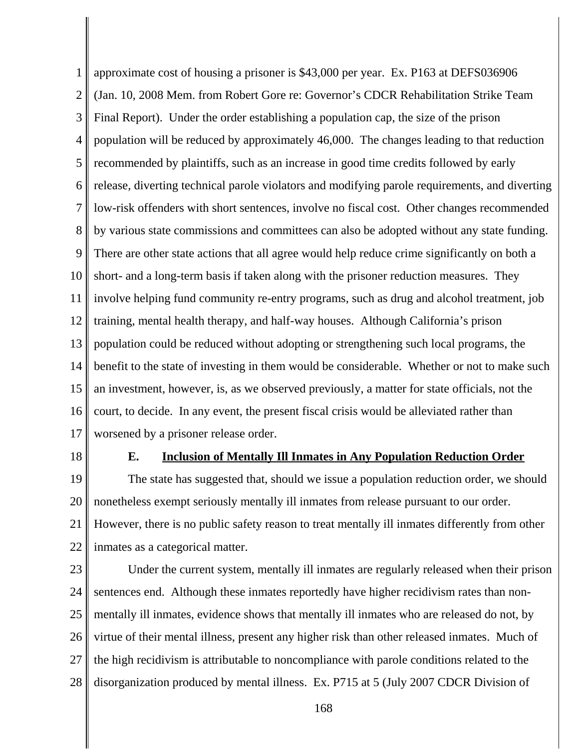approximate cost of housing a prisoner is $43,000 per year. Ex. P163 at DEFS036906 (Jan. 10, 2008 Mem. from Robert Gore re: Governor's CDCR Rehabilitation Strike Team Final Report). Under the order establishing a population cap, the size of the prison population will be reduced by approximately 46,000. The changes leading to that reduction recommended by plaintiffs, such as an increase in good time credits followed by early release, diverting technical parole violators and modifying parole requirements, and diverting low-risk offenders with short sentences, involve no fiscal cost. Other changes recommended by various state commissions and committees can also be adopted without any state funding. There are other state actions that all agree would help reduce crime significantly on both a short- and a long-term basis if taken along with the prisoner reduction measures. They involve helping fund community re-entry programs, such as drug and alcohol treatment, job training, mental health therapy, and half-way houses. Although California's prison population could be reduced without adopting or strengthening such local programs, the benefit to the state of investing in them would be considerable. Whether or not to make such an investment, however, is, as we observed previously, a matter for state officials, not the court, to decide. In any event, the present fiscal crisis would be alleviated rather than worsened by a prisoner release order.

### E. Inclusion of Mentally Ill Inmates in Any Population Reduction Order

The state has suggested that, should we issue a population reduction order, we should nonetheless exempt seriously mentally ill inmates from release pursuant to our order. However, there is no public safety reason to treat mentally ill inmates differently from other inmates as a categorical matter.

Under the current system, mentally ill inmates are regularly released when their prison sentences end. Although these inmates reportedly have higher recidivism rates than non-mentally ill inmates, evidence shows that mentally ill inmates who are released do not, by virtue of their mental illness, present any higher risk than other released inmates. Much of the high recidivism is attributable to noncompliance with parole conditions related to the disorganization produced by mental illness. Ex. P715 at 5 (July 2007 CDCR Division of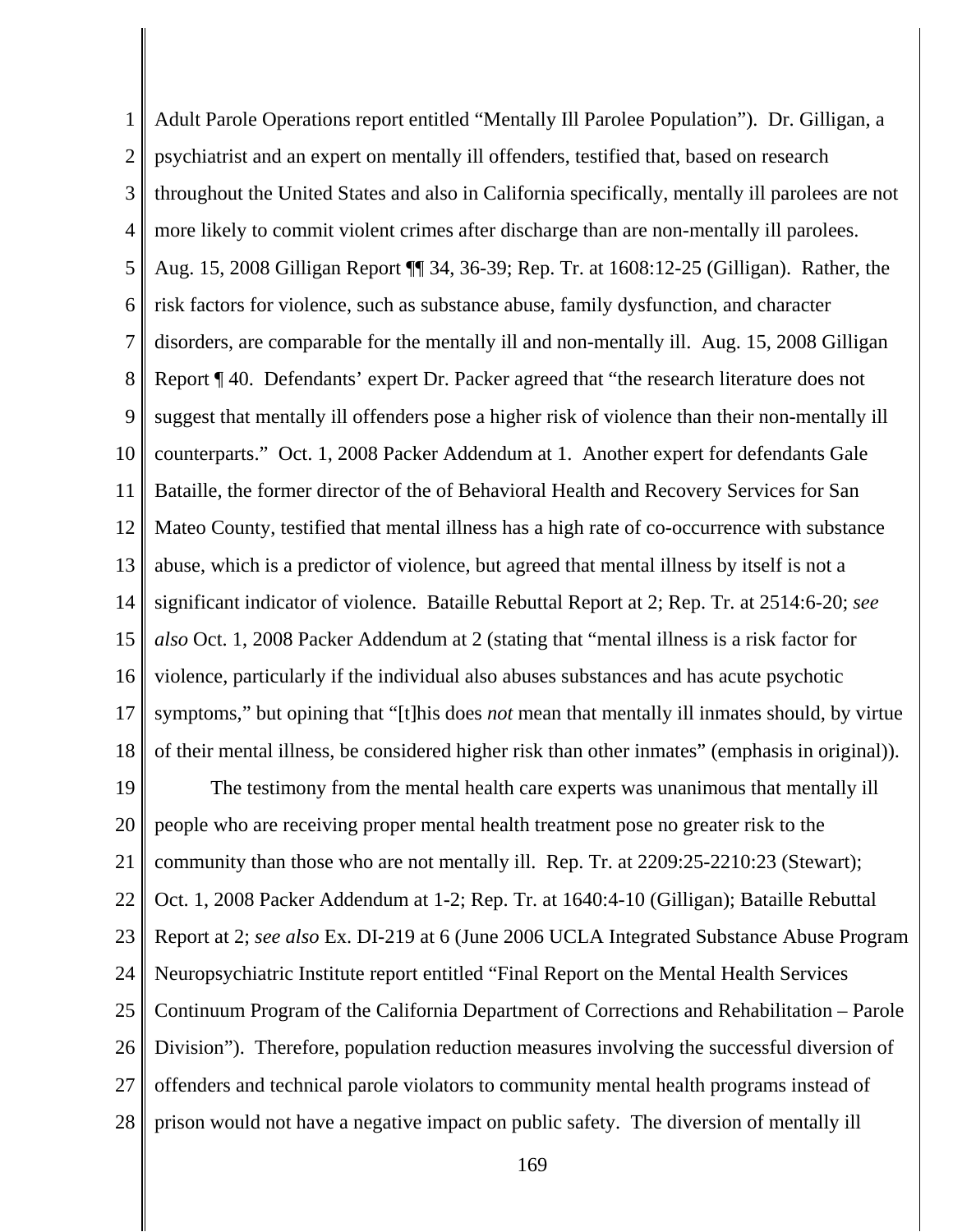Adult Parole Operations report entitled "Mentally Ill Parolee Population"). Dr. Gilligan, a psychiatrist and an expert on mentally ill offenders, testified that, based on research throughout the United States and also in California specifically, mentally ill parolees are not more likely to commit violent crimes after discharge than are non-mentally ill parolees. Aug. 15, 2008 Gilligan Report ¶¶ 34, 36-39; Rep. Tr. at 1608:12-25 (Gilligan). Rather, the risk factors for violence, such as substance abuse, family dysfunction, and character disorders, are comparable for the mentally ill and non-mentally ill. Aug. 15, 2008 Gilligan Report ¶ 40. Defendants' expert Dr. Packer agreed that "the research literature does not suggest that mentally ill offenders pose a higher risk of violence than their non-mentally ill counterparts." Oct. 1, 2008 Packer Addendum at 1. Another expert for defendants Gale Bataille, the former director of the of Behavioral Health and Recovery Services for San Mateo County, testified that mental illness has a high rate of co-occurrence with substance abuse, which is a predictor of violence, but agreed that mental illness by itself is not a significant indicator of violence. Bataille Rebuttal Report at 2; Rep. Tr. at 2514:6-20; *see also* Oct. 1, 2008 Packer Addendum at 2 (stating that "mental illness is a risk factor for violence, particularly if the individual also abuses substances and has acute psychotic symptoms," but opining that "[t]his does *not* mean that mentally ill inmates should, by virtue of their mental illness, be considered higher risk than other inmates" (emphasis in original)).

The testimony from the mental health care experts was unanimous that mentally ill people who are receiving proper mental health treatment pose no greater risk to the community than those who are not mentally ill. Rep. Tr. at 2209:25-2210:23 (Stewart); Oct. 1, 2008 Packer Addendum at 1-2; Rep. Tr. at 1640:4-10 (Gilligan); Bataille Rebuttal Report at 2; *see also* Ex. DI-219 at 6 (June 2006 UCLA Integrated Substance Abuse Program Neuropsychiatric Institute report entitled "Final Report on the Mental Health Services Continuum Program of the California Department of Corrections and Rehabilitation – Parole Division"). Therefore, population reduction measures involving the successful diversion of offenders and technical parole violators to community mental health programs instead of prison would not have a negative impact on public safety. The diversion of mentally ill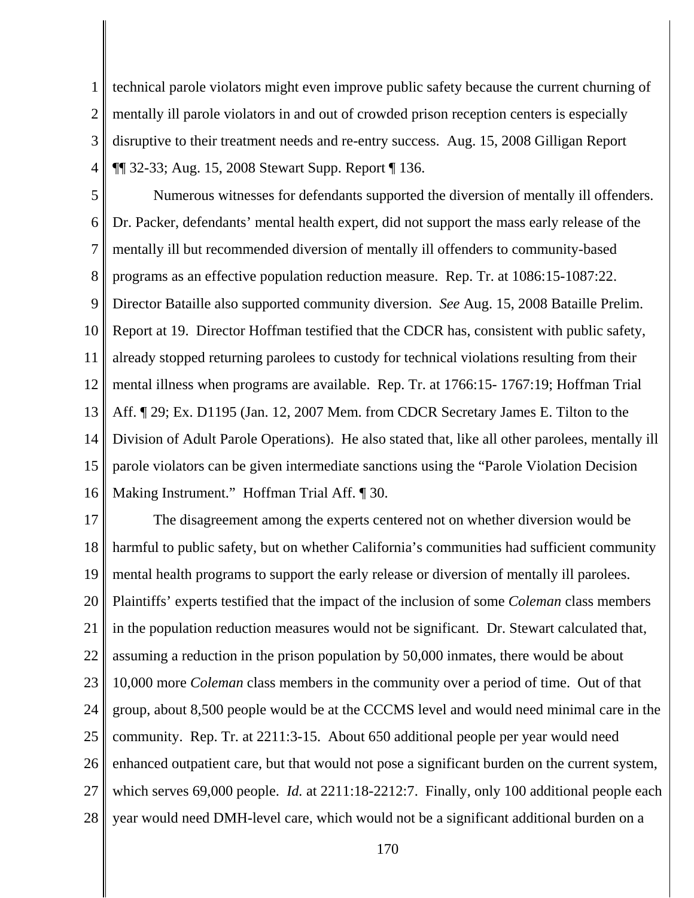technical parole violators might even improve public safety because the current churning of mentally ill parole violators in and out of crowded prison reception centers is especially disruptive to their treatment needs and re-entry success. Aug. 15, 2008 Gilligan Report ¶¶ 32-33; Aug. 15, 2008 Stewart Supp. Report ¶ 136.

Numerous witnesses for defendants supported the diversion of mentally ill offenders. Dr. Packer, defendants' mental health expert, did not support the mass early release of the mentally ill but recommended diversion of mentally ill offenders to community-based programs as an effective population reduction measure. Rep. Tr. at 1086:15-1087:22. Director Bataille also supported community diversion. *See* Aug. 15, 2008 Bataille Prelim. Report at 19. Director Hoffman testified that the CDCR has, consistent with public safety, already stopped returning parolees to custody for technical violations resulting from their mental illness when programs are available. Rep. Tr. at 1766:15- 1767:19; Hoffman Trial Aff. ¶ 29; Ex. D1195 (Jan. 12, 2007 Mem. from CDCR Secretary James E. Tilton to the Division of Adult Parole Operations). He also stated that, like all other parolees, mentally ill parole violators can be given intermediate sanctions using the "Parole Violation Decision Making Instrument." Hoffman Trial Aff. ¶ 30.

The disagreement among the experts centered not on whether diversion would be harmful to public safety, but on whether California's communities had sufficient community mental health programs to support the early release or diversion of mentally ill parolees. Plaintiffs' experts testified that the impact of the inclusion of some *Coleman* class members in the population reduction measures would not be significant. Dr. Stewart calculated that, assuming a reduction in the prison population by 50,000 inmates, there would be about 10,000 more *Coleman* class members in the community over a period of time. Out of that group, about 8,500 people would be at the CCCMS level and would need minimal care in the community. Rep. Tr. at 2211:3-15. About 650 additional people per year would need enhanced outpatient care, but that would not pose a significant burden on the current system, which serves 69,000 people. *Id.* at 2211:18-2212:7. Finally, only 100 additional people each year would need DMH-level care, which would not be a significant additional burden on a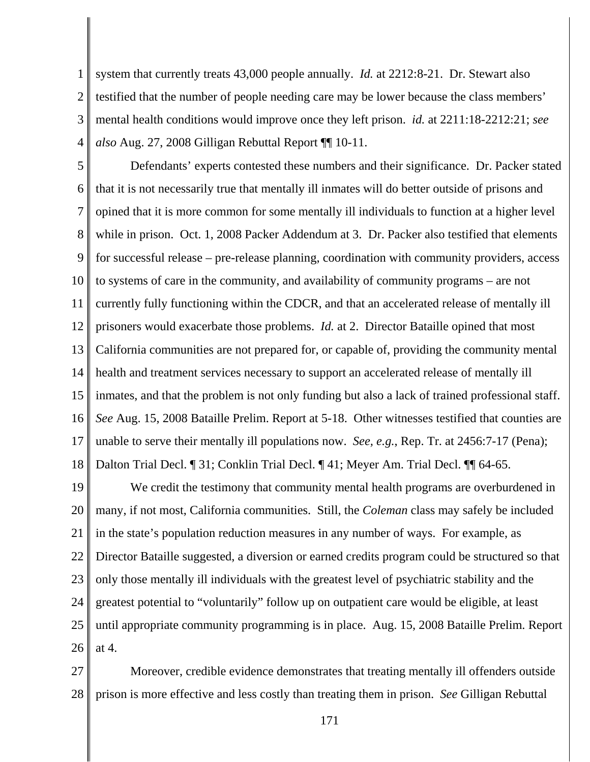system that currently treats 43,000 people annually. *Id.* at 2212:8-21. Dr. Stewart also testified that the number of people needing care may be lower because the class members' mental health conditions would improve once they left prison. *id.* at 2211:18-2212:21; *see also* Aug. 27, 2008 Gilligan Rebuttal Report ¶¶ 10-11.

Defendants' experts contested these numbers and their significance. Dr. Packer stated that it is not necessarily true that mentally ill inmates will do better outside of prisons and opined that it is more common for some mentally ill individuals to function at a higher level while in prison. Oct. 1, 2008 Packer Addendum at 3. Dr. Packer also testified that elements for successful release – pre-release planning, coordination with community providers, access to systems of care in the community, and availability of community programs – are not currently fully functioning within the CDCR, and that an accelerated release of mentally ill prisoners would exacerbate those problems. *Id.* at 2. Director Bataille opined that most California communities are not prepared for, or capable of, providing the community mental health and treatment services necessary to support an accelerated release of mentally ill inmates, and that the problem is not only funding but also a lack of trained professional staff. *See* Aug. 15, 2008 Bataille Prelim. Report at 5-18. Other witnesses testified that counties are unable to serve their mentally ill populations now. *See, e.g.*, Rep. Tr. at 2456:7-17 (Pena); Dalton Trial Decl. ¶ 31; Conklin Trial Decl. ¶ 41; Meyer Am. Trial Decl. ¶¶ 64-65.

We credit the testimony that community mental health programs are overburdened in many, if not most, California communities. Still, the *Coleman* class may safely be included in the state's population reduction measures in any number of ways. For example, as Director Bataille suggested, a diversion or earned credits program could be structured so that only those mentally ill individuals with the greatest level of psychiatric stability and the greatest potential to "voluntarily" follow up on outpatient care would be eligible, at least until appropriate community programming is in place. Aug. 15, 2008 Bataille Prelim. Report at 4.

Moreover, credible evidence demonstrates that treating mentally ill offenders outside prison is more effective and less costly than treating them in prison. *See* Gilligan Rebuttal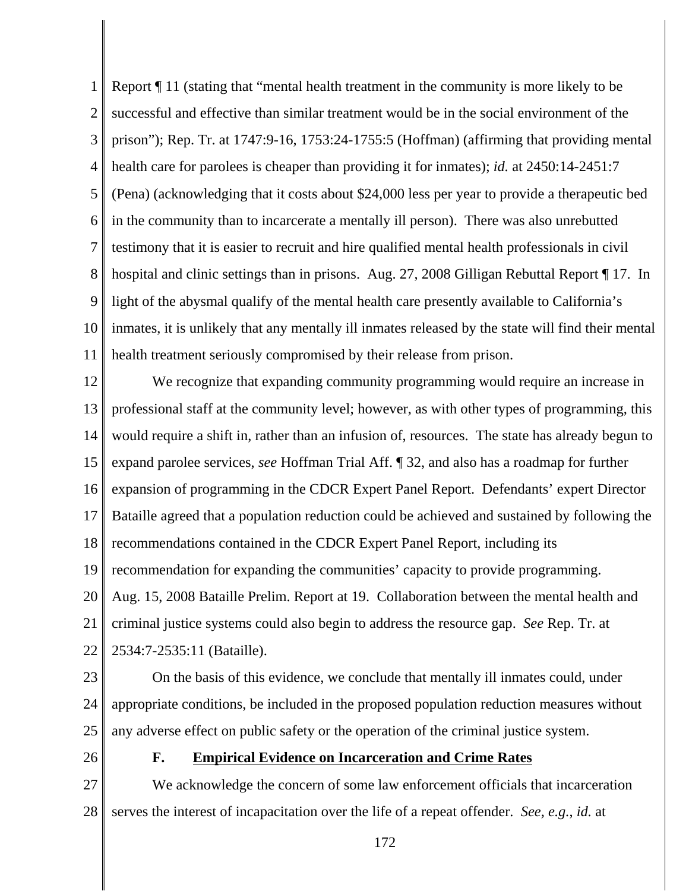Report ¶ 11 (stating that "mental health treatment in the community is more likely to be successful and effective than similar treatment would be in the social environment of the prison"); Rep. Tr. at 1747:9-16, 1753:24-1755:5 (Hoffman) (affirming that providing mental health care for parolees is cheaper than providing it for inmates); *id.* at 2450:14-2451:7 (Pena) (acknowledging that it costs about $24,000 less per year to provide a therapeutic bed in the community than to incarcerate a mentally ill person). There was also unrebutted testimony that it is easier to recruit and hire qualified mental health professionals in civil hospital and clinic settings than in prisons. Aug. 27, 2008 Gilligan Rebuttal Report ¶ 17. In light of the abysmal qualify of the mental health care presently available to California's inmates, it is unlikely that any mentally ill inmates released by the state will find their mental health treatment seriously compromised by their release from prison.

We recognize that expanding community programming would require an increase in professional staff at the community level; however, as with other types of programming, this would require a shift in, rather than an infusion of, resources. The state has already begun to expand parolee services, *see* Hoffman Trial Aff. ¶ 32, and also has a roadmap for further expansion of programming in the CDCR Expert Panel Report. Defendants' expert Director Bataille agreed that a population reduction could be achieved and sustained by following the recommendations contained in the CDCR Expert Panel Report, including its recommendation for expanding the communities' capacity to provide programming. Aug. 15, 2008 Bataille Prelim. Report at 19. Collaboration between the mental health and criminal justice systems could also begin to address the resource gap. *See* Rep. Tr. at 2534:7-2535:11 (Bataille).

On the basis of this evidence, we conclude that mentally ill inmates could, under appropriate conditions, be included in the proposed population reduction measures without any adverse effect on public safety or the operation of the criminal justice system.

### F. Empirical Evidence on Incarceration and Crime Rates

We acknowledge the concern of some law enforcement officials that incarceration serves the interest of incapacitation over the life of a repeat offender. *See, e.g.*, *id.* at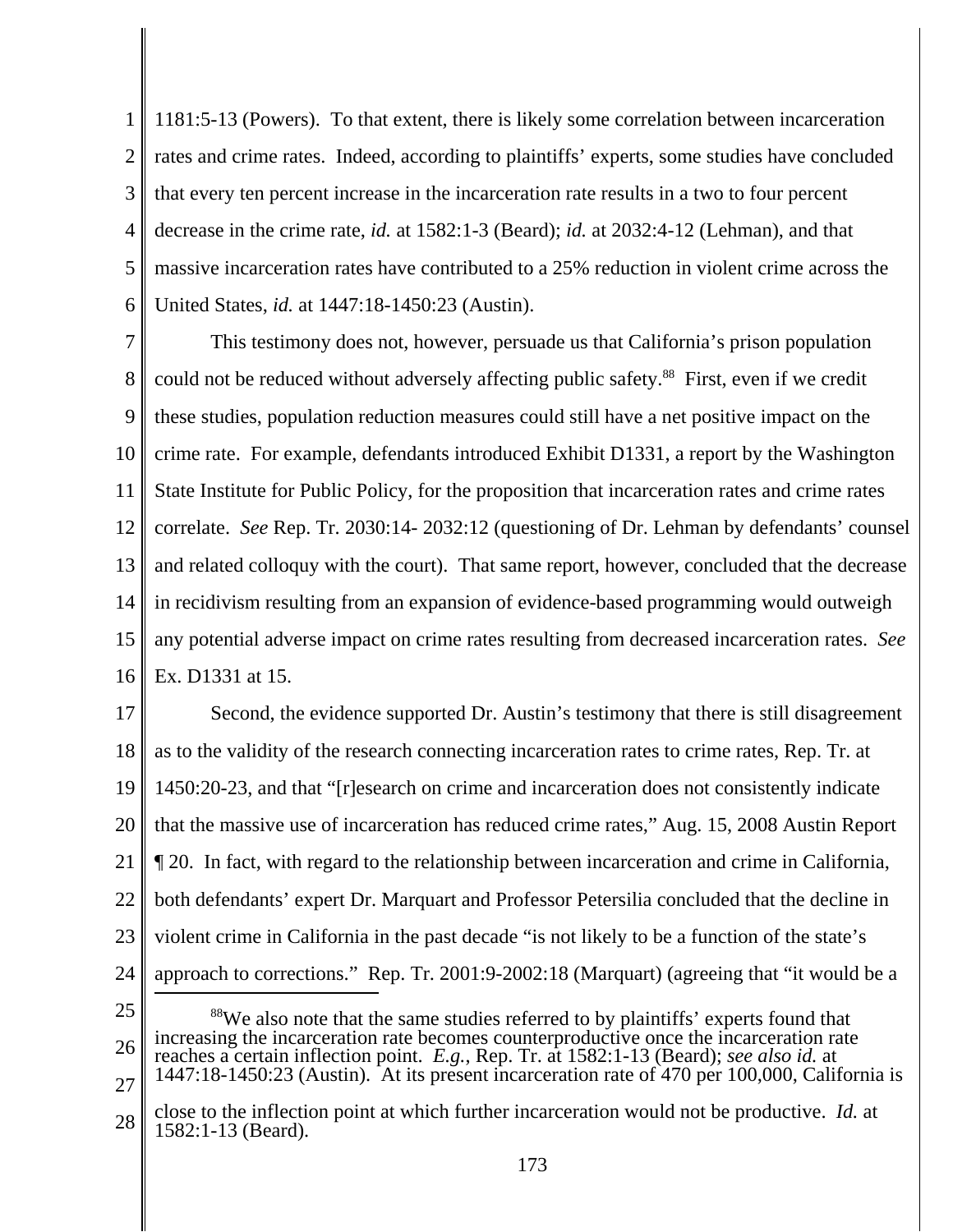1181:5-13 (Powers). To that extent, there is likely some correlation between incarceration rates and crime rates. Indeed, according to plaintiffs' experts, some studies have concluded that every ten percent increase in the incarceration rate results in a two to four percent decrease in the crime rate, *id.* at 1582:1-3 (Beard); *id.* at 2032:4-12 (Lehman), and that massive incarceration rates have contributed to a 25% reduction in violent crime across the United States, *id.* at 1447:18-1450:23 (Austin).

This testimony does not, however, persuade us that California's prison population could not be reduced without adversely affecting public safety.[88] First, even if we credit these studies, population reduction measures could still have a net positive impact on the crime rate. For example, defendants introduced Exhibit D1331, a report by the Washington State Institute for Public Policy, for the proposition that incarceration rates and crime rates correlate. *See* Rep. Tr. 2030:14- 2032:12 (questioning of Dr. Lehman by defendants' counsel and related colloquy with the court). That same report, however, concluded that the decrease in recidivism resulting from an expansion of evidence-based programming would outweigh any potential adverse impact on crime rates resulting from decreased incarceration rates. *See* Ex. D1331 at 15.

Second, the evidence supported Dr. Austin's testimony that there is still disagreement as to the validity of the research connecting incarceration rates to crime rates, Rep. Tr. at 1450:20-23, and that "[r]esearch on crime and incarceration does not consistently indicate that the massive use of incarceration has reduced crime rates," Aug. 15, 2008 Austin Report ¶ 20. In fact, with regard to the relationship between incarceration and crime in California, both defendants' expert Dr. Marquart and Professor Petersilia concluded that the decline in violent crime in California in the past decade "is not likely to be a function of the state's approach to corrections." Rep. Tr. 2001:9-2002:18 (Marquart) (agreeing that "it would be a

---

[88]We also note that the same studies referred to by plaintiffs' experts found that increasing the incarceration rate becomes counterproductive once the incarceration rate reaches a certain inflection point. *E.g.*, Rep. Tr. at 1582:1-13 (Beard); *see also id.* at 1447:18-1450:23 (Austin). At its present incarceration rate of 470 per 100,000, California is close to the inflection point at which further incarceration would not be productive. *Id.* at 1582:1-13 (Beard).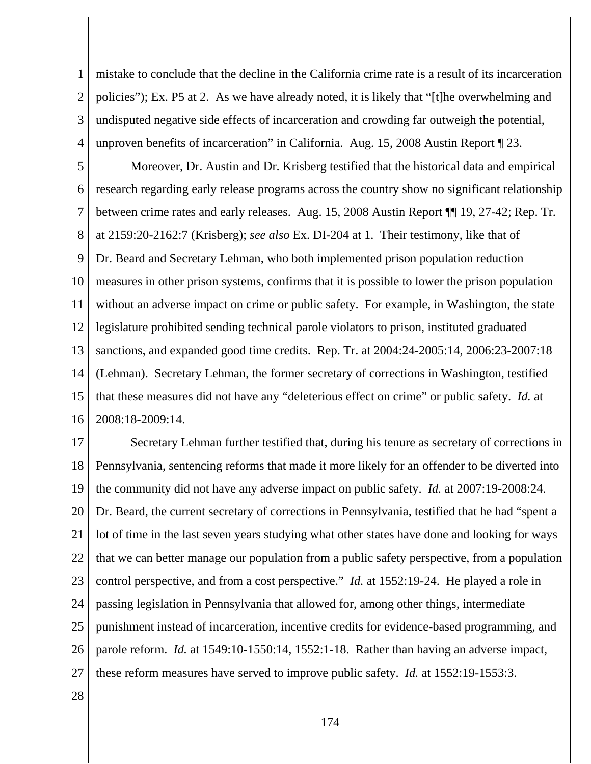mistake to conclude that the decline in the California crime rate is a result of its incarceration policies"); Ex. P5 at 2. As we have already noted, it is likely that "[t]he overwhelming and undisputed negative side effects of incarceration and crowding far outweigh the potential, unproven benefits of incarceration" in California. Aug. 15, 2008 Austin Report ¶ 23.

Moreover, Dr. Austin and Dr. Krisberg testified that the historical data and empirical research regarding early release programs across the country show no significant relationship between crime rates and early releases. Aug. 15, 2008 Austin Report ¶¶ 19, 27-42; Rep. Tr. at 2159:20-2162:7 (Krisberg); *see also* Ex. DI-204 at 1. Their testimony, like that of Dr. Beard and Secretary Lehman, who both implemented prison population reduction measures in other prison systems, confirms that it is possible to lower the prison population without an adverse impact on crime or public safety. For example, in Washington, the state legislature prohibited sending technical parole violators to prison, instituted graduated sanctions, and expanded good time credits. Rep. Tr. at 2004:24-2005:14, 2006:23-2007:18 (Lehman). Secretary Lehman, the former secretary of corrections in Washington, testified that these measures did not have any "deleterious effect on crime" or public safety. *Id.* at 2008:18-2009:14.

Secretary Lehman further testified that, during his tenure as secretary of corrections in Pennsylvania, sentencing reforms that made it more likely for an offender to be diverted into the community did not have any adverse impact on public safety. *Id.* at 2007:19-2008:24. Dr. Beard, the current secretary of corrections in Pennsylvania, testified that he had "spent a lot of time in the last seven years studying what other states have done and looking for ways that we can better manage our population from a public safety perspective, from a population control perspective, and from a cost perspective." *Id.* at 1552:19-24. He played a role in passing legislation in Pennsylvania that allowed for, among other things, intermediate punishment instead of incarceration, incentive credits for evidence-based programming, and parole reform. *Id.* at 1549:10-1550:14, 1552:1-18. Rather than having an adverse impact, these reform measures have served to improve public safety. *Id.* at 1552:19-1553:3.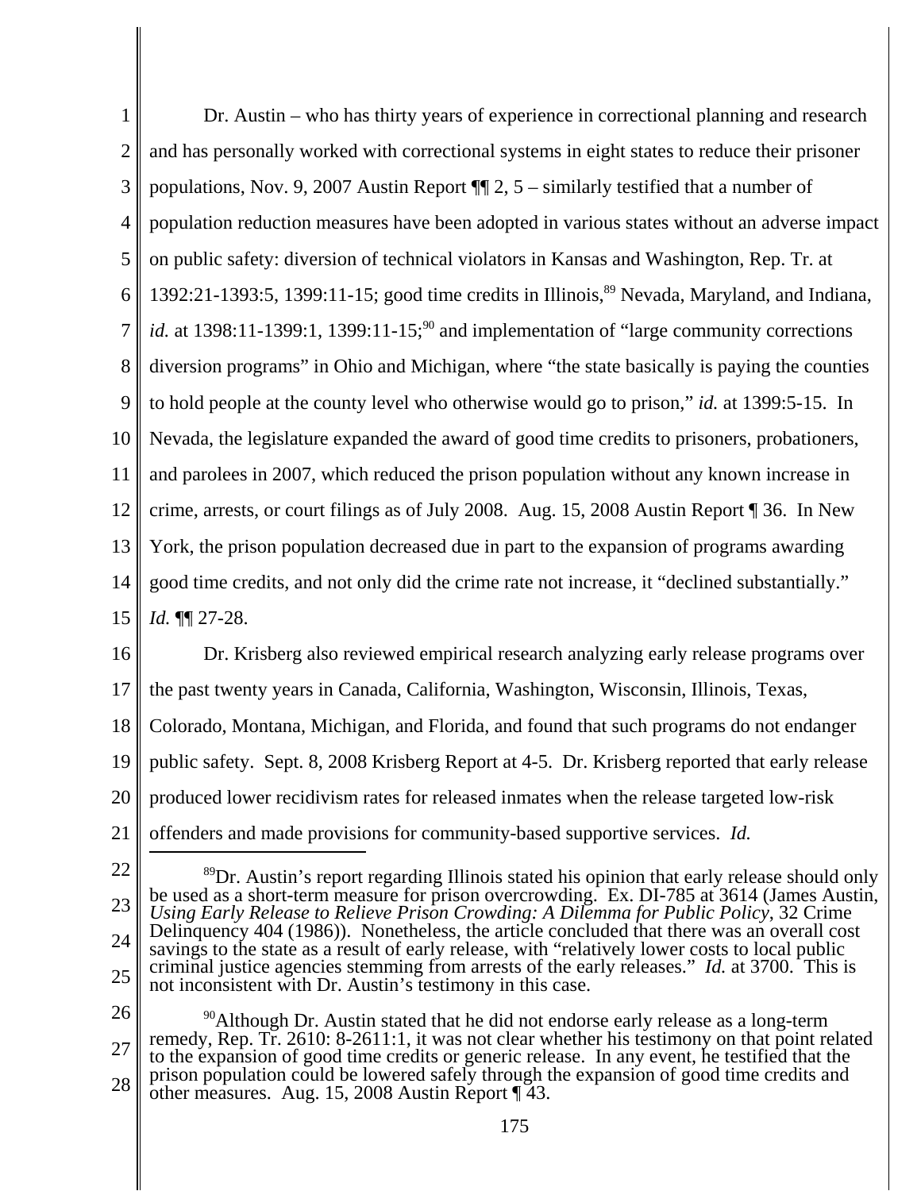Dr. Austin – who has thirty years of experience in correctional planning and research and has personally worked with correctional systems in eight states to reduce their prisoner populations, Nov. 9, 2007 Austin Report ¶¶ 2, 5 – similarly testified that a number of population reduction measures have been adopted in various states without an adverse impact on public safety: diversion of technical violators in Kansas and Washington, Rep. Tr. at 1392:21-1393:5, 1399:11-15; good time credits in Illinois,[89] Nevada, Maryland, and Indiana, *id.* at 1398:11-1399:1, 1399:11-15;[90] and implementation of "large community corrections diversion programs" in Ohio and Michigan, where "the state basically is paying the counties to hold people at the county level who otherwise would go to prison," *id.* at 1399:5-15. In Nevada, the legislature expanded the award of good time credits to prisoners, probationers, and parolees in 2007, which reduced the prison population without any known increase in crime, arrests, or court filings as of July 2008. Aug. 15, 2008 Austin Report ¶ 36. In New York, the prison population decreased due in part to the expansion of programs awarding good time credits, and not only did the crime rate not increase, it "declined substantially." *Id.* ¶¶ 27-28.

Dr. Krisberg also reviewed empirical research analyzing early release programs over the past twenty years in Canada, California, Washington, Wisconsin, Illinois, Texas, Colorado, Montana, Michigan, and Florida, and found that such programs do not endanger public safety. Sept. 8, 2008 Krisberg Report at 4-5. Dr. Krisberg reported that early release produced lower recidivism rates for released inmates when the release targeted low-risk offenders and made provisions for community-based supportive services. *Id.*

---

[89] Dr. Austin's report regarding Illinois stated his opinion that early release should only be used as a short-term measure for prison overcrowding. Ex. DI-785 at 3614 (James Austin, *Using Early Release to Relieve Prison Crowding: A Dilemma for Public Policy*, 32 Crime Delinquency 404 (1986)). Nonetheless, the article concluded that there was an overall cost savings to the state as a result of early release, with "relatively lower costs to local public criminal justice agencies stemming from arrests of the early releases." *Id.* at 3700. This is not inconsistent with Dr. Austin's testimony in this case.

[90] Although Dr. Austin stated that he did not endorse early release as a long-term remedy, Rep. Tr. 2610: 8-2611:1, it was not clear whether his testimony on that point related to the expansion of good time credits or generic release. In any event, he testified that the prison population could be lowered safely through the expansion of good time credits and other measures. Aug. 15, 2008 Austin Report ¶ 43.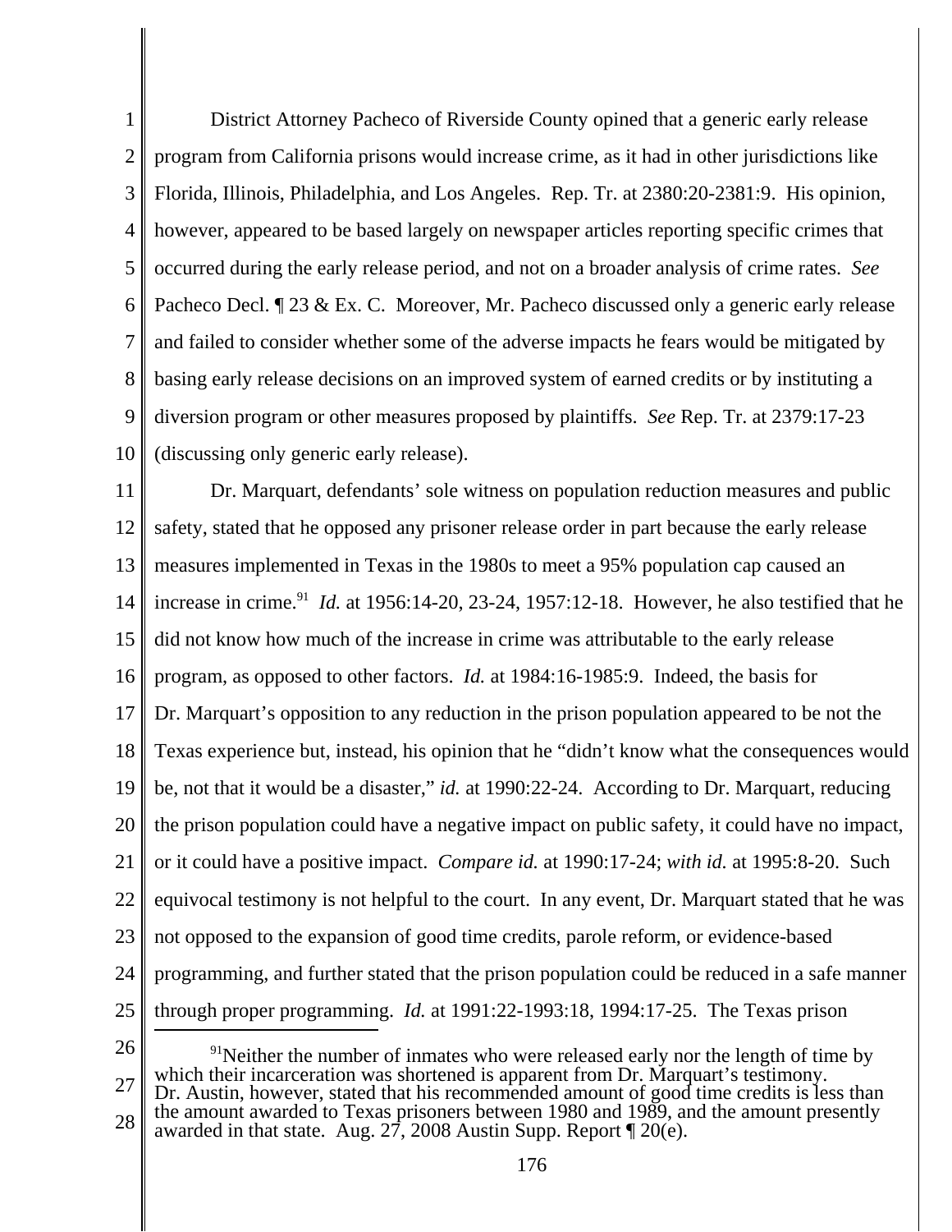District Attorney Pacheco of Riverside County opined that a generic early release program from California prisons would increase crime, as it had in other jurisdictions like Florida, Illinois, Philadelphia, and Los Angeles. Rep. Tr. at 2380:20-2381:9. His opinion, however, appeared to be based largely on newspaper articles reporting specific crimes that occurred during the early release period, and not on a broader analysis of crime rates. *See* Pacheco Decl. ¶ 23 & Ex. C. Moreover, Mr. Pacheco discussed only a generic early release and failed to consider whether some of the adverse impacts he fears would be mitigated by basing early release decisions on an improved system of earned credits or by instituting a diversion program or other measures proposed by plaintiffs. *See* Rep. Tr. at 2379:17-23 (discussing only generic early release).

Dr. Marquart, defendants' sole witness on population reduction measures and public safety, stated that he opposed any prisoner release order in part because the early release measures implemented in Texas in the 1980s to meet a 95% population cap caused an increase in crime.[91] *Id.* at 1956:14-20, 23-24, 1957:12-18. However, he also testified that he did not know how much of the increase in crime was attributable to the early release program, as opposed to other factors. *Id.* at 1984:16-1985:9. Indeed, the basis for Dr. Marquart's opposition to any reduction in the prison population appeared to be not the Texas experience but, instead, his opinion that he "didn't know what the consequences would be, not that it would be a disaster," *id.* at 1990:22-24. According to Dr. Marquart, reducing the prison population could have a negative impact on public safety, it could have no impact, or it could have a positive impact. *Compare id.* at 1990:17-24; *with id.* at 1995:8-20. Such equivocal testimony is not helpful to the court. In any event, Dr. Marquart stated that he was not opposed to the expansion of good time credits, parole reform, or evidence-based programming, and further stated that the prison population could be reduced in a safe manner through proper programming. *Id.* at 1991:22-1993:18, 1994:17-25. The Texas prison

[91]Neither the number of inmates who were released early nor the length of time by which their incarceration was shortened is apparent from Dr. Marquart's testimony. Dr. Austin, however, stated that his recommended amount of good time credits is less than the amount awarded to Texas prisoners between 1980 and 1989, and the amount presently awarded in that state. Aug. 27, 2008 Austin Supp. Report ¶ 20(e).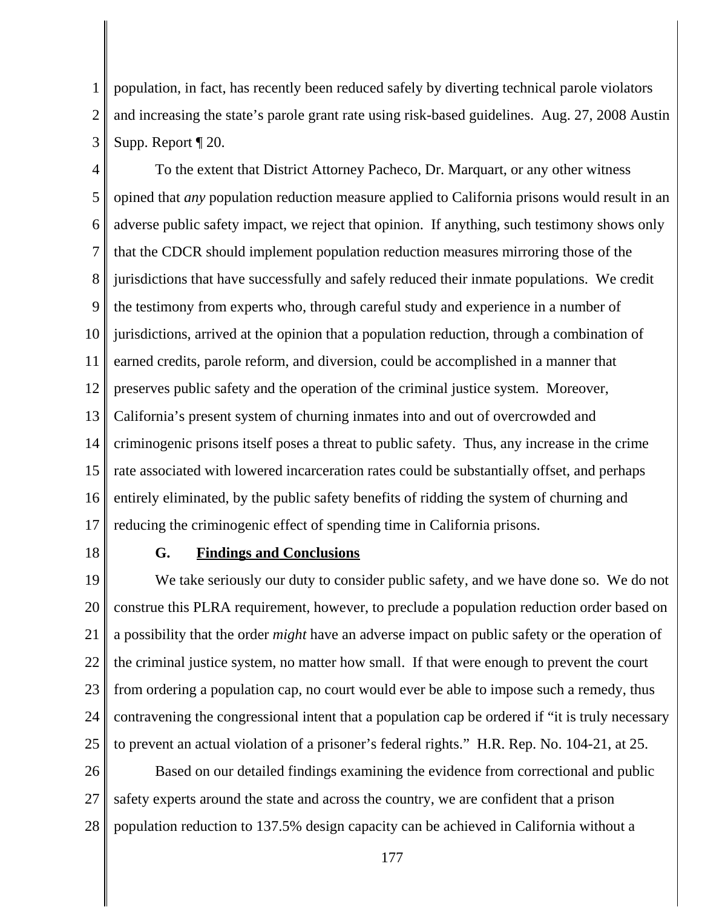population, in fact, has recently been reduced safely by diverting technical parole violators and increasing the state's parole grant rate using risk-based guidelines. Aug. 27, 2008 Austin Supp. Report ¶ 20.

To the extent that District Attorney Pacheco, Dr. Marquart, or any other witness opined that *any* population reduction measure applied to California prisons would result in an adverse public safety impact, we reject that opinion. If anything, such testimony shows only that the CDCR should implement population reduction measures mirroring those of the jurisdictions that have successfully and safely reduced their inmate populations. We credit the testimony from experts who, through careful study and experience in a number of jurisdictions, arrived at the opinion that a population reduction, through a combination of earned credits, parole reform, and diversion, could be accomplished in a manner that preserves public safety and the operation of the criminal justice system. Moreover, California's present system of churning inmates into and out of overcrowded and criminogenic prisons itself poses a threat to public safety. Thus, any increase in the crime rate associated with lowered incarceration rates could be substantially offset, and perhaps entirely eliminated, by the public safety benefits of ridding the system of churning and reducing the criminogenic effect of spending time in California prisons.

### G. Findings and Conclusions

We take seriously our duty to consider public safety, and we have done so. We do not construe this PLRA requirement, however, to preclude a population reduction order based on a possibility that the order *might* have an adverse impact on public safety or the operation of the criminal justice system, no matter how small. If that were enough to prevent the court from ordering a population cap, no court would ever be able to impose such a remedy, thus contravening the congressional intent that a population cap be ordered if "it is truly necessary to prevent an actual violation of a prisoner's federal rights." H.R. Rep. No. 104-21, at 25.

Based on our detailed findings examining the evidence from correctional and public safety experts around the state and across the country, we are confident that a prison population reduction to 137.5% design capacity can be achieved in California without a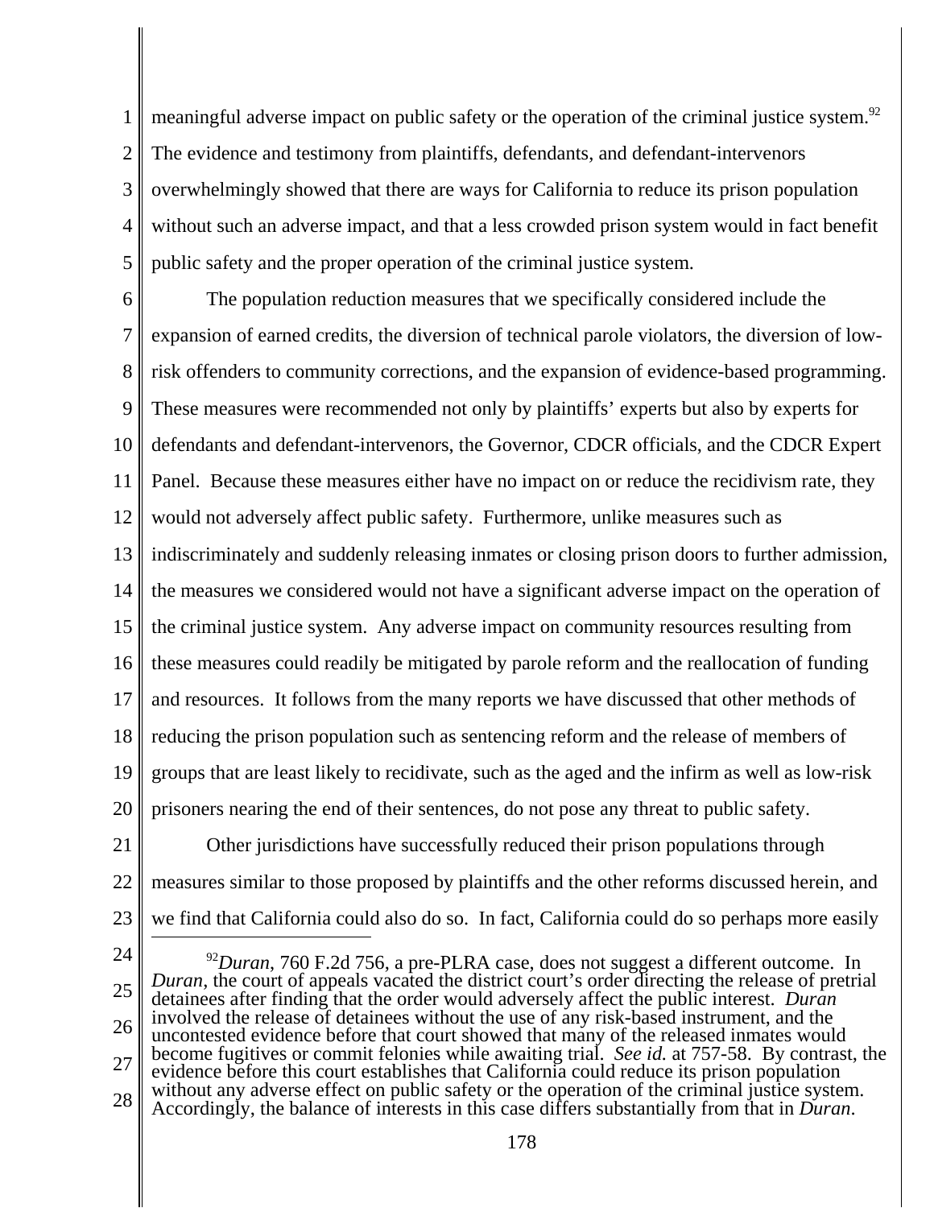meaningful adverse impact on public safety or the operation of the criminal justice system.[92] The evidence and testimony from plaintiffs, defendants, and defendant-intervenors overwhelmingly showed that there are ways for California to reduce its prison population without such an adverse impact, and that a less crowded prison system would in fact benefit public safety and the proper operation of the criminal justice system.

The population reduction measures that we specifically considered include the expansion of earned credits, the diversion of technical parole violators, the diversion of low-risk offenders to community corrections, and the expansion of evidence-based programming. These measures were recommended not only by plaintiffs' experts but also by experts for defendants and defendant-intervenors, the Governor, CDCR officials, and the CDCR Expert Panel. Because these measures either have no impact on or reduce the recidivism rate, they would not adversely affect public safety. Furthermore, unlike measures such as indiscriminately and suddenly releasing inmates or closing prison doors to further admission, the measures we considered would not have a significant adverse impact on the operation of the criminal justice system. Any adverse impact on community resources resulting from these measures could readily be mitigated by parole reform and the reallocation of funding and resources. It follows from the many reports we have discussed that other methods of reducing the prison population such as sentencing reform and the release of members of groups that are least likely to recidivate, such as the aged and the infirm as well as low-risk prisoners nearing the end of their sentences, do not pose any threat to public safety.

Other jurisdictions have successfully reduced their prison populations through measures similar to those proposed by plaintiffs and the other reforms discussed herein, and we find that California could also do so. In fact, California could do so perhaps more easily

---

[92] *Duran*, 760 F.2d 756, a pre-PLRA case, does not suggest a different outcome. In *Duran*, the court of appeals vacated the district court's order directing the release of pretrial detainees after finding that the order would adversely affect the public interest. *Duran* involved the release of detainees without the use of any risk-based instrument, and the uncontested evidence before that court showed that many of the released inmates would become fugitives or commit felonies while awaiting trial. *See id.* at 757-58. By contrast, the evidence before this court establishes that California could reduce its prison population without any adverse effect on public safety or the operation of the criminal justice system. Accordingly, the balance of interests in this case differs substantially from that in *Duran*.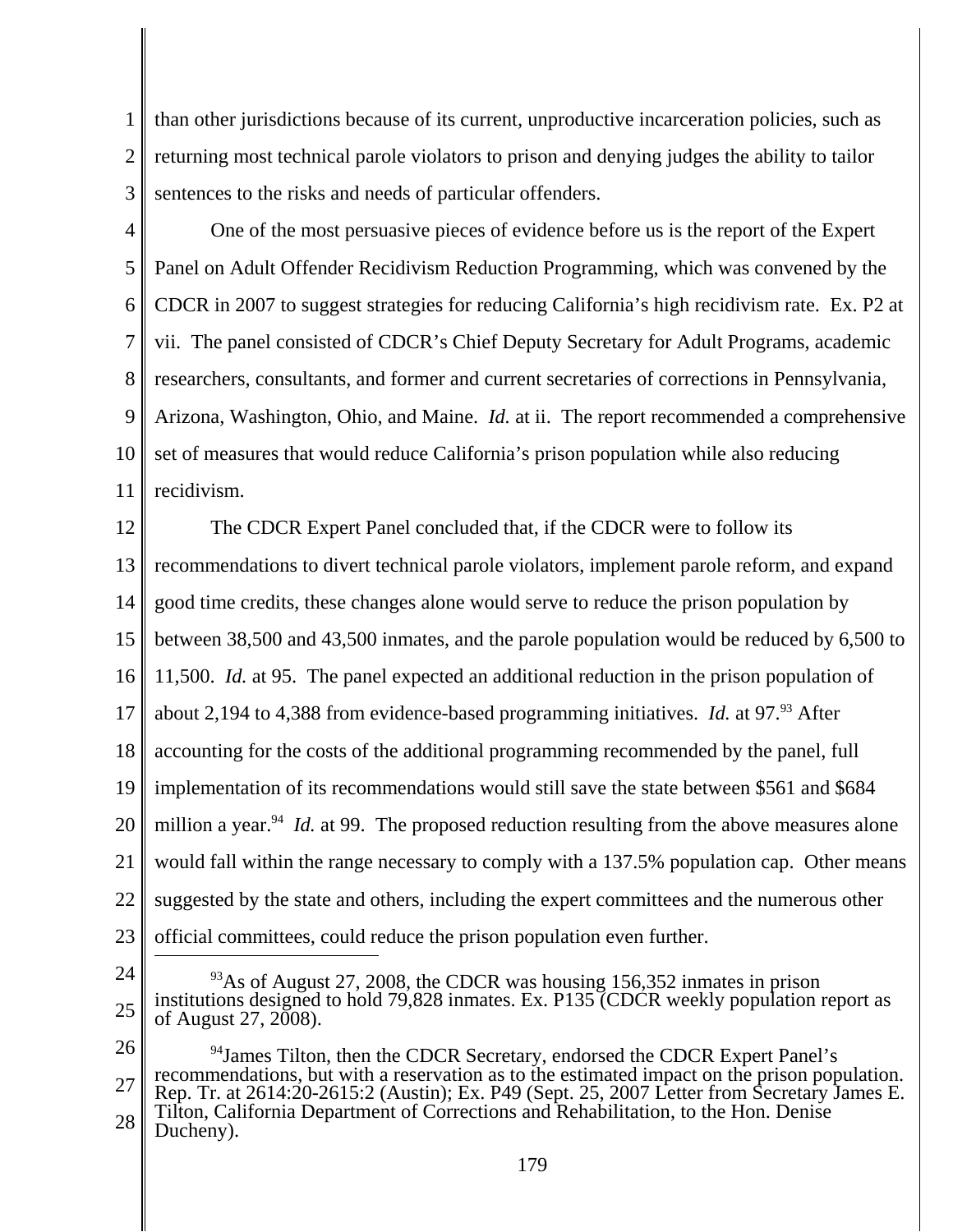than other jurisdictions because of its current, unproductive incarceration policies, such as returning most technical parole violators to prison and denying judges the ability to tailor sentences to the risks and needs of particular offenders.

One of the most persuasive pieces of evidence before us is the report of the Expert Panel on Adult Offender Recidivism Reduction Programming, which was convened by the CDCR in 2007 to suggest strategies for reducing California's high recidivism rate. Ex. P2 at vii. The panel consisted of CDCR's Chief Deputy Secretary for Adult Programs, academic researchers, consultants, and former and current secretaries of corrections in Pennsylvania, Arizona, Washington, Ohio, and Maine. *Id.* at ii. The report recommended a comprehensive set of measures that would reduce California's prison population while also reducing recidivism.

The CDCR Expert Panel concluded that, if the CDCR were to follow its recommendations to divert technical parole violators, implement parole reform, and expand good time credits, these changes alone would serve to reduce the prison population by between 38,500 and 43,500 inmates, and the parole population would be reduced by 6,500 to 11,500. *Id.* at 95. The panel expected an additional reduction in the prison population of about 2,194 to 4,388 from evidence-based programming initiatives. *Id.* at 97.[93] After accounting for the costs of the additional programming recommended by the panel, full implementation of its recommendations would still save the state between $561 and $684 million a year.[94] *Id.* at 99. The proposed reduction resulting from the above measures alone would fall within the range necessary to comply with a 137.5% population cap. Other means suggested by the state and others, including the expert committees and the numerous other official committees, could reduce the prison population even further.

---

[93] As of August 27, 2008, the CDCR was housing 156,352 inmates in prison institutions designed to hold 79,828 inmates. Ex. P135 (CDCR weekly population report as of August 27, 2008).

[94] James Tilton, then the CDCR Secretary, endorsed the CDCR Expert Panel's recommendations, but with a reservation as to the estimated impact on the prison population. Rep. Tr. at 2614:20-2615:2 (Austin); Ex. P49 (Sept. 25, 2007 Letter from Secretary James E. Tilton, California Department of Corrections and Rehabilitation, to the Hon. Denise Ducheny).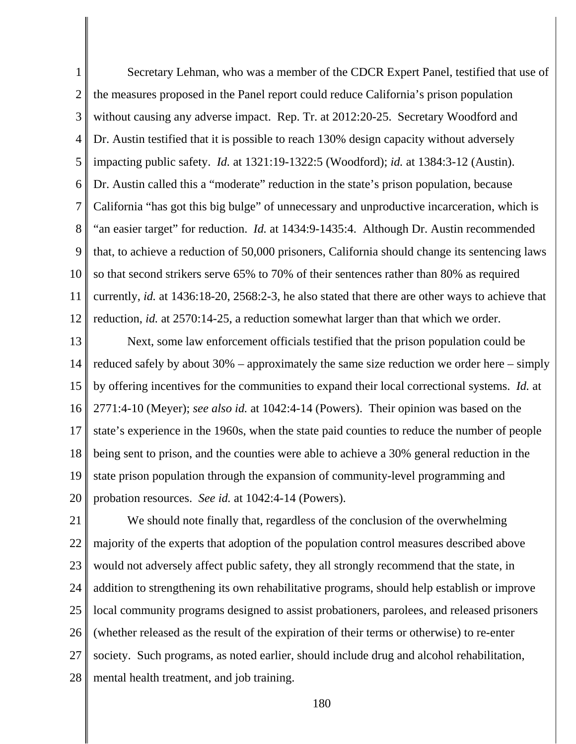Secretary Lehman, who was a member of the CDCR Expert Panel, testified that use of the measures proposed in the Panel report could reduce California's prison population without causing any adverse impact. Rep. Tr. at 2012:20-25. Secretary Woodford and Dr. Austin testified that it is possible to reach 130% design capacity without adversely impacting public safety. *Id.* at 1321:19-1322:5 (Woodford); *id.* at 1384:3-12 (Austin). Dr. Austin called this a "moderate" reduction in the state's prison population, because California "has got this big bulge" of unnecessary and unproductive incarceration, which is "an easier target" for reduction. *Id.* at 1434:9-1435:4. Although Dr. Austin recommended that, to achieve a reduction of 50,000 prisoners, California should change its sentencing laws so that second strikers serve 65% to 70% of their sentences rather than 80% as required currently, *id.* at 1436:18-20, 2568:2-3, he also stated that there are other ways to achieve that reduction, *id.* at 2570:14-25, a reduction somewhat larger than that which we order.

Next, some law enforcement officials testified that the prison population could be reduced safely by about 30% – approximately the same size reduction we order here – simply by offering incentives for the communities to expand their local correctional systems. *Id.* at 2771:4-10 (Meyer); *see also id.* at 1042:4-14 (Powers). Their opinion was based on the state's experience in the 1960s, when the state paid counties to reduce the number of people being sent to prison, and the counties were able to achieve a 30% general reduction in the state prison population through the expansion of community-level programming and probation resources. *See id.* at 1042:4-14 (Powers).

We should note finally that, regardless of the conclusion of the overwhelming majority of the experts that adoption of the population control measures described above would not adversely affect public safety, they all strongly recommend that the state, in addition to strengthening its own rehabilitative programs, should help establish or improve local community programs designed to assist probationers, parolees, and released prisoners (whether released as the result of the expiration of their terms or otherwise) to re-enter society. Such programs, as noted earlier, should include drug and alcohol rehabilitation, mental health treatment, and job training.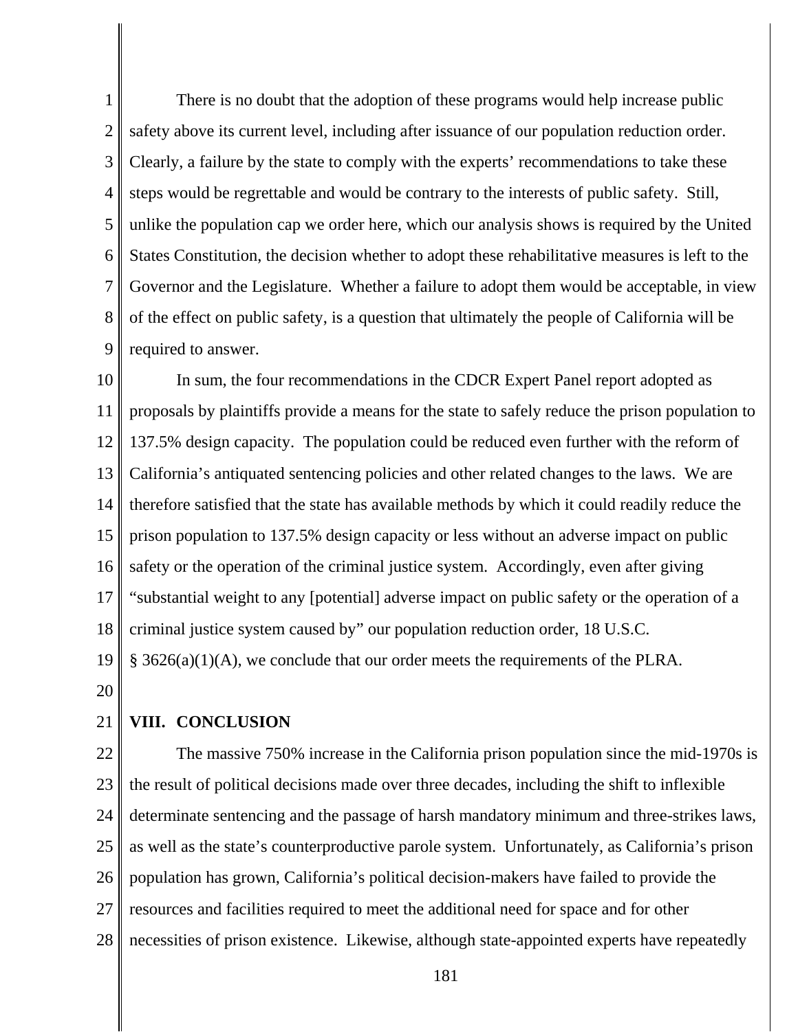There is no doubt that the adoption of these programs would help increase public safety above its current level, including after issuance of our population reduction order. Clearly, a failure by the state to comply with the experts' recommendations to take these steps would be regrettable and would be contrary to the interests of public safety. Still, unlike the population cap we order here, which our analysis shows is required by the United States Constitution, the decision whether to adopt these rehabilitative measures is left to the Governor and the Legislature. Whether a failure to adopt them would be acceptable, in view of the effect on public safety, is a question that ultimately the people of California will be required to answer.

In sum, the four recommendations in the CDCR Expert Panel report adopted as proposals by plaintiffs provide a means for the state to safely reduce the prison population to 137.5% design capacity. The population could be reduced even further with the reform of California's antiquated sentencing policies and other related changes to the laws. We are therefore satisfied that the state has available methods by which it could readily reduce the prison population to 137.5% design capacity or less without an adverse impact on public safety or the operation of the criminal justice system. Accordingly, even after giving "substantial weight to any [potential] adverse impact on public safety or the operation of a criminal justice system caused by" our population reduction order, 18 U.S.C. § 3626(a)(1)(A), we conclude that our order meets the requirements of the PLRA.

## VIII. CONCLUSION

The massive 750% increase in the California prison population since the mid-1970s is the result of political decisions made over three decades, including the shift to inflexible determinate sentencing and the passage of harsh mandatory minimum and three-strikes laws, as well as the state's counterproductive parole system. Unfortunately, as California's prison population has grown, California's political decision-makers have failed to provide the resources and facilities required to meet the additional need for space and for other necessities of prison existence. Likewise, although state-appointed experts have repeatedly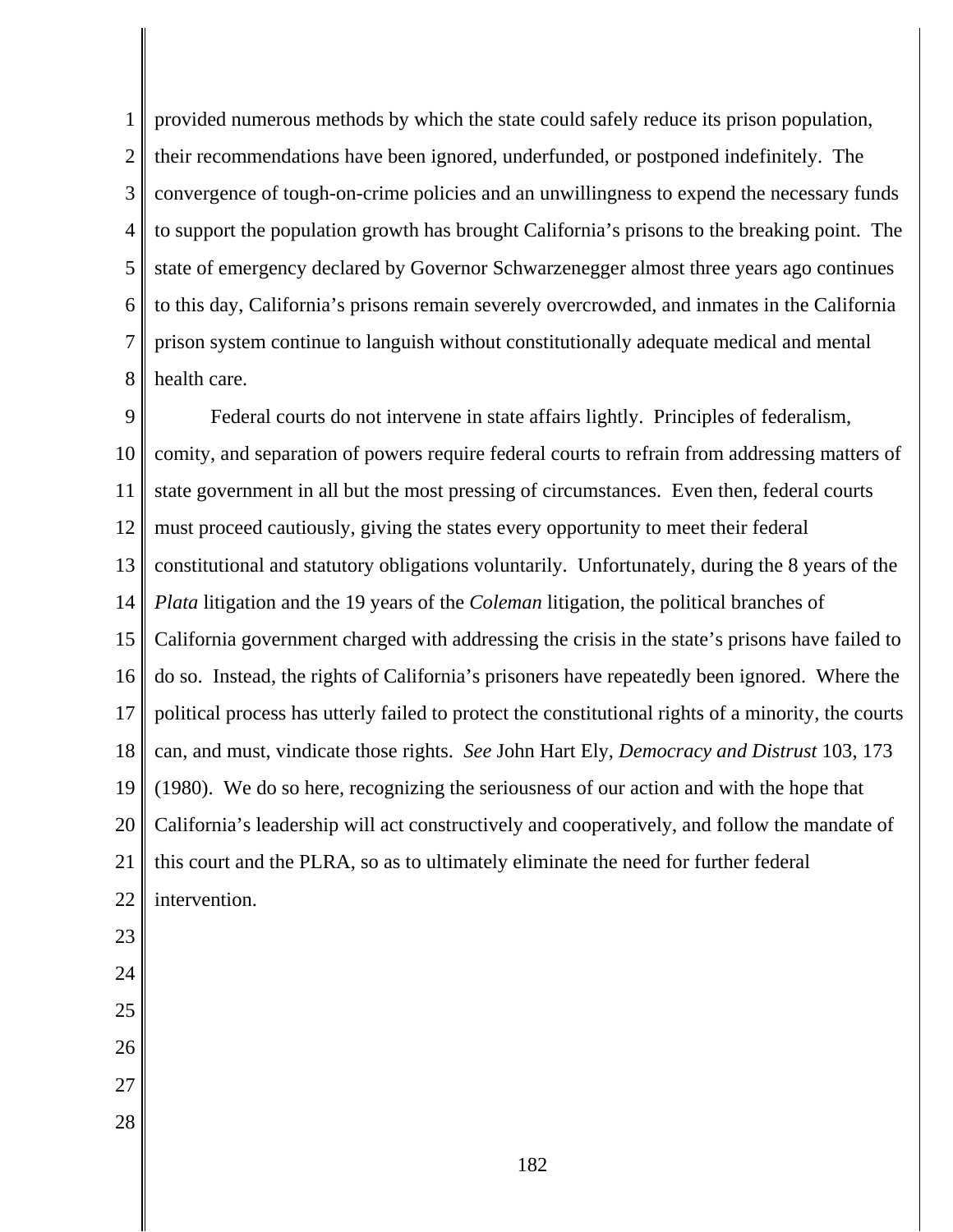provided numerous methods by which the state could safely reduce its prison population, their recommendations have been ignored, underfunded, or postponed indefinitely. The convergence of tough-on-crime policies and an unwillingness to expend the necessary funds to support the population growth has brought California's prisons to the breaking point. The state of emergency declared by Governor Schwarzenegger almost three years ago continues to this day, California's prisons remain severely overcrowded, and inmates in the California prison system continue to languish without constitutionally adequate medical and mental health care.

Federal courts do not intervene in state affairs lightly. Principles of federalism, comity, and separation of powers require federal courts to refrain from addressing matters of state government in all but the most pressing of circumstances. Even then, federal courts must proceed cautiously, giving the states every opportunity to meet their federal constitutional and statutory obligations voluntarily. Unfortunately, during the 8 years of the *Plata* litigation and the 19 years of the *Coleman* litigation, the political branches of California government charged with addressing the crisis in the state's prisons have failed to do so. Instead, the rights of California's prisoners have repeatedly been ignored. Where the political process has utterly failed to protect the constitutional rights of a minority, the courts can, and must, vindicate those rights. *See* John Hart Ely, *Democracy and Distrust* 103, 173 (1980). We do so here, recognizing the seriousness of our action and with the hope that California's leadership will act constructively and cooperatively, and follow the mandate of this court and the PLRA, so as to ultimately eliminate the need for further federal intervention.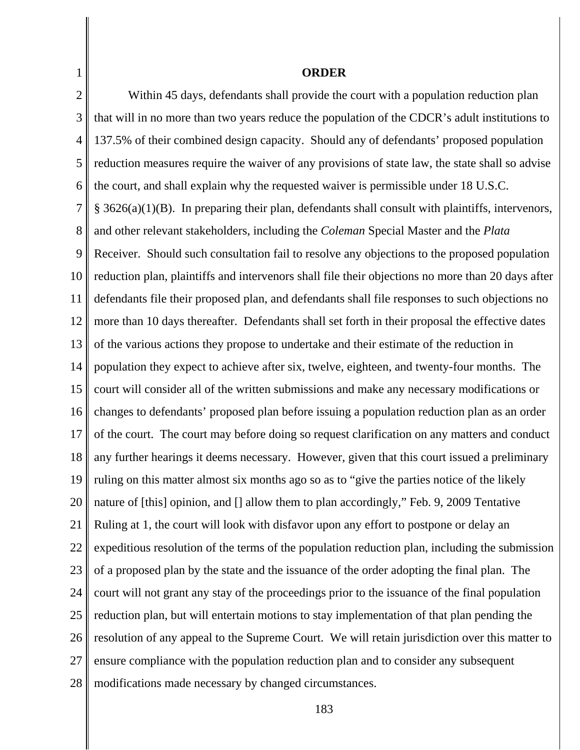**ORDER**

Within 45 days, defendants shall provide the court with a population reduction plan that will in no more than two years reduce the population of the CDCR's adult institutions to 137.5% of their combined design capacity. Should any of defendants' proposed population reduction measures require the waiver of any provisions of state law, the state shall so advise the court, and shall explain why the requested waiver is permissible under 18 U.S.C. § 3626(a)(1)(B). In preparing their plan, defendants shall consult with plaintiffs, intervenors, and other relevant stakeholders, including the *Coleman* Special Master and the *Plata* Receiver. Should such consultation fail to resolve any objections to the proposed population reduction plan, plaintiffs and intervenors shall file their objections no more than 20 days after defendants file their proposed plan, and defendants shall file responses to such objections no more than 10 days thereafter. Defendants shall set forth in their proposal the effective dates of the various actions they propose to undertake and their estimate of the reduction in population they expect to achieve after six, twelve, eighteen, and twenty-four months. The court will consider all of the written submissions and make any necessary modifications or changes to defendants' proposed plan before issuing a population reduction plan as an order of the court. The court may before doing so request clarification on any matters and conduct any further hearings it deems necessary. However, given that this court issued a preliminary ruling on this matter almost six months ago so as to "give the parties notice of the likely nature of [this] opinion, and [] allow them to plan accordingly," Feb. 9, 2009 Tentative Ruling at 1, the court will look with disfavor upon any effort to postpone or delay an expeditious resolution of the terms of the population reduction plan, including the submission of a proposed plan by the state and the issuance of the order adopting the final plan. The court will not grant any stay of the proceedings prior to the issuance of the final population reduction plan, but will entertain motions to stay implementation of that plan pending the resolution of any appeal to the Supreme Court. We will retain jurisdiction over this matter to ensure compliance with the population reduction plan and to consider any subsequent modifications made necessary by changed circumstances.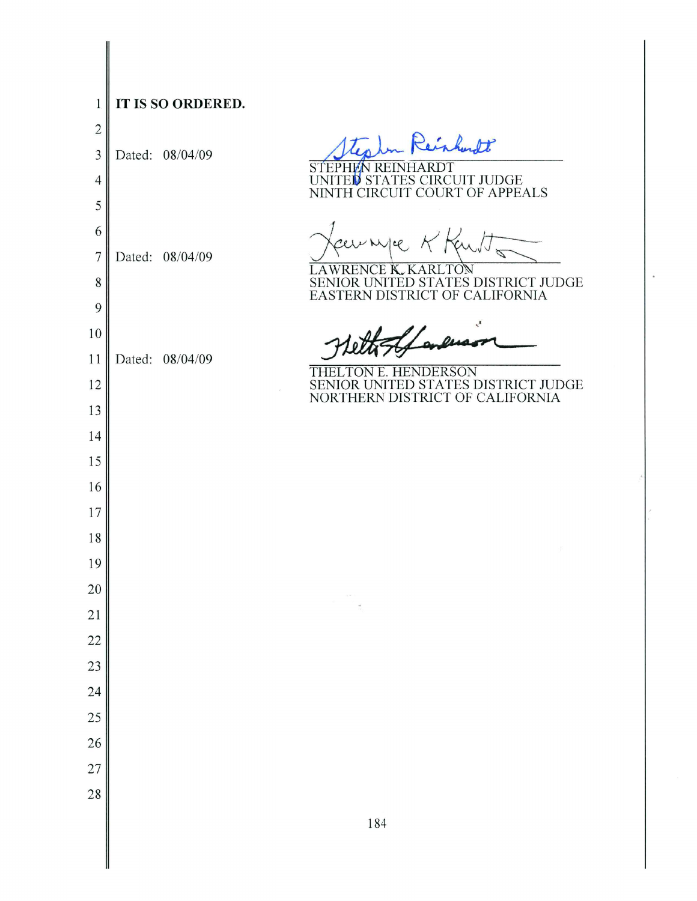**IT IS SO ORDERED.**

Dated: 08/04/09

STEPHEN REINHARDT
UNITED STATES CIRCUIT JUDGE
NINTH CIRCUIT COURT OF APPEALS

Dated: 08/04/09

LAWRENCE K. KARLTON
SENIOR UNITED STATES DISTRICT JUDGE
EASTERN DISTRICT OF CALIFORNIA

Dated: 08/04/09

THELTON E. HENDERSON
SENIOR UNITED STATES DISTRICT JUDGE
NORTHERN DISTRICT OF CALIFORNIA